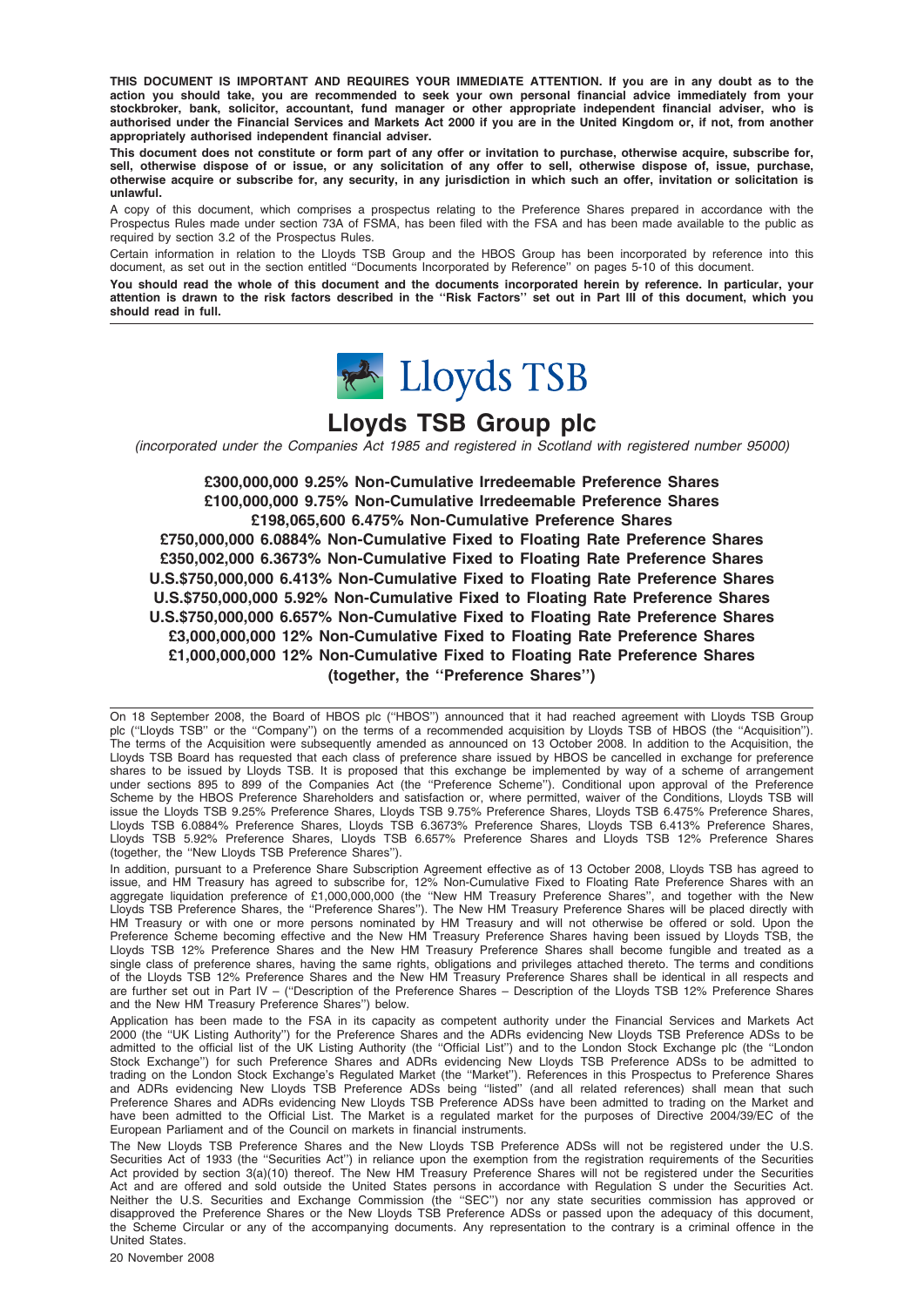**THIS DOCUMENT IS IMPORTANT AND REQUIRES YOUR IMMEDIATE ATTENTION. If you are in any doubt as to the action you should take, you are recommended to seek your own personal financial advice immediately from your stockbroker, bank, solicitor, accountant, fund manager or other appropriate independent financial adviser, who is authorised under the Financial Services and Markets Act 2000 if you are in the United Kingdom or, if not, from another appropriately authorised independent financial adviser.**

**This document does not constitute or form part of any offer or invitation to purchase, otherwise acquire, subscribe for, sell, otherwise dispose of or issue, or any solicitation of any offer to sell, otherwise dispose of, issue, purchase, otherwise acquire or subscribe for, any security, in any jurisdiction in which such an offer, invitation or solicitation is unlawful.**

A copy of this document, which comprises a prospectus relating to the Preference Shares prepared in accordance with the Prospectus Rules made under section 73A of FSMA, has been filed with the FSA and has been made available to the public as required by section 3.2 of the Prospectus Rules.

Certain information in relation to the Lloyds TSB Group and the HBOS Group has been incorporated by reference into this document, as set out in the section entitled ''Documents Incorporated by Reference'' on pages 5-10 of this document.

**You should read the whole of this document and the documents incorporated herein by reference. In particular, your attention is drawn to the risk factors described in the ''Risk Factors'' set out in Part III of this document, which you should read in full.**

Lloyds TSB

# Lloyds TSB Group plc

*(incorporated under the Companies Act 1985 and registered in Scotland with registered number 95000)*

**£300,000,000 9.25% Non-Cumulative Irredeemable Preference Shares**
**£100,000,000 9.75% Non-Cumulative Irredeemable Preference Shares**
**£198,065,600 6.475% Non-Cumulative Preference Shares**
**£750,000,000 6.0884% Non-Cumulative Fixed to Floating Rate Preference Shares**
**£350,002,000 6.3673% Non-Cumulative Fixed to Floating Rate Preference Shares**
**U.S.$750,000,000 6.413% Non-Cumulative Fixed to Floating Rate Preference Shares**
**U.S.$750,000,000 5.92% Non-Cumulative Fixed to Floating Rate Preference Shares**
**U.S.$750,000,000 6.657% Non-Cumulative Fixed to Floating Rate Preference Shares**
**£3,000,000,000 12% Non-Cumulative Fixed to Floating Rate Preference Shares**
**£1,000,000,000 12% Non-Cumulative Fixed to Floating Rate Preference Shares**
**(together, the ''Preference Shares'')**

On 18 September 2008, the Board of HBOS plc (''HBOS'') announced that it had reached agreement with Lloyds TSB Group plc (''Lloyds TSB'' or the ''Company'') on the terms of a recommended acquisition by Lloyds TSB of HBOS (the ''Acquisition''). The terms of the Acquisition were subsequently amended as announced on 13 October 2008. In addition to the Acquisition, the Lloyds TSB Board has requested that each class of preference share issued by HBOS be cancelled in exchange for preference shares to be issued by Lloyds TSB. It is proposed that this exchange be implemented by way of a scheme of arrangement under sections 895 to 899 of the Companies Act (the ''Preference Scheme''). Conditional upon approval of the Preference Scheme by the HBOS Preference Shareholders and satisfaction or, where permitted, waiver of the Conditions, Lloyds TSB will issue the Lloyds TSB 9.25% Preference Shares, Lloyds TSB 9.75% Preference Shares, Lloyds TSB 6.475% Preference Shares, Lloyds TSB 6.0884% Preference Shares, Lloyds TSB 6.3673% Preference Shares, Lloyds TSB 6.413% Preference Shares, Lloyds TSB 5.92% Preference Shares, Lloyds TSB 6.657% Preference Shares and Lloyds TSB 12% Preference Shares (together, the ''New Lloyds TSB Preference Shares'').

In addition, pursuant to a Preference Share Subscription Agreement effective as of 13 October 2008, Lloyds TSB has agreed to issue, and HM Treasury has agreed to subscribe for, 12% Non-Cumulative Fixed to Floating Rate Preference Shares with an aggregate liquidation preference of £1,000,000,000 (the ''New HM Treasury Preference Shares'', and together with the New Lloyds TSB Preference Shares, the ''Preference Shares''). The New HM Treasury Preference Shares will be placed directly with HM Treasury or with one or more persons nominated by HM Treasury and will not otherwise be offered or sold. Upon the Preference Scheme becoming effective and the New HM Treasury Preference Shares having been issued by Lloyds TSB, the Lloyds TSB 12% Preference Shares and the New HM Treasury Preference Shares shall become fungible and treated as a single class of preference shares, having the same rights, obligations and privileges attached thereto. The terms and conditions of the Lloyds TSB 12% Preference Shares and the New HM Treasury Preference Shares shall be identical in all respects and are further set out in Part IV – (''Description of the Preference Shares – Description of the Lloyds TSB 12% Preference Shares and the New HM Treasury Preference Shares'') below.

Application has been made to the FSA in its capacity as competent authority under the Financial Services and Markets Act 2000 (the ''UK Listing Authority'') for the Preference Shares and the ADRs evidencing New Lloyds TSB Preference ADSs to be admitted to the official list of the UK Listing Authority (the ''Official List'') and to the London Stock Exchange plc (the ''London Stock Exchange'') for such Preference Shares and ADRs evidencing New Lloyds TSB Preference ADSs to be admitted to trading on the London Stock Exchange's Regulated Market (the ''Market''). References in this Prospectus to Preference Shares and ADRs evidencing New Lloyds TSB Preference ADSs being ''listed'' (and all related references) shall mean that such Preference Shares and ADRs evidencing New Lloyds TSB Preference ADSs have been admitted to trading on the Market and have been admitted to the Official List. The Market is a regulated market for the purposes of Directive 2004/39/EC of the European Parliament and of the Council on markets in financial instruments.

The New Lloyds TSB Preference Shares and the New Lloyds TSB Preference ADSs will not be registered under the U.S. Securities Act of 1933 (the ''Securities Act'') in reliance upon the exemption from the registration requirements of the Securities Act provided by section 3(a)(10) thereof. The New HM Treasury Preference Shares will not be registered under the Securities Act and are offered and sold outside the United States persons in accordance with Regulation S under the Securities Act. Neither the U.S. Securities and Exchange Commission (the ''SEC'') nor any state securities commission has approved or disapproved the Preference Shares or the New Lloyds TSB Preference ADSs or passed upon the adequacy of this document, the Scheme Circular or any of the accompanying documents. Any representation to the contrary is a criminal offence in the United States.

20 November 2008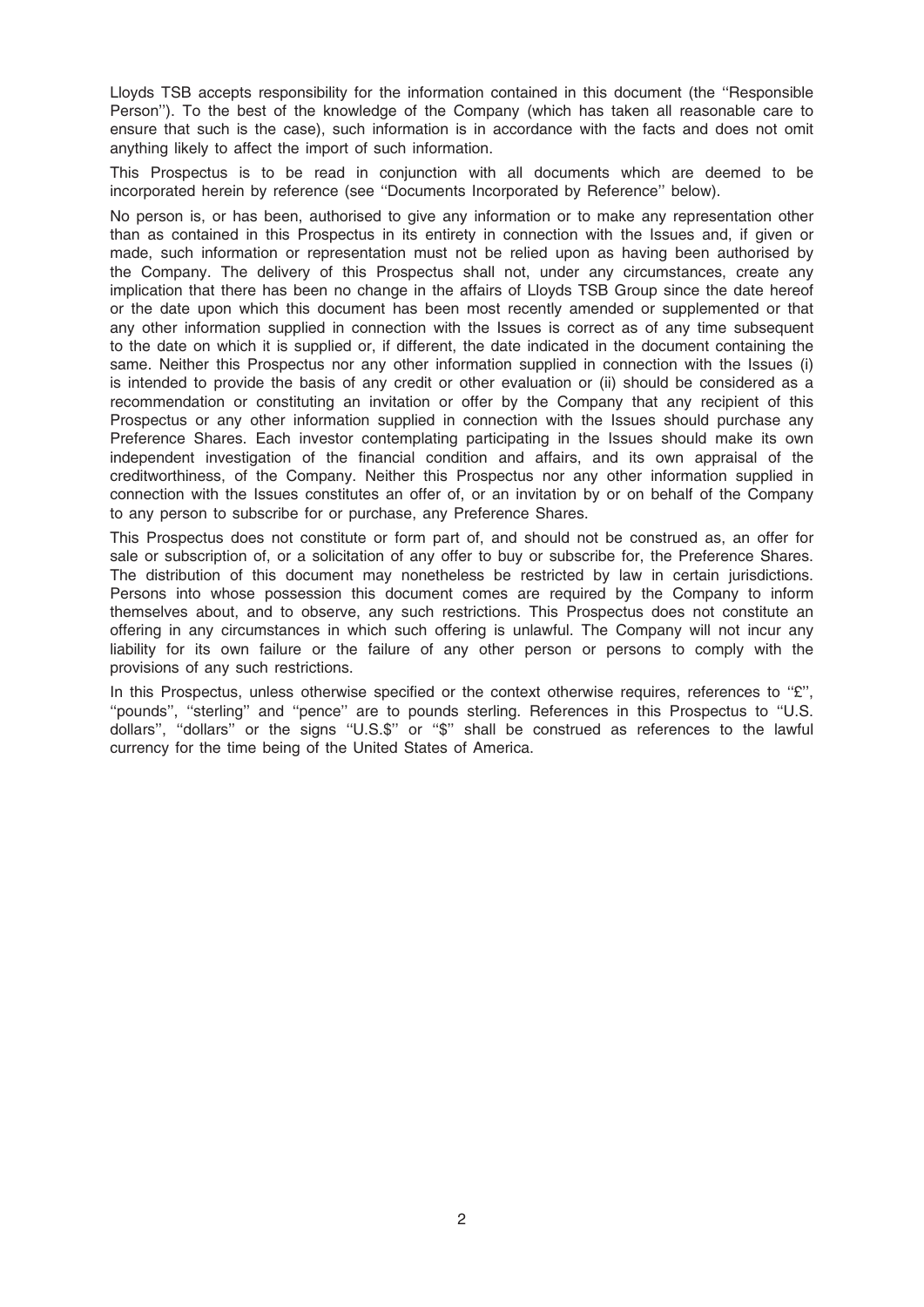Lloyds TSB accepts responsibility for the information contained in this document (the ''Responsible Person''). To the best of the knowledge of the Company (which has taken all reasonable care to ensure that such is the case), such information is in accordance with the facts and does not omit anything likely to affect the import of such information.

This Prospectus is to be read in conjunction with all documents which are deemed to be incorporated herein by reference (see ''Documents Incorporated by Reference'' below).

No person is, or has been, authorised to give any information or to make any representation other than as contained in this Prospectus in its entirety in connection with the Issues and, if given or made, such information or representation must not be relied upon as having been authorised by the Company. The delivery of this Prospectus shall not, under any circumstances, create any implication that there has been no change in the affairs of Lloyds TSB Group since the date hereof or the date upon which this document has been most recently amended or supplemented or that any other information supplied in connection with the Issues is correct as of any time subsequent to the date on which it is supplied or, if different, the date indicated in the document containing the same. Neither this Prospectus nor any other information supplied in connection with the Issues (i) is intended to provide the basis of any credit or other evaluation or (ii) should be considered as a recommendation or constituting an invitation or offer by the Company that any recipient of this Prospectus or any other information supplied in connection with the Issues should purchase any Preference Shares. Each investor contemplating participating in the Issues should make its own independent investigation of the financial condition and affairs, and its own appraisal of the creditworthiness, of the Company. Neither this Prospectus nor any other information supplied in connection with the Issues constitutes an offer of, or an invitation by or on behalf of the Company to any person to subscribe for or purchase, any Preference Shares.

This Prospectus does not constitute or form part of, and should not be construed as, an offer for sale or subscription of, or a solicitation of any offer to buy or subscribe for, the Preference Shares. The distribution of this document may nonetheless be restricted by law in certain jurisdictions. Persons into whose possession this document comes are required by the Company to inform themselves about, and to observe, any such restrictions. This Prospectus does not constitute an offering in any circumstances in which such offering is unlawful. The Company will not incur any liability for its own failure or the failure of any other person or persons to comply with the provisions of any such restrictions.

In this Prospectus, unless otherwise specified or the context otherwise requires, references to ''£'', ''pounds'', ''sterling'' and ''pence'' are to pounds sterling. References in this Prospectus to ''U.S. dollars'', ''dollars'' or the signs ''U.S.$'' or ''$'' shall be construed as references to the lawful currency for the time being of the United States of America.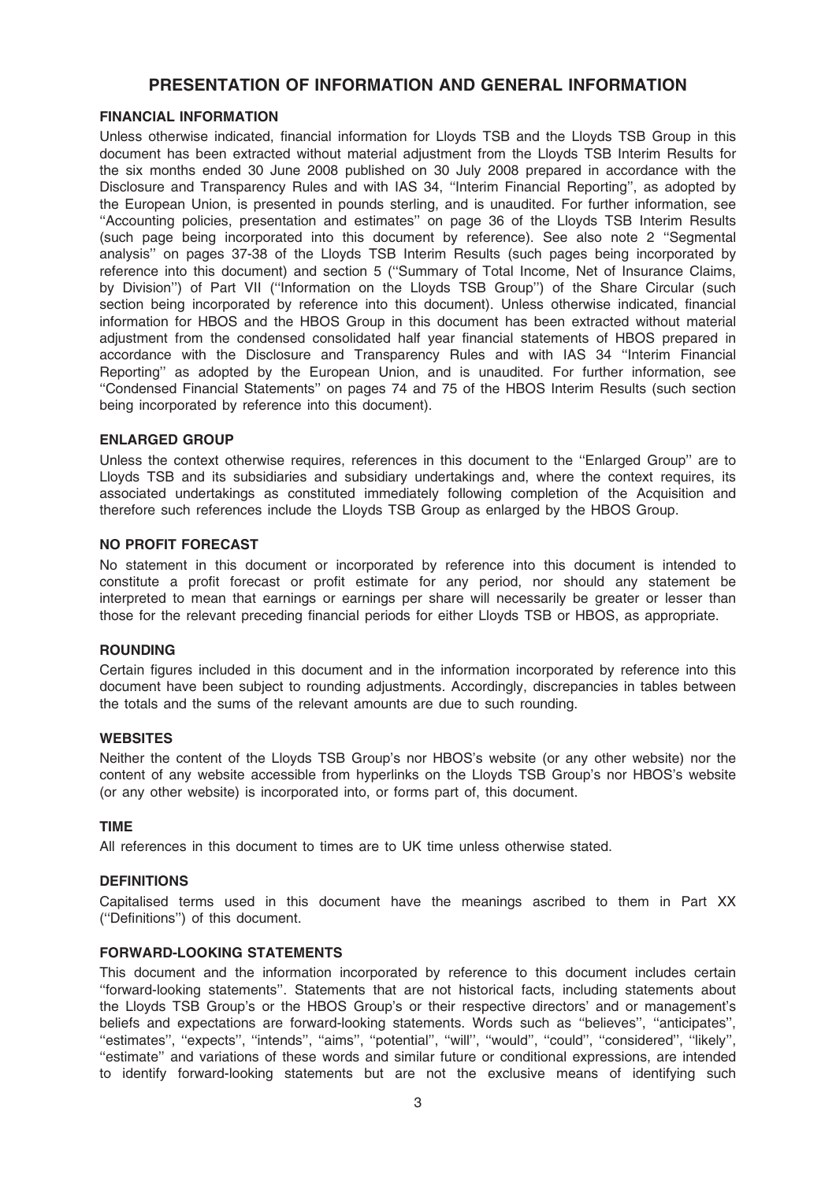# PRESENTATION OF INFORMATION AND GENERAL INFORMATION

## FINANCIAL INFORMATION

Unless otherwise indicated, financial information for Lloyds TSB and the Lloyds TSB Group in this document has been extracted without material adjustment from the Lloyds TSB Interim Results for the six months ended 30 June 2008 published on 30 July 2008 prepared in accordance with the Disclosure and Transparency Rules and with IAS 34, ''Interim Financial Reporting'', as adopted by the European Union, is presented in pounds sterling, and is unaudited. For further information, see ''Accounting policies, presentation and estimates'' on page 36 of the Lloyds TSB Interim Results (such page being incorporated into this document by reference). See also note 2 ''Segmental analysis'' on pages 37-38 of the Lloyds TSB Interim Results (such pages being incorporated by reference into this document) and section 5 (''Summary of Total Income, Net of Insurance Claims, by Division'') of Part VII (''Information on the Lloyds TSB Group'') of the Share Circular (such section being incorporated by reference into this document). Unless otherwise indicated, financial information for HBOS and the HBOS Group in this document has been extracted without material adjustment from the condensed consolidated half year financial statements of HBOS prepared in accordance with the Disclosure and Transparency Rules and with IAS 34 ''Interim Financial Reporting'' as adopted by the European Union, and is unaudited. For further information, see ''Condensed Financial Statements'' on pages 74 and 75 of the HBOS Interim Results (such section being incorporated by reference into this document).

## ENLARGED GROUP

Unless the context otherwise requires, references in this document to the ''Enlarged Group'' are to Lloyds TSB and its subsidiaries and subsidiary undertakings and, where the context requires, its associated undertakings as constituted immediately following completion of the Acquisition and therefore such references include the Lloyds TSB Group as enlarged by the HBOS Group.

## NO PROFIT FORECAST

No statement in this document or incorporated by reference into this document is intended to constitute a profit forecast or profit estimate for any period, nor should any statement be interpreted to mean that earnings or earnings per share will necessarily be greater or lesser than those for the relevant preceding financial periods for either Lloyds TSB or HBOS, as appropriate.

## ROUNDING

Certain figures included in this document and in the information incorporated by reference into this document have been subject to rounding adjustments. Accordingly, discrepancies in tables between the totals and the sums of the relevant amounts are due to such rounding.

## WEBSITES

Neither the content of the Lloyds TSB Group's nor HBOS's website (or any other website) nor the content of any website accessible from hyperlinks on the Lloyds TSB Group's nor HBOS's website (or any other website) is incorporated into, or forms part of, this document.

## TIME

All references in this document to times are to UK time unless otherwise stated.

## DEFINITIONS

Capitalised terms used in this document have the meanings ascribed to them in Part XX (''Definitions'') of this document.

## FORWARD-LOOKING STATEMENTS

This document and the information incorporated by reference to this document includes certain ''forward-looking statements''. Statements that are not historical facts, including statements about the Lloyds TSB Group's or the HBOS Group's or their respective directors' and or management's beliefs and expectations are forward-looking statements. Words such as ''believes'', ''anticipates'', ''estimates'', ''expects'', ''intends'', ''aims'', ''potential'', ''will'', ''would'', ''could'', ''considered'', ''likely'', ''estimate'' and variations of these words and similar future or conditional expressions, are intended to identify forward-looking statements but are not the exclusive means of identifying such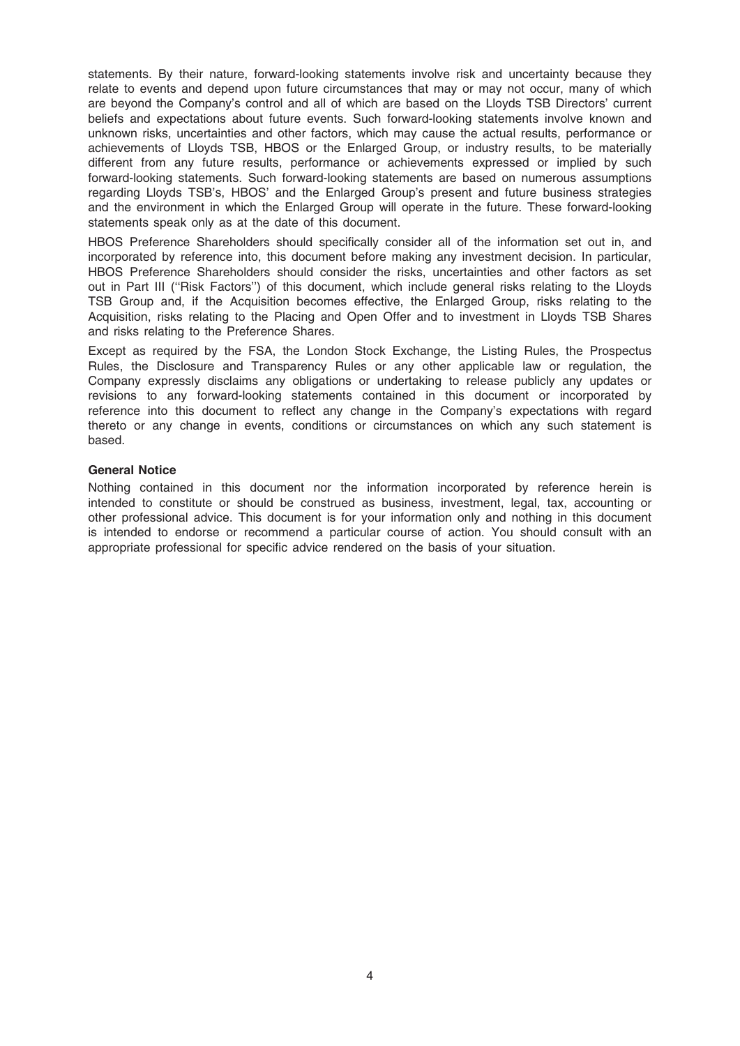statements. By their nature, forward-looking statements involve risk and uncertainty because they relate to events and depend upon future circumstances that may or may not occur, many of which are beyond the Company's control and all of which are based on the Lloyds TSB Directors' current beliefs and expectations about future events. Such forward-looking statements involve known and unknown risks, uncertainties and other factors, which may cause the actual results, performance or achievements of Lloyds TSB, HBOS or the Enlarged Group, or industry results, to be materially different from any future results, performance or achievements expressed or implied by such forward-looking statements. Such forward-looking statements are based on numerous assumptions regarding Lloyds TSB's, HBOS' and the Enlarged Group's present and future business strategies and the environment in which the Enlarged Group will operate in the future. These forward-looking statements speak only as at the date of this document.

HBOS Preference Shareholders should specifically consider all of the information set out in, and incorporated by reference into, this document before making any investment decision. In particular, HBOS Preference Shareholders should consider the risks, uncertainties and other factors as set out in Part III (''Risk Factors'') of this document, which include general risks relating to the Lloyds TSB Group and, if the Acquisition becomes effective, the Enlarged Group, risks relating to the Acquisition, risks relating to the Placing and Open Offer and to investment in Lloyds TSB Shares and risks relating to the Preference Shares.

Except as required by the FSA, the London Stock Exchange, the Listing Rules, the Prospectus Rules, the Disclosure and Transparency Rules or any other applicable law or regulation, the Company expressly disclaims any obligations or undertaking to release publicly any updates or revisions to any forward-looking statements contained in this document or incorporated by reference into this document to reflect any change in the Company's expectations with regard thereto or any change in events, conditions or circumstances on which any such statement is based.

**General Notice**

Nothing contained in this document nor the information incorporated by reference herein is intended to constitute or should be construed as business, investment, legal, tax, accounting or other professional advice. This document is for your information only and nothing in this document is intended to endorse or recommend a particular course of action. You should consult with an appropriate professional for specific advice rendered on the basis of your situation.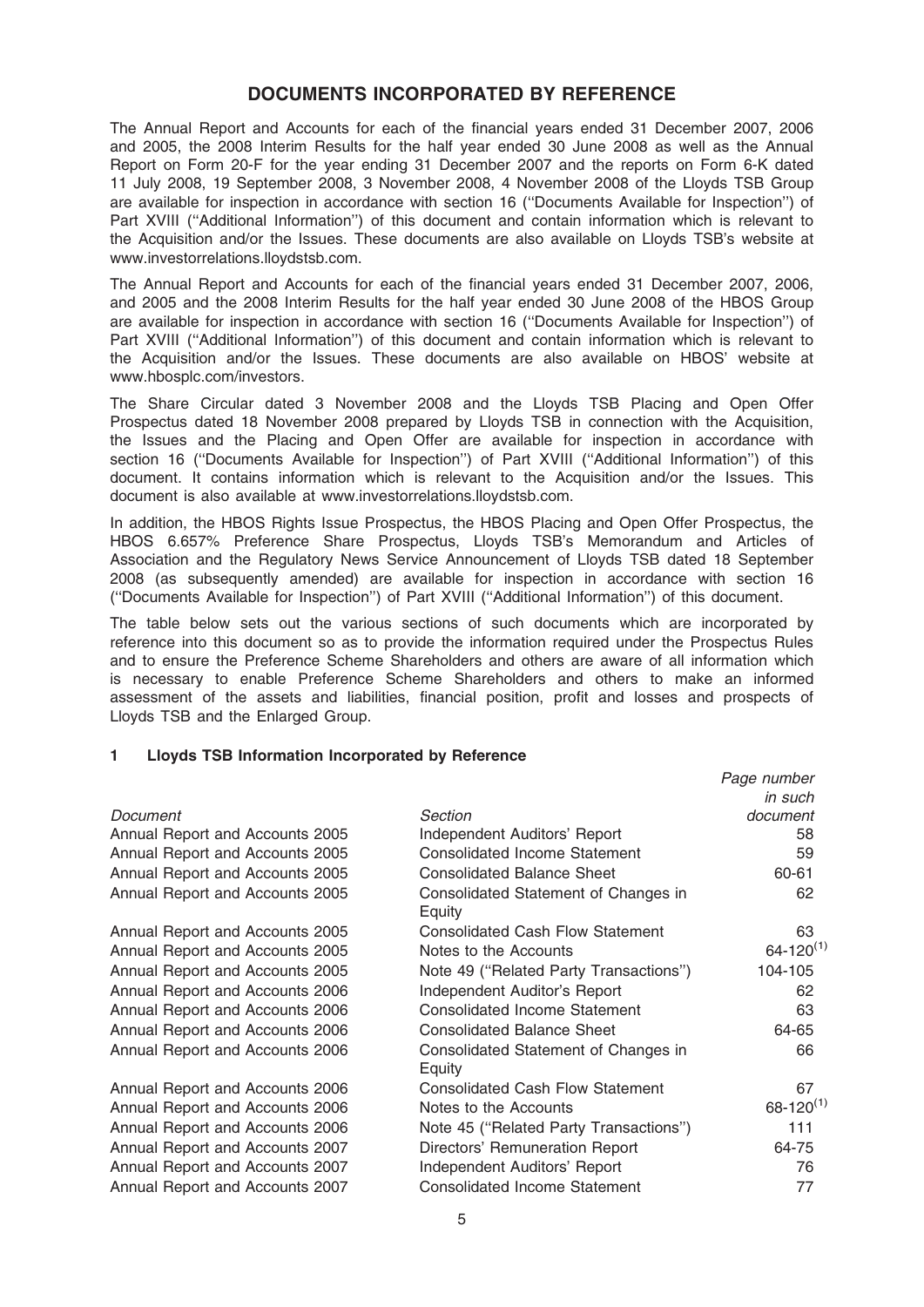# DOCUMENTS INCORPORATED BY REFERENCE

The Annual Report and Accounts for each of the financial years ended 31 December 2007, 2006 and 2005, the 2008 Interim Results for the half year ended 30 June 2008 as well as the Annual Report on Form 20-F for the year ending 31 December 2007 and the reports on Form 6-K dated 11 July 2008, 19 September 2008, 3 November 2008, 4 November 2008 of the Lloyds TSB Group are available for inspection in accordance with section 16 (''Documents Available for Inspection'') of Part XVIII (''Additional Information'') of this document and contain information which is relevant to the Acquisition and/or the Issues. These documents are also available on Lloyds TSB's website at www.investorrelations.lloydstsb.com.

The Annual Report and Accounts for each of the financial years ended 31 December 2007, 2006, and 2005 and the 2008 Interim Results for the half year ended 30 June 2008 of the HBOS Group are available for inspection in accordance with section 16 (''Documents Available for Inspection'') of Part XVIII (''Additional Information'') of this document and contain information which is relevant to the Acquisition and/or the Issues. These documents are also available on HBOS' website at www.hbosplc.com/investors.

The Share Circular dated 3 November 2008 and the Lloyds TSB Placing and Open Offer Prospectus dated 18 November 2008 prepared by Lloyds TSB in connection with the Acquisition, the Issues and the Placing and Open Offer are available for inspection in accordance with section 16 (''Documents Available for Inspection'') of Part XVIII (''Additional Information'') of this document. It contains information which is relevant to the Acquisition and/or the Issues. This document is also available at www.investorrelations.lloydstsb.com.

In addition, the HBOS Rights Issue Prospectus, the HBOS Placing and Open Offer Prospectus, the HBOS 6.657% Preference Share Prospectus, Lloyds TSB's Memorandum and Articles of Association and the Regulatory News Service Announcement of Lloyds TSB dated 18 September 2008 (as subsequently amended) are available for inspection in accordance with section 16 (''Documents Available for Inspection'') of Part XVIII (''Additional Information'') of this document.

The table below sets out the various sections of such documents which are incorporated by reference into this document so as to provide the information required under the Prospectus Rules and to ensure the Preference Scheme Shareholders and others are aware of all information which is necessary to enable Preference Scheme Shareholders and others to make an informed assessment of the assets and liabilities, financial position, profit and losses and prospects of Lloyds TSB and the Enlarged Group.

## 1 Lloyds TSB Information Incorporated by Reference

| *Document* | *Section* | *Page number in such document* |
|---|---|---|
| Annual Report and Accounts 2005 | Independent Auditors' Report | 58 |
| Annual Report and Accounts 2005 | Consolidated Income Statement | 59 |
| Annual Report and Accounts 2005 | Consolidated Balance Sheet | 60-61 |
| Annual Report and Accounts 2005 | Consolidated Statement of Changes in Equity | 62 |
| Annual Report and Accounts 2005 | Consolidated Cash Flow Statement | 63 |
| Annual Report and Accounts 2005 | Notes to the Accounts | 64-120(1) |
| Annual Report and Accounts 2005 | Note 49 (''Related Party Transactions'') | 104-105 |
| Annual Report and Accounts 2006 | Independent Auditor's Report | 62 |
| Annual Report and Accounts 2006 | Consolidated Income Statement | 63 |
| Annual Report and Accounts 2006 | Consolidated Balance Sheet | 64-65 |
| Annual Report and Accounts 2006 | Consolidated Statement of Changes in Equity | 66 |
| Annual Report and Accounts 2006 | Consolidated Cash Flow Statement | 67 |
| Annual Report and Accounts 2006 | Notes to the Accounts | 68-120(1) |
| Annual Report and Accounts 2006 | Note 45 (''Related Party Transactions'') | 111 |
| Annual Report and Accounts 2007 | Directors' Remuneration Report | 64-75 |
| Annual Report and Accounts 2007 | Independent Auditors' Report | 76 |
| Annual Report and Accounts 2007 | Consolidated Income Statement | 77 |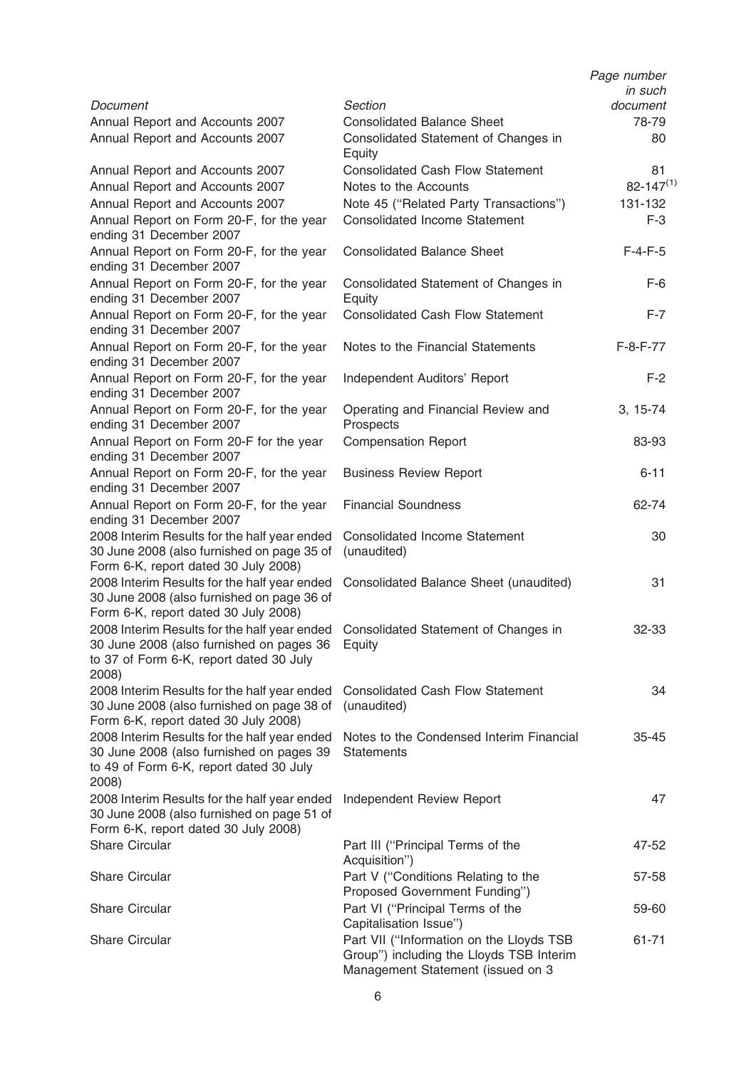| *Document* | *Section* | *Page number in such document* |
|---|---|---|
| Annual Report and Accounts 2007 | Consolidated Balance Sheet | 78-79 |
| Annual Report and Accounts 2007 | Consolidated Statement of Changes in Equity | 80 |
| Annual Report and Accounts 2007 | Consolidated Cash Flow Statement | 81 |
| Annual Report and Accounts 2007 | Notes to the Accounts | 82-147[(1)] |
| Annual Report and Accounts 2007 | Note 45 (''Related Party Transactions'') | 131-132 |
| Annual Report on Form 20-F, for the year ending 31 December 2007 | Consolidated Income Statement | F-3 |
| Annual Report on Form 20-F, for the year ending 31 December 2007 | Consolidated Balance Sheet | F-4-F-5 |
| Annual Report on Form 20-F, for the year ending 31 December 2007 | Consolidated Statement of Changes in Equity | F-6 |
| Annual Report on Form 20-F, for the year ending 31 December 2007 | Consolidated Cash Flow Statement | F-7 |
| Annual Report on Form 20-F, for the year ending 31 December 2007 | Notes to the Financial Statements | F-8-F-77 |
| Annual Report on Form 20-F, for the year ending 31 December 2007 | Independent Auditors' Report | F-2 |
| Annual Report on Form 20-F, for the year ending 31 December 2007 | Operating and Financial Review and Prospects | 3, 15-74 |
| Annual Report on Form 20-F for the year ending 31 December 2007 | Compensation Report | 83-93 |
| Annual Report on Form 20-F, for the year ending 31 December 2007 | Business Review Report | 6-11 |
| Annual Report on Form 20-F, for the year ending 31 December 2007 | Financial Soundness | 62-74 |
| 2008 Interim Results for the half year ended 30 June 2008 (also furnished on page 35 of Form 6-K, report dated 30 July 2008) | Consolidated Income Statement (unaudited) | 30 |
| 2008 Interim Results for the half year ended 30 June 2008 (also furnished on page 36 of Form 6-K, report dated 30 July 2008) | Consolidated Balance Sheet (unaudited) | 31 |
| 2008 Interim Results for the half year ended 30 June 2008 (also furnished on pages 36 to 37 of Form 6-K, report dated 30 July 2008) | Consolidated Statement of Changes in Equity | 32-33 |
| 2008 Interim Results for the half year ended 30 June 2008 (also furnished on page 38 of Form 6-K, report dated 30 July 2008) | Consolidated Cash Flow Statement (unaudited) | 34 |
| 2008 Interim Results for the half year ended 30 June 2008 (also furnished on pages 39 to 49 of Form 6-K, report dated 30 July 2008) | Notes to the Condensed Interim Financial Statements | 35-45 |
| 2008 Interim Results for the half year ended 30 June 2008 (also furnished on page 51 of Form 6-K, report dated 30 July 2008) | Independent Review Report | 47 |
| Share Circular | Part III (''Principal Terms of the Acquisition'') | 47-52 |
| Share Circular | Part V (''Conditions Relating to the Proposed Government Funding'') | 57-58 |
| Share Circular | Part VI (''Principal Terms of the Capitalisation Issue'') | 59-60 |
| Share Circular | Part VII (''Information on the Lloyds TSB Group'') including the Lloyds TSB Interim Management Statement (issued on 3 | 61-71 |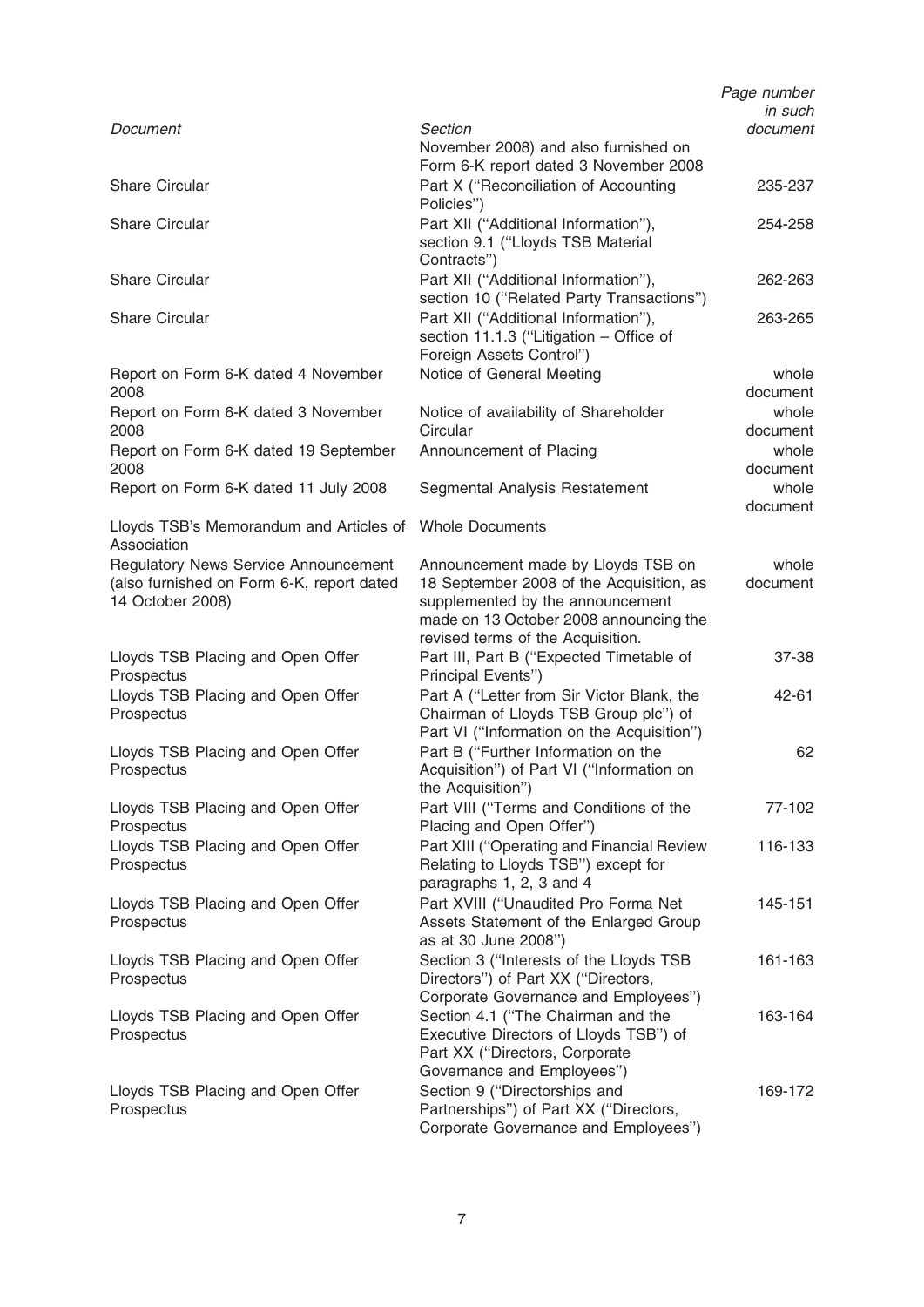| *Document* | *Section* | *Page number in such document* |
|---|---|---|
| | November 2008) and also furnished on Form 6-K report dated 3 November 2008 | |
| Share Circular | Part X (''Reconciliation of Accounting Policies'') | 235-237 |
| Share Circular | Part XII (''Additional Information''), section 9.1 (''Lloyds TSB Material Contracts'') | 254-258 |
| Share Circular | Part XII (''Additional Information''), section 10 (''Related Party Transactions'') | 262-263 |
| Share Circular | Part XII (''Additional Information''), section 11.1.3 (''Litigation – Office of Foreign Assets Control'') | 263-265 |
| Report on Form 6-K dated 4 November 2008 | Notice of General Meeting | whole document |
| Report on Form 6-K dated 3 November 2008 | Notice of availability of Shareholder Circular | whole document |
| Report on Form 6-K dated 19 September 2008 | Announcement of Placing | whole document |
| Report on Form 6-K dated 11 July 2008 | Segmental Analysis Restatement | whole document |
| Lloyds TSB's Memorandum and Articles of Association | Whole Documents | |
| Regulatory News Service Announcement (also furnished on Form 6-K, report dated 14 October 2008) | Announcement made by Lloyds TSB on 18 September 2008 of the Acquisition, as supplemented by the announcement made on 13 October 2008 announcing the revised terms of the Acquisition. | whole document |
| Lloyds TSB Placing and Open Offer Prospectus | Part III, Part B (''Expected Timetable of Principal Events'') | 37-38 |
| Lloyds TSB Placing and Open Offer Prospectus | Part A (''Letter from Sir Victor Blank, the Chairman of Lloyds TSB Group plc'') of Part VI (''Information on the Acquisition'') | 42-61 |
| Lloyds TSB Placing and Open Offer Prospectus | Part B (''Further Information on the Acquisition'') of Part VI (''Information on the Acquisition'') | 62 |
| Lloyds TSB Placing and Open Offer Prospectus | Part VIII (''Terms and Conditions of the Placing and Open Offer'') | 77-102 |
| Lloyds TSB Placing and Open Offer Prospectus | Part XIII (''Operating and Financial Review Relating to Lloyds TSB'') except for paragraphs 1, 2, 3 and 4 | 116-133 |
| Lloyds TSB Placing and Open Offer Prospectus | Part XVIII (''Unaudited Pro Forma Net Assets Statement of the Enlarged Group as at 30 June 2008'') | 145-151 |
| Lloyds TSB Placing and Open Offer Prospectus | Section 3 (''Interests of the Lloyds TSB Directors'') of Part XX (''Directors, Corporate Governance and Employees'') | 161-163 |
| Lloyds TSB Placing and Open Offer Prospectus | Section 4.1 (''The Chairman and the Executive Directors of Lloyds TSB'') of Part XX (''Directors, Corporate Governance and Employees'') | 163-164 |
| Lloyds TSB Placing and Open Offer Prospectus | Section 9 (''Directorships and Partnerships'') of Part XX (''Directors, Corporate Governance and Employees'') | 169-172 |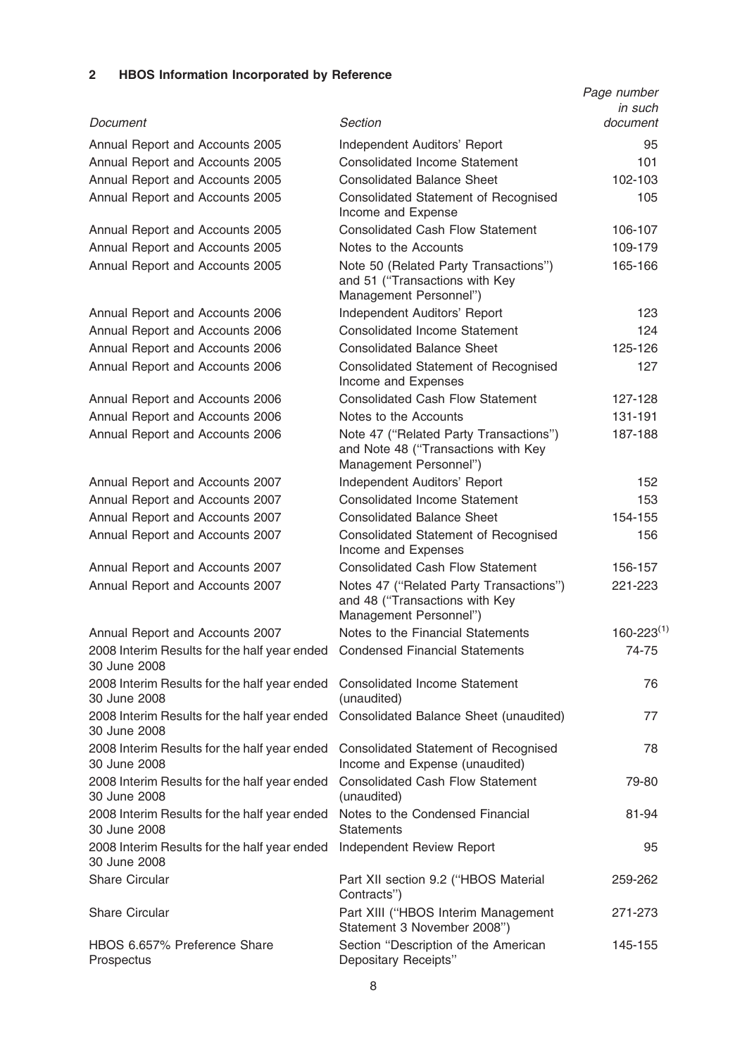## 2 HBOS Information Incorporated by Reference

| *Document* | *Section* | *Page number in such document* |
|---|---|---|
| Annual Report and Accounts 2005 | Independent Auditors' Report | 95 |
| Annual Report and Accounts 2005 | Consolidated Income Statement | 101 |
| Annual Report and Accounts 2005 | Consolidated Balance Sheet | 102-103 |
| Annual Report and Accounts 2005 | Consolidated Statement of Recognised Income and Expense | 105 |
| Annual Report and Accounts 2005 | Consolidated Cash Flow Statement | 106-107 |
| Annual Report and Accounts 2005 | Notes to the Accounts | 109-179 |
| Annual Report and Accounts 2005 | Note 50 (Related Party Transactions'') and 51 (''Transactions with Key Management Personnel'') | 165-166 |
| Annual Report and Accounts 2006 | Independent Auditors' Report | 123 |
| Annual Report and Accounts 2006 | Consolidated Income Statement | 124 |
| Annual Report and Accounts 2006 | Consolidated Balance Sheet | 125-126 |
| Annual Report and Accounts 2006 | Consolidated Statement of Recognised Income and Expenses | 127 |
| Annual Report and Accounts 2006 | Consolidated Cash Flow Statement | 127-128 |
| Annual Report and Accounts 2006 | Notes to the Accounts | 131-191 |
| Annual Report and Accounts 2006 | Note 47 (''Related Party Transactions'') and Note 48 (''Transactions with Key Management Personnel'') | 187-188 |
| Annual Report and Accounts 2007 | Independent Auditors' Report | 152 |
| Annual Report and Accounts 2007 | Consolidated Income Statement | 153 |
| Annual Report and Accounts 2007 | Consolidated Balance Sheet | 154-155 |
| Annual Report and Accounts 2007 | Consolidated Statement of Recognised Income and Expenses | 156 |
| Annual Report and Accounts 2007 | Consolidated Cash Flow Statement | 156-157 |
| Annual Report and Accounts 2007 | Notes 47 (''Related Party Transactions'') and 48 (''Transactions with Key Management Personnel'') | 221-223 |
| Annual Report and Accounts 2007 | Notes to the Financial Statements | 160-223[(1)] |
| 2008 Interim Results for the half year ended 30 June 2008 | Condensed Financial Statements | 74-75 |
| 2008 Interim Results for the half year ended 30 June 2008 | Consolidated Income Statement (unaudited) | 76 |
| 2008 Interim Results for the half year ended 30 June 2008 | Consolidated Balance Sheet (unaudited) | 77 |
| 2008 Interim Results for the half year ended 30 June 2008 | Consolidated Statement of Recognised Income and Expense (unaudited) | 78 |
| 2008 Interim Results for the half year ended 30 June 2008 | Consolidated Cash Flow Statement (unaudited) | 79-80 |
| 2008 Interim Results for the half year ended 30 June 2008 | Notes to the Condensed Financial Statements | 81-94 |
| 2008 Interim Results for the half year ended 30 June 2008 | Independent Review Report | 95 |
| Share Circular | Part XII section 9.2 (''HBOS Material Contracts'') | 259-262 |
| Share Circular | Part XIII (''HBOS Interim Management Statement 3 November 2008'') | 271-273 |
| HBOS 6.657% Preference Share Prospectus | Section ''Description of the American Depositary Receipts'' | 145-155 |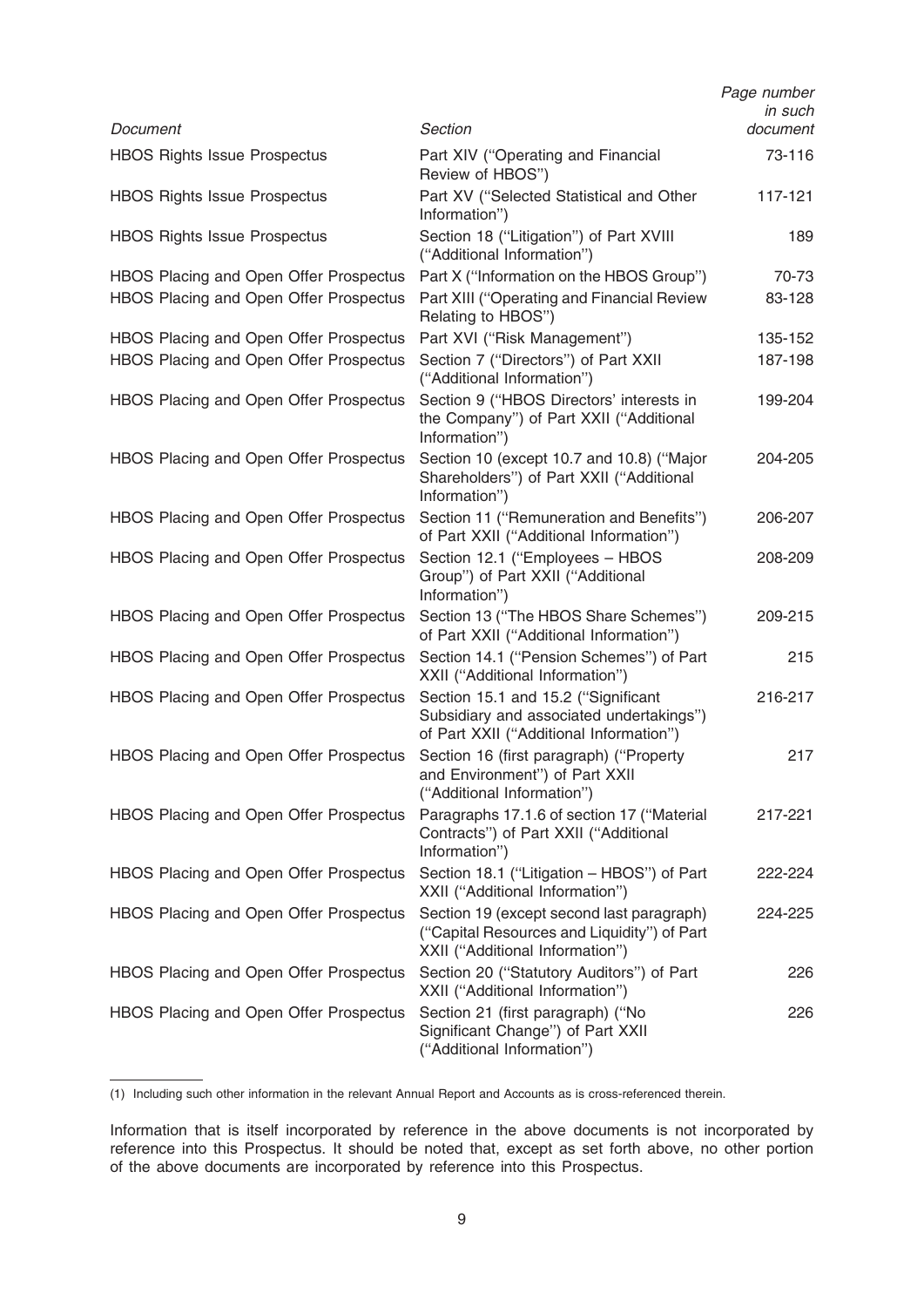| *Document* | *Section* | *Page number in such document* |
|---|---|---|
| HBOS Rights Issue Prospectus | Part XIV (''Operating and Financial Review of HBOS'') | 73-116 |
| HBOS Rights Issue Prospectus | Part XV (''Selected Statistical and Other Information'') | 117-121 |
| HBOS Rights Issue Prospectus | Section 18 (''Litigation'') of Part XVIII (''Additional Information'') | 189 |
| HBOS Placing and Open Offer Prospectus | Part X (''Information on the HBOS Group'') | 70-73 |
| HBOS Placing and Open Offer Prospectus | Part XIII (''Operating and Financial Review Relating to HBOS'') | 83-128 |
| HBOS Placing and Open Offer Prospectus | Part XVI (''Risk Management'') | 135-152 |
| HBOS Placing and Open Offer Prospectus | Section 7 (''Directors'') of Part XXII (''Additional Information'') | 187-198 |
| HBOS Placing and Open Offer Prospectus | Section 9 (''HBOS Directors' interests in the Company'') of Part XXII (''Additional Information'') | 199-204 |
| HBOS Placing and Open Offer Prospectus | Section 10 (except 10.7 and 10.8) (''Major Shareholders'') of Part XXII (''Additional Information'') | 204-205 |
| HBOS Placing and Open Offer Prospectus | Section 11 (''Remuneration and Benefits'') of Part XXII (''Additional Information'') | 206-207 |
| HBOS Placing and Open Offer Prospectus | Section 12.1 (''Employees – HBOS Group'') of Part XXII (''Additional Information'') | 208-209 |
| HBOS Placing and Open Offer Prospectus | Section 13 (''The HBOS Share Schemes'') of Part XXII (''Additional Information'') | 209-215 |
| HBOS Placing and Open Offer Prospectus | Section 14.1 (''Pension Schemes'') of Part XXII (''Additional Information'') | 215 |
| HBOS Placing and Open Offer Prospectus | Section 15.1 and 15.2 (''Significant Subsidiary and associated undertakings'') of Part XXII (''Additional Information'') | 216-217 |
| HBOS Placing and Open Offer Prospectus | Section 16 (first paragraph) (''Property and Environment'') of Part XXII (''Additional Information'') | 217 |
| HBOS Placing and Open Offer Prospectus | Paragraphs 17.1.6 of section 17 (''Material Contracts'') of Part XXII (''Additional Information'') | 217-221 |
| HBOS Placing and Open Offer Prospectus | Section 18.1 (''Litigation – HBOS'') of Part XXII (''Additional Information'') | 222-224 |
| HBOS Placing and Open Offer Prospectus | Section 19 (except second last paragraph) (''Capital Resources and Liquidity'') of Part XXII (''Additional Information'') | 224-225 |
| HBOS Placing and Open Offer Prospectus | Section 20 (''Statutory Auditors'') of Part XXII (''Additional Information'') | 226 |
| HBOS Placing and Open Offer Prospectus | Section 21 (first paragraph) (''No Significant Change'') of Part XXII (''Additional Information'') | 226 |

(1) Including such other information in the relevant Annual Report and Accounts as is cross-referenced therein.

Information that is itself incorporated by reference in the above documents is not incorporated by reference into this Prospectus. It should be noted that, except as set forth above, no other portion of the above documents are incorporated by reference into this Prospectus.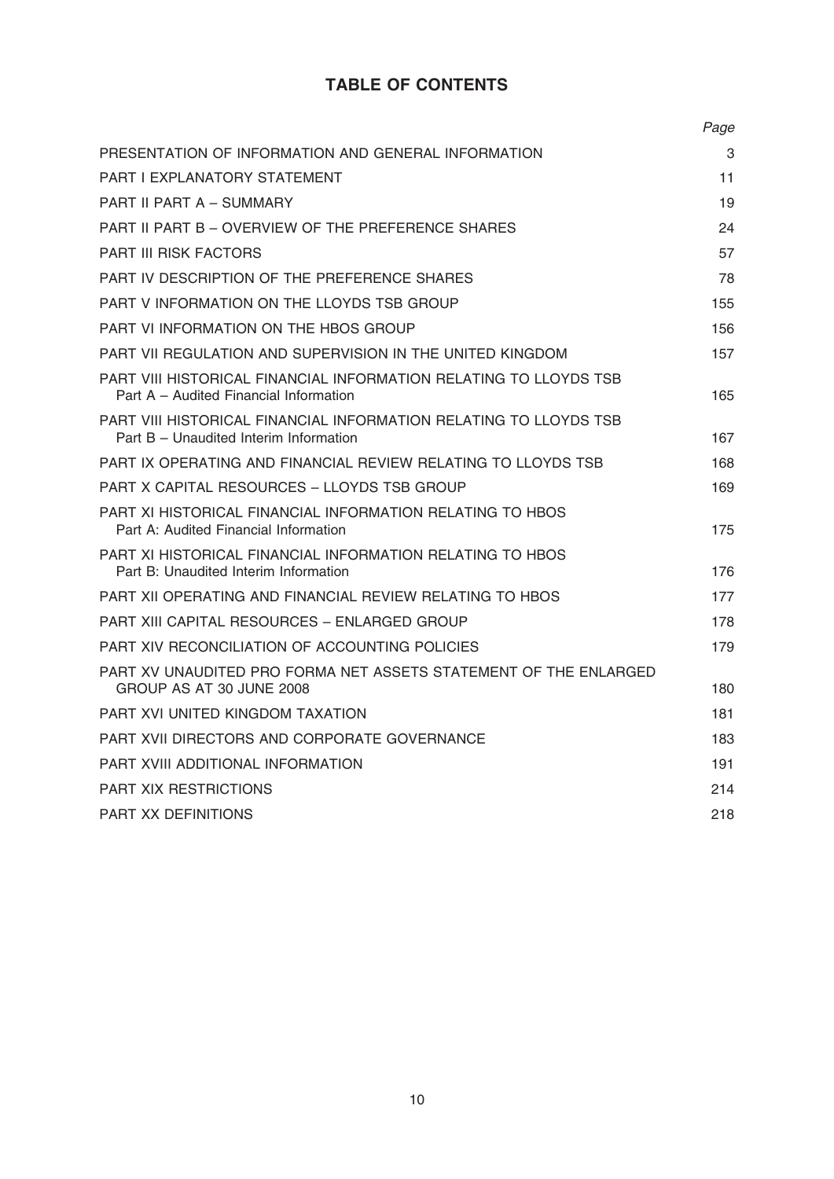# TABLE OF CONTENTS

| | Page |
| --- | --- |
| PRESENTATION OF INFORMATION AND GENERAL INFORMATION | 3 |
| PART I EXPLANATORY STATEMENT | 11 |
| PART II PART A – SUMMARY | 19 |
| PART II PART B – OVERVIEW OF THE PREFERENCE SHARES | 24 |
| PART III RISK FACTORS | 57 |
| PART IV DESCRIPTION OF THE PREFERENCE SHARES | 78 |
| PART V INFORMATION ON THE LLOYDS TSB GROUP | 155 |
| PART VI INFORMATION ON THE HBOS GROUP | 156 |
| PART VII REGULATION AND SUPERVISION IN THE UNITED KINGDOM | 157 |
| PART VIII HISTORICAL FINANCIAL INFORMATION RELATING TO LLOYDS TSB Part A – Audited Financial Information | 165 |
| PART VIII HISTORICAL FINANCIAL INFORMATION RELATING TO LLOYDS TSB Part B – Unaudited Interim Information | 167 |
| PART IX OPERATING AND FINANCIAL REVIEW RELATING TO LLOYDS TSB | 168 |
| PART X CAPITAL RESOURCES – LLOYDS TSB GROUP | 169 |
| PART XI HISTORICAL FINANCIAL INFORMATION RELATING TO HBOS Part A: Audited Financial Information | 175 |
| PART XI HISTORICAL FINANCIAL INFORMATION RELATING TO HBOS Part B: Unaudited Interim Information | 176 |
| PART XII OPERATING AND FINANCIAL REVIEW RELATING TO HBOS | 177 |
| PART XIII CAPITAL RESOURCES – ENLARGED GROUP | 178 |
| PART XIV RECONCILIATION OF ACCOUNTING POLICIES | 179 |
| PART XV UNAUDITED PRO FORMA NET ASSETS STATEMENT OF THE ENLARGED GROUP AS AT 30 JUNE 2008 | 180 |
| PART XVI UNITED KINGDOM TAXATION | 181 |
| PART XVII DIRECTORS AND CORPORATE GOVERNANCE | 183 |
| PART XVIII ADDITIONAL INFORMATION | 191 |
| PART XIX RESTRICTIONS | 214 |
| PART XX DEFINITIONS | 218 |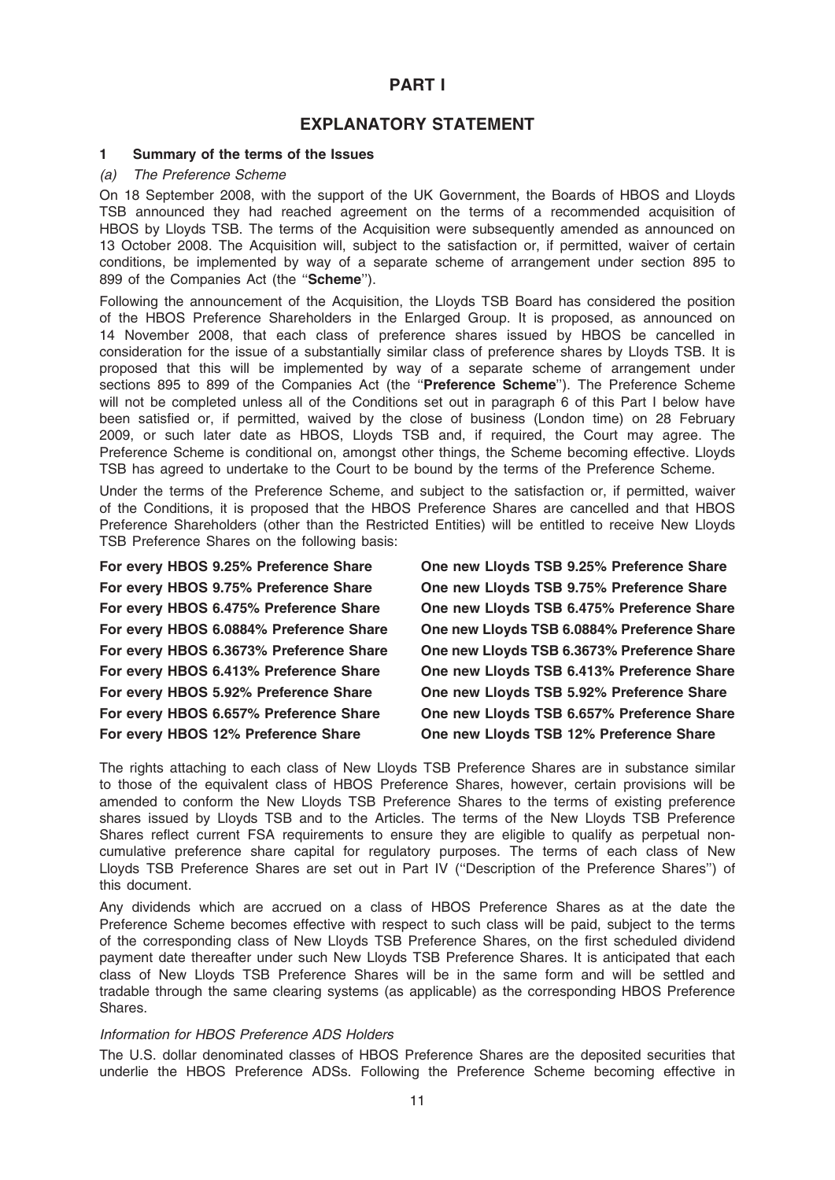# PART I

## EXPLANATORY STATEMENT

### 1 Summary of the terms of the Issues

#### *(a) The Preference Scheme*

On 18 September 2008, with the support of the UK Government, the Boards of HBOS and Lloyds TSB announced they had reached agreement on the terms of a recommended acquisition of HBOS by Lloyds TSB. The terms of the Acquisition were subsequently amended as announced on 13 October 2008. The Acquisition will, subject to the satisfaction or, if permitted, waiver of certain conditions, be implemented by way of a separate scheme of arrangement under section 895 to 899 of the Companies Act (the "**Scheme**").

Following the announcement of the Acquisition, the Lloyds TSB Board has considered the position of the HBOS Preference Shareholders in the Enlarged Group. It is proposed, as announced on 14 November 2008, that each class of preference shares issued by HBOS be cancelled in consideration for the issue of a substantially similar class of preference shares by Lloyds TSB. It is proposed that this will be implemented by way of a separate scheme of arrangement under sections 895 to 899 of the Companies Act (the "**Preference Scheme**"). The Preference Scheme will not be completed unless all of the Conditions set out in paragraph 6 of this Part I below have been satisfied or, if permitted, waived by the close of business (London time) on 28 February 2009, or such later date as HBOS, Lloyds TSB and, if required, the Court may agree. The Preference Scheme is conditional on, amongst other things, the Scheme becoming effective. Lloyds TSB has agreed to undertake to the Court to be bound by the terms of the Preference Scheme.

Under the terms of the Preference Scheme, and subject to the satisfaction or, if permitted, waiver of the Conditions, it is proposed that the HBOS Preference Shares are cancelled and that HBOS Preference Shareholders (other than the Restricted Entities) will be entitled to receive New Lloyds TSB Preference Shares on the following basis:

| | |
|---|---|
| **For every HBOS 9.25% Preference Share** | **One new Lloyds TSB 9.25% Preference Share** |
| **For every HBOS 9.75% Preference Share** | **One new Lloyds TSB 9.75% Preference Share** |
| **For every HBOS 6.475% Preference Share** | **One new Lloyds TSB 6.475% Preference Share** |
| **For every HBOS 6.0884% Preference Share** | **One new Lloyds TSB 6.0884% Preference Share** |
| **For every HBOS 6.3673% Preference Share** | **One new Lloyds TSB 6.3673% Preference Share** |
| **For every HBOS 6.413% Preference Share** | **One new Lloyds TSB 6.413% Preference Share** |
| **For every HBOS 5.92% Preference Share** | **One new Lloyds TSB 5.92% Preference Share** |
| **For every HBOS 6.657% Preference Share** | **One new Lloyds TSB 6.657% Preference Share** |
| **For every HBOS 12% Preference Share** | **One new Lloyds TSB 12% Preference Share** |

The rights attaching to each class of New Lloyds TSB Preference Shares are in substance similar to those of the equivalent class of HBOS Preference Shares, however, certain provisions will be amended to conform the New Lloyds TSB Preference Shares to the terms of existing preference shares issued by Lloyds TSB and to the Articles. The terms of the New Lloyds TSB Preference Shares reflect current FSA requirements to ensure they are eligible to qualify as perpetual non-cumulative preference share capital for regulatory purposes. The terms of each class of New Lloyds TSB Preference Shares are set out in Part IV ("Description of the Preference Shares") of this document.

Any dividends which are accrued on a class of HBOS Preference Shares as at the date the Preference Scheme becomes effective with respect to such class will be paid, subject to the terms of the corresponding class of New Lloyds TSB Preference Shares, on the first scheduled dividend payment date thereafter under such New Lloyds TSB Preference Shares. It is anticipated that each class of New Lloyds TSB Preference Shares will be in the same form and will be settled and tradable through the same clearing systems (as applicable) as the corresponding HBOS Preference Shares.

*Information for HBOS Preference ADS Holders*

The U.S. dollar denominated classes of HBOS Preference Shares are the deposited securities that underlie the HBOS Preference ADSs. Following the Preference Scheme becoming effective in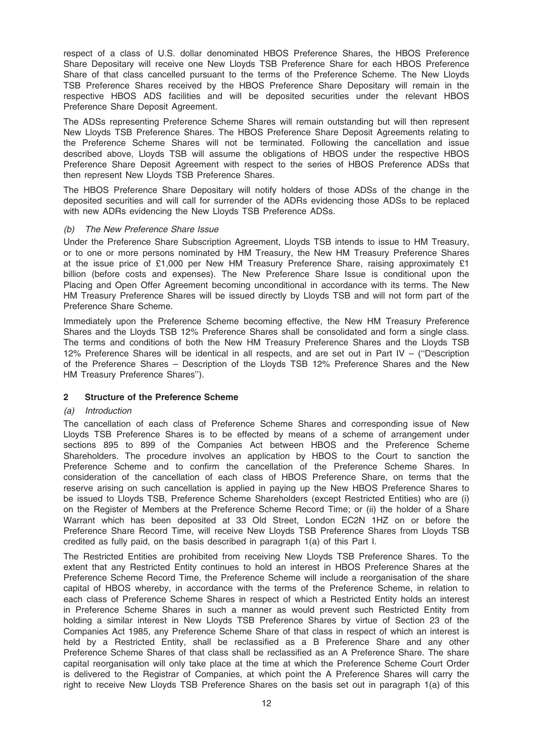respect of a class of U.S. dollar denominated HBOS Preference Shares, the HBOS Preference Share Depositary will receive one New Lloyds TSB Preference Share for each HBOS Preference Share of that class cancelled pursuant to the terms of the Preference Scheme. The New Lloyds TSB Preference Shares received by the HBOS Preference Share Depositary will remain in the respective HBOS ADS facilities and will be deposited securities under the relevant HBOS Preference Share Deposit Agreement.

The ADSs representing Preference Scheme Shares will remain outstanding but will then represent New Lloyds TSB Preference Shares. The HBOS Preference Share Deposit Agreements relating to the Preference Scheme Shares will not be terminated. Following the cancellation and issue described above, Lloyds TSB will assume the obligations of HBOS under the respective HBOS Preference Share Deposit Agreement with respect to the series of HBOS Preference ADSs that then represent New Lloyds TSB Preference Shares.

The HBOS Preference Share Depositary will notify holders of those ADSs of the change in the deposited securities and will call for surrender of the ADRs evidencing those ADSs to be replaced with new ADRs evidencing the New Lloyds TSB Preference ADSs.

*(b) The New Preference Share Issue*

Under the Preference Share Subscription Agreement, Lloyds TSB intends to issue to HM Treasury, or to one or more persons nominated by HM Treasury, the New HM Treasury Preference Shares at the issue price of £1,000 per New HM Treasury Preference Share, raising approximately £1 billion (before costs and expenses). The New Preference Share Issue is conditional upon the Placing and Open Offer Agreement becoming unconditional in accordance with its terms. The New HM Treasury Preference Shares will be issued directly by Lloyds TSB and will not form part of the Preference Share Scheme.

Immediately upon the Preference Scheme becoming effective, the New HM Treasury Preference Shares and the Lloyds TSB 12% Preference Shares shall be consolidated and form a single class. The terms and conditions of both the New HM Treasury Preference Shares and the Lloyds TSB 12% Preference Shares will be identical in all respects, and are set out in Part IV – (''Description of the Preference Shares – Description of the Lloyds TSB 12% Preference Shares and the New HM Treasury Preference Shares'').

## 2 Structure of the Preference Scheme

*(a) Introduction*

The cancellation of each class of Preference Scheme Shares and corresponding issue of New Lloyds TSB Preference Shares is to be effected by means of a scheme of arrangement under sections 895 to 899 of the Companies Act between HBOS and the Preference Scheme Shareholders. The procedure involves an application by HBOS to the Court to sanction the Preference Scheme and to confirm the cancellation of the Preference Scheme Shares. In consideration of the cancellation of each class of HBOS Preference Share, on terms that the reserve arising on such cancellation is applied in paying up the New HBOS Preference Shares to be issued to Lloyds TSB, Preference Scheme Shareholders (except Restricted Entities) who are (i) on the Register of Members at the Preference Scheme Record Time; or (ii) the holder of a Share Warrant which has been deposited at 33 Old Street, London EC2N 1HZ on or before the Preference Share Record Time, will receive New Lloyds TSB Preference Shares from Lloyds TSB credited as fully paid, on the basis described in paragraph 1(a) of this Part I.

The Restricted Entities are prohibited from receiving New Lloyds TSB Preference Shares. To the extent that any Restricted Entity continues to hold an interest in HBOS Preference Shares at the Preference Scheme Record Time, the Preference Scheme will include a reorganisation of the share capital of HBOS whereby, in accordance with the terms of the Preference Scheme, in relation to each class of Preference Scheme Shares in respect of which a Restricted Entity holds an interest in Preference Scheme Shares in such a manner as would prevent such Restricted Entity from holding a similar interest in New Lloyds TSB Preference Shares by virtue of Section 23 of the Companies Act 1985, any Preference Scheme Share of that class in respect of which an interest is held by a Restricted Entity, shall be reclassified as a B Preference Share and any other Preference Scheme Shares of that class shall be reclassified as an A Preference Share. The share capital reorganisation will only take place at the time at which the Preference Scheme Court Order is delivered to the Registrar of Companies, at which point the A Preference Shares will carry the right to receive New Lloyds TSB Preference Shares on the basis set out in paragraph 1(a) of this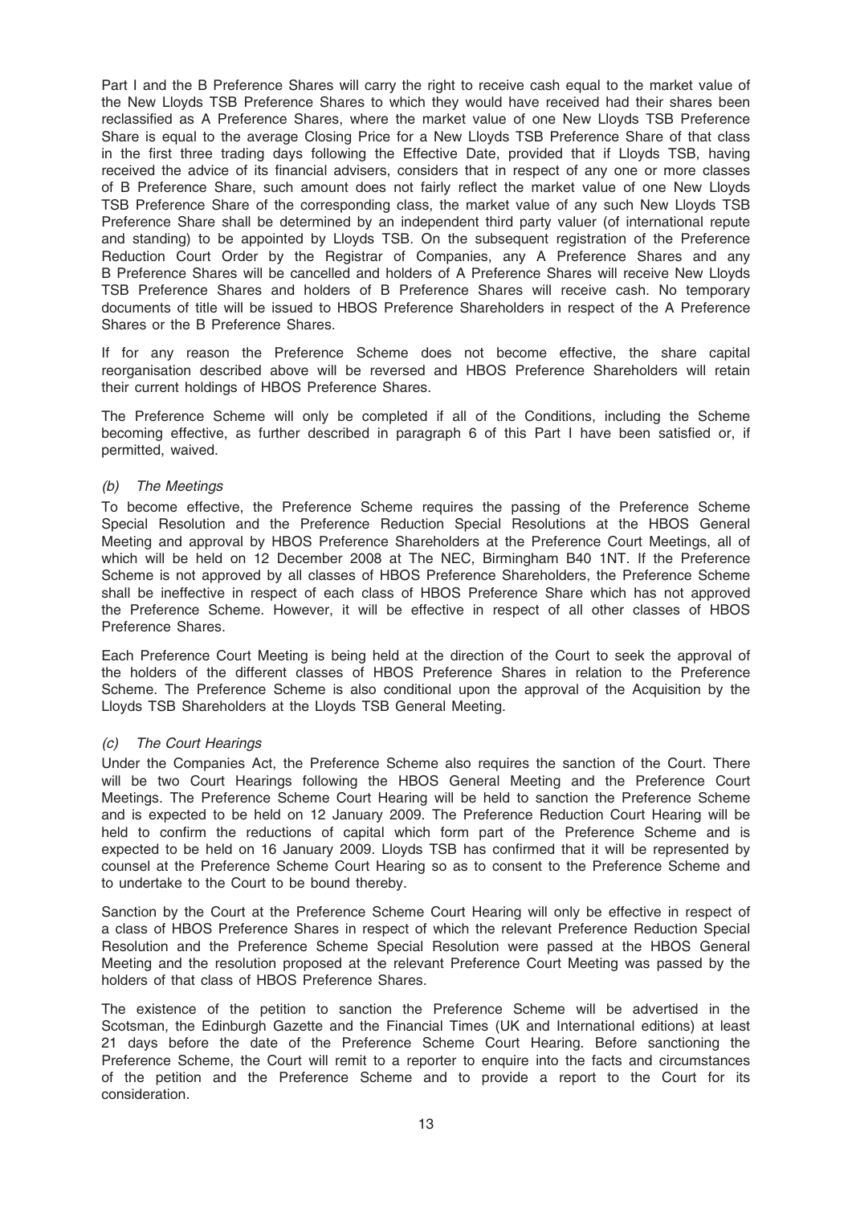Part I and the B Preference Shares will carry the right to receive cash equal to the market value of the New Lloyds TSB Preference Shares to which they would have received had their shares been reclassified as A Preference Shares, where the market value of one New Lloyds TSB Preference Share is equal to the average Closing Price for a New Lloyds TSB Preference Share of that class in the first three trading days following the Effective Date, provided that if Lloyds TSB, having received the advice of its financial advisers, considers that in respect of any one or more classes of B Preference Share, such amount does not fairly reflect the market value of one New Lloyds TSB Preference Share of the corresponding class, the market value of any such New Lloyds TSB Preference Share shall be determined by an independent third party valuer (of international repute and standing) to be appointed by Lloyds TSB. On the subsequent registration of the Preference Reduction Court Order by the Registrar of Companies, any A Preference Shares and any B Preference Shares will be cancelled and holders of A Preference Shares will receive New Lloyds TSB Preference Shares and holders of B Preference Shares will receive cash. No temporary documents of title will be issued to HBOS Preference Shareholders in respect of the A Preference Shares or the B Preference Shares.

If for any reason the Preference Scheme does not become effective, the share capital reorganisation described above will be reversed and HBOS Preference Shareholders will retain their current holdings of HBOS Preference Shares.

The Preference Scheme will only be completed if all of the Conditions, including the Scheme becoming effective, as further described in paragraph 6 of this Part I have been satisfied or, if permitted, waived.

*(b) The Meetings*

To become effective, the Preference Scheme requires the passing of the Preference Scheme Special Resolution and the Preference Reduction Special Resolutions at the HBOS General Meeting and approval by HBOS Preference Shareholders at the Preference Court Meetings, all of which will be held on 12 December 2008 at The NEC, Birmingham B40 1NT. If the Preference Scheme is not approved by all classes of HBOS Preference Shareholders, the Preference Scheme shall be ineffective in respect of each class of HBOS Preference Share which has not approved the Preference Scheme. However, it will be effective in respect of all other classes of HBOS Preference Shares.

Each Preference Court Meeting is being held at the direction of the Court to seek the approval of the holders of the different classes of HBOS Preference Shares in relation to the Preference Scheme. The Preference Scheme is also conditional upon the approval of the Acquisition by the Lloyds TSB Shareholders at the Lloyds TSB General Meeting.

*(c) The Court Hearings*

Under the Companies Act, the Preference Scheme also requires the sanction of the Court. There will be two Court Hearings following the HBOS General Meeting and the Preference Court Meetings. The Preference Scheme Court Hearing will be held to sanction the Preference Scheme and is expected to be held on 12 January 2009. The Preference Reduction Court Hearing will be held to confirm the reductions of capital which form part of the Preference Scheme and is expected to be held on 16 January 2009. Lloyds TSB has confirmed that it will be represented by counsel at the Preference Scheme Court Hearing so as to consent to the Preference Scheme and to undertake to the Court to be bound thereby.

Sanction by the Court at the Preference Scheme Court Hearing will only be effective in respect of a class of HBOS Preference Shares in respect of which the relevant Preference Reduction Special Resolution and the Preference Scheme Special Resolution were passed at the HBOS General Meeting and the resolution proposed at the relevant Preference Court Meeting was passed by the holders of that class of HBOS Preference Shares.

The existence of the petition to sanction the Preference Scheme will be advertised in the Scotsman, the Edinburgh Gazette and the Financial Times (UK and International editions) at least 21 days before the date of the Preference Scheme Court Hearing. Before sanctioning the Preference Scheme, the Court will remit to a reporter to enquire into the facts and circumstances of the petition and the Preference Scheme and to provide a report to the Court for its consideration.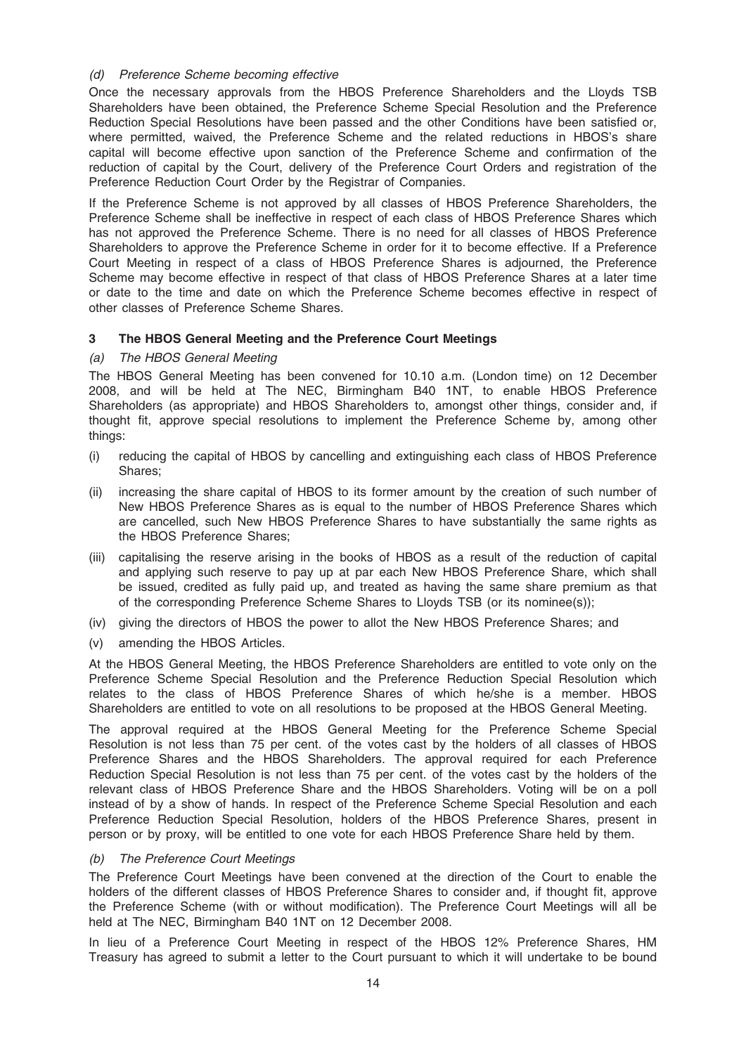*(d) Preference Scheme becoming effective*

Once the necessary approvals from the HBOS Preference Shareholders and the Lloyds TSB Shareholders have been obtained, the Preference Scheme Special Resolution and the Preference Reduction Special Resolutions have been passed and the other Conditions have been satisfied or, where permitted, waived, the Preference Scheme and the related reductions in HBOS's share capital will become effective upon sanction of the Preference Scheme and confirmation of the reduction of capital by the Court, delivery of the Preference Court Orders and registration of the Preference Reduction Court Order by the Registrar of Companies.

If the Preference Scheme is not approved by all classes of HBOS Preference Shareholders, the Preference Scheme shall be ineffective in respect of each class of HBOS Preference Shares which has not approved the Preference Scheme. There is no need for all classes of HBOS Preference Shareholders to approve the Preference Scheme in order for it to become effective. If a Preference Court Meeting in respect of a class of HBOS Preference Shares is adjourned, the Preference Scheme may become effective in respect of that class of HBOS Preference Shares at a later time or date to the time and date on which the Preference Scheme becomes effective in respect of other classes of Preference Scheme Shares.

## 3 The HBOS General Meeting and the Preference Court Meetings

*(a) The HBOS General Meeting*

The HBOS General Meeting has been convened for 10.10 a.m. (London time) on 12 December 2008, and will be held at The NEC, Birmingham B40 1NT, to enable HBOS Preference Shareholders (as appropriate) and HBOS Shareholders to, amongst other things, consider and, if thought fit, approve special resolutions to implement the Preference Scheme by, among other things:

(i) reducing the capital of HBOS by cancelling and extinguishing each class of HBOS Preference Shares;

(ii) increasing the share capital of HBOS to its former amount by the creation of such number of New HBOS Preference Shares as is equal to the number of HBOS Preference Shares which are cancelled, such New HBOS Preference Shares to have substantially the same rights as the HBOS Preference Shares;

(iii) capitalising the reserve arising in the books of HBOS as a result of the reduction of capital and applying such reserve to pay up at par each New HBOS Preference Share, which shall be issued, credited as fully paid up, and treated as having the same share premium as that of the corresponding Preference Scheme Shares to Lloyds TSB (or its nominee(s));

(iv) giving the directors of HBOS the power to allot the New HBOS Preference Shares; and

(v) amending the HBOS Articles.

At the HBOS General Meeting, the HBOS Preference Shareholders are entitled to vote only on the Preference Scheme Special Resolution and the Preference Reduction Special Resolution which relates to the class of HBOS Preference Shares of which he/she is a member. HBOS Shareholders are entitled to vote on all resolutions to be proposed at the HBOS General Meeting.

The approval required at the HBOS General Meeting for the Preference Scheme Special Resolution is not less than 75 per cent. of the votes cast by the holders of all classes of HBOS Preference Shares and the HBOS Shareholders. The approval required for each Preference Reduction Special Resolution is not less than 75 per cent. of the votes cast by the holders of the relevant class of HBOS Preference Share and the HBOS Shareholders. Voting will be on a poll instead of by a show of hands. In respect of the Preference Scheme Special Resolution and each Preference Reduction Special Resolution, holders of the HBOS Preference Shares, present in person or by proxy, will be entitled to one vote for each HBOS Preference Share held by them.

*(b) The Preference Court Meetings*

The Preference Court Meetings have been convened at the direction of the Court to enable the holders of the different classes of HBOS Preference Shares to consider and, if thought fit, approve the Preference Scheme (with or without modification). The Preference Court Meetings will all be held at The NEC, Birmingham B40 1NT on 12 December 2008.

In lieu of a Preference Court Meeting in respect of the HBOS 12% Preference Shares, HM Treasury has agreed to submit a letter to the Court pursuant to which it will undertake to be bound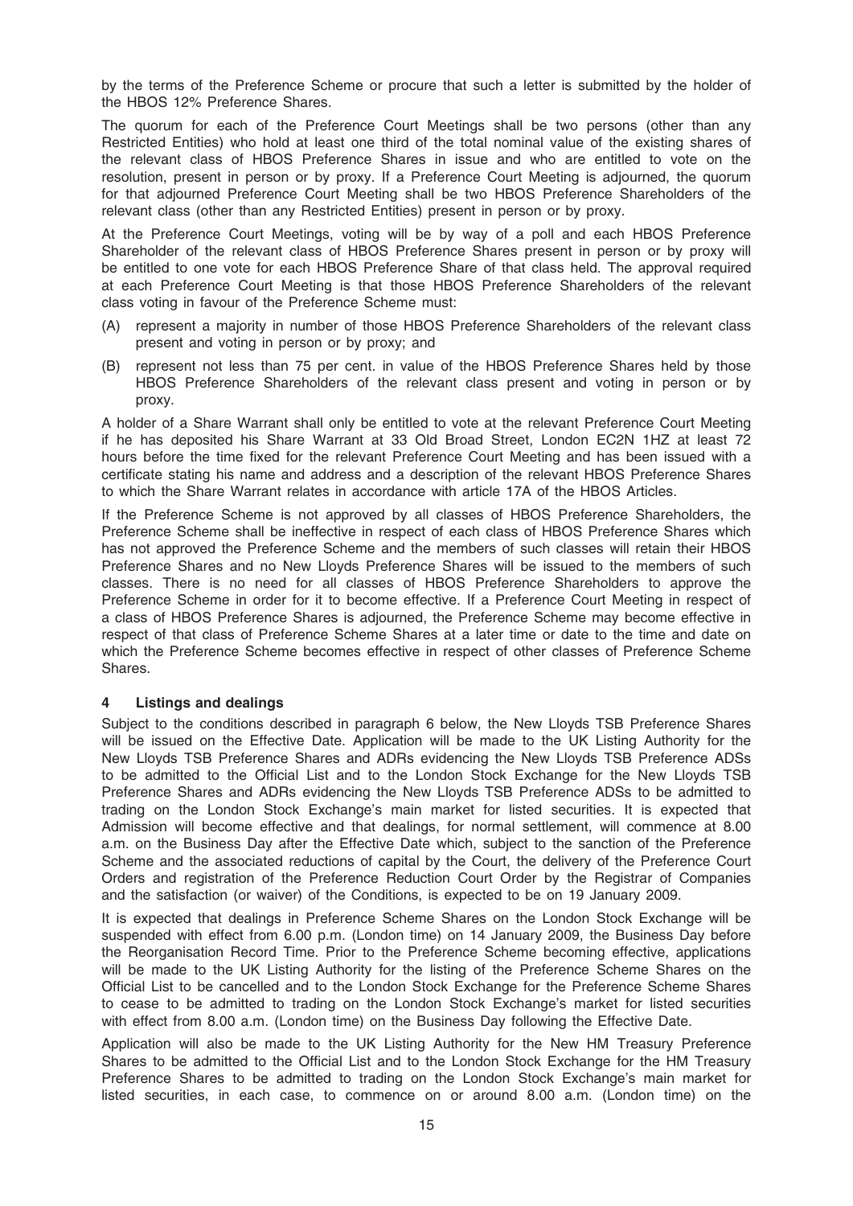by the terms of the Preference Scheme or procure that such a letter is submitted by the holder of the HBOS 12% Preference Shares.

The quorum for each of the Preference Court Meetings shall be two persons (other than any Restricted Entities) who hold at least one third of the total nominal value of the existing shares of the relevant class of HBOS Preference Shares in issue and who are entitled to vote on the resolution, present in person or by proxy. If a Preference Court Meeting is adjourned, the quorum for that adjourned Preference Court Meeting shall be two HBOS Preference Shareholders of the relevant class (other than any Restricted Entities) present in person or by proxy.

At the Preference Court Meetings, voting will be by way of a poll and each HBOS Preference Shareholder of the relevant class of HBOS Preference Shares present in person or by proxy will be entitled to one vote for each HBOS Preference Share of that class held. The approval required at each Preference Court Meeting is that those HBOS Preference Shareholders of the relevant class voting in favour of the Preference Scheme must:

(A) represent a majority in number of those HBOS Preference Shareholders of the relevant class present and voting in person or by proxy; and

(B) represent not less than 75 per cent. in value of the HBOS Preference Shares held by those HBOS Preference Shareholders of the relevant class present and voting in person or by proxy.

A holder of a Share Warrant shall only be entitled to vote at the relevant Preference Court Meeting if he has deposited his Share Warrant at 33 Old Broad Street, London EC2N 1HZ at least 72 hours before the time fixed for the relevant Preference Court Meeting and has been issued with a certificate stating his name and address and a description of the relevant HBOS Preference Shares to which the Share Warrant relates in accordance with article 17A of the HBOS Articles.

If the Preference Scheme is not approved by all classes of HBOS Preference Shareholders, the Preference Scheme shall be ineffective in respect of each class of HBOS Preference Shares which has not approved the Preference Scheme and the members of such classes will retain their HBOS Preference Shares and no New Lloyds Preference Shares will be issued to the members of such classes. There is no need for all classes of HBOS Preference Shareholders to approve the Preference Scheme in order for it to become effective. If a Preference Court Meeting in respect of a class of HBOS Preference Shares is adjourned, the Preference Scheme may become effective in respect of that class of Preference Scheme Shares at a later time or date to the time and date on which the Preference Scheme becomes effective in respect of other classes of Preference Scheme Shares.

## 4 Listings and dealings

Subject to the conditions described in paragraph 6 below, the New Lloyds TSB Preference Shares will be issued on the Effective Date. Application will be made to the UK Listing Authority for the New Lloyds TSB Preference Shares and ADRs evidencing the New Lloyds TSB Preference ADSs to be admitted to the Official List and to the London Stock Exchange for the New Lloyds TSB Preference Shares and ADRs evidencing the New Lloyds TSB Preference ADSs to be admitted to trading on the London Stock Exchange's main market for listed securities. It is expected that Admission will become effective and that dealings, for normal settlement, will commence at 8.00 a.m. on the Business Day after the Effective Date which, subject to the sanction of the Preference Scheme and the associated reductions of capital by the Court, the delivery of the Preference Court Orders and registration of the Preference Reduction Court Order by the Registrar of Companies and the satisfaction (or waiver) of the Conditions, is expected to be on 19 January 2009.

It is expected that dealings in Preference Scheme Shares on the London Stock Exchange will be suspended with effect from 6.00 p.m. (London time) on 14 January 2009, the Business Day before the Reorganisation Record Time. Prior to the Preference Scheme becoming effective, applications will be made to the UK Listing Authority for the listing of the Preference Scheme Shares on the Official List to be cancelled and to the London Stock Exchange for the Preference Scheme Shares to cease to be admitted to trading on the London Stock Exchange's market for listed securities with effect from 8.00 a.m. (London time) on the Business Day following the Effective Date.

Application will also be made to the UK Listing Authority for the New HM Treasury Preference Shares to be admitted to the Official List and to the London Stock Exchange for the HM Treasury Preference Shares to be admitted to trading on the London Stock Exchange's main market for listed securities, in each case, to commence on or around 8.00 a.m. (London time) on the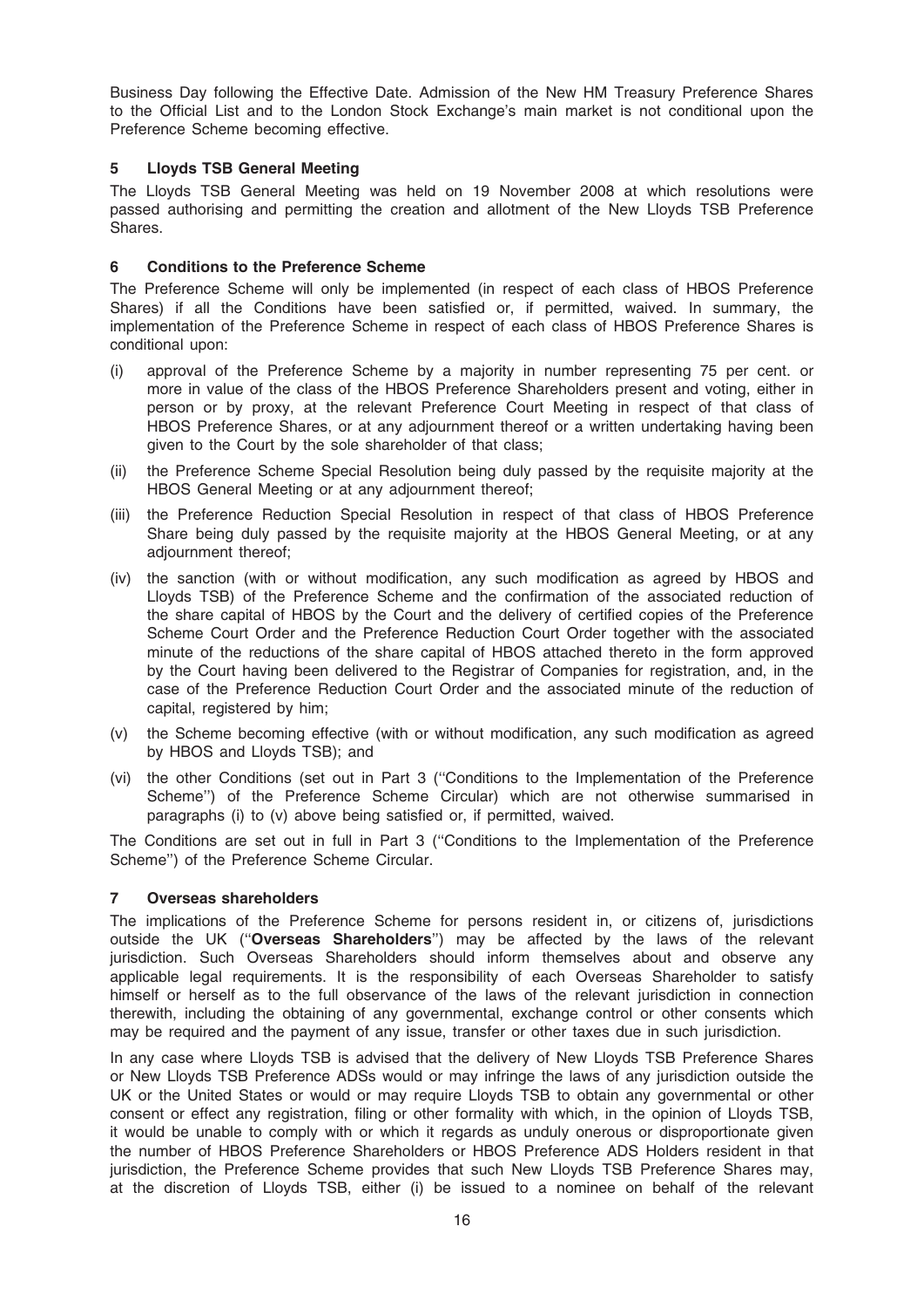Business Day following the Effective Date. Admission of the New HM Treasury Preference Shares to the Official List and to the London Stock Exchange's main market is not conditional upon the Preference Scheme becoming effective.

## 5 Lloyds TSB General Meeting

The Lloyds TSB General Meeting was held on 19 November 2008 at which resolutions were passed authorising and permitting the creation and allotment of the New Lloyds TSB Preference Shares.

## 6 Conditions to the Preference Scheme

The Preference Scheme will only be implemented (in respect of each class of HBOS Preference Shares) if all the Conditions have been satisfied or, if permitted, waived. In summary, the implementation of the Preference Scheme in respect of each class of HBOS Preference Shares is conditional upon:

(i) approval of the Preference Scheme by a majority in number representing 75 per cent. or more in value of the class of the HBOS Preference Shareholders present and voting, either in person or by proxy, at the relevant Preference Court Meeting in respect of that class of HBOS Preference Shares, or at any adjournment thereof or a written undertaking having been given to the Court by the sole shareholder of that class;

(ii) the Preference Scheme Special Resolution being duly passed by the requisite majority at the HBOS General Meeting or at any adjournment thereof;

(iii) the Preference Reduction Special Resolution in respect of that class of HBOS Preference Share being duly passed by the requisite majority at the HBOS General Meeting, or at any adjournment thereof;

(iv) the sanction (with or without modification, any such modification as agreed by HBOS and Lloyds TSB) of the Preference Scheme and the confirmation of the associated reduction of the share capital of HBOS by the Court and the delivery of certified copies of the Preference Scheme Court Order and the Preference Reduction Court Order together with the associated minute of the reductions of the share capital of HBOS attached thereto in the form approved by the Court having been delivered to the Registrar of Companies for registration, and, in the case of the Preference Reduction Court Order and the associated minute of the reduction of capital, registered by him;

(v) the Scheme becoming effective (with or without modification, any such modification as agreed by HBOS and Lloyds TSB); and

(vi) the other Conditions (set out in Part 3 (''Conditions to the Implementation of the Preference Scheme'') of the Preference Scheme Circular) which are not otherwise summarised in paragraphs (i) to (v) above being satisfied or, if permitted, waived.

The Conditions are set out in full in Part 3 (''Conditions to the Implementation of the Preference Scheme'') of the Preference Scheme Circular.

## 7 Overseas shareholders

The implications of the Preference Scheme for persons resident in, or citizens of, jurisdictions outside the UK (''**Overseas Shareholders**'') may be affected by the laws of the relevant jurisdiction. Such Overseas Shareholders should inform themselves about and observe any applicable legal requirements. It is the responsibility of each Overseas Shareholder to satisfy himself or herself as to the full observance of the laws of the relevant jurisdiction in connection therewith, including the obtaining of any governmental, exchange control or other consents which may be required and the payment of any issue, transfer or other taxes due in such jurisdiction.

In any case where Lloyds TSB is advised that the delivery of New Lloyds TSB Preference Shares or New Lloyds TSB Preference ADSs would or may infringe the laws of any jurisdiction outside the UK or the United States or would or may require Lloyds TSB to obtain any governmental or other consent or effect any registration, filing or other formality with which, in the opinion of Lloyds TSB, it would be unable to comply with or which it regards as unduly onerous or disproportionate given the number of HBOS Preference Shareholders or HBOS Preference ADS Holders resident in that jurisdiction, the Preference Scheme provides that such New Lloyds TSB Preference Shares may, at the discretion of Lloyds TSB, either (i) be issued to a nominee on behalf of the relevant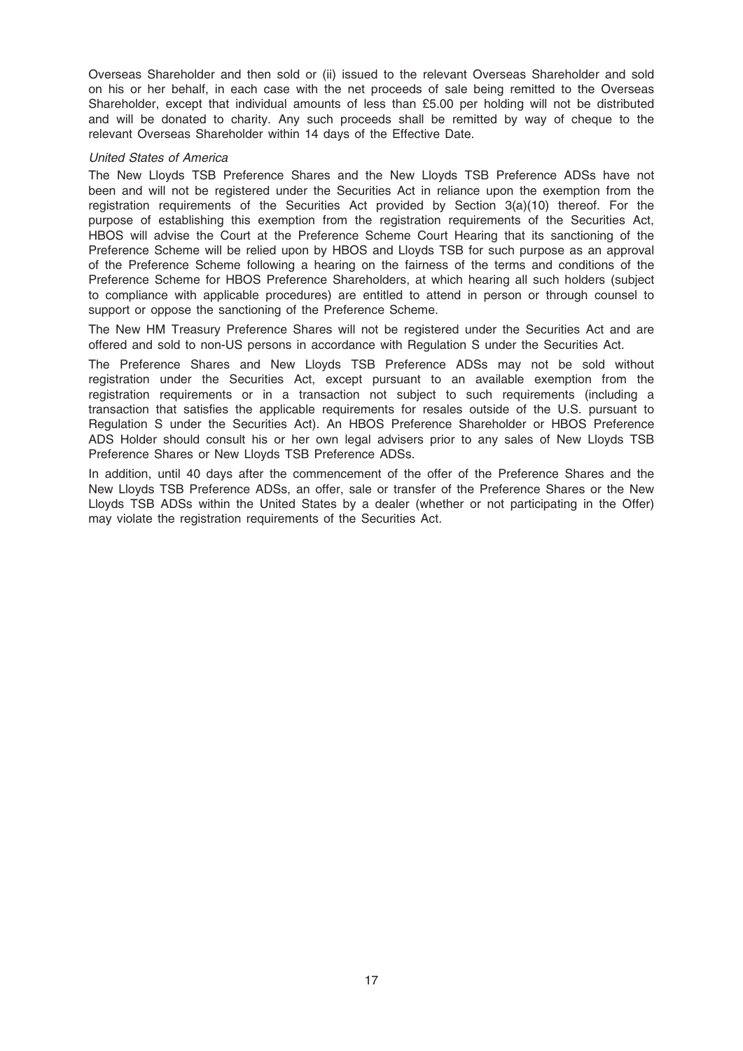Overseas Shareholder and then sold or (ii) issued to the relevant Overseas Shareholder and sold on his or her behalf, in each case with the net proceeds of sale being remitted to the Overseas Shareholder, except that individual amounts of less than £5.00 per holding will not be distributed and will be donated to charity. Any such proceeds shall be remitted by way of cheque to the relevant Overseas Shareholder within 14 days of the Effective Date.

*United States of America*

The New Lloyds TSB Preference Shares and the New Lloyds TSB Preference ADSs have not been and will not be registered under the Securities Act in reliance upon the exemption from the registration requirements of the Securities Act provided by Section 3(a)(10) thereof. For the purpose of establishing this exemption from the registration requirements of the Securities Act, HBOS will advise the Court at the Preference Scheme Court Hearing that its sanctioning of the Preference Scheme will be relied upon by HBOS and Lloyds TSB for such purpose as an approval of the Preference Scheme following a hearing on the fairness of the terms and conditions of the Preference Scheme for HBOS Preference Shareholders, at which hearing all such holders (subject to compliance with applicable procedures) are entitled to attend in person or through counsel to support or oppose the sanctioning of the Preference Scheme.

The New HM Treasury Preference Shares will not be registered under the Securities Act and are offered and sold to non-US persons in accordance with Regulation S under the Securities Act.

The Preference Shares and New Lloyds TSB Preference ADSs may not be sold without registration under the Securities Act, except pursuant to an available exemption from the registration requirements or in a transaction not subject to such requirements (including a transaction that satisfies the applicable requirements for resales outside of the U.S. pursuant to Regulation S under the Securities Act). An HBOS Preference Shareholder or HBOS Preference ADS Holder should consult his or her own legal advisers prior to any sales of New Lloyds TSB Preference Shares or New Lloyds TSB Preference ADSs.

In addition, until 40 days after the commencement of the offer of the Preference Shares and the New Lloyds TSB Preference ADSs, an offer, sale or transfer of the Preference Shares or the New Lloyds TSB ADSs within the United States by a dealer (whether or not participating in the Offer) may violate the registration requirements of the Securities Act.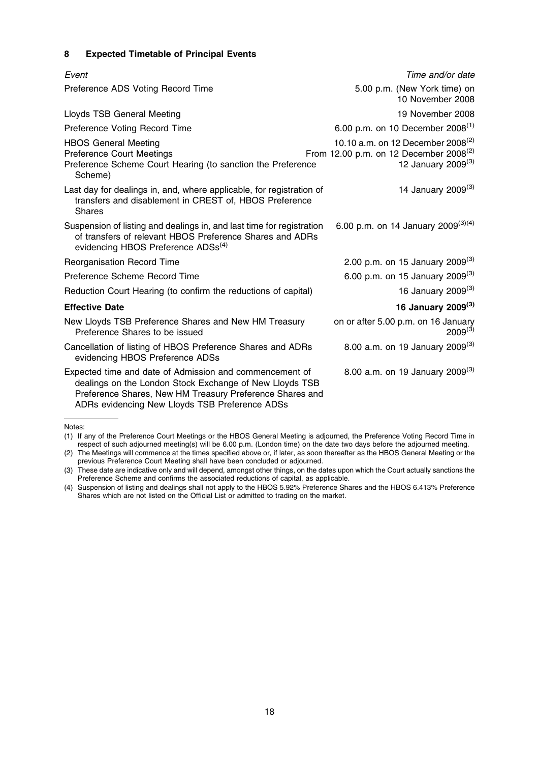## 8 Expected Timetable of Principal Events

| *Event* | *Time and/or date* |
|---|---|
| Preference ADS Voting Record Time | 5.00 p.m. (New York time) on 10 November 2008 |
| Lloyds TSB General Meeting | 19 November 2008 |
| Preference Voting Record Time | 6.00 p.m. on 10 December 2008[(1)] |
| HBOS General Meeting | 10.10 a.m. on 12 December 2008[(2)] |
| Preference Court Meetings | From 12.00 p.m. on 12 December 2008[(2)] |
| Preference Scheme Court Hearing (to sanction the Preference Scheme) | 12 January 2009[(3)] |
| Last day for dealings in, and, where applicable, for registration of transfers and disablement in CREST of, HBOS Preference Shares | 14 January 2009[(3)] |
| Suspension of listing and dealings in, and last time for registration of transfers of relevant HBOS Preference Shares and ADRs evidencing HBOS Preference ADSs[(4)] | 6.00 p.m. on 14 January 2009[(3)(4)] |
| Reorganisation Record Time | 2.00 p.m. on 15 January 2009[(3)] |
| Preference Scheme Record Time | 6.00 p.m. on 15 January 2009[(3)] |
| Reduction Court Hearing (to confirm the reductions of capital) | 16 January 2009[(3)] |
| **Effective Date** | **16 January 2009[(3)]** |
| New Lloyds TSB Preference Shares and New HM Treasury Preference Shares to be issued | on or after 5.00 p.m. on 16 January 2009[(3)] |
| Cancellation of listing of HBOS Preference Shares and ADRs evidencing HBOS Preference ADSs | 8.00 a.m. on 19 January 2009[(3)] |
| Expected time and date of Admission and commencement of dealings on the London Stock Exchange of New Lloyds TSB Preference Shares, New HM Treasury Preference Shares and ADRs evidencing New Lloyds TSB Preference ADSs | 8.00 a.m. on 19 January 2009[(3)] |

Notes:

(1) If any of the Preference Court Meetings or the HBOS General Meeting is adjourned, the Preference Voting Record Time in respect of such adjourned meeting(s) will be 6.00 p.m. (London time) on the date two days before the adjourned meeting.

(2) The Meetings will commence at the times specified above or, if later, as soon thereafter as the HBOS General Meeting or the previous Preference Court Meeting shall have been concluded or adjourned.

(3) These date are indicative only and will depend, amongst other things, on the dates upon which the Court actually sanctions the Preference Scheme and confirms the associated reductions of capital, as applicable.

(4) Suspension of listing and dealings shall not apply to the HBOS 5.92% Preference Shares and the HBOS 6.413% Preference Shares which are not listed on the Official List or admitted to trading on the market.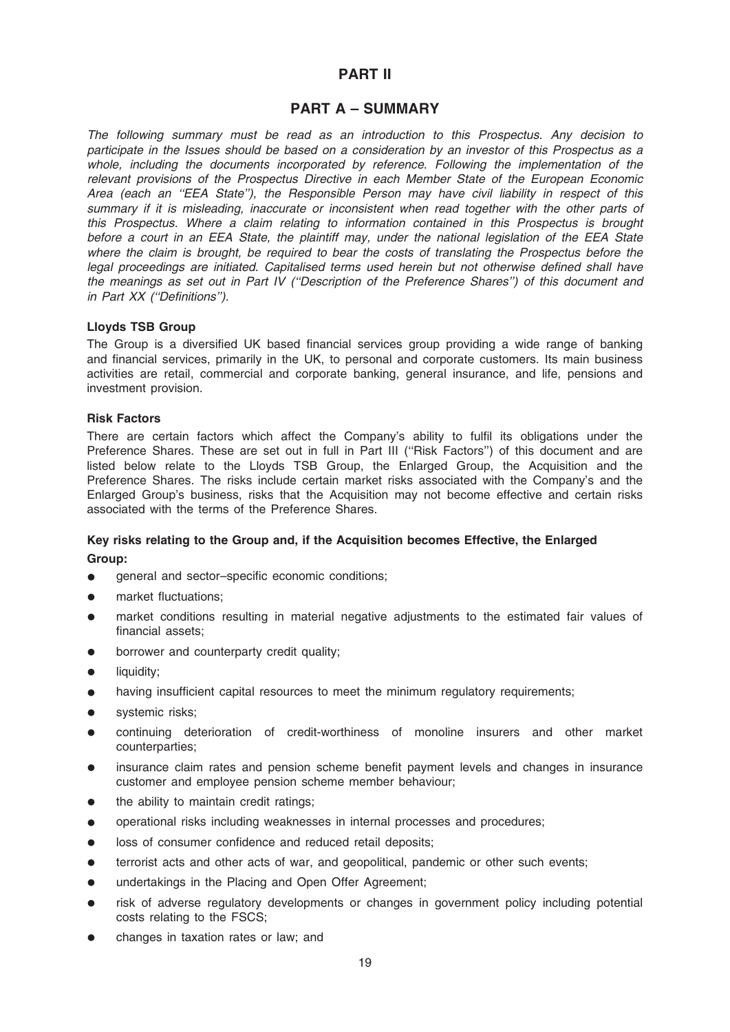# PART II

## PART A – SUMMARY

*The following summary must be read as an introduction to this Prospectus. Any decision to participate in the Issues should be based on a consideration by an investor of this Prospectus as a whole, including the documents incorporated by reference. Following the implementation of the relevant provisions of the Prospectus Directive in each Member State of the European Economic Area (each an ''EEA State''), the Responsible Person may have civil liability in respect of this summary if it is misleading, inaccurate or inconsistent when read together with the other parts of this Prospectus. Where a claim relating to information contained in this Prospectus is brought before a court in an EEA State, the plaintiff may, under the national legislation of the EEA State where the claim is brought, be required to bear the costs of translating the Prospectus before the legal proceedings are initiated. Capitalised terms used herein but not otherwise defined shall have the meanings as set out in Part IV (''Description of the Preference Shares'') of this document and in Part XX (''Definitions'').*

**Lloyds TSB Group**

The Group is a diversified UK based financial services group providing a wide range of banking and financial services, primarily in the UK, to personal and corporate customers. Its main business activities are retail, commercial and corporate banking, general insurance, and life, pensions and investment provision.

**Risk Factors**

There are certain factors which affect the Company's ability to fulfil its obligations under the Preference Shares. These are set out in full in Part III (''Risk Factors'') of this document and are listed below relate to the Lloyds TSB Group, the Enlarged Group, the Acquisition and the Preference Shares. The risks include certain market risks associated with the Company's and the Enlarged Group's business, risks that the Acquisition may not become effective and certain risks associated with the terms of the Preference Shares.

**Key risks relating to the Group and, if the Acquisition becomes Effective, the Enlarged Group:**

- general and sector–specific economic conditions;
- market fluctuations;
- market conditions resulting in material negative adjustments to the estimated fair values of financial assets;
- borrower and counterparty credit quality;
- liquidity;
- having insufficient capital resources to meet the minimum regulatory requirements;
- systemic risks;
- continuing deterioration of credit-worthiness of monoline insurers and other market counterparties;
- insurance claim rates and pension scheme benefit payment levels and changes in insurance customer and employee pension scheme member behaviour;
- the ability to maintain credit ratings;
- operational risks including weaknesses in internal processes and procedures;
- loss of consumer confidence and reduced retail deposits;
- terrorist acts and other acts of war, and geopolitical, pandemic or other such events;
- undertakings in the Placing and Open Offer Agreement;
- risk of adverse regulatory developments or changes in government policy including potential costs relating to the FSCS;
- changes in taxation rates or law; and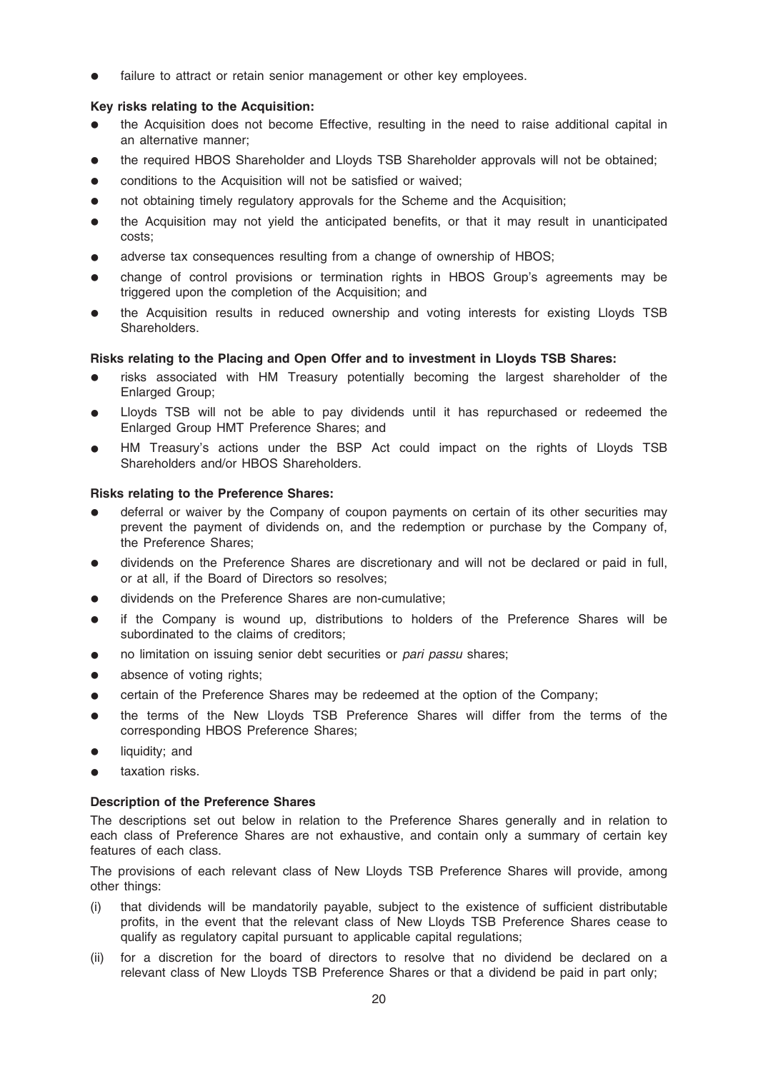- failure to attract or retain senior management or other key employees.

**Key risks relating to the Acquisition:**

- the Acquisition does not become Effective, resulting in the need to raise additional capital in an alternative manner;
- the required HBOS Shareholder and Lloyds TSB Shareholder approvals will not be obtained;
- conditions to the Acquisition will not be satisfied or waived;
- not obtaining timely regulatory approvals for the Scheme and the Acquisition;
- the Acquisition may not yield the anticipated benefits, or that it may result in unanticipated costs;
- adverse tax consequences resulting from a change of ownership of HBOS;
- change of control provisions or termination rights in HBOS Group's agreements may be triggered upon the completion of the Acquisition; and
- the Acquisition results in reduced ownership and voting interests for existing Lloyds TSB Shareholders.

**Risks relating to the Placing and Open Offer and to investment in Lloyds TSB Shares:**

- risks associated with HM Treasury potentially becoming the largest shareholder of the Enlarged Group;
- Lloyds TSB will not be able to pay dividends until it has repurchased or redeemed the Enlarged Group HMT Preference Shares; and
- HM Treasury's actions under the BSP Act could impact on the rights of Lloyds TSB Shareholders and/or HBOS Shareholders.

**Risks relating to the Preference Shares:**

- deferral or waiver by the Company of coupon payments on certain of its other securities may prevent the payment of dividends on, and the redemption or purchase by the Company of, the Preference Shares;
- dividends on the Preference Shares are discretionary and will not be declared or paid in full, or at all, if the Board of Directors so resolves;
- dividends on the Preference Shares are non-cumulative;
- if the Company is wound up, distributions to holders of the Preference Shares will be subordinated to the claims of creditors;
- no limitation on issuing senior debt securities or *pari passu* shares;
- absence of voting rights;
- certain of the Preference Shares may be redeemed at the option of the Company;
- the terms of the New Lloyds TSB Preference Shares will differ from the terms of the corresponding HBOS Preference Shares;
- liquidity; and
- taxation risks.

**Description of the Preference Shares**

The descriptions set out below in relation to the Preference Shares generally and in relation to each class of Preference Shares are not exhaustive, and contain only a summary of certain key features of each class.

The provisions of each relevant class of New Lloyds TSB Preference Shares will provide, among other things:

(i) that dividends will be mandatorily payable, subject to the existence of sufficient distributable profits, in the event that the relevant class of New Lloyds TSB Preference Shares cease to qualify as regulatory capital pursuant to applicable capital regulations;

(ii) for a discretion for the board of directors to resolve that no dividend be declared on a relevant class of New Lloyds TSB Preference Shares or that a dividend be paid in part only;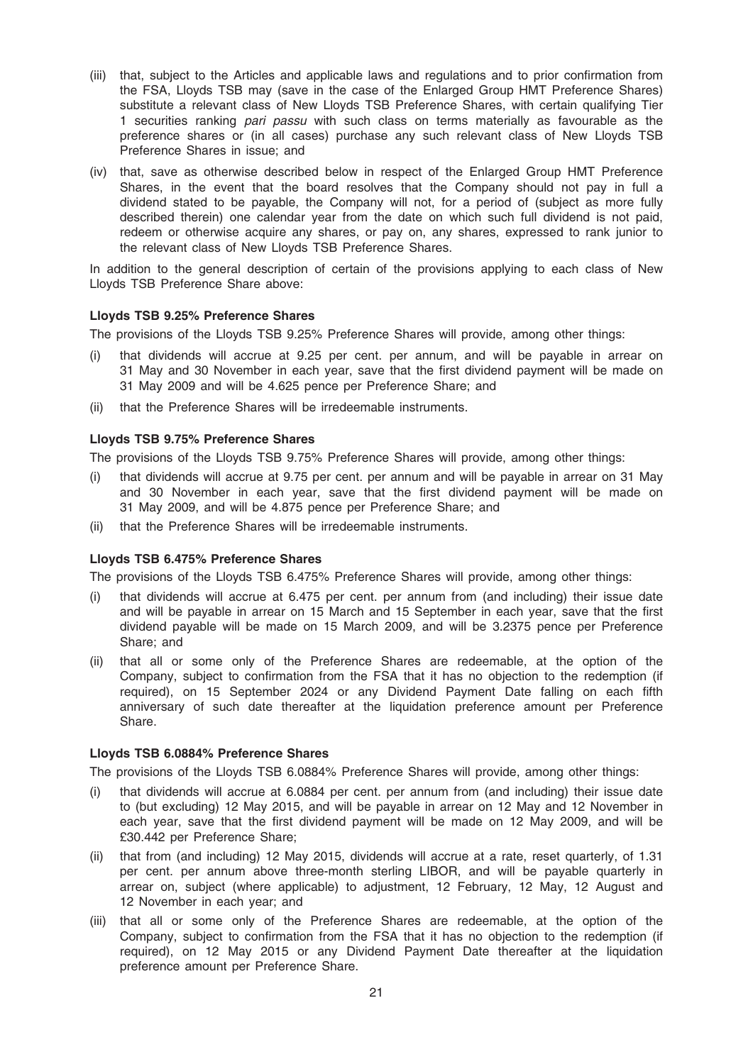(iii) that, subject to the Articles and applicable laws and regulations and to prior confirmation from the FSA, Lloyds TSB may (save in the case of the Enlarged Group HMT Preference Shares) substitute a relevant class of New Lloyds TSB Preference Shares, with certain qualifying Tier 1 securities ranking *pari passu* with such class on terms materially as favourable as the preference shares or (in all cases) purchase any such relevant class of New Lloyds TSB Preference Shares in issue; and

(iv) that, save as otherwise described below in respect of the Enlarged Group HMT Preference Shares, in the event that the board resolves that the Company should not pay in full a dividend stated to be payable, the Company will not, for a period of (subject as more fully described therein) one calendar year from the date on which such full dividend is not paid, redeem or otherwise acquire any shares, or pay on, any shares, expressed to rank junior to the relevant class of New Lloyds TSB Preference Shares.

In addition to the general description of certain of the provisions applying to each class of New Lloyds TSB Preference Share above:

**Lloyds TSB 9.25% Preference Shares**

The provisions of the Lloyds TSB 9.25% Preference Shares will provide, among other things:

(i) that dividends will accrue at 9.25 per cent. per annum, and will be payable in arrear on 31 May and 30 November in each year, save that the first dividend payment will be made on 31 May 2009 and will be 4.625 pence per Preference Share; and

(ii) that the Preference Shares will be irredeemable instruments.

**Lloyds TSB 9.75% Preference Shares**

The provisions of the Lloyds TSB 9.75% Preference Shares will provide, among other things:

(i) that dividends will accrue at 9.75 per cent. per annum and will be payable in arrear on 31 May and 30 November in each year, save that the first dividend payment will be made on 31 May 2009, and will be 4.875 pence per Preference Share; and

(ii) that the Preference Shares will be irredeemable instruments.

**Lloyds TSB 6.475% Preference Shares**

The provisions of the Lloyds TSB 6.475% Preference Shares will provide, among other things:

(i) that dividends will accrue at 6.475 per cent. per annum from (and including) their issue date and will be payable in arrear on 15 March and 15 September in each year, save that the first dividend payable will be made on 15 March 2009, and will be 3.2375 pence per Preference Share; and

(ii) that all or some only of the Preference Shares are redeemable, at the option of the Company, subject to confirmation from the FSA that it has no objection to the redemption (if required), on 15 September 2024 or any Dividend Payment Date falling on each fifth anniversary of such date thereafter at the liquidation preference amount per Preference Share.

**Lloyds TSB 6.0884% Preference Shares**

The provisions of the Lloyds TSB 6.0884% Preference Shares will provide, among other things:

(i) that dividends will accrue at 6.0884 per cent. per annum from (and including) their issue date to (but excluding) 12 May 2015, and will be payable in arrear on 12 May and 12 November in each year, save that the first dividend payment will be made on 12 May 2009, and will be £30.442 per Preference Share;

(ii) that from (and including) 12 May 2015, dividends will accrue at a rate, reset quarterly, of 1.31 per cent. per annum above three-month sterling LIBOR, and will be payable quarterly in arrear on, subject (where applicable) to adjustment, 12 February, 12 May, 12 August and 12 November in each year; and

(iii) that all or some only of the Preference Shares are redeemable, at the option of the Company, subject to confirmation from the FSA that it has no objection to the redemption (if required), on 12 May 2015 or any Dividend Payment Date thereafter at the liquidation preference amount per Preference Share.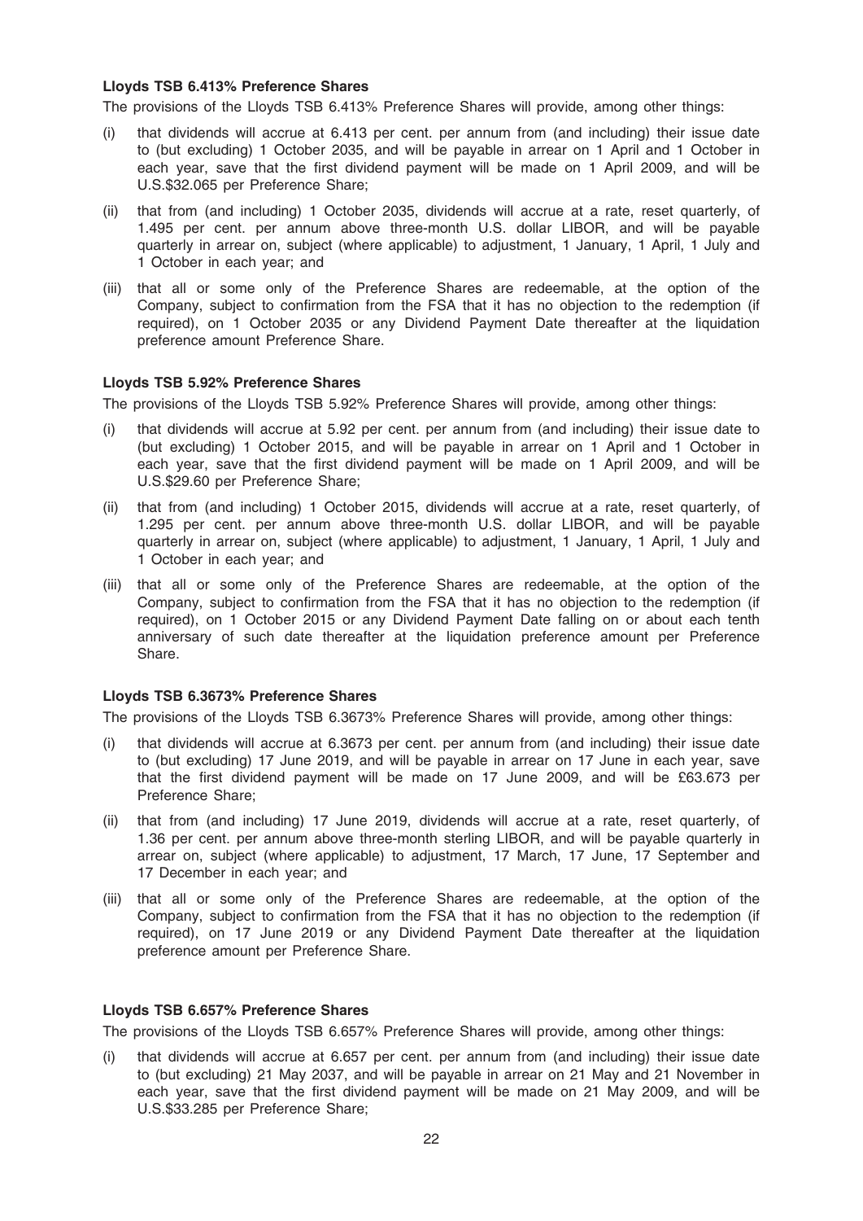**Lloyds TSB 6.413% Preference Shares**

The provisions of the Lloyds TSB 6.413% Preference Shares will provide, among other things:

(i) that dividends will accrue at 6.413 per cent. per annum from (and including) their issue date to (but excluding) 1 October 2035, and will be payable in arrear on 1 April and 1 October in each year, save that the first dividend payment will be made on 1 April 2009, and will be U.S.$32.065 per Preference Share;

(ii) that from (and including) 1 October 2035, dividends will accrue at a rate, reset quarterly, of 1.495 per cent. per annum above three-month U.S. dollar LIBOR, and will be payable quarterly in arrear on, subject (where applicable) to adjustment, 1 January, 1 April, 1 July and 1 October in each year; and

(iii) that all or some only of the Preference Shares are redeemable, at the option of the Company, subject to confirmation from the FSA that it has no objection to the redemption (if required), on 1 October 2035 or any Dividend Payment Date thereafter at the liquidation preference amount Preference Share.

**Lloyds TSB 5.92% Preference Shares**

The provisions of the Lloyds TSB 5.92% Preference Shares will provide, among other things:

(i) that dividends will accrue at 5.92 per cent. per annum from (and including) their issue date to (but excluding) 1 October 2015, and will be payable in arrear on 1 April and 1 October in each year, save that the first dividend payment will be made on 1 April 2009, and will be U.S.$29.60 per Preference Share;

(ii) that from (and including) 1 October 2015, dividends will accrue at a rate, reset quarterly, of 1.295 per cent. per annum above three-month U.S. dollar LIBOR, and will be payable quarterly in arrear on, subject (where applicable) to adjustment, 1 January, 1 April, 1 July and 1 October in each year; and

(iii) that all or some only of the Preference Shares are redeemable, at the option of the Company, subject to confirmation from the FSA that it has no objection to the redemption (if required), on 1 October 2015 or any Dividend Payment Date falling on or about each tenth anniversary of such date thereafter at the liquidation preference amount per Preference Share.

**Lloyds TSB 6.3673% Preference Shares**

The provisions of the Lloyds TSB 6.3673% Preference Shares will provide, among other things:

(i) that dividends will accrue at 6.3673 per cent. per annum from (and including) their issue date to (but excluding) 17 June 2019, and will be payable in arrear on 17 June in each year, save that the first dividend payment will be made on 17 June 2009, and will be £63.673 per Preference Share;

(ii) that from (and including) 17 June 2019, dividends will accrue at a rate, reset quarterly, of 1.36 per cent. per annum above three-month sterling LIBOR, and will be payable quarterly in arrear on, subject (where applicable) to adjustment, 17 March, 17 June, 17 September and 17 December in each year; and

(iii) that all or some only of the Preference Shares are redeemable, at the option of the Company, subject to confirmation from the FSA that it has no objection to the redemption (if required), on 17 June 2019 or any Dividend Payment Date thereafter at the liquidation preference amount per Preference Share.

**Lloyds TSB 6.657% Preference Shares**

The provisions of the Lloyds TSB 6.657% Preference Shares will provide, among other things:

(i) that dividends will accrue at 6.657 per cent. per annum from (and including) their issue date to (but excluding) 21 May 2037, and will be payable in arrear on 21 May and 21 November in each year, save that the first dividend payment will be made on 21 May 2009, and will be U.S.$33.285 per Preference Share;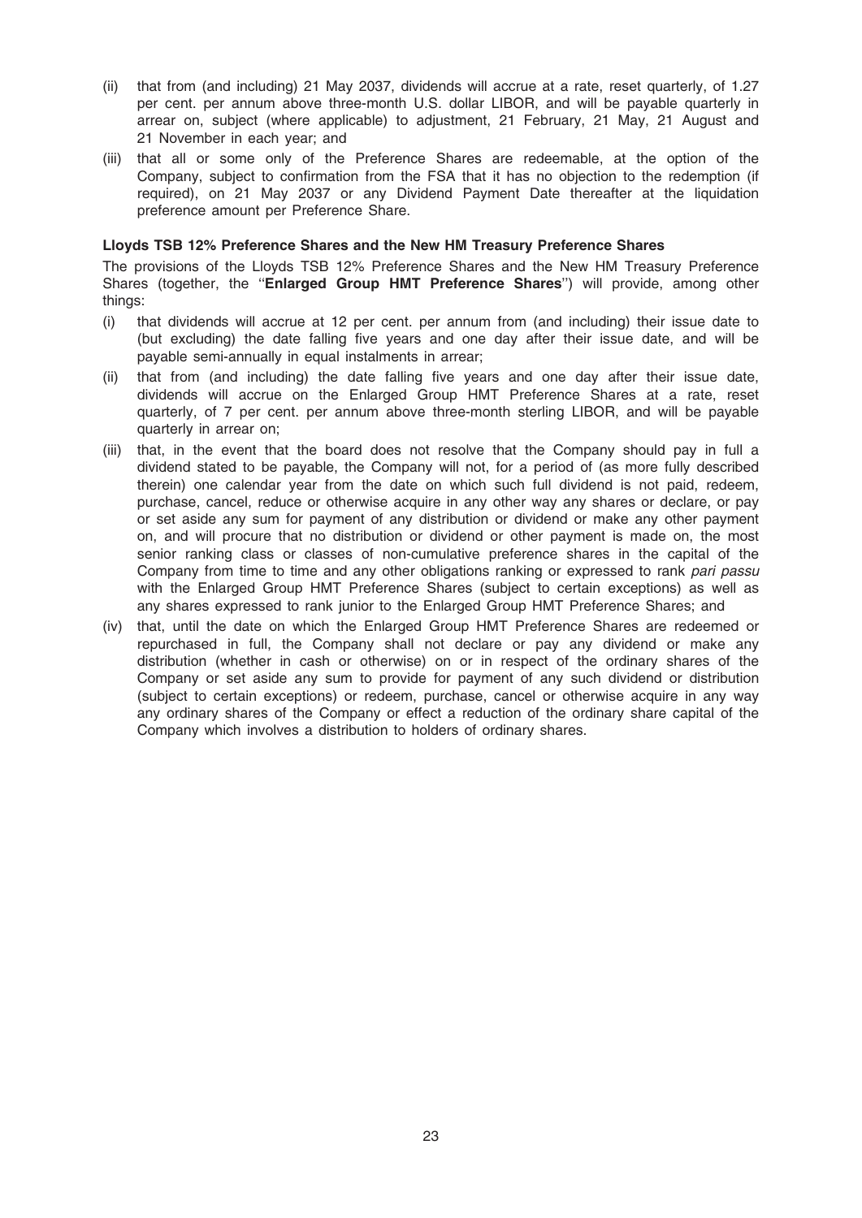(ii) that from (and including) 21 May 2037, dividends will accrue at a rate, reset quarterly, of 1.27 per cent. per annum above three-month U.S. dollar LIBOR, and will be payable quarterly in arrear on, subject (where applicable) to adjustment, 21 February, 21 May, 21 August and 21 November in each year; and

(iii) that all or some only of the Preference Shares are redeemable, at the option of the Company, subject to confirmation from the FSA that it has no objection to the redemption (if required), on 21 May 2037 or any Dividend Payment Date thereafter at the liquidation preference amount per Preference Share.

**Lloyds TSB 12% Preference Shares and the New HM Treasury Preference Shares**

The provisions of the Lloyds TSB 12% Preference Shares and the New HM Treasury Preference Shares (together, the "**Enlarged Group HMT Preference Shares**") will provide, among other things:

(i) that dividends will accrue at 12 per cent. per annum from (and including) their issue date to (but excluding) the date falling five years and one day after their issue date, and will be payable semi-annually in equal instalments in arrear;

(ii) that from (and including) the date falling five years and one day after their issue date, dividends will accrue on the Enlarged Group HMT Preference Shares at a rate, reset quarterly, of 7 per cent. per annum above three-month sterling LIBOR, and will be payable quarterly in arrear on;

(iii) that, in the event that the board does not resolve that the Company should pay in full a dividend stated to be payable, the Company will not, for a period of (as more fully described therein) one calendar year from the date on which such full dividend is not paid, redeem, purchase, cancel, reduce or otherwise acquire in any other way any shares or declare, or pay or set aside any sum for payment of any distribution or dividend or make any other payment on, and will procure that no distribution or dividend or other payment is made on, the most senior ranking class or classes of non-cumulative preference shares in the capital of the Company from time to time and any other obligations ranking or expressed to rank *pari passu* with the Enlarged Group HMT Preference Shares (subject to certain exceptions) as well as any shares expressed to rank junior to the Enlarged Group HMT Preference Shares; and

(iv) that, until the date on which the Enlarged Group HMT Preference Shares are redeemed or repurchased in full, the Company shall not declare or pay any dividend or make any distribution (whether in cash or otherwise) on or in respect of the ordinary shares of the Company or set aside any sum to provide for payment of any such dividend or distribution (subject to certain exceptions) or redeem, purchase, cancel or otherwise acquire in any way any ordinary shares of the Company or effect a reduction of the ordinary share capital of the Company which involves a distribution to holders of ordinary shares.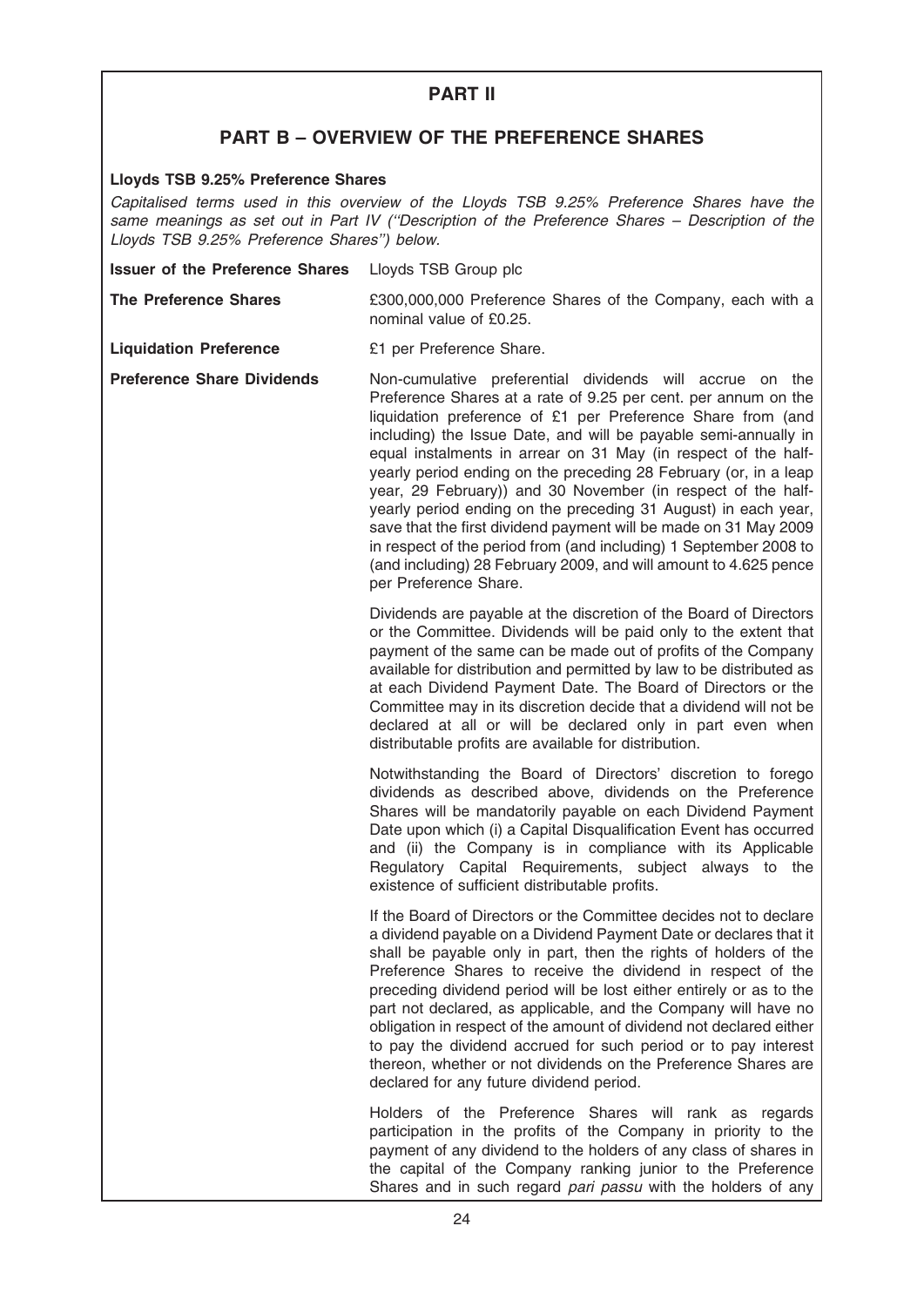# PART II

## PART B – OVERVIEW OF THE PREFERENCE SHARES

### Lloyds TSB 9.25% Preference Shares

*Capitalised terms used in this overview of the Lloyds TSB 9.25% Preference Shares have the same meanings as set out in Part IV ("Description of the Preference Shares – Description of the Lloyds TSB 9.25% Preference Shares") below.*

| | |
|---|---|
| **Issuer of the Preference Shares** | Lloyds TSB Group plc |
| **The Preference Shares** | £300,000,000 Preference Shares of the Company, each with a nominal value of £0.25. |
| **Liquidation Preference** | £1 per Preference Share. |
| **Preference Share Dividends** | Non-cumulative preferential dividends will accrue on the Preference Shares at a rate of 9.25 per cent. per annum on the liquidation preference of £1 per Preference Share from (and including) the Issue Date, and will be payable semi-annually in equal instalments in arrear on 31 May (in respect of the half-yearly period ending on the preceding 28 February (or, in a leap year, 29 February)) and 30 November (in respect of the half-yearly period ending on the preceding 31 August) in each year, save that the first dividend payment will be made on 31 May 2009 in respect of the period from (and including) 1 September 2008 to (and including) 28 February 2009, and will amount to 4.625 pence per Preference Share. |

Dividends are payable at the discretion of the Board of Directors or the Committee. Dividends will be paid only to the extent that payment of the same can be made out of profits of the Company available for distribution and permitted by law to be distributed as at each Dividend Payment Date. The Board of Directors or the Committee may in its discretion decide that a dividend will not be declared at all or will be declared only in part even when distributable profits are available for distribution.

Notwithstanding the Board of Directors' discretion to forego dividends as described above, dividends on the Preference Shares will be mandatorily payable on each Dividend Payment Date upon which (i) a Capital Disqualification Event has occurred and (ii) the Company is in compliance with its Applicable Regulatory Capital Requirements, subject always to the existence of sufficient distributable profits.

If the Board of Directors or the Committee decides not to declare a dividend payable on a Dividend Payment Date or declares that it shall be payable only in part, then the rights of holders of the Preference Shares to receive the dividend in respect of the preceding dividend period will be lost either entirely or as to the part not declared, as applicable, and the Company will have no obligation in respect of the amount of dividend not declared either to pay the dividend accrued for such period or to pay interest thereon, whether or not dividends on the Preference Shares are declared for any future dividend period.

Holders of the Preference Shares will rank as regards participation in the profits of the Company in priority to the payment of any dividend to the holders of any class of shares in the capital of the Company ranking junior to the Preference Shares and in such regard *pari passu* with the holders of any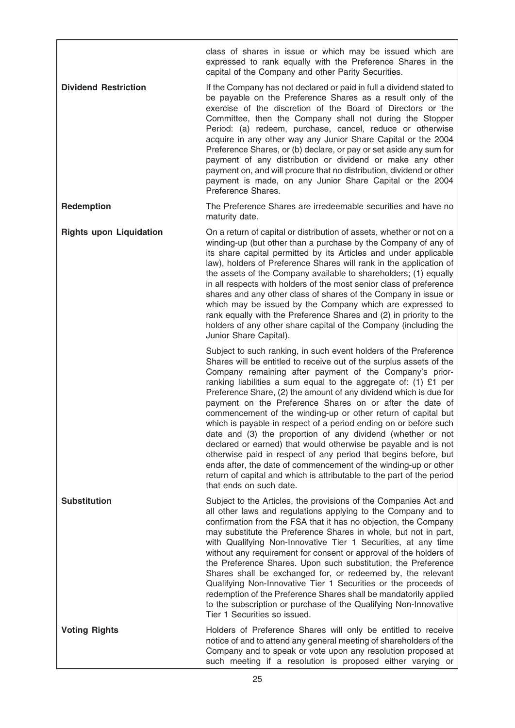| | |
|---|---|
| | class of shares in issue or which may be issued which are expressed to rank equally with the Preference Shares in the capital of the Company and other Parity Securities. |
| **Dividend Restriction** | If the Company has not declared or paid in full a dividend stated to be payable on the Preference Shares as a result only of the exercise of the discretion of the Board of Directors or the Committee, then the Company shall not during the Stopper Period: (a) redeem, purchase, cancel, reduce or otherwise acquire in any other way any Junior Share Capital or the 2004 Preference Shares, or (b) declare, or pay or set aside any sum for payment of any distribution or dividend or make any other payment on, and will procure that no distribution, dividend or other payment is made, on any Junior Share Capital or the 2004 Preference Shares. |
| **Redemption** | The Preference Shares are irredeemable securities and have no maturity date. |
| **Rights upon Liquidation** | On a return of capital or distribution of assets, whether or not on a winding-up (but other than a purchase by the Company of any of its share capital permitted by its Articles and under applicable law), holders of Preference Shares will rank in the application of the assets of the Company available to shareholders; (1) equally in all respects with holders of the most senior class of preference shares and any other class of shares of the Company in issue or which may be issued by the Company which are expressed to rank equally with the Preference Shares and (2) in priority to the holders of any other share capital of the Company (including the Junior Share Capital).<br><br>Subject to such ranking, in such event holders of the Preference Shares will be entitled to receive out of the surplus assets of the Company remaining after payment of the Company's prior-ranking liabilities a sum equal to the aggregate of: (1) £1 per Preference Share, (2) the amount of any dividend which is due for payment on the Preference Shares on or after the date of commencement of the winding-up or other return of capital but which is payable in respect of a period ending on or before such date and (3) the proportion of any dividend (whether or not declared or earned) that would otherwise be payable and is not otherwise paid in respect of any period that begins before, but ends after, the date of commencement of the winding-up or other return of capital and which is attributable to the part of the period that ends on such date. |
| **Substitution** | Subject to the Articles, the provisions of the Companies Act and all other laws and regulations applying to the Company and to confirmation from the FSA that it has no objection, the Company may substitute the Preference Shares in whole, but not in part, with Qualifying Non-Innovative Tier 1 Securities, at any time without any requirement for consent or approval of the holders of the Preference Shares. Upon such substitution, the Preference Shares shall be exchanged for, or redeemed by, the relevant Qualifying Non-Innovative Tier 1 Securities or the proceeds of redemption of the Preference Shares shall be mandatorily applied to the subscription or purchase of the Qualifying Non-Innovative Tier 1 Securities so issued. |
| **Voting Rights** | Holders of Preference Shares will only be entitled to receive notice of and to attend any general meeting of shareholders of the Company and to speak or vote upon any resolution proposed at such meeting if a resolution is proposed either varying or |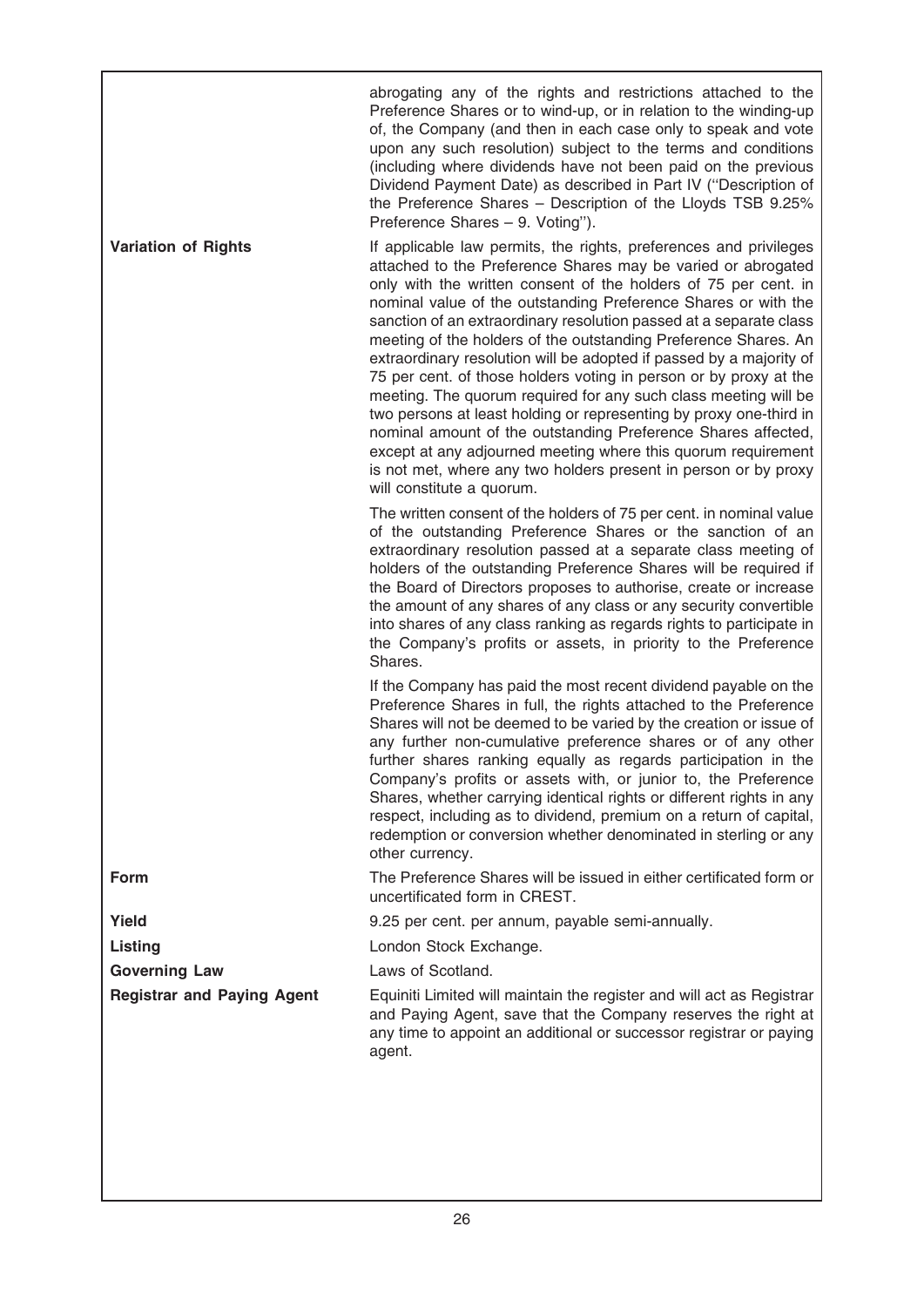| | |
|---|---|
| | abrogating any of the rights and restrictions attached to the Preference Shares or to wind-up, or in relation to the winding-up of, the Company (and then in each case only to speak and vote upon any such resolution) subject to the terms and conditions (including where dividends have not been paid on the previous Dividend Payment Date) as described in Part IV (''Description of the Preference Shares – Description of the Lloyds TSB 9.25% Preference Shares – 9. Voting''). |
| **Variation of Rights** | If applicable law permits, the rights, preferences and privileges attached to the Preference Shares may be varied or abrogated only with the written consent of the holders of 75 per cent. in nominal value of the outstanding Preference Shares or with the sanction of an extraordinary resolution passed at a separate class meeting of the holders of the outstanding Preference Shares. An extraordinary resolution will be adopted if passed by a majority of 75 per cent. of those holders voting in person or by proxy at the meeting. The quorum required for any such class meeting will be two persons at least holding or representing by proxy one-third in nominal amount of the outstanding Preference Shares affected, except at any adjourned meeting where this quorum requirement is not met, where any two holders present in person or by proxy will constitute a quorum.<br><br>The written consent of the holders of 75 per cent. in nominal value of the outstanding Preference Shares or the sanction of an extraordinary resolution passed at a separate class meeting of holders of the outstanding Preference Shares will be required if the Board of Directors proposes to authorise, create or increase the amount of any shares of any class or any security convertible into shares of any class ranking as regards rights to participate in the Company's profits or assets, in priority to the Preference Shares.<br><br>If the Company has paid the most recent dividend payable on the Preference Shares in full, the rights attached to the Preference Shares will not be deemed to be varied by the creation or issue of any further non-cumulative preference shares or of any other further shares ranking equally as regards participation in the Company's profits or assets with, or junior to, the Preference Shares, whether carrying identical rights or different rights in any respect, including as to dividend, premium on a return of capital, redemption or conversion whether denominated in sterling or any other currency. |
| **Form** | The Preference Shares will be issued in either certificated form or uncertificated form in CREST. |
| **Yield** | 9.25 per cent. per annum, payable semi-annually. |
| **Listing** | London Stock Exchange. |
| **Governing Law** | Laws of Scotland. |
| **Registrar and Paying Agent** | Equiniti Limited will maintain the register and will act as Registrar and Paying Agent, save that the Company reserves the right at any time to appoint an additional or successor registrar or paying agent. |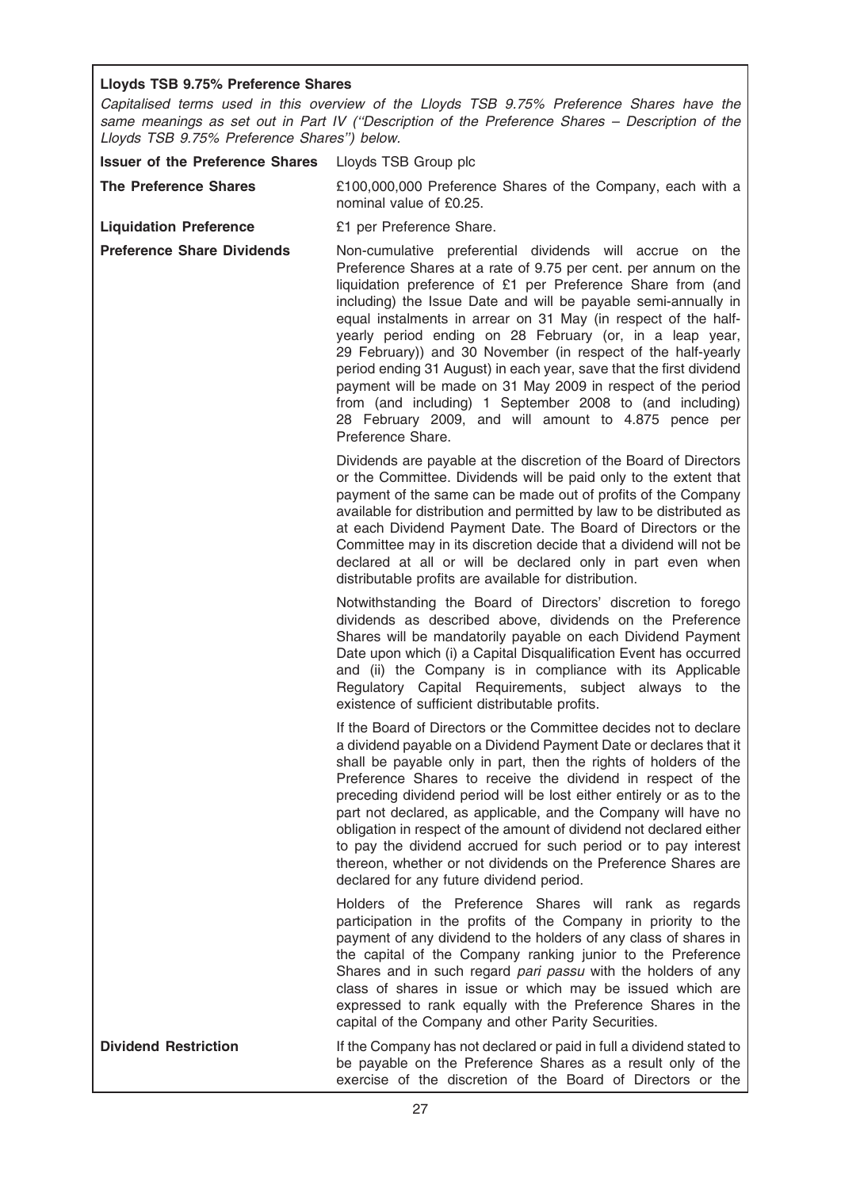**Lloyds TSB 9.75% Preference Shares**

*Capitalised terms used in this overview of the Lloyds TSB 9.75% Preference Shares have the same meanings as set out in Part IV ("Description of the Preference Shares – Description of the Lloyds TSB 9.75% Preference Shares") below.*

| | |
|---|---|
| **Issuer of the Preference Shares** | Lloyds TSB Group plc |
| **The Preference Shares** | £100,000,000 Preference Shares of the Company, each with a nominal value of £0.25. |
| **Liquidation Preference** | £1 per Preference Share. |
| **Preference Share Dividends** | Non-cumulative preferential dividends will accrue on the Preference Shares at a rate of 9.75 per cent. per annum on the liquidation preference of £1 per Preference Share from (and including) the Issue Date and will be payable semi-annually in equal instalments in arrear on 31 May (in respect of the half-yearly period ending on 28 February (or, in a leap year, 29 February)) and 30 November (in respect of the half-yearly period ending 31 August) in each year, save that the first dividend payment will be made on 31 May 2009 in respect of the period from (and including) 1 September 2008 to (and including) 28 February 2009, and will amount to 4.875 pence per Preference Share. |
| | Dividends are payable at the discretion of the Board of Directors or the Committee. Dividends will be paid only to the extent that payment of the same can be made out of profits of the Company available for distribution and permitted by law to be distributed as at each Dividend Payment Date. The Board of Directors or the Committee may in its discretion decide that a dividend will not be declared at all or will be declared only in part even when distributable profits are available for distribution. |
| | Notwithstanding the Board of Directors' discretion to forego dividends as described above, dividends on the Preference Shares will be mandatorily payable on each Dividend Payment Date upon which (i) a Capital Disqualification Event has occurred and (ii) the Company is in compliance with its Applicable Regulatory Capital Requirements, subject always to the existence of sufficient distributable profits. |
| | If the Board of Directors or the Committee decides not to declare a dividend payable on a Dividend Payment Date or declares that it shall be payable only in part, then the rights of holders of the Preference Shares to receive the dividend in respect of the preceding dividend period will be lost either entirely or as to the part not declared, as applicable, and the Company will have no obligation in respect of the amount of dividend not declared either to pay the dividend accrued for such period or to pay interest thereon, whether or not dividends on the Preference Shares are declared for any future dividend period. |
| | Holders of the Preference Shares will rank as regards participation in the profits of the Company in priority to the payment of any dividend to the holders of any class of shares in the capital of the Company ranking junior to the Preference Shares and in such regard *pari passu* with the holders of any class of shares in issue or which may be issued which are expressed to rank equally with the Preference Shares in the capital of the Company and other Parity Securities. |
| **Dividend Restriction** | If the Company has not declared or paid in full a dividend stated to be payable on the Preference Shares as a result only of the exercise of the discretion of the Board of Directors or the |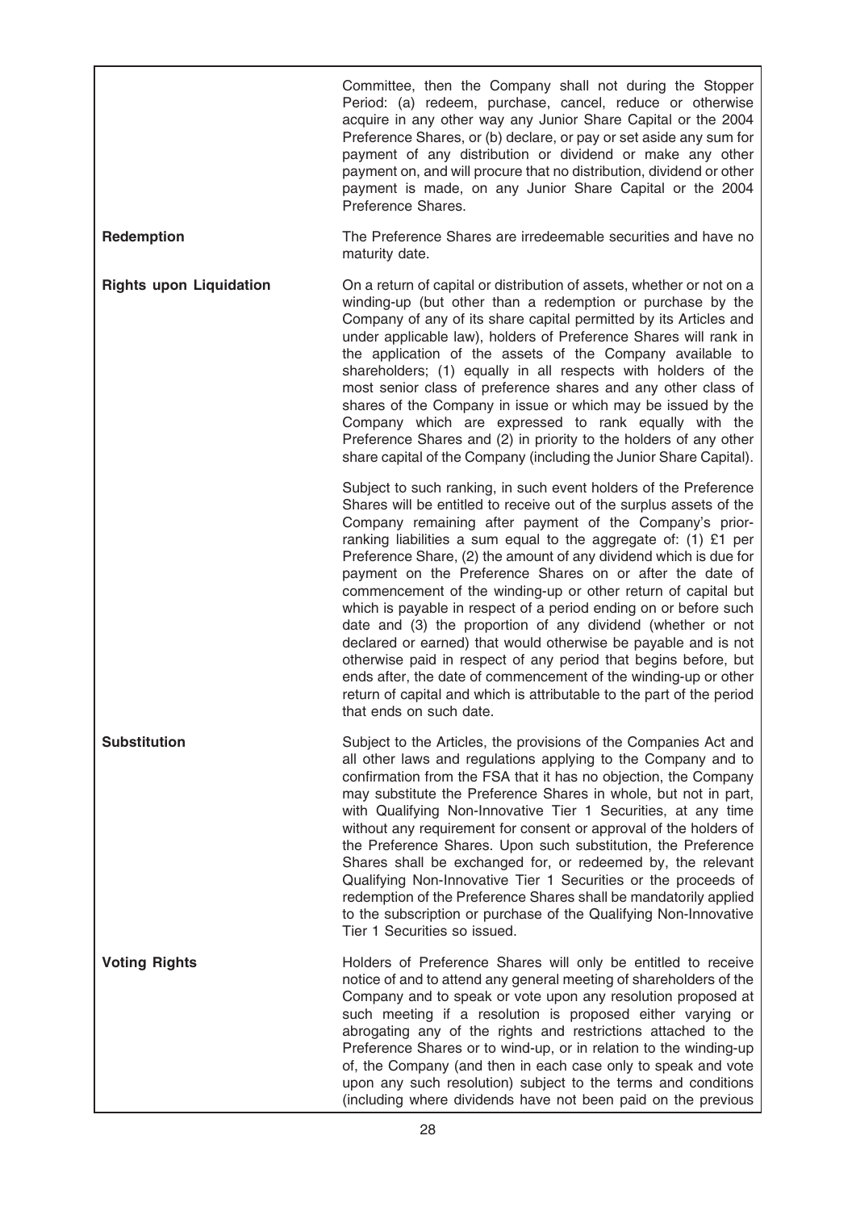| | |
|---|---|
| | Committee, then the Company shall not during the Stopper Period: (a) redeem, purchase, cancel, reduce or otherwise acquire in any other way any Junior Share Capital or the 2004 Preference Shares, or (b) declare, or pay or set aside any sum for payment of any distribution or dividend or make any other payment on, and will procure that no distribution, dividend or other payment is made, on any Junior Share Capital or the 2004 Preference Shares. |
| **Redemption** | The Preference Shares are irredeemable securities and have no maturity date. |
| **Rights upon Liquidation** | On a return of capital or distribution of assets, whether or not on a winding-up (but other than a redemption or purchase by the Company of any of its share capital permitted by its Articles and under applicable law), holders of Preference Shares will rank in the application of the assets of the Company available to shareholders; (1) equally in all respects with holders of the most senior class of preference shares and any other class of shares of the Company in issue or which may be issued by the Company which are expressed to rank equally with the Preference Shares and (2) in priority to the holders of any other share capital of the Company (including the Junior Share Capital).<br><br>Subject to such ranking, in such event holders of the Preference Shares will be entitled to receive out of the surplus assets of the Company remaining after payment of the Company's prior-ranking liabilities a sum equal to the aggregate of: (1) £1 per Preference Share, (2) the amount of any dividend which is due for payment on the Preference Shares on or after the date of commencement of the winding-up or other return of capital but which is payable in respect of a period ending on or before such date and (3) the proportion of any dividend (whether or not declared or earned) that would otherwise be payable and is not otherwise paid in respect of any period that begins before, but ends after, the date of commencement of the winding-up or other return of capital and which is attributable to the part of the period that ends on such date. |
| **Substitution** | Subject to the Articles, the provisions of the Companies Act and all other laws and regulations applying to the Company and to confirmation from the FSA that it has no objection, the Company may substitute the Preference Shares in whole, but not in part, with Qualifying Non-Innovative Tier 1 Securities, at any time without any requirement for consent or approval of the holders of the Preference Shares. Upon such substitution, the Preference Shares shall be exchanged for, or redeemed by, the relevant Qualifying Non-Innovative Tier 1 Securities or the proceeds of redemption of the Preference Shares shall be mandatorily applied to the subscription or purchase of the Qualifying Non-Innovative Tier 1 Securities so issued. |
| **Voting Rights** | Holders of Preference Shares will only be entitled to receive notice of and to attend any general meeting of shareholders of the Company and to speak or vote upon any resolution proposed at such meeting if a resolution is proposed either varying or abrogating any of the rights and restrictions attached to the Preference Shares or to wind-up, or in relation to the winding-up of, the Company (and then in each case only to speak and vote upon any such resolution) subject to the terms and conditions (including where dividends have not been paid on the previous |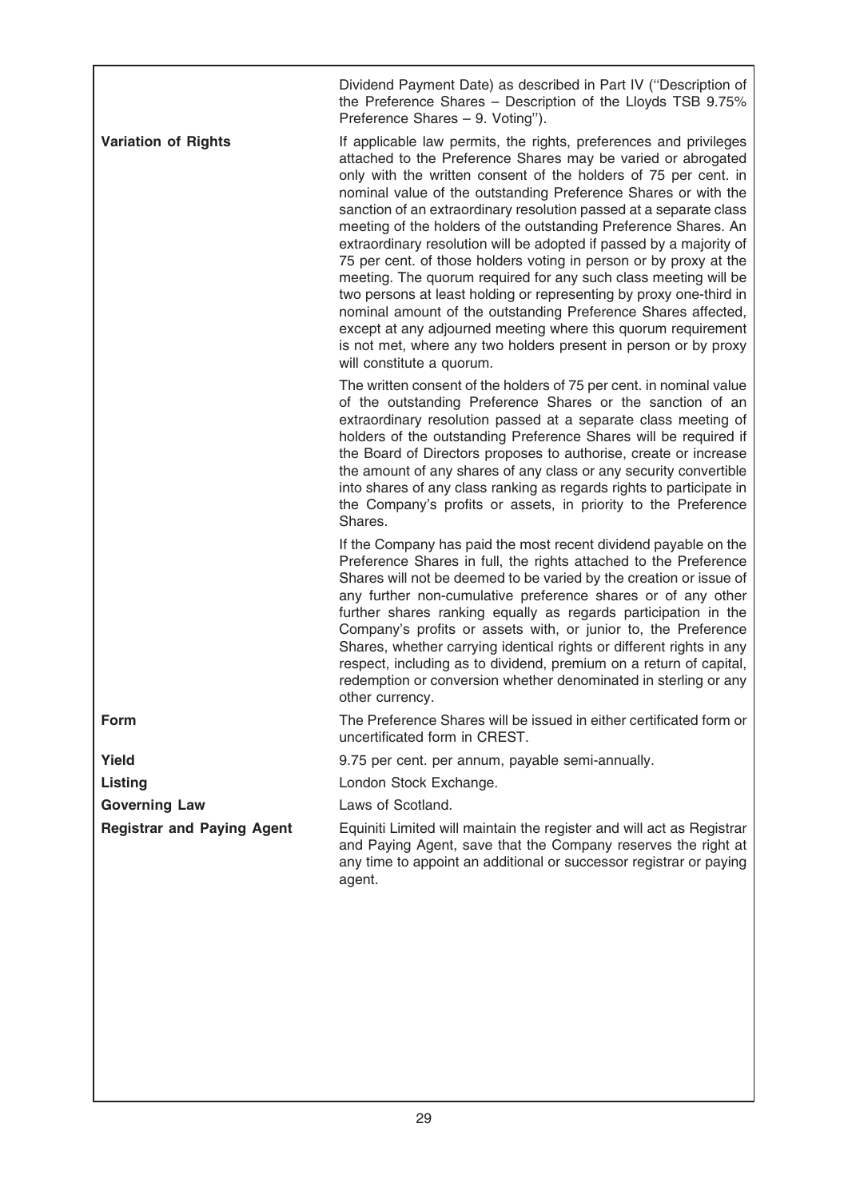| | |
|---|---|
| | Dividend Payment Date) as described in Part IV (''Description of the Preference Shares – Description of the Lloyds TSB 9.75% Preference Shares – 9. Voting''). |
| **Variation of Rights** | If applicable law permits, the rights, preferences and privileges attached to the Preference Shares may be varied or abrogated only with the written consent of the holders of 75 per cent. in nominal value of the outstanding Preference Shares or with the sanction of an extraordinary resolution passed at a separate class meeting of the holders of the outstanding Preference Shares. An extraordinary resolution will be adopted if passed by a majority of 75 per cent. of those holders voting in person or by proxy at the meeting. The quorum required for any such class meeting will be two persons at least holding or representing by proxy one-third in nominal amount of the outstanding Preference Shares affected, except at any adjourned meeting where this quorum requirement is not met, where any two holders present in person or by proxy will constitute a quorum. |
| | The written consent of the holders of 75 per cent. in nominal value of the outstanding Preference Shares or the sanction of an extraordinary resolution passed at a separate class meeting of holders of the outstanding Preference Shares will be required if the Board of Directors proposes to authorise, create or increase the amount of any shares of any class or any security convertible into shares of any class ranking as regards rights to participate in the Company's profits or assets, in priority to the Preference Shares. |
| | If the Company has paid the most recent dividend payable on the Preference Shares in full, the rights attached to the Preference Shares will not be deemed to be varied by the creation or issue of any further non-cumulative preference shares or of any other further shares ranking equally as regards participation in the Company's profits or assets with, or junior to, the Preference Shares, whether carrying identical rights or different rights in any respect, including as to dividend, premium on a return of capital, redemption or conversion whether denominated in sterling or any other currency. |
| **Form** | The Preference Shares will be issued in either certificated form or uncertificated form in CREST. |
| **Yield** | 9.75 per cent. per annum, payable semi-annually. |
| **Listing** | London Stock Exchange. |
| **Governing Law** | Laws of Scotland. |
| **Registrar and Paying Agent** | Equiniti Limited will maintain the register and will act as Registrar and Paying Agent, save that the Company reserves the right at any time to appoint an additional or successor registrar or paying agent. |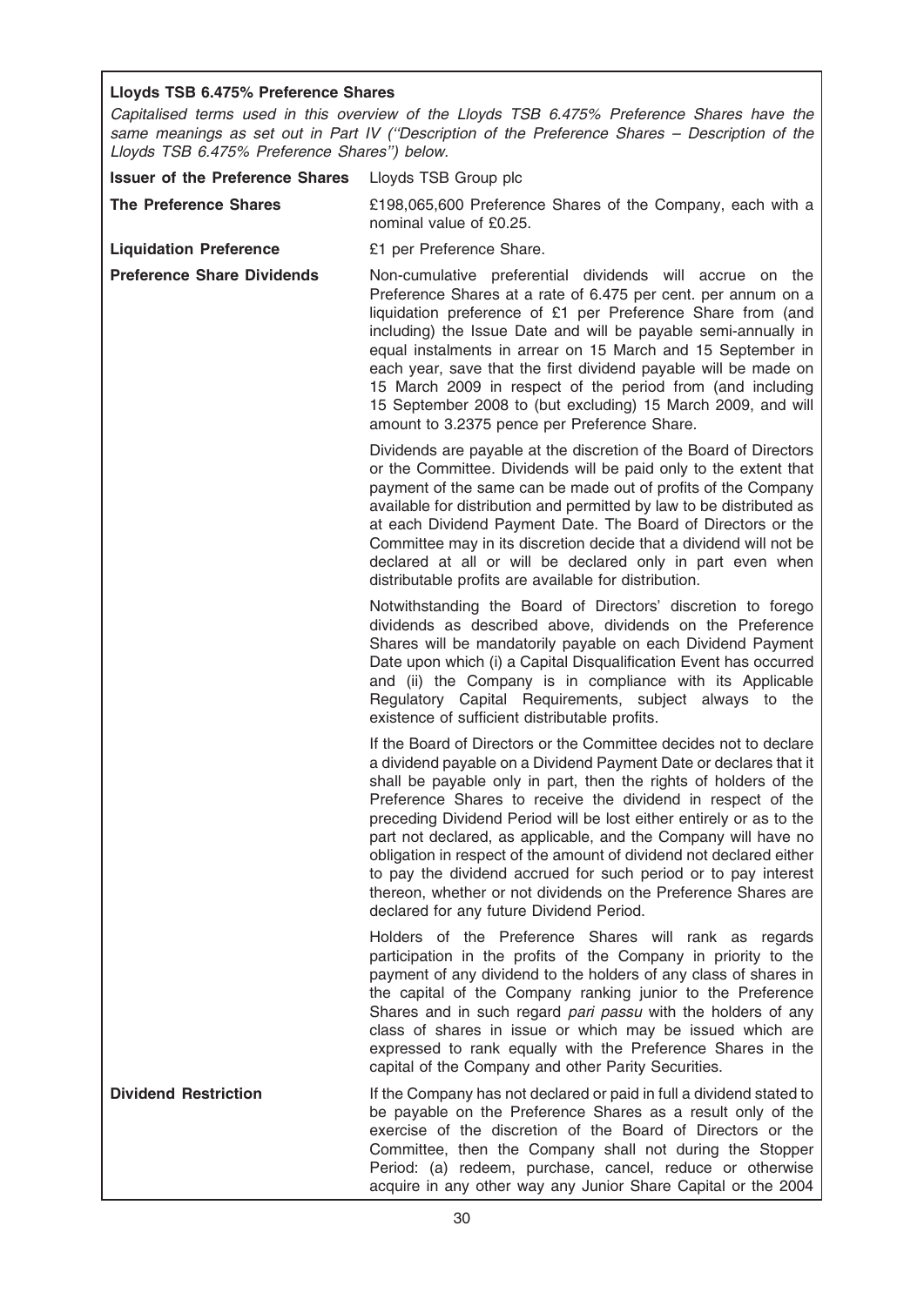**Lloyds TSB 6.475% Preference Shares**

*Capitalised terms used in this overview of the Lloyds TSB 6.475% Preference Shares have the same meanings as set out in Part IV ("Description of the Preference Shares – Description of the Lloyds TSB 6.475% Preference Shares") below.*

| | |
|---|---|
| **Issuer of the Preference Shares** | Lloyds TSB Group plc |
| **The Preference Shares** | £198,065,600 Preference Shares of the Company, each with a nominal value of £0.25. |
| **Liquidation Preference** | £1 per Preference Share. |
| **Preference Share Dividends** | Non-cumulative preferential dividends will accrue on the Preference Shares at a rate of 6.475 per cent. per annum on a liquidation preference of £1 per Preference Share from (and including) the Issue Date and will be payable semi-annually in equal instalments in arrear on 15 March and 15 September in each year, save that the first dividend payable will be made on 15 March 2009 in respect of the period from (and including 15 September 2008 to (but excluding) 15 March 2009, and will amount to 3.2375 pence per Preference Share. |
| | Dividends are payable at the discretion of the Board of Directors or the Committee. Dividends will be paid only to the extent that payment of the same can be made out of profits of the Company available for distribution and permitted by law to be distributed as at each Dividend Payment Date. The Board of Directors or the Committee may in its discretion decide that a dividend will not be declared at all or will be declared only in part even when distributable profits are available for distribution. |
| | Notwithstanding the Board of Directors' discretion to forego dividends as described above, dividends on the Preference Shares will be mandatorily payable on each Dividend Payment Date upon which (i) a Capital Disqualification Event has occurred and (ii) the Company is in compliance with its Applicable Regulatory Capital Requirements, subject always to the existence of sufficient distributable profits. |
| | If the Board of Directors or the Committee decides not to declare a dividend payable on a Dividend Payment Date or declares that it shall be payable only in part, then the rights of holders of the Preference Shares to receive the dividend in respect of the preceding Dividend Period will be lost either entirely or as to the part not declared, as applicable, and the Company will have no obligation in respect of the amount of dividend not declared either to pay the dividend accrued for such period or to pay interest thereon, whether or not dividends on the Preference Shares are declared for any future Dividend Period. |
| | Holders of the Preference Shares will rank as regards participation in the profits of the Company in priority to the payment of any dividend to the holders of any class of shares in the capital of the Company ranking junior to the Preference Shares and in such regard *pari passu* with the holders of any class of shares in issue or which may be issued which are expressed to rank equally with the Preference Shares in the capital of the Company and other Parity Securities. |
| **Dividend Restriction** | If the Company has not declared or paid in full a dividend stated to be payable on the Preference Shares as a result only of the exercise of the discretion of the Board of Directors or the Committee, then the Company shall not during the Stopper Period: (a) redeem, purchase, cancel, reduce or otherwise acquire in any other way any Junior Share Capital or the 2004 |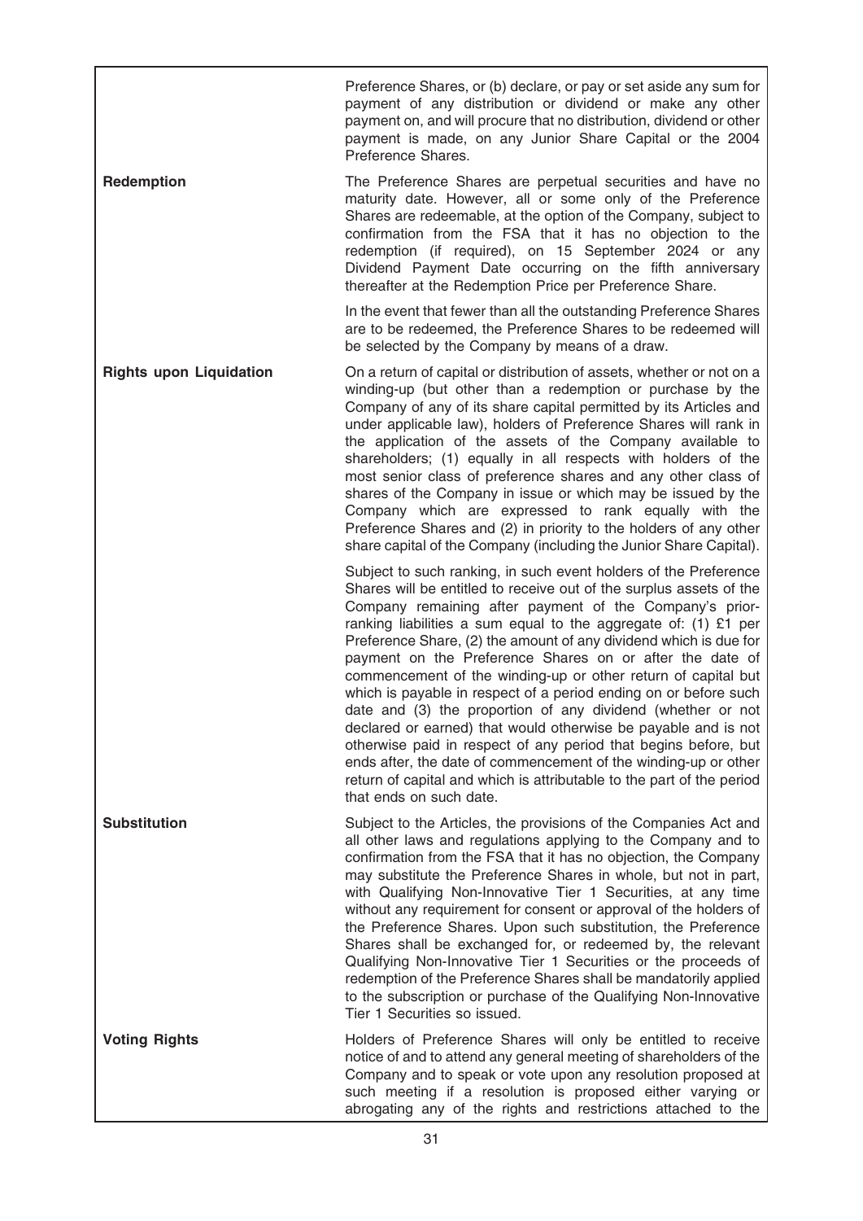| | |
|---|---|
| | Preference Shares, or (b) declare, or pay or set aside any sum for payment of any distribution or dividend or make any other payment on, and will procure that no distribution, dividend or other payment is made, on any Junior Share Capital or the 2004 Preference Shares. |
| **Redemption** | The Preference Shares are perpetual securities and have no maturity date. However, all or some only of the Preference Shares are redeemable, at the option of the Company, subject to confirmation from the FSA that it has no objection to the redemption (if required), on 15 September 2024 or any Dividend Payment Date occurring on the fifth anniversary thereafter at the Redemption Price per Preference Share.<br><br>In the event that fewer than all the outstanding Preference Shares are to be redeemed, the Preference Shares to be redeemed will be selected by the Company by means of a draw. |
| **Rights upon Liquidation** | On a return of capital or distribution of assets, whether or not on a winding-up (but other than a redemption or purchase by the Company of any of its share capital permitted by its Articles and under applicable law), holders of Preference Shares will rank in the application of the assets of the Company available to shareholders; (1) equally in all respects with holders of the most senior class of preference shares and any other class of shares of the Company in issue or which may be issued by the Company which are expressed to rank equally with the Preference Shares and (2) in priority to the holders of any other share capital of the Company (including the Junior Share Capital).<br><br>Subject to such ranking, in such event holders of the Preference Shares will be entitled to receive out of the surplus assets of the Company remaining after payment of the Company's prior-ranking liabilities a sum equal to the aggregate of: (1) £1 per Preference Share, (2) the amount of any dividend which is due for payment on the Preference Shares on or after the date of commencement of the winding-up or other return of capital but which is payable in respect of a period ending on or before such date and (3) the proportion of any dividend (whether or not declared or earned) that would otherwise be payable and is not otherwise paid in respect of any period that begins before, but ends after, the date of commencement of the winding-up or other return of capital and which is attributable to the part of the period that ends on such date. |
| **Substitution** | Subject to the Articles, the provisions of the Companies Act and all other laws and regulations applying to the Company and to confirmation from the FSA that it has no objection, the Company may substitute the Preference Shares in whole, but not in part, with Qualifying Non-Innovative Tier 1 Securities, at any time without any requirement for consent or approval of the holders of the Preference Shares. Upon such substitution, the Preference Shares shall be exchanged for, or redeemed by, the relevant Qualifying Non-Innovative Tier 1 Securities or the proceeds of redemption of the Preference Shares shall be mandatorily applied to the subscription or purchase of the Qualifying Non-Innovative Tier 1 Securities so issued. |
| **Voting Rights** | Holders of Preference Shares will only be entitled to receive notice of and to attend any general meeting of shareholders of the Company and to speak or vote upon any resolution proposed at such meeting if a resolution is proposed either varying or abrogating any of the rights and restrictions attached to the |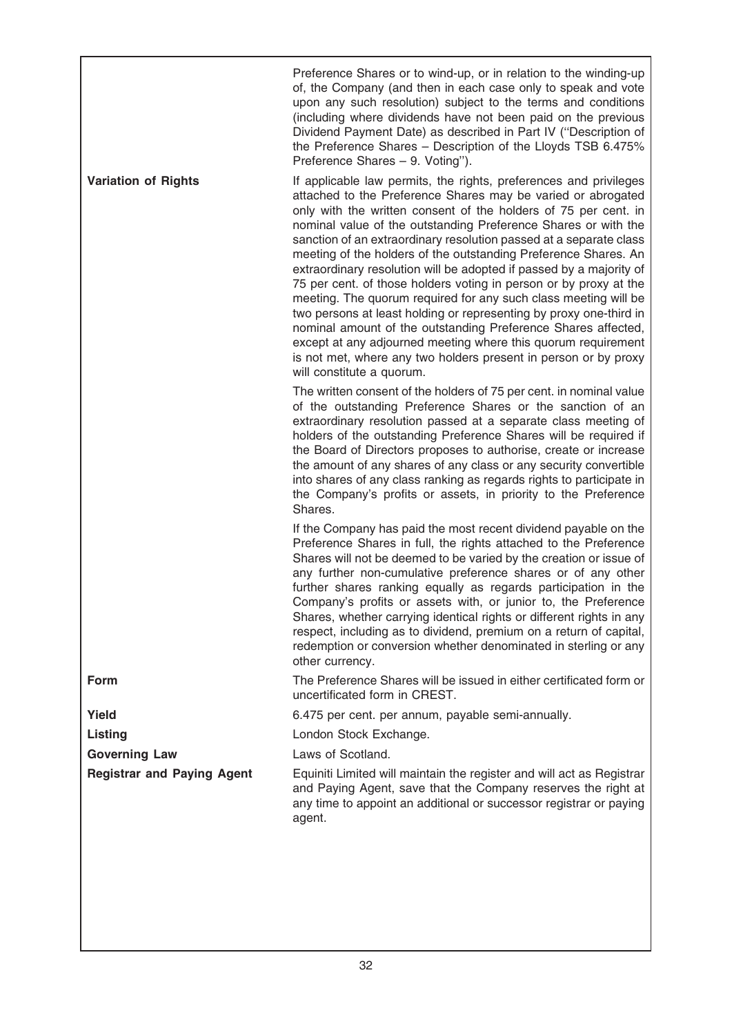| | |
|---|---|
| | Preference Shares or to wind-up, or in relation to the winding-up of, the Company (and then in each case only to speak and vote upon any such resolution) subject to the terms and conditions (including where dividends have not been paid on the previous Dividend Payment Date) as described in Part IV (''Description of the Preference Shares – Description of the Lloyds TSB 6.475% Preference Shares – 9. Voting''). |
| **Variation of Rights** | If applicable law permits, the rights, preferences and privileges attached to the Preference Shares may be varied or abrogated only with the written consent of the holders of 75 per cent. in nominal value of the outstanding Preference Shares or with the sanction of an extraordinary resolution passed at a separate class meeting of the holders of the outstanding Preference Shares. An extraordinary resolution will be adopted if passed by a majority of 75 per cent. of those holders voting in person or by proxy at the meeting. The quorum required for any such class meeting will be two persons at least holding or representing by proxy one-third in nominal amount of the outstanding Preference Shares affected, except at any adjourned meeting where this quorum requirement is not met, where any two holders present in person or by proxy will constitute a quorum.<br><br>The written consent of the holders of 75 per cent. in nominal value of the outstanding Preference Shares or the sanction of an extraordinary resolution passed at a separate class meeting of holders of the outstanding Preference Shares will be required if the Board of Directors proposes to authorise, create or increase the amount of any shares of any class or any security convertible into shares of any class ranking as regards rights to participate in the Company's profits or assets, in priority to the Preference Shares.<br><br>If the Company has paid the most recent dividend payable on the Preference Shares in full, the rights attached to the Preference Shares will not be deemed to be varied by the creation or issue of any further non-cumulative preference shares or of any other further shares ranking equally as regards participation in the Company's profits or assets with, or junior to, the Preference Shares, whether carrying identical rights or different rights in any respect, including as to dividend, premium on a return of capital, redemption or conversion whether denominated in sterling or any other currency. |
| **Form** | The Preference Shares will be issued in either certificated form or uncertificated form in CREST. |
| **Yield** | 6.475 per cent. per annum, payable semi-annually. |
| **Listing** | London Stock Exchange. |
| **Governing Law** | Laws of Scotland. |
| **Registrar and Paying Agent** | Equiniti Limited will maintain the register and will act as Registrar and Paying Agent, save that the Company reserves the right at any time to appoint an additional or successor registrar or paying agent. |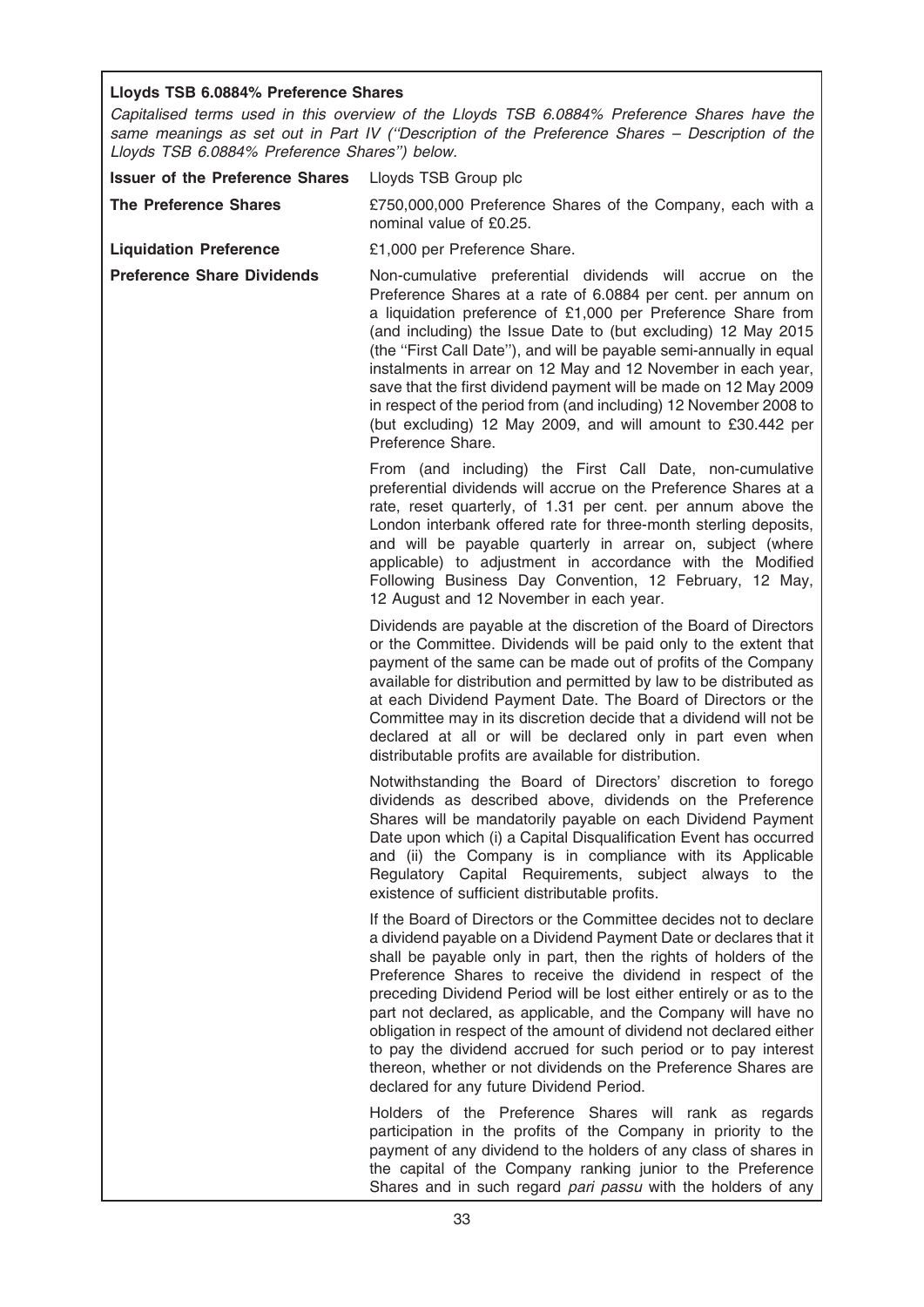**Lloyds TSB 6.0884% Preference Shares**

*Capitalised terms used in this overview of the Lloyds TSB 6.0884% Preference Shares have the same meanings as set out in Part IV ("Description of the Preference Shares – Description of the Lloyds TSB 6.0884% Preference Shares") below.*

| | |
|---|---|
| **Issuer of the Preference Shares** | Lloyds TSB Group plc |
| **The Preference Shares** | £750,000,000 Preference Shares of the Company, each with a nominal value of £0.25. |
| **Liquidation Preference** | £1,000 per Preference Share. |
| **Preference Share Dividends** | Non-cumulative preferential dividends will accrue on the Preference Shares at a rate of 6.0884 per cent. per annum on a liquidation preference of £1,000 per Preference Share from (and including) the Issue Date to (but excluding) 12 May 2015 (the "First Call Date"), and will be payable semi-annually in equal instalments in arrear on 12 May and 12 November in each year, save that the first dividend payment will be made on 12 May 2009 in respect of the period from (and including) 12 November 2008 to (but excluding) 12 May 2009, and will amount to £30.442 per Preference Share. |

From (and including) the First Call Date, non-cumulative preferential dividends will accrue on the Preference Shares at a rate, reset quarterly, of 1.31 per cent. per annum above the London interbank offered rate for three-month sterling deposits, and will be payable quarterly in arrear on, subject (where applicable) to adjustment in accordance with the Modified Following Business Day Convention, 12 February, 12 May, 12 August and 12 November in each year.

Dividends are payable at the discretion of the Board of Directors or the Committee. Dividends will be paid only to the extent that payment of the same can be made out of profits of the Company available for distribution and permitted by law to be distributed as at each Dividend Payment Date. The Board of Directors or the Committee may in its discretion decide that a dividend will not be declared at all or will be declared only in part even when distributable profits are available for distribution.

Notwithstanding the Board of Directors' discretion to forego dividends as described above, dividends on the Preference Shares will be mandatorily payable on each Dividend Payment Date upon which (i) a Capital Disqualification Event has occurred and (ii) the Company is in compliance with its Applicable Regulatory Capital Requirements, subject always to the existence of sufficient distributable profits.

If the Board of Directors or the Committee decides not to declare a dividend payable on a Dividend Payment Date or declares that it shall be payable only in part, then the rights of holders of the Preference Shares to receive the dividend in respect of the preceding Dividend Period will be lost either entirely or as to the part not declared, as applicable, and the Company will have no obligation in respect of the amount of dividend not declared either to pay the dividend accrued for such period or to pay interest thereon, whether or not dividends on the Preference Shares are declared for any future Dividend Period.

Holders of the Preference Shares will rank as regards participation in the profits of the Company in priority to the payment of any dividend to the holders of any class of shares in the capital of the Company ranking junior to the Preference Shares and in such regard *pari passu* with the holders of any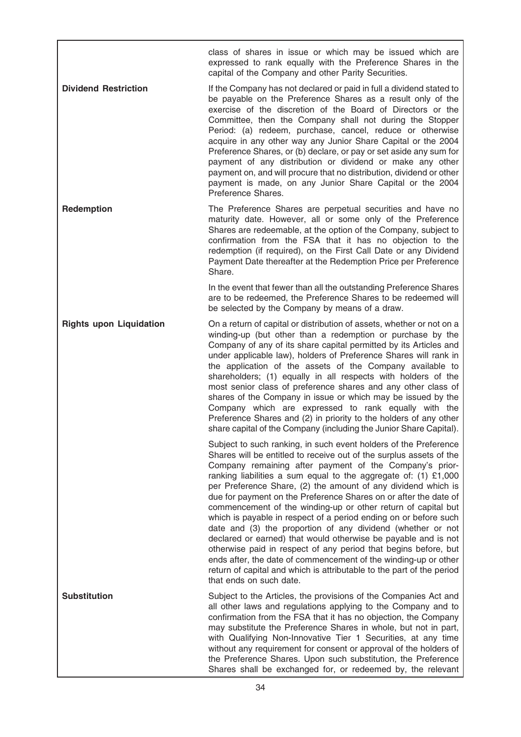| | |
|---|---|
| | class of shares in issue or which may be issued which are expressed to rank equally with the Preference Shares in the capital of the Company and other Parity Securities. |
| **Dividend Restriction** | If the Company has not declared or paid in full a dividend stated to be payable on the Preference Shares as a result only of the exercise of the discretion of the Board of Directors or the Committee, then the Company shall not during the Stopper Period: (a) redeem, purchase, cancel, reduce or otherwise acquire in any other way any Junior Share Capital or the 2004 Preference Shares, or (b) declare, or pay or set aside any sum for payment of any distribution or dividend or make any other payment on, and will procure that no distribution, dividend or other payment is made, on any Junior Share Capital or the 2004 Preference Shares. |
| **Redemption** | The Preference Shares are perpetual securities and have no maturity date. However, all or some only of the Preference Shares are redeemable, at the option of the Company, subject to confirmation from the FSA that it has no objection to the redemption (if required), on the First Call Date or any Dividend Payment Date thereafter at the Redemption Price per Preference Share.<br><br>In the event that fewer than all the outstanding Preference Shares are to be redeemed, the Preference Shares to be redeemed will be selected by the Company by means of a draw. |
| **Rights upon Liquidation** | On a return of capital or distribution of assets, whether or not on a winding-up (but other than a redemption or purchase by the Company of any of its share capital permitted by its Articles and under applicable law), holders of Preference Shares will rank in the application of the assets of the Company available to shareholders; (1) equally in all respects with holders of the most senior class of preference shares and any other class of shares of the Company in issue or which may be issued by the Company which are expressed to rank equally with the Preference Shares and (2) in priority to the holders of any other share capital of the Company (including the Junior Share Capital).<br><br>Subject to such ranking, in such event holders of the Preference Shares will be entitled to receive out of the surplus assets of the Company remaining after payment of the Company's prior-ranking liabilities a sum equal to the aggregate of: (1) £1,000 per Preference Share, (2) the amount of any dividend which is due for payment on the Preference Shares on or after the date of commencement of the winding-up or other return of capital but which is payable in respect of a period ending on or before such date and (3) the proportion of any dividend (whether or not declared or earned) that would otherwise be payable and is not otherwise paid in respect of any period that begins before, but ends after, the date of commencement of the winding-up or other return of capital and which is attributable to the part of the period that ends on such date. |
| **Substitution** | Subject to the Articles, the provisions of the Companies Act and all other laws and regulations applying to the Company and to confirmation from the FSA that it has no objection, the Company may substitute the Preference Shares in whole, but not in part, with Qualifying Non-Innovative Tier 1 Securities, at any time without any requirement for consent or approval of the holders of the Preference Shares. Upon such substitution, the Preference Shares shall be exchanged for, or redeemed by, the relevant |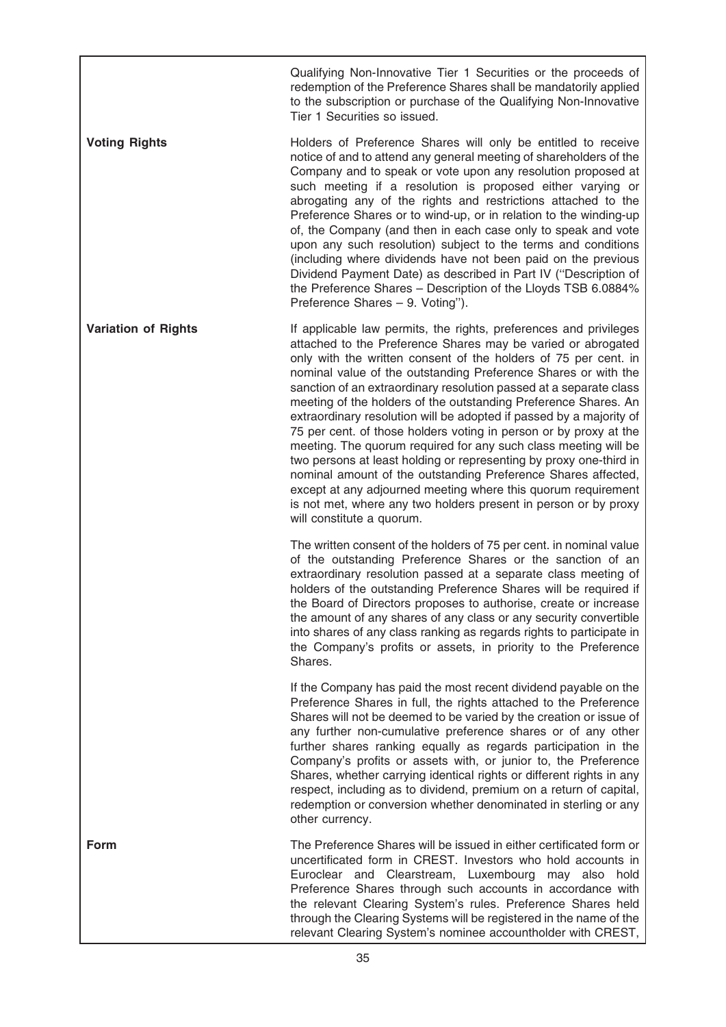| | |
|---|---|
| | Qualifying Non-Innovative Tier 1 Securities or the proceeds of redemption of the Preference Shares shall be mandatorily applied to the subscription or purchase of the Qualifying Non-Innovative Tier 1 Securities so issued. |
| **Voting Rights** | Holders of Preference Shares will only be entitled to receive notice of and to attend any general meeting of shareholders of the Company and to speak or vote upon any resolution proposed at such meeting if a resolution is proposed either varying or abrogating any of the rights and restrictions attached to the Preference Shares or to wind-up, or in relation to the winding-up of, the Company (and then in each case only to speak and vote upon any such resolution) subject to the terms and conditions (including where dividends have not been paid on the previous Dividend Payment Date) as described in Part IV (''Description of the Preference Shares – Description of the Lloyds TSB 6.0884% Preference Shares – 9. Voting''). |
| **Variation of Rights** | If applicable law permits, the rights, preferences and privileges attached to the Preference Shares may be varied or abrogated only with the written consent of the holders of 75 per cent. in nominal value of the outstanding Preference Shares or with the sanction of an extraordinary resolution passed at a separate class meeting of the holders of the outstanding Preference Shares. An extraordinary resolution will be adopted if passed by a majority of 75 per cent. of those holders voting in person or by proxy at the meeting. The quorum required for any such class meeting will be two persons at least holding or representing by proxy one-third in nominal amount of the outstanding Preference Shares affected, except at any adjourned meeting where this quorum requirement is not met, where any two holders present in person or by proxy will constitute a quorum.<br><br>The written consent of the holders of 75 per cent. in nominal value of the outstanding Preference Shares or the sanction of an extraordinary resolution passed at a separate class meeting of holders of the outstanding Preference Shares will be required if the Board of Directors proposes to authorise, create or increase the amount of any shares of any class or any security convertible into shares of any class ranking as regards rights to participate in the Company's profits or assets, in priority to the Preference Shares.<br><br>If the Company has paid the most recent dividend payable on the Preference Shares in full, the rights attached to the Preference Shares will not be deemed to be varied by the creation or issue of any further non-cumulative preference shares or of any other further shares ranking equally as regards participation in the Company's profits or assets with, or junior to, the Preference Shares, whether carrying identical rights or different rights in any respect, including as to dividend, premium on a return of capital, redemption or conversion whether denominated in sterling or any other currency. |
| **Form** | The Preference Shares will be issued in either certificated form or uncertificated form in CREST. Investors who hold accounts in Euroclear and Clearstream, Luxembourg may also hold Preference Shares through such accounts in accordance with the relevant Clearing System's rules. Preference Shares held through the Clearing Systems will be registered in the name of the relevant Clearing System's nominee accountholder with CREST, |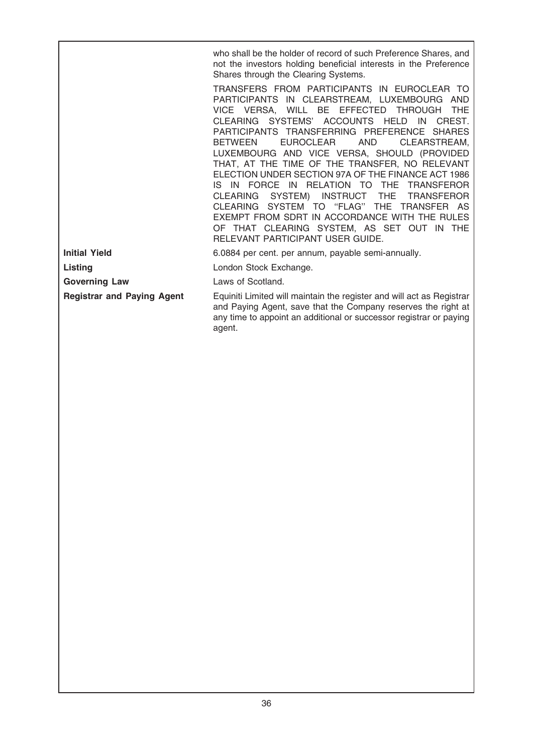| | |
|---|---|
| | who shall be the holder of record of such Preference Shares, and not the investors holding beneficial interests in the Preference Shares through the Clearing Systems.<br><br>TRANSFERS FROM PARTICIPANTS IN EUROCLEAR TO PARTICIPANTS IN CLEARSTREAM, LUXEMBOURG AND VICE VERSA, WILL BE EFFECTED THROUGH THE CLEARING SYSTEMS' ACCOUNTS HELD IN CREST. PARTICIPANTS TRANSFERRING PREFERENCE SHARES BETWEEN EUROCLEAR AND CLEARSTREAM, LUXEMBOURG AND VICE VERSA, SHOULD (PROVIDED THAT, AT THE TIME OF THE TRANSFER, NO RELEVANT ELECTION UNDER SECTION 97A OF THE FINANCE ACT 1986 IS IN FORCE IN RELATION TO THE TRANSFEROR CLEARING SYSTEM) INSTRUCT THE TRANSFEROR CLEARING SYSTEM TO "FLAG" THE TRANSFER AS EXEMPT FROM SDRT IN ACCORDANCE WITH THE RULES OF THAT CLEARING SYSTEM, AS SET OUT IN THE RELEVANT PARTICIPANT USER GUIDE. |
| **Initial Yield** | 6.0884 per cent. per annum, payable semi-annually. |
| **Listing** | London Stock Exchange. |
| **Governing Law** | Laws of Scotland. |
| **Registrar and Paying Agent** | Equiniti Limited will maintain the register and will act as Registrar and Paying Agent, save that the Company reserves the right at any time to appoint an additional or successor registrar or paying agent. |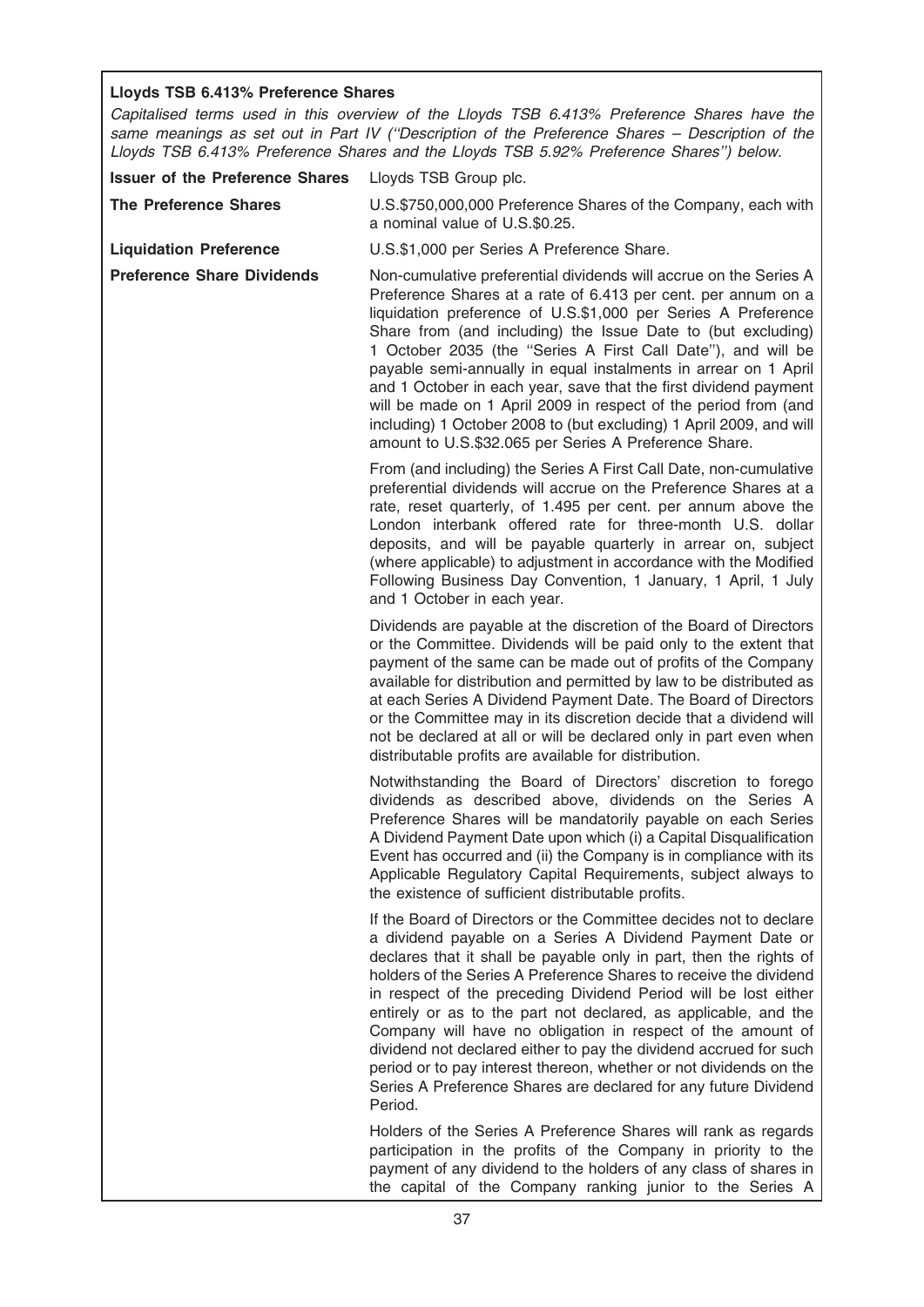**Lloyds TSB 6.413% Preference Shares**

*Capitalised terms used in this overview of the Lloyds TSB 6.413% Preference Shares have the same meanings as set out in Part IV ("Description of the Preference Shares – Description of the Lloyds TSB 6.413% Preference Shares and the Lloyds TSB 5.92% Preference Shares") below.*

| | |
|---|---|
| **Issuer of the Preference Shares** | Lloyds TSB Group plc. |
| **The Preference Shares** | U.S.$750,000,000 Preference Shares of the Company, each with a nominal value of U.S.$0.25. |
| **Liquidation Preference** | U.S.$1,000 per Series A Preference Share. |
| **Preference Share Dividends** | Non-cumulative preferential dividends will accrue on the Series A Preference Shares at a rate of 6.413 per cent. per annum on a liquidation preference of U.S.$1,000 per Series A Preference Share from (and including) the Issue Date to (but excluding) 1 October 2035 (the "Series A First Call Date"), and will be payable semi-annually in equal instalments in arrear on 1 April and 1 October in each year, save that the first dividend payment will be made on 1 April 2009 in respect of the period from (and including) 1 October 2008 to (but excluding) 1 April 2009, and will amount to U.S.$32.065 per Series A Preference Share. |
| | From (and including) the Series A First Call Date, non-cumulative preferential dividends will accrue on the Preference Shares at a rate, reset quarterly, of 1.495 per cent. per annum above the London interbank offered rate for three-month U.S. dollar deposits, and will be payable quarterly in arrear on, subject (where applicable) to adjustment in accordance with the Modified Following Business Day Convention, 1 January, 1 April, 1 July and 1 October in each year. |
| | Dividends are payable at the discretion of the Board of Directors or the Committee. Dividends will be paid only to the extent that payment of the same can be made out of profits of the Company available for distribution and permitted by law to be distributed as at each Series A Dividend Payment Date. The Board of Directors or the Committee may in its discretion decide that a dividend will not be declared at all or will be declared only in part even when distributable profits are available for distribution. |
| | Notwithstanding the Board of Directors' discretion to forego dividends as described above, dividends on the Series A Preference Shares will be mandatorily payable on each Series A Dividend Payment Date upon which (i) a Capital Disqualification Event has occurred and (ii) the Company is in compliance with its Applicable Regulatory Capital Requirements, subject always to the existence of sufficient distributable profits. |
| | If the Board of Directors or the Committee decides not to declare a dividend payable on a Series A Dividend Payment Date or declares that it shall be payable only in part, then the rights of holders of the Series A Preference Shares to receive the dividend in respect of the preceding Dividend Period will be lost either entirely or as to the part not declared, as applicable, and the Company will have no obligation in respect of the amount of dividend not declared either to pay the dividend accrued for such period or to pay interest thereon, whether or not dividends on the Series A Preference Shares are declared for any future Dividend Period. |
| | Holders of the Series A Preference Shares will rank as regards participation in the profits of the Company in priority to the payment of any dividend to the holders of any class of shares in the capital of the Company ranking junior to the Series A |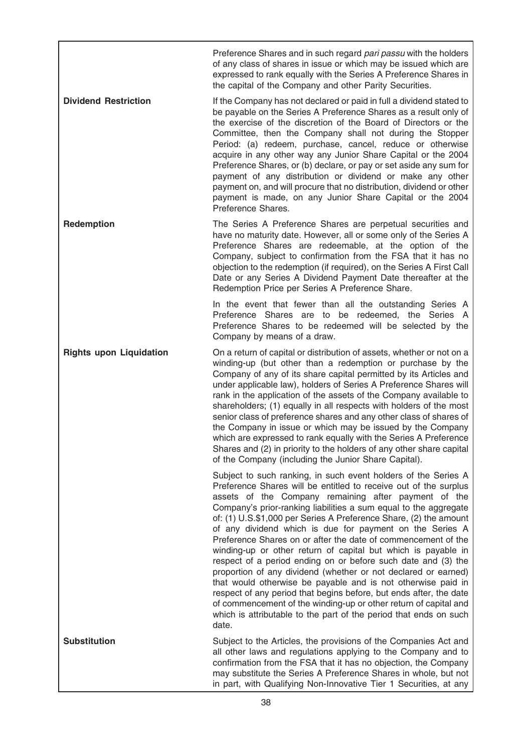| | |
|---|---|
| | Preference Shares and in such regard *pari passu* with the holders of any class of shares in issue or which may be issued which are expressed to rank equally with the Series A Preference Shares in the capital of the Company and other Parity Securities. |
| **Dividend Restriction** | If the Company has not declared or paid in full a dividend stated to be payable on the Series A Preference Shares as a result only of the exercise of the discretion of the Board of Directors or the Committee, then the Company shall not during the Stopper Period: (a) redeem, purchase, cancel, reduce or otherwise acquire in any other way any Junior Share Capital or the 2004 Preference Shares, or (b) declare, or pay or set aside any sum for payment of any distribution or dividend or make any other payment on, and will procure that no distribution, dividend or other payment is made, on any Junior Share Capital or the 2004 Preference Shares. |
| **Redemption** | The Series A Preference Shares are perpetual securities and have no maturity date. However, all or some only of the Series A Preference Shares are redeemable, at the option of the Company, subject to confirmation from the FSA that it has no objection to the redemption (if required), on the Series A First Call Date or any Series A Dividend Payment Date thereafter at the Redemption Price per Series A Preference Share. |
| | In the event that fewer than all the outstanding Series A Preference Shares are to be redeemed, the Series A Preference Shares to be redeemed will be selected by the Company by means of a draw. |
| **Rights upon Liquidation** | On a return of capital or distribution of assets, whether or not on a winding-up (but other than a redemption or purchase by the Company of any of its share capital permitted by its Articles and under applicable law), holders of Series A Preference Shares will rank in the application of the assets of the Company available to shareholders; (1) equally in all respects with holders of the most senior class of preference shares and any other class of shares of the Company in issue or which may be issued by the Company which are expressed to rank equally with the Series A Preference Shares and (2) in priority to the holders of any other share capital of the Company (including the Junior Share Capital). |
| | Subject to such ranking, in such event holders of the Series A Preference Shares will be entitled to receive out of the surplus assets of the Company remaining after payment of the Company's prior-ranking liabilities a sum equal to the aggregate of: (1) U.S.$1,000 per Series A Preference Share, (2) the amount of any dividend which is due for payment on the Series A Preference Shares on or after the date of commencement of the winding-up or other return of capital but which is payable in respect of a period ending on or before such date and (3) the proportion of any dividend (whether or not declared or earned) that would otherwise be payable and is not otherwise paid in respect of any period that begins before, but ends after, the date of commencement of the winding-up or other return of capital and which is attributable to the part of the period that ends on such date. |
| **Substitution** | Subject to the Articles, the provisions of the Companies Act and all other laws and regulations applying to the Company and to confirmation from the FSA that it has no objection, the Company may substitute the Series A Preference Shares in whole, but not in part, with Qualifying Non-Innovative Tier 1 Securities, at any |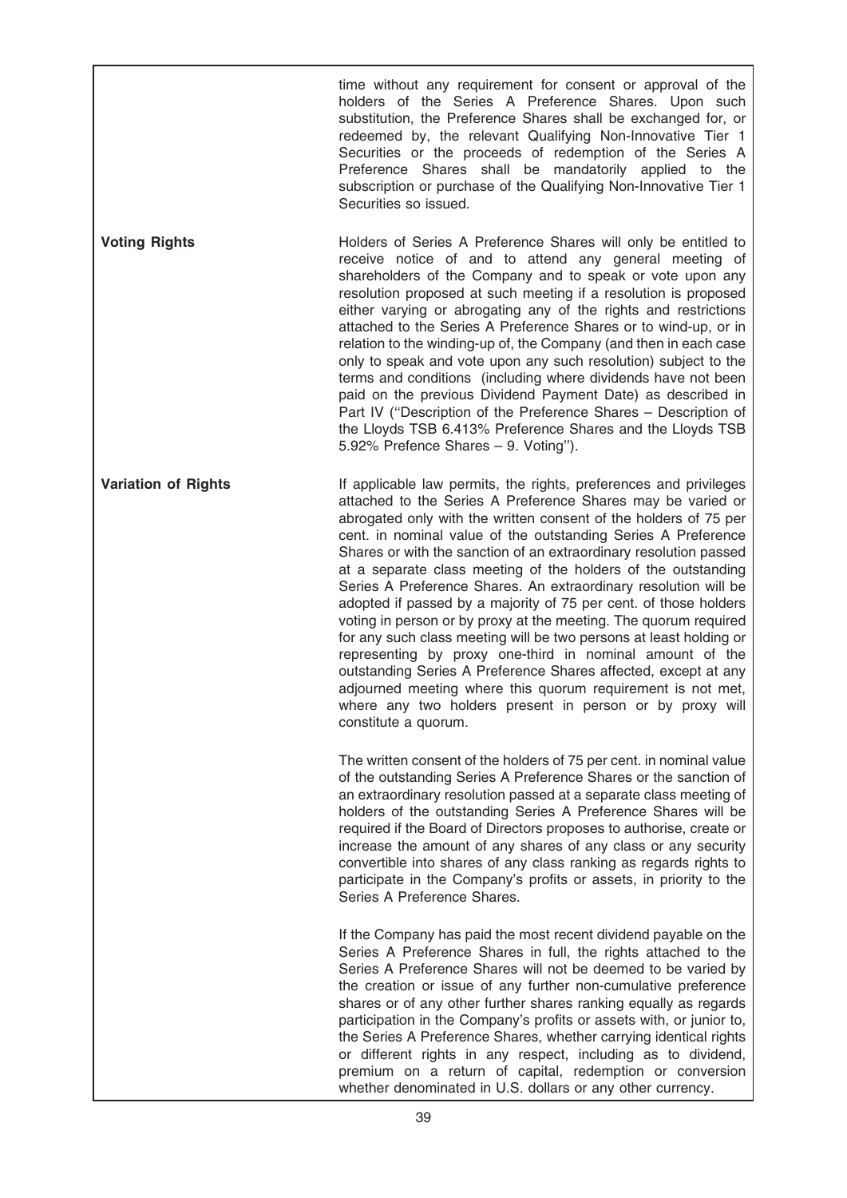| | |
|---|---|
| | time without any requirement for consent or approval of the holders of the Series A Preference Shares. Upon such substitution, the Preference Shares shall be exchanged for, or redeemed by, the relevant Qualifying Non-Innovative Tier 1 Securities or the proceeds of redemption of the Series A Preference Shares shall be mandatorily applied to the subscription or purchase of the Qualifying Non-Innovative Tier 1 Securities so issued. |
| **Voting Rights** | Holders of Series A Preference Shares will only be entitled to receive notice of and to attend any general meeting of shareholders of the Company and to speak or vote upon any resolution proposed at such meeting if a resolution is proposed either varying or abrogating any of the rights and restrictions attached to the Series A Preference Shares or to wind-up, or in relation to the winding-up of, the Company (and then in each case only to speak and vote upon any such resolution) subject to the terms and conditions (including where dividends have not been paid on the previous Dividend Payment Date) as described in Part IV (''Description of the Preference Shares – Description of the Lloyds TSB 6.413% Preference Shares and the Lloyds TSB 5.92% Prefence Shares – 9. Voting''). |
| **Variation of Rights** | If applicable law permits, the rights, preferences and privileges attached to the Series A Preference Shares may be varied or abrogated only with the written consent of the holders of 75 per cent. in nominal value of the outstanding Series A Preference Shares or with the sanction of an extraordinary resolution passed at a separate class meeting of the holders of the outstanding Series A Preference Shares. An extraordinary resolution will be adopted if passed by a majority of 75 per cent. of those holders voting in person or by proxy at the meeting. The quorum required for any such class meeting will be two persons at least holding or representing by proxy one-third in nominal amount of the outstanding Series A Preference Shares affected, except at any adjourned meeting where this quorum requirement is not met, where any two holders present in person or by proxy will constitute a quorum.<br><br>The written consent of the holders of 75 per cent. in nominal value of the outstanding Series A Preference Shares or the sanction of an extraordinary resolution passed at a separate class meeting of holders of the outstanding Series A Preference Shares will be required if the Board of Directors proposes to authorise, create or increase the amount of any shares of any class or any security convertible into shares of any class ranking as regards rights to participate in the Company's profits or assets, in priority to the Series A Preference Shares.<br><br>If the Company has paid the most recent dividend payable on the Series A Preference Shares in full, the rights attached to the Series A Preference Shares will not be deemed to be varied by the creation or issue of any further non-cumulative preference shares or of any other further shares ranking equally as regards participation in the Company's profits or assets with, or junior to, the Series A Preference Shares, whether carrying identical rights or different rights in any respect, including as to dividend, premium on a return of capital, redemption or conversion whether denominated in U.S. dollars or any other currency. |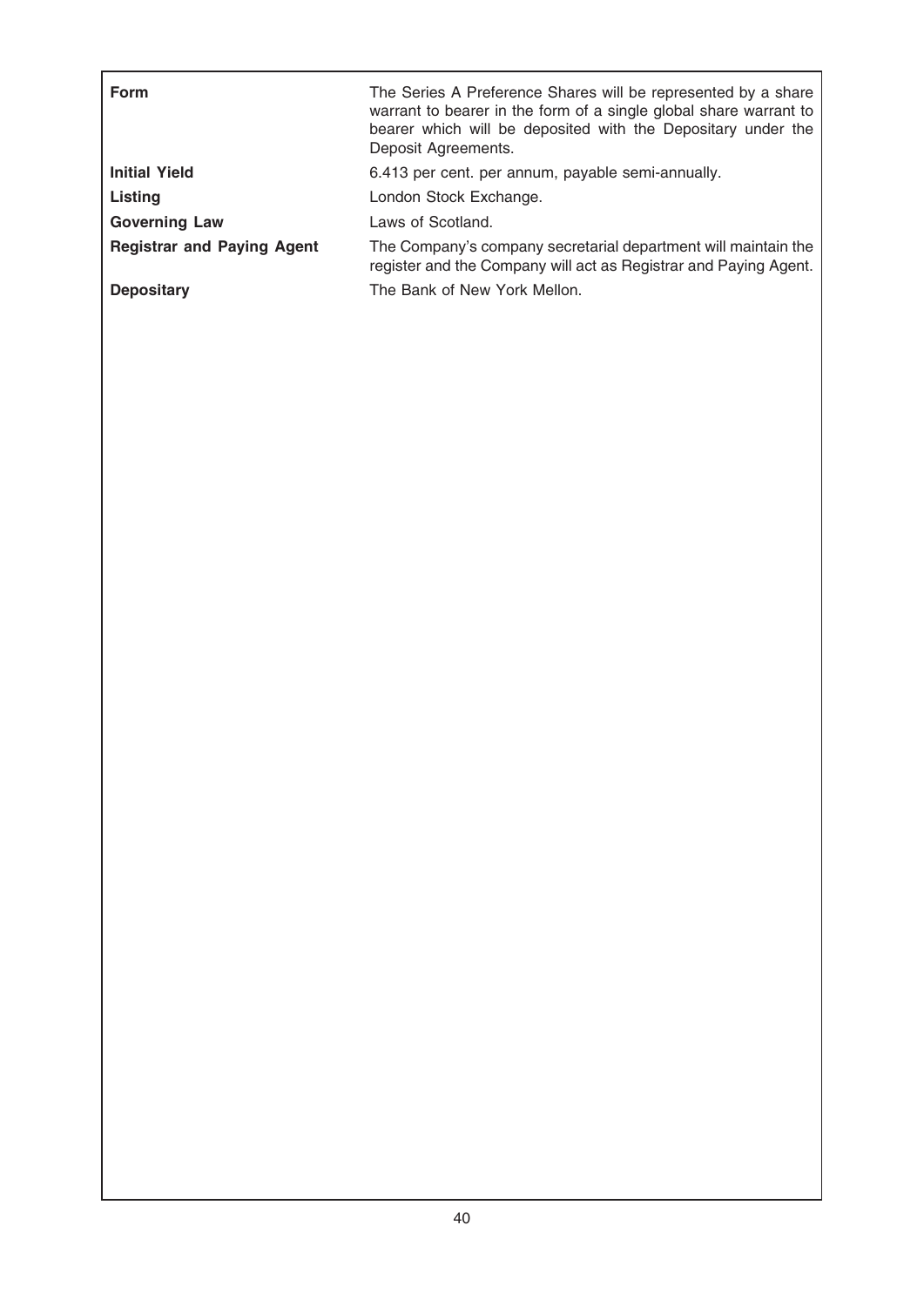| | |
|---|---|
| **Form** | The Series A Preference Shares will be represented by a share warrant to bearer in the form of a single global share warrant to bearer which will be deposited with the Depositary under the Deposit Agreements. |
| **Initial Yield** | 6.413 per cent. per annum, payable semi-annually. |
| **Listing** | London Stock Exchange. |
| **Governing Law** | Laws of Scotland. |
| **Registrar and Paying Agent** | The Company's company secretarial department will maintain the register and the Company will act as Registrar and Paying Agent. |
| **Depositary** | The Bank of New York Mellon. |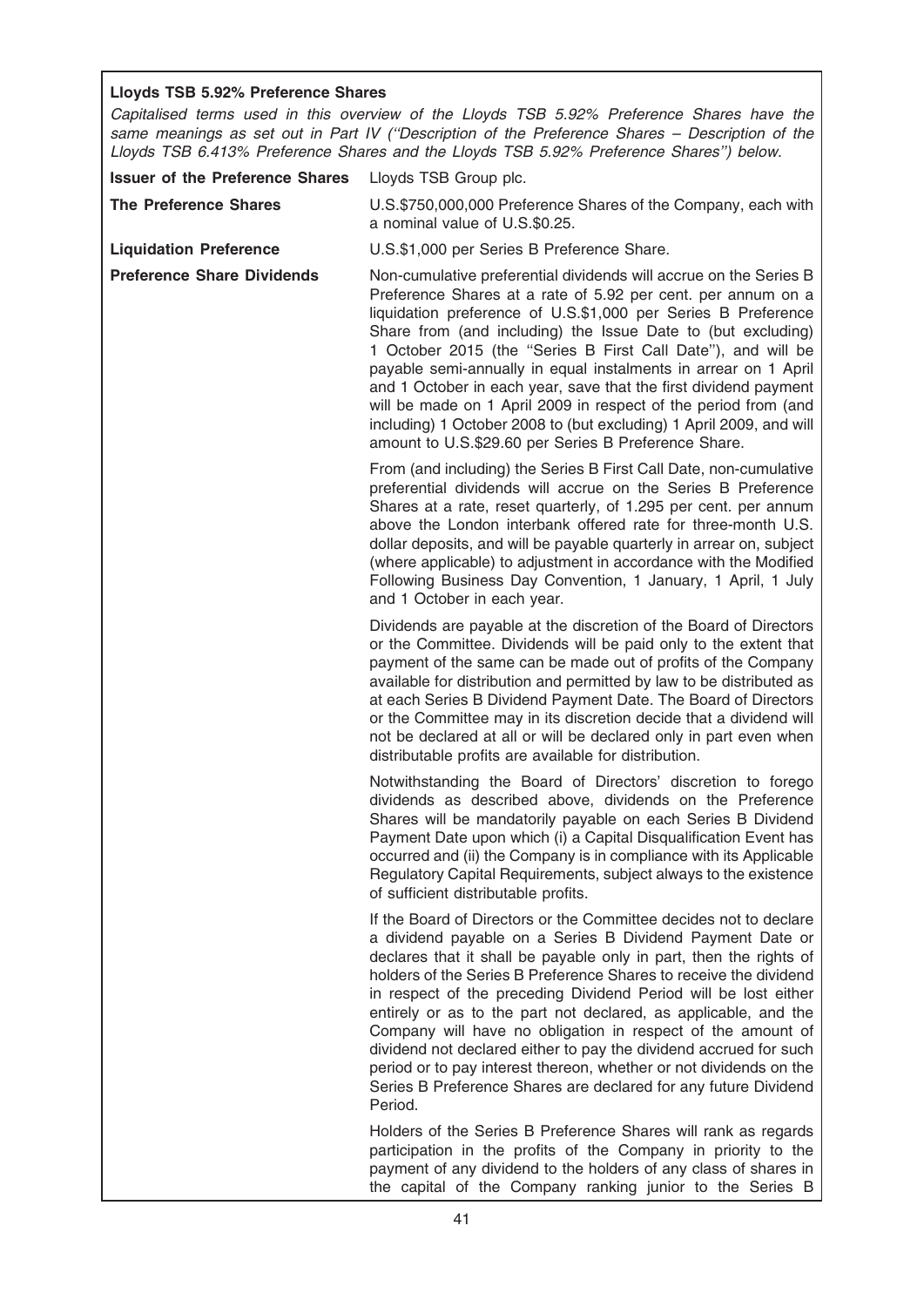**Lloyds TSB 5.92% Preference Shares**

*Capitalised terms used in this overview of the Lloyds TSB 5.92% Preference Shares have the same meanings as set out in Part IV ("Description of the Preference Shares – Description of the Lloyds TSB 6.413% Preference Shares and the Lloyds TSB 5.92% Preference Shares") below.*

| | |
|---|---|
| **Issuer of the Preference Shares** | Lloyds TSB Group plc. |
| **The Preference Shares** | U.S.$750,000,000 Preference Shares of the Company, each with a nominal value of U.S.$0.25. |
| **Liquidation Preference** | U.S.$1,000 per Series B Preference Share. |
| **Preference Share Dividends** | Non-cumulative preferential dividends will accrue on the Series B Preference Shares at a rate of 5.92 per cent. per annum on a liquidation preference of U.S.$1,000 per Series B Preference Share from (and including) the Issue Date to (but excluding) 1 October 2015 (the "Series B First Call Date"), and will be payable semi-annually in equal instalments in arrear on 1 April and 1 October in each year, save that the first dividend payment will be made on 1 April 2009 in respect of the period from (and including) 1 October 2008 to (but excluding) 1 April 2009, and will amount to U.S.$29.60 per Series B Preference Share. |
| | From (and including) the Series B First Call Date, non-cumulative preferential dividends will accrue on the Series B Preference Shares at a rate, reset quarterly, of 1.295 per cent. per annum above the London interbank offered rate for three-month U.S. dollar deposits, and will be payable quarterly in arrear on, subject (where applicable) to adjustment in accordance with the Modified Following Business Day Convention, 1 January, 1 April, 1 July and 1 October in each year. |
| | Dividends are payable at the discretion of the Board of Directors or the Committee. Dividends will be paid only to the extent that payment of the same can be made out of profits of the Company available for distribution and permitted by law to be distributed as at each Series B Dividend Payment Date. The Board of Directors or the Committee may in its discretion decide that a dividend will not be declared at all or will be declared only in part even when distributable profits are available for distribution. |
| | Notwithstanding the Board of Directors' discretion to forego dividends as described above, dividends on the Preference Shares will be mandatorily payable on each Series B Dividend Payment Date upon which (i) a Capital Disqualification Event has occurred and (ii) the Company is in compliance with its Applicable Regulatory Capital Requirements, subject always to the existence of sufficient distributable profits. |
| | If the Board of Directors or the Committee decides not to declare a dividend payable on a Series B Dividend Payment Date or declares that it shall be payable only in part, then the rights of holders of the Series B Preference Shares to receive the dividend in respect of the preceding Dividend Period will be lost either entirely or as to the part not declared, as applicable, and the Company will have no obligation in respect of the amount of dividend not declared either to pay the dividend accrued for such period or to pay interest thereon, whether or not dividends on the Series B Preference Shares are declared for any future Dividend Period. |
| | Holders of the Series B Preference Shares will rank as regards participation in the profits of the Company in priority to the payment of any dividend to the holders of any class of shares in the capital of the Company ranking junior to the Series B |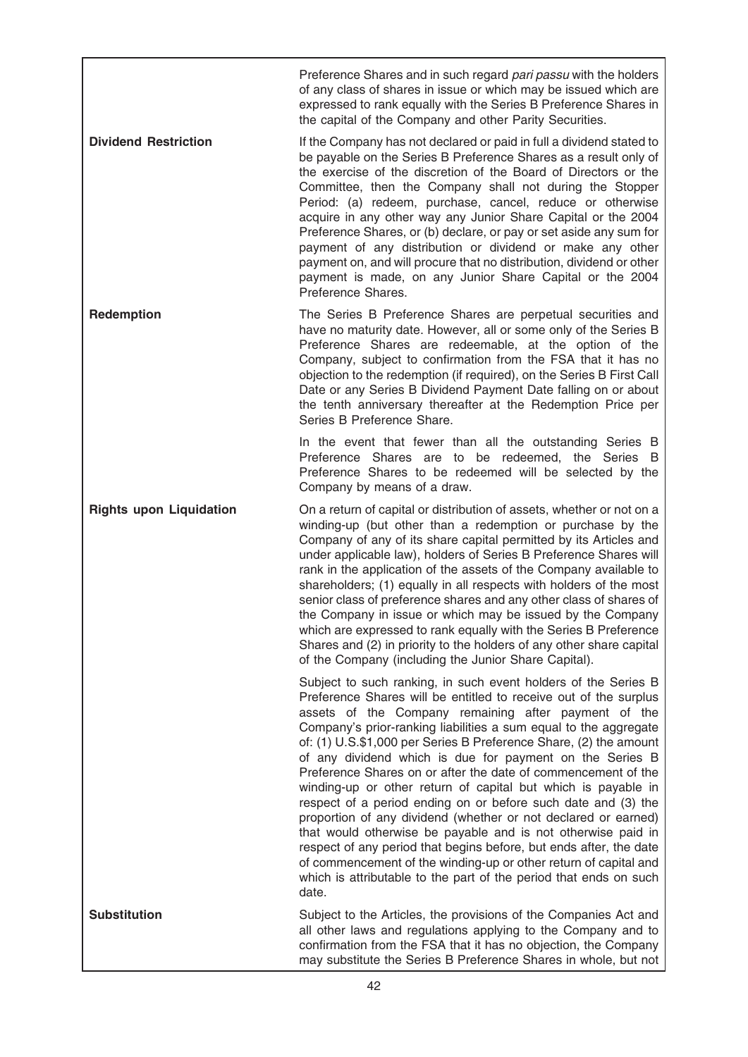| | |
|---|---|
| | Preference Shares and in such regard *pari passu* with the holders of any class of shares in issue or which may be issued which are expressed to rank equally with the Series B Preference Shares in the capital of the Company and other Parity Securities. |
| **Dividend Restriction** | If the Company has not declared or paid in full a dividend stated to be payable on the Series B Preference Shares as a result only of the exercise of the discretion of the Board of Directors or the Committee, then the Company shall not during the Stopper Period: (a) redeem, purchase, cancel, reduce or otherwise acquire in any other way any Junior Share Capital or the 2004 Preference Shares, or (b) declare, or pay or set aside any sum for payment of any distribution or dividend or make any other payment on, and will procure that no distribution, dividend or other payment is made, on any Junior Share Capital or the 2004 Preference Shares. |
| **Redemption** | The Series B Preference Shares are perpetual securities and have no maturity date. However, all or some only of the Series B Preference Shares are redeemable, at the option of the Company, subject to confirmation from the FSA that it has no objection to the redemption (if required), on the Series B First Call Date or any Series B Dividend Payment Date falling on or about the tenth anniversary thereafter at the Redemption Price per Series B Preference Share. |
| | In the event that fewer than all the outstanding Series B Preference Shares are to be redeemed, the Series B Preference Shares to be redeemed will be selected by the Company by means of a draw. |
| **Rights upon Liquidation** | On a return of capital or distribution of assets, whether or not on a winding-up (but other than a redemption or purchase by the Company of any of its share capital permitted by its Articles and under applicable law), holders of Series B Preference Shares will rank in the application of the assets of the Company available to shareholders; (1) equally in all respects with holders of the most senior class of preference shares and any other class of shares of the Company in issue or which may be issued by the Company which are expressed to rank equally with the Series B Preference Shares and (2) in priority to the holders of any other share capital of the Company (including the Junior Share Capital). |
| | Subject to such ranking, in such event holders of the Series B Preference Shares will be entitled to receive out of the surplus assets of the Company remaining after payment of the Company's prior-ranking liabilities a sum equal to the aggregate of: (1) U.S.$1,000 per Series B Preference Share, (2) the amount of any dividend which is due for payment on the Series B Preference Shares on or after the date of commencement of the winding-up or other return of capital but which is payable in respect of a period ending on or before such date and (3) the proportion of any dividend (whether or not declared or earned) that would otherwise be payable and is not otherwise paid in respect of any period that begins before, but ends after, the date of commencement of the winding-up or other return of capital and which is attributable to the part of the period that ends on such date. |
| **Substitution** | Subject to the Articles, the provisions of the Companies Act and all other laws and regulations applying to the Company and to confirmation from the FSA that it has no objection, the Company may substitute the Series B Preference Shares in whole, but not |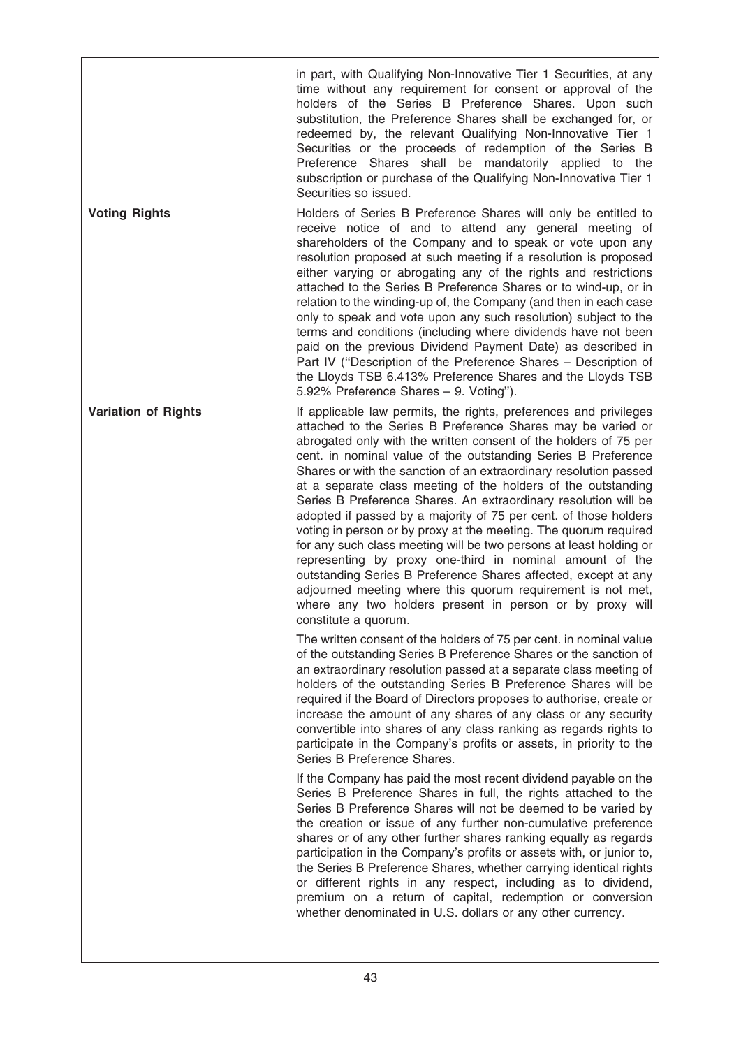| | |
|---|---|
| | in part, with Qualifying Non-Innovative Tier 1 Securities, at any time without any requirement for consent or approval of the holders of the Series B Preference Shares. Upon such substitution, the Preference Shares shall be exchanged for, or redeemed by, the relevant Qualifying Non-Innovative Tier 1 Securities or the proceeds of redemption of the Series B Preference Shares shall be mandatorily applied to the subscription or purchase of the Qualifying Non-Innovative Tier 1 Securities so issued. |
| **Voting Rights** | Holders of Series B Preference Shares will only be entitled to receive notice of and to attend any general meeting of shareholders of the Company and to speak or vote upon any resolution proposed at such meeting if a resolution is proposed either varying or abrogating any of the rights and restrictions attached to the Series B Preference Shares or to wind-up, or in relation to the winding-up of, the Company (and then in each case only to speak and vote upon any such resolution) subject to the terms and conditions (including where dividends have not been paid on the previous Dividend Payment Date) as described in Part IV ("Description of the Preference Shares – Description of the Lloyds TSB 6.413% Preference Shares and the Lloyds TSB 5.92% Preference Shares – 9. Voting"). |
| **Variation of Rights** | If applicable law permits, the rights, preferences and privileges attached to the Series B Preference Shares may be varied or abrogated only with the written consent of the holders of 75 per cent. in nominal value of the outstanding Series B Preference Shares or with the sanction of an extraordinary resolution passed at a separate class meeting of the holders of the outstanding Series B Preference Shares. An extraordinary resolution will be adopted if passed by a majority of 75 per cent. of those holders voting in person or by proxy at the meeting. The quorum required for any such class meeting will be two persons at least holding or representing by proxy one-third in nominal amount of the outstanding Series B Preference Shares affected, except at any adjourned meeting where this quorum requirement is not met, where any two holders present in person or by proxy will constitute a quorum.<br><br>The written consent of the holders of 75 per cent. in nominal value of the outstanding Series B Preference Shares or the sanction of an extraordinary resolution passed at a separate class meeting of holders of the outstanding Series B Preference Shares will be required if the Board of Directors proposes to authorise, create or increase the amount of any shares of any class or any security convertible into shares of any class ranking as regards rights to participate in the Company's profits or assets, in priority to the Series B Preference Shares.<br><br>If the Company has paid the most recent dividend payable on the Series B Preference Shares in full, the rights attached to the Series B Preference Shares will not be deemed to be varied by the creation or issue of any further non-cumulative preference shares or of any other further shares ranking equally as regards participation in the Company's profits or assets with, or junior to, the Series B Preference Shares, whether carrying identical rights or different rights in any respect, including as to dividend, premium on a return of capital, redemption or conversion whether denominated in U.S. dollars or any other currency. |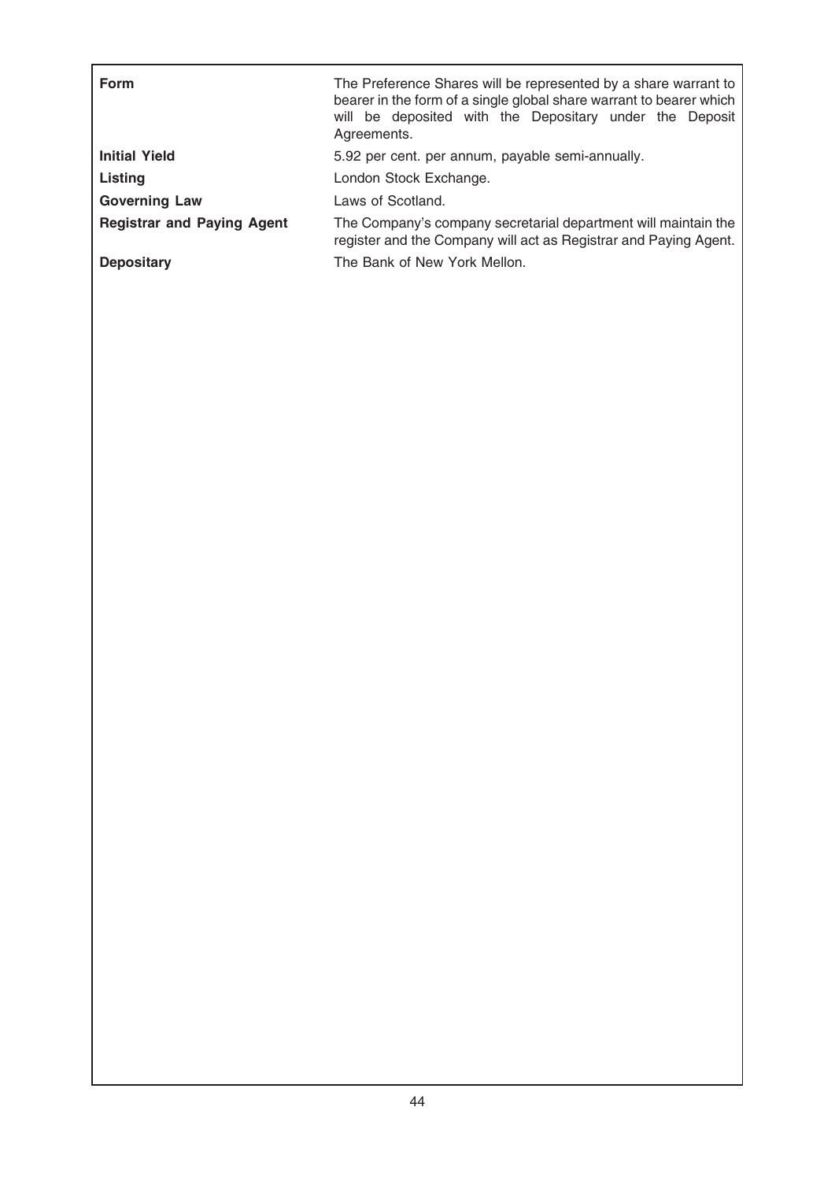| | |
|---|---|
| **Form** | The Preference Shares will be represented by a share warrant to bearer in the form of a single global share warrant to bearer which will be deposited with the Depositary under the Deposit Agreements. |
| **Initial Yield** | 5.92 per cent. per annum, payable semi-annually. |
| **Listing** | London Stock Exchange. |
| **Governing Law** | Laws of Scotland. |
| **Registrar and Paying Agent** | The Company's company secretarial department will maintain the register and the Company will act as Registrar and Paying Agent. |
| **Depositary** | The Bank of New York Mellon. |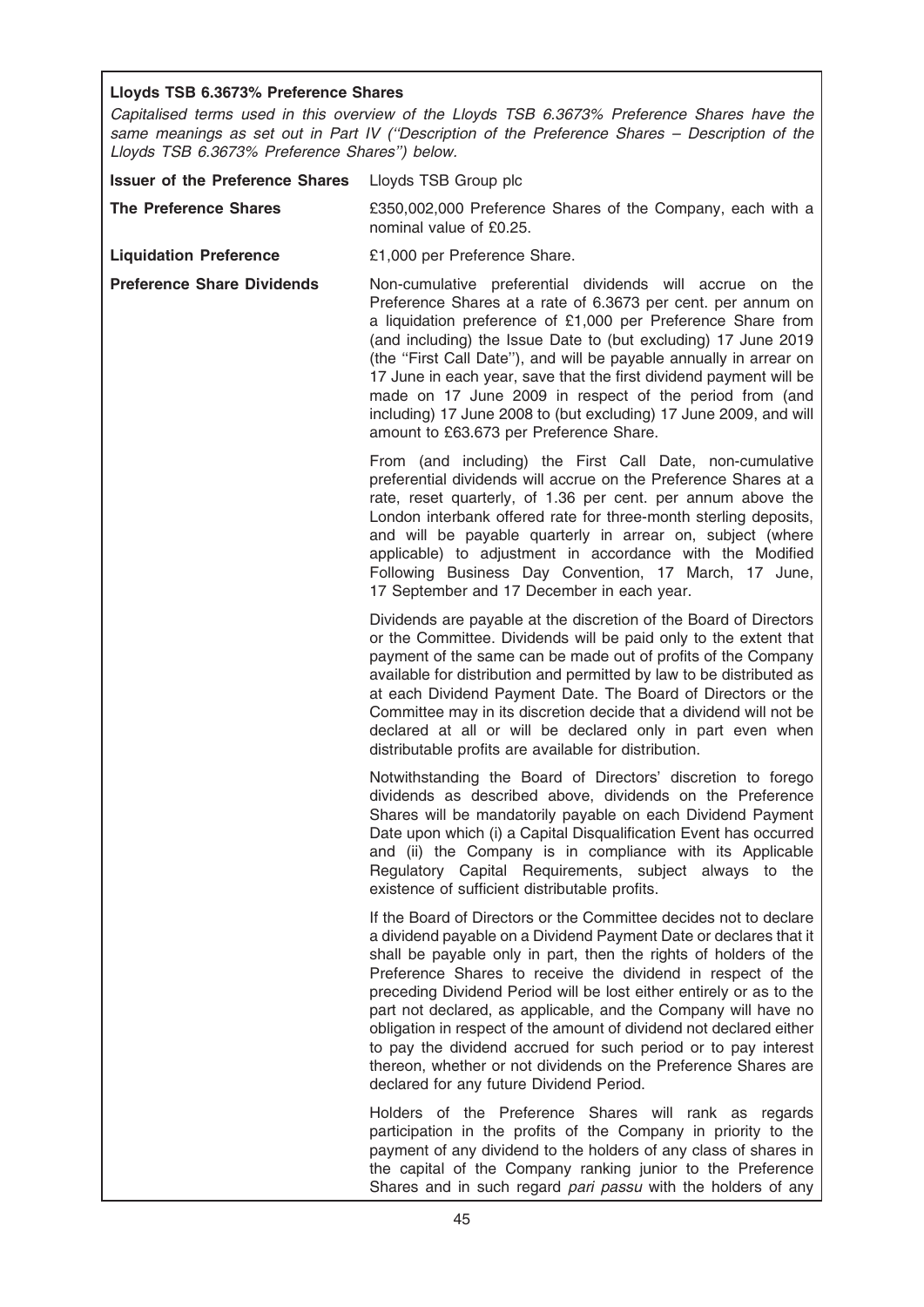**Lloyds TSB 6.3673% Preference Shares**

*Capitalised terms used in this overview of the Lloyds TSB 6.3673% Preference Shares have the same meanings as set out in Part IV ("Description of the Preference Shares – Description of the Lloyds TSB 6.3673% Preference Shares") below.*

| | |
|---|---|
| **Issuer of the Preference Shares** | Lloyds TSB Group plc |
| **The Preference Shares** | £350,002,000 Preference Shares of the Company, each with a nominal value of £0.25. |
| **Liquidation Preference** | £1,000 per Preference Share. |
| **Preference Share Dividends** | Non-cumulative preferential dividends will accrue on the Preference Shares at a rate of 6.3673 per cent. per annum on a liquidation preference of £1,000 per Preference Share from (and including) the Issue Date to (but excluding) 17 June 2019 (the "First Call Date"), and will be payable annually in arrear on 17 June in each year, save that the first dividend payment will be made on 17 June 2009 in respect of the period from (and including) 17 June 2008 to (but excluding) 17 June 2009, and will amount to £63.673 per Preference Share. |
| | From (and including) the First Call Date, non-cumulative preferential dividends will accrue on the Preference Shares at a rate, reset quarterly, of 1.36 per cent. per annum above the London interbank offered rate for three-month sterling deposits, and will be payable quarterly in arrear on, subject (where applicable) to adjustment in accordance with the Modified Following Business Day Convention, 17 March, 17 June, 17 September and 17 December in each year. |
| | Dividends are payable at the discretion of the Board of Directors or the Committee. Dividends will be paid only to the extent that payment of the same can be made out of profits of the Company available for distribution and permitted by law to be distributed as at each Dividend Payment Date. The Board of Directors or the Committee may in its discretion decide that a dividend will not be declared at all or will be declared only in part even when distributable profits are available for distribution. |
| | Notwithstanding the Board of Directors' discretion to forego dividends as described above, dividends on the Preference Shares will be mandatorily payable on each Dividend Payment Date upon which (i) a Capital Disqualification Event has occurred and (ii) the Company is in compliance with its Applicable Regulatory Capital Requirements, subject always to the existence of sufficient distributable profits. |
| | If the Board of Directors or the Committee decides not to declare a dividend payable on a Dividend Payment Date or declares that it shall be payable only in part, then the rights of holders of the Preference Shares to receive the dividend in respect of the preceding Dividend Period will be lost either entirely or as to the part not declared, as applicable, and the Company will have no obligation in respect of the amount of dividend not declared either to pay the dividend accrued for such period or to pay interest thereon, whether or not dividends on the Preference Shares are declared for any future Dividend Period. |
| | Holders of the Preference Shares will rank as regards participation in the profits of the Company in priority to the payment of any dividend to the holders of any class of shares in the capital of the Company ranking junior to the Preference Shares and in such regard *pari passu* with the holders of any |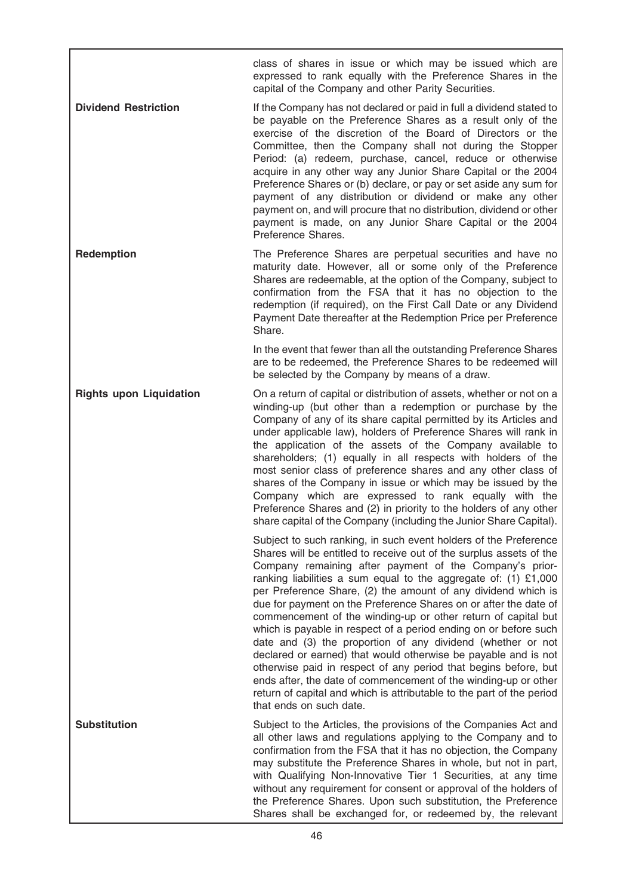| | |
|---|---|
| | class of shares in issue or which may be issued which are expressed to rank equally with the Preference Shares in the capital of the Company and other Parity Securities. |
| **Dividend Restriction** | If the Company has not declared or paid in full a dividend stated to be payable on the Preference Shares as a result only of the exercise of the discretion of the Board of Directors or the Committee, then the Company shall not during the Stopper Period: (a) redeem, purchase, cancel, reduce or otherwise acquire in any other way any Junior Share Capital or the 2004 Preference Shares or (b) declare, or pay or set aside any sum for payment of any distribution or dividend or make any other payment on, and will procure that no distribution, dividend or other payment is made, on any Junior Share Capital or the 2004 Preference Shares. |
| **Redemption** | The Preference Shares are perpetual securities and have no maturity date. However, all or some only of the Preference Shares are redeemable, at the option of the Company, subject to confirmation from the FSA that it has no objection to the redemption (if required), on the First Call Date or any Dividend Payment Date thereafter at the Redemption Price per Preference Share.<br><br>In the event that fewer than all the outstanding Preference Shares are to be redeemed, the Preference Shares to be redeemed will be selected by the Company by means of a draw. |
| **Rights upon Liquidation** | On a return of capital or distribution of assets, whether or not on a winding-up (but other than a redemption or purchase by the Company of any of its share capital permitted by its Articles and under applicable law), holders of Preference Shares will rank in the application of the assets of the Company available to shareholders; (1) equally in all respects with holders of the most senior class of preference shares and any other class of shares of the Company in issue or which may be issued by the Company which are expressed to rank equally with the Preference Shares and (2) in priority to the holders of any other share capital of the Company (including the Junior Share Capital).<br><br>Subject to such ranking, in such event holders of the Preference Shares will be entitled to receive out of the surplus assets of the Company remaining after payment of the Company's prior-ranking liabilities a sum equal to the aggregate of: (1) £1,000 per Preference Share, (2) the amount of any dividend which is due for payment on the Preference Shares on or after the date of commencement of the winding-up or other return of capital but which is payable in respect of a period ending on or before such date and (3) the proportion of any dividend (whether or not declared or earned) that would otherwise be payable and is not otherwise paid in respect of any period that begins before, but ends after, the date of commencement of the winding-up or other return of capital and which is attributable to the part of the period that ends on such date. |
| **Substitution** | Subject to the Articles, the provisions of the Companies Act and all other laws and regulations applying to the Company and to confirmation from the FSA that it has no objection, the Company may substitute the Preference Shares in whole, but not in part, with Qualifying Non-Innovative Tier 1 Securities, at any time without any requirement for consent or approval of the holders of the Preference Shares. Upon such substitution, the Preference Shares shall be exchanged for, or redeemed by, the relevant |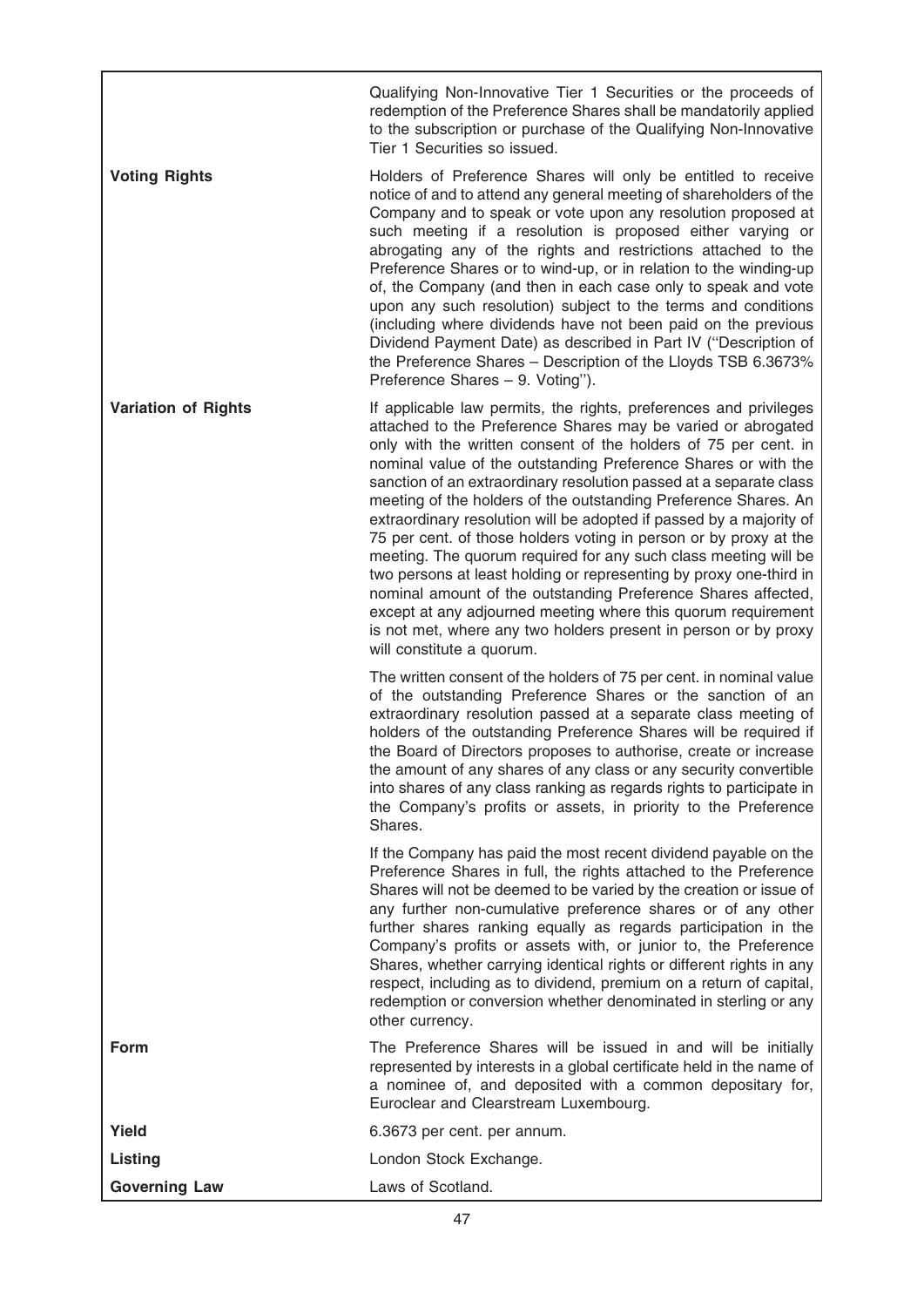| | |
|---|---|
| | Qualifying Non-Innovative Tier 1 Securities or the proceeds of redemption of the Preference Shares shall be mandatorily applied to the subscription or purchase of the Qualifying Non-Innovative Tier 1 Securities so issued. |
| **Voting Rights** | Holders of Preference Shares will only be entitled to receive notice of and to attend any general meeting of shareholders of the Company and to speak or vote upon any resolution proposed at such meeting if a resolution is proposed either varying or abrogating any of the rights and restrictions attached to the Preference Shares or to wind-up, or in relation to the winding-up of, the Company (and then in each case only to speak and vote upon any such resolution) subject to the terms and conditions (including where dividends have not been paid on the previous Dividend Payment Date) as described in Part IV (''Description of the Preference Shares – Description of the Lloyds TSB 6.3673% Preference Shares – 9. Voting''). |
| **Variation of Rights** | If applicable law permits, the rights, preferences and privileges attached to the Preference Shares may be varied or abrogated only with the written consent of the holders of 75 per cent. in nominal value of the outstanding Preference Shares or with the sanction of an extraordinary resolution passed at a separate class meeting of the holders of the outstanding Preference Shares. An extraordinary resolution will be adopted if passed by a majority of 75 per cent. of those holders voting in person or by proxy at the meeting. The quorum required for any such class meeting will be two persons at least holding or representing by proxy one-third in nominal amount of the outstanding Preference Shares affected, except at any adjourned meeting where this quorum requirement is not met, where any two holders present in person or by proxy will constitute a quorum. |
| | The written consent of the holders of 75 per cent. in nominal value of the outstanding Preference Shares or the sanction of an extraordinary resolution passed at a separate class meeting of holders of the outstanding Preference Shares will be required if the Board of Directors proposes to authorise, create or increase the amount of any shares of any class or any security convertible into shares of any class ranking as regards rights to participate in the Company's profits or assets, in priority to the Preference Shares. |
| | If the Company has paid the most recent dividend payable on the Preference Shares in full, the rights attached to the Preference Shares will not be deemed to be varied by the creation or issue of any further non-cumulative preference shares or of any other further shares ranking equally as regards participation in the Company's profits or assets with, or junior to, the Preference Shares, whether carrying identical rights or different rights in any respect, including as to dividend, premium on a return of capital, redemption or conversion whether denominated in sterling or any other currency. |
| **Form** | The Preference Shares will be issued in and will be initially represented by interests in a global certificate held in the name of a nominee of, and deposited with a common depositary for, Euroclear and Clearstream Luxembourg. |
| **Yield** | 6.3673 per cent. per annum. |
| **Listing** | London Stock Exchange. |
| **Governing Law** | Laws of Scotland. |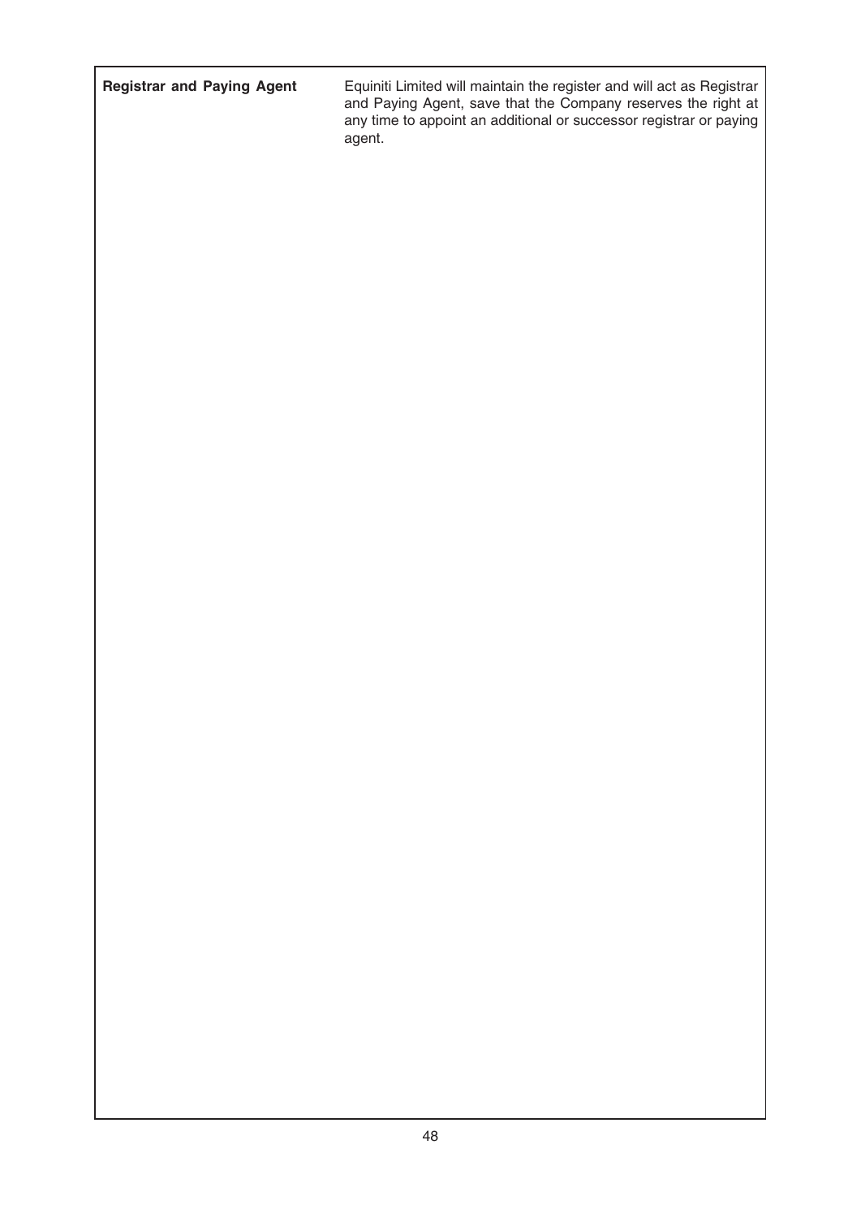| | |
|---|---|
| **Registrar and Paying Agent** | Equiniti Limited will maintain the register and will act as Registrar and Paying Agent, save that the Company reserves the right at any time to appoint an additional or successor registrar or paying agent. |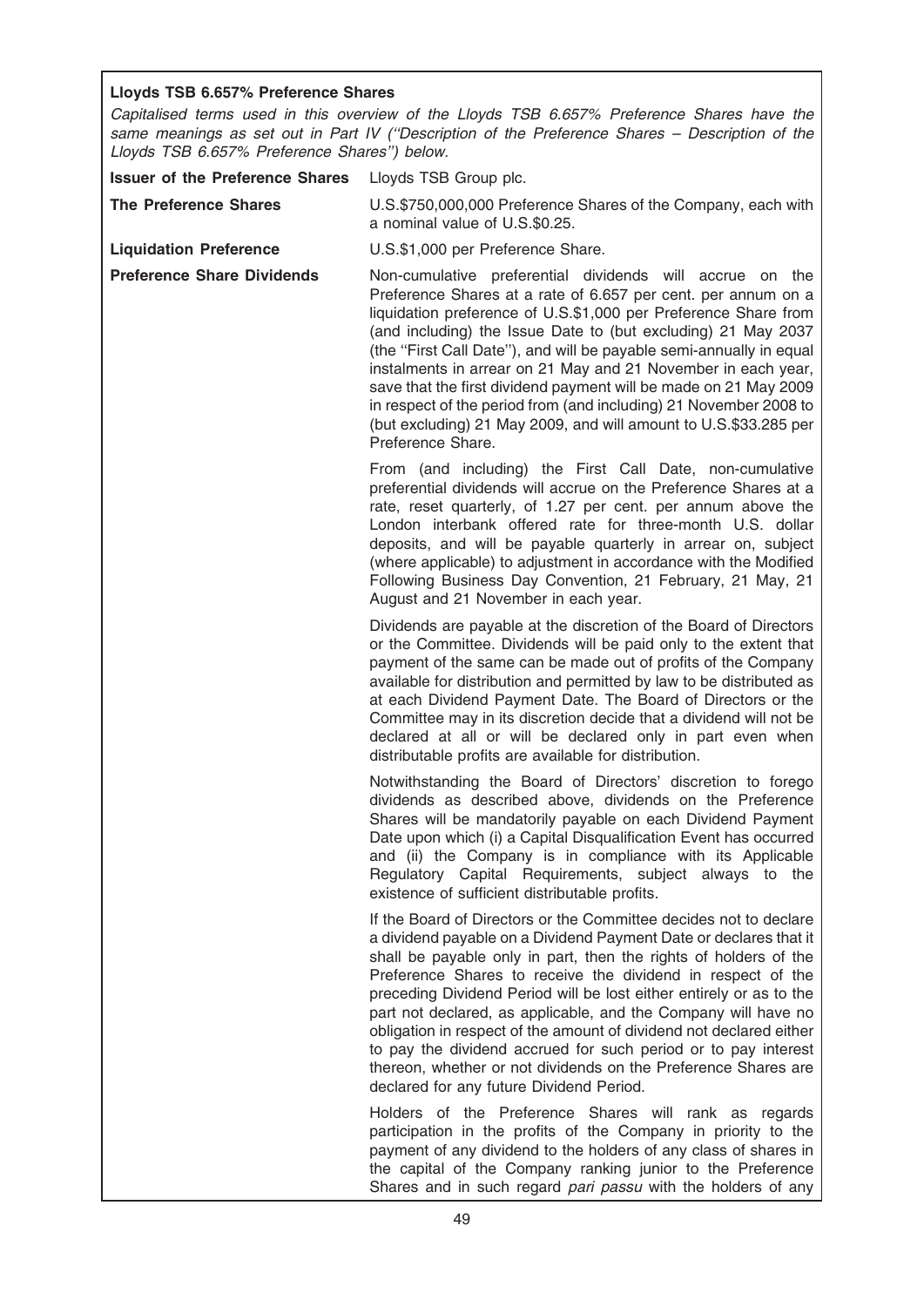**Lloyds TSB 6.657% Preference Shares**

*Capitalised terms used in this overview of the Lloyds TSB 6.657% Preference Shares have the same meanings as set out in Part IV ("Description of the Preference Shares – Description of the Lloyds TSB 6.657% Preference Shares") below.*

| | |
|---|---|
| **Issuer of the Preference Shares** | Lloyds TSB Group plc. |
| **The Preference Shares** | U.S.$750,000,000 Preference Shares of the Company, each with a nominal value of U.S.$0.25. |
| **Liquidation Preference** | U.S.$1,000 per Preference Share. |
| **Preference Share Dividends** | Non-cumulative preferential dividends will accrue on the Preference Shares at a rate of 6.657 per cent. per annum on a liquidation preference of U.S.$1,000 per Preference Share from (and including) the Issue Date to (but excluding) 21 May 2037 (the "First Call Date"), and will be payable semi-annually in equal instalments in arrear on 21 May and 21 November in each year, save that the first dividend payment will be made on 21 May 2009 in respect of the period from (and including) 21 November 2008 to (but excluding) 21 May 2009, and will amount to U.S.$33.285 per Preference Share. |

From (and including) the First Call Date, non-cumulative preferential dividends will accrue on the Preference Shares at a rate, reset quarterly, of 1.27 per cent. per annum above the London interbank offered rate for three-month U.S. dollar deposits, and will be payable quarterly in arrear on, subject (where applicable) to adjustment in accordance with the Modified Following Business Day Convention, 21 February, 21 May, 21 August and 21 November in each year.

Dividends are payable at the discretion of the Board of Directors or the Committee. Dividends will be paid only to the extent that payment of the same can be made out of profits of the Company available for distribution and permitted by law to be distributed as at each Dividend Payment Date. The Board of Directors or the Committee may in its discretion decide that a dividend will not be declared at all or will be declared only in part even when distributable profits are available for distribution.

Notwithstanding the Board of Directors' discretion to forego dividends as described above, dividends on the Preference Shares will be mandatorily payable on each Dividend Payment Date upon which (i) a Capital Disqualification Event has occurred and (ii) the Company is in compliance with its Applicable Regulatory Capital Requirements, subject always to the existence of sufficient distributable profits.

If the Board of Directors or the Committee decides not to declare a dividend payable on a Dividend Payment Date or declares that it shall be payable only in part, then the rights of holders of the Preference Shares to receive the dividend in respect of the preceding Dividend Period will be lost either entirely or as to the part not declared, as applicable, and the Company will have no obligation in respect of the amount of dividend not declared either to pay the dividend accrued for such period or to pay interest thereon, whether or not dividends on the Preference Shares are declared for any future Dividend Period.

Holders of the Preference Shares will rank as regards participation in the profits of the Company in priority to the payment of any dividend to the holders of any class of shares in the capital of the Company ranking junior to the Preference Shares and in such regard *pari passu* with the holders of any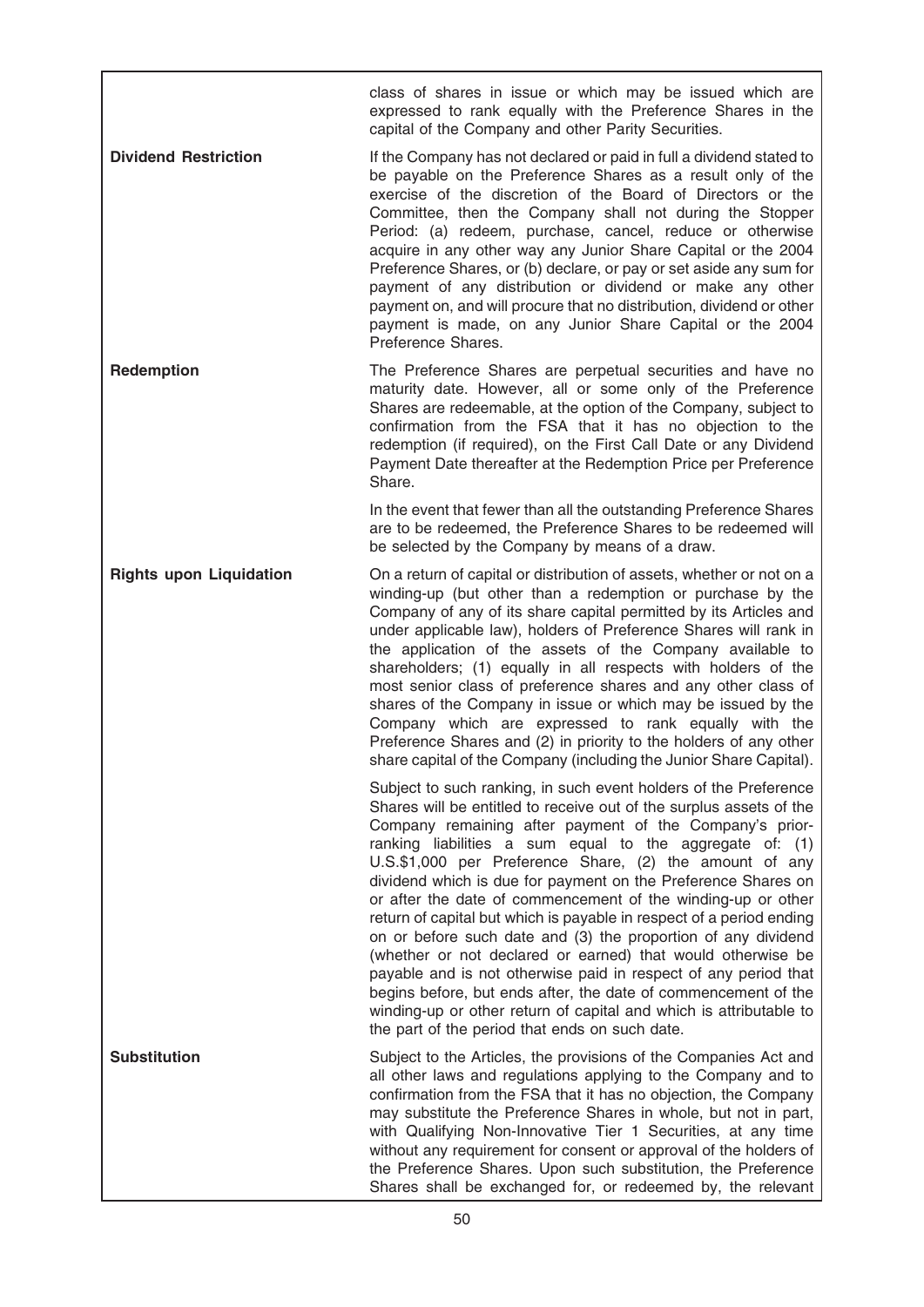| | |
|---|---|
| | class of shares in issue or which may be issued which are expressed to rank equally with the Preference Shares in the capital of the Company and other Parity Securities. |
| **Dividend Restriction** | If the Company has not declared or paid in full a dividend stated to be payable on the Preference Shares as a result only of the exercise of the discretion of the Board of Directors or the Committee, then the Company shall not during the Stopper Period: (a) redeem, purchase, cancel, reduce or otherwise acquire in any other way any Junior Share Capital or the 2004 Preference Shares, or (b) declare, or pay or set aside any sum for payment of any distribution or dividend or make any other payment on, and will procure that no distribution, dividend or other payment is made, on any Junior Share Capital or the 2004 Preference Shares. |
| **Redemption** | The Preference Shares are perpetual securities and have no maturity date. However, all or some only of the Preference Shares are redeemable, at the option of the Company, subject to confirmation from the FSA that it has no objection to the redemption (if required), on the First Call Date or any Dividend Payment Date thereafter at the Redemption Price per Preference Share.<br><br>In the event that fewer than all the outstanding Preference Shares are to be redeemed, the Preference Shares to be redeemed will be selected by the Company by means of a draw. |
| **Rights upon Liquidation** | On a return of capital or distribution of assets, whether or not on a winding-up (but other than a redemption or purchase by the Company of any of its share capital permitted by its Articles and under applicable law), holders of Preference Shares will rank in the application of the assets of the Company available to shareholders; (1) equally in all respects with holders of the most senior class of preference shares and any other class of shares of the Company in issue or which may be issued by the Company which are expressed to rank equally with the Preference Shares and (2) in priority to the holders of any other share capital of the Company (including the Junior Share Capital).<br><br>Subject to such ranking, in such event holders of the Preference Shares will be entitled to receive out of the surplus assets of the Company remaining after payment of the Company's prior-ranking liabilities a sum equal to the aggregate of: (1) U.S.$1,000 per Preference Share, (2) the amount of any dividend which is due for payment on the Preference Shares on or after the date of commencement of the winding-up or other return of capital but which is payable in respect of a period ending on or before such date and (3) the proportion of any dividend (whether or not declared or earned) that would otherwise be payable and is not otherwise paid in respect of any period that begins before, but ends after, the date of commencement of the winding-up or other return of capital and which is attributable to the part of the period that ends on such date. |
| **Substitution** | Subject to the Articles, the provisions of the Companies Act and all other laws and regulations applying to the Company and to confirmation from the FSA that it has no objection, the Company may substitute the Preference Shares in whole, but not in part, with Qualifying Non-Innovative Tier 1 Securities, at any time without any requirement for consent or approval of the holders of the Preference Shares. Upon such substitution, the Preference Shares shall be exchanged for, or redeemed by, the relevant |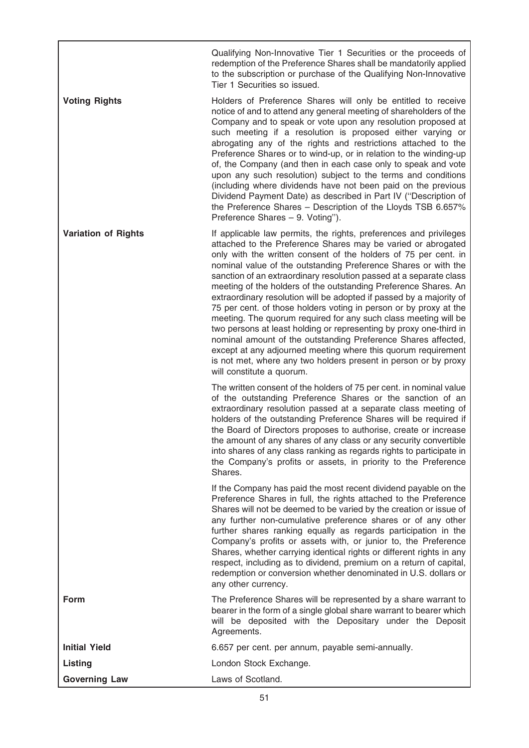| | |
|---|---|
| | Qualifying Non-Innovative Tier 1 Securities or the proceeds of redemption of the Preference Shares shall be mandatorily applied to the subscription or purchase of the Qualifying Non-Innovative Tier 1 Securities so issued. |
| **Voting Rights** | Holders of Preference Shares will only be entitled to receive notice of and to attend any general meeting of shareholders of the Company and to speak or vote upon any resolution proposed at such meeting if a resolution is proposed either varying or abrogating any of the rights and restrictions attached to the Preference Shares or to wind-up, or in relation to the winding-up of, the Company (and then in each case only to speak and vote upon any such resolution) subject to the terms and conditions (including where dividends have not been paid on the previous Dividend Payment Date) as described in Part IV (''Description of the Preference Shares – Description of the Lloyds TSB 6.657% Preference Shares – 9. Voting''). |
| **Variation of Rights** | If applicable law permits, the rights, preferences and privileges attached to the Preference Shares may be varied or abrogated only with the written consent of the holders of 75 per cent. in nominal value of the outstanding Preference Shares or with the sanction of an extraordinary resolution passed at a separate class meeting of the holders of the outstanding Preference Shares. An extraordinary resolution will be adopted if passed by a majority of 75 per cent. of those holders voting in person or by proxy at the meeting. The quorum required for any such class meeting will be two persons at least holding or representing by proxy one-third in nominal amount of the outstanding Preference Shares affected, except at any adjourned meeting where this quorum requirement is not met, where any two holders present in person or by proxy will constitute a quorum. |
| | The written consent of the holders of 75 per cent. in nominal value of the outstanding Preference Shares or the sanction of an extraordinary resolution passed at a separate class meeting of holders of the outstanding Preference Shares will be required if the Board of Directors proposes to authorise, create or increase the amount of any shares of any class or any security convertible into shares of any class ranking as regards rights to participate in the Company's profits or assets, in priority to the Preference Shares. |
| | If the Company has paid the most recent dividend payable on the Preference Shares in full, the rights attached to the Preference Shares will not be deemed to be varied by the creation or issue of any further non-cumulative preference shares or of any other further shares ranking equally as regards participation in the Company's profits or assets with, or junior to, the Preference Shares, whether carrying identical rights or different rights in any respect, including as to dividend, premium on a return of capital, redemption or conversion whether denominated in U.S. dollars or any other currency. |
| **Form** | The Preference Shares will be represented by a share warrant to bearer in the form of a single global share warrant to bearer which will be deposited with the Depositary under the Deposit Agreements. |
| **Initial Yield** | 6.657 per cent. per annum, payable semi-annually. |
| **Listing** | London Stock Exchange. |
| **Governing Law** | Laws of Scotland. |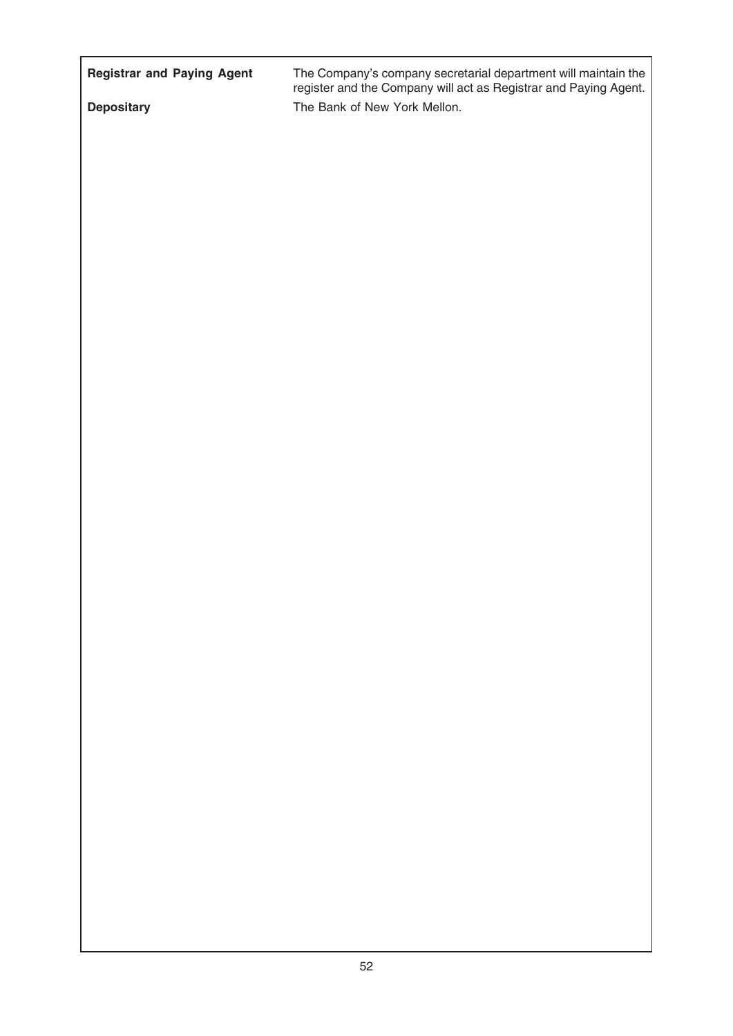| | |
|---|---|
| **Registrar and Paying Agent** | The Company's company secretarial department will maintain the register and the Company will act as Registrar and Paying Agent. |
| **Depositary** | The Bank of New York Mellon. |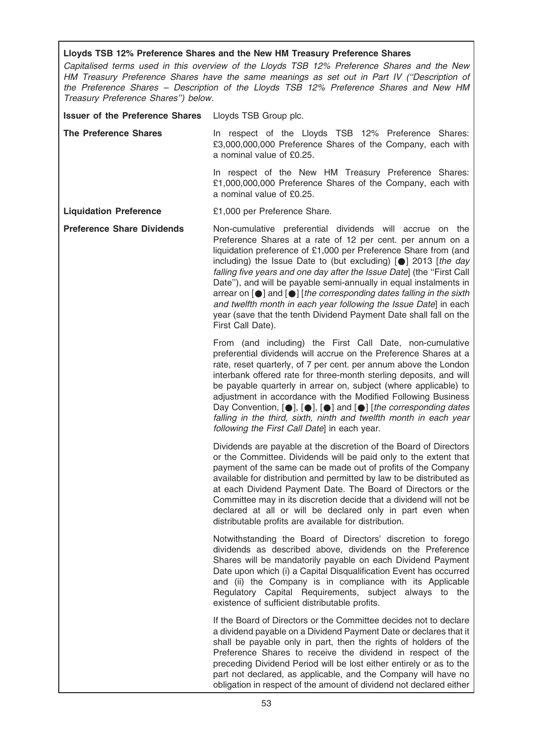**Lloyds TSB 12% Preference Shares and the New HM Treasury Preference Shares**

*Capitalised terms used in this overview of the Lloyds TSB 12% Preference Shares and the New HM Treasury Preference Shares have the same meanings as set out in Part IV ("Description of the Preference Shares – Description of the Lloyds TSB 12% Preference Shares and New HM Treasury Preference Shares") below.*

| | |
|---|---|
| **Issuer of the Preference Shares** | Lloyds TSB Group plc. |
| **The Preference Shares** | In respect of the Lloyds TSB 12% Preference Shares: £3,000,000,000 Preference Shares of the Company, each with a nominal value of £0.25.<br><br>In respect of the New HM Treasury Preference Shares: £1,000,000,000 Preference Shares of the Company, each with a nominal value of £0.25. |
| **Liquidation Preference** | £1,000 per Preference Share. |
| **Preference Share Dividends** | Non-cumulative preferential dividends will accrue on the Preference Shares at a rate of 12 per cent. per annum on a liquidation preference of £1,000 per Preference Share from (and including) the Issue Date to (but excluding) [●] 2013 [*the day falling five years and one day after the Issue Date*] (the "First Call Date"), and will be payable semi-annually in equal instalments in arrear on [●] and [●] [*the corresponding dates falling in the sixth and twelfth month in each year following the Issue Date*] in each year (save that the tenth Dividend Payment Date shall fall on the First Call Date).<br><br>From (and including) the First Call Date, non-cumulative preferential dividends will accrue on the Preference Shares at a rate, reset quarterly, of 7 per cent. per annum above the London interbank offered rate for three-month sterling deposits, and will be payable quarterly in arrear on, subject (where applicable) to adjustment in accordance with the Modified Following Business Day Convention, [●], [●], [●] and [●] [*the corresponding dates falling in the third, sixth, ninth and twelfth month in each year following the First Call Date*] in each year.<br><br>Dividends are payable at the discretion of the Board of Directors or the Committee. Dividends will be paid only to the extent that payment of the same can be made out of profits of the Company available for distribution and permitted by law to be distributed as at each Dividend Payment Date. The Board of Directors or the Committee may in its discretion decide that a dividend will not be declared at all or will be declared only in part even when distributable profits are available for distribution.<br><br>Notwithstanding the Board of Directors' discretion to forego dividends as described above, dividends on the Preference Shares will be mandatorily payable on each Dividend Payment Date upon which (i) a Capital Disqualification Event has occurred and (ii) the Company is in compliance with its Applicable Regulatory Capital Requirements, subject always to the existence of sufficient distributable profits.<br><br>If the Board of Directors or the Committee decides not to declare a dividend payable on a Dividend Payment Date or declares that it shall be payable only in part, then the rights of holders of the Preference Shares to receive the dividend in respect of the preceding Dividend Period will be lost either entirely or as to the part not declared, as applicable, and the Company will have no obligation in respect of the amount of dividend not declared either |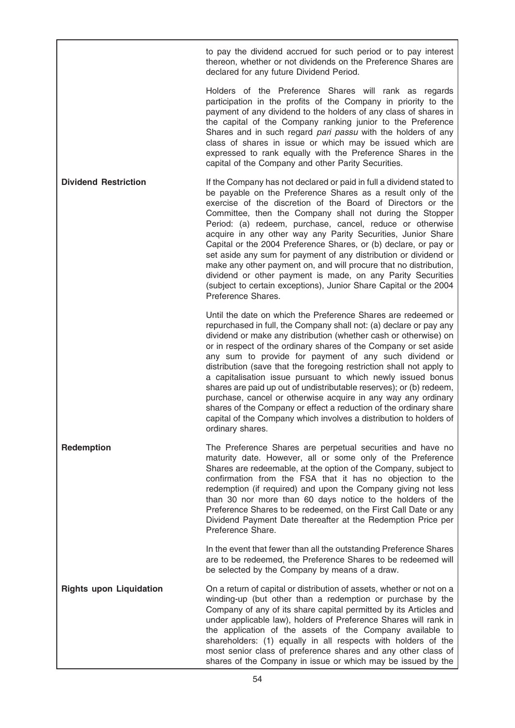| | |
|---|---|
| | to pay the dividend accrued for such period or to pay interest thereon, whether or not dividends on the Preference Shares are declared for any future Dividend Period.<br><br>Holders of the Preference Shares will rank as regards participation in the profits of the Company in priority to the payment of any dividend to the holders of any class of shares in the capital of the Company ranking junior to the Preference Shares and in such regard *pari passu* with the holders of any class of shares in issue or which may be issued which are expressed to rank equally with the Preference Shares in the capital of the Company and other Parity Securities. |
| **Dividend Restriction** | If the Company has not declared or paid in full a dividend stated to be payable on the Preference Shares as a result only of the exercise of the discretion of the Board of Directors or the Committee, then the Company shall not during the Stopper Period: (a) redeem, purchase, cancel, reduce or otherwise acquire in any other way any Parity Securities, Junior Share Capital or the 2004 Preference Shares, or (b) declare, or pay or set aside any sum for payment of any distribution or dividend or make any other payment on, and will procure that no distribution, dividend or other payment is made, on any Parity Securities (subject to certain exceptions), Junior Share Capital or the 2004 Preference Shares.<br><br>Until the date on which the Preference Shares are redeemed or repurchased in full, the Company shall not: (a) declare or pay any dividend or make any distribution (whether cash or otherwise) on or in respect of the ordinary shares of the Company or set aside any sum to provide for payment of any such dividend or distribution (save that the foregoing restriction shall not apply to a capitalisation issue pursuant to which newly issued bonus shares are paid up out of undistributable reserves); or (b) redeem, purchase, cancel or otherwise acquire in any way any ordinary shares of the Company or effect a reduction of the ordinary share capital of the Company which involves a distribution to holders of ordinary shares. |
| **Redemption** | The Preference Shares are perpetual securities and have no maturity date. However, all or some only of the Preference Shares are redeemable, at the option of the Company, subject to confirmation from the FSA that it has no objection to the redemption (if required) and upon the Company giving not less than 30 nor more than 60 days notice to the holders of the Preference Shares to be redeemed, on the First Call Date or any Dividend Payment Date thereafter at the Redemption Price per Preference Share.<br><br>In the event that fewer than all the outstanding Preference Shares are to be redeemed, the Preference Shares to be redeemed will be selected by the Company by means of a draw. |
| **Rights upon Liquidation** | On a return of capital or distribution of assets, whether or not on a winding-up (but other than a redemption or purchase by the Company of any of its share capital permitted by its Articles and under applicable law), holders of Preference Shares will rank in the application of the assets of the Company available to shareholders: (1) equally in all respects with holders of the most senior class of preference shares and any other class of shares of the Company in issue or which may be issued by the |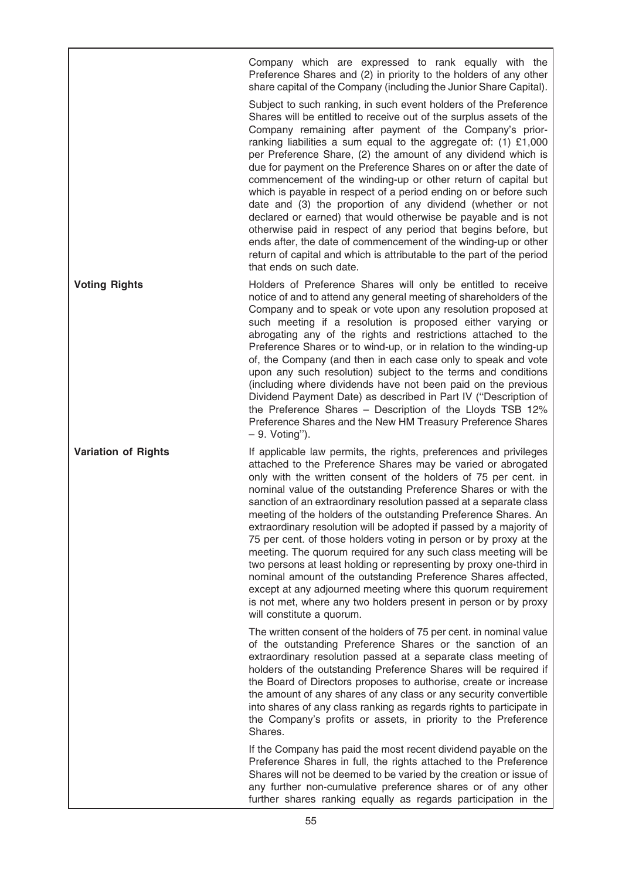| | |
|---|---|
| | Company which are expressed to rank equally with the Preference Shares and (2) in priority to the holders of any other share capital of the Company (including the Junior Share Capital).<br><br>Subject to such ranking, in such event holders of the Preference Shares will be entitled to receive out of the surplus assets of the Company remaining after payment of the Company's prior-ranking liabilities a sum equal to the aggregate of: (1) £1,000 per Preference Share, (2) the amount of any dividend which is due for payment on the Preference Shares on or after the date of commencement of the winding-up or other return of capital but which is payable in respect of a period ending on or before such date and (3) the proportion of any dividend (whether or not declared or earned) that would otherwise be payable and is not otherwise paid in respect of any period that begins before, but ends after, the date of commencement of the winding-up or other return of capital and which is attributable to the part of the period that ends on such date. |
| **Voting Rights** | Holders of Preference Shares will only be entitled to receive notice of and to attend any general meeting of shareholders of the Company and to speak or vote upon any resolution proposed at such meeting if a resolution is proposed either varying or abrogating any of the rights and restrictions attached to the Preference Shares or to wind-up, or in relation to the winding-up of, the Company (and then in each case only to speak and vote upon any such resolution) subject to the terms and conditions (including where dividends have not been paid on the previous Dividend Payment Date) as described in Part IV (''Description of the Preference Shares – Description of the Lloyds TSB 12% Preference Shares and the New HM Treasury Preference Shares – 9. Voting''). |
| **Variation of Rights** | If applicable law permits, the rights, preferences and privileges attached to the Preference Shares may be varied or abrogated only with the written consent of the holders of 75 per cent. in nominal value of the outstanding Preference Shares or with the sanction of an extraordinary resolution passed at a separate class meeting of the holders of the outstanding Preference Shares. An extraordinary resolution will be adopted if passed by a majority of 75 per cent. of those holders voting in person or by proxy at the meeting. The quorum required for any such class meeting will be two persons at least holding or representing by proxy one-third in nominal amount of the outstanding Preference Shares affected, except at any adjourned meeting where this quorum requirement is not met, where any two holders present in person or by proxy will constitute a quorum.<br><br>The written consent of the holders of 75 per cent. in nominal value of the outstanding Preference Shares or the sanction of an extraordinary resolution passed at a separate class meeting of holders of the outstanding Preference Shares will be required if the Board of Directors proposes to authorise, create or increase the amount of any shares of any class or any security convertible into shares of any class ranking as regards rights to participate in the Company's profits or assets, in priority to the Preference Shares.<br><br>If the Company has paid the most recent dividend payable on the Preference Shares in full, the rights attached to the Preference Shares will not be deemed to be varied by the creation or issue of any further non-cumulative preference shares or of any other further shares ranking equally as regards participation in the |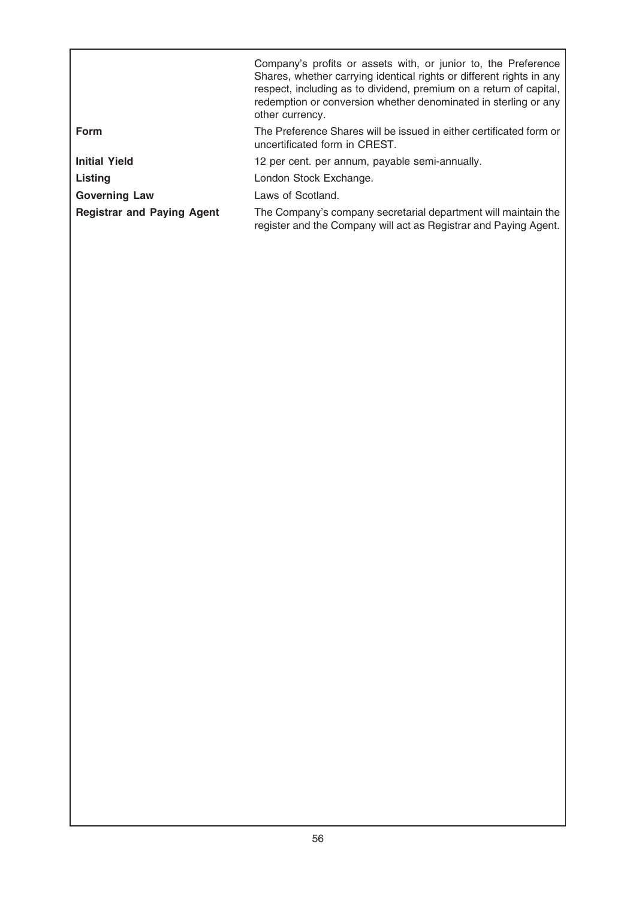| | |
|---|---|
| | Company's profits or assets with, or junior to, the Preference Shares, whether carrying identical rights or different rights in any respect, including as to dividend, premium on a return of capital, redemption or conversion whether denominated in sterling or any other currency. |
| **Form** | The Preference Shares will be issued in either certificated form or uncertificated form in CREST. |
| **Initial Yield** | 12 per cent. per annum, payable semi-annually. |
| **Listing** | London Stock Exchange. |
| **Governing Law** | Laws of Scotland. |
| **Registrar and Paying Agent** | The Company's company secretarial department will maintain the register and the Company will act as Registrar and Paying Agent. |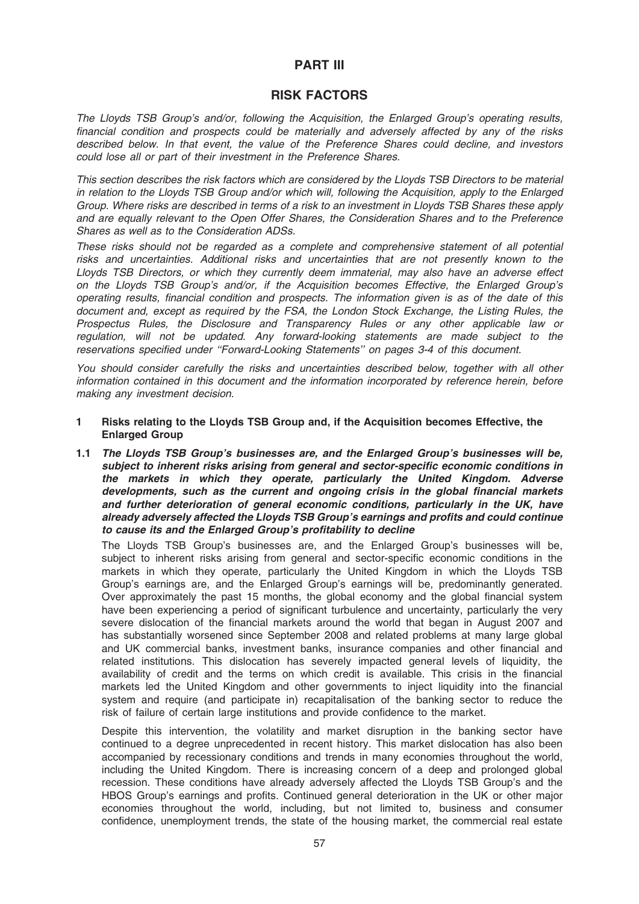# PART III

## RISK FACTORS

*The Lloyds TSB Group's and/or, following the Acquisition, the Enlarged Group's operating results, financial condition and prospects could be materially and adversely affected by any of the risks described below. In that event, the value of the Preference Shares could decline, and investors could lose all or part of their investment in the Preference Shares.*

*This section describes the risk factors which are considered by the Lloyds TSB Directors to be material in relation to the Lloyds TSB Group and/or which will, following the Acquisition, apply to the Enlarged Group. Where risks are described in terms of a risk to an investment in Lloyds TSB Shares these apply and are equally relevant to the Open Offer Shares, the Consideration Shares and to the Preference Shares as well as to the Consideration ADSs.*

*These risks should not be regarded as a complete and comprehensive statement of all potential risks and uncertainties. Additional risks and uncertainties that are not presently known to the Lloyds TSB Directors, or which they currently deem immaterial, may also have an adverse effect on the Lloyds TSB Group's and/or, if the Acquisition becomes Effective, the Enlarged Group's operating results, financial condition and prospects. The information given is as of the date of this document and, except as required by the FSA, the London Stock Exchange, the Listing Rules, the Prospectus Rules, the Disclosure and Transparency Rules or any other applicable law or regulation, will not be updated. Any forward-looking statements are made subject to the reservations specified under ''Forward-Looking Statements'' on pages 3-4 of this document.*

*You should consider carefully the risks and uncertainties described below, together with all other information contained in this document and the information incorporated by reference herein, before making any investment decision.*

### 1 Risks relating to the Lloyds TSB Group and, if the Acquisition becomes Effective, the Enlarged Group

#### 1.1 *The Lloyds TSB Group's businesses are, and the Enlarged Group's businesses will be, subject to inherent risks arising from general and sector-specific economic conditions in the markets in which they operate, particularly the United Kingdom. Adverse developments, such as the current and ongoing crisis in the global financial markets and further deterioration of general economic conditions, particularly in the UK, have already adversely affected the Lloyds TSB Group's earnings and profits and could continue to cause its and the Enlarged Group's profitability to decline*

The Lloyds TSB Group's businesses are, and the Enlarged Group's businesses will be, subject to inherent risks arising from general and sector-specific economic conditions in the markets in which they operate, particularly the United Kingdom in which the Lloyds TSB Group's earnings are, and the Enlarged Group's earnings will be, predominantly generated. Over approximately the past 15 months, the global economy and the global financial system have been experiencing a period of significant turbulence and uncertainty, particularly the very severe dislocation of the financial markets around the world that began in August 2007 and has substantially worsened since September 2008 and related problems at many large global and UK commercial banks, investment banks, insurance companies and other financial and related institutions. This dislocation has severely impacted general levels of liquidity, the availability of credit and the terms on which credit is available. This crisis in the financial markets led the United Kingdom and other governments to inject liquidity into the financial system and require (and participate in) recapitalisation of the banking sector to reduce the risk of failure of certain large institutions and provide confidence to the market.

Despite this intervention, the volatility and market disruption in the banking sector have continued to a degree unprecedented in recent history. This market dislocation has also been accompanied by recessionary conditions and trends in many economies throughout the world, including the United Kingdom. There is increasing concern of a deep and prolonged global recession. These conditions have already adversely affected the Lloyds TSB Group's and the HBOS Group's earnings and profits. Continued general deterioration in the UK or other major economies throughout the world, including, but not limited to, business and consumer confidence, unemployment trends, the state of the housing market, the commercial real estate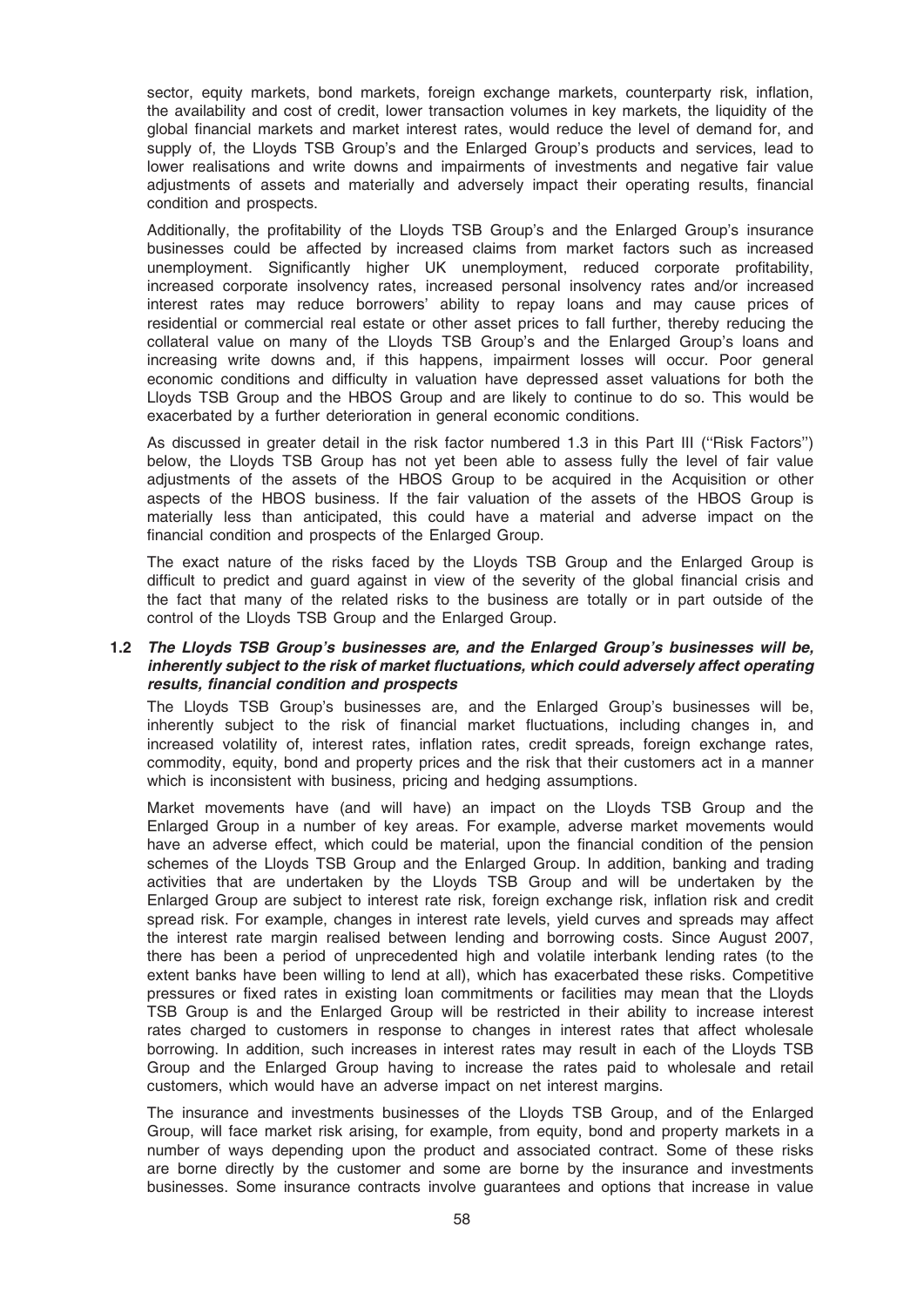sector, equity markets, bond markets, foreign exchange markets, counterparty risk, inflation, the availability and cost of credit, lower transaction volumes in key markets, the liquidity of the global financial markets and market interest rates, would reduce the level of demand for, and supply of, the Lloyds TSB Group's and the Enlarged Group's products and services, lead to lower realisations and write downs and impairments of investments and negative fair value adjustments of assets and materially and adversely impact their operating results, financial condition and prospects.

Additionally, the profitability of the Lloyds TSB Group's and the Enlarged Group's insurance businesses could be affected by increased claims from market factors such as increased unemployment. Significantly higher UK unemployment, reduced corporate profitability, increased corporate insolvency rates, increased personal insolvency rates and/or increased interest rates may reduce borrowers' ability to repay loans and may cause prices of residential or commercial real estate or other asset prices to fall further, thereby reducing the collateral value on many of the Lloyds TSB Group's and the Enlarged Group's loans and increasing write downs and, if this happens, impairment losses will occur. Poor general economic conditions and difficulty in valuation have depressed asset valuations for both the Lloyds TSB Group and the HBOS Group and are likely to continue to do so. This would be exacerbated by a further deterioration in general economic conditions.

As discussed in greater detail in the risk factor numbered 1.3 in this Part III (''Risk Factors'') below, the Lloyds TSB Group has not yet been able to assess fully the level of fair value adjustments of the assets of the HBOS Group to be acquired in the Acquisition or other aspects of the HBOS business. If the fair valuation of the assets of the HBOS Group is materially less than anticipated, this could have a material and adverse impact on the financial condition and prospects of the Enlarged Group.

The exact nature of the risks faced by the Lloyds TSB Group and the Enlarged Group is difficult to predict and guard against in view of the severity of the global financial crisis and the fact that many of the related risks to the business are totally or in part outside of the control of the Lloyds TSB Group and the Enlarged Group.

**1.2 *The Lloyds TSB Group's businesses are, and the Enlarged Group's businesses will be, inherently subject to the risk of market fluctuations, which could adversely affect operating results, financial condition and prospects***

The Lloyds TSB Group's businesses are, and the Enlarged Group's businesses will be, inherently subject to the risk of financial market fluctuations, including changes in, and increased volatility of, interest rates, inflation rates, credit spreads, foreign exchange rates, commodity, equity, bond and property prices and the risk that their customers act in a manner which is inconsistent with business, pricing and hedging assumptions.

Market movements have (and will have) an impact on the Lloyds TSB Group and the Enlarged Group in a number of key areas. For example, adverse market movements would have an adverse effect, which could be material, upon the financial condition of the pension schemes of the Lloyds TSB Group and the Enlarged Group. In addition, banking and trading activities that are undertaken by the Lloyds TSB Group and will be undertaken by the Enlarged Group are subject to interest rate risk, foreign exchange risk, inflation risk and credit spread risk. For example, changes in interest rate levels, yield curves and spreads may affect the interest rate margin realised between lending and borrowing costs. Since August 2007, there has been a period of unprecedented high and volatile interbank lending rates (to the extent banks have been willing to lend at all), which has exacerbated these risks. Competitive pressures or fixed rates in existing loan commitments or facilities may mean that the Lloyds TSB Group is and the Enlarged Group will be restricted in their ability to increase interest rates charged to customers in response to changes in interest rates that affect wholesale borrowing. In addition, such increases in interest rates may result in each of the Lloyds TSB Group and the Enlarged Group having to increase the rates paid to wholesale and retail customers, which would have an adverse impact on net interest margins.

The insurance and investments businesses of the Lloyds TSB Group, and of the Enlarged Group, will face market risk arising, for example, from equity, bond and property markets in a number of ways depending upon the product and associated contract. Some of these risks are borne directly by the customer and some are borne by the insurance and investments businesses. Some insurance contracts involve guarantees and options that increase in value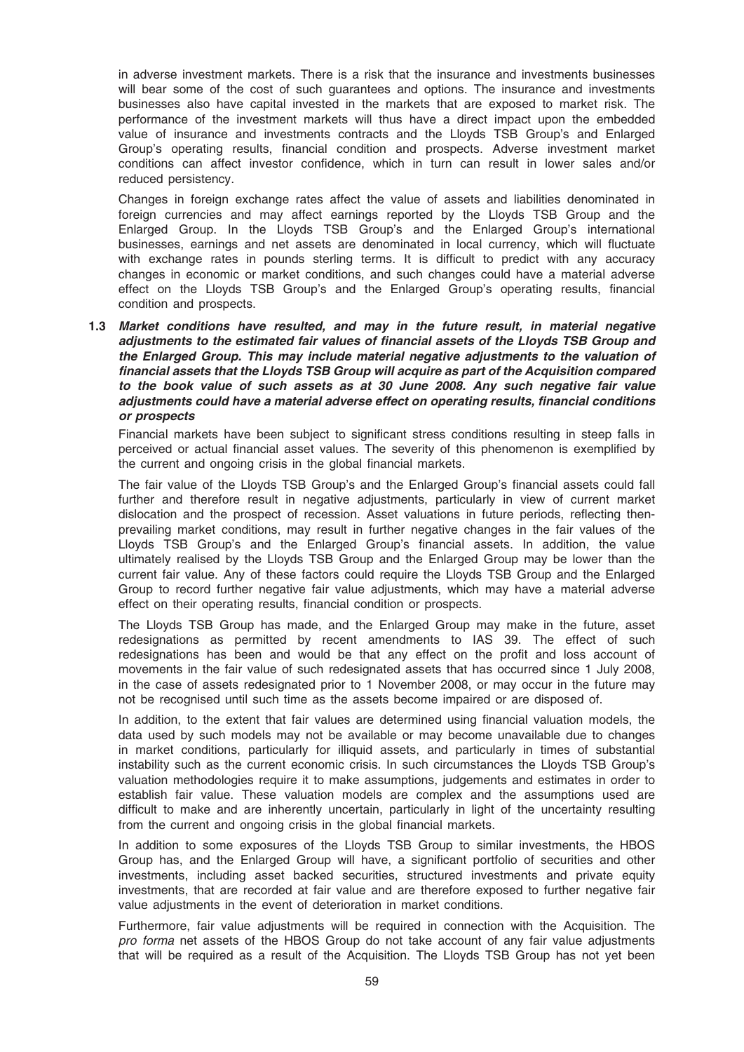in adverse investment markets. There is a risk that the insurance and investments businesses will bear some of the cost of such guarantees and options. The insurance and investments businesses also have capital invested in the markets that are exposed to market risk. The performance of the investment markets will thus have a direct impact upon the embedded value of insurance and investments contracts and the Lloyds TSB Group's and Enlarged Group's operating results, financial condition and prospects. Adverse investment market conditions can affect investor confidence, which in turn can result in lower sales and/or reduced persistency.

Changes in foreign exchange rates affect the value of assets and liabilities denominated in foreign currencies and may affect earnings reported by the Lloyds TSB Group and the Enlarged Group. In the Lloyds TSB Group's and the Enlarged Group's international businesses, earnings and net assets are denominated in local currency, which will fluctuate with exchange rates in pounds sterling terms. It is difficult to predict with any accuracy changes in economic or market conditions, and such changes could have a material adverse effect on the Lloyds TSB Group's and the Enlarged Group's operating results, financial condition and prospects.

**1.3** ***Market conditions have resulted, and may in the future result, in material negative adjustments to the estimated fair values of financial assets of the Lloyds TSB Group and the Enlarged Group. This may include material negative adjustments to the valuation of financial assets that the Lloyds TSB Group will acquire as part of the Acquisition compared to the book value of such assets as at 30 June 2008. Any such negative fair value adjustments could have a material adverse effect on operating results, financial conditions or prospects***

Financial markets have been subject to significant stress conditions resulting in steep falls in perceived or actual financial asset values. The severity of this phenomenon is exemplified by the current and ongoing crisis in the global financial markets.

The fair value of the Lloyds TSB Group's and the Enlarged Group's financial assets could fall further and therefore result in negative adjustments, particularly in view of current market dislocation and the prospect of recession. Asset valuations in future periods, reflecting then-prevailing market conditions, may result in further negative changes in the fair values of the Lloyds TSB Group's and the Enlarged Group's financial assets. In addition, the value ultimately realised by the Lloyds TSB Group and the Enlarged Group may be lower than the current fair value. Any of these factors could require the Lloyds TSB Group and the Enlarged Group to record further negative fair value adjustments, which may have a material adverse effect on their operating results, financial condition or prospects.

The Lloyds TSB Group has made, and the Enlarged Group may make in the future, asset redesignations as permitted by recent amendments to IAS 39. The effect of such redesignations has been and would be that any effect on the profit and loss account of movements in the fair value of such redesignated assets that has occurred since 1 July 2008, in the case of assets redesignated prior to 1 November 2008, or may occur in the future may not be recognised until such time as the assets become impaired or are disposed of.

In addition, to the extent that fair values are determined using financial valuation models, the data used by such models may not be available or may become unavailable due to changes in market conditions, particularly for illiquid assets, and particularly in times of substantial instability such as the current economic crisis. In such circumstances the Lloyds TSB Group's valuation methodologies require it to make assumptions, judgements and estimates in order to establish fair value. These valuation models are complex and the assumptions used are difficult to make and are inherently uncertain, particularly in light of the uncertainty resulting from the current and ongoing crisis in the global financial markets.

In addition to some exposures of the Lloyds TSB Group to similar investments, the HBOS Group has, and the Enlarged Group will have, a significant portfolio of securities and other investments, including asset backed securities, structured investments and private equity investments, that are recorded at fair value and are therefore exposed to further negative fair value adjustments in the event of deterioration in market conditions.

Furthermore, fair value adjustments will be required in connection with the Acquisition. The *pro forma* net assets of the HBOS Group do not take account of any fair value adjustments that will be required as a result of the Acquisition. The Lloyds TSB Group has not yet been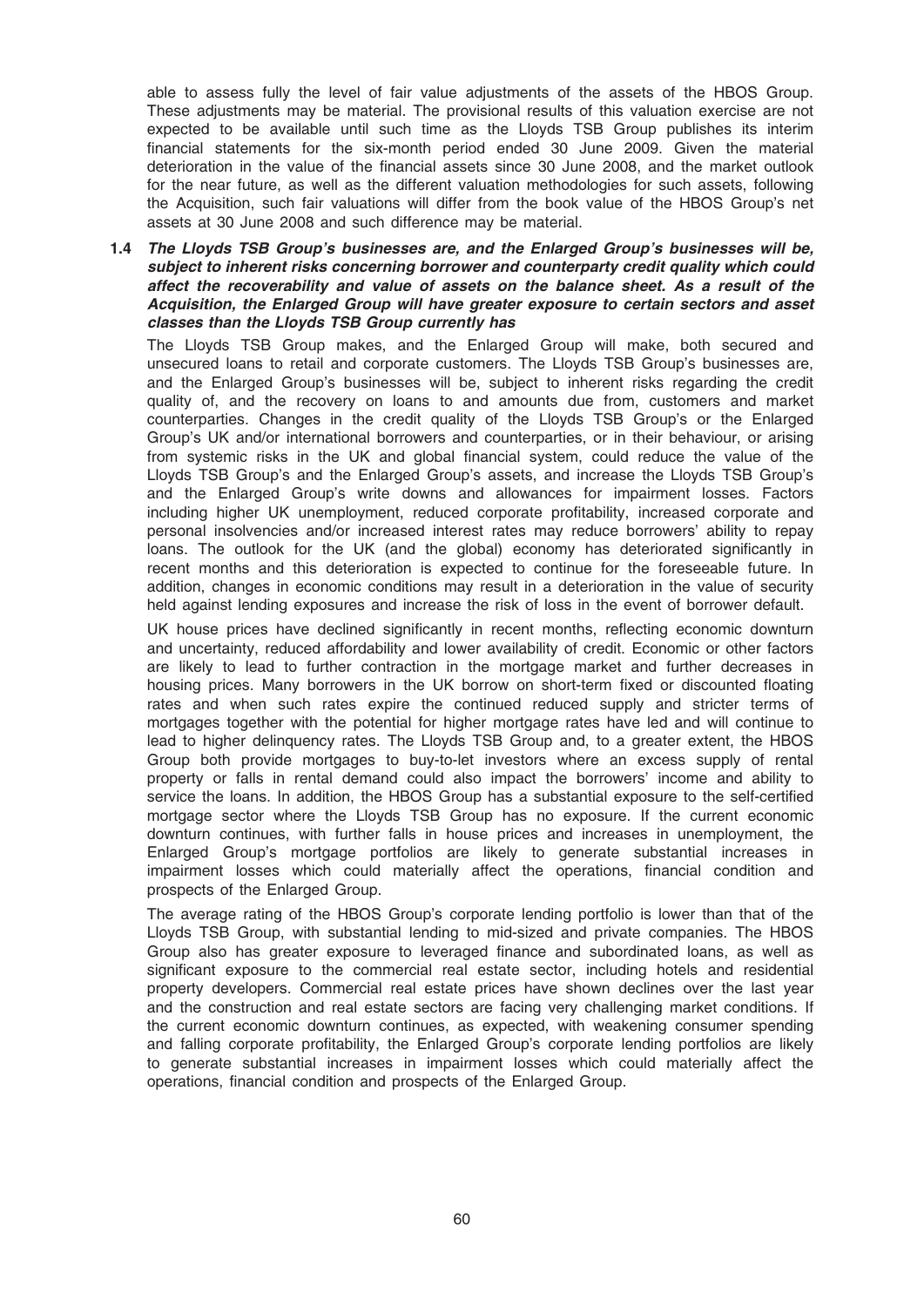able to assess fully the level of fair value adjustments of the assets of the HBOS Group. These adjustments may be material. The provisional results of this valuation exercise are not expected to be available until such time as the Lloyds TSB Group publishes its interim financial statements for the six-month period ended 30 June 2009. Given the material deterioration in the value of the financial assets since 30 June 2008, and the market outlook for the near future, as well as the different valuation methodologies for such assets, following the Acquisition, such fair valuations will differ from the book value of the HBOS Group's net assets at 30 June 2008 and such difference may be material.

**1.4 *The Lloyds TSB Group's businesses are, and the Enlarged Group's businesses will be, subject to inherent risks concerning borrower and counterparty credit quality which could affect the recoverability and value of assets on the balance sheet. As a result of the Acquisition, the Enlarged Group will have greater exposure to certain sectors and asset classes than the Lloyds TSB Group currently has***

The Lloyds TSB Group makes, and the Enlarged Group will make, both secured and unsecured loans to retail and corporate customers. The Lloyds TSB Group's businesses are, and the Enlarged Group's businesses will be, subject to inherent risks regarding the credit quality of, and the recovery on loans to and amounts due from, customers and market counterparties. Changes in the credit quality of the Lloyds TSB Group's or the Enlarged Group's UK and/or international borrowers and counterparties, or in their behaviour, or arising from systemic risks in the UK and global financial system, could reduce the value of the Lloyds TSB Group's and the Enlarged Group's assets, and increase the Lloyds TSB Group's and the Enlarged Group's write downs and allowances for impairment losses. Factors including higher UK unemployment, reduced corporate profitability, increased corporate and personal insolvencies and/or increased interest rates may reduce borrowers' ability to repay loans. The outlook for the UK (and the global) economy has deteriorated significantly in recent months and this deterioration is expected to continue for the foreseeable future. In addition, changes in economic conditions may result in a deterioration in the value of security held against lending exposures and increase the risk of loss in the event of borrower default.

UK house prices have declined significantly in recent months, reflecting economic downturn and uncertainty, reduced affordability and lower availability of credit. Economic or other factors are likely to lead to further contraction in the mortgage market and further decreases in housing prices. Many borrowers in the UK borrow on short-term fixed or discounted floating rates and when such rates expire the continued reduced supply and stricter terms of mortgages together with the potential for higher mortgage rates have led and will continue to lead to higher delinquency rates. The Lloyds TSB Group and, to a greater extent, the HBOS Group both provide mortgages to buy-to-let investors where an excess supply of rental property or falls in rental demand could also impact the borrowers' income and ability to service the loans. In addition, the HBOS Group has a substantial exposure to the self-certified mortgage sector where the Lloyds TSB Group has no exposure. If the current economic downturn continues, with further falls in house prices and increases in unemployment, the Enlarged Group's mortgage portfolios are likely to generate substantial increases in impairment losses which could materially affect the operations, financial condition and prospects of the Enlarged Group.

The average rating of the HBOS Group's corporate lending portfolio is lower than that of the Lloyds TSB Group, with substantial lending to mid-sized and private companies. The HBOS Group also has greater exposure to leveraged finance and subordinated loans, as well as significant exposure to the commercial real estate sector, including hotels and residential property developers. Commercial real estate prices have shown declines over the last year and the construction and real estate sectors are facing very challenging market conditions. If the current economic downturn continues, as expected, with weakening consumer spending and falling corporate profitability, the Enlarged Group's corporate lending portfolios are likely to generate substantial increases in impairment losses which could materially affect the operations, financial condition and prospects of the Enlarged Group.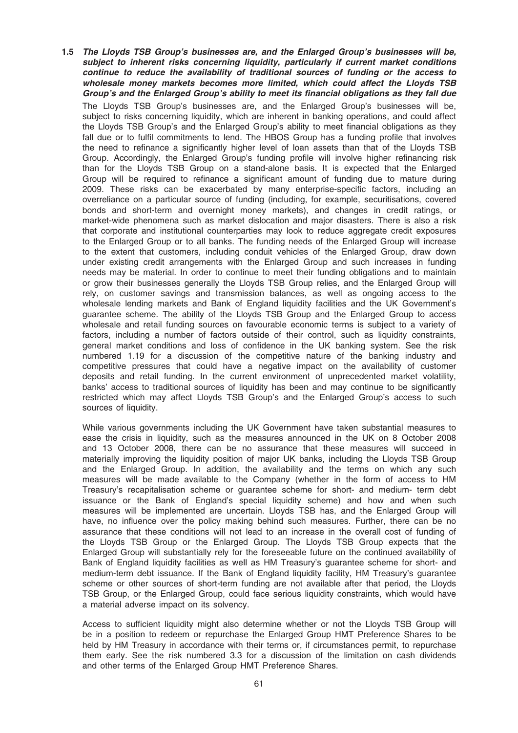**1.5** ***The Lloyds TSB Group's businesses are, and the Enlarged Group's businesses will be, subject to inherent risks concerning liquidity, particularly if current market conditions continue to reduce the availability of traditional sources of funding or the access to wholesale money markets becomes more limited, which could affect the Lloyds TSB Group's and the Enlarged Group's ability to meet its financial obligations as they fall due***

The Lloyds TSB Group's businesses are, and the Enlarged Group's businesses will be, subject to risks concerning liquidity, which are inherent in banking operations, and could affect the Lloyds TSB Group's and the Enlarged Group's ability to meet financial obligations as they fall due or to fulfil commitments to lend. The HBOS Group has a funding profile that involves the need to refinance a significantly higher level of loan assets than that of the Lloyds TSB Group. Accordingly, the Enlarged Group's funding profile will involve higher refinancing risk than for the Lloyds TSB Group on a stand-alone basis. It is expected that the Enlarged Group will be required to refinance a significant amount of funding due to mature during 2009. These risks can be exacerbated by many enterprise-specific factors, including an overreliance on a particular source of funding (including, for example, securitisations, covered bonds and short-term and overnight money markets), and changes in credit ratings, or market-wide phenomena such as market dislocation and major disasters. There is also a risk that corporate and institutional counterparties may look to reduce aggregate credit exposures to the Enlarged Group or to all banks. The funding needs of the Enlarged Group will increase to the extent that customers, including conduit vehicles of the Enlarged Group, draw down under existing credit arrangements with the Enlarged Group and such increases in funding needs may be material. In order to continue to meet their funding obligations and to maintain or grow their businesses generally the Lloyds TSB Group relies, and the Enlarged Group will rely, on customer savings and transmission balances, as well as ongoing access to the wholesale lending markets and Bank of England liquidity facilities and the UK Government's guarantee scheme. The ability of the Lloyds TSB Group and the Enlarged Group to access wholesale and retail funding sources on favourable economic terms is subject to a variety of factors, including a number of factors outside of their control, such as liquidity constraints, general market conditions and loss of confidence in the UK banking system. See the risk numbered 1.19 for a discussion of the competitive nature of the banking industry and competitive pressures that could have a negative impact on the availability of customer deposits and retail funding. In the current environment of unprecedented market volatility, banks' access to traditional sources of liquidity has been and may continue to be significantly restricted which may affect Lloyds TSB Group's and the Enlarged Group's access to such sources of liquidity.

While various governments including the UK Government have taken substantial measures to ease the crisis in liquidity, such as the measures announced in the UK on 8 October 2008 and 13 October 2008, there can be no assurance that these measures will succeed in materially improving the liquidity position of major UK banks, including the Lloyds TSB Group and the Enlarged Group. In addition, the availability and the terms on which any such measures will be made available to the Company (whether in the form of access to HM Treasury's recapitalisation scheme or guarantee scheme for short- and medium- term debt issuance or the Bank of England's special liquidity scheme) and how and when such measures will be implemented are uncertain. Lloyds TSB has, and the Enlarged Group will have, no influence over the policy making behind such measures. Further, there can be no assurance that these conditions will not lead to an increase in the overall cost of funding of the Lloyds TSB Group or the Enlarged Group. The Lloyds TSB Group expects that the Enlarged Group will substantially rely for the foreseeable future on the continued availability of Bank of England liquidity facilities as well as HM Treasury's guarantee scheme for short- and medium-term debt issuance. If the Bank of England liquidity facility, HM Treasury's guarantee scheme or other sources of short-term funding are not available after that period, the Lloyds TSB Group, or the Enlarged Group, could face serious liquidity constraints, which would have a material adverse impact on its solvency.

Access to sufficient liquidity might also determine whether or not the Lloyds TSB Group will be in a position to redeem or repurchase the Enlarged Group HMT Preference Shares to be held by HM Treasury in accordance with their terms or, if circumstances permit, to repurchase them early. See the risk numbered 3.3 for a discussion of the limitation on cash dividends and other terms of the Enlarged Group HMT Preference Shares.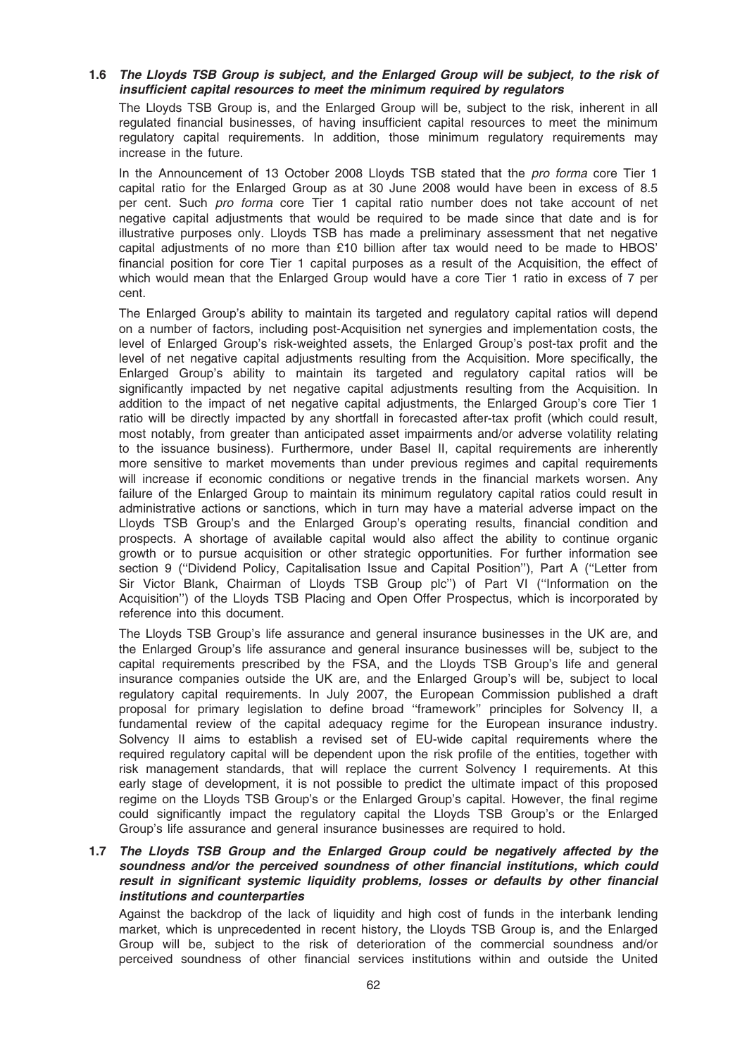### 1.6 *The Lloyds TSB Group is subject, and the Enlarged Group will be subject, to the risk of insufficient capital resources to meet the minimum required by regulators*

The Lloyds TSB Group is, and the Enlarged Group will be, subject to the risk, inherent in all regulated financial businesses, of having insufficient capital resources to meet the minimum regulatory capital requirements. In addition, those minimum regulatory requirements may increase in the future.

In the Announcement of 13 October 2008 Lloyds TSB stated that the *pro forma* core Tier 1 capital ratio for the Enlarged Group as at 30 June 2008 would have been in excess of 8.5 per cent. Such *pro forma* core Tier 1 capital ratio number does not take account of net negative capital adjustments that would be required to be made since that date and is for illustrative purposes only. Lloyds TSB has made a preliminary assessment that net negative capital adjustments of no more than £10 billion after tax would need to be made to HBOS' financial position for core Tier 1 capital purposes as a result of the Acquisition, the effect of which would mean that the Enlarged Group would have a core Tier 1 ratio in excess of 7 per cent.

The Enlarged Group's ability to maintain its targeted and regulatory capital ratios will depend on a number of factors, including post-Acquisition net synergies and implementation costs, the level of Enlarged Group's risk-weighted assets, the Enlarged Group's post-tax profit and the level of net negative capital adjustments resulting from the Acquisition. More specifically, the Enlarged Group's ability to maintain its targeted and regulatory capital ratios will be significantly impacted by net negative capital adjustments resulting from the Acquisition. In addition to the impact of net negative capital adjustments, the Enlarged Group's core Tier 1 ratio will be directly impacted by any shortfall in forecasted after-tax profit (which could result, most notably, from greater than anticipated asset impairments and/or adverse volatility relating to the issuance business). Furthermore, under Basel II, capital requirements are inherently more sensitive to market movements than under previous regimes and capital requirements will increase if economic conditions or negative trends in the financial markets worsen. Any failure of the Enlarged Group to maintain its minimum regulatory capital ratios could result in administrative actions or sanctions, which in turn may have a material adverse impact on the Lloyds TSB Group's and the Enlarged Group's operating results, financial condition and prospects. A shortage of available capital would also affect the ability to continue organic growth or to pursue acquisition or other strategic opportunities. For further information see section 9 (''Dividend Policy, Capitalisation Issue and Capital Position''), Part A (''Letter from Sir Victor Blank, Chairman of Lloyds TSB Group plc'') of Part VI (''Information on the Acquisition'') of the Lloyds TSB Placing and Open Offer Prospectus, which is incorporated by reference into this document.

The Lloyds TSB Group's life assurance and general insurance businesses in the UK are, and the Enlarged Group's life assurance and general insurance businesses will be, subject to the capital requirements prescribed by the FSA, and the Lloyds TSB Group's life and general insurance companies outside the UK are, and the Enlarged Group's will be, subject to local regulatory capital requirements. In July 2007, the European Commission published a draft proposal for primary legislation to define broad ''framework'' principles for Solvency II, a fundamental review of the capital adequacy regime for the European insurance industry. Solvency II aims to establish a revised set of EU-wide capital requirements where the required regulatory capital will be dependent upon the risk profile of the entities, together with risk management standards, that will replace the current Solvency I requirements. At this early stage of development, it is not possible to predict the ultimate impact of this proposed regime on the Lloyds TSB Group's or the Enlarged Group's capital. However, the final regime could significantly impact the regulatory capital the Lloyds TSB Group's or the Enlarged Group's life assurance and general insurance businesses are required to hold.

### 1.7 *The Lloyds TSB Group and the Enlarged Group could be negatively affected by the soundness and/or the perceived soundness of other financial institutions, which could result in significant systemic liquidity problems, losses or defaults by other financial institutions and counterparties*

Against the backdrop of the lack of liquidity and high cost of funds in the interbank lending market, which is unprecedented in recent history, the Lloyds TSB Group is, and the Enlarged Group will be, subject to the risk of deterioration of the commercial soundness and/or perceived soundness of other financial services institutions within and outside the United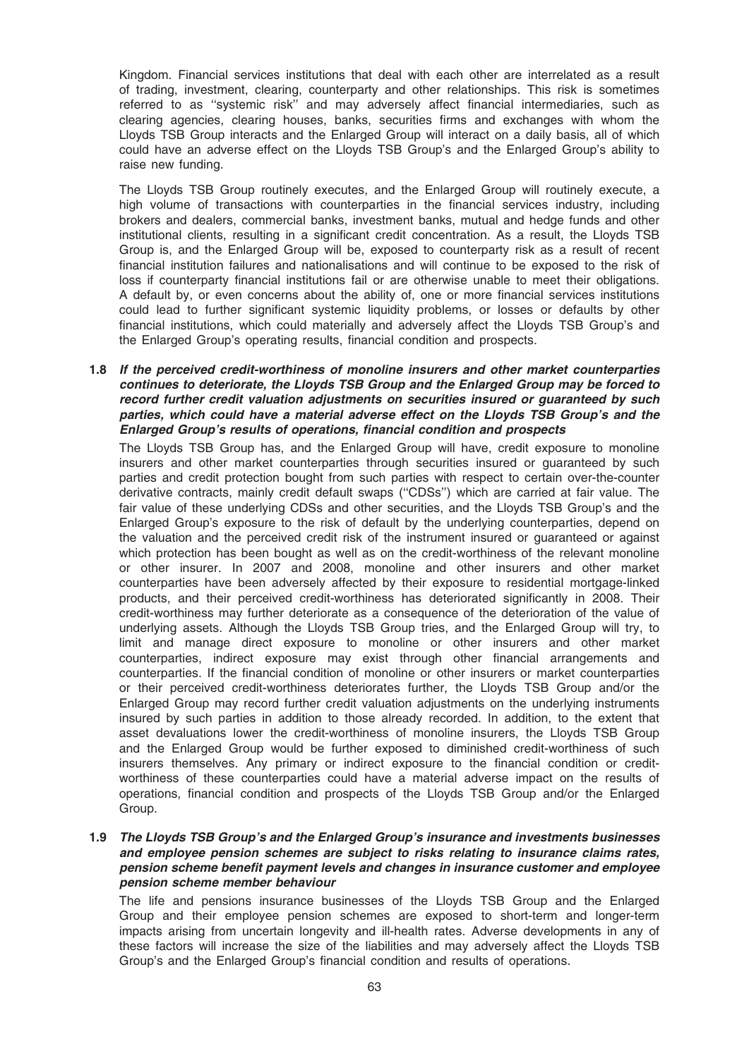Kingdom. Financial services institutions that deal with each other are interrelated as a result of trading, investment, clearing, counterparty and other relationships. This risk is sometimes referred to as ''systemic risk'' and may adversely affect financial intermediaries, such as clearing agencies, clearing houses, banks, securities firms and exchanges with whom the Lloyds TSB Group interacts and the Enlarged Group will interact on a daily basis, all of which could have an adverse effect on the Lloyds TSB Group's and the Enlarged Group's ability to raise new funding.

The Lloyds TSB Group routinely executes, and the Enlarged Group will routinely execute, a high volume of transactions with counterparties in the financial services industry, including brokers and dealers, commercial banks, investment banks, mutual and hedge funds and other institutional clients, resulting in a significant credit concentration. As a result, the Lloyds TSB Group is, and the Enlarged Group will be, exposed to counterparty risk as a result of recent financial institution failures and nationalisations and will continue to be exposed to the risk of loss if counterparty financial institutions fail or are otherwise unable to meet their obligations. A default by, or even concerns about the ability of, one or more financial services institutions could lead to further significant systemic liquidity problems, or losses or defaults by other financial institutions, which could materially and adversely affect the Lloyds TSB Group's and the Enlarged Group's operating results, financial condition and prospects.

**1.8** ***If the perceived credit-worthiness of monoline insurers and other market counterparties continues to deteriorate, the Lloyds TSB Group and the Enlarged Group may be forced to record further credit valuation adjustments on securities insured or guaranteed by such parties, which could have a material adverse effect on the Lloyds TSB Group's and the Enlarged Group's results of operations, financial condition and prospects***

The Lloyds TSB Group has, and the Enlarged Group will have, credit exposure to monoline insurers and other market counterparties through securities insured or guaranteed by such parties and credit protection bought from such parties with respect to certain over-the-counter derivative contracts, mainly credit default swaps (''CDSs'') which are carried at fair value. The fair value of these underlying CDSs and other securities, and the Lloyds TSB Group's and the Enlarged Group's exposure to the risk of default by the underlying counterparties, depend on the valuation and the perceived credit risk of the instrument insured or guaranteed or against which protection has been bought as well as on the credit-worthiness of the relevant monoline or other insurer. In 2007 and 2008, monoline and other insurers and other market counterparties have been adversely affected by their exposure to residential mortgage-linked products, and their perceived credit-worthiness has deteriorated significantly in 2008. Their credit-worthiness may further deteriorate as a consequence of the deterioration of the value of underlying assets. Although the Lloyds TSB Group tries, and the Enlarged Group will try, to limit and manage direct exposure to monoline or other insurers and other market counterparties, indirect exposure may exist through other financial arrangements and counterparties. If the financial condition of monoline or other insurers or market counterparties or their perceived credit-worthiness deteriorates further, the Lloyds TSB Group and/or the Enlarged Group may record further credit valuation adjustments on the underlying instruments insured by such parties in addition to those already recorded. In addition, to the extent that asset devaluations lower the credit-worthiness of monoline insurers, the Lloyds TSB Group and the Enlarged Group would be further exposed to diminished credit-worthiness of such insurers themselves. Any primary or indirect exposure to the financial condition or credit-worthiness of these counterparties could have a material adverse impact on the results of operations, financial condition and prospects of the Lloyds TSB Group and/or the Enlarged Group.

**1.9** ***The Lloyds TSB Group's and the Enlarged Group's insurance and investments businesses and employee pension schemes are subject to risks relating to insurance claims rates, pension scheme benefit payment levels and changes in insurance customer and employee pension scheme member behaviour***

The life and pensions insurance businesses of the Lloyds TSB Group and the Enlarged Group and their employee pension schemes are exposed to short-term and longer-term impacts arising from uncertain longevity and ill-health rates. Adverse developments in any of these factors will increase the size of the liabilities and may adversely affect the Lloyds TSB Group's and the Enlarged Group's financial condition and results of operations.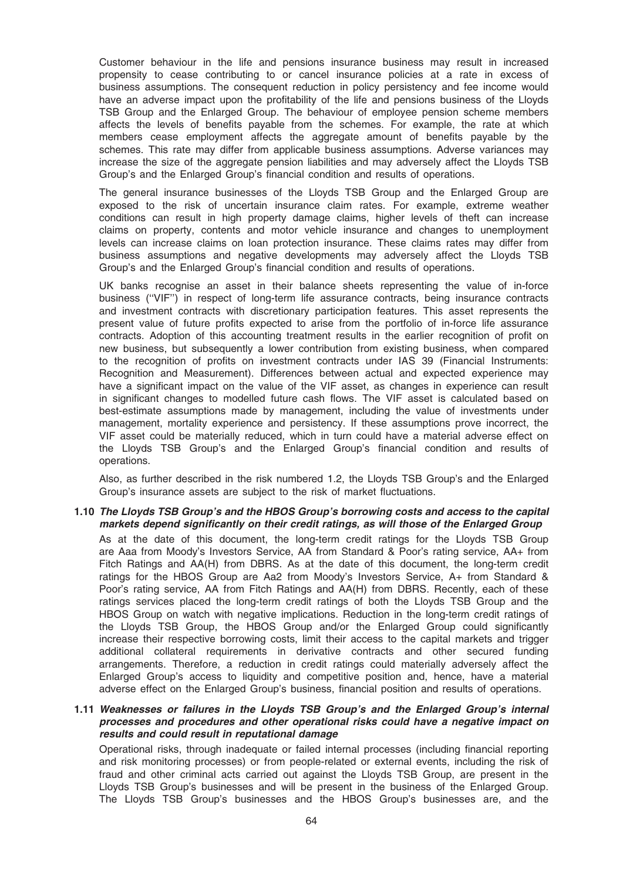Customer behaviour in the life and pensions insurance business may result in increased propensity to cease contributing to or cancel insurance policies at a rate in excess of business assumptions. The consequent reduction in policy persistency and fee income would have an adverse impact upon the profitability of the life and pensions business of the Lloyds TSB Group and the Enlarged Group. The behaviour of employee pension scheme members affects the levels of benefits payable from the schemes. For example, the rate at which members cease employment affects the aggregate amount of benefits payable by the schemes. This rate may differ from applicable business assumptions. Adverse variances may increase the size of the aggregate pension liabilities and may adversely affect the Lloyds TSB Group's and the Enlarged Group's financial condition and results of operations.

The general insurance businesses of the Lloyds TSB Group and the Enlarged Group are exposed to the risk of uncertain insurance claim rates. For example, extreme weather conditions can result in high property damage claims, higher levels of theft can increase claims on property, contents and motor vehicle insurance and changes to unemployment levels can increase claims on loan protection insurance. These claims rates may differ from business assumptions and negative developments may adversely affect the Lloyds TSB Group's and the Enlarged Group's financial condition and results of operations.

UK banks recognise an asset in their balance sheets representing the value of in-force business (''VIF'') in respect of long-term life assurance contracts, being insurance contracts and investment contracts with discretionary participation features. This asset represents the present value of future profits expected to arise from the portfolio of in-force life assurance contracts. Adoption of this accounting treatment results in the earlier recognition of profit on new business, but subsequently a lower contribution from existing business, when compared to the recognition of profits on investment contracts under IAS 39 (Financial Instruments: Recognition and Measurement). Differences between actual and expected experience may have a significant impact on the value of the VIF asset, as changes in experience can result in significant changes to modelled future cash flows. The VIF asset is calculated based on best-estimate assumptions made by management, including the value of investments under management, mortality experience and persistency. If these assumptions prove incorrect, the VIF asset could be materially reduced, which in turn could have a material adverse effect on the Lloyds TSB Group's and the Enlarged Group's financial condition and results of operations.

Also, as further described in the risk numbered 1.2, the Lloyds TSB Group's and the Enlarged Group's insurance assets are subject to the risk of market fluctuations.

**1.10 *The Lloyds TSB Group's and the HBOS Group's borrowing costs and access to the capital markets depend significantly on their credit ratings, as will those of the Enlarged Group***

As at the date of this document, the long-term credit ratings for the Lloyds TSB Group are Aaa from Moody's Investors Service, AA from Standard & Poor's rating service, AA+ from Fitch Ratings and AA(H) from DBRS. As at the date of this document, the long-term credit ratings for the HBOS Group are Aa2 from Moody's Investors Service, A+ from Standard & Poor's rating service, AA from Fitch Ratings and AA(H) from DBRS. Recently, each of these ratings services placed the long-term credit ratings of both the Lloyds TSB Group and the HBOS Group on watch with negative implications. Reduction in the long-term credit ratings of the Lloyds TSB Group, the HBOS Group and/or the Enlarged Group could significantly increase their respective borrowing costs, limit their access to the capital markets and trigger additional collateral requirements in derivative contracts and other secured funding arrangements. Therefore, a reduction in credit ratings could materially adversely affect the Enlarged Group's access to liquidity and competitive position and, hence, have a material adverse effect on the Enlarged Group's business, financial position and results of operations.

**1.11 *Weaknesses or failures in the Lloyds TSB Group's and the Enlarged Group's internal processes and procedures and other operational risks could have a negative impact on results and could result in reputational damage***

Operational risks, through inadequate or failed internal processes (including financial reporting and risk monitoring processes) or from people-related or external events, including the risk of fraud and other criminal acts carried out against the Lloyds TSB Group, are present in the Lloyds TSB Group's businesses and will be present in the business of the Enlarged Group. The Lloyds TSB Group's businesses and the HBOS Group's businesses are, and the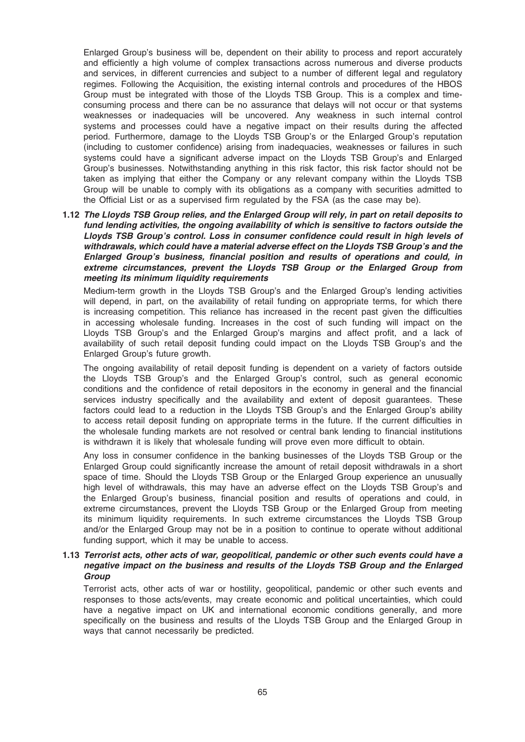Enlarged Group's business will be, dependent on their ability to process and report accurately and efficiently a high volume of complex transactions across numerous and diverse products and services, in different currencies and subject to a number of different legal and regulatory regimes. Following the Acquisition, the existing internal controls and procedures of the HBOS Group must be integrated with those of the Lloyds TSB Group. This is a complex and time-consuming process and there can be no assurance that delays will not occur or that systems weaknesses or inadequacies will be uncovered. Any weakness in such internal control systems and processes could have a negative impact on their results during the affected period. Furthermore, damage to the Lloyds TSB Group's or the Enlarged Group's reputation (including to customer confidence) arising from inadequacies, weaknesses or failures in such systems could have a significant adverse impact on the Lloyds TSB Group's and Enlarged Group's businesses. Notwithstanding anything in this risk factor, this risk factor should not be taken as implying that either the Company or any relevant company within the Lloyds TSB Group will be unable to comply with its obligations as a company with securities admitted to the Official List or as a supervised firm regulated by the FSA (as the case may be).

**1.12 *The Lloyds TSB Group relies, and the Enlarged Group will rely, in part on retail deposits to fund lending activities, the ongoing availability of which is sensitive to factors outside the Lloyds TSB Group's control. Loss in consumer confidence could result in high levels of withdrawals, which could have a material adverse effect on the Lloyds TSB Group's and the Enlarged Group's business, financial position and results of operations and could, in extreme circumstances, prevent the Lloyds TSB Group or the Enlarged Group from meeting its minimum liquidity requirements***

Medium-term growth in the Lloyds TSB Group's and the Enlarged Group's lending activities will depend, in part, on the availability of retail funding on appropriate terms, for which there is increasing competition. This reliance has increased in the recent past given the difficulties in accessing wholesale funding. Increases in the cost of such funding will impact on the Lloyds TSB Group's and the Enlarged Group's margins and affect profit, and a lack of availability of such retail deposit funding could impact on the Lloyds TSB Group's and the Enlarged Group's future growth.

The ongoing availability of retail deposit funding is dependent on a variety of factors outside the Lloyds TSB Group's and the Enlarged Group's control, such as general economic conditions and the confidence of retail depositors in the economy in general and the financial services industry specifically and the availability and extent of deposit guarantees. These factors could lead to a reduction in the Lloyds TSB Group's and the Enlarged Group's ability to access retail deposit funding on appropriate terms in the future. If the current difficulties in the wholesale funding markets are not resolved or central bank lending to financial institutions is withdrawn it is likely that wholesale funding will prove even more difficult to obtain.

Any loss in consumer confidence in the banking businesses of the Lloyds TSB Group or the Enlarged Group could significantly increase the amount of retail deposit withdrawals in a short space of time. Should the Lloyds TSB Group or the Enlarged Group experience an unusually high level of withdrawals, this may have an adverse effect on the Lloyds TSB Group's and the Enlarged Group's business, financial position and results of operations and could, in extreme circumstances, prevent the Lloyds TSB Group or the Enlarged Group from meeting its minimum liquidity requirements. In such extreme circumstances the Lloyds TSB Group and/or the Enlarged Group may not be in a position to continue to operate without additional funding support, which it may be unable to access.

**1.13 *Terrorist acts, other acts of war, geopolitical, pandemic or other such events could have a negative impact on the business and results of the Lloyds TSB Group and the Enlarged Group***

Terrorist acts, other acts of war or hostility, geopolitical, pandemic or other such events and responses to those acts/events, may create economic and political uncertainties, which could have a negative impact on UK and international economic conditions generally, and more specifically on the business and results of the Lloyds TSB Group and the Enlarged Group in ways that cannot necessarily be predicted.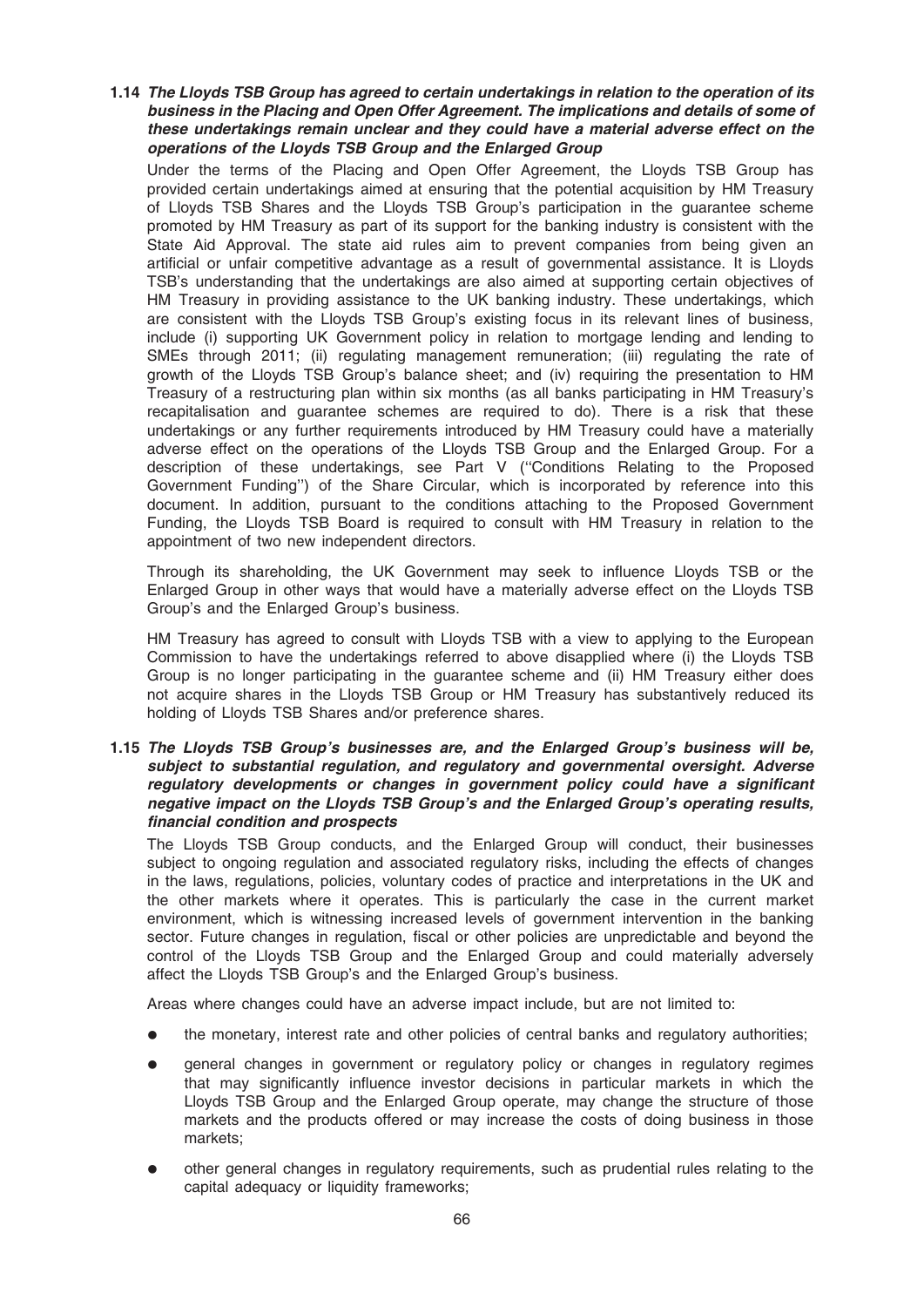### 1.14 *The Lloyds TSB Group has agreed to certain undertakings in relation to the operation of its business in the Placing and Open Offer Agreement. The implications and details of some of these undertakings remain unclear and they could have a material adverse effect on the operations of the Lloyds TSB Group and the Enlarged Group*

Under the terms of the Placing and Open Offer Agreement, the Lloyds TSB Group has provided certain undertakings aimed at ensuring that the potential acquisition by HM Treasury of Lloyds TSB Shares and the Lloyds TSB Group's participation in the guarantee scheme promoted by HM Treasury as part of its support for the banking industry is consistent with the State Aid Approval. The state aid rules aim to prevent companies from being given an artificial or unfair competitive advantage as a result of governmental assistance. It is Lloyds TSB's understanding that the undertakings are also aimed at supporting certain objectives of HM Treasury in providing assistance to the UK banking industry. These undertakings, which are consistent with the Lloyds TSB Group's existing focus in its relevant lines of business, include (i) supporting UK Government policy in relation to mortgage lending and lending to SMEs through 2011; (ii) regulating management remuneration; (iii) regulating the rate of growth of the Lloyds TSB Group's balance sheet; and (iv) requiring the presentation to HM Treasury of a restructuring plan within six months (as all banks participating in HM Treasury's recapitalisation and guarantee schemes are required to do). There is a risk that these undertakings or any further requirements introduced by HM Treasury could have a materially adverse effect on the operations of the Lloyds TSB Group and the Enlarged Group. For a description of these undertakings, see Part V (''Conditions Relating to the Proposed Government Funding'') of the Share Circular, which is incorporated by reference into this document. In addition, pursuant to the conditions attaching to the Proposed Government Funding, the Lloyds TSB Board is required to consult with HM Treasury in relation to the appointment of two new independent directors.

Through its shareholding, the UK Government may seek to influence Lloyds TSB or the Enlarged Group in other ways that would have a materially adverse effect on the Lloyds TSB Group's and the Enlarged Group's business.

HM Treasury has agreed to consult with Lloyds TSB with a view to applying to the European Commission to have the undertakings referred to above disapplied where (i) the Lloyds TSB Group is no longer participating in the guarantee scheme and (ii) HM Treasury either does not acquire shares in the Lloyds TSB Group or HM Treasury has substantively reduced its holding of Lloyds TSB Shares and/or preference shares.

### 1.15 *The Lloyds TSB Group's businesses are, and the Enlarged Group's business will be, subject to substantial regulation, and regulatory and governmental oversight. Adverse regulatory developments or changes in government policy could have a significant negative impact on the Lloyds TSB Group's and the Enlarged Group's operating results, financial condition and prospects*

The Lloyds TSB Group conducts, and the Enlarged Group will conduct, their businesses subject to ongoing regulation and associated regulatory risks, including the effects of changes in the laws, regulations, policies, voluntary codes of practice and interpretations in the UK and the other markets where it operates. This is particularly the case in the current market environment, which is witnessing increased levels of government intervention in the banking sector. Future changes in regulation, fiscal or other policies are unpredictable and beyond the control of the Lloyds TSB Group and the Enlarged Group and could materially adversely affect the Lloyds TSB Group's and the Enlarged Group's business.

Areas where changes could have an adverse impact include, but are not limited to:

- the monetary, interest rate and other policies of central banks and regulatory authorities;
- general changes in government or regulatory policy or changes in regulatory regimes that may significantly influence investor decisions in particular markets in which the Lloyds TSB Group and the Enlarged Group operate, may change the structure of those markets and the products offered or may increase the costs of doing business in those markets;
- other general changes in regulatory requirements, such as prudential rules relating to the capital adequacy or liquidity frameworks;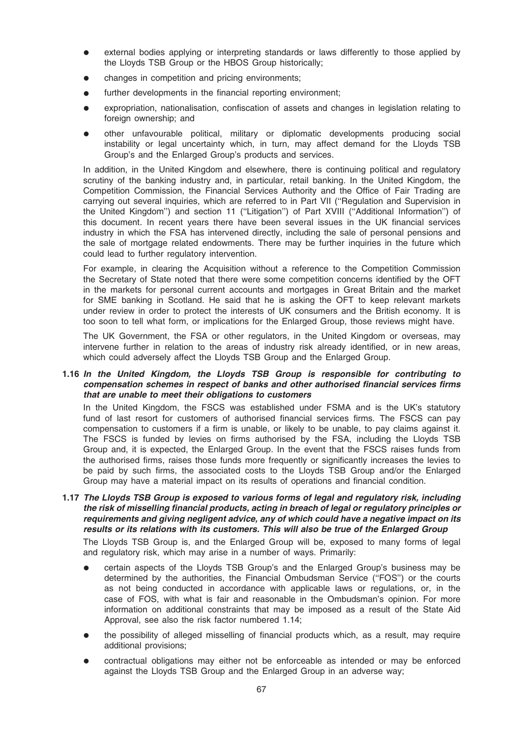- external bodies applying or interpreting standards or laws differently to those applied by the Lloyds TSB Group or the HBOS Group historically;
- changes in competition and pricing environments;
- further developments in the financial reporting environment;
- expropriation, nationalisation, confiscation of assets and changes in legislation relating to foreign ownership; and
- other unfavourable political, military or diplomatic developments producing social instability or legal uncertainty which, in turn, may affect demand for the Lloyds TSB Group's and the Enlarged Group's products and services.

In addition, in the United Kingdom and elsewhere, there is continuing political and regulatory scrutiny of the banking industry and, in particular, retail banking. In the United Kingdom, the Competition Commission, the Financial Services Authority and the Office of Fair Trading are carrying out several inquiries, which are referred to in Part VII (''Regulation and Supervision in the United Kingdom'') and section 11 (''Litigation'') of Part XVIII (''Additional Information'') of this document. In recent years there have been several issues in the UK financial services industry in which the FSA has intervened directly, including the sale of personal pensions and the sale of mortgage related endowments. There may be further inquiries in the future which could lead to further regulatory intervention.

For example, in clearing the Acquisition without a reference to the Competition Commission the Secretary of State noted that there were some competition concerns identified by the OFT in the markets for personal current accounts and mortgages in Great Britain and the market for SME banking in Scotland. He said that he is asking the OFT to keep relevant markets under review in order to protect the interests of UK consumers and the British economy. It is too soon to tell what form, or implications for the Enlarged Group, those reviews might have.

The UK Government, the FSA or other regulators, in the United Kingdom or overseas, may intervene further in relation to the areas of industry risk already identified, or in new areas, which could adversely affect the Lloyds TSB Group and the Enlarged Group.

### 1.16 *In the United Kingdom, the Lloyds TSB Group is responsible for contributing to compensation schemes in respect of banks and other authorised financial services firms that are unable to meet their obligations to customers*

In the United Kingdom, the FSCS was established under FSMA and is the UK's statutory fund of last resort for customers of authorised financial services firms. The FSCS can pay compensation to customers if a firm is unable, or likely to be unable, to pay claims against it. The FSCS is funded by levies on firms authorised by the FSA, including the Lloyds TSB Group and, it is expected, the Enlarged Group. In the event that the FSCS raises funds from the authorised firms, raises those funds more frequently or significantly increases the levies to be paid by such firms, the associated costs to the Lloyds TSB Group and/or the Enlarged Group may have a material impact on its results of operations and financial condition.

### 1.17 *The Lloyds TSB Group is exposed to various forms of legal and regulatory risk, including the risk of misselling financial products, acting in breach of legal or regulatory principles or requirements and giving negligent advice, any of which could have a negative impact on its results or its relations with its customers. This will also be true of the Enlarged Group*

The Lloyds TSB Group is, and the Enlarged Group will be, exposed to many forms of legal and regulatory risk, which may arise in a number of ways. Primarily:

- certain aspects of the Lloyds TSB Group's and the Enlarged Group's business may be determined by the authorities, the Financial Ombudsman Service (''FOS'') or the courts as not being conducted in accordance with applicable laws or regulations, or, in the case of FOS, with what is fair and reasonable in the Ombudsman's opinion. For more information on additional constraints that may be imposed as a result of the State Aid Approval, see also the risk factor numbered 1.14;
- the possibility of alleged misselling of financial products which, as a result, may require additional provisions;
- contractual obligations may either not be enforceable as intended or may be enforced against the Lloyds TSB Group and the Enlarged Group in an adverse way;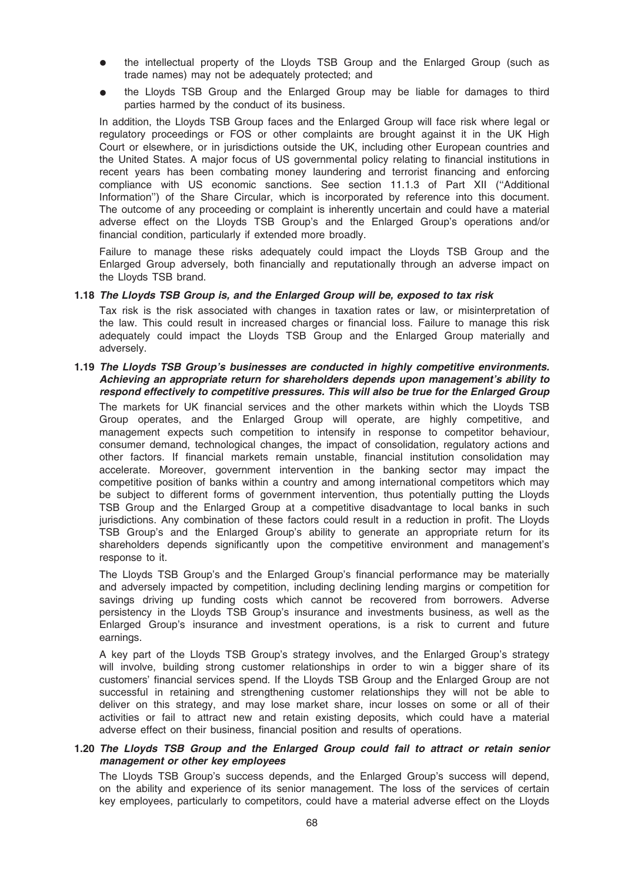- the intellectual property of the Lloyds TSB Group and the Enlarged Group (such as trade names) may not be adequately protected; and
- the Lloyds TSB Group and the Enlarged Group may be liable for damages to third parties harmed by the conduct of its business.

In addition, the Lloyds TSB Group faces and the Enlarged Group will face risk where legal or regulatory proceedings or FOS or other complaints are brought against it in the UK High Court or elsewhere, or in jurisdictions outside the UK, including other European countries and the United States. A major focus of US governmental policy relating to financial institutions in recent years has been combating money laundering and terrorist financing and enforcing compliance with US economic sanctions. See section 11.1.3 of Part XII (''Additional Information'') of the Share Circular, which is incorporated by reference into this document. The outcome of any proceeding or complaint is inherently uncertain and could have a material adverse effect on the Lloyds TSB Group's and the Enlarged Group's operations and/or financial condition, particularly if extended more broadly.

Failure to manage these risks adequately could impact the Lloyds TSB Group and the Enlarged Group adversely, both financially and reputationally through an adverse impact on the Lloyds TSB brand.

### 1.18 *The Lloyds TSB Group is, and the Enlarged Group will be, exposed to tax risk*

Tax risk is the risk associated with changes in taxation rates or law, or misinterpretation of the law. This could result in increased charges or financial loss. Failure to manage this risk adequately could impact the Lloyds TSB Group and the Enlarged Group materially and adversely.

### 1.19 *The Lloyds TSB Group's businesses are conducted in highly competitive environments. Achieving an appropriate return for shareholders depends upon management's ability to respond effectively to competitive pressures. This will also be true for the Enlarged Group*

The markets for UK financial services and the other markets within which the Lloyds TSB Group operates, and the Enlarged Group will operate, are highly competitive, and management expects such competition to intensify in response to competitor behaviour, consumer demand, technological changes, the impact of consolidation, regulatory actions and other factors. If financial markets remain unstable, financial institution consolidation may accelerate. Moreover, government intervention in the banking sector may impact the competitive position of banks within a country and among international competitors which may be subject to different forms of government intervention, thus potentially putting the Lloyds TSB Group and the Enlarged Group at a competitive disadvantage to local banks in such jurisdictions. Any combination of these factors could result in a reduction in profit. The Lloyds TSB Group's and the Enlarged Group's ability to generate an appropriate return for its shareholders depends significantly upon the competitive environment and management's response to it.

The Lloyds TSB Group's and the Enlarged Group's financial performance may be materially and adversely impacted by competition, including declining lending margins or competition for savings driving up funding costs which cannot be recovered from borrowers. Adverse persistency in the Lloyds TSB Group's insurance and investments business, as well as the Enlarged Group's insurance and investment operations, is a risk to current and future earnings.

A key part of the Lloyds TSB Group's strategy involves, and the Enlarged Group's strategy will involve, building strong customer relationships in order to win a bigger share of its customers' financial services spend. If the Lloyds TSB Group and the Enlarged Group are not successful in retaining and strengthening customer relationships they will not be able to deliver on this strategy, and may lose market share, incur losses on some or all of their activities or fail to attract new and retain existing deposits, which could have a material adverse effect on their business, financial position and results of operations.

### 1.20 *The Lloyds TSB Group and the Enlarged Group could fail to attract or retain senior management or other key employees*

The Lloyds TSB Group's success depends, and the Enlarged Group's success will depend, on the ability and experience of its senior management. The loss of the services of certain key employees, particularly to competitors, could have a material adverse effect on the Lloyds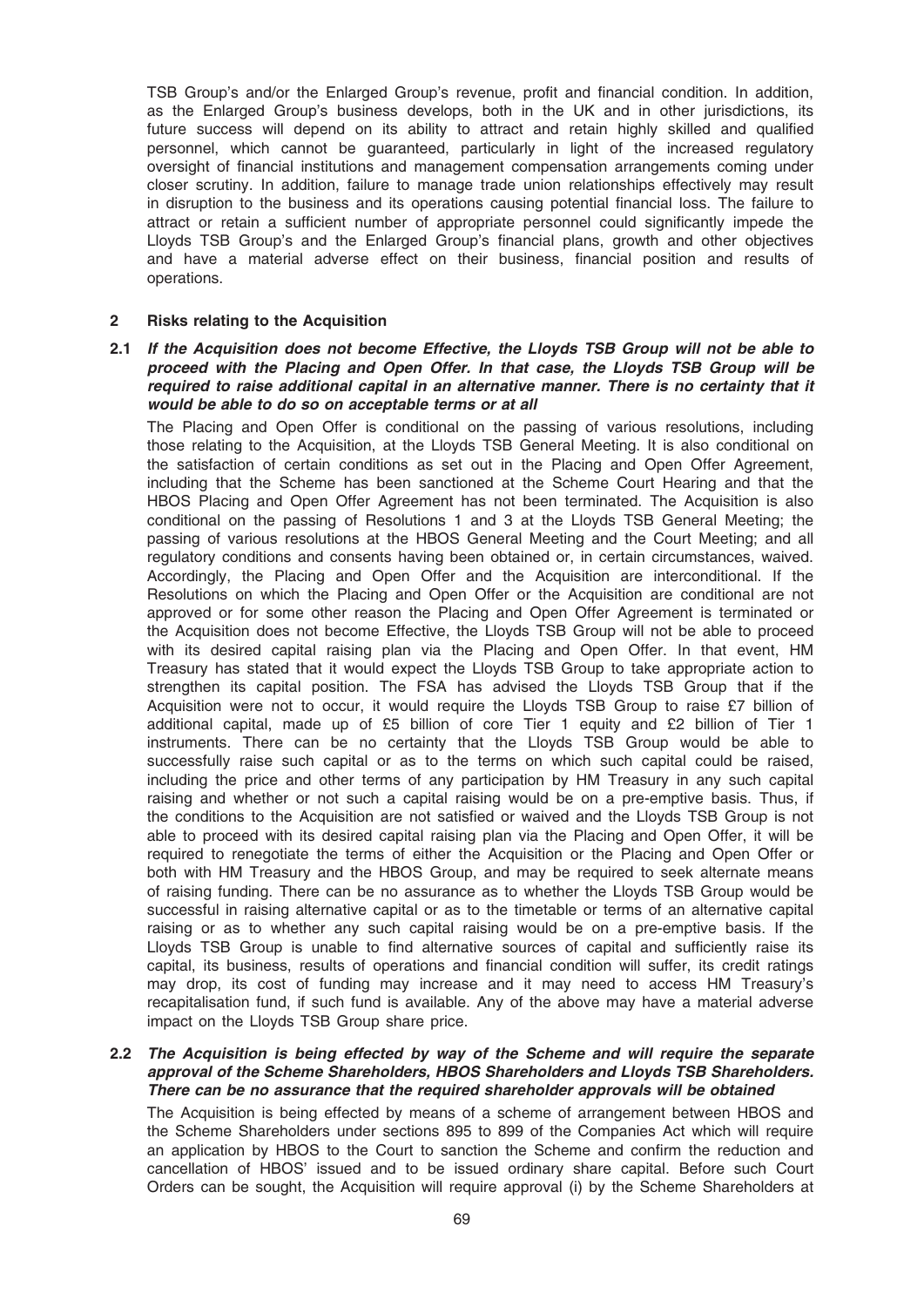TSB Group's and/or the Enlarged Group's revenue, profit and financial condition. In addition, as the Enlarged Group's business develops, both in the UK and in other jurisdictions, its future success will depend on its ability to attract and retain highly skilled and qualified personnel, which cannot be guaranteed, particularly in light of the increased regulatory oversight of financial institutions and management compensation arrangements coming under closer scrutiny. In addition, failure to manage trade union relationships effectively may result in disruption to the business and its operations causing potential financial loss. The failure to attract or retain a sufficient number of appropriate personnel could significantly impede the Lloyds TSB Group's and the Enlarged Group's financial plans, growth and other objectives and have a material adverse effect on their business, financial position and results of operations.

## 2 Risks relating to the Acquisition

### 2.1 *If the Acquisition does not become Effective, the Lloyds TSB Group will not be able to proceed with the Placing and Open Offer. In that case, the Lloyds TSB Group will be required to raise additional capital in an alternative manner. There is no certainty that it would be able to do so on acceptable terms or at all*

The Placing and Open Offer is conditional on the passing of various resolutions, including those relating to the Acquisition, at the Lloyds TSB General Meeting. It is also conditional on the satisfaction of certain conditions as set out in the Placing and Open Offer Agreement, including that the Scheme has been sanctioned at the Scheme Court Hearing and that the HBOS Placing and Open Offer Agreement has not been terminated. The Acquisition is also conditional on the passing of Resolutions 1 and 3 at the Lloyds TSB General Meeting; the passing of various resolutions at the HBOS General Meeting and the Court Meeting; and all regulatory conditions and consents having been obtained or, in certain circumstances, waived. Accordingly, the Placing and Open Offer and the Acquisition are interconditional. If the Resolutions on which the Placing and Open Offer or the Acquisition are conditional are not approved or for some other reason the Placing and Open Offer Agreement is terminated or the Acquisition does not become Effective, the Lloyds TSB Group will not be able to proceed with its desired capital raising plan via the Placing and Open Offer. In that event, HM Treasury has stated that it would expect the Lloyds TSB Group to take appropriate action to strengthen its capital position. The FSA has advised the Lloyds TSB Group that if the Acquisition were not to occur, it would require the Lloyds TSB Group to raise £7 billion of additional capital, made up of £5 billion of core Tier 1 equity and £2 billion of Tier 1 instruments. There can be no certainty that the Lloyds TSB Group would be able to successfully raise such capital or as to the terms on which such capital could be raised, including the price and other terms of any participation by HM Treasury in any such capital raising and whether or not such a capital raising would be on a pre-emptive basis. Thus, if the conditions to the Acquisition are not satisfied or waived and the Lloyds TSB Group is not able to proceed with its desired capital raising plan via the Placing and Open Offer, it will be required to renegotiate the terms of either the Acquisition or the Placing and Open Offer or both with HM Treasury and the HBOS Group, and may be required to seek alternate means of raising funding. There can be no assurance as to whether the Lloyds TSB Group would be successful in raising alternative capital or as to the timetable or terms of an alternative capital raising or as to whether any such capital raising would be on a pre-emptive basis. If the Lloyds TSB Group is unable to find alternative sources of capital and sufficiently raise its capital, its business, results of operations and financial condition will suffer, its credit ratings may drop, its cost of funding may increase and it may need to access HM Treasury's recapitalisation fund, if such fund is available. Any of the above may have a material adverse impact on the Lloyds TSB Group share price.

### 2.2 *The Acquisition is being effected by way of the Scheme and will require the separate approval of the Scheme Shareholders, HBOS Shareholders and Lloyds TSB Shareholders. There can be no assurance that the required shareholder approvals will be obtained*

The Acquisition is being effected by means of a scheme of arrangement between HBOS and the Scheme Shareholders under sections 895 to 899 of the Companies Act which will require an application by HBOS to the Court to sanction the Scheme and confirm the reduction and cancellation of HBOS' issued and to be issued ordinary share capital. Before such Court Orders can be sought, the Acquisition will require approval (i) by the Scheme Shareholders at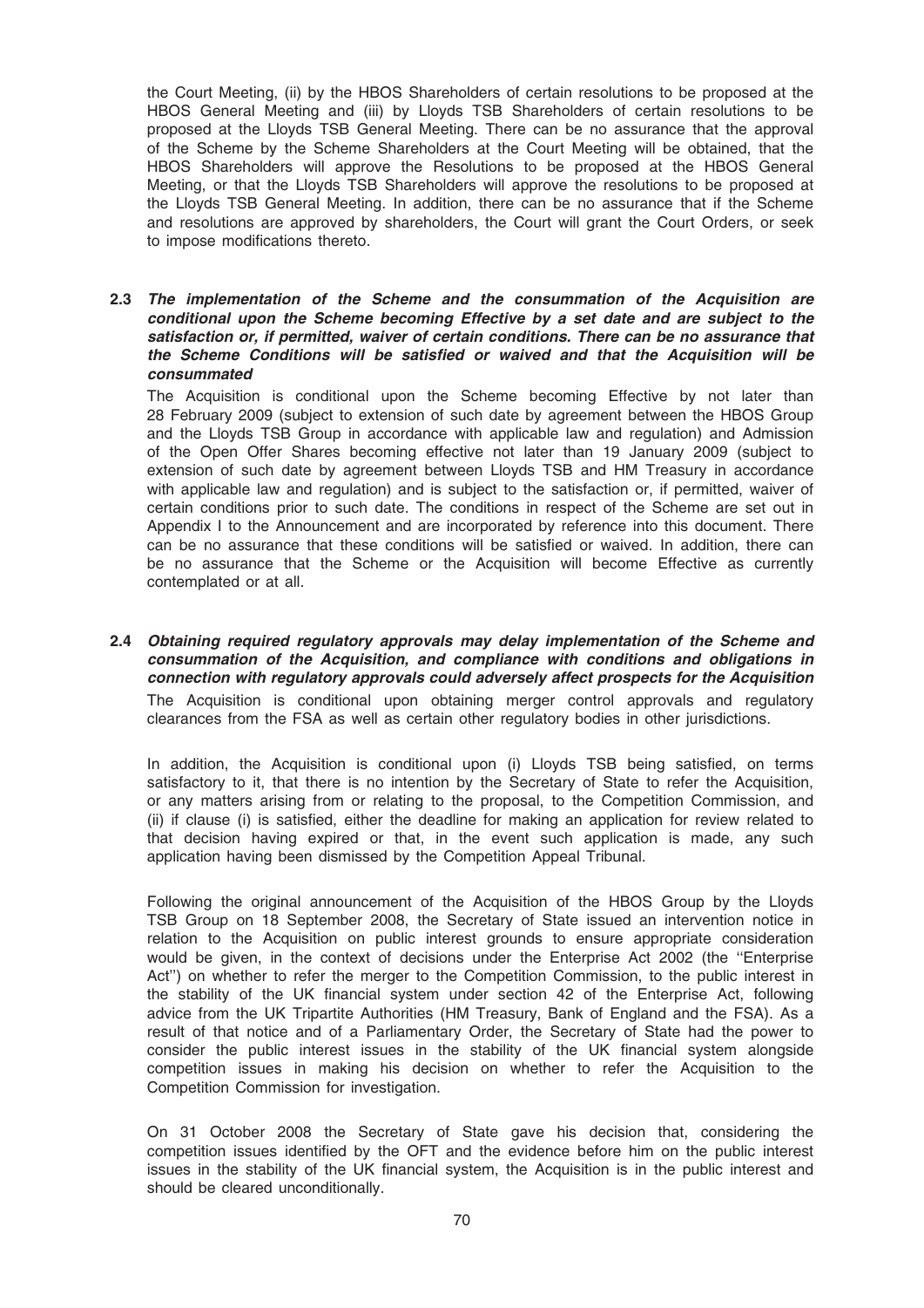the Court Meeting, (ii) by the HBOS Shareholders of certain resolutions to be proposed at the HBOS General Meeting and (iii) by Lloyds TSB Shareholders of certain resolutions to be proposed at the Lloyds TSB General Meeting. There can be no assurance that the approval of the Scheme by the Scheme Shareholders at the Court Meeting will be obtained, that the HBOS Shareholders will approve the Resolutions to be proposed at the HBOS General Meeting, or that the Lloyds TSB Shareholders will approve the resolutions to be proposed at the Lloyds TSB General Meeting. In addition, there can be no assurance that if the Scheme and resolutions are approved by shareholders, the Court will grant the Court Orders, or seek to impose modifications thereto.

**2.3 *The implementation of the Scheme and the consummation of the Acquisition are conditional upon the Scheme becoming Effective by a set date and are subject to the satisfaction or, if permitted, waiver of certain conditions. There can be no assurance that the Scheme Conditions will be satisfied or waived and that the Acquisition will be consummated***

The Acquisition is conditional upon the Scheme becoming Effective by not later than 28 February 2009 (subject to extension of such date by agreement between the HBOS Group and the Lloyds TSB Group in accordance with applicable law and regulation) and Admission of the Open Offer Shares becoming effective not later than 19 January 2009 (subject to extension of such date by agreement between Lloyds TSB and HM Treasury in accordance with applicable law and regulation) and is subject to the satisfaction or, if permitted, waiver of certain conditions prior to such date. The conditions in respect of the Scheme are set out in Appendix I to the Announcement and are incorporated by reference into this document. There can be no assurance that these conditions will be satisfied or waived. In addition, there can be no assurance that the Scheme or the Acquisition will become Effective as currently contemplated or at all.

**2.4 *Obtaining required regulatory approvals may delay implementation of the Scheme and consummation of the Acquisition, and compliance with conditions and obligations in connection with regulatory approvals could adversely affect prospects for the Acquisition***

The Acquisition is conditional upon obtaining merger control approvals and regulatory clearances from the FSA as well as certain other regulatory bodies in other jurisdictions.

In addition, the Acquisition is conditional upon (i) Lloyds TSB being satisfied, on terms satisfactory to it, that there is no intention by the Secretary of State to refer the Acquisition, or any matters arising from or relating to the proposal, to the Competition Commission, and (ii) if clause (i) is satisfied, either the deadline for making an application for review related to that decision having expired or that, in the event such application is made, any such application having been dismissed by the Competition Appeal Tribunal.

Following the original announcement of the Acquisition of the HBOS Group by the Lloyds TSB Group on 18 September 2008, the Secretary of State issued an intervention notice in relation to the Acquisition on public interest grounds to ensure appropriate consideration would be given, in the context of decisions under the Enterprise Act 2002 (the ''Enterprise Act'') on whether to refer the merger to the Competition Commission, to the public interest in the stability of the UK financial system under section 42 of the Enterprise Act, following advice from the UK Tripartite Authorities (HM Treasury, Bank of England and the FSA). As a result of that notice and of a Parliamentary Order, the Secretary of State had the power to consider the public interest issues in the stability of the UK financial system alongside competition issues in making his decision on whether to refer the Acquisition to the Competition Commission for investigation.

On 31 October 2008 the Secretary of State gave his decision that, considering the competition issues identified by the OFT and the evidence before him on the public interest issues in the stability of the UK financial system, the Acquisition is in the public interest and should be cleared unconditionally.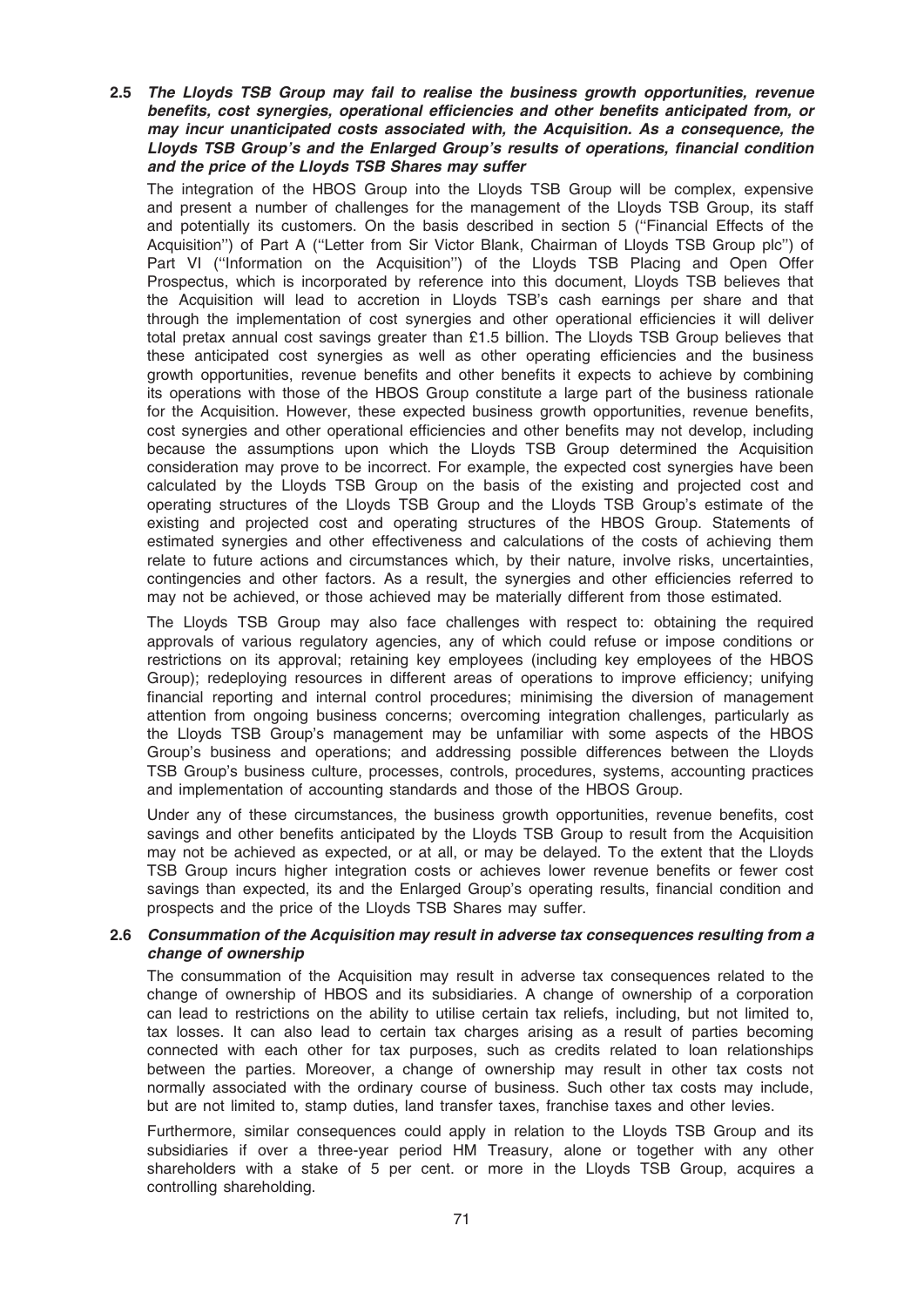### 2.5 *The Lloyds TSB Group may fail to realise the business growth opportunities, revenue benefits, cost synergies, operational efficiencies and other benefits anticipated from, or may incur unanticipated costs associated with, the Acquisition. As a consequence, the Lloyds TSB Group's and the Enlarged Group's results of operations, financial condition and the price of the Lloyds TSB Shares may suffer*

The integration of the HBOS Group into the Lloyds TSB Group will be complex, expensive and present a number of challenges for the management of the Lloyds TSB Group, its staff and potentially its customers. On the basis described in section 5 (''Financial Effects of the Acquisition'') of Part A (''Letter from Sir Victor Blank, Chairman of Lloyds TSB Group plc'') of Part VI (''Information on the Acquisition'') of the Lloyds TSB Placing and Open Offer Prospectus, which is incorporated by reference into this document, Lloyds TSB believes that the Acquisition will lead to accretion in Lloyds TSB's cash earnings per share and that through the implementation of cost synergies and other operational efficiencies it will deliver total pretax annual cost savings greater than £1.5 billion. The Lloyds TSB Group believes that these anticipated cost synergies as well as other operating efficiencies and the business growth opportunities, revenue benefits and other benefits it expects to achieve by combining its operations with those of the HBOS Group constitute a large part of the business rationale for the Acquisition. However, these expected business growth opportunities, revenue benefits, cost synergies and other operational efficiencies and other benefits may not develop, including because the assumptions upon which the Lloyds TSB Group determined the Acquisition consideration may prove to be incorrect. For example, the expected cost synergies have been calculated by the Lloyds TSB Group on the basis of the existing and projected cost and operating structures of the Lloyds TSB Group and the Lloyds TSB Group's estimate of the existing and projected cost and operating structures of the HBOS Group. Statements of estimated synergies and other effectiveness and calculations of the costs of achieving them relate to future actions and circumstances which, by their nature, involve risks, uncertainties, contingencies and other factors. As a result, the synergies and other efficiencies referred to may not be achieved, or those achieved may be materially different from those estimated.

The Lloyds TSB Group may also face challenges with respect to: obtaining the required approvals of various regulatory agencies, any of which could refuse or impose conditions or restrictions on its approval; retaining key employees (including key employees of the HBOS Group); redeploying resources in different areas of operations to improve efficiency; unifying financial reporting and internal control procedures; minimising the diversion of management attention from ongoing business concerns; overcoming integration challenges, particularly as the Lloyds TSB Group's management may be unfamiliar with some aspects of the HBOS Group's business and operations; and addressing possible differences between the Lloyds TSB Group's business culture, processes, controls, procedures, systems, accounting practices and implementation of accounting standards and those of the HBOS Group.

Under any of these circumstances, the business growth opportunities, revenue benefits, cost savings and other benefits anticipated by the Lloyds TSB Group to result from the Acquisition may not be achieved as expected, or at all, or may be delayed. To the extent that the Lloyds TSB Group incurs higher integration costs or achieves lower revenue benefits or fewer cost savings than expected, its and the Enlarged Group's operating results, financial condition and prospects and the price of the Lloyds TSB Shares may suffer.

### 2.6 *Consummation of the Acquisition may result in adverse tax consequences resulting from a change of ownership*

The consummation of the Acquisition may result in adverse tax consequences related to the change of ownership of HBOS and its subsidiaries. A change of ownership of a corporation can lead to restrictions on the ability to utilise certain tax reliefs, including, but not limited to, tax losses. It can also lead to certain tax charges arising as a result of parties becoming connected with each other for tax purposes, such as credits related to loan relationships between the parties. Moreover, a change of ownership may result in other tax costs not normally associated with the ordinary course of business. Such other tax costs may include, but are not limited to, stamp duties, land transfer taxes, franchise taxes and other levies.

Furthermore, similar consequences could apply in relation to the Lloyds TSB Group and its subsidiaries if over a three-year period HM Treasury, alone or together with any other shareholders with a stake of 5 per cent. or more in the Lloyds TSB Group, acquires a controlling shareholding.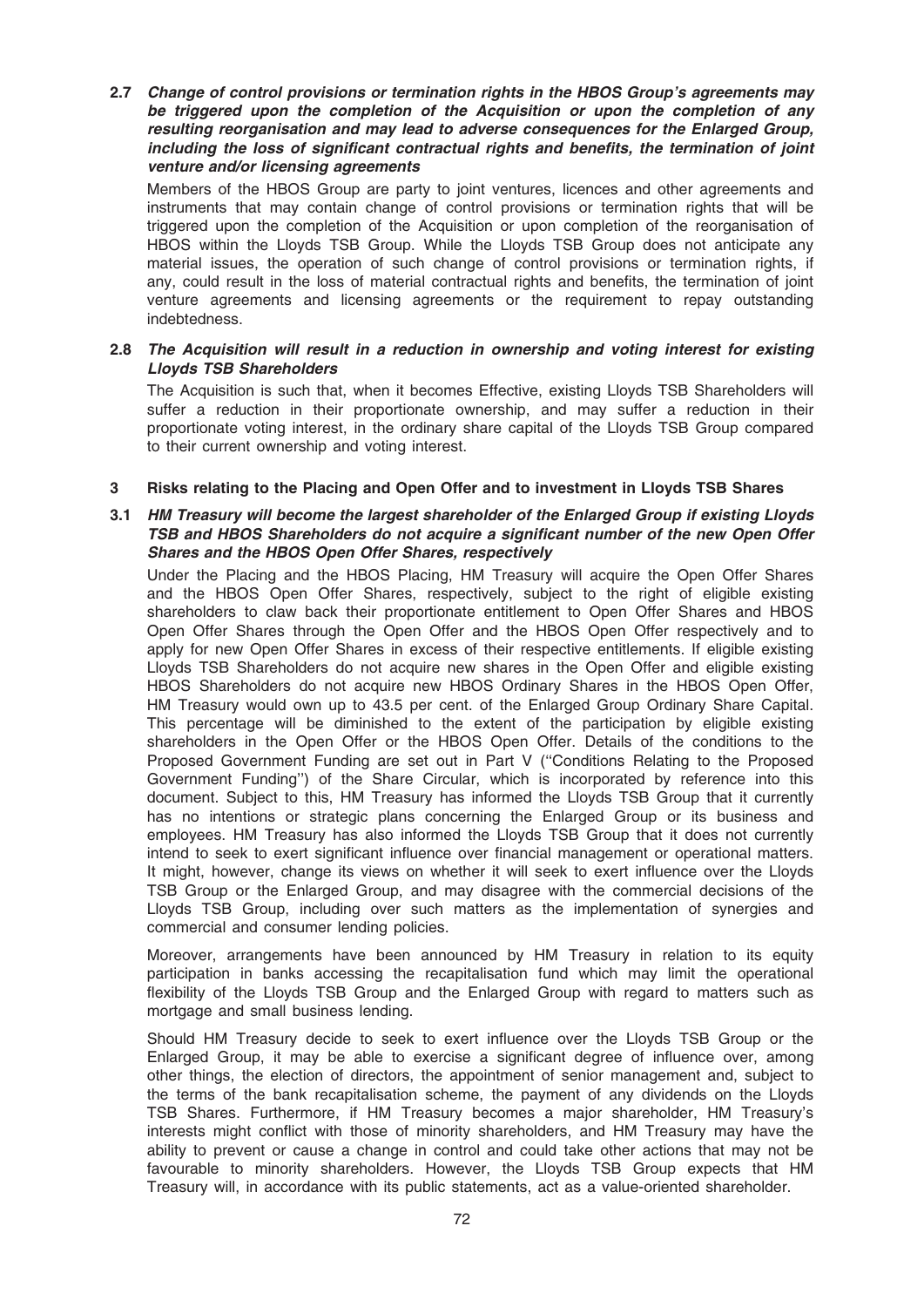**2.7 *Change of control provisions or termination rights in the HBOS Group's agreements may be triggered upon the completion of the Acquisition or upon the completion of any resulting reorganisation and may lead to adverse consequences for the Enlarged Group, including the loss of significant contractual rights and benefits, the termination of joint venture and/or licensing agreements***

Members of the HBOS Group are party to joint ventures, licences and other agreements and instruments that may contain change of control provisions or termination rights that will be triggered upon the completion of the Acquisition or upon completion of the reorganisation of HBOS within the Lloyds TSB Group. While the Lloyds TSB Group does not anticipate any material issues, the operation of such change of control provisions or termination rights, if any, could result in the loss of material contractual rights and benefits, the termination of joint venture agreements and licensing agreements or the requirement to repay outstanding indebtedness.

**2.8 *The Acquisition will result in a reduction in ownership and voting interest for existing Lloyds TSB Shareholders***

The Acquisition is such that, when it becomes Effective, existing Lloyds TSB Shareholders will suffer a reduction in their proportionate ownership, and may suffer a reduction in their proportionate voting interest, in the ordinary share capital of the Lloyds TSB Group compared to their current ownership and voting interest.

## 3 Risks relating to the Placing and Open Offer and to investment in Lloyds TSB Shares

**3.1 *HM Treasury will become the largest shareholder of the Enlarged Group if existing Lloyds TSB and HBOS Shareholders do not acquire a significant number of the new Open Offer Shares and the HBOS Open Offer Shares, respectively***

Under the Placing and the HBOS Placing, HM Treasury will acquire the Open Offer Shares and the HBOS Open Offer Shares, respectively, subject to the right of eligible existing shareholders to claw back their proportionate entitlement to Open Offer Shares and HBOS Open Offer Shares through the Open Offer and the HBOS Open Offer respectively and to apply for new Open Offer Shares in excess of their respective entitlements. If eligible existing Lloyds TSB Shareholders do not acquire new shares in the Open Offer and eligible existing HBOS Shareholders do not acquire new HBOS Ordinary Shares in the HBOS Open Offer, HM Treasury would own up to 43.5 per cent. of the Enlarged Group Ordinary Share Capital. This percentage will be diminished to the extent of the participation by eligible existing shareholders in the Open Offer or the HBOS Open Offer. Details of the conditions to the Proposed Government Funding are set out in Part V (''Conditions Relating to the Proposed Government Funding'') of the Share Circular, which is incorporated by reference into this document. Subject to this, HM Treasury has informed the Lloyds TSB Group that it currently has no intentions or strategic plans concerning the Enlarged Group or its business and employees. HM Treasury has also informed the Lloyds TSB Group that it does not currently intend to seek to exert significant influence over financial management or operational matters. It might, however, change its views on whether it will seek to exert influence over the Lloyds TSB Group or the Enlarged Group, and may disagree with the commercial decisions of the Lloyds TSB Group, including over such matters as the implementation of synergies and commercial and consumer lending policies.

Moreover, arrangements have been announced by HM Treasury in relation to its equity participation in banks accessing the recapitalisation fund which may limit the operational flexibility of the Lloyds TSB Group and the Enlarged Group with regard to matters such as mortgage and small business lending.

Should HM Treasury decide to seek to exert influence over the Lloyds TSB Group or the Enlarged Group, it may be able to exercise a significant degree of influence over, among other things, the election of directors, the appointment of senior management and, subject to the terms of the bank recapitalisation scheme, the payment of any dividends on the Lloyds TSB Shares. Furthermore, if HM Treasury becomes a major shareholder, HM Treasury's interests might conflict with those of minority shareholders, and HM Treasury may have the ability to prevent or cause a change in control and could take other actions that may not be favourable to minority shareholders. However, the Lloyds TSB Group expects that HM Treasury will, in accordance with its public statements, act as a value-oriented shareholder.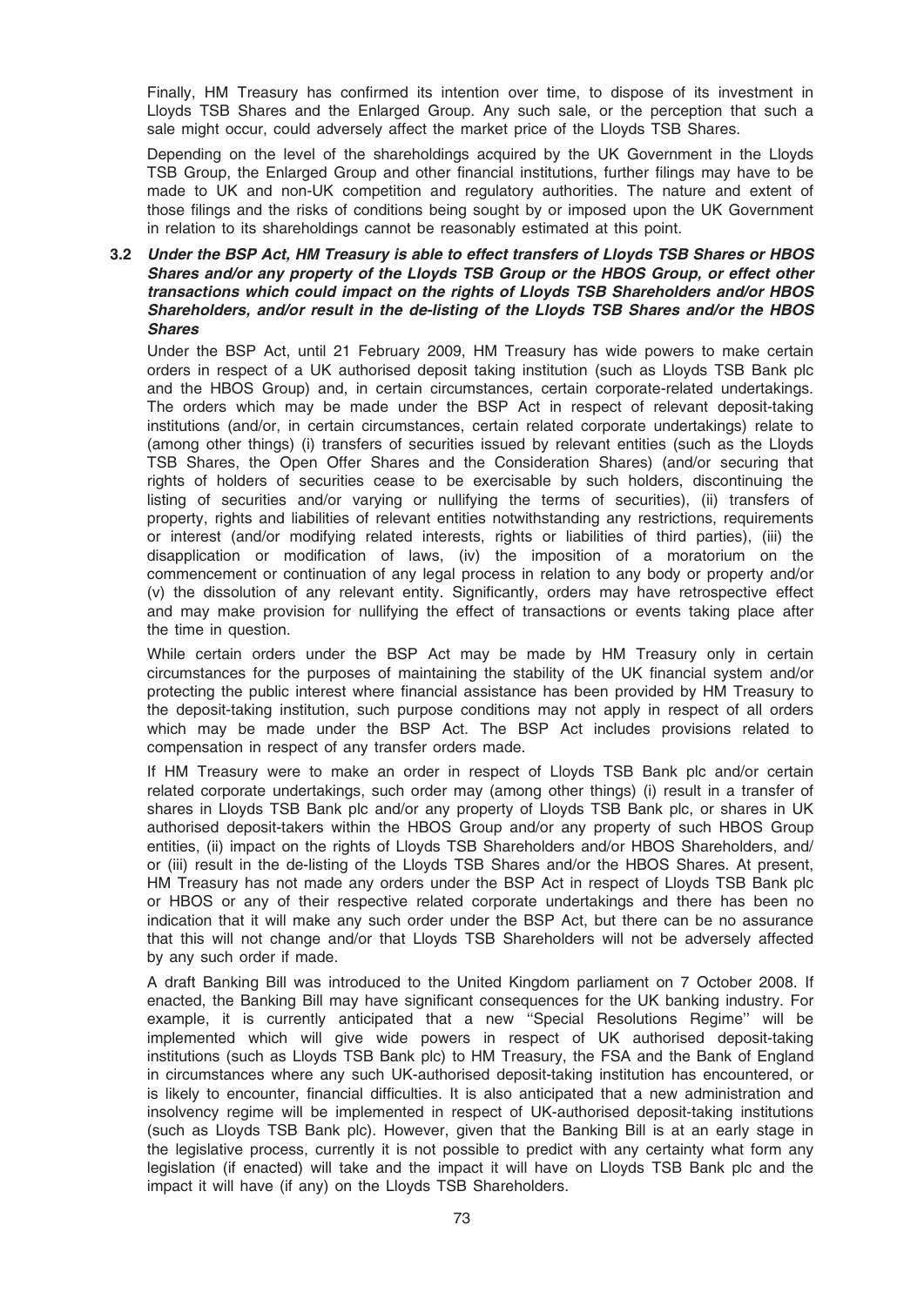Finally, HM Treasury has confirmed its intention over time, to dispose of its investment in Lloyds TSB Shares and the Enlarged Group. Any such sale, or the perception that such a sale might occur, could adversely affect the market price of the Lloyds TSB Shares.

Depending on the level of the shareholdings acquired by the UK Government in the Lloyds TSB Group, the Enlarged Group and other financial institutions, further filings may have to be made to UK and non-UK competition and regulatory authorities. The nature and extent of those filings and the risks of conditions being sought by or imposed upon the UK Government in relation to its shareholdings cannot be reasonably estimated at this point.

### 3.2 *Under the BSP Act, HM Treasury is able to effect transfers of Lloyds TSB Shares or HBOS Shares and/or any property of the Lloyds TSB Group or the HBOS Group, or effect other transactions which could impact on the rights of Lloyds TSB Shareholders and/or HBOS Shareholders, and/or result in the de-listing of the Lloyds TSB Shares and/or the HBOS Shares*

Under the BSP Act, until 21 February 2009, HM Treasury has wide powers to make certain orders in respect of a UK authorised deposit taking institution (such as Lloyds TSB Bank plc and the HBOS Group) and, in certain circumstances, certain corporate-related undertakings. The orders which may be made under the BSP Act in respect of relevant deposit-taking institutions (and/or, in certain circumstances, certain related corporate undertakings) relate to (among other things) (i) transfers of securities issued by relevant entities (such as the Lloyds TSB Shares, the Open Offer Shares and the Consideration Shares) (and/or securing that rights of holders of securities cease to be exercisable by such holders, discontinuing the listing of securities and/or varying or nullifying the terms of securities), (ii) transfers of property, rights and liabilities of relevant entities notwithstanding any restrictions, requirements or interest (and/or modifying related interests, rights or liabilities of third parties), (iii) the disapplication or modification of laws, (iv) the imposition of a moratorium on the commencement or continuation of any legal process in relation to any body or property and/or (v) the dissolution of any relevant entity. Significantly, orders may have retrospective effect and may make provision for nullifying the effect of transactions or events taking place after the time in question.

While certain orders under the BSP Act may be made by HM Treasury only in certain circumstances for the purposes of maintaining the stability of the UK financial system and/or protecting the public interest where financial assistance has been provided by HM Treasury to the deposit-taking institution, such purpose conditions may not apply in respect of all orders which may be made under the BSP Act. The BSP Act includes provisions related to compensation in respect of any transfer orders made.

If HM Treasury were to make an order in respect of Lloyds TSB Bank plc and/or certain related corporate undertakings, such order may (among other things) (i) result in a transfer of shares in Lloyds TSB Bank plc and/or any property of Lloyds TSB Bank plc, or shares in UK authorised deposit-takers within the HBOS Group and/or any property of such HBOS Group entities, (ii) impact on the rights of Lloyds TSB Shareholders and/or HBOS Shareholders, and/or (iii) result in the de-listing of the Lloyds TSB Shares and/or the HBOS Shares. At present, HM Treasury has not made any orders under the BSP Act in respect of Lloyds TSB Bank plc or HBOS or any of their respective related corporate undertakings and there has been no indication that it will make any such order under the BSP Act, but there can be no assurance that this will not change and/or that Lloyds TSB Shareholders will not be adversely affected by any such order if made.

A draft Banking Bill was introduced to the United Kingdom parliament on 7 October 2008. If enacted, the Banking Bill may have significant consequences for the UK banking industry. For example, it is currently anticipated that a new ''Special Resolutions Regime'' will be implemented which will give wide powers in respect of UK authorised deposit-taking institutions (such as Lloyds TSB Bank plc) to HM Treasury, the FSA and the Bank of England in circumstances where any such UK-authorised deposit-taking institution has encountered, or is likely to encounter, financial difficulties. It is also anticipated that a new administration and insolvency regime will be implemented in respect of UK-authorised deposit-taking institutions (such as Lloyds TSB Bank plc). However, given that the Banking Bill is at an early stage in the legislative process, currently it is not possible to predict with any certainty what form any legislation (if enacted) will take and the impact it will have on Lloyds TSB Bank plc and the impact it will have (if any) on the Lloyds TSB Shareholders.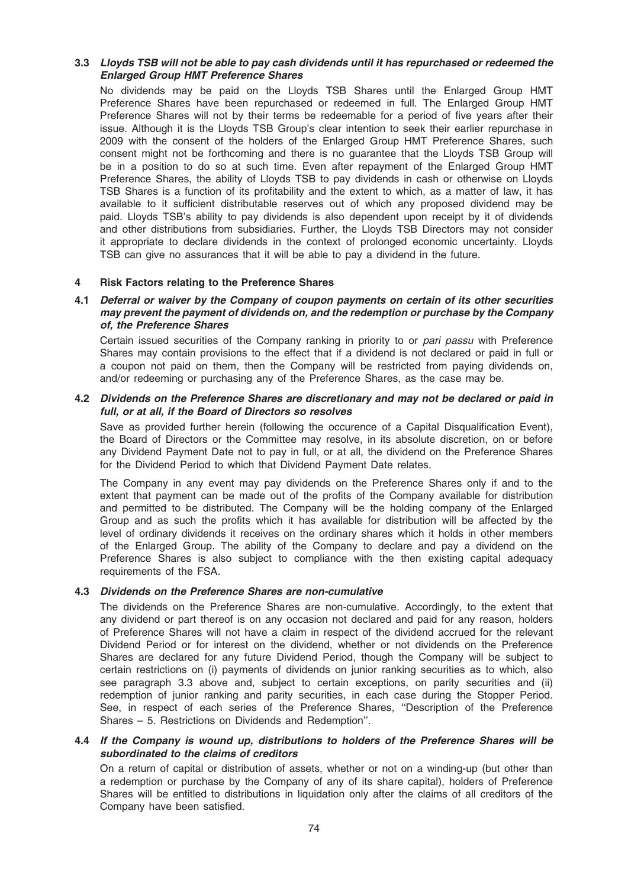### 3.3 *Lloyds TSB will not be able to pay cash dividends until it has repurchased or redeemed the Enlarged Group HMT Preference Shares*

No dividends may be paid on the Lloyds TSB Shares until the Enlarged Group HMT Preference Shares have been repurchased or redeemed in full. The Enlarged Group HMT Preference Shares will not by their terms be redeemable for a period of five years after their issue. Although it is the Lloyds TSB Group's clear intention to seek their earlier repurchase in 2009 with the consent of the holders of the Enlarged Group HMT Preference Shares, such consent might not be forthcoming and there is no guarantee that the Lloyds TSB Group will be in a position to do so at such time. Even after repayment of the Enlarged Group HMT Preference Shares, the ability of Lloyds TSB to pay dividends in cash or otherwise on Lloyds TSB Shares is a function of its profitability and the extent to which, as a matter of law, it has available to it sufficient distributable reserves out of which any proposed dividend may be paid. Lloyds TSB's ability to pay dividends is also dependent upon receipt by it of dividends and other distributions from subsidiaries. Further, the Lloyds TSB Directors may not consider it appropriate to declare dividends in the context of prolonged economic uncertainty. Lloyds TSB can give no assurances that it will be able to pay a dividend in the future.

## 4 Risk Factors relating to the Preference Shares

### 4.1 *Deferral or waiver by the Company of coupon payments on certain of its other securities may prevent the payment of dividends on, and the redemption or purchase by the Company of, the Preference Shares*

Certain issued securities of the Company ranking in priority to or *pari passu* with Preference Shares may contain provisions to the effect that if a dividend is not declared or paid in full or a coupon not paid on them, then the Company will be restricted from paying dividends on, and/or redeeming or purchasing any of the Preference Shares, as the case may be.

### 4.2 *Dividends on the Preference Shares are discretionary and may not be declared or paid in full, or at all, if the Board of Directors so resolves*

Save as provided further herein (following the occurence of a Capital Disqualification Event), the Board of Directors or the Committee may resolve, in its absolute discretion, on or before any Dividend Payment Date not to pay in full, or at all, the dividend on the Preference Shares for the Dividend Period to which that Dividend Payment Date relates.

The Company in any event may pay dividends on the Preference Shares only if and to the extent that payment can be made out of the profits of the Company available for distribution and permitted to be distributed. The Company will be the holding company of the Enlarged Group and as such the profits which it has available for distribution will be affected by the level of ordinary dividends it receives on the ordinary shares which it holds in other members of the Enlarged Group. The ability of the Company to declare and pay a dividend on the Preference Shares is also subject to compliance with the then existing capital adequacy requirements of the FSA.

### 4.3 *Dividends on the Preference Shares are non-cumulative*

The dividends on the Preference Shares are non-cumulative. Accordingly, to the extent that any dividend or part thereof is on any occasion not declared and paid for any reason, holders of Preference Shares will not have a claim in respect of the dividend accrued for the relevant Dividend Period or for interest on the dividend, whether or not dividends on the Preference Shares are declared for any future Dividend Period, though the Company will be subject to certain restrictions on (i) payments of dividends on junior ranking securities as to which, also see paragraph 3.3 above and, subject to certain exceptions, on parity securities and (ii) redemption of junior ranking and parity securities, in each case during the Stopper Period. See, in respect of each series of the Preference Shares, ''Description of the Preference Shares – 5. Restrictions on Dividends and Redemption''.

### 4.4 *If the Company is wound up, distributions to holders of the Preference Shares will be subordinated to the claims of creditors*

On a return of capital or distribution of assets, whether or not on a winding-up (but other than a redemption or purchase by the Company of any of its share capital), holders of Preference Shares will be entitled to distributions in liquidation only after the claims of all creditors of the Company have been satisfied.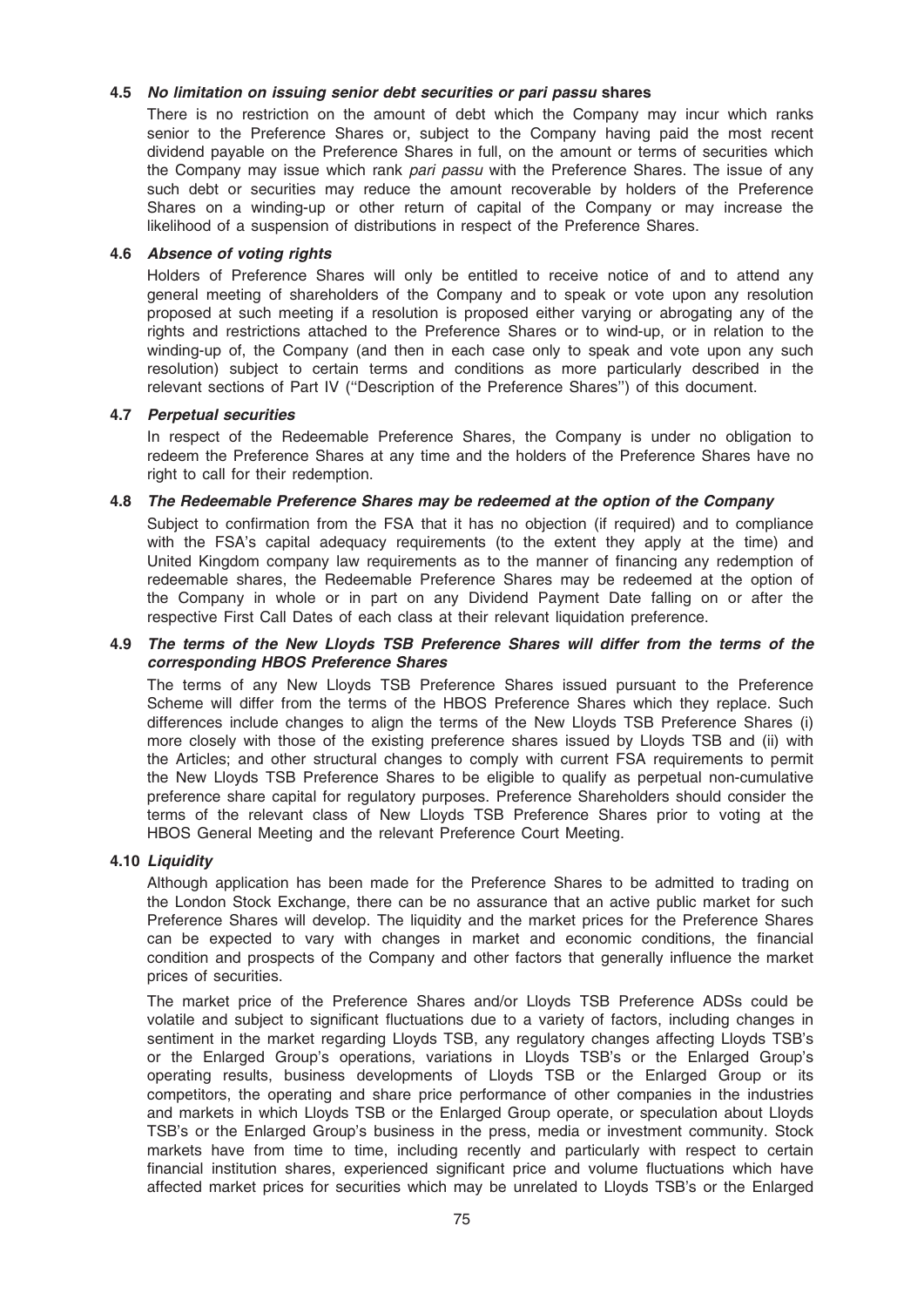### 4.5 *No limitation on issuing senior debt securities or pari passu* shares

There is no restriction on the amount of debt which the Company may incur which ranks senior to the Preference Shares or, subject to the Company having paid the most recent dividend payable on the Preference Shares in full, on the amount or terms of securities which the Company may issue which rank *pari passu* with the Preference Shares. The issue of any such debt or securities may reduce the amount recoverable by holders of the Preference Shares on a winding-up or other return of capital of the Company or may increase the likelihood of a suspension of distributions in respect of the Preference Shares.

### 4.6 *Absence of voting rights*

Holders of Preference Shares will only be entitled to receive notice of and to attend any general meeting of shareholders of the Company and to speak or vote upon any resolution proposed at such meeting if a resolution is proposed either varying or abrogating any of the rights and restrictions attached to the Preference Shares or to wind-up, or in relation to the winding-up of, the Company (and then in each case only to speak and vote upon any such resolution) subject to certain terms and conditions as more particularly described in the relevant sections of Part IV (''Description of the Preference Shares'') of this document.

### 4.7 *Perpetual securities*

In respect of the Redeemable Preference Shares, the Company is under no obligation to redeem the Preference Shares at any time and the holders of the Preference Shares have no right to call for their redemption.

### 4.8 *The Redeemable Preference Shares may be redeemed at the option of the Company*

Subject to confirmation from the FSA that it has no objection (if required) and to compliance with the FSA's capital adequacy requirements (to the extent they apply at the time) and United Kingdom company law requirements as to the manner of financing any redemption of redeemable shares, the Redeemable Preference Shares may be redeemed at the option of the Company in whole or in part on any Dividend Payment Date falling on or after the respective First Call Dates of each class at their relevant liquidation preference.

### 4.9 *The terms of the New Lloyds TSB Preference Shares will differ from the terms of the corresponding HBOS Preference Shares*

The terms of any New Lloyds TSB Preference Shares issued pursuant to the Preference Scheme will differ from the terms of the HBOS Preference Shares which they replace. Such differences include changes to align the terms of the New Lloyds TSB Preference Shares (i) more closely with those of the existing preference shares issued by Lloyds TSB and (ii) with the Articles; and other structural changes to comply with current FSA requirements to permit the New Lloyds TSB Preference Shares to be eligible to qualify as perpetual non-cumulative preference share capital for regulatory purposes. Preference Shareholders should consider the terms of the relevant class of New Lloyds TSB Preference Shares prior to voting at the HBOS General Meeting and the relevant Preference Court Meeting.

### 4.10 *Liquidity*

Although application has been made for the Preference Shares to be admitted to trading on the London Stock Exchange, there can be no assurance that an active public market for such Preference Shares will develop. The liquidity and the market prices for the Preference Shares can be expected to vary with changes in market and economic conditions, the financial condition and prospects of the Company and other factors that generally influence the market prices of securities.

The market price of the Preference Shares and/or Lloyds TSB Preference ADSs could be volatile and subject to significant fluctuations due to a variety of factors, including changes in sentiment in the market regarding Lloyds TSB, any regulatory changes affecting Lloyds TSB's or the Enlarged Group's operations, variations in Lloyds TSB's or the Enlarged Group's operating results, business developments of Lloyds TSB or the Enlarged Group or its competitors, the operating and share price performance of other companies in the industries and markets in which Lloyds TSB or the Enlarged Group operate, or speculation about Lloyds TSB's or the Enlarged Group's business in the press, media or investment community. Stock markets have from time to time, including recently and particularly with respect to certain financial institution shares, experienced significant price and volume fluctuations which have affected market prices for securities which may be unrelated to Lloyds TSB's or the Enlarged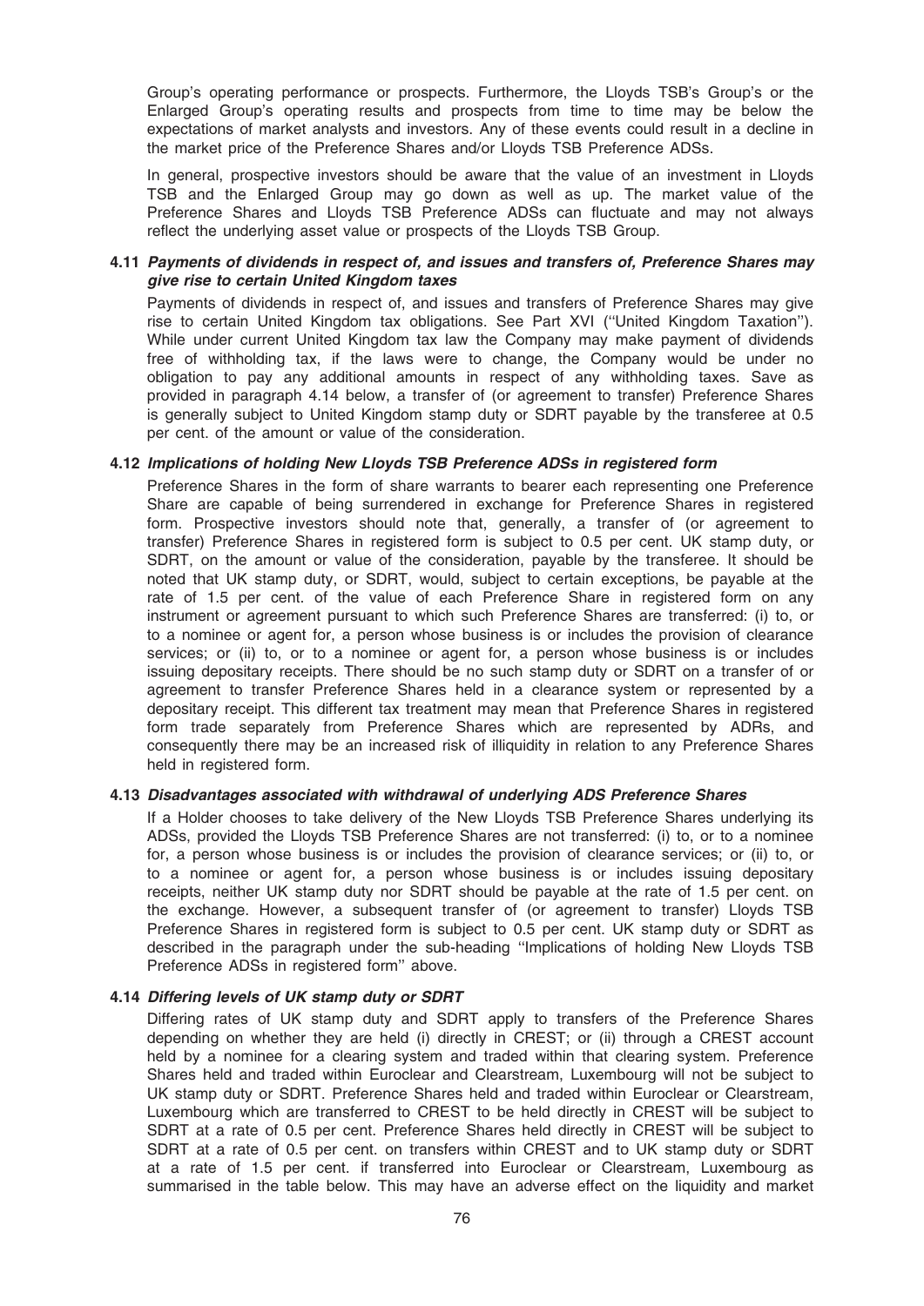Group's operating performance or prospects. Furthermore, the Lloyds TSB's Group's or the Enlarged Group's operating results and prospects from time to time may be below the expectations of market analysts and investors. Any of these events could result in a decline in the market price of the Preference Shares and/or Lloyds TSB Preference ADSs.

In general, prospective investors should be aware that the value of an investment in Lloyds TSB and the Enlarged Group may go down as well as up. The market value of the Preference Shares and Lloyds TSB Preference ADSs can fluctuate and may not always reflect the underlying asset value or prospects of the Lloyds TSB Group.

### 4.11 *Payments of dividends in respect of, and issues and transfers of, Preference Shares may give rise to certain United Kingdom taxes*

Payments of dividends in respect of, and issues and transfers of Preference Shares may give rise to certain United Kingdom tax obligations. See Part XVI (''United Kingdom Taxation''). While under current United Kingdom tax law the Company may make payment of dividends free of withholding tax, if the laws were to change, the Company would be under no obligation to pay any additional amounts in respect of any withholding taxes. Save as provided in paragraph 4.14 below, a transfer of (or agreement to transfer) Preference Shares is generally subject to United Kingdom stamp duty or SDRT payable by the transferee at 0.5 per cent. of the amount or value of the consideration.

### 4.12 *Implications of holding New Lloyds TSB Preference ADSs in registered form*

Preference Shares in the form of share warrants to bearer each representing one Preference Share are capable of being surrendered in exchange for Preference Shares in registered form. Prospective investors should note that, generally, a transfer of (or agreement to transfer) Preference Shares in registered form is subject to 0.5 per cent. UK stamp duty, or SDRT, on the amount or value of the consideration, payable by the transferee. It should be noted that UK stamp duty, or SDRT, would, subject to certain exceptions, be payable at the rate of 1.5 per cent. of the value of each Preference Share in registered form on any instrument or agreement pursuant to which such Preference Shares are transferred: (i) to, or to a nominee or agent for, a person whose business is or includes the provision of clearance services; or (ii) to, or to a nominee or agent for, a person whose business is or includes issuing depositary receipts. There should be no such stamp duty or SDRT on a transfer of or agreement to transfer Preference Shares held in a clearance system or represented by a depositary receipt. This different tax treatment may mean that Preference Shares in registered form trade separately from Preference Shares which are represented by ADRs, and consequently there may be an increased risk of illiquidity in relation to any Preference Shares held in registered form.

### 4.13 *Disadvantages associated with withdrawal of underlying ADS Preference Shares*

If a Holder chooses to take delivery of the New Lloyds TSB Preference Shares underlying its ADSs, provided the Lloyds TSB Preference Shares are not transferred: (i) to, or to a nominee for, a person whose business is or includes the provision of clearance services; or (ii) to, or to a nominee or agent for, a person whose business is or includes issuing depositary receipts, neither UK stamp duty nor SDRT should be payable at the rate of 1.5 per cent. on the exchange. However, a subsequent transfer of (or agreement to transfer) Lloyds TSB Preference Shares in registered form is subject to 0.5 per cent. UK stamp duty or SDRT as described in the paragraph under the sub-heading ''Implications of holding New Lloyds TSB Preference ADSs in registered form'' above.

### 4.14 *Differing levels of UK stamp duty or SDRT*

Differing rates of UK stamp duty and SDRT apply to transfers of the Preference Shares depending on whether they are held (i) directly in CREST; or (ii) through a CREST account held by a nominee for a clearing system and traded within that clearing system. Preference Shares held and traded within Euroclear and Clearstream, Luxembourg will not be subject to UK stamp duty or SDRT. Preference Shares held and traded within Euroclear or Clearstream, Luxembourg which are transferred to CREST to be held directly in CREST will be subject to SDRT at a rate of 0.5 per cent. Preference Shares held directly in CREST will be subject to SDRT at a rate of 0.5 per cent. on transfers within CREST and to UK stamp duty or SDRT at a rate of 1.5 per cent. if transferred into Euroclear or Clearstream, Luxembourg as summarised in the table below. This may have an adverse effect on the liquidity and market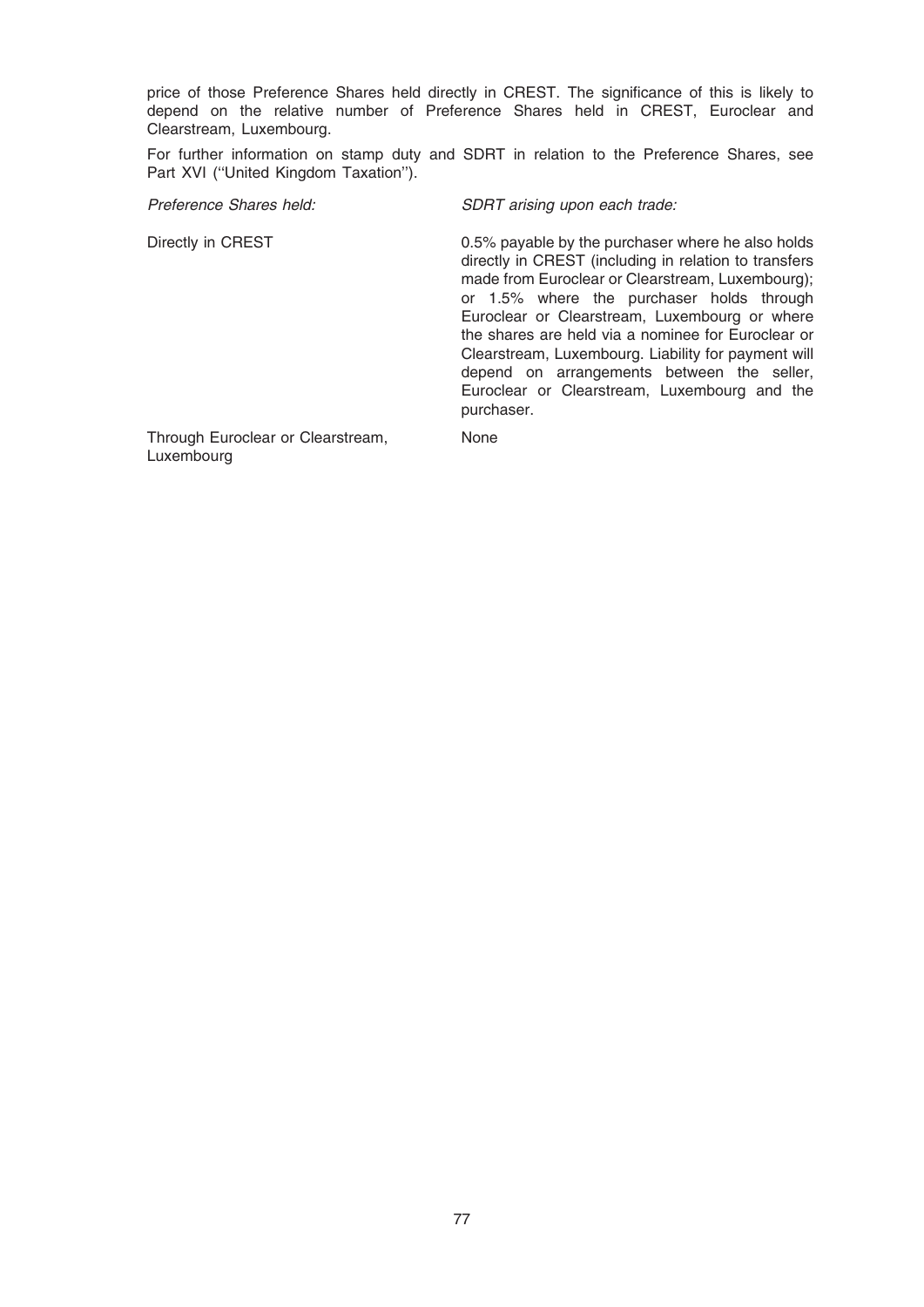price of those Preference Shares held directly in CREST. The significance of this is likely to depend on the relative number of Preference Shares held in CREST, Euroclear and Clearstream, Luxembourg.

For further information on stamp duty and SDRT in relation to the Preference Shares, see Part XVI (''United Kingdom Taxation'').

| *Preference Shares held:* | *SDRT arising upon each trade:* |
|---|---|
| Directly in CREST | 0.5% payable by the purchaser where he also holds directly in CREST (including in relation to transfers made from Euroclear or Clearstream, Luxembourg); or 1.5% where the purchaser holds through Euroclear or Clearstream, Luxembourg or where the shares are held via a nominee for Euroclear or Clearstream, Luxembourg. Liability for payment will depend on arrangements between the seller, Euroclear or Clearstream, Luxembourg and the purchaser. |
| Through Euroclear or Clearstream, Luxembourg | None |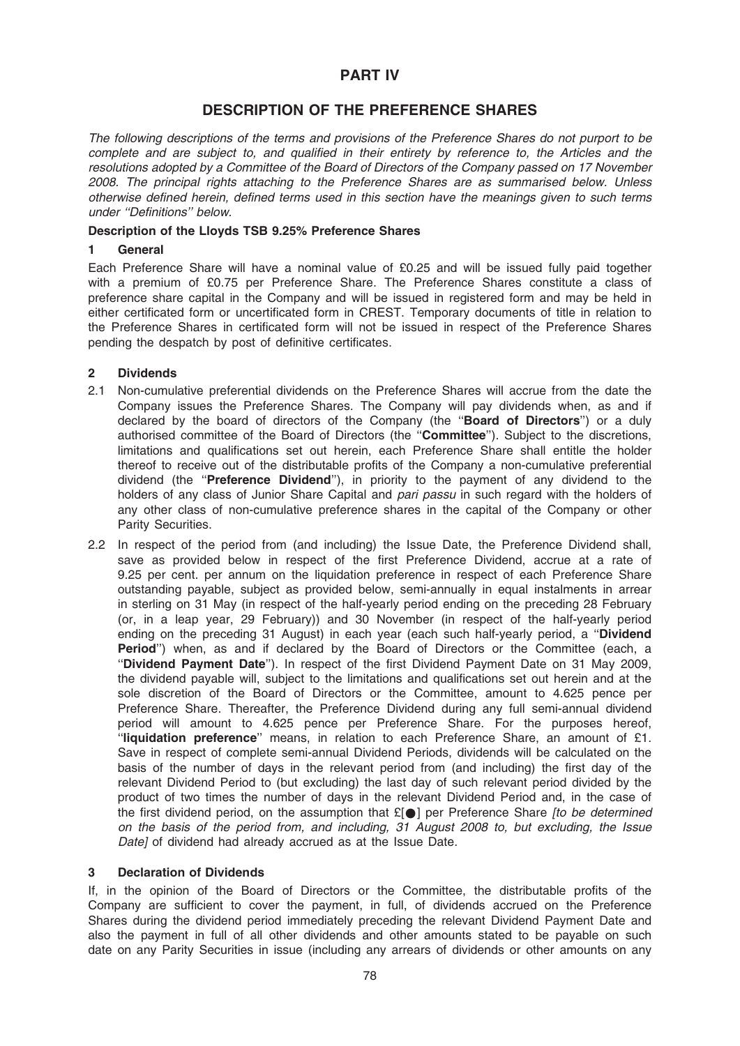# PART IV

## DESCRIPTION OF THE PREFERENCE SHARES

*The following descriptions of the terms and provisions of the Preference Shares do not purport to be complete and are subject to, and qualified in their entirety by reference to, the Articles and the resolutions adopted by a Committee of the Board of Directors of the Company passed on 17 November 2008. The principal rights attaching to the Preference Shares are as summarised below. Unless otherwise defined herein, defined terms used in this section have the meanings given to such terms under ''Definitions'' below.*

### Description of the Lloyds TSB 9.25% Preference Shares

### 1 General

Each Preference Share will have a nominal value of £0.25 and will be issued fully paid together with a premium of £0.75 per Preference Share. The Preference Shares constitute a class of preference share capital in the Company and will be issued in registered form and may be held in either certificated form or uncertificated form in CREST. Temporary documents of title in relation to the Preference Shares in certificated form will not be issued in respect of the Preference Shares pending the despatch by post of definitive certificates.

### 2 Dividends

2.1 Non-cumulative preferential dividends on the Preference Shares will accrue from the date the Company issues the Preference Shares. The Company will pay dividends when, as and if declared by the board of directors of the Company (the ''**Board of Directors**'') or a duly authorised committee of the Board of Directors (the ''**Committee**''). Subject to the discretions, limitations and qualifications set out herein, each Preference Share shall entitle the holder thereof to receive out of the distributable profits of the Company a non-cumulative preferential dividend (the ''**Preference Dividend**''), in priority to the payment of any dividend to the holders of any class of Junior Share Capital and *pari passu* in such regard with the holders of any other class of non-cumulative preference shares in the capital of the Company or other Parity Securities.

2.2 In respect of the period from (and including) the Issue Date, the Preference Dividend shall, save as provided below in respect of the first Preference Dividend, accrue at a rate of 9.25 per cent. per annum on the liquidation preference in respect of each Preference Share outstanding payable, subject as provided below, semi-annually in equal instalments in arrear in sterling on 31 May (in respect of the half-yearly period ending on the preceding 28 February (or, in a leap year, 29 February)) and 30 November (in respect of the half-yearly period ending on the preceding 31 August) in each year (each such half-yearly period, a ''**Dividend Period**'') when, as and if declared by the Board of Directors or the Committee (each, a ''**Dividend Payment Date**''). In respect of the first Dividend Payment Date on 31 May 2009, the dividend payable will, subject to the limitations and qualifications set out herein and at the sole discretion of the Board of Directors or the Committee, amount to 4.625 pence per Preference Share. Thereafter, the Preference Dividend during any full semi-annual dividend period will amount to 4.625 pence per Preference Share. For the purposes hereof, ''**liquidation preference**'' means, in relation to each Preference Share, an amount of £1. Save in respect of complete semi-annual Dividend Periods, dividends will be calculated on the basis of the number of days in the relevant period from (and including) the first day of the relevant Dividend Period to (but excluding) the last day of such relevant period divided by the product of two times the number of days in the relevant Dividend Period and, in the case of the first dividend period, on the assumption that £[●] per Preference Share *[to be determined on the basis of the period from, and including, 31 August 2008 to, but excluding, the Issue Date]* of dividend had already accrued as at the Issue Date.

### 3 Declaration of Dividends

If, in the opinion of the Board of Directors or the Committee, the distributable profits of the Company are sufficient to cover the payment, in full, of dividends accrued on the Preference Shares during the dividend period immediately preceding the relevant Dividend Payment Date and also the payment in full of all other dividends and other amounts stated to be payable on such date on any Parity Securities in issue (including any arrears of dividends or other amounts on any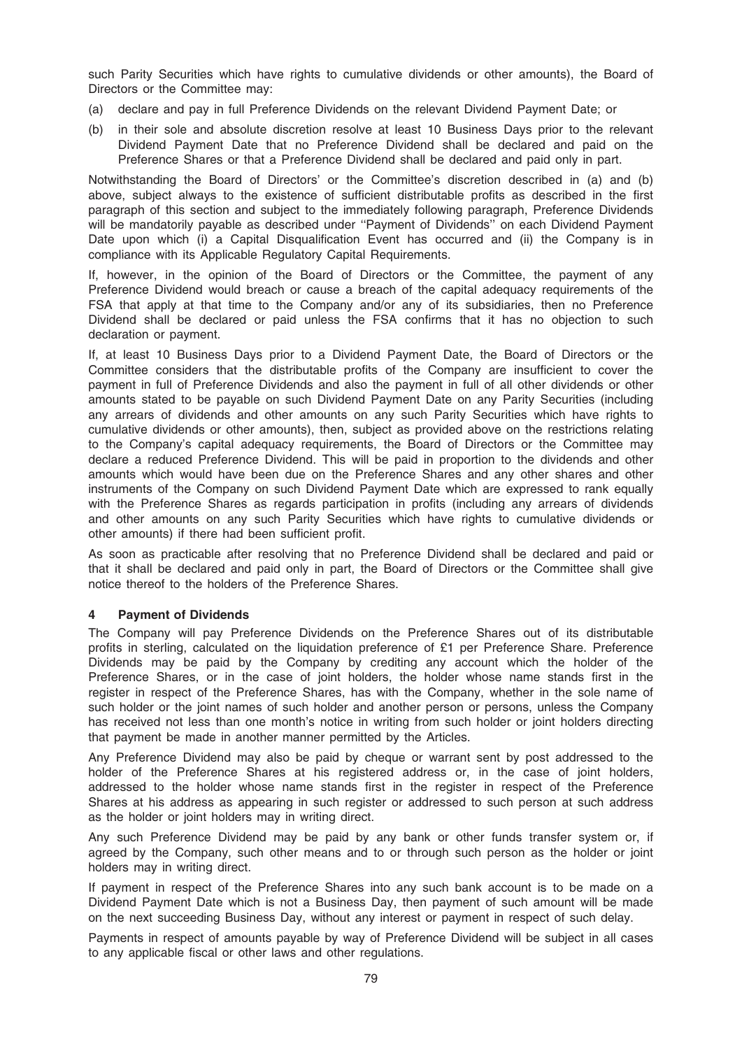such Parity Securities which have rights to cumulative dividends or other amounts), the Board of Directors or the Committee may:

(a) declare and pay in full Preference Dividends on the relevant Dividend Payment Date; or

(b) in their sole and absolute discretion resolve at least 10 Business Days prior to the relevant Dividend Payment Date that no Preference Dividend shall be declared and paid on the Preference Shares or that a Preference Dividend shall be declared and paid only in part.

Notwithstanding the Board of Directors' or the Committee's discretion described in (a) and (b) above, subject always to the existence of sufficient distributable profits as described in the first paragraph of this section and subject to the immediately following paragraph, Preference Dividends will be mandatorily payable as described under ''Payment of Dividends'' on each Dividend Payment Date upon which (i) a Capital Disqualification Event has occurred and (ii) the Company is in compliance with its Applicable Regulatory Capital Requirements.

If, however, in the opinion of the Board of Directors or the Committee, the payment of any Preference Dividend would breach or cause a breach of the capital adequacy requirements of the FSA that apply at that time to the Company and/or any of its subsidiaries, then no Preference Dividend shall be declared or paid unless the FSA confirms that it has no objection to such declaration or payment.

If, at least 10 Business Days prior to a Dividend Payment Date, the Board of Directors or the Committee considers that the distributable profits of the Company are insufficient to cover the payment in full of Preference Dividends and also the payment in full of all other dividends or other amounts stated to be payable on such Dividend Payment Date on any Parity Securities (including any arrears of dividends and other amounts on any such Parity Securities which have rights to cumulative dividends or other amounts), then, subject as provided above on the restrictions relating to the Company's capital adequacy requirements, the Board of Directors or the Committee may declare a reduced Preference Dividend. This will be paid in proportion to the dividends and other amounts which would have been due on the Preference Shares and any other shares and other instruments of the Company on such Dividend Payment Date which are expressed to rank equally with the Preference Shares as regards participation in profits (including any arrears of dividends and other amounts on any such Parity Securities which have rights to cumulative dividends or other amounts) if there had been sufficient profit.

As soon as practicable after resolving that no Preference Dividend shall be declared and paid or that it shall be declared and paid only in part, the Board of Directors or the Committee shall give notice thereof to the holders of the Preference Shares.

## 4 Payment of Dividends

The Company will pay Preference Dividends on the Preference Shares out of its distributable profits in sterling, calculated on the liquidation preference of £1 per Preference Share. Preference Dividends may be paid by the Company by crediting any account which the holder of the Preference Shares, or in the case of joint holders, the holder whose name stands first in the register in respect of the Preference Shares, has with the Company, whether in the sole name of such holder or the joint names of such holder and another person or persons, unless the Company has received not less than one month's notice in writing from such holder or joint holders directing that payment be made in another manner permitted by the Articles.

Any Preference Dividend may also be paid by cheque or warrant sent by post addressed to the holder of the Preference Shares at his registered address or, in the case of joint holders, addressed to the holder whose name stands first in the register in respect of the Preference Shares at his address as appearing in such register or addressed to such person at such address as the holder or joint holders may in writing direct.

Any such Preference Dividend may be paid by any bank or other funds transfer system or, if agreed by the Company, such other means and to or through such person as the holder or joint holders may in writing direct.

If payment in respect of the Preference Shares into any such bank account is to be made on a Dividend Payment Date which is not a Business Day, then payment of such amount will be made on the next succeeding Business Day, without any interest or payment in respect of such delay.

Payments in respect of amounts payable by way of Preference Dividend will be subject in all cases to any applicable fiscal or other laws and other regulations.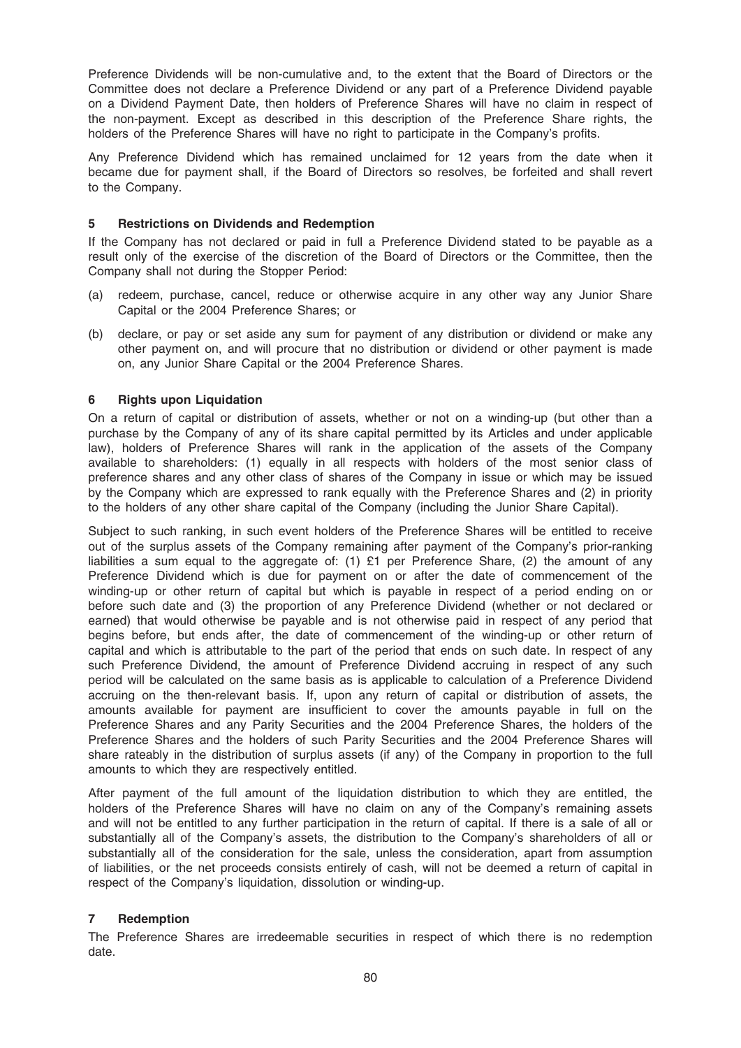Preference Dividends will be non-cumulative and, to the extent that the Board of Directors or the Committee does not declare a Preference Dividend or any part of a Preference Dividend payable on a Dividend Payment Date, then holders of Preference Shares will have no claim in respect of the non-payment. Except as described in this description of the Preference Share rights, the holders of the Preference Shares will have no right to participate in the Company's profits.

Any Preference Dividend which has remained unclaimed for 12 years from the date when it became due for payment shall, if the Board of Directors so resolves, be forfeited and shall revert to the Company.

## 5 Restrictions on Dividends and Redemption

If the Company has not declared or paid in full a Preference Dividend stated to be payable as a result only of the exercise of the discretion of the Board of Directors or the Committee, then the Company shall not during the Stopper Period:

(a) redeem, purchase, cancel, reduce or otherwise acquire in any other way any Junior Share Capital or the 2004 Preference Shares; or

(b) declare, or pay or set aside any sum for payment of any distribution or dividend or make any other payment on, and will procure that no distribution or dividend or other payment is made on, any Junior Share Capital or the 2004 Preference Shares.

## 6 Rights upon Liquidation

On a return of capital or distribution of assets, whether or not on a winding-up (but other than a purchase by the Company of any of its share capital permitted by its Articles and under applicable law), holders of Preference Shares will rank in the application of the assets of the Company available to shareholders: (1) equally in all respects with holders of the most senior class of preference shares and any other class of shares of the Company in issue or which may be issued by the Company which are expressed to rank equally with the Preference Shares and (2) in priority to the holders of any other share capital of the Company (including the Junior Share Capital).

Subject to such ranking, in such event holders of the Preference Shares will be entitled to receive out of the surplus assets of the Company remaining after payment of the Company's prior-ranking liabilities a sum equal to the aggregate of: (1) £1 per Preference Share, (2) the amount of any Preference Dividend which is due for payment on or after the date of commencement of the winding-up or other return of capital but which is payable in respect of a period ending on or before such date and (3) the proportion of any Preference Dividend (whether or not declared or earned) that would otherwise be payable and is not otherwise paid in respect of any period that begins before, but ends after, the date of commencement of the winding-up or other return of capital and which is attributable to the part of the period that ends on such date. In respect of any such Preference Dividend, the amount of Preference Dividend accruing in respect of any such period will be calculated on the same basis as is applicable to calculation of a Preference Dividend accruing on the then-relevant basis. If, upon any return of capital or distribution of assets, the amounts available for payment are insufficient to cover the amounts payable in full on the Preference Shares and any Parity Securities and the 2004 Preference Shares, the holders of the Preference Shares and the holders of such Parity Securities and the 2004 Preference Shares will share rateably in the distribution of surplus assets (if any) of the Company in proportion to the full amounts to which they are respectively entitled.

After payment of the full amount of the liquidation distribution to which they are entitled, the holders of the Preference Shares will have no claim on any of the Company's remaining assets and will not be entitled to any further participation in the return of capital. If there is a sale of all or substantially all of the Company's assets, the distribution to the Company's shareholders of all or substantially all of the consideration for the sale, unless the consideration, apart from assumption of liabilities, or the net proceeds consists entirely of cash, will not be deemed a return of capital in respect of the Company's liquidation, dissolution or winding-up.

## 7 Redemption

The Preference Shares are irredeemable securities in respect of which there is no redemption date.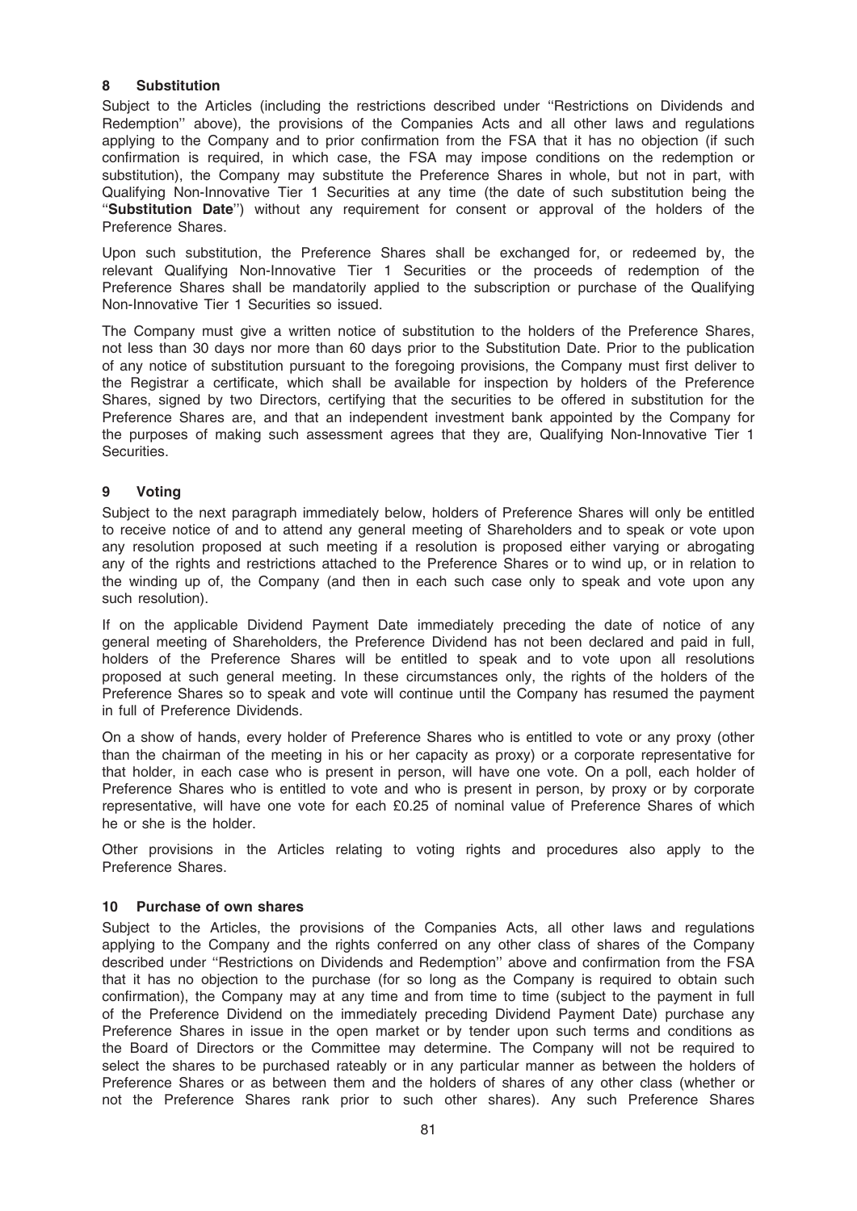## 8 Substitution

Subject to the Articles (including the restrictions described under ''Restrictions on Dividends and Redemption'' above), the provisions of the Companies Acts and all other laws and regulations applying to the Company and to prior confirmation from the FSA that it has no objection (if such confirmation is required, in which case, the FSA may impose conditions on the redemption or substitution), the Company may substitute the Preference Shares in whole, but not in part, with Qualifying Non-Innovative Tier 1 Securities at any time (the date of such substitution being the ''**Substitution Date**'') without any requirement for consent or approval of the holders of the Preference Shares.

Upon such substitution, the Preference Shares shall be exchanged for, or redeemed by, the relevant Qualifying Non-Innovative Tier 1 Securities or the proceeds of redemption of the Preference Shares shall be mandatorily applied to the subscription or purchase of the Qualifying Non-Innovative Tier 1 Securities so issued.

The Company must give a written notice of substitution to the holders of the Preference Shares, not less than 30 days nor more than 60 days prior to the Substitution Date. Prior to the publication of any notice of substitution pursuant to the foregoing provisions, the Company must first deliver to the Registrar a certificate, which shall be available for inspection by holders of the Preference Shares, signed by two Directors, certifying that the securities to be offered in substitution for the Preference Shares are, and that an independent investment bank appointed by the Company for the purposes of making such assessment agrees that they are, Qualifying Non-Innovative Tier 1 Securities.

## 9 Voting

Subject to the next paragraph immediately below, holders of Preference Shares will only be entitled to receive notice of and to attend any general meeting of Shareholders and to speak or vote upon any resolution proposed at such meeting if a resolution is proposed either varying or abrogating any of the rights and restrictions attached to the Preference Shares or to wind up, or in relation to the winding up of, the Company (and then in each such case only to speak and vote upon any such resolution).

If on the applicable Dividend Payment Date immediately preceding the date of notice of any general meeting of Shareholders, the Preference Dividend has not been declared and paid in full, holders of the Preference Shares will be entitled to speak and to vote upon all resolutions proposed at such general meeting. In these circumstances only, the rights of the holders of the Preference Shares so to speak and vote will continue until the Company has resumed the payment in full of Preference Dividends.

On a show of hands, every holder of Preference Shares who is entitled to vote or any proxy (other than the chairman of the meeting in his or her capacity as proxy) or a corporate representative for that holder, in each case who is present in person, will have one vote. On a poll, each holder of Preference Shares who is entitled to vote and who is present in person, by proxy or by corporate representative, will have one vote for each £0.25 of nominal value of Preference Shares of which he or she is the holder.

Other provisions in the Articles relating to voting rights and procedures also apply to the Preference Shares.

## 10 Purchase of own shares

Subject to the Articles, the provisions of the Companies Acts, all other laws and regulations applying to the Company and the rights conferred on any other class of shares of the Company described under ''Restrictions on Dividends and Redemption'' above and confirmation from the FSA that it has no objection to the purchase (for so long as the Company is required to obtain such confirmation), the Company may at any time and from time to time (subject to the payment in full of the Preference Dividend on the immediately preceding Dividend Payment Date) purchase any Preference Shares in issue in the open market or by tender upon such terms and conditions as the Board of Directors or the Committee may determine. The Company will not be required to select the shares to be purchased rateably or in any particular manner as between the holders of Preference Shares or as between them and the holders of shares of any other class (whether or not the Preference Shares rank prior to such other shares). Any such Preference Shares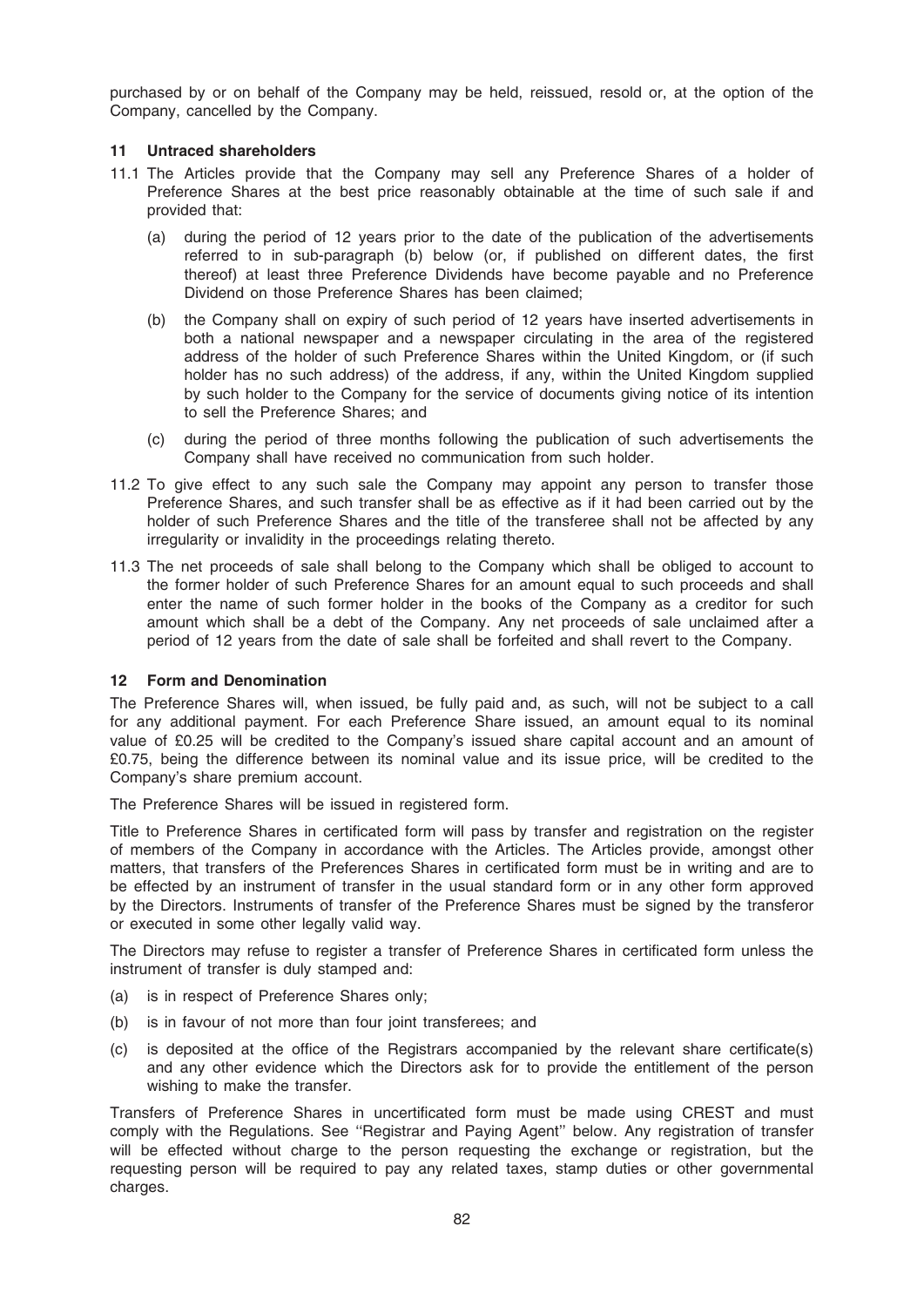purchased by or on behalf of the Company may be held, reissued, resold or, at the option of the Company, cancelled by the Company.

## 11 Untraced shareholders

11.1 The Articles provide that the Company may sell any Preference Shares of a holder of Preference Shares at the best price reasonably obtainable at the time of such sale if and provided that:

(a) during the period of 12 years prior to the date of the publication of the advertisements referred to in sub-paragraph (b) below (or, if published on different dates, the first thereof) at least three Preference Dividends have become payable and no Preference Dividend on those Preference Shares has been claimed;

(b) the Company shall on expiry of such period of 12 years have inserted advertisements in both a national newspaper and a newspaper circulating in the area of the registered address of the holder of such Preference Shares within the United Kingdom, or (if such holder has no such address) of the address, if any, within the United Kingdom supplied by such holder to the Company for the service of documents giving notice of its intention to sell the Preference Shares; and

(c) during the period of three months following the publication of such advertisements the Company shall have received no communication from such holder.

11.2 To give effect to any such sale the Company may appoint any person to transfer those Preference Shares, and such transfer shall be as effective as if it had been carried out by the holder of such Preference Shares and the title of the transferee shall not be affected by any irregularity or invalidity in the proceedings relating thereto.

11.3 The net proceeds of sale shall belong to the Company which shall be obliged to account to the former holder of such Preference Shares for an amount equal to such proceeds and shall enter the name of such former holder in the books of the Company as a creditor for such amount which shall be a debt of the Company. Any net proceeds of sale unclaimed after a period of 12 years from the date of sale shall be forfeited and shall revert to the Company.

## 12 Form and Denomination

The Preference Shares will, when issued, be fully paid and, as such, will not be subject to a call for any additional payment. For each Preference Share issued, an amount equal to its nominal value of £0.25 will be credited to the Company's issued share capital account and an amount of £0.75, being the difference between its nominal value and its issue price, will be credited to the Company's share premium account.

The Preference Shares will be issued in registered form.

Title to Preference Shares in certificated form will pass by transfer and registration on the register of members of the Company in accordance with the Articles. The Articles provide, amongst other matters, that transfers of the Preferences Shares in certificated form must be in writing and are to be effected by an instrument of transfer in the usual standard form or in any other form approved by the Directors. Instruments of transfer of the Preference Shares must be signed by the transferor or executed in some other legally valid way.

The Directors may refuse to register a transfer of Preference Shares in certificated form unless the instrument of transfer is duly stamped and:

(a) is in respect of Preference Shares only;

(b) is in favour of not more than four joint transferees; and

(c) is deposited at the office of the Registrars accompanied by the relevant share certificate(s) and any other evidence which the Directors ask for to provide the entitlement of the person wishing to make the transfer.

Transfers of Preference Shares in uncertificated form must be made using CREST and must comply with the Regulations. See ''Registrar and Paying Agent'' below. Any registration of transfer will be effected without charge to the person requesting the exchange or registration, but the requesting person will be required to pay any related taxes, stamp duties or other governmental charges.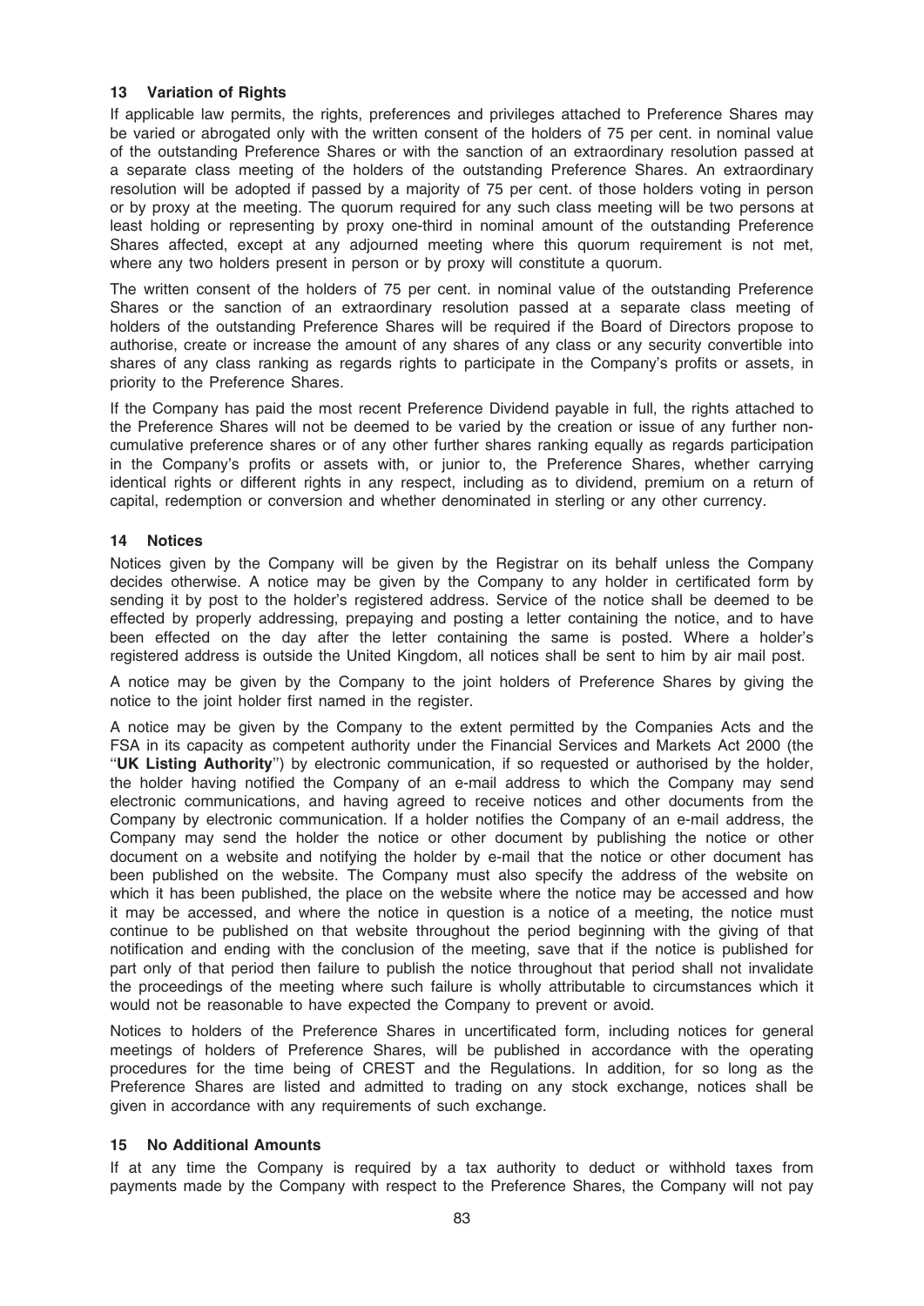### 13 Variation of Rights

If applicable law permits, the rights, preferences and privileges attached to Preference Shares may be varied or abrogated only with the written consent of the holders of 75 per cent. in nominal value of the outstanding Preference Shares or with the sanction of an extraordinary resolution passed at a separate class meeting of the holders of the outstanding Preference Shares. An extraordinary resolution will be adopted if passed by a majority of 75 per cent. of those holders voting in person or by proxy at the meeting. The quorum required for any such class meeting will be two persons at least holding or representing by proxy one-third in nominal amount of the outstanding Preference Shares affected, except at any adjourned meeting where this quorum requirement is not met, where any two holders present in person or by proxy will constitute a quorum.

The written consent of the holders of 75 per cent. in nominal value of the outstanding Preference Shares or the sanction of an extraordinary resolution passed at a separate class meeting of holders of the outstanding Preference Shares will be required if the Board of Directors propose to authorise, create or increase the amount of any shares of any class or any security convertible into shares of any class ranking as regards rights to participate in the Company's profits or assets, in priority to the Preference Shares.

If the Company has paid the most recent Preference Dividend payable in full, the rights attached to the Preference Shares will not be deemed to be varied by the creation or issue of any further non-cumulative preference shares or of any other further shares ranking equally as regards participation in the Company's profits or assets with, or junior to, the Preference Shares, whether carrying identical rights or different rights in any respect, including as to dividend, premium on a return of capital, redemption or conversion and whether denominated in sterling or any other currency.

### 14 Notices

Notices given by the Company will be given by the Registrar on its behalf unless the Company decides otherwise. A notice may be given by the Company to any holder in certificated form by sending it by post to the holder's registered address. Service of the notice shall be deemed to be effected by properly addressing, prepaying and posting a letter containing the notice, and to have been effected on the day after the letter containing the same is posted. Where a holder's registered address is outside the United Kingdom, all notices shall be sent to him by air mail post.

A notice may be given by the Company to the joint holders of Preference Shares by giving the notice to the joint holder first named in the register.

A notice may be given by the Company to the extent permitted by the Companies Acts and the FSA in its capacity as competent authority under the Financial Services and Markets Act 2000 (the "**UK Listing Authority**") by electronic communication, if so requested or authorised by the holder, the holder having notified the Company of an e-mail address to which the Company may send electronic communications, and having agreed to receive notices and other documents from the Company by electronic communication. If a holder notifies the Company of an e-mail address, the Company may send the holder the notice or other document by publishing the notice or other document on a website and notifying the holder by e-mail that the notice or other document has been published on the website. The Company must also specify the address of the website on which it has been published, the place on the website where the notice may be accessed and how it may be accessed, and where the notice in question is a notice of a meeting, the notice must continue to be published on that website throughout the period beginning with the giving of that notification and ending with the conclusion of the meeting, save that if the notice is published for part only of that period then failure to publish the notice throughout that period shall not invalidate the proceedings of the meeting where such failure is wholly attributable to circumstances which it would not be reasonable to have expected the Company to prevent or avoid.

Notices to holders of the Preference Shares in uncertificated form, including notices for general meetings of holders of Preference Shares, will be published in accordance with the operating procedures for the time being of CREST and the Regulations. In addition, for so long as the Preference Shares are listed and admitted to trading on any stock exchange, notices shall be given in accordance with any requirements of such exchange.

### 15 No Additional Amounts

If at any time the Company is required by a tax authority to deduct or withhold taxes from payments made by the Company with respect to the Preference Shares, the Company will not pay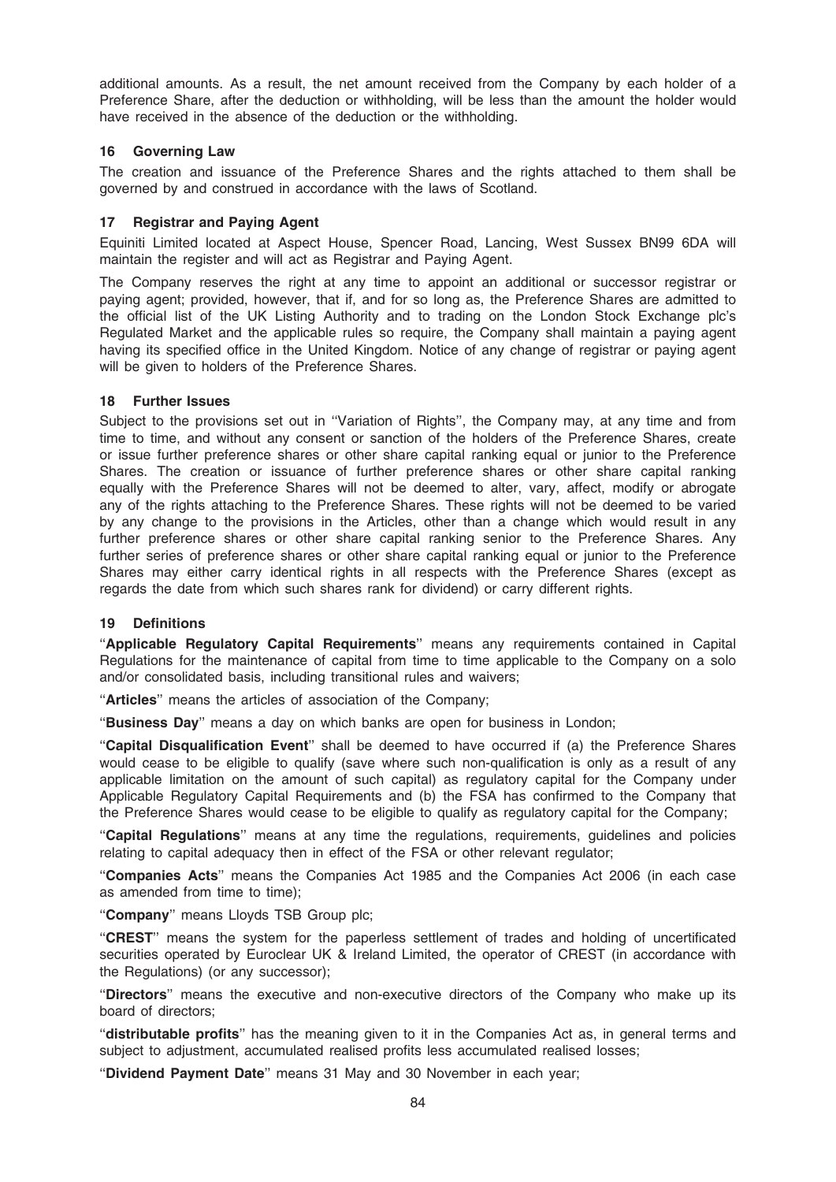additional amounts. As a result, the net amount received from the Company by each holder of a Preference Share, after the deduction or withholding, will be less than the amount the holder would have received in the absence of the deduction or the withholding.

## 16 Governing Law

The creation and issuance of the Preference Shares and the rights attached to them shall be governed by and construed in accordance with the laws of Scotland.

## 17 Registrar and Paying Agent

Equiniti Limited located at Aspect House, Spencer Road, Lancing, West Sussex BN99 6DA will maintain the register and will act as Registrar and Paying Agent.

The Company reserves the right at any time to appoint an additional or successor registrar or paying agent; provided, however, that if, and for so long as, the Preference Shares are admitted to the official list of the UK Listing Authority and to trading on the London Stock Exchange plc's Regulated Market and the applicable rules so require, the Company shall maintain a paying agent having its specified office in the United Kingdom. Notice of any change of registrar or paying agent will be given to holders of the Preference Shares.

## 18 Further Issues

Subject to the provisions set out in ''Variation of Rights'', the Company may, at any time and from time to time, and without any consent or sanction of the holders of the Preference Shares, create or issue further preference shares or other share capital ranking equal or junior to the Preference Shares. The creation or issuance of further preference shares or other share capital ranking equally with the Preference Shares will not be deemed to alter, vary, affect, modify or abrogate any of the rights attaching to the Preference Shares. These rights will not be deemed to be varied by any change to the provisions in the Articles, other than a change which would result in any further preference shares or other share capital ranking senior to the Preference Shares. Any further series of preference shares or other share capital ranking equal or junior to the Preference Shares may either carry identical rights in all respects with the Preference Shares (except as regards the date from which such shares rank for dividend) or carry different rights.

## 19 Definitions

''**Applicable Regulatory Capital Requirements**'' means any requirements contained in Capital Regulations for the maintenance of capital from time to time applicable to the Company on a solo and/or consolidated basis, including transitional rules and waivers;

''**Articles**'' means the articles of association of the Company;

''**Business Day**'' means a day on which banks are open for business in London;

''**Capital Disqualification Event**'' shall be deemed to have occurred if (a) the Preference Shares would cease to be eligible to qualify (save where such non-qualification is only as a result of any applicable limitation on the amount of such capital) as regulatory capital for the Company under Applicable Regulatory Capital Requirements and (b) the FSA has confirmed to the Company that the Preference Shares would cease to be eligible to qualify as regulatory capital for the Company;

''**Capital Regulations**'' means at any time the regulations, requirements, guidelines and policies relating to capital adequacy then in effect of the FSA or other relevant regulator;

''**Companies Acts**'' means the Companies Act 1985 and the Companies Act 2006 (in each case as amended from time to time);

''**Company**'' means Lloyds TSB Group plc;

''**CREST**'' means the system for the paperless settlement of trades and holding of uncertificated securities operated by Euroclear UK & Ireland Limited, the operator of CREST (in accordance with the Regulations) (or any successor);

''**Directors**'' means the executive and non-executive directors of the Company who make up its board of directors;

''**distributable profits**'' has the meaning given to it in the Companies Act as, in general terms and subject to adjustment, accumulated realised profits less accumulated realised losses;

''**Dividend Payment Date**'' means 31 May and 30 November in each year;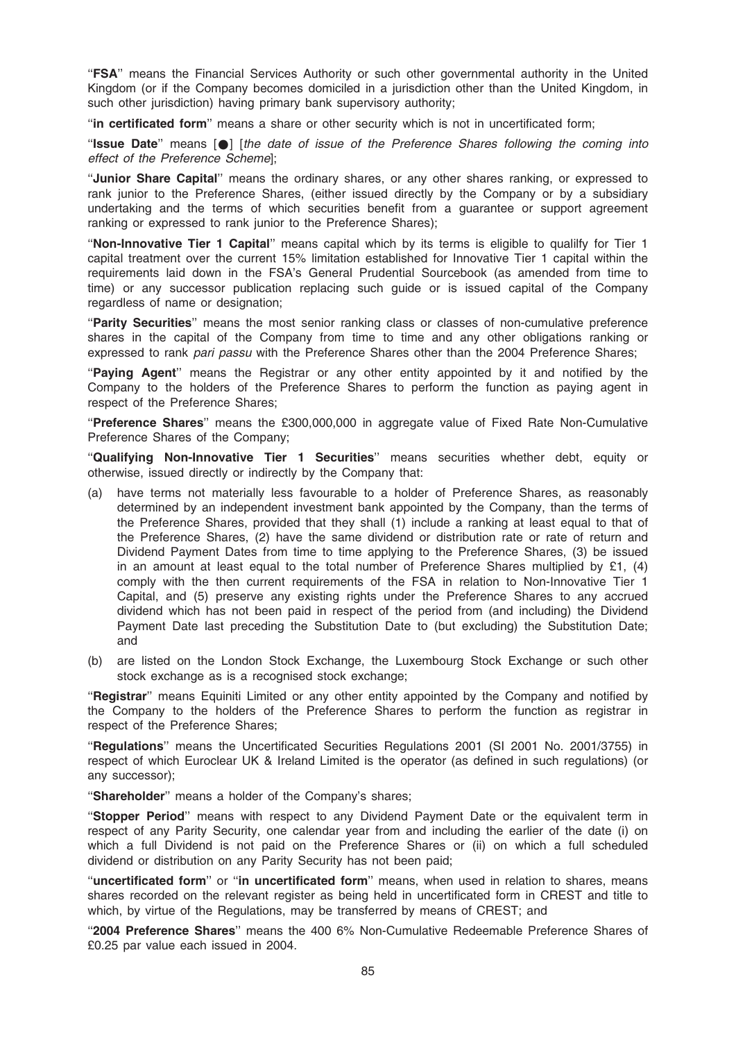"**FSA**" means the Financial Services Authority or such other governmental authority in the United Kingdom (or if the Company becomes domiciled in a jurisdiction other than the United Kingdom, in such other jurisdiction) having primary bank supervisory authority;

"**in certificated form**" means a share or other security which is not in uncertificated form;

"**Issue Date**" means [●] [*the date of issue of the Preference Shares following the coming into effect of the Preference Scheme*];

"**Junior Share Capital**" means the ordinary shares, or any other shares ranking, or expressed to rank junior to the Preference Shares, (either issued directly by the Company or by a subsidiary undertaking and the terms of which securities benefit from a guarantee or support agreement ranking or expressed to rank junior to the Preference Shares);

"**Non-Innovative Tier 1 Capital**" means capital which by its terms is eligible to qualilfy for Tier 1 capital treatment over the current 15% limitation established for Innovative Tier 1 capital within the requirements laid down in the FSA's General Prudential Sourcebook (as amended from time to time) or any successor publication replacing such guide or is issued capital of the Company regardless of name or designation;

"**Parity Securities**" means the most senior ranking class or classes of non-cumulative preference shares in the capital of the Company from time to time and any other obligations ranking or expressed to rank *pari passu* with the Preference Shares other than the 2004 Preference Shares;

"**Paying Agent**" means the Registrar or any other entity appointed by it and notified by the Company to the holders of the Preference Shares to perform the function as paying agent in respect of the Preference Shares;

"**Preference Shares**" means the £300,000,000 in aggregate value of Fixed Rate Non-Cumulative Preference Shares of the Company;

"**Qualifying Non-Innovative Tier 1 Securities**" means securities whether debt, equity or otherwise, issued directly or indirectly by the Company that:

(a) have terms not materially less favourable to a holder of Preference Shares, as reasonably determined by an independent investment bank appointed by the Company, than the terms of the Preference Shares, provided that they shall (1) include a ranking at least equal to that of the Preference Shares, (2) have the same dividend or distribution rate or rate of return and Dividend Payment Dates from time to time applying to the Preference Shares, (3) be issued in an amount at least equal to the total number of Preference Shares multiplied by £1, (4) comply with the then current requirements of the FSA in relation to Non-Innovative Tier 1 Capital, and (5) preserve any existing rights under the Preference Shares to any accrued dividend which has not been paid in respect of the period from (and including) the Dividend Payment Date last preceding the Substitution Date to (but excluding) the Substitution Date; and

(b) are listed on the London Stock Exchange, the Luxembourg Stock Exchange or such other stock exchange as is a recognised stock exchange;

"**Registrar**" means Equiniti Limited or any other entity appointed by the Company and notified by the Company to the holders of the Preference Shares to perform the function as registrar in respect of the Preference Shares;

"**Regulations**" means the Uncertificated Securities Regulations 2001 (SI 2001 No. 2001/3755) in respect of which Euroclear UK & Ireland Limited is the operator (as defined in such regulations) (or any successor);

"**Shareholder**" means a holder of the Company's shares;

"**Stopper Period**" means with respect to any Dividend Payment Date or the equivalent term in respect of any Parity Security, one calendar year from and including the earlier of the date (i) on which a full Dividend is not paid on the Preference Shares or (ii) on which a full scheduled dividend or distribution on any Parity Security has not been paid;

"**uncertificated form**" or "**in uncertificated form**" means, when used in relation to shares, means shares recorded on the relevant register as being held in uncertificated form in CREST and title to which, by virtue of the Regulations, may be transferred by means of CREST; and

"**2004 Preference Shares**" means the 400 6% Non-Cumulative Redeemable Preference Shares of £0.25 par value each issued in 2004.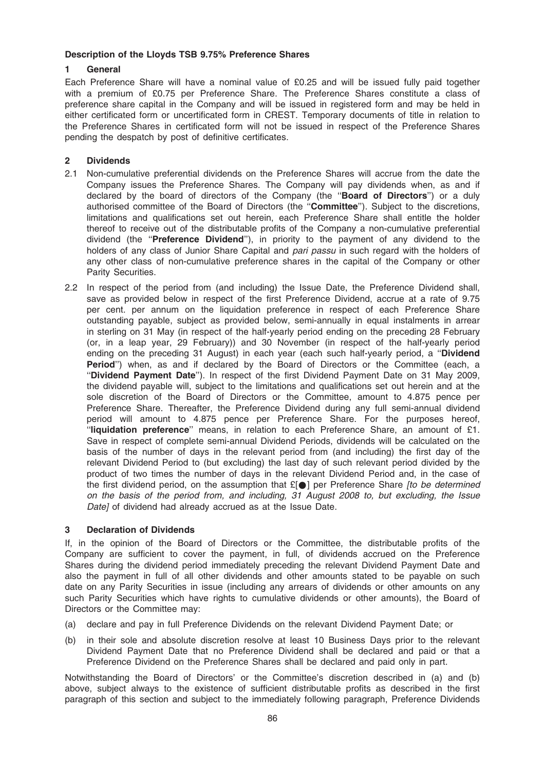**Description of the Lloyds TSB 9.75% Preference Shares**

**1 General**

Each Preference Share will have a nominal value of £0.25 and will be issued fully paid together with a premium of £0.75 per Preference Share. The Preference Shares constitute a class of preference share capital in the Company and will be issued in registered form and may be held in either certificated form or uncertificated form in CREST. Temporary documents of title in relation to the Preference Shares in certificated form will not be issued in respect of the Preference Shares pending the despatch by post of definitive certificates.

**2 Dividends**

2.1 Non-cumulative preferential dividends on the Preference Shares will accrue from the date the Company issues the Preference Shares. The Company will pay dividends when, as and if declared by the board of directors of the Company (the "**Board of Directors**") or a duly authorised committee of the Board of Directors (the "**Committee**"). Subject to the discretions, limitations and qualifications set out herein, each Preference Share shall entitle the holder thereof to receive out of the distributable profits of the Company a non-cumulative preferential dividend (the "**Preference Dividend**"), in priority to the payment of any dividend to the holders of any class of Junior Share Capital and *pari passu* in such regard with the holders of any other class of non-cumulative preference shares in the capital of the Company or other Parity Securities.

2.2 In respect of the period from (and including) the Issue Date, the Preference Dividend shall, save as provided below in respect of the first Preference Dividend, accrue at a rate of 9.75 per cent. per annum on the liquidation preference in respect of each Preference Share outstanding payable, subject as provided below, semi-annually in equal instalments in arrear in sterling on 31 May (in respect of the half-yearly period ending on the preceding 28 February (or, in a leap year, 29 February)) and 30 November (in respect of the half-yearly period ending on the preceding 31 August) in each year (each such half-yearly period, a "**Dividend Period**") when, as and if declared by the Board of Directors or the Committee (each, a "**Dividend Payment Date**"). In respect of the first Dividend Payment Date on 31 May 2009, the dividend payable will, subject to the limitations and qualifications set out herein and at the sole discretion of the Board of Directors or the Committee, amount to 4.875 pence per Preference Share. Thereafter, the Preference Dividend during any full semi-annual dividend period will amount to 4.875 pence per Preference Share. For the purposes hereof, "**liquidation preference**" means, in relation to each Preference Share, an amount of £1. Save in respect of complete semi-annual Dividend Periods, dividends will be calculated on the basis of the number of days in the relevant period from (and including) the first day of the relevant Dividend Period to (but excluding) the last day of such relevant period divided by the product of two times the number of days in the relevant Dividend Period and, in the case of the first dividend period, on the assumption that £[●] per Preference Share *[to be determined on the basis of the period from, and including, 31 August 2008 to, but excluding, the Issue Date]* of dividend had already accrued as at the Issue Date.

**3 Declaration of Dividends**

If, in the opinion of the Board of Directors or the Committee, the distributable profits of the Company are sufficient to cover the payment, in full, of dividends accrued on the Preference Shares during the dividend period immediately preceding the relevant Dividend Payment Date and also the payment in full of all other dividends and other amounts stated to be payable on such date on any Parity Securities in issue (including any arrears of dividends or other amounts on any such Parity Securities which have rights to cumulative dividends or other amounts), the Board of Directors or the Committee may:

(a) declare and pay in full Preference Dividends on the relevant Dividend Payment Date; or

(b) in their sole and absolute discretion resolve at least 10 Business Days prior to the relevant Dividend Payment Date that no Preference Dividend shall be declared and paid or that a Preference Dividend on the Preference Shares shall be declared and paid only in part.

Notwithstanding the Board of Directors' or the Committee's discretion described in (a) and (b) above, subject always to the existence of sufficient distributable profits as described in the first paragraph of this section and subject to the immediately following paragraph, Preference Dividends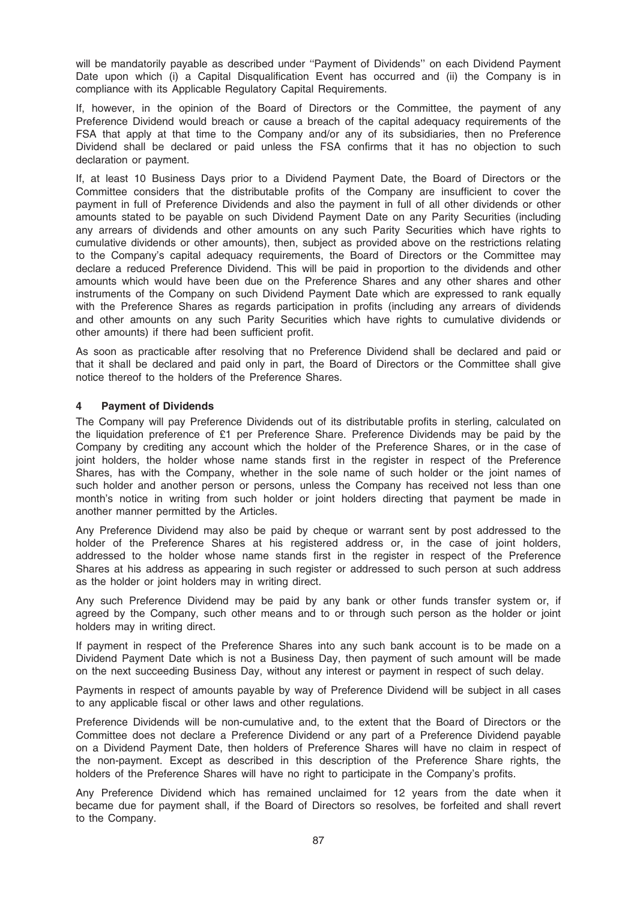will be mandatorily payable as described under ''Payment of Dividends'' on each Dividend Payment Date upon which (i) a Capital Disqualification Event has occurred and (ii) the Company is in compliance with its Applicable Regulatory Capital Requirements.

If, however, in the opinion of the Board of Directors or the Committee, the payment of any Preference Dividend would breach or cause a breach of the capital adequacy requirements of the FSA that apply at that time to the Company and/or any of its subsidiaries, then no Preference Dividend shall be declared or paid unless the FSA confirms that it has no objection to such declaration or payment.

If, at least 10 Business Days prior to a Dividend Payment Date, the Board of Directors or the Committee considers that the distributable profits of the Company are insufficient to cover the payment in full of Preference Dividends and also the payment in full of all other dividends or other amounts stated to be payable on such Dividend Payment Date on any Parity Securities (including any arrears of dividends and other amounts on any such Parity Securities which have rights to cumulative dividends or other amounts), then, subject as provided above on the restrictions relating to the Company's capital adequacy requirements, the Board of Directors or the Committee may declare a reduced Preference Dividend. This will be paid in proportion to the dividends and other amounts which would have been due on the Preference Shares and any other shares and other instruments of the Company on such Dividend Payment Date which are expressed to rank equally with the Preference Shares as regards participation in profits (including any arrears of dividends and other amounts on any such Parity Securities which have rights to cumulative dividends or other amounts) if there had been sufficient profit.

As soon as practicable after resolving that no Preference Dividend shall be declared and paid or that it shall be declared and paid only in part, the Board of Directors or the Committee shall give notice thereof to the holders of the Preference Shares.

## 4 Payment of Dividends

The Company will pay Preference Dividends out of its distributable profits in sterling, calculated on the liquidation preference of £1 per Preference Share. Preference Dividends may be paid by the Company by crediting any account which the holder of the Preference Shares, or in the case of joint holders, the holder whose name stands first in the register in respect of the Preference Shares, has with the Company, whether in the sole name of such holder or the joint names of such holder and another person or persons, unless the Company has received not less than one month's notice in writing from such holder or joint holders directing that payment be made in another manner permitted by the Articles.

Any Preference Dividend may also be paid by cheque or warrant sent by post addressed to the holder of the Preference Shares at his registered address or, in the case of joint holders, addressed to the holder whose name stands first in the register in respect of the Preference Shares at his address as appearing in such register or addressed to such person at such address as the holder or joint holders may in writing direct.

Any such Preference Dividend may be paid by any bank or other funds transfer system or, if agreed by the Company, such other means and to or through such person as the holder or joint holders may in writing direct.

If payment in respect of the Preference Shares into any such bank account is to be made on a Dividend Payment Date which is not a Business Day, then payment of such amount will be made on the next succeeding Business Day, without any interest or payment in respect of such delay.

Payments in respect of amounts payable by way of Preference Dividend will be subject in all cases to any applicable fiscal or other laws and other regulations.

Preference Dividends will be non-cumulative and, to the extent that the Board of Directors or the Committee does not declare a Preference Dividend or any part of a Preference Dividend payable on a Dividend Payment Date, then holders of Preference Shares will have no claim in respect of the non-payment. Except as described in this description of the Preference Share rights, the holders of the Preference Shares will have no right to participate in the Company's profits.

Any Preference Dividend which has remained unclaimed for 12 years from the date when it became due for payment shall, if the Board of Directors so resolves, be forfeited and shall revert to the Company.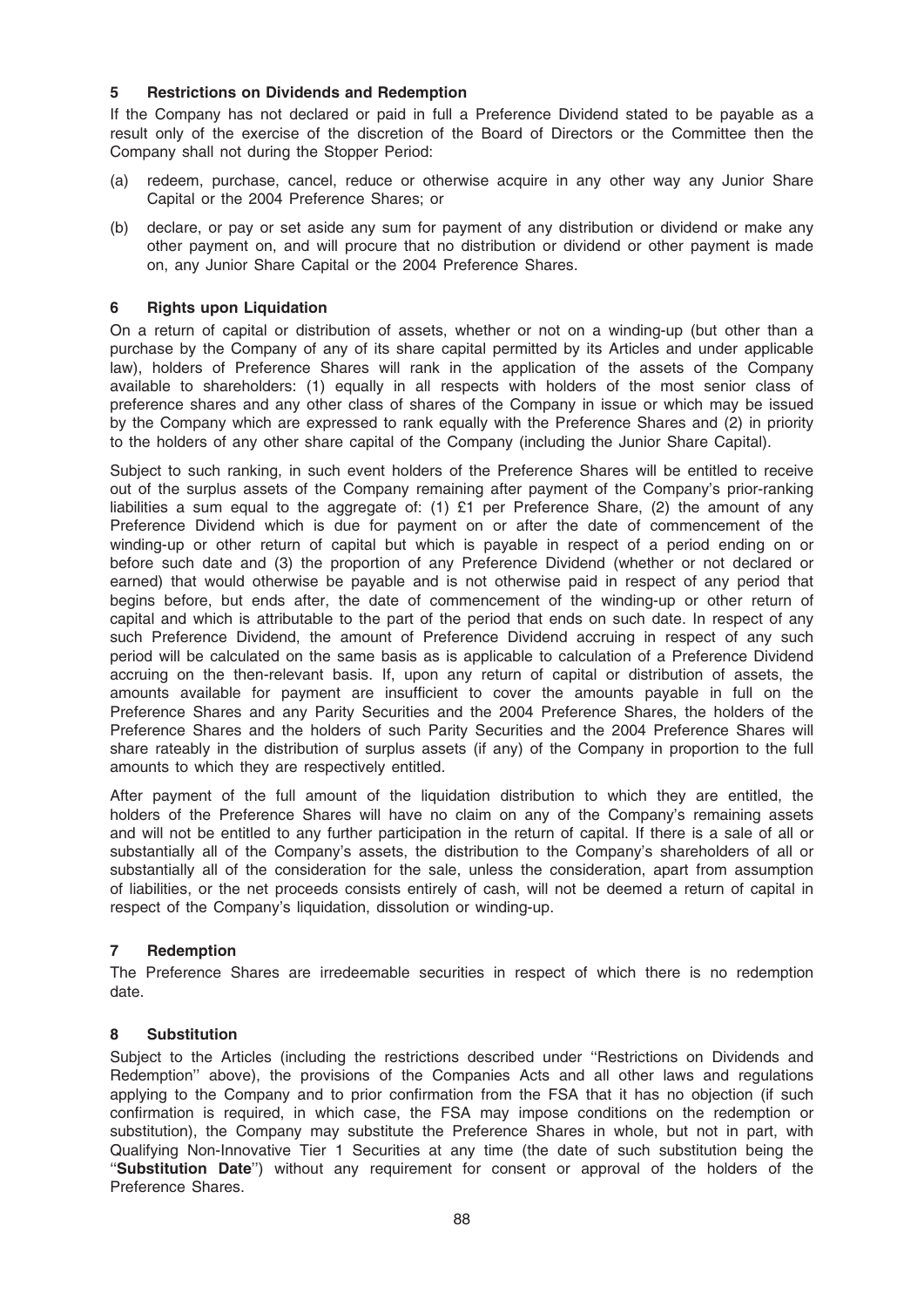## 5 Restrictions on Dividends and Redemption

If the Company has not declared or paid in full a Preference Dividend stated to be payable as a result only of the exercise of the discretion of the Board of Directors or the Committee then the Company shall not during the Stopper Period:

(a) redeem, purchase, cancel, reduce or otherwise acquire in any other way any Junior Share Capital or the 2004 Preference Shares; or

(b) declare, or pay or set aside any sum for payment of any distribution or dividend or make any other payment on, and will procure that no distribution or dividend or other payment is made on, any Junior Share Capital or the 2004 Preference Shares.

## 6 Rights upon Liquidation

On a return of capital or distribution of assets, whether or not on a winding-up (but other than a purchase by the Company of any of its share capital permitted by its Articles and under applicable law), holders of Preference Shares will rank in the application of the assets of the Company available to shareholders: (1) equally in all respects with holders of the most senior class of preference shares and any other class of shares of the Company in issue or which may be issued by the Company which are expressed to rank equally with the Preference Shares and (2) in priority to the holders of any other share capital of the Company (including the Junior Share Capital).

Subject to such ranking, in such event holders of the Preference Shares will be entitled to receive out of the surplus assets of the Company remaining after payment of the Company's prior-ranking liabilities a sum equal to the aggregate of: (1) £1 per Preference Share, (2) the amount of any Preference Dividend which is due for payment on or after the date of commencement of the winding-up or other return of capital but which is payable in respect of a period ending on or before such date and (3) the proportion of any Preference Dividend (whether or not declared or earned) that would otherwise be payable and is not otherwise paid in respect of any period that begins before, but ends after, the date of commencement of the winding-up or other return of capital and which is attributable to the part of the period that ends on such date. In respect of any such Preference Dividend, the amount of Preference Dividend accruing in respect of any such period will be calculated on the same basis as is applicable to calculation of a Preference Dividend accruing on the then-relevant basis. If, upon any return of capital or distribution of assets, the amounts available for payment are insufficient to cover the amounts payable in full on the Preference Shares and any Parity Securities and the 2004 Preference Shares, the holders of the Preference Shares and the holders of such Parity Securities and the 2004 Preference Shares will share rateably in the distribution of surplus assets (if any) of the Company in proportion to the full amounts to which they are respectively entitled.

After payment of the full amount of the liquidation distribution to which they are entitled, the holders of the Preference Shares will have no claim on any of the Company's remaining assets and will not be entitled to any further participation in the return of capital. If there is a sale of all or substantially all of the Company's assets, the distribution to the Company's shareholders of all or substantially all of the consideration for the sale, unless the consideration, apart from assumption of liabilities, or the net proceeds consists entirely of cash, will not be deemed a return of capital in respect of the Company's liquidation, dissolution or winding-up.

## 7 Redemption

The Preference Shares are irredeemable securities in respect of which there is no redemption date.

## 8 Substitution

Subject to the Articles (including the restrictions described under ''Restrictions on Dividends and Redemption'' above), the provisions of the Companies Acts and all other laws and regulations applying to the Company and to prior confirmation from the FSA that it has no objection (if such confirmation is required, in which case, the FSA may impose conditions on the redemption or substitution), the Company may substitute the Preference Shares in whole, but not in part, with Qualifying Non-Innovative Tier 1 Securities at any time (the date of such substitution being the ''**Substitution Date**'') without any requirement for consent or approval of the holders of the Preference Shares.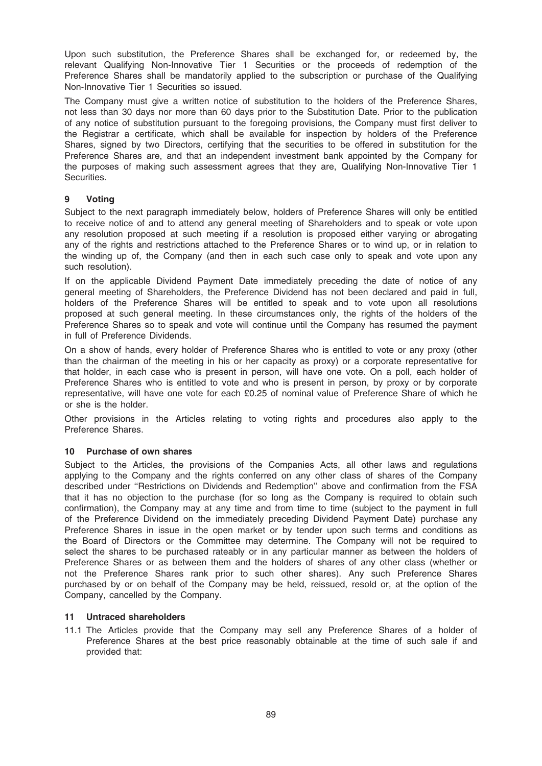Upon such substitution, the Preference Shares shall be exchanged for, or redeemed by, the relevant Qualifying Non-Innovative Tier 1 Securities or the proceeds of redemption of the Preference Shares shall be mandatorily applied to the subscription or purchase of the Qualifying Non-Innovative Tier 1 Securities so issued.

The Company must give a written notice of substitution to the holders of the Preference Shares, not less than 30 days nor more than 60 days prior to the Substitution Date. Prior to the publication of any notice of substitution pursuant to the foregoing provisions, the Company must first deliver to the Registrar a certificate, which shall be available for inspection by holders of the Preference Shares, signed by two Directors, certifying that the securities to be offered in substitution for the Preference Shares are, and that an independent investment bank appointed by the Company for the purposes of making such assessment agrees that they are, Qualifying Non-Innovative Tier 1 Securities.

## 9 Voting

Subject to the next paragraph immediately below, holders of Preference Shares will only be entitled to receive notice of and to attend any general meeting of Shareholders and to speak or vote upon any resolution proposed at such meeting if a resolution is proposed either varying or abrogating any of the rights and restrictions attached to the Preference Shares or to wind up, or in relation to the winding up of, the Company (and then in each such case only to speak and vote upon any such resolution).

If on the applicable Dividend Payment Date immediately preceding the date of notice of any general meeting of Shareholders, the Preference Dividend has not been declared and paid in full, holders of the Preference Shares will be entitled to speak and to vote upon all resolutions proposed at such general meeting. In these circumstances only, the rights of the holders of the Preference Shares so to speak and vote will continue until the Company has resumed the payment in full of Preference Dividends.

On a show of hands, every holder of Preference Shares who is entitled to vote or any proxy (other than the chairman of the meeting in his or her capacity as proxy) or a corporate representative for that holder, in each case who is present in person, will have one vote. On a poll, each holder of Preference Shares who is entitled to vote and who is present in person, by proxy or by corporate representative, will have one vote for each £0.25 of nominal value of Preference Share of which he or she is the holder.

Other provisions in the Articles relating to voting rights and procedures also apply to the Preference Shares.

## 10 Purchase of own shares

Subject to the Articles, the provisions of the Companies Acts, all other laws and regulations applying to the Company and the rights conferred on any other class of shares of the Company described under ''Restrictions on Dividends and Redemption'' above and confirmation from the FSA that it has no objection to the purchase (for so long as the Company is required to obtain such confirmation), the Company may at any time and from time to time (subject to the payment in full of the Preference Dividend on the immediately preceding Dividend Payment Date) purchase any Preference Shares in issue in the open market or by tender upon such terms and conditions as the Board of Directors or the Committee may determine. The Company will not be required to select the shares to be purchased rateably or in any particular manner as between the holders of Preference Shares or as between them and the holders of shares of any other class (whether or not the Preference Shares rank prior to such other shares). Any such Preference Shares purchased by or on behalf of the Company may be held, reissued, resold or, at the option of the Company, cancelled by the Company.

## 11 Untraced shareholders

11.1 The Articles provide that the Company may sell any Preference Shares of a holder of Preference Shares at the best price reasonably obtainable at the time of such sale if and provided that: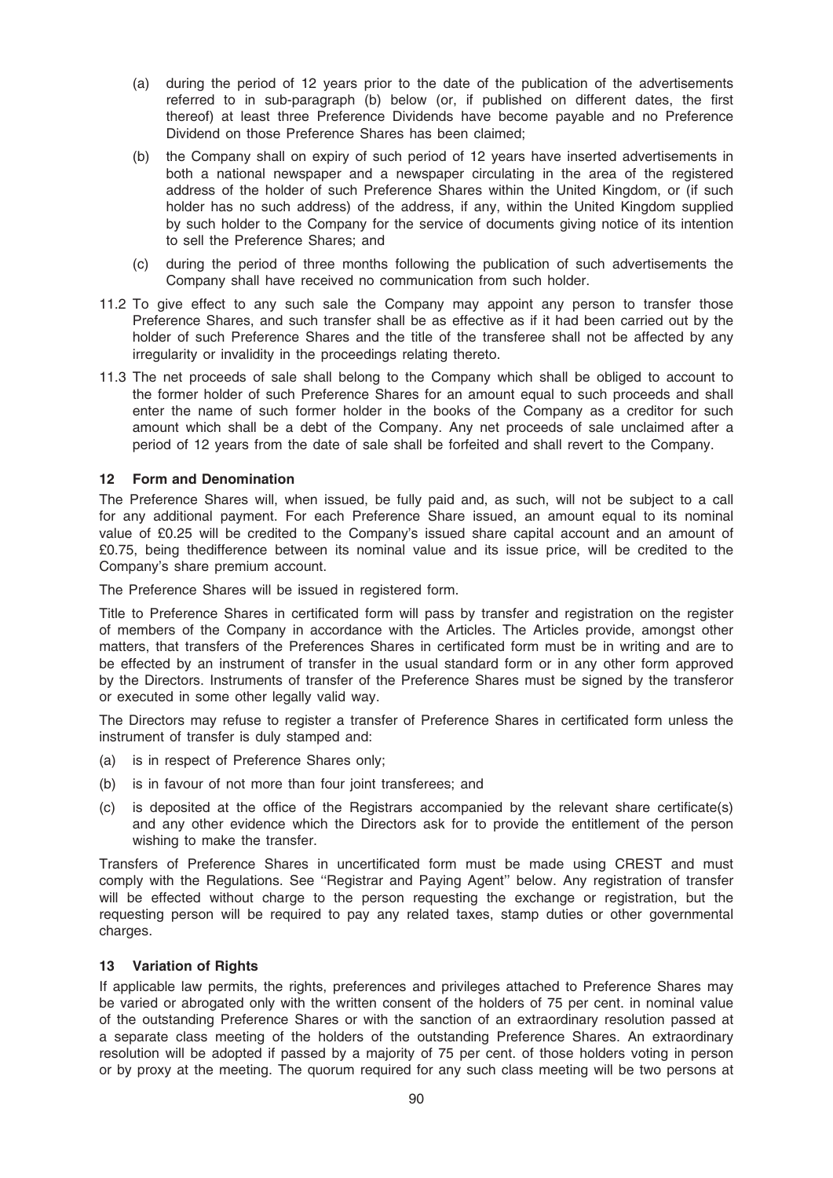(a) during the period of 12 years prior to the date of the publication of the advertisements referred to in sub-paragraph (b) below (or, if published on different dates, the first thereof) at least three Preference Dividends have become payable and no Preference Dividend on those Preference Shares has been claimed;

(b) the Company shall on expiry of such period of 12 years have inserted advertisements in both a national newspaper and a newspaper circulating in the area of the registered address of the holder of such Preference Shares within the United Kingdom, or (if such holder has no such address) of the address, if any, within the United Kingdom supplied by such holder to the Company for the service of documents giving notice of its intention to sell the Preference Shares; and

(c) during the period of three months following the publication of such advertisements the Company shall have received no communication from such holder.

11.2 To give effect to any such sale the Company may appoint any person to transfer those Preference Shares, and such transfer shall be as effective as if it had been carried out by the holder of such Preference Shares and the title of the transferee shall not be affected by any irregularity or invalidity in the proceedings relating thereto.

11.3 The net proceeds of sale shall belong to the Company which shall be obliged to account to the former holder of such Preference Shares for an amount equal to such proceeds and shall enter the name of such former holder in the books of the Company as a creditor for such amount which shall be a debt of the Company. Any net proceeds of sale unclaimed after a period of 12 years from the date of sale shall be forfeited and shall revert to the Company.

## 12 Form and Denomination

The Preference Shares will, when issued, be fully paid and, as such, will not be subject to a call for any additional payment. For each Preference Share issued, an amount equal to its nominal value of £0.25 will be credited to the Company's issued share capital account and an amount of £0.75, being thedifference between its nominal value and its issue price, will be credited to the Company's share premium account.

The Preference Shares will be issued in registered form.

Title to Preference Shares in certificated form will pass by transfer and registration on the register of members of the Company in accordance with the Articles. The Articles provide, amongst other matters, that transfers of the Preferences Shares in certificated form must be in writing and are to be effected by an instrument of transfer in the usual standard form or in any other form approved by the Directors. Instruments of transfer of the Preference Shares must be signed by the transferor or executed in some other legally valid way.

The Directors may refuse to register a transfer of Preference Shares in certificated form unless the instrument of transfer is duly stamped and:

(a) is in respect of Preference Shares only;

(b) is in favour of not more than four joint transferees; and

(c) is deposited at the office of the Registrars accompanied by the relevant share certificate(s) and any other evidence which the Directors ask for to provide the entitlement of the person wishing to make the transfer.

Transfers of Preference Shares in uncertificated form must be made using CREST and must comply with the Regulations. See ''Registrar and Paying Agent'' below. Any registration of transfer will be effected without charge to the person requesting the exchange or registration, but the requesting person will be required to pay any related taxes, stamp duties or other governmental charges.

## 13 Variation of Rights

If applicable law permits, the rights, preferences and privileges attached to Preference Shares may be varied or abrogated only with the written consent of the holders of 75 per cent. in nominal value of the outstanding Preference Shares or with the sanction of an extraordinary resolution passed at a separate class meeting of the holders of the outstanding Preference Shares. An extraordinary resolution will be adopted if passed by a majority of 75 per cent. of those holders voting in person or by proxy at the meeting. The quorum required for any such class meeting will be two persons at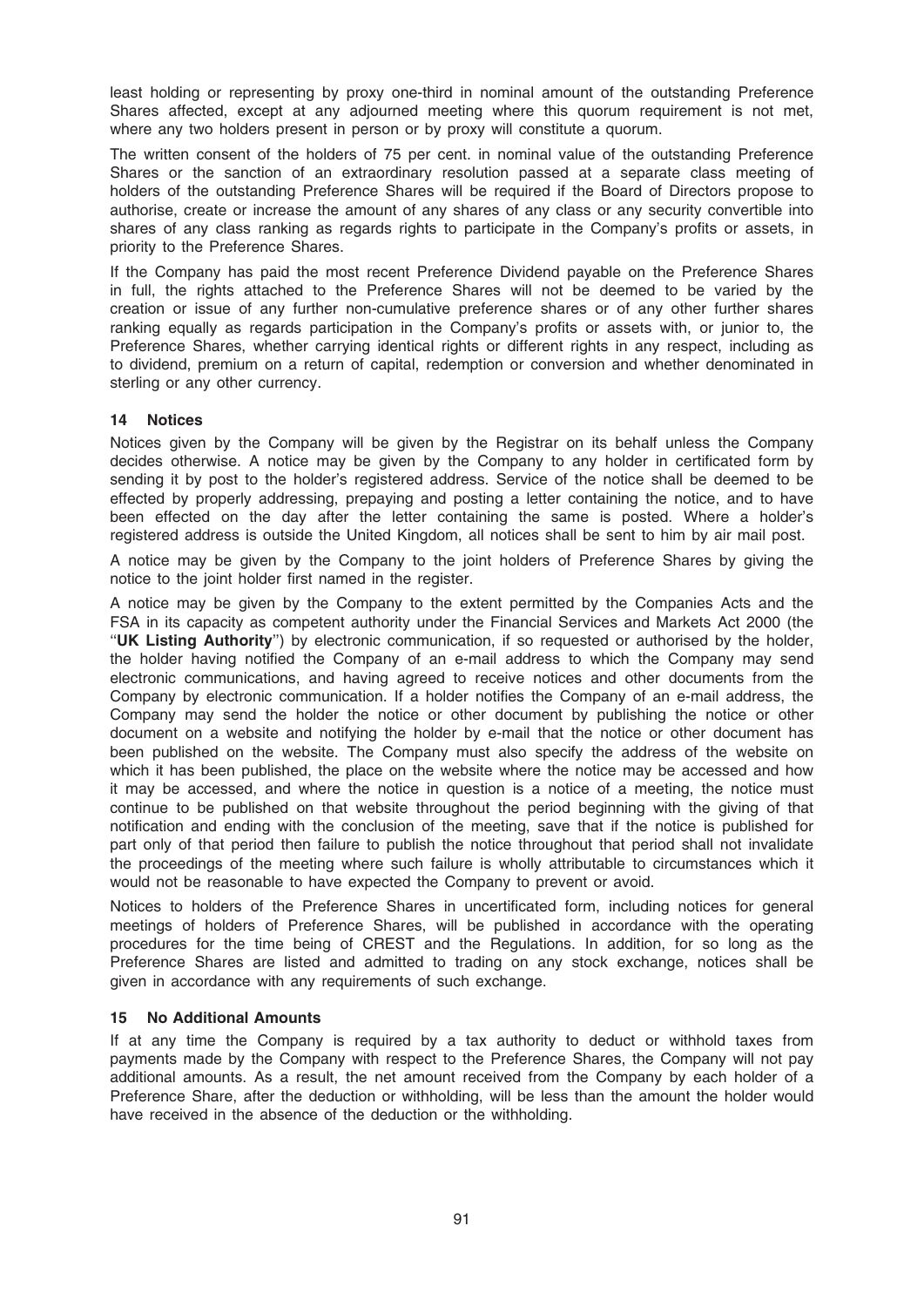least holding or representing by proxy one-third in nominal amount of the outstanding Preference Shares affected, except at any adjourned meeting where this quorum requirement is not met, where any two holders present in person or by proxy will constitute a quorum.

The written consent of the holders of 75 per cent. in nominal value of the outstanding Preference Shares or the sanction of an extraordinary resolution passed at a separate class meeting of holders of the outstanding Preference Shares will be required if the Board of Directors propose to authorise, create or increase the amount of any shares of any class or any security convertible into shares of any class ranking as regards rights to participate in the Company's profits or assets, in priority to the Preference Shares.

If the Company has paid the most recent Preference Dividend payable on the Preference Shares in full, the rights attached to the Preference Shares will not be deemed to be varied by the creation or issue of any further non-cumulative preference shares or of any other further shares ranking equally as regards participation in the Company's profits or assets with, or junior to, the Preference Shares, whether carrying identical rights or different rights in any respect, including as to dividend, premium on a return of capital, redemption or conversion and whether denominated in sterling or any other currency.

### 14 Notices

Notices given by the Company will be given by the Registrar on its behalf unless the Company decides otherwise. A notice may be given by the Company to any holder in certificated form by sending it by post to the holder's registered address. Service of the notice shall be deemed to be effected by properly addressing, prepaying and posting a letter containing the notice, and to have been effected on the day after the letter containing the same is posted. Where a holder's registered address is outside the United Kingdom, all notices shall be sent to him by air mail post.

A notice may be given by the Company to the joint holders of Preference Shares by giving the notice to the joint holder first named in the register.

A notice may be given by the Company to the extent permitted by the Companies Acts and the FSA in its capacity as competent authority under the Financial Services and Markets Act 2000 (the "**UK Listing Authority**") by electronic communication, if so requested or authorised by the holder, the holder having notified the Company of an e-mail address to which the Company may send electronic communications, and having agreed to receive notices and other documents from the Company by electronic communication. If a holder notifies the Company of an e-mail address, the Company may send the holder the notice or other document by publishing the notice or other document on a website and notifying the holder by e-mail that the notice or other document has been published on the website. The Company must also specify the address of the website on which it has been published, the place on the website where the notice may be accessed and how it may be accessed, and where the notice in question is a notice of a meeting, the notice must continue to be published on that website throughout the period beginning with the giving of that notification and ending with the conclusion of the meeting, save that if the notice is published for part only of that period then failure to publish the notice throughout that period shall not invalidate the proceedings of the meeting where such failure is wholly attributable to circumstances which it would not be reasonable to have expected the Company to prevent or avoid.

Notices to holders of the Preference Shares in uncertificated form, including notices for general meetings of holders of Preference Shares, will be published in accordance with the operating procedures for the time being of CREST and the Regulations. In addition, for so long as the Preference Shares are listed and admitted to trading on any stock exchange, notices shall be given in accordance with any requirements of such exchange.

### 15 No Additional Amounts

If at any time the Company is required by a tax authority to deduct or withhold taxes from payments made by the Company with respect to the Preference Shares, the Company will not pay additional amounts. As a result, the net amount received from the Company by each holder of a Preference Share, after the deduction or withholding, will be less than the amount the holder would have received in the absence of the deduction or the withholding.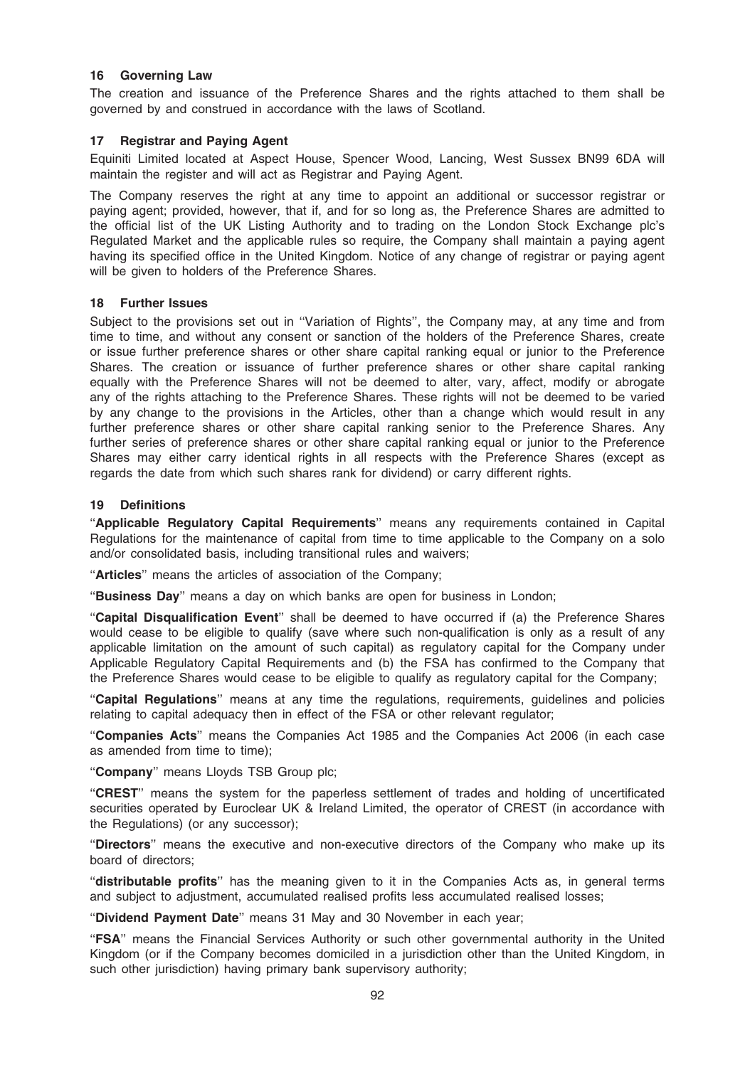## 16 Governing Law

The creation and issuance of the Preference Shares and the rights attached to them shall be governed by and construed in accordance with the laws of Scotland.

## 17 Registrar and Paying Agent

Equiniti Limited located at Aspect House, Spencer Wood, Lancing, West Sussex BN99 6DA will maintain the register and will act as Registrar and Paying Agent.

The Company reserves the right at any time to appoint an additional or successor registrar or paying agent; provided, however, that if, and for so long as, the Preference Shares are admitted to the official list of the UK Listing Authority and to trading on the London Stock Exchange plc's Regulated Market and the applicable rules so require, the Company shall maintain a paying agent having its specified office in the United Kingdom. Notice of any change of registrar or paying agent will be given to holders of the Preference Shares.

## 18 Further Issues

Subject to the provisions set out in ''Variation of Rights'', the Company may, at any time and from time to time, and without any consent or sanction of the holders of the Preference Shares, create or issue further preference shares or other share capital ranking equal or junior to the Preference Shares. The creation or issuance of further preference shares or other share capital ranking equally with the Preference Shares will not be deemed to alter, vary, affect, modify or abrogate any of the rights attaching to the Preference Shares. These rights will not be deemed to be varied by any change to the provisions in the Articles, other than a change which would result in any further preference shares or other share capital ranking senior to the Preference Shares. Any further series of preference shares or other share capital ranking equal or junior to the Preference Shares may either carry identical rights in all respects with the Preference Shares (except as regards the date from which such shares rank for dividend) or carry different rights.

## 19 Definitions

''**Applicable Regulatory Capital Requirements**'' means any requirements contained in Capital Regulations for the maintenance of capital from time to time applicable to the Company on a solo and/or consolidated basis, including transitional rules and waivers;

''**Articles**'' means the articles of association of the Company;

''**Business Day**'' means a day on which banks are open for business in London;

''**Capital Disqualification Event**'' shall be deemed to have occurred if (a) the Preference Shares would cease to be eligible to qualify (save where such non-qualification is only as a result of any applicable limitation on the amount of such capital) as regulatory capital for the Company under Applicable Regulatory Capital Requirements and (b) the FSA has confirmed to the Company that the Preference Shares would cease to be eligible to qualify as regulatory capital for the Company;

''**Capital Regulations**'' means at any time the regulations, requirements, guidelines and policies relating to capital adequacy then in effect of the FSA or other relevant regulator;

''**Companies Acts**'' means the Companies Act 1985 and the Companies Act 2006 (in each case as amended from time to time);

''**Company**'' means Lloyds TSB Group plc;

''**CREST**'' means the system for the paperless settlement of trades and holding of uncertificated securities operated by Euroclear UK & Ireland Limited, the operator of CREST (in accordance with the Regulations) (or any successor);

''**Directors**'' means the executive and non-executive directors of the Company who make up its board of directors;

''**distributable profits**'' has the meaning given to it in the Companies Acts as, in general terms and subject to adjustment, accumulated realised profits less accumulated realised losses;

''**Dividend Payment Date**'' means 31 May and 30 November in each year;

''**FSA**'' means the Financial Services Authority or such other governmental authority in the United Kingdom (or if the Company becomes domiciled in a jurisdiction other than the United Kingdom, in such other jurisdiction) having primary bank supervisory authority;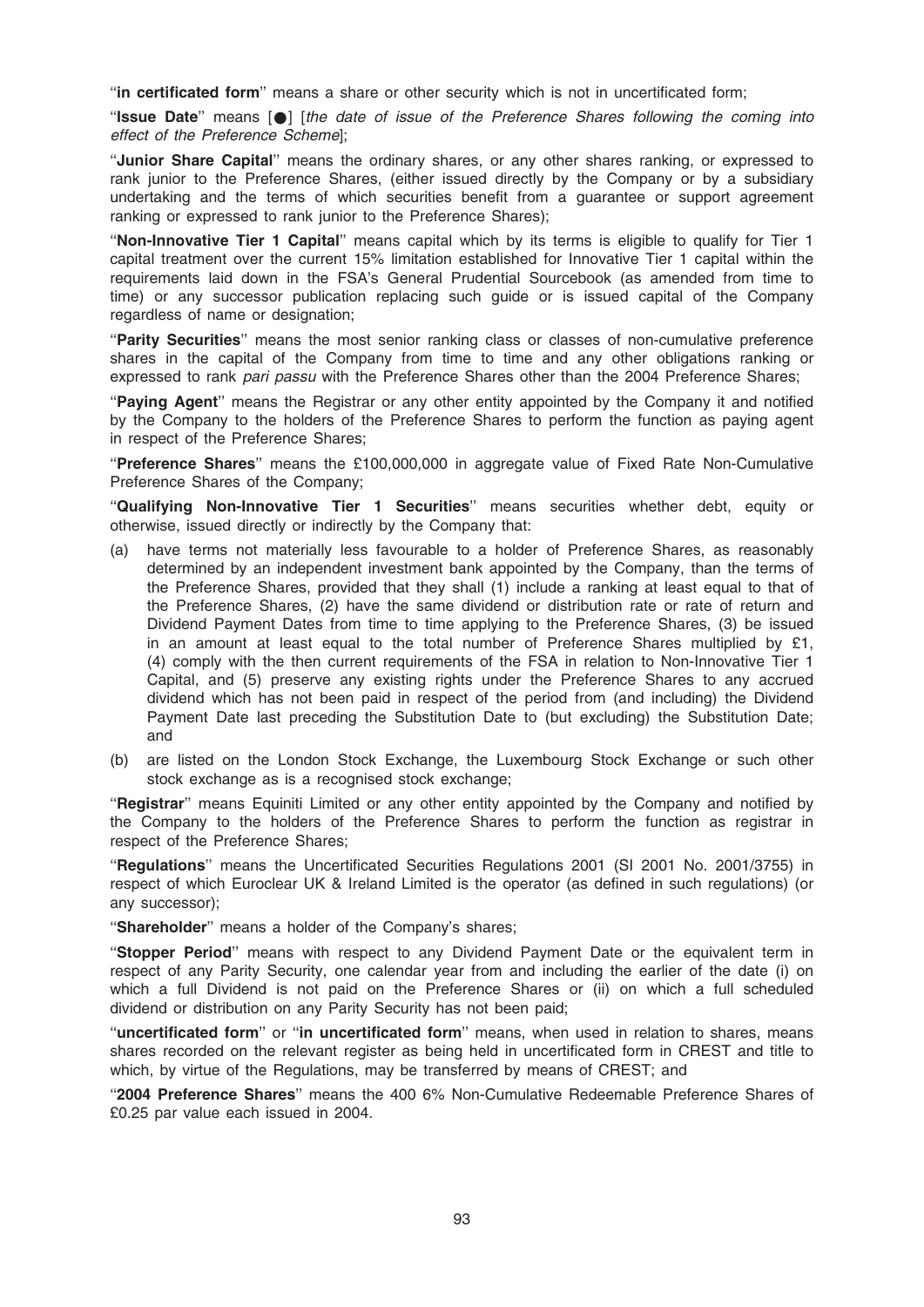"**in certificated form**" means a share or other security which is not in uncertificated form;

"**Issue Date**" means [●] [*the date of issue of the Preference Shares following the coming into effect of the Preference Scheme*];

"**Junior Share Capital**" means the ordinary shares, or any other shares ranking, or expressed to rank junior to the Preference Shares, (either issued directly by the Company or by a subsidiary undertaking and the terms of which securities benefit from a guarantee or support agreement ranking or expressed to rank junior to the Preference Shares);

"**Non-Innovative Tier 1 Capital**" means capital which by its terms is eligible to qualify for Tier 1 capital treatment over the current 15% limitation established for Innovative Tier 1 capital within the requirements laid down in the FSA's General Prudential Sourcebook (as amended from time to time) or any successor publication replacing such guide or is issued capital of the Company regardless of name or designation;

"**Parity Securities**" means the most senior ranking class or classes of non-cumulative preference shares in the capital of the Company from time to time and any other obligations ranking or expressed to rank *pari passu* with the Preference Shares other than the 2004 Preference Shares;

"**Paying Agent**" means the Registrar or any other entity appointed by the Company it and notified by the Company to the holders of the Preference Shares to perform the function as paying agent in respect of the Preference Shares;

"**Preference Shares**" means the £100,000,000 in aggregate value of Fixed Rate Non-Cumulative Preference Shares of the Company;

"**Qualifying Non-Innovative Tier 1 Securities**" means securities whether debt, equity or otherwise, issued directly or indirectly by the Company that:

(a) have terms not materially less favourable to a holder of Preference Shares, as reasonably determined by an independent investment bank appointed by the Company, than the terms of the Preference Shares, provided that they shall (1) include a ranking at least equal to that of the Preference Shares, (2) have the same dividend or distribution rate or rate of return and Dividend Payment Dates from time to time applying to the Preference Shares, (3) be issued in an amount at least equal to the total number of Preference Shares multiplied by £1, (4) comply with the then current requirements of the FSA in relation to Non-Innovative Tier 1 Capital, and (5) preserve any existing rights under the Preference Shares to any accrued dividend which has not been paid in respect of the period from (and including) the Dividend Payment Date last preceding the Substitution Date to (but excluding) the Substitution Date; and

(b) are listed on the London Stock Exchange, the Luxembourg Stock Exchange or such other stock exchange as is a recognised stock exchange;

"**Registrar**" means Equiniti Limited or any other entity appointed by the Company and notified by the Company to the holders of the Preference Shares to perform the function as registrar in respect of the Preference Shares;

"**Regulations**" means the Uncertificated Securities Regulations 2001 (SI 2001 No. 2001/3755) in respect of which Euroclear UK & Ireland Limited is the operator (as defined in such regulations) (or any successor);

"**Shareholder**" means a holder of the Company's shares;

"**Stopper Period**" means with respect to any Dividend Payment Date or the equivalent term in respect of any Parity Security, one calendar year from and including the earlier of the date (i) on which a full Dividend is not paid on the Preference Shares or (ii) on which a full scheduled dividend or distribution on any Parity Security has not been paid;

"**uncertificated form**" or "**in uncertificated form**" means, when used in relation to shares, means shares recorded on the relevant register as being held in uncertificated form in CREST and title to which, by virtue of the Regulations, may be transferred by means of CREST; and

"**2004 Preference Shares**" means the 400 6% Non-Cumulative Redeemable Preference Shares of £0.25 par value each issued in 2004.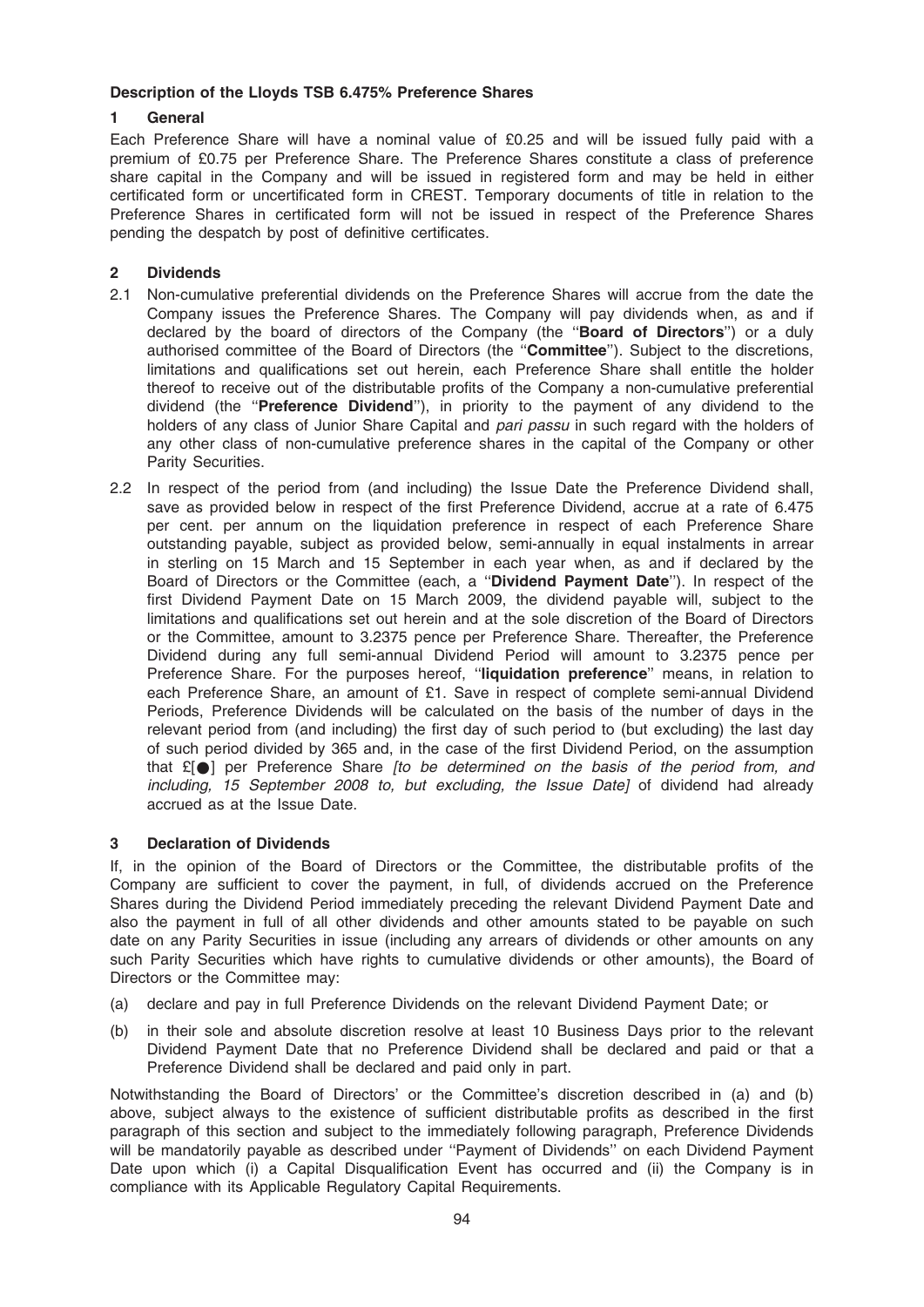## Description of the Lloyds TSB 6.475% Preference Shares

### 1 General

Each Preference Share will have a nominal value of £0.25 and will be issued fully paid with a premium of £0.75 per Preference Share. The Preference Shares constitute a class of preference share capital in the Company and will be issued in registered form and may be held in either certificated form or uncertificated form in CREST. Temporary documents of title in relation to the Preference Shares in certificated form will not be issued in respect of the Preference Shares pending the despatch by post of definitive certificates.

### 2 Dividends

2.1 Non-cumulative preferential dividends on the Preference Shares will accrue from the date the Company issues the Preference Shares. The Company will pay dividends when, as and if declared by the board of directors of the Company (the ''**Board of Directors**'') or a duly authorised committee of the Board of Directors (the ''**Committee**''). Subject to the discretions, limitations and qualifications set out herein, each Preference Share shall entitle the holder thereof to receive out of the distributable profits of the Company a non-cumulative preferential dividend (the ''**Preference Dividend**''), in priority to the payment of any dividend to the holders of any class of Junior Share Capital and *pari passu* in such regard with the holders of any other class of non-cumulative preference shares in the capital of the Company or other Parity Securities.

2.2 In respect of the period from (and including) the Issue Date the Preference Dividend shall, save as provided below in respect of the first Preference Dividend, accrue at a rate of 6.475 per cent. per annum on the liquidation preference in respect of each Preference Share outstanding payable, subject as provided below, semi-annually in equal instalments in arrear in sterling on 15 March and 15 September in each year when, as and if declared by the Board of Directors or the Committee (each, a ''**Dividend Payment Date**''). In respect of the first Dividend Payment Date on 15 March 2009, the dividend payable will, subject to the limitations and qualifications set out herein and at the sole discretion of the Board of Directors or the Committee, amount to 3.2375 pence per Preference Share. Thereafter, the Preference Dividend during any full semi-annual Dividend Period will amount to 3.2375 pence per Preference Share. For the purposes hereof, ''**liquidation preference**'' means, in relation to each Preference Share, an amount of £1. Save in respect of complete semi-annual Dividend Periods, Preference Dividends will be calculated on the basis of the number of days in the relevant period from (and including) the first day of such period to (but excluding) the last day of such period divided by 365 and, in the case of the first Dividend Period, on the assumption that £[●] per Preference Share *[to be determined on the basis of the period from, and including, 15 September 2008 to, but excluding, the Issue Date]* of dividend had already accrued as at the Issue Date.

### 3 Declaration of Dividends

If, in the opinion of the Board of Directors or the Committee, the distributable profits of the Company are sufficient to cover the payment, in full, of dividends accrued on the Preference Shares during the Dividend Period immediately preceding the relevant Dividend Payment Date and also the payment in full of all other dividends and other amounts stated to be payable on such date on any Parity Securities in issue (including any arrears of dividends or other amounts on any such Parity Securities which have rights to cumulative dividends or other amounts), the Board of Directors or the Committee may:

(a) declare and pay in full Preference Dividends on the relevant Dividend Payment Date; or

(b) in their sole and absolute discretion resolve at least 10 Business Days prior to the relevant Dividend Payment Date that no Preference Dividend shall be declared and paid or that a Preference Dividend shall be declared and paid only in part.

Notwithstanding the Board of Directors' or the Committee's discretion described in (a) and (b) above, subject always to the existence of sufficient distributable profits as described in the first paragraph of this section and subject to the immediately following paragraph, Preference Dividends will be mandatorily payable as described under ''Payment of Dividends'' on each Dividend Payment Date upon which (i) a Capital Disqualification Event has occurred and (ii) the Company is in compliance with its Applicable Regulatory Capital Requirements.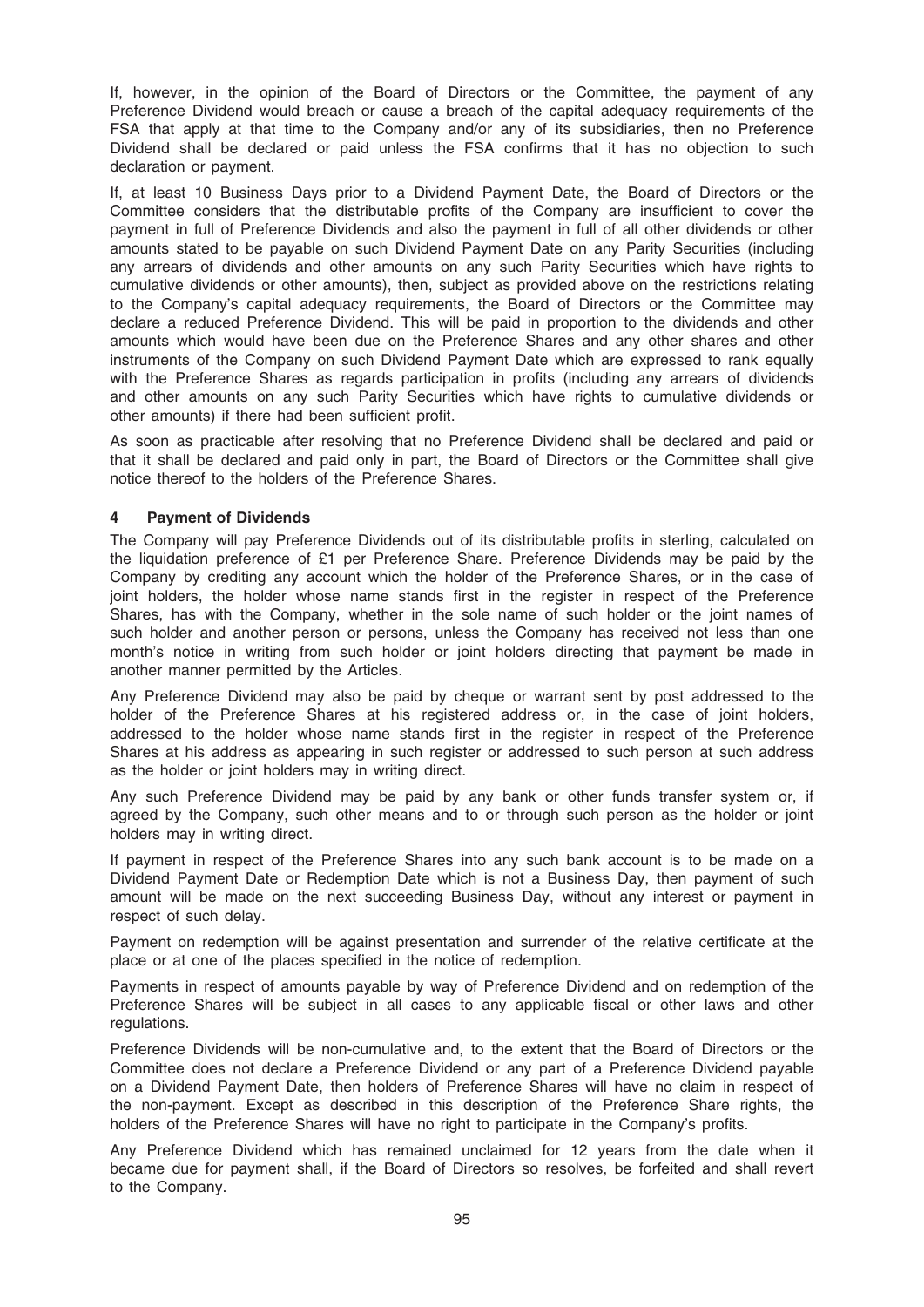If, however, in the opinion of the Board of Directors or the Committee, the payment of any Preference Dividend would breach or cause a breach of the capital adequacy requirements of the FSA that apply at that time to the Company and/or any of its subsidiaries, then no Preference Dividend shall be declared or paid unless the FSA confirms that it has no objection to such declaration or payment.

If, at least 10 Business Days prior to a Dividend Payment Date, the Board of Directors or the Committee considers that the distributable profits of the Company are insufficient to cover the payment in full of Preference Dividends and also the payment in full of all other dividends or other amounts stated to be payable on such Dividend Payment Date on any Parity Securities (including any arrears of dividends and other amounts on any such Parity Securities which have rights to cumulative dividends or other amounts), then, subject as provided above on the restrictions relating to the Company's capital adequacy requirements, the Board of Directors or the Committee may declare a reduced Preference Dividend. This will be paid in proportion to the dividends and other amounts which would have been due on the Preference Shares and any other shares and other instruments of the Company on such Dividend Payment Date which are expressed to rank equally with the Preference Shares as regards participation in profits (including any arrears of dividends and other amounts on any such Parity Securities which have rights to cumulative dividends or other amounts) if there had been sufficient profit.

As soon as practicable after resolving that no Preference Dividend shall be declared and paid or that it shall be declared and paid only in part, the Board of Directors or the Committee shall give notice thereof to the holders of the Preference Shares.

## 4 Payment of Dividends

The Company will pay Preference Dividends out of its distributable profits in sterling, calculated on the liquidation preference of £1 per Preference Share. Preference Dividends may be paid by the Company by crediting any account which the holder of the Preference Shares, or in the case of joint holders, the holder whose name stands first in the register in respect of the Preference Shares, has with the Company, whether in the sole name of such holder or the joint names of such holder and another person or persons, unless the Company has received not less than one month's notice in writing from such holder or joint holders directing that payment be made in another manner permitted by the Articles.

Any Preference Dividend may also be paid by cheque or warrant sent by post addressed to the holder of the Preference Shares at his registered address or, in the case of joint holders, addressed to the holder whose name stands first in the register in respect of the Preference Shares at his address as appearing in such register or addressed to such person at such address as the holder or joint holders may in writing direct.

Any such Preference Dividend may be paid by any bank or other funds transfer system or, if agreed by the Company, such other means and to or through such person as the holder or joint holders may in writing direct.

If payment in respect of the Preference Shares into any such bank account is to be made on a Dividend Payment Date or Redemption Date which is not a Business Day, then payment of such amount will be made on the next succeeding Business Day, without any interest or payment in respect of such delay.

Payment on redemption will be against presentation and surrender of the relative certificate at the place or at one of the places specified in the notice of redemption.

Payments in respect of amounts payable by way of Preference Dividend and on redemption of the Preference Shares will be subject in all cases to any applicable fiscal or other laws and other regulations.

Preference Dividends will be non-cumulative and, to the extent that the Board of Directors or the Committee does not declare a Preference Dividend or any part of a Preference Dividend payable on a Dividend Payment Date, then holders of Preference Shares will have no claim in respect of the non-payment. Except as described in this description of the Preference Share rights, the holders of the Preference Shares will have no right to participate in the Company's profits.

Any Preference Dividend which has remained unclaimed for 12 years from the date when it became due for payment shall, if the Board of Directors so resolves, be forfeited and shall revert to the Company.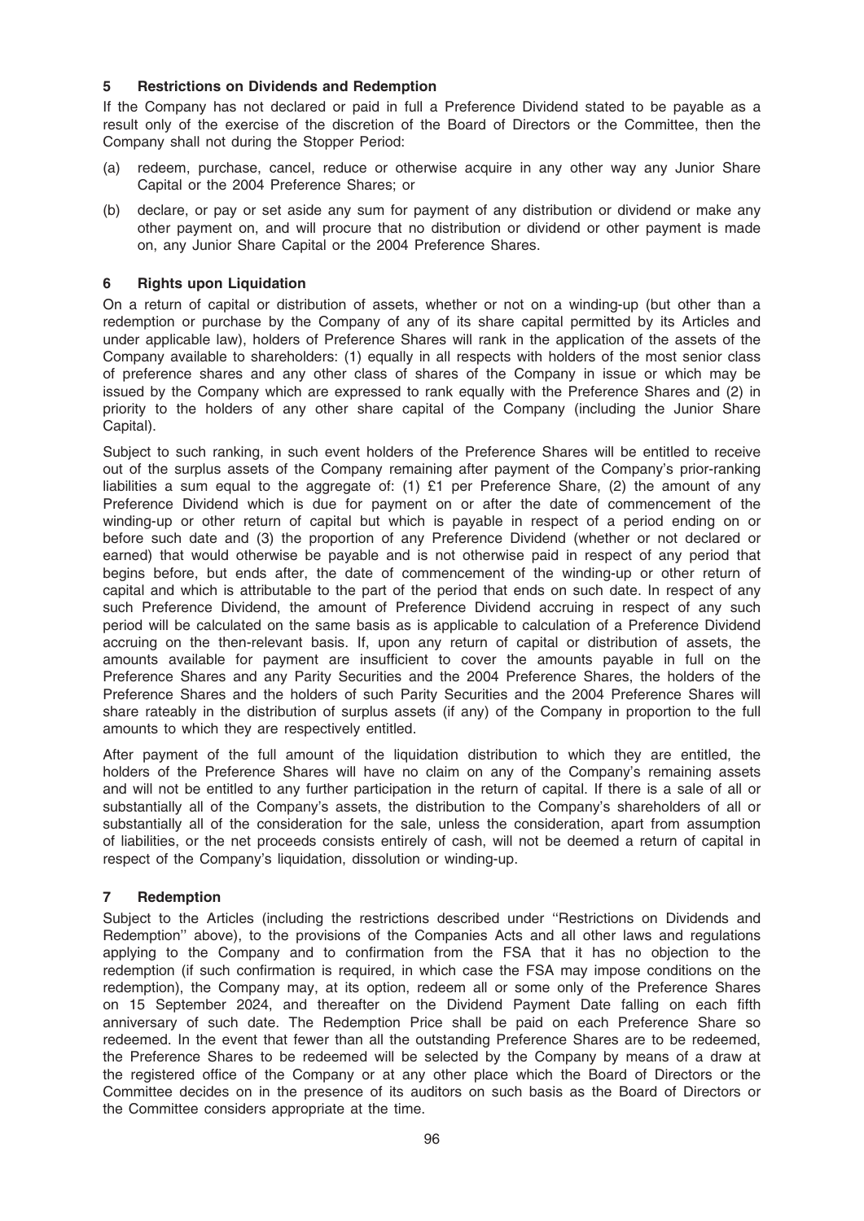## 5 Restrictions on Dividends and Redemption

If the Company has not declared or paid in full a Preference Dividend stated to be payable as a result only of the exercise of the discretion of the Board of Directors or the Committee, then the Company shall not during the Stopper Period:

(a) redeem, purchase, cancel, reduce or otherwise acquire in any other way any Junior Share Capital or the 2004 Preference Shares; or

(b) declare, or pay or set aside any sum for payment of any distribution or dividend or make any other payment on, and will procure that no distribution or dividend or other payment is made on, any Junior Share Capital or the 2004 Preference Shares.

## 6 Rights upon Liquidation

On a return of capital or distribution of assets, whether or not on a winding-up (but other than a redemption or purchase by the Company of any of its share capital permitted by its Articles and under applicable law), holders of Preference Shares will rank in the application of the assets of the Company available to shareholders: (1) equally in all respects with holders of the most senior class of preference shares and any other class of shares of the Company in issue or which may be issued by the Company which are expressed to rank equally with the Preference Shares and (2) in priority to the holders of any other share capital of the Company (including the Junior Share Capital).

Subject to such ranking, in such event holders of the Preference Shares will be entitled to receive out of the surplus assets of the Company remaining after payment of the Company's prior-ranking liabilities a sum equal to the aggregate of: (1) £1 per Preference Share, (2) the amount of any Preference Dividend which is due for payment on or after the date of commencement of the winding-up or other return of capital but which is payable in respect of a period ending on or before such date and (3) the proportion of any Preference Dividend (whether or not declared or earned) that would otherwise be payable and is not otherwise paid in respect of any period that begins before, but ends after, the date of commencement of the winding-up or other return of capital and which is attributable to the part of the period that ends on such date. In respect of any such Preference Dividend, the amount of Preference Dividend accruing in respect of any such period will be calculated on the same basis as is applicable to calculation of a Preference Dividend accruing on the then-relevant basis. If, upon any return of capital or distribution of assets, the amounts available for payment are insufficient to cover the amounts payable in full on the Preference Shares and any Parity Securities and the 2004 Preference Shares, the holders of the Preference Shares and the holders of such Parity Securities and the 2004 Preference Shares will share rateably in the distribution of surplus assets (if any) of the Company in proportion to the full amounts to which they are respectively entitled.

After payment of the full amount of the liquidation distribution to which they are entitled, the holders of the Preference Shares will have no claim on any of the Company's remaining assets and will not be entitled to any further participation in the return of capital. If there is a sale of all or substantially all of the Company's assets, the distribution to the Company's shareholders of all or substantially all of the consideration for the sale, unless the consideration, apart from assumption of liabilities, or the net proceeds consists entirely of cash, will not be deemed a return of capital in respect of the Company's liquidation, dissolution or winding-up.

## 7 Redemption

Subject to the Articles (including the restrictions described under ''Restrictions on Dividends and Redemption'' above), to the provisions of the Companies Acts and all other laws and regulations applying to the Company and to confirmation from the FSA that it has no objection to the redemption (if such confirmation is required, in which case the FSA may impose conditions on the redemption), the Company may, at its option, redeem all or some only of the Preference Shares on 15 September 2024, and thereafter on the Dividend Payment Date falling on each fifth anniversary of such date. The Redemption Price shall be paid on each Preference Share so redeemed. In the event that fewer than all the outstanding Preference Shares are to be redeemed, the Preference Shares to be redeemed will be selected by the Company by means of a draw at the registered office of the Company or at any other place which the Board of Directors or the Committee decides on in the presence of its auditors on such basis as the Board of Directors or the Committee considers appropriate at the time.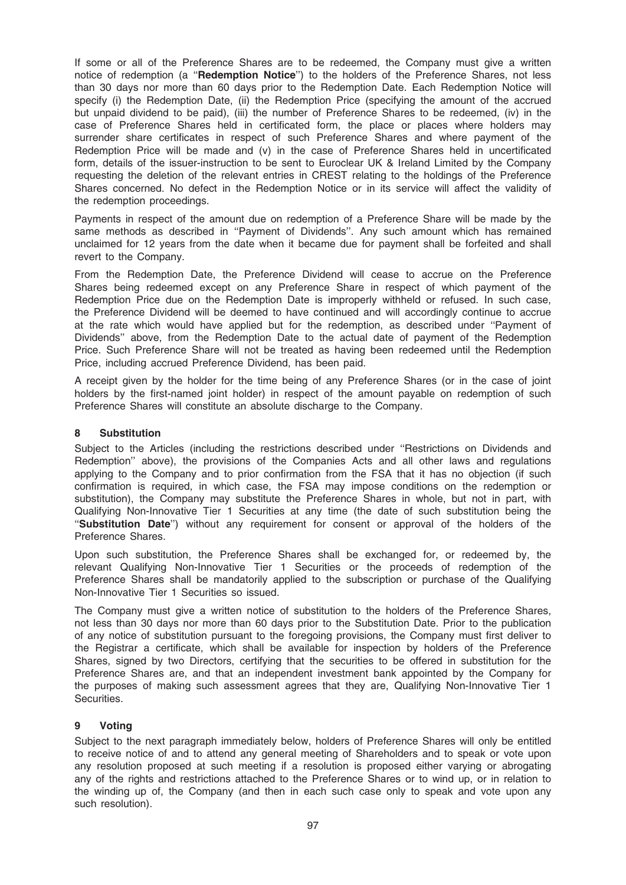If some or all of the Preference Shares are to be redeemed, the Company must give a written notice of redemption (a ''**Redemption Notice**'') to the holders of the Preference Shares, not less than 30 days nor more than 60 days prior to the Redemption Date. Each Redemption Notice will specify (i) the Redemption Date, (ii) the Redemption Price (specifying the amount of the accrued but unpaid dividend to be paid), (iii) the number of Preference Shares to be redeemed, (iv) in the case of Preference Shares held in certificated form, the place or places where holders may surrender share certificates in respect of such Preference Shares and where payment of the Redemption Price will be made and (v) in the case of Preference Shares held in uncertificated form, details of the issuer-instruction to be sent to Euroclear UK & Ireland Limited by the Company requesting the deletion of the relevant entries in CREST relating to the holdings of the Preference Shares concerned. No defect in the Redemption Notice or in its service will affect the validity of the redemption proceedings.

Payments in respect of the amount due on redemption of a Preference Share will be made by the same methods as described in ''Payment of Dividends''. Any such amount which has remained unclaimed for 12 years from the date when it became due for payment shall be forfeited and shall revert to the Company.

From the Redemption Date, the Preference Dividend will cease to accrue on the Preference Shares being redeemed except on any Preference Share in respect of which payment of the Redemption Price due on the Redemption Date is improperly withheld or refused. In such case, the Preference Dividend will be deemed to have continued and will accordingly continue to accrue at the rate which would have applied but for the redemption, as described under ''Payment of Dividends'' above, from the Redemption Date to the actual date of payment of the Redemption Price. Such Preference Share will not be treated as having been redeemed until the Redemption Price, including accrued Preference Dividend, has been paid.

A receipt given by the holder for the time being of any Preference Shares (or in the case of joint holders by the first-named joint holder) in respect of the amount payable on redemption of such Preference Shares will constitute an absolute discharge to the Company.

## 8 Substitution

Subject to the Articles (including the restrictions described under ''Restrictions on Dividends and Redemption'' above), the provisions of the Companies Acts and all other laws and regulations applying to the Company and to prior confirmation from the FSA that it has no objection (if such confirmation is required, in which case, the FSA may impose conditions on the redemption or substitution), the Company may substitute the Preference Shares in whole, but not in part, with Qualifying Non-Innovative Tier 1 Securities at any time (the date of such substitution being the ''**Substitution Date**'') without any requirement for consent or approval of the holders of the Preference Shares.

Upon such substitution, the Preference Shares shall be exchanged for, or redeemed by, the relevant Qualifying Non-Innovative Tier 1 Securities or the proceeds of redemption of the Preference Shares shall be mandatorily applied to the subscription or purchase of the Qualifying Non-Innovative Tier 1 Securities so issued.

The Company must give a written notice of substitution to the holders of the Preference Shares, not less than 30 days nor more than 60 days prior to the Substitution Date. Prior to the publication of any notice of substitution pursuant to the foregoing provisions, the Company must first deliver to the Registrar a certificate, which shall be available for inspection by holders of the Preference Shares, signed by two Directors, certifying that the securities to be offered in substitution for the Preference Shares are, and that an independent investment bank appointed by the Company for the purposes of making such assessment agrees that they are, Qualifying Non-Innovative Tier 1 Securities.

## 9 Voting

Subject to the next paragraph immediately below, holders of Preference Shares will only be entitled to receive notice of and to attend any general meeting of Shareholders and to speak or vote upon any resolution proposed at such meeting if a resolution is proposed either varying or abrogating any of the rights and restrictions attached to the Preference Shares or to wind up, or in relation to the winding up of, the Company (and then in each such case only to speak and vote upon any such resolution).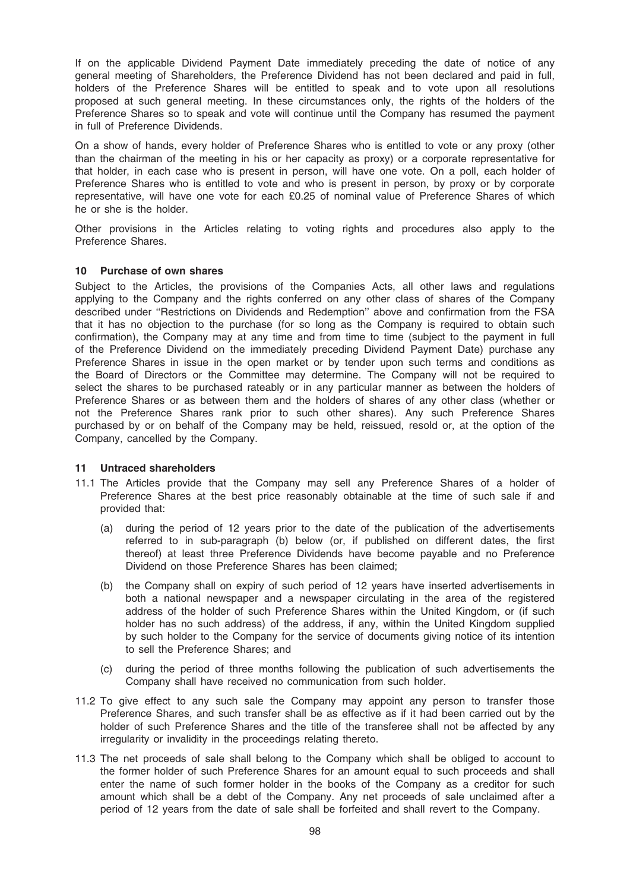If on the applicable Dividend Payment Date immediately preceding the date of notice of any general meeting of Shareholders, the Preference Dividend has not been declared and paid in full, holders of the Preference Shares will be entitled to speak and to vote upon all resolutions proposed at such general meeting. In these circumstances only, the rights of the holders of the Preference Shares so to speak and vote will continue until the Company has resumed the payment in full of Preference Dividends.

On a show of hands, every holder of Preference Shares who is entitled to vote or any proxy (other than the chairman of the meeting in his or her capacity as proxy) or a corporate representative for that holder, in each case who is present in person, will have one vote. On a poll, each holder of Preference Shares who is entitled to vote and who is present in person, by proxy or by corporate representative, will have one vote for each £0.25 of nominal value of Preference Shares of which he or she is the holder.

Other provisions in the Articles relating to voting rights and procedures also apply to the Preference Shares.

## 10 Purchase of own shares

Subject to the Articles, the provisions of the Companies Acts, all other laws and regulations applying to the Company and the rights conferred on any other class of shares of the Company described under ''Restrictions on Dividends and Redemption'' above and confirmation from the FSA that it has no objection to the purchase (for so long as the Company is required to obtain such confirmation), the Company may at any time and from time to time (subject to the payment in full of the Preference Dividend on the immediately preceding Dividend Payment Date) purchase any Preference Shares in issue in the open market or by tender upon such terms and conditions as the Board of Directors or the Committee may determine. The Company will not be required to select the shares to be purchased rateably or in any particular manner as between the holders of Preference Shares or as between them and the holders of shares of any other class (whether or not the Preference Shares rank prior to such other shares). Any such Preference Shares purchased by or on behalf of the Company may be held, reissued, resold or, at the option of the Company, cancelled by the Company.

## 11 Untraced shareholders

11.1 The Articles provide that the Company may sell any Preference Shares of a holder of Preference Shares at the best price reasonably obtainable at the time of such sale if and provided that:

(a) during the period of 12 years prior to the date of the publication of the advertisements referred to in sub-paragraph (b) below (or, if published on different dates, the first thereof) at least three Preference Dividends have become payable and no Preference Dividend on those Preference Shares has been claimed;

(b) the Company shall on expiry of such period of 12 years have inserted advertisements in both a national newspaper and a newspaper circulating in the area of the registered address of the holder of such Preference Shares within the United Kingdom, or (if such holder has no such address) of the address, if any, within the United Kingdom supplied by such holder to the Company for the service of documents giving notice of its intention to sell the Preference Shares; and

(c) during the period of three months following the publication of such advertisements the Company shall have received no communication from such holder.

11.2 To give effect to any such sale the Company may appoint any person to transfer those Preference Shares, and such transfer shall be as effective as if it had been carried out by the holder of such Preference Shares and the title of the transferee shall not be affected by any irregularity or invalidity in the proceedings relating thereto.

11.3 The net proceeds of sale shall belong to the Company which shall be obliged to account to the former holder of such Preference Shares for an amount equal to such proceeds and shall enter the name of such former holder in the books of the Company as a creditor for such amount which shall be a debt of the Company. Any net proceeds of sale unclaimed after a period of 12 years from the date of sale shall be forfeited and shall revert to the Company.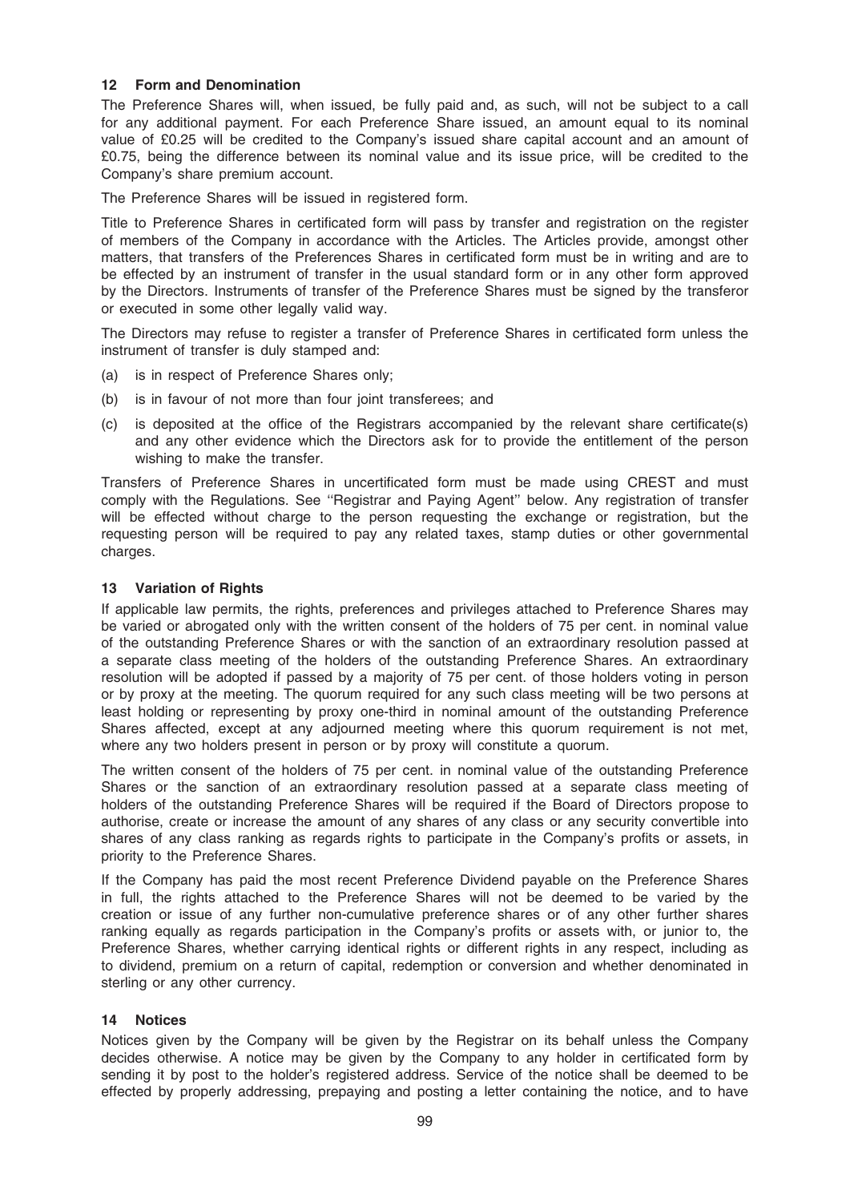## 12 Form and Denomination

The Preference Shares will, when issued, be fully paid and, as such, will not be subject to a call for any additional payment. For each Preference Share issued, an amount equal to its nominal value of £0.25 will be credited to the Company's issued share capital account and an amount of £0.75, being the difference between its nominal value and its issue price, will be credited to the Company's share premium account.

The Preference Shares will be issued in registered form.

Title to Preference Shares in certificated form will pass by transfer and registration on the register of members of the Company in accordance with the Articles. The Articles provide, amongst other matters, that transfers of the Preferences Shares in certificated form must be in writing and are to be effected by an instrument of transfer in the usual standard form or in any other form approved by the Directors. Instruments of transfer of the Preference Shares must be signed by the transferor or executed in some other legally valid way.

The Directors may refuse to register a transfer of Preference Shares in certificated form unless the instrument of transfer is duly stamped and:

(a) is in respect of Preference Shares only;

(b) is in favour of not more than four joint transferees; and

(c) is deposited at the office of the Registrars accompanied by the relevant share certificate(s) and any other evidence which the Directors ask for to provide the entitlement of the person wishing to make the transfer.

Transfers of Preference Shares in uncertificated form must be made using CREST and must comply with the Regulations. See ''Registrar and Paying Agent'' below. Any registration of transfer will be effected without charge to the person requesting the exchange or registration, but the requesting person will be required to pay any related taxes, stamp duties or other governmental charges.

## 13 Variation of Rights

If applicable law permits, the rights, preferences and privileges attached to Preference Shares may be varied or abrogated only with the written consent of the holders of 75 per cent. in nominal value of the outstanding Preference Shares or with the sanction of an extraordinary resolution passed at a separate class meeting of the holders of the outstanding Preference Shares. An extraordinary resolution will be adopted if passed by a majority of 75 per cent. of those holders voting in person or by proxy at the meeting. The quorum required for any such class meeting will be two persons at least holding or representing by proxy one-third in nominal amount of the outstanding Preference Shares affected, except at any adjourned meeting where this quorum requirement is not met, where any two holders present in person or by proxy will constitute a quorum.

The written consent of the holders of 75 per cent. in nominal value of the outstanding Preference Shares or the sanction of an extraordinary resolution passed at a separate class meeting of holders of the outstanding Preference Shares will be required if the Board of Directors propose to authorise, create or increase the amount of any shares of any class or any security convertible into shares of any class ranking as regards rights to participate in the Company's profits or assets, in priority to the Preference Shares.

If the Company has paid the most recent Preference Dividend payable on the Preference Shares in full, the rights attached to the Preference Shares will not be deemed to be varied by the creation or issue of any further non-cumulative preference shares or of any other further shares ranking equally as regards participation in the Company's profits or assets with, or junior to, the Preference Shares, whether carrying identical rights or different rights in any respect, including as to dividend, premium on a return of capital, redemption or conversion and whether denominated in sterling or any other currency.

## 14 Notices

Notices given by the Company will be given by the Registrar on its behalf unless the Company decides otherwise. A notice may be given by the Company to any holder in certificated form by sending it by post to the holder's registered address. Service of the notice shall be deemed to be effected by properly addressing, prepaying and posting a letter containing the notice, and to have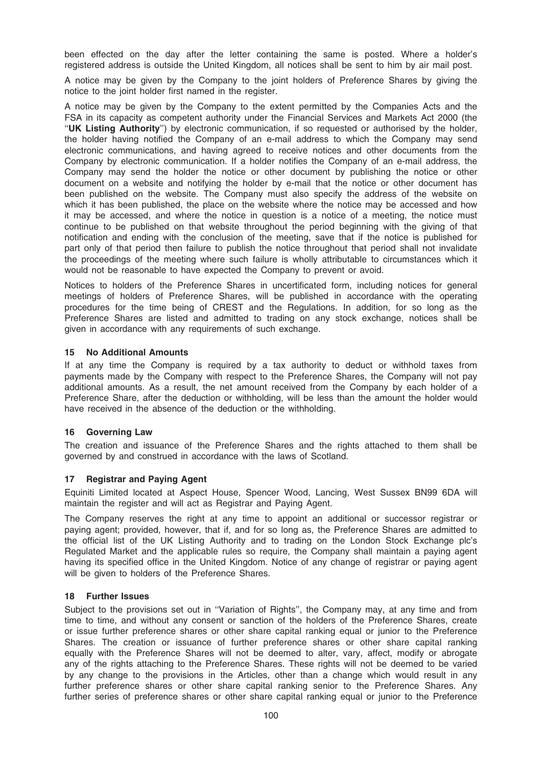been effected on the day after the letter containing the same is posted. Where a holder's registered address is outside the United Kingdom, all notices shall be sent to him by air mail post.

A notice may be given by the Company to the joint holders of Preference Shares by giving the notice to the joint holder first named in the register.

A notice may be given by the Company to the extent permitted by the Companies Acts and the FSA in its capacity as competent authority under the Financial Services and Markets Act 2000 (the "**UK Listing Authority**") by electronic communication, if so requested or authorised by the holder, the holder having notified the Company of an e-mail address to which the Company may send electronic communications, and having agreed to receive notices and other documents from the Company by electronic communication. If a holder notifies the Company of an e-mail address, the Company may send the holder the notice or other document by publishing the notice or other document on a website and notifying the holder by e-mail that the notice or other document has been published on the website. The Company must also specify the address of the website on which it has been published, the place on the website where the notice may be accessed and how it may be accessed, and where the notice in question is a notice of a meeting, the notice must continue to be published on that website throughout the period beginning with the giving of that notification and ending with the conclusion of the meeting, save that if the notice is published for part only of that period then failure to publish the notice throughout that period shall not invalidate the proceedings of the meeting where such failure is wholly attributable to circumstances which it would not be reasonable to have expected the Company to prevent or avoid.

Notices to holders of the Preference Shares in uncertificated form, including notices for general meetings of holders of Preference Shares, will be published in accordance with the operating procedures for the time being of CREST and the Regulations. In addition, for so long as the Preference Shares are listed and admitted to trading on any stock exchange, notices shall be given in accordance with any requirements of such exchange.

### 15 No Additional Amounts

If at any time the Company is required by a tax authority to deduct or withhold taxes from payments made by the Company with respect to the Preference Shares, the Company will not pay additional amounts. As a result, the net amount received from the Company by each holder of a Preference Share, after the deduction or withholding, will be less than the amount the holder would have received in the absence of the deduction or the withholding.

### 16 Governing Law

The creation and issuance of the Preference Shares and the rights attached to them shall be governed by and construed in accordance with the laws of Scotland.

### 17 Registrar and Paying Agent

Equiniti Limited located at Aspect House, Spencer Wood, Lancing, West Sussex BN99 6DA will maintain the register and will act as Registrar and Paying Agent.

The Company reserves the right at any time to appoint an additional or successor registrar or paying agent; provided, however, that if, and for so long as, the Preference Shares are admitted to the official list of the UK Listing Authority and to trading on the London Stock Exchange plc's Regulated Market and the applicable rules so require, the Company shall maintain a paying agent having its specified office in the United Kingdom. Notice of any change of registrar or paying agent will be given to holders of the Preference Shares.

### 18 Further Issues

Subject to the provisions set out in "Variation of Rights", the Company may, at any time and from time to time, and without any consent or sanction of the holders of the Preference Shares, create or issue further preference shares or other share capital ranking equal or junior to the Preference Shares. The creation or issuance of further preference shares or other share capital ranking equally with the Preference Shares will not be deemed to alter, vary, affect, modify or abrogate any of the rights attaching to the Preference Shares. These rights will not be deemed to be varied by any change to the provisions in the Articles, other than a change which would result in any further preference shares or other share capital ranking senior to the Preference Shares. Any further series of preference shares or other share capital ranking equal or junior to the Preference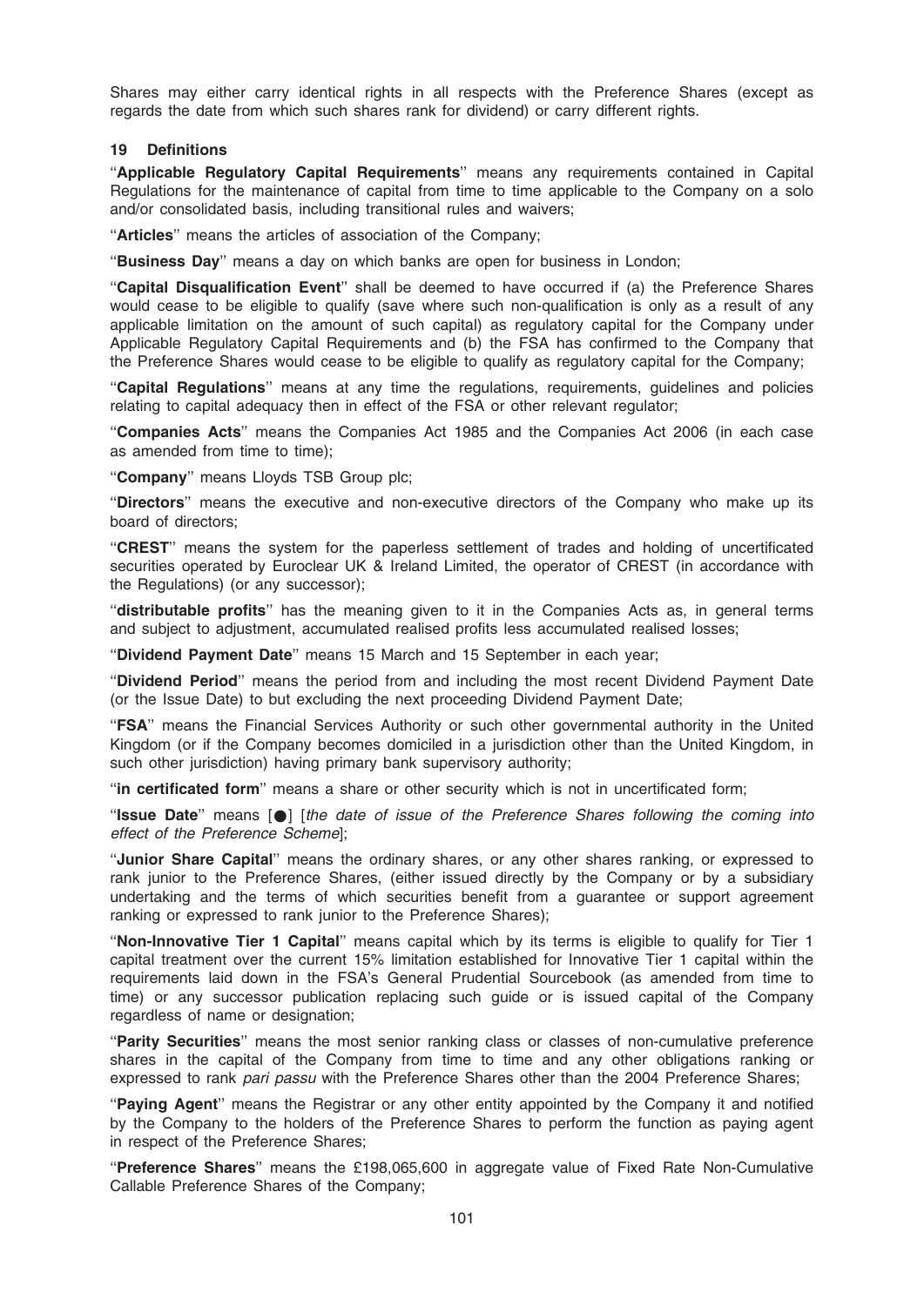Shares may either carry identical rights in all respects with the Preference Shares (except as regards the date from which such shares rank for dividend) or carry different rights.

## 19 Definitions

"**Applicable Regulatory Capital Requirements**" means any requirements contained in Capital Regulations for the maintenance of capital from time to time applicable to the Company on a solo and/or consolidated basis, including transitional rules and waivers;

"**Articles**" means the articles of association of the Company;

"**Business Day**" means a day on which banks are open for business in London;

"**Capital Disqualification Event**" shall be deemed to have occurred if (a) the Preference Shares would cease to be eligible to qualify (save where such non-qualification is only as a result of any applicable limitation on the amount of such capital) as regulatory capital for the Company under Applicable Regulatory Capital Requirements and (b) the FSA has confirmed to the Company that the Preference Shares would cease to be eligible to qualify as regulatory capital for the Company;

"**Capital Regulations**" means at any time the regulations, requirements, guidelines and policies relating to capital adequacy then in effect of the FSA or other relevant regulator;

"**Companies Acts**" means the Companies Act 1985 and the Companies Act 2006 (in each case as amended from time to time);

"**Company**" means Lloyds TSB Group plc;

"**Directors**" means the executive and non-executive directors of the Company who make up its board of directors;

"**CREST**" means the system for the paperless settlement of trades and holding of uncertificated securities operated by Euroclear UK & Ireland Limited, the operator of CREST (in accordance with the Regulations) (or any successor);

"**distributable profits**" has the meaning given to it in the Companies Acts as, in general terms and subject to adjustment, accumulated realised profits less accumulated realised losses;

"**Dividend Payment Date**" means 15 March and 15 September in each year;

"**Dividend Period**" means the period from and including the most recent Dividend Payment Date (or the Issue Date) to but excluding the next proceeding Dividend Payment Date;

"**FSA**" means the Financial Services Authority or such other governmental authority in the United Kingdom (or if the Company becomes domiciled in a jurisdiction other than the United Kingdom, in such other jurisdiction) having primary bank supervisory authority;

"**in certificated form**" means a share or other security which is not in uncertificated form;

"**Issue Date**" means [●] [*the date of issue of the Preference Shares following the coming into effect of the Preference Scheme*];

"**Junior Share Capital**" means the ordinary shares, or any other shares ranking, or expressed to rank junior to the Preference Shares, (either issued directly by the Company or by a subsidiary undertaking and the terms of which securities benefit from a guarantee or support agreement ranking or expressed to rank junior to the Preference Shares);

"**Non-Innovative Tier 1 Capital**" means capital which by its terms is eligible to qualify for Tier 1 capital treatment over the current 15% limitation established for Innovative Tier 1 capital within the requirements laid down in the FSA's General Prudential Sourcebook (as amended from time to time) or any successor publication replacing such guide or is issued capital of the Company regardless of name or designation;

"**Parity Securities**" means the most senior ranking class or classes of non-cumulative preference shares in the capital of the Company from time to time and any other obligations ranking or expressed to rank *pari passu* with the Preference Shares other than the 2004 Preference Shares;

"**Paying Agent**" means the Registrar or any other entity appointed by the Company it and notified by the Company to the holders of the Preference Shares to perform the function as paying agent in respect of the Preference Shares;

"**Preference Shares**" means the £198,065,600 in aggregate value of Fixed Rate Non-Cumulative Callable Preference Shares of the Company;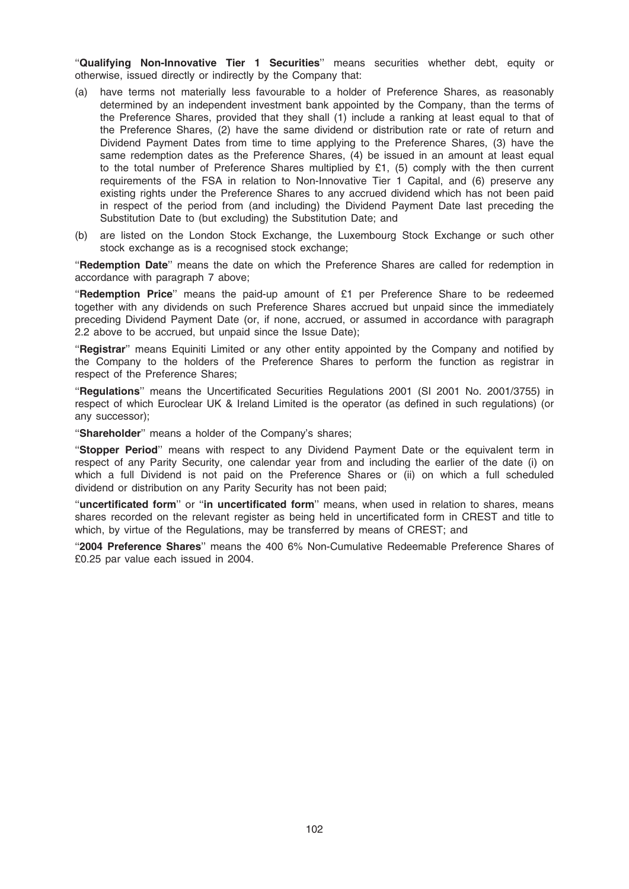"**Qualifying Non-Innovative Tier 1 Securities**" means securities whether debt, equity or otherwise, issued directly or indirectly by the Company that:

(a) have terms not materially less favourable to a holder of Preference Shares, as reasonably determined by an independent investment bank appointed by the Company, than the terms of the Preference Shares, provided that they shall (1) include a ranking at least equal to that of the Preference Shares, (2) have the same dividend or distribution rate or rate of return and Dividend Payment Dates from time to time applying to the Preference Shares, (3) have the same redemption dates as the Preference Shares, (4) be issued in an amount at least equal to the total number of Preference Shares multiplied by £1, (5) comply with the then current requirements of the FSA in relation to Non-Innovative Tier 1 Capital, and (6) preserve any existing rights under the Preference Shares to any accrued dividend which has not been paid in respect of the period from (and including) the Dividend Payment Date last preceding the Substitution Date to (but excluding) the Substitution Date; and

(b) are listed on the London Stock Exchange, the Luxembourg Stock Exchange or such other stock exchange as is a recognised stock exchange;

"**Redemption Date**" means the date on which the Preference Shares are called for redemption in accordance with paragraph 7 above;

"**Redemption Price**" means the paid-up amount of £1 per Preference Share to be redeemed together with any dividends on such Preference Shares accrued but unpaid since the immediately preceding Dividend Payment Date (or, if none, accrued, or assumed in accordance with paragraph 2.2 above to be accrued, but unpaid since the Issue Date);

"**Registrar**" means Equiniti Limited or any other entity appointed by the Company and notified by the Company to the holders of the Preference Shares to perform the function as registrar in respect of the Preference Shares;

"**Regulations**" means the Uncertificated Securities Regulations 2001 (SI 2001 No. 2001/3755) in respect of which Euroclear UK & Ireland Limited is the operator (as defined in such regulations) (or any successor);

"**Shareholder**" means a holder of the Company's shares;

"**Stopper Period**" means with respect to any Dividend Payment Date or the equivalent term in respect of any Parity Security, one calendar year from and including the earlier of the date (i) on which a full Dividend is not paid on the Preference Shares or (ii) on which a full scheduled dividend or distribution on any Parity Security has not been paid;

"**uncertificated form**" or "**in uncertificated form**" means, when used in relation to shares, means shares recorded on the relevant register as being held in uncertificated form in CREST and title to which, by virtue of the Regulations, may be transferred by means of CREST; and

"**2004 Preference Shares**" means the 400 6% Non-Cumulative Redeemable Preference Shares of £0.25 par value each issued in 2004.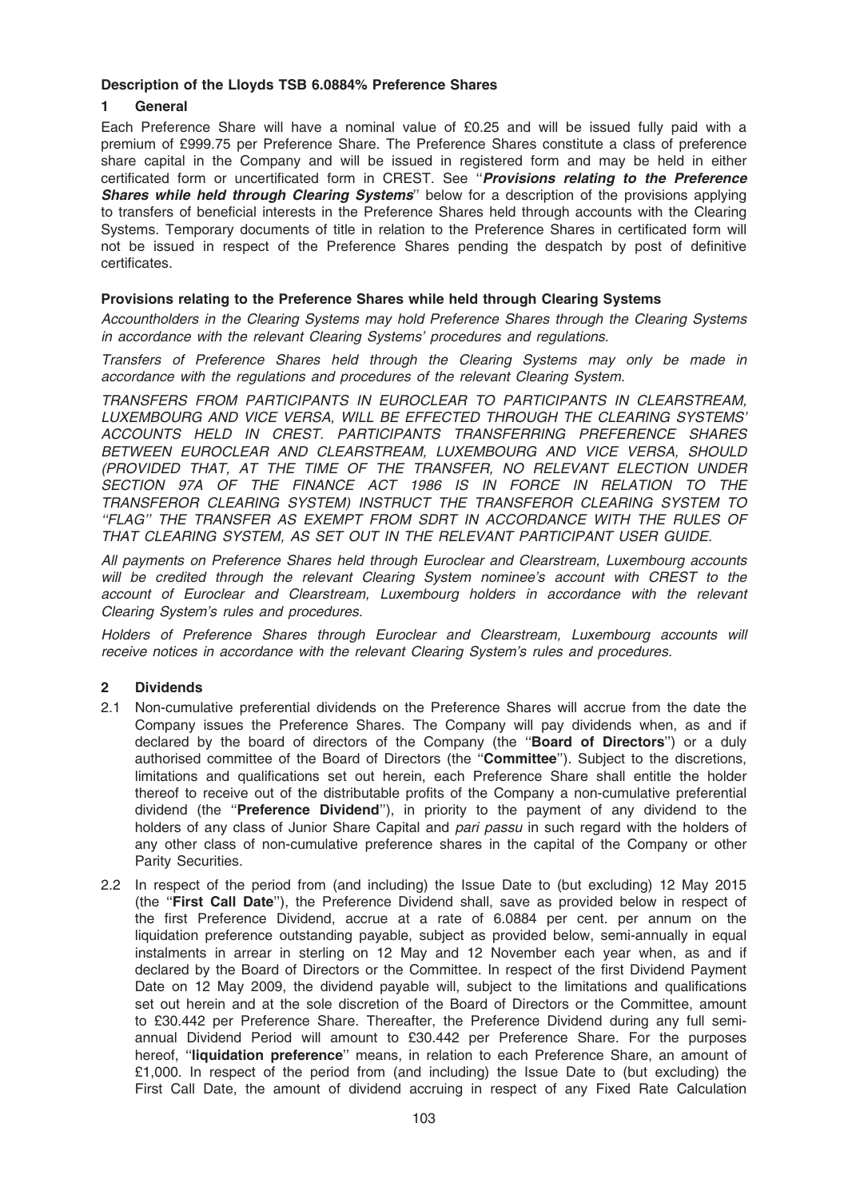### Description of the Lloyds TSB 6.0884% Preference Shares

#### 1 General

Each Preference Share will have a nominal value of £0.25 and will be issued fully paid with a premium of £999.75 per Preference Share. The Preference Shares constitute a class of preference share capital in the Company and will be issued in registered form and may be held in either certificated form or uncertificated form in CREST. See ''***Provisions relating to the Preference Shares while held through Clearing Systems***'' below for a description of the provisions applying to transfers of beneficial interests in the Preference Shares held through accounts with the Clearing Systems. Temporary documents of title in relation to the Preference Shares in certificated form will not be issued in respect of the Preference Shares pending the despatch by post of definitive certificates.

#### Provisions relating to the Preference Shares while held through Clearing Systems

*Accountholders in the Clearing Systems may hold Preference Shares through the Clearing Systems in accordance with the relevant Clearing Systems' procedures and regulations.*

*Transfers of Preference Shares held through the Clearing Systems may only be made in accordance with the regulations and procedures of the relevant Clearing System.*

*TRANSFERS FROM PARTICIPANTS IN EUROCLEAR TO PARTICIPANTS IN CLEARSTREAM, LUXEMBOURG AND VICE VERSA, WILL BE EFFECTED THROUGH THE CLEARING SYSTEMS' ACCOUNTS HELD IN CREST. PARTICIPANTS TRANSFERRING PREFERENCE SHARES BETWEEN EUROCLEAR AND CLEARSTREAM, LUXEMBOURG AND VICE VERSA, SHOULD (PROVIDED THAT, AT THE TIME OF THE TRANSFER, NO RELEVANT ELECTION UNDER SECTION 97A OF THE FINANCE ACT 1986 IS IN FORCE IN RELATION TO THE TRANSFEROR CLEARING SYSTEM) INSTRUCT THE TRANSFEROR CLEARING SYSTEM TO ''FLAG'' THE TRANSFER AS EXEMPT FROM SDRT IN ACCORDANCE WITH THE RULES OF THAT CLEARING SYSTEM, AS SET OUT IN THE RELEVANT PARTICIPANT USER GUIDE.*

*All payments on Preference Shares held through Euroclear and Clearstream, Luxembourg accounts will be credited through the relevant Clearing System nominee's account with CREST to the account of Euroclear and Clearstream, Luxembourg holders in accordance with the relevant Clearing System's rules and procedures.*

*Holders of Preference Shares through Euroclear and Clearstream, Luxembourg accounts will receive notices in accordance with the relevant Clearing System's rules and procedures.*

#### 2 Dividends

2.1 Non-cumulative preferential dividends on the Preference Shares will accrue from the date the Company issues the Preference Shares. The Company will pay dividends when, as and if declared by the board of directors of the Company (the ''**Board of Directors**'') or a duly authorised committee of the Board of Directors (the ''**Committee**''). Subject to the discretions, limitations and qualifications set out herein, each Preference Share shall entitle the holder thereof to receive out of the distributable profits of the Company a non-cumulative preferential dividend (the ''**Preference Dividend**''), in priority to the payment of any dividend to the holders of any class of Junior Share Capital and *pari passu* in such regard with the holders of any other class of non-cumulative preference shares in the capital of the Company or other Parity Securities.

2.2 In respect of the period from (and including) the Issue Date to (but excluding) 12 May 2015 (the ''**First Call Date**''), the Preference Dividend shall, save as provided below in respect of the first Preference Dividend, accrue at a rate of 6.0884 per cent. per annum on the liquidation preference outstanding payable, subject as provided below, semi-annually in equal instalments in arrear in sterling on 12 May and 12 November each year when, as and if declared by the Board of Directors or the Committee. In respect of the first Dividend Payment Date on 12 May 2009, the dividend payable will, subject to the limitations and qualifications set out herein and at the sole discretion of the Board of Directors or the Committee, amount to £30.442 per Preference Share. Thereafter, the Preference Dividend during any full semi-annual Dividend Period will amount to £30.442 per Preference Share. For the purposes hereof, ''**liquidation preference**'' means, in relation to each Preference Share, an amount of £1,000. In respect of the period from (and including) the Issue Date to (but excluding) the First Call Date, the amount of dividend accruing in respect of any Fixed Rate Calculation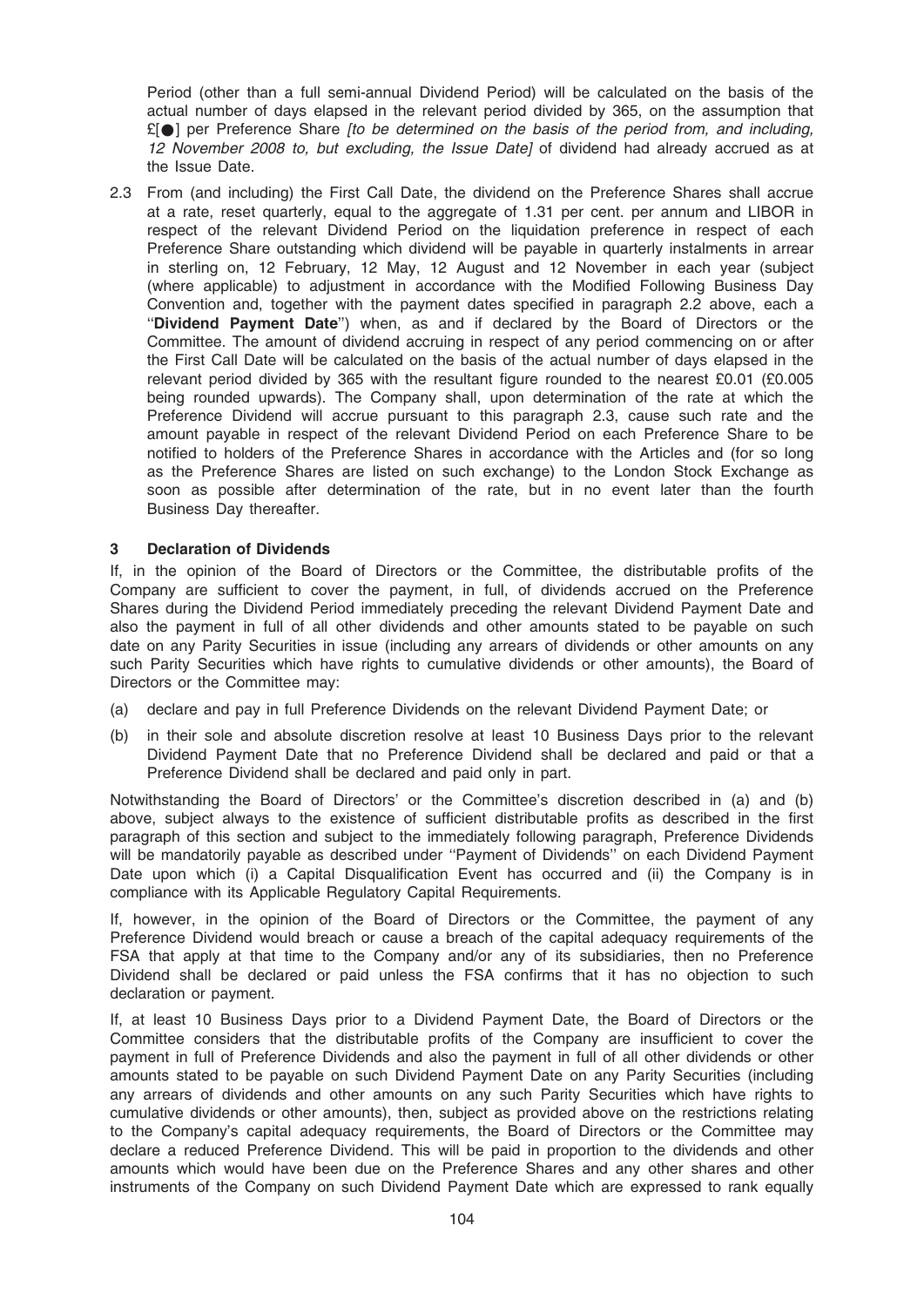Period (other than a full semi-annual Dividend Period) will be calculated on the basis of the actual number of days elapsed in the relevant period divided by 365, on the assumption that £[●] per Preference Share *[to be determined on the basis of the period from, and including, 12 November 2008 to, but excluding, the Issue Date]* of dividend had already accrued as at the Issue Date.

2.3 From (and including) the First Call Date, the dividend on the Preference Shares shall accrue at a rate, reset quarterly, equal to the aggregate of 1.31 per cent. per annum and LIBOR in respect of the relevant Dividend Period on the liquidation preference in respect of each Preference Share outstanding which dividend will be payable in quarterly instalments in arrear in sterling on, 12 February, 12 May, 12 August and 12 November in each year (subject (where applicable) to adjustment in accordance with the Modified Following Business Day Convention and, together with the payment dates specified in paragraph 2.2 above, each a "**Dividend Payment Date**") when, as and if declared by the Board of Directors or the Committee. The amount of dividend accruing in respect of any period commencing on or after the First Call Date will be calculated on the basis of the actual number of days elapsed in the relevant period divided by 365 with the resultant figure rounded to the nearest £0.01 (£0.005 being rounded upwards). The Company shall, upon determination of the rate at which the Preference Dividend will accrue pursuant to this paragraph 2.3, cause such rate and the amount payable in respect of the relevant Dividend Period on each Preference Share to be notified to holders of the Preference Shares in accordance with the Articles and (for so long as the Preference Shares are listed on such exchange) to the London Stock Exchange as soon as possible after determination of the rate, but in no event later than the fourth Business Day thereafter.

### 3 Declaration of Dividends

If, in the opinion of the Board of Directors or the Committee, the distributable profits of the Company are sufficient to cover the payment, in full, of dividends accrued on the Preference Shares during the Dividend Period immediately preceding the relevant Dividend Payment Date and also the payment in full of all other dividends and other amounts stated to be payable on such date on any Parity Securities in issue (including any arrears of dividends or other amounts on any such Parity Securities which have rights to cumulative dividends or other amounts), the Board of Directors or the Committee may:

(a) declare and pay in full Preference Dividends on the relevant Dividend Payment Date; or

(b) in their sole and absolute discretion resolve at least 10 Business Days prior to the relevant Dividend Payment Date that no Preference Dividend shall be declared and paid or that a Preference Dividend shall be declared and paid only in part.

Notwithstanding the Board of Directors' or the Committee's discretion described in (a) and (b) above, subject always to the existence of sufficient distributable profits as described in the first paragraph of this section and subject to the immediately following paragraph, Preference Dividends will be mandatorily payable as described under "Payment of Dividends" on each Dividend Payment Date upon which (i) a Capital Disqualification Event has occurred and (ii) the Company is in compliance with its Applicable Regulatory Capital Requirements.

If, however, in the opinion of the Board of Directors or the Committee, the payment of any Preference Dividend would breach or cause a breach of the capital adequacy requirements of the FSA that apply at that time to the Company and/or any of its subsidiaries, then no Preference Dividend shall be declared or paid unless the FSA confirms that it has no objection to such declaration or payment.

If, at least 10 Business Days prior to a Dividend Payment Date, the Board of Directors or the Committee considers that the distributable profits of the Company are insufficient to cover the payment in full of Preference Dividends and also the payment in full of all other dividends or other amounts stated to be payable on such Dividend Payment Date on any Parity Securities (including any arrears of dividends and other amounts on any such Parity Securities which have rights to cumulative dividends or other amounts), then, subject as provided above on the restrictions relating to the Company's capital adequacy requirements, the Board of Directors or the Committee may declare a reduced Preference Dividend. This will be paid in proportion to the dividends and other amounts which would have been due on the Preference Shares and any other shares and other instruments of the Company on such Dividend Payment Date which are expressed to rank equally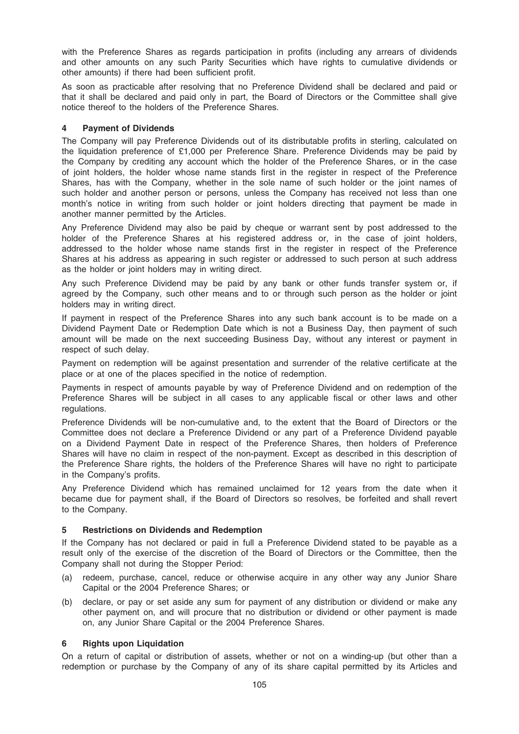with the Preference Shares as regards participation in profits (including any arrears of dividends and other amounts on any such Parity Securities which have rights to cumulative dividends or other amounts) if there had been sufficient profit.

As soon as practicable after resolving that no Preference Dividend shall be declared and paid or that it shall be declared and paid only in part, the Board of Directors or the Committee shall give notice thereof to the holders of the Preference Shares.

## 4 Payment of Dividends

The Company will pay Preference Dividends out of its distributable profits in sterling, calculated on the liquidation preference of £1,000 per Preference Share. Preference Dividends may be paid by the Company by crediting any account which the holder of the Preference Shares, or in the case of joint holders, the holder whose name stands first in the register in respect of the Preference Shares, has with the Company, whether in the sole name of such holder or the joint names of such holder and another person or persons, unless the Company has received not less than one month's notice in writing from such holder or joint holders directing that payment be made in another manner permitted by the Articles.

Any Preference Dividend may also be paid by cheque or warrant sent by post addressed to the holder of the Preference Shares at his registered address or, in the case of joint holders, addressed to the holder whose name stands first in the register in respect of the Preference Shares at his address as appearing in such register or addressed to such person at such address as the holder or joint holders may in writing direct.

Any such Preference Dividend may be paid by any bank or other funds transfer system or, if agreed by the Company, such other means and to or through such person as the holder or joint holders may in writing direct.

If payment in respect of the Preference Shares into any such bank account is to be made on a Dividend Payment Date or Redemption Date which is not a Business Day, then payment of such amount will be made on the next succeeding Business Day, without any interest or payment in respect of such delay.

Payment on redemption will be against presentation and surrender of the relative certificate at the place or at one of the places specified in the notice of redemption.

Payments in respect of amounts payable by way of Preference Dividend and on redemption of the Preference Shares will be subject in all cases to any applicable fiscal or other laws and other regulations.

Preference Dividends will be non-cumulative and, to the extent that the Board of Directors or the Committee does not declare a Preference Dividend or any part of a Preference Dividend payable on a Dividend Payment Date in respect of the Preference Shares, then holders of Preference Shares will have no claim in respect of the non-payment. Except as described in this description of the Preference Share rights, the holders of the Preference Shares will have no right to participate in the Company's profits.

Any Preference Dividend which has remained unclaimed for 12 years from the date when it became due for payment shall, if the Board of Directors so resolves, be forfeited and shall revert to the Company.

## 5 Restrictions on Dividends and Redemption

If the Company has not declared or paid in full a Preference Dividend stated to be payable as a result only of the exercise of the discretion of the Board of Directors or the Committee, then the Company shall not during the Stopper Period:

(a) redeem, purchase, cancel, reduce or otherwise acquire in any other way any Junior Share Capital or the 2004 Preference Shares; or

(b) declare, or pay or set aside any sum for payment of any distribution or dividend or make any other payment on, and will procure that no distribution or dividend or other payment is made on, any Junior Share Capital or the 2004 Preference Shares.

## 6 Rights upon Liquidation

On a return of capital or distribution of assets, whether or not on a winding-up (but other than a redemption or purchase by the Company of any of its share capital permitted by its Articles and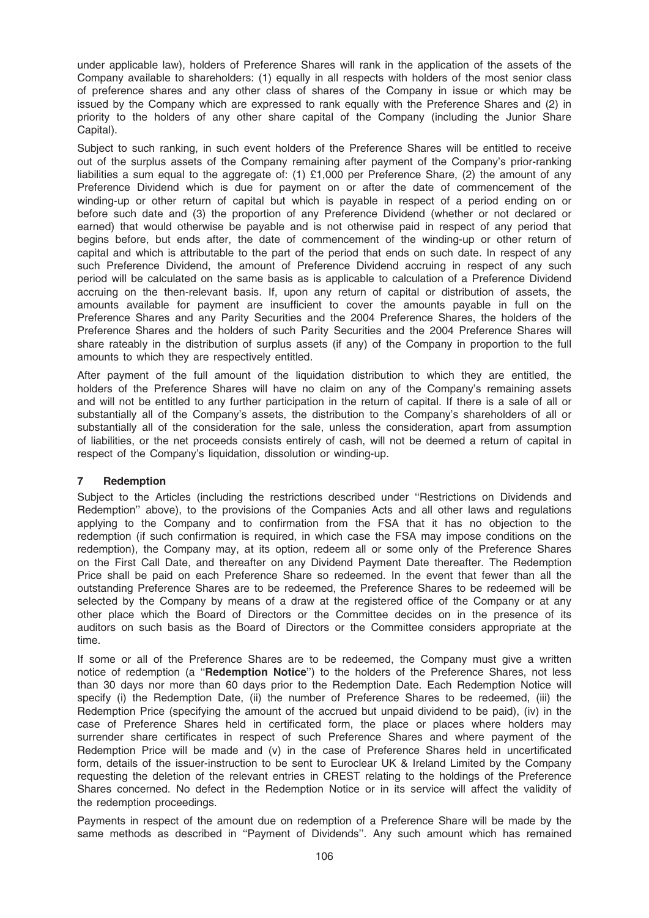under applicable law), holders of Preference Shares will rank in the application of the assets of the Company available to shareholders: (1) equally in all respects with holders of the most senior class of preference shares and any other class of shares of the Company in issue or which may be issued by the Company which are expressed to rank equally with the Preference Shares and (2) in priority to the holders of any other share capital of the Company (including the Junior Share Capital).

Subject to such ranking, in such event holders of the Preference Shares will be entitled to receive out of the surplus assets of the Company remaining after payment of the Company's prior-ranking liabilities a sum equal to the aggregate of: (1) £1,000 per Preference Share, (2) the amount of any Preference Dividend which is due for payment on or after the date of commencement of the winding-up or other return of capital but which is payable in respect of a period ending on or before such date and (3) the proportion of any Preference Dividend (whether or not declared or earned) that would otherwise be payable and is not otherwise paid in respect of any period that begins before, but ends after, the date of commencement of the winding-up or other return of capital and which is attributable to the part of the period that ends on such date. In respect of any such Preference Dividend, the amount of Preference Dividend accruing in respect of any such period will be calculated on the same basis as is applicable to calculation of a Preference Dividend accruing on the then-relevant basis. If, upon any return of capital or distribution of assets, the amounts available for payment are insufficient to cover the amounts payable in full on the Preference Shares and any Parity Securities and the 2004 Preference Shares, the holders of the Preference Shares and the holders of such Parity Securities and the 2004 Preference Shares will share rateably in the distribution of surplus assets (if any) of the Company in proportion to the full amounts to which they are respectively entitled.

After payment of the full amount of the liquidation distribution to which they are entitled, the holders of the Preference Shares will have no claim on any of the Company's remaining assets and will not be entitled to any further participation in the return of capital. If there is a sale of all or substantially all of the Company's assets, the distribution to the Company's shareholders of all or substantially all of the consideration for the sale, unless the consideration, apart from assumption of liabilities, or the net proceeds consists entirely of cash, will not be deemed a return of capital in respect of the Company's liquidation, dissolution or winding-up.

## 7 Redemption

Subject to the Articles (including the restrictions described under ''Restrictions on Dividends and Redemption'' above), to the provisions of the Companies Acts and all other laws and regulations applying to the Company and to confirmation from the FSA that it has no objection to the redemption (if such confirmation is required, in which case the FSA may impose conditions on the redemption), the Company may, at its option, redeem all or some only of the Preference Shares on the First Call Date, and thereafter on any Dividend Payment Date thereafter. The Redemption Price shall be paid on each Preference Share so redeemed. In the event that fewer than all the outstanding Preference Shares are to be redeemed, the Preference Shares to be redeemed will be selected by the Company by means of a draw at the registered office of the Company or at any other place which the Board of Directors or the Committee decides on in the presence of its auditors on such basis as the Board of Directors or the Committee considers appropriate at the time.

If some or all of the Preference Shares are to be redeemed, the Company must give a written notice of redemption (a ''**Redemption Notice**'') to the holders of the Preference Shares, not less than 30 days nor more than 60 days prior to the Redemption Date. Each Redemption Notice will specify (i) the Redemption Date, (ii) the number of Preference Shares to be redeemed, (iii) the Redemption Price (specifying the amount of the accrued but unpaid dividend to be paid), (iv) in the case of Preference Shares held in certificated form, the place or places where holders may surrender share certificates in respect of such Preference Shares and where payment of the Redemption Price will be made and (v) in the case of Preference Shares held in uncertificated form, details of the issuer-instruction to be sent to Euroclear UK & Ireland Limited by the Company requesting the deletion of the relevant entries in CREST relating to the holdings of the Preference Shares concerned. No defect in the Redemption Notice or in its service will affect the validity of the redemption proceedings.

Payments in respect of the amount due on redemption of a Preference Share will be made by the same methods as described in ''Payment of Dividends''. Any such amount which has remained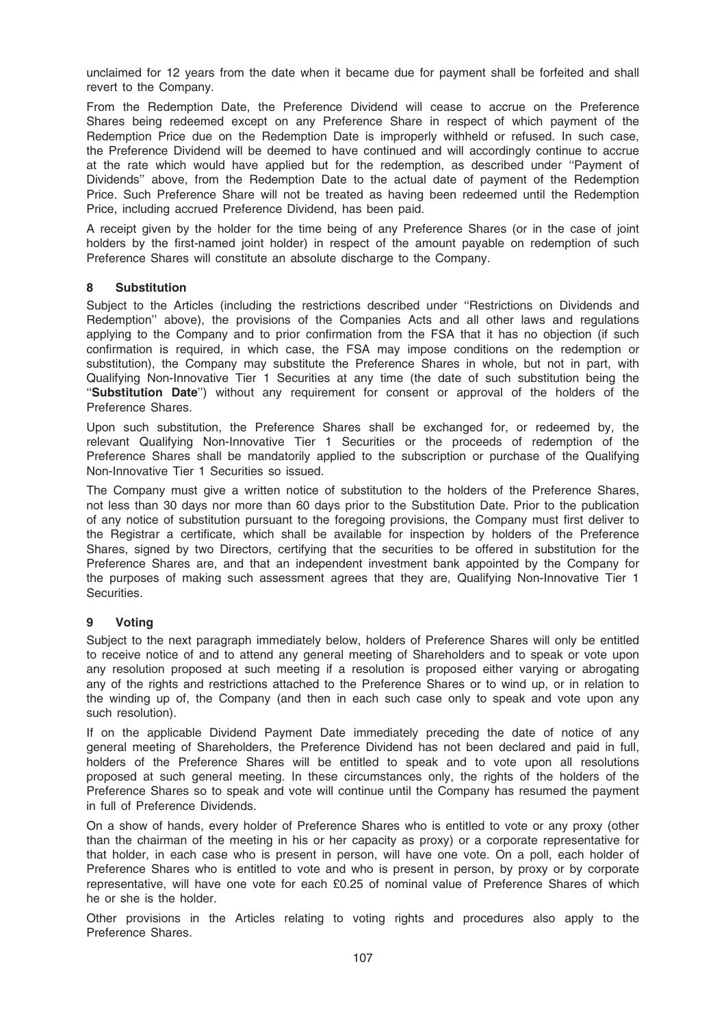unclaimed for 12 years from the date when it became due for payment shall be forfeited and shall revert to the Company.

From the Redemption Date, the Preference Dividend will cease to accrue on the Preference Shares being redeemed except on any Preference Share in respect of which payment of the Redemption Price due on the Redemption Date is improperly withheld or refused. In such case, the Preference Dividend will be deemed to have continued and will accordingly continue to accrue at the rate which would have applied but for the redemption, as described under ''Payment of Dividends'' above, from the Redemption Date to the actual date of payment of the Redemption Price. Such Preference Share will not be treated as having been redeemed until the Redemption Price, including accrued Preference Dividend, has been paid.

A receipt given by the holder for the time being of any Preference Shares (or in the case of joint holders by the first-named joint holder) in respect of the amount payable on redemption of such Preference Shares will constitute an absolute discharge to the Company.

## 8 Substitution

Subject to the Articles (including the restrictions described under ''Restrictions on Dividends and Redemption'' above), the provisions of the Companies Acts and all other laws and regulations applying to the Company and to prior confirmation from the FSA that it has no objection (if such confirmation is required, in which case, the FSA may impose conditions on the redemption or substitution), the Company may substitute the Preference Shares in whole, but not in part, with Qualifying Non-Innovative Tier 1 Securities at any time (the date of such substitution being the ''**Substitution Date**'') without any requirement for consent or approval of the holders of the Preference Shares.

Upon such substitution, the Preference Shares shall be exchanged for, or redeemed by, the relevant Qualifying Non-Innovative Tier 1 Securities or the proceeds of redemption of the Preference Shares shall be mandatorily applied to the subscription or purchase of the Qualifying Non-Innovative Tier 1 Securities so issued.

The Company must give a written notice of substitution to the holders of the Preference Shares, not less than 30 days nor more than 60 days prior to the Substitution Date. Prior to the publication of any notice of substitution pursuant to the foregoing provisions, the Company must first deliver to the Registrar a certificate, which shall be available for inspection by holders of the Preference Shares, signed by two Directors, certifying that the securities to be offered in substitution for the Preference Shares are, and that an independent investment bank appointed by the Company for the purposes of making such assessment agrees that they are, Qualifying Non-Innovative Tier 1 Securities.

## 9 Voting

Subject to the next paragraph immediately below, holders of Preference Shares will only be entitled to receive notice of and to attend any general meeting of Shareholders and to speak or vote upon any resolution proposed at such meeting if a resolution is proposed either varying or abrogating any of the rights and restrictions attached to the Preference Shares or to wind up, or in relation to the winding up of, the Company (and then in each such case only to speak and vote upon any such resolution).

If on the applicable Dividend Payment Date immediately preceding the date of notice of any general meeting of Shareholders, the Preference Dividend has not been declared and paid in full, holders of the Preference Shares will be entitled to speak and to vote upon all resolutions proposed at such general meeting. In these circumstances only, the rights of the holders of the Preference Shares so to speak and vote will continue until the Company has resumed the payment in full of Preference Dividends.

On a show of hands, every holder of Preference Shares who is entitled to vote or any proxy (other than the chairman of the meeting in his or her capacity as proxy) or a corporate representative for that holder, in each case who is present in person, will have one vote. On a poll, each holder of Preference Shares who is entitled to vote and who is present in person, by proxy or by corporate representative, will have one vote for each £0.25 of nominal value of Preference Shares of which he or she is the holder.

Other provisions in the Articles relating to voting rights and procedures also apply to the Preference Shares.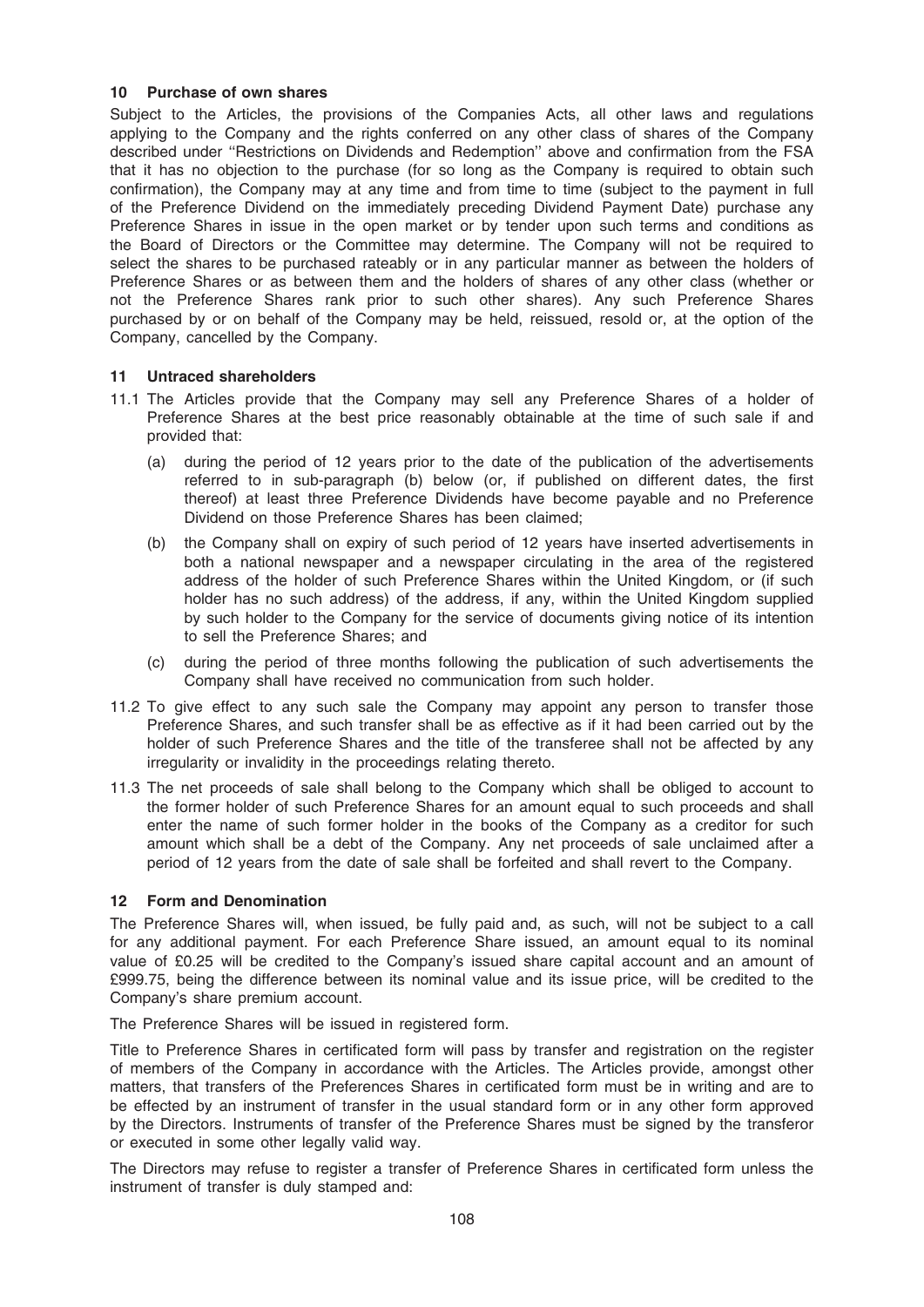## 10 Purchase of own shares

Subject to the Articles, the provisions of the Companies Acts, all other laws and regulations applying to the Company and the rights conferred on any other class of shares of the Company described under ''Restrictions on Dividends and Redemption'' above and confirmation from the FSA that it has no objection to the purchase (for so long as the Company is required to obtain such confirmation), the Company may at any time and from time to time (subject to the payment in full of the Preference Dividend on the immediately preceding Dividend Payment Date) purchase any Preference Shares in issue in the open market or by tender upon such terms and conditions as the Board of Directors or the Committee may determine. The Company will not be required to select the shares to be purchased rateably or in any particular manner as between the holders of Preference Shares or as between them and the holders of shares of any other class (whether or not the Preference Shares rank prior to such other shares). Any such Preference Shares purchased by or on behalf of the Company may be held, reissued, resold or, at the option of the Company, cancelled by the Company.

## 11 Untraced shareholders

11.1 The Articles provide that the Company may sell any Preference Shares of a holder of Preference Shares at the best price reasonably obtainable at the time of such sale if and provided that:

(a) during the period of 12 years prior to the date of the publication of the advertisements referred to in sub-paragraph (b) below (or, if published on different dates, the first thereof) at least three Preference Dividends have become payable and no Preference Dividend on those Preference Shares has been claimed;

(b) the Company shall on expiry of such period of 12 years have inserted advertisements in both a national newspaper and a newspaper circulating in the area of the registered address of the holder of such Preference Shares within the United Kingdom, or (if such holder has no such address) of the address, if any, within the United Kingdom supplied by such holder to the Company for the service of documents giving notice of its intention to sell the Preference Shares; and

(c) during the period of three months following the publication of such advertisements the Company shall have received no communication from such holder.

11.2 To give effect to any such sale the Company may appoint any person to transfer those Preference Shares, and such transfer shall be as effective as if it had been carried out by the holder of such Preference Shares and the title of the transferee shall not be affected by any irregularity or invalidity in the proceedings relating thereto.

11.3 The net proceeds of sale shall belong to the Company which shall be obliged to account to the former holder of such Preference Shares for an amount equal to such proceeds and shall enter the name of such former holder in the books of the Company as a creditor for such amount which shall be a debt of the Company. Any net proceeds of sale unclaimed after a period of 12 years from the date of sale shall be forfeited and shall revert to the Company.

## 12 Form and Denomination

The Preference Shares will, when issued, be fully paid and, as such, will not be subject to a call for any additional payment. For each Preference Share issued, an amount equal to its nominal value of £0.25 will be credited to the Company's issued share capital account and an amount of £999.75, being the difference between its nominal value and its issue price, will be credited to the Company's share premium account.

The Preference Shares will be issued in registered form.

Title to Preference Shares in certificated form will pass by transfer and registration on the register of members of the Company in accordance with the Articles. The Articles provide, amongst other matters, that transfers of the Preferences Shares in certificated form must be in writing and are to be effected by an instrument of transfer in the usual standard form or in any other form approved by the Directors. Instruments of transfer of the Preference Shares must be signed by the transferor or executed in some other legally valid way.

The Directors may refuse to register a transfer of Preference Shares in certificated form unless the instrument of transfer is duly stamped and: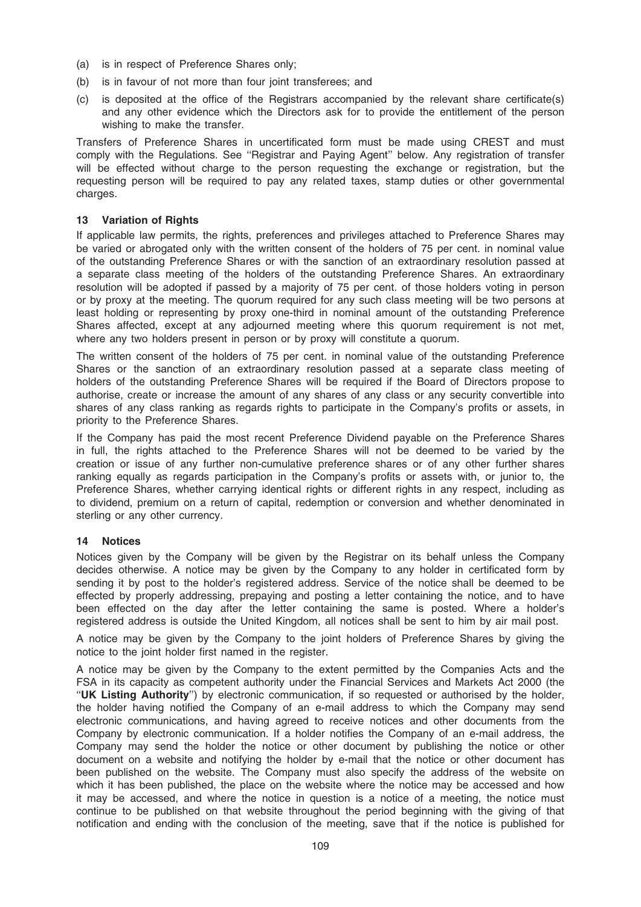(a) is in respect of Preference Shares only;

(b) is in favour of not more than four joint transferees; and

(c) is deposited at the office of the Registrars accompanied by the relevant share certificate(s) and any other evidence which the Directors ask for to provide the entitlement of the person wishing to make the transfer.

Transfers of Preference Shares in uncertificated form must be made using CREST and must comply with the Regulations. See ''Registrar and Paying Agent'' below. Any registration of transfer will be effected without charge to the person requesting the exchange or registration, but the requesting person will be required to pay any related taxes, stamp duties or other governmental charges.

## 13 Variation of Rights

If applicable law permits, the rights, preferences and privileges attached to Preference Shares may be varied or abrogated only with the written consent of the holders of 75 per cent. in nominal value of the outstanding Preference Shares or with the sanction of an extraordinary resolution passed at a separate class meeting of the holders of the outstanding Preference Shares. An extraordinary resolution will be adopted if passed by a majority of 75 per cent. of those holders voting in person or by proxy at the meeting. The quorum required for any such class meeting will be two persons at least holding or representing by proxy one-third in nominal amount of the outstanding Preference Shares affected, except at any adjourned meeting where this quorum requirement is not met, where any two holders present in person or by proxy will constitute a quorum.

The written consent of the holders of 75 per cent. in nominal value of the outstanding Preference Shares or the sanction of an extraordinary resolution passed at a separate class meeting of holders of the outstanding Preference Shares will be required if the Board of Directors propose to authorise, create or increase the amount of any shares of any class or any security convertible into shares of any class ranking as regards rights to participate in the Company's profits or assets, in priority to the Preference Shares.

If the Company has paid the most recent Preference Dividend payable on the Preference Shares in full, the rights attached to the Preference Shares will not be deemed to be varied by the creation or issue of any further non-cumulative preference shares or of any other further shares ranking equally as regards participation in the Company's profits or assets with, or junior to, the Preference Shares, whether carrying identical rights or different rights in any respect, including as to dividend, premium on a return of capital, redemption or conversion and whether denominated in sterling or any other currency.

## 14 Notices

Notices given by the Company will be given by the Registrar on its behalf unless the Company decides otherwise. A notice may be given by the Company to any holder in certificated form by sending it by post to the holder's registered address. Service of the notice shall be deemed to be effected by properly addressing, prepaying and posting a letter containing the notice, and to have been effected on the day after the letter containing the same is posted. Where a holder's registered address is outside the United Kingdom, all notices shall be sent to him by air mail post.

A notice may be given by the Company to the joint holders of Preference Shares by giving the notice to the joint holder first named in the register.

A notice may be given by the Company to the extent permitted by the Companies Acts and the FSA in its capacity as competent authority under the Financial Services and Markets Act 2000 (the ''**UK Listing Authority**'') by electronic communication, if so requested or authorised by the holder, the holder having notified the Company of an e-mail address to which the Company may send electronic communications, and having agreed to receive notices and other documents from the Company by electronic communication. If a holder notifies the Company of an e-mail address, the Company may send the holder the notice or other document by publishing the notice or other document on a website and notifying the holder by e-mail that the notice or other document has been published on the website. The Company must also specify the address of the website on which it has been published, the place on the website where the notice may be accessed and how it may be accessed, and where the notice in question is a notice of a meeting, the notice must continue to be published on that website throughout the period beginning with the giving of that notification and ending with the conclusion of the meeting, save that if the notice is published for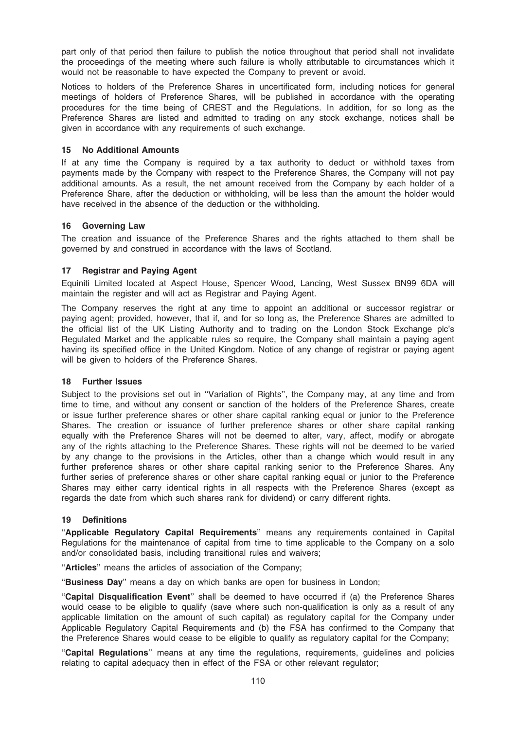part only of that period then failure to publish the notice throughout that period shall not invalidate the proceedings of the meeting where such failure is wholly attributable to circumstances which it would not be reasonable to have expected the Company to prevent or avoid.

Notices to holders of the Preference Shares in uncertificated form, including notices for general meetings of holders of Preference Shares, will be published in accordance with the operating procedures for the time being of CREST and the Regulations. In addition, for so long as the Preference Shares are listed and admitted to trading on any stock exchange, notices shall be given in accordance with any requirements of such exchange.

### 15 No Additional Amounts

If at any time the Company is required by a tax authority to deduct or withhold taxes from payments made by the Company with respect to the Preference Shares, the Company will not pay additional amounts. As a result, the net amount received from the Company by each holder of a Preference Share, after the deduction or withholding, will be less than the amount the holder would have received in the absence of the deduction or the withholding.

### 16 Governing Law

The creation and issuance of the Preference Shares and the rights attached to them shall be governed by and construed in accordance with the laws of Scotland.

### 17 Registrar and Paying Agent

Equiniti Limited located at Aspect House, Spencer Wood, Lancing, West Sussex BN99 6DA will maintain the register and will act as Registrar and Paying Agent.

The Company reserves the right at any time to appoint an additional or successor registrar or paying agent; provided, however, that if, and for so long as, the Preference Shares are admitted to the official list of the UK Listing Authority and to trading on the London Stock Exchange plc's Regulated Market and the applicable rules so require, the Company shall maintain a paying agent having its specified office in the United Kingdom. Notice of any change of registrar or paying agent will be given to holders of the Preference Shares.

### 18 Further Issues

Subject to the provisions set out in ''Variation of Rights'', the Company may, at any time and from time to time, and without any consent or sanction of the holders of the Preference Shares, create or issue further preference shares or other share capital ranking equal or junior to the Preference Shares. The creation or issuance of further preference shares or other share capital ranking equally with the Preference Shares will not be deemed to alter, vary, affect, modify or abrogate any of the rights attaching to the Preference Shares. These rights will not be deemed to be varied by any change to the provisions in the Articles, other than a change which would result in any further preference shares or other share capital ranking senior to the Preference Shares. Any further series of preference shares or other share capital ranking equal or junior to the Preference Shares may either carry identical rights in all respects with the Preference Shares (except as regards the date from which such shares rank for dividend) or carry different rights.

### 19 Definitions

''**Applicable Regulatory Capital Requirements**'' means any requirements contained in Capital Regulations for the maintenance of capital from time to time applicable to the Company on a solo and/or consolidated basis, including transitional rules and waivers;

''**Articles**'' means the articles of association of the Company;

''**Business Day**'' means a day on which banks are open for business in London;

''**Capital Disqualification Event**'' shall be deemed to have occurred if (a) the Preference Shares would cease to be eligible to qualify (save where such non-qualification is only as a result of any applicable limitation on the amount of such capital) as regulatory capital for the Company under Applicable Regulatory Capital Requirements and (b) the FSA has confirmed to the Company that the Preference Shares would cease to be eligible to qualify as regulatory capital for the Company;

''**Capital Regulations**'' means at any time the regulations, requirements, guidelines and policies relating to capital adequacy then in effect of the FSA or other relevant regulator;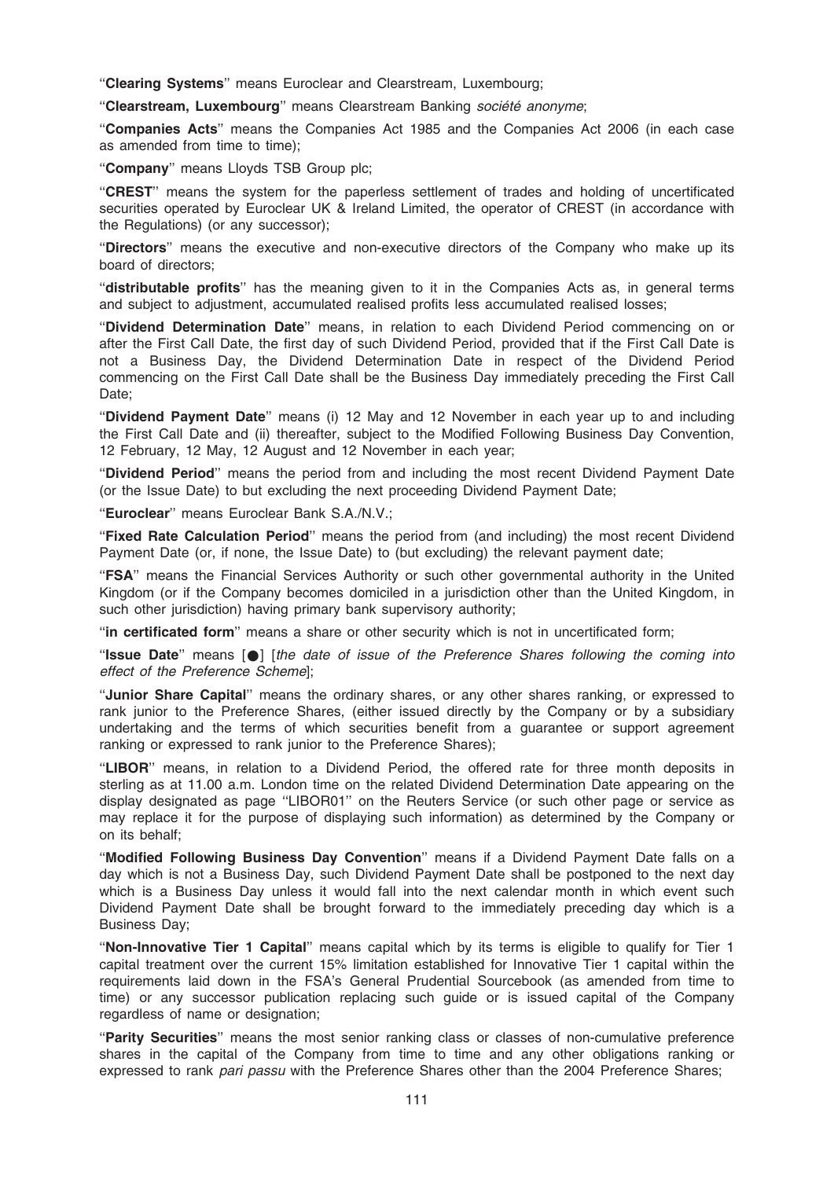''**Clearing Systems**'' means Euroclear and Clearstream, Luxembourg;

''**Clearstream, Luxembourg**'' means Clearstream Banking *société anonyme*;

''**Companies Acts**'' means the Companies Act 1985 and the Companies Act 2006 (in each case as amended from time to time);

''**Company**'' means Lloyds TSB Group plc;

''**CREST**'' means the system for the paperless settlement of trades and holding of uncertificated securities operated by Euroclear UK & Ireland Limited, the operator of CREST (in accordance with the Regulations) (or any successor);

''**Directors**'' means the executive and non-executive directors of the Company who make up its board of directors;

''**distributable profits**'' has the meaning given to it in the Companies Acts as, in general terms and subject to adjustment, accumulated realised profits less accumulated realised losses;

''**Dividend Determination Date**'' means, in relation to each Dividend Period commencing on or after the First Call Date, the first day of such Dividend Period, provided that if the First Call Date is not a Business Day, the Dividend Determination Date in respect of the Dividend Period commencing on the First Call Date shall be the Business Day immediately preceding the First Call Date;

''**Dividend Payment Date**'' means (i) 12 May and 12 November in each year up to and including the First Call Date and (ii) thereafter, subject to the Modified Following Business Day Convention, 12 February, 12 May, 12 August and 12 November in each year;

''**Dividend Period**'' means the period from and including the most recent Dividend Payment Date (or the Issue Date) to but excluding the next proceeding Dividend Payment Date;

''**Euroclear**'' means Euroclear Bank S.A./N.V.;

''**Fixed Rate Calculation Period**'' means the period from (and including) the most recent Dividend Payment Date (or, if none, the Issue Date) to (but excluding) the relevant payment date;

''**FSA**'' means the Financial Services Authority or such other governmental authority in the United Kingdom (or if the Company becomes domiciled in a jurisdiction other than the United Kingdom, in such other jurisdiction) having primary bank supervisory authority;

''**in certificated form**'' means a share or other security which is not in uncertificated form;

''**Issue Date**'' means [●] [*the date of issue of the Preference Shares following the coming into effect of the Preference Scheme*];

''**Junior Share Capital**'' means the ordinary shares, or any other shares ranking, or expressed to rank junior to the Preference Shares, (either issued directly by the Company or by a subsidiary undertaking and the terms of which securities benefit from a guarantee or support agreement ranking or expressed to rank junior to the Preference Shares);

''**LIBOR**'' means, in relation to a Dividend Period, the offered rate for three month deposits in sterling as at 11.00 a.m. London time on the related Dividend Determination Date appearing on the display designated as page ''LIBOR01'' on the Reuters Service (or such other page or service as may replace it for the purpose of displaying such information) as determined by the Company or on its behalf;

''**Modified Following Business Day Convention**'' means if a Dividend Payment Date falls on a day which is not a Business Day, such Dividend Payment Date shall be postponed to the next day which is a Business Day unless it would fall into the next calendar month in which event such Dividend Payment Date shall be brought forward to the immediately preceding day which is a Business Day;

''**Non-Innovative Tier 1 Capital**'' means capital which by its terms is eligible to qualify for Tier 1 capital treatment over the current 15% limitation established for Innovative Tier 1 capital within the requirements laid down in the FSA's General Prudential Sourcebook (as amended from time to time) or any successor publication replacing such guide or is issued capital of the Company regardless of name or designation;

''**Parity Securities**'' means the most senior ranking class or classes of non-cumulative preference shares in the capital of the Company from time to time and any other obligations ranking or expressed to rank *pari passu* with the Preference Shares other than the 2004 Preference Shares;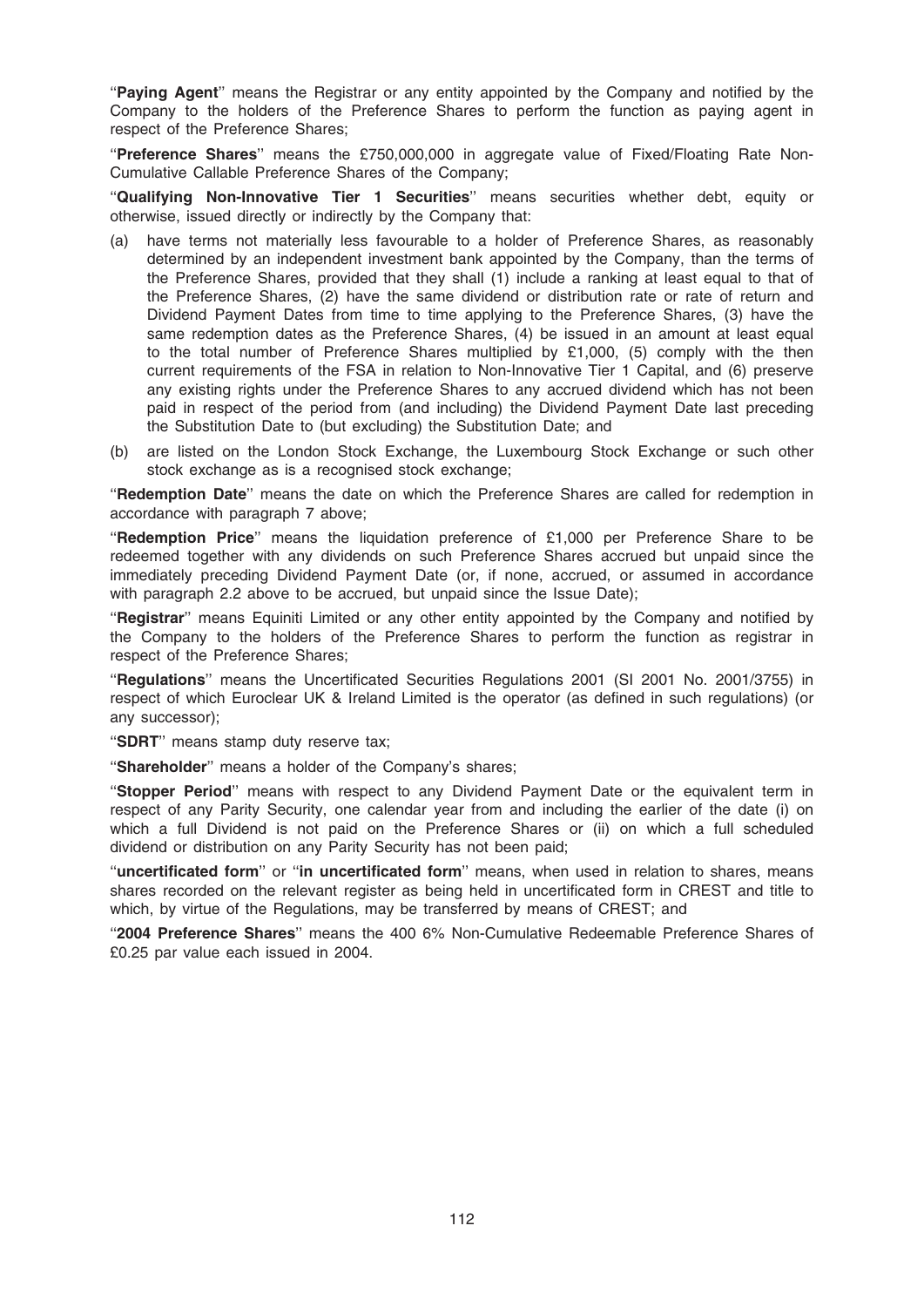''**Paying Agent**'' means the Registrar or any entity appointed by the Company and notified by the Company to the holders of the Preference Shares to perform the function as paying agent in respect of the Preference Shares;

''**Preference Shares**'' means the £750,000,000 in aggregate value of Fixed/Floating Rate Non-Cumulative Callable Preference Shares of the Company;

''**Qualifying Non-Innovative Tier 1 Securities**'' means securities whether debt, equity or otherwise, issued directly or indirectly by the Company that:

(a) have terms not materially less favourable to a holder of Preference Shares, as reasonably determined by an independent investment bank appointed by the Company, than the terms of the Preference Shares, provided that they shall (1) include a ranking at least equal to that of the Preference Shares, (2) have the same dividend or distribution rate or rate of return and Dividend Payment Dates from time to time applying to the Preference Shares, (3) have the same redemption dates as the Preference Shares, (4) be issued in an amount at least equal to the total number of Preference Shares multiplied by £1,000, (5) comply with the then current requirements of the FSA in relation to Non-Innovative Tier 1 Capital, and (6) preserve any existing rights under the Preference Shares to any accrued dividend which has not been paid in respect of the period from (and including) the Dividend Payment Date last preceding the Substitution Date to (but excluding) the Substitution Date; and

(b) are listed on the London Stock Exchange, the Luxembourg Stock Exchange or such other stock exchange as is a recognised stock exchange;

''**Redemption Date**'' means the date on which the Preference Shares are called for redemption in accordance with paragraph 7 above;

''**Redemption Price**'' means the liquidation preference of £1,000 per Preference Share to be redeemed together with any dividends on such Preference Shares accrued but unpaid since the immediately preceding Dividend Payment Date (or, if none, accrued, or assumed in accordance with paragraph 2.2 above to be accrued, but unpaid since the Issue Date);

''**Registrar**'' means Equiniti Limited or any other entity appointed by the Company and notified by the Company to the holders of the Preference Shares to perform the function as registrar in respect of the Preference Shares;

''**Regulations**'' means the Uncertificated Securities Regulations 2001 (SI 2001 No. 2001/3755) in respect of which Euroclear UK & Ireland Limited is the operator (as defined in such regulations) (or any successor);

''**SDRT**'' means stamp duty reserve tax;

''**Shareholder**'' means a holder of the Company's shares;

''**Stopper Period**'' means with respect to any Dividend Payment Date or the equivalent term in respect of any Parity Security, one calendar year from and including the earlier of the date (i) on which a full Dividend is not paid on the Preference Shares or (ii) on which a full scheduled dividend or distribution on any Parity Security has not been paid;

''**uncertificated form**'' or ''**in uncertificated form**'' means, when used in relation to shares, means shares recorded on the relevant register as being held in uncertificated form in CREST and title to which, by virtue of the Regulations, may be transferred by means of CREST; and

''**2004 Preference Shares**'' means the 400 6% Non-Cumulative Redeemable Preference Shares of £0.25 par value each issued in 2004.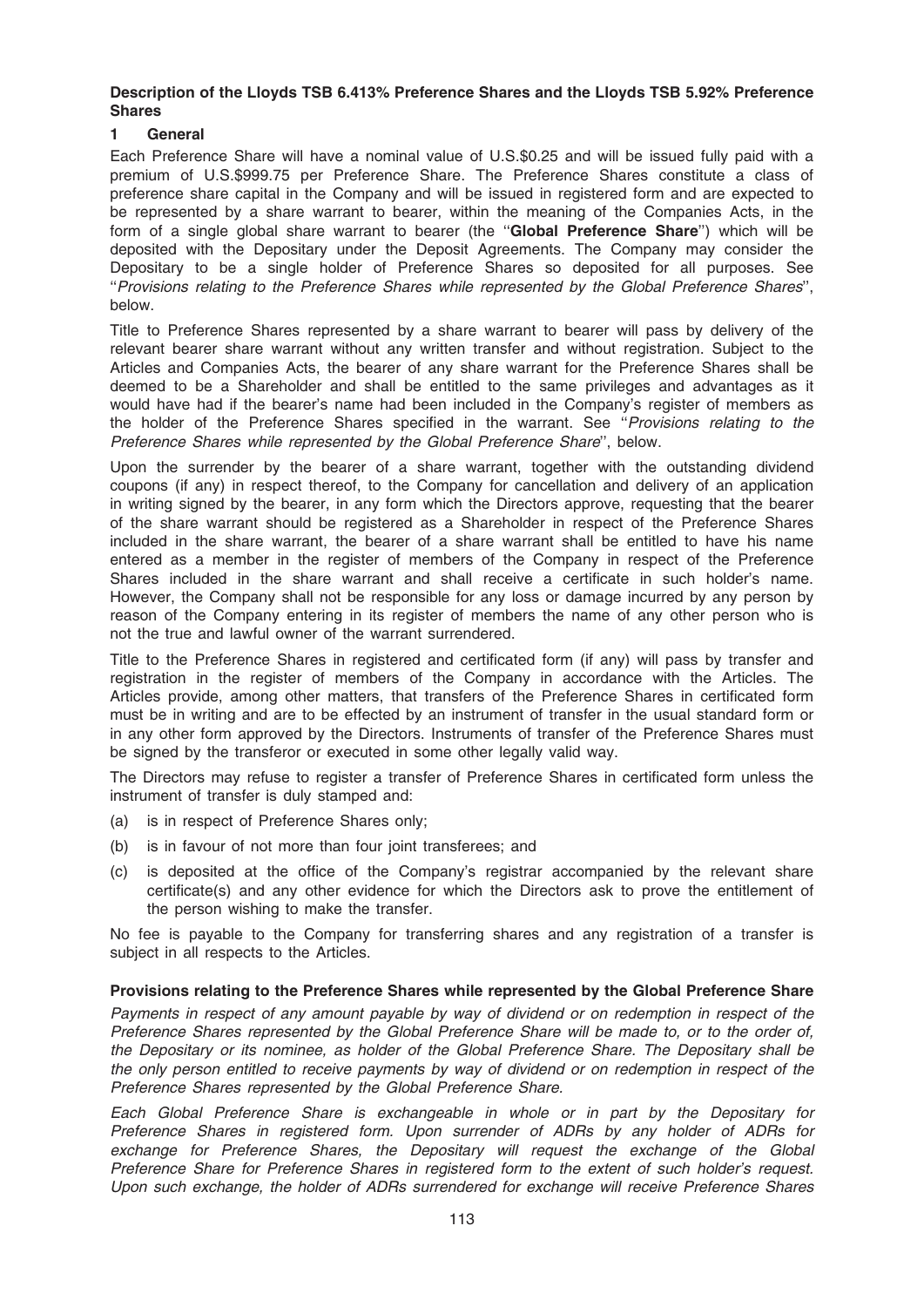**Description of the Lloyds TSB 6.413% Preference Shares and the Lloyds TSB 5.92% Preference Shares**

**1 General**

Each Preference Share will have a nominal value of U.S.$0.25 and will be issued fully paid with a premium of U.S.$999.75 per Preference Share. The Preference Shares constitute a class of preference share capital in the Company and will be issued in registered form and are expected to be represented by a share warrant to bearer, within the meaning of the Companies Acts, in the form of a single global share warrant to bearer (the ''**Global Preference Share**'') which will be deposited with the Depositary under the Deposit Agreements. The Company may consider the Depositary to be a single holder of Preference Shares so deposited for all purposes. See ''*Provisions relating to the Preference Shares while represented by the Global Preference Shares*'', below.

Title to Preference Shares represented by a share warrant to bearer will pass by delivery of the relevant bearer share warrant without any written transfer and without registration. Subject to the Articles and Companies Acts, the bearer of any share warrant for the Preference Shares shall be deemed to be a Shareholder and shall be entitled to the same privileges and advantages as it would have had if the bearer's name had been included in the Company's register of members as the holder of the Preference Shares specified in the warrant. See ''*Provisions relating to the Preference Shares while represented by the Global Preference Share*'', below.

Upon the surrender by the bearer of a share warrant, together with the outstanding dividend coupons (if any) in respect thereof, to the Company for cancellation and delivery of an application in writing signed by the bearer, in any form which the Directors approve, requesting that the bearer of the share warrant should be registered as a Shareholder in respect of the Preference Shares included in the share warrant, the bearer of a share warrant shall be entitled to have his name entered as a member in the register of members of the Company in respect of the Preference Shares included in the share warrant and shall receive a certificate in such holder's name. However, the Company shall not be responsible for any loss or damage incurred by any person by reason of the Company entering in its register of members the name of any other person who is not the true and lawful owner of the warrant surrendered.

Title to the Preference Shares in registered and certificated form (if any) will pass by transfer and registration in the register of members of the Company in accordance with the Articles. The Articles provide, among other matters, that transfers of the Preference Shares in certificated form must be in writing and are to be effected by an instrument of transfer in the usual standard form or in any other form approved by the Directors. Instruments of transfer of the Preference Shares must be signed by the transferor or executed in some other legally valid way.

The Directors may refuse to register a transfer of Preference Shares in certificated form unless the instrument of transfer is duly stamped and:

(a) is in respect of Preference Shares only;

(b) is in favour of not more than four joint transferees; and

(c) is deposited at the office of the Company's registrar accompanied by the relevant share certificate(s) and any other evidence for which the Directors ask to prove the entitlement of the person wishing to make the transfer.

No fee is payable to the Company for transferring shares and any registration of a transfer is subject in all respects to the Articles.

**Provisions relating to the Preference Shares while represented by the Global Preference Share**

*Payments in respect of any amount payable by way of dividend or on redemption in respect of the Preference Shares represented by the Global Preference Share will be made to, or to the order of, the Depositary or its nominee, as holder of the Global Preference Share. The Depositary shall be the only person entitled to receive payments by way of dividend or on redemption in respect of the Preference Shares represented by the Global Preference Share.*

*Each Global Preference Share is exchangeable in whole or in part by the Depositary for Preference Shares in registered form. Upon surrender of ADRs by any holder of ADRs for exchange for Preference Shares, the Depositary will request the exchange of the Global Preference Share for Preference Shares in registered form to the extent of such holder's request. Upon such exchange, the holder of ADRs surrendered for exchange will receive Preference Shares*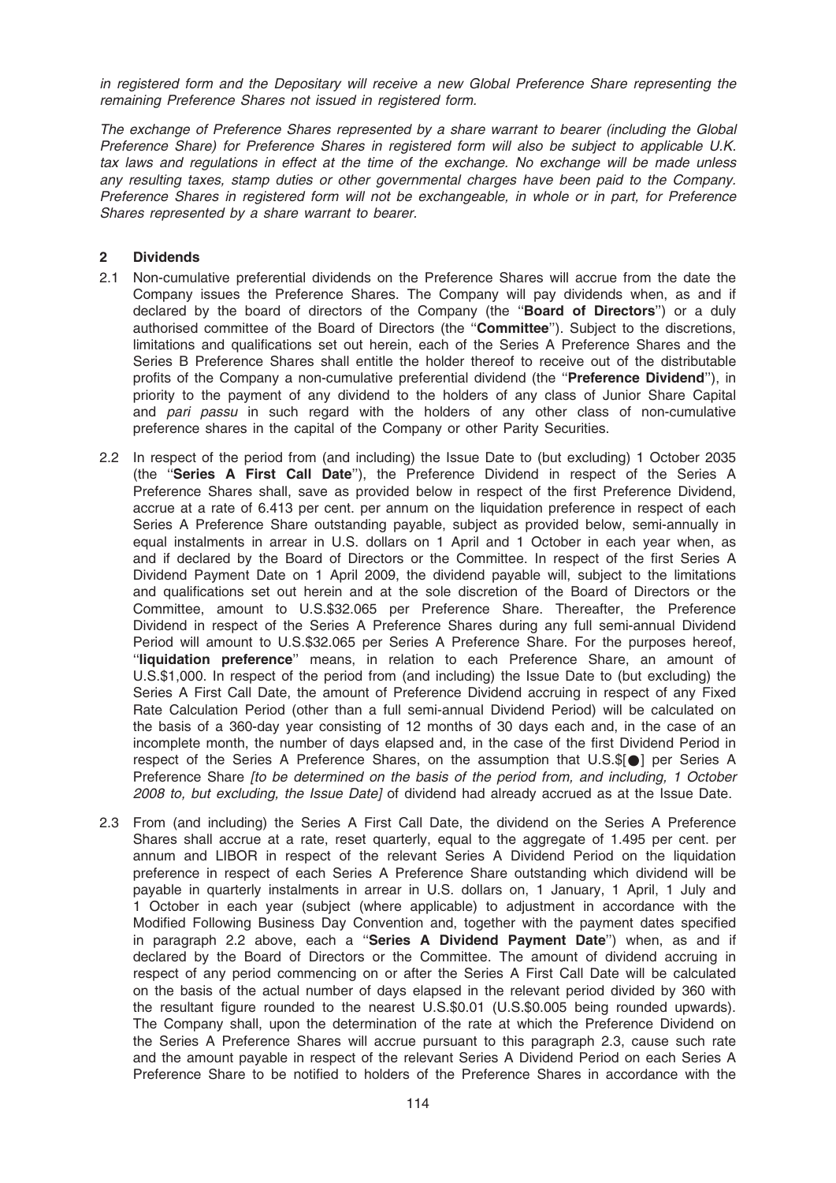*in registered form and the Depositary will receive a new Global Preference Share representing the remaining Preference Shares not issued in registered form.*

*The exchange of Preference Shares represented by a share warrant to bearer (including the Global Preference Share) for Preference Shares in registered form will also be subject to applicable U.K. tax laws and regulations in effect at the time of the exchange. No exchange will be made unless any resulting taxes, stamp duties or other governmental charges have been paid to the Company. Preference Shares in registered form will not be exchangeable, in whole or in part, for Preference Shares represented by a share warrant to bearer.*

## 2 Dividends

2.1 Non-cumulative preferential dividends on the Preference Shares will accrue from the date the Company issues the Preference Shares. The Company will pay dividends when, as and if declared by the board of directors of the Company (the "**Board of Directors**") or a duly authorised committee of the Board of Directors (the "**Committee**"). Subject to the discretions, limitations and qualifications set out herein, each of the Series A Preference Shares and the Series B Preference Shares shall entitle the holder thereof to receive out of the distributable profits of the Company a non-cumulative preferential dividend (the "**Preference Dividend**"), in priority to the payment of any dividend to the holders of any class of Junior Share Capital and *pari passu* in such regard with the holders of any other class of non-cumulative preference shares in the capital of the Company or other Parity Securities.

2.2 In respect of the period from (and including) the Issue Date to (but excluding) 1 October 2035 (the "**Series A First Call Date**"), the Preference Dividend in respect of the Series A Preference Shares shall, save as provided below in respect of the first Preference Dividend, accrue at a rate of 6.413 per cent. per annum on the liquidation preference in respect of each Series A Preference Share outstanding payable, subject as provided below, semi-annually in equal instalments in arrear in U.S. dollars on 1 April and 1 October in each year when, as and if declared by the Board of Directors or the Committee. In respect of the first Series A Dividend Payment Date on 1 April 2009, the dividend payable will, subject to the limitations and qualifications set out herein and at the sole discretion of the Board of Directors or the Committee, amount to U.S.$32.065 per Preference Share. Thereafter, the Preference Dividend in respect of the Series A Preference Shares during any full semi-annual Dividend Period will amount to U.S.$32.065 per Series A Preference Share. For the purposes hereof, "**liquidation preference**" means, in relation to each Preference Share, an amount of U.S.$1,000. In respect of the period from (and including) the Issue Date to (but excluding) the Series A First Call Date, the amount of Preference Dividend accruing in respect of any Fixed Rate Calculation Period (other than a full semi-annual Dividend Period) will be calculated on the basis of a 360-day year consisting of 12 months of 30 days each and, in the case of an incomplete month, the number of days elapsed and, in the case of the first Dividend Period in respect of the Series A Preference Shares, on the assumption that U.S.$[●] per Series A Preference Share *[to be determined on the basis of the period from, and including, 1 October 2008 to, but excluding, the Issue Date]* of dividend had already accrued as at the Issue Date.

2.3 From (and including) the Series A First Call Date, the dividend on the Series A Preference Shares shall accrue at a rate, reset quarterly, equal to the aggregate of 1.495 per cent. per annum and LIBOR in respect of the relevant Series A Dividend Period on the liquidation preference in respect of each Series A Preference Share outstanding which dividend will be payable in quarterly instalments in arrear in U.S. dollars on, 1 January, 1 April, 1 July and 1 October in each year (subject (where applicable) to adjustment in accordance with the Modified Following Business Day Convention and, together with the payment dates specified in paragraph 2.2 above, each a "**Series A Dividend Payment Date**") when, as and if declared by the Board of Directors or the Committee. The amount of dividend accruing in respect of any period commencing on or after the Series A First Call Date will be calculated on the basis of the actual number of days elapsed in the relevant period divided by 360 with the resultant figure rounded to the nearest U.S.$0.01 (U.S.$0.005 being rounded upwards). The Company shall, upon the determination of the rate at which the Preference Dividend on the Series A Preference Shares will accrue pursuant to this paragraph 2.3, cause such rate and the amount payable in respect of the relevant Series A Dividend Period on each Series A Preference Share to be notified to holders of the Preference Shares in accordance with the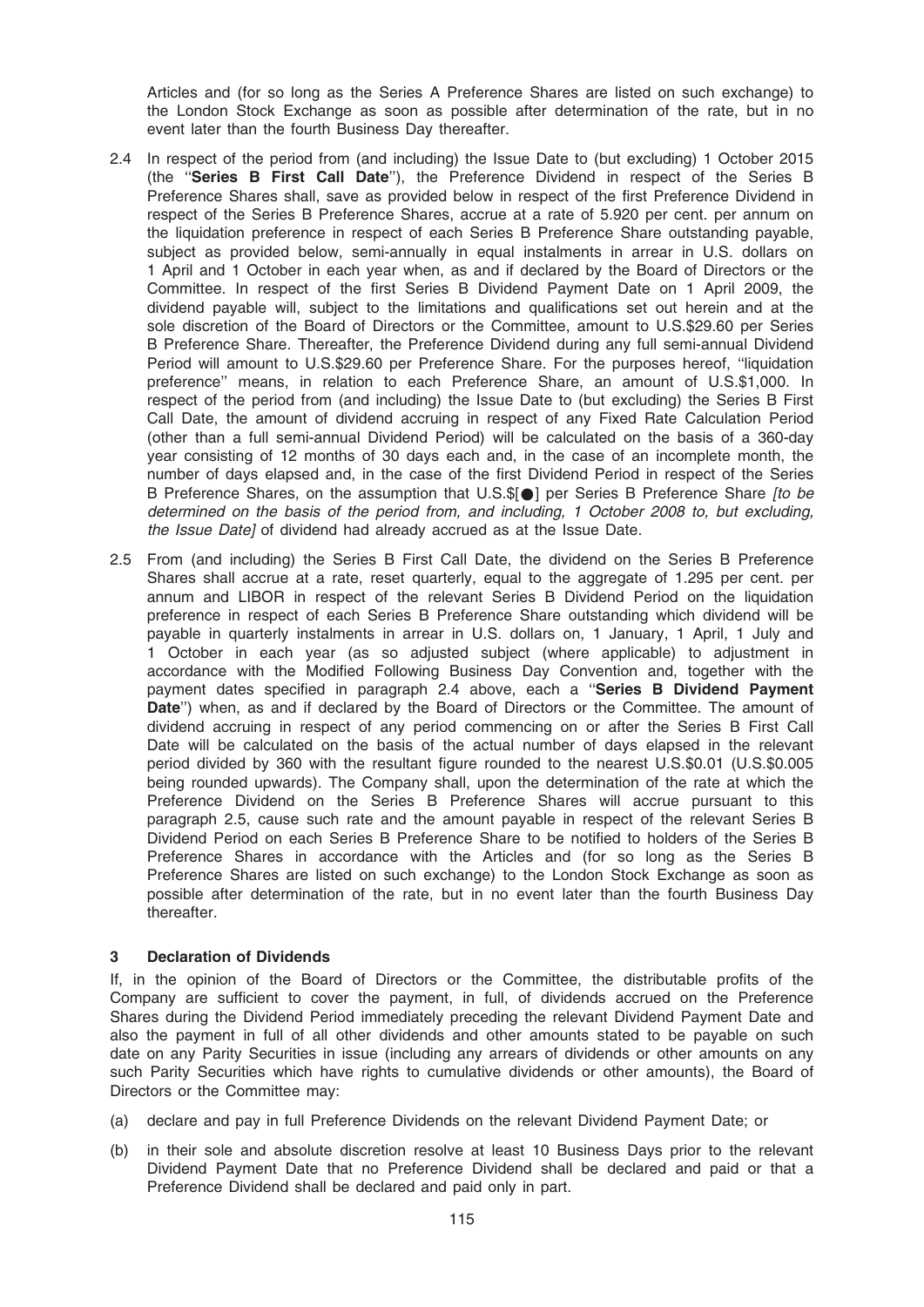Articles and (for so long as the Series A Preference Shares are listed on such exchange) to the London Stock Exchange as soon as possible after determination of the rate, but in no event later than the fourth Business Day thereafter.

2.4 In respect of the period from (and including) the Issue Date to (but excluding) 1 October 2015 (the "**Series B First Call Date**"), the Preference Dividend in respect of the Series B Preference Shares shall, save as provided below in respect of the first Preference Dividend in respect of the Series B Preference Shares, accrue at a rate of 5.920 per cent. per annum on the liquidation preference in respect of each Series B Preference Share outstanding payable, subject as provided below, semi-annually in equal instalments in arrear in U.S. dollars on 1 April and 1 October in each year when, as and if declared by the Board of Directors or the Committee. In respect of the first Series B Dividend Payment Date on 1 April 2009, the dividend payable will, subject to the limitations and qualifications set out herein and at the sole discretion of the Board of Directors or the Committee, amount to U.S.$29.60 per Series B Preference Share. Thereafter, the Preference Dividend during any full semi-annual Dividend Period will amount to U.S.$29.60 per Preference Share. For the purposes hereof, "liquidation preference" means, in relation to each Preference Share, an amount of U.S.$1,000. In respect of the period from (and including) the Issue Date to (but excluding) the Series B First Call Date, the amount of dividend accruing in respect of any Fixed Rate Calculation Period (other than a full semi-annual Dividend Period) will be calculated on the basis of a 360-day year consisting of 12 months of 30 days each and, in the case of an incomplete month, the number of days elapsed and, in the case of the first Dividend Period in respect of the Series B Preference Shares, on the assumption that U.S.$[●] per Series B Preference Share *[to be determined on the basis of the period from, and including, 1 October 2008 to, but excluding, the Issue Date]* of dividend had already accrued as at the Issue Date.

2.5 From (and including) the Series B First Call Date, the dividend on the Series B Preference Shares shall accrue at a rate, reset quarterly, equal to the aggregate of 1.295 per cent. per annum and LIBOR in respect of the relevant Series B Dividend Period on the liquidation preference in respect of each Series B Preference Share outstanding which dividend will be payable in quarterly instalments in arrear in U.S. dollars on, 1 January, 1 April, 1 July and 1 October in each year (as so adjusted subject (where applicable) to adjustment in accordance with the Modified Following Business Day Convention and, together with the payment dates specified in paragraph 2.4 above, each a "**Series B Dividend Payment Date**") when, as and if declared by the Board of Directors or the Committee. The amount of dividend accruing in respect of any period commencing on or after the Series B First Call Date will be calculated on the basis of the actual number of days elapsed in the relevant period divided by 360 with the resultant figure rounded to the nearest U.S.$0.01 (U.S.$0.005 being rounded upwards). The Company shall, upon the determination of the rate at which the Preference Dividend on the Series B Preference Shares will accrue pursuant to this paragraph 2.5, cause such rate and the amount payable in respect of the relevant Series B Dividend Period on each Series B Preference Share to be notified to holders of the Series B Preference Shares in accordance with the Articles and (for so long as the Series B Preference Shares are listed on such exchange) to the London Stock Exchange as soon as possible after determination of the rate, but in no event later than the fourth Business Day thereafter.

### 3 Declaration of Dividends

If, in the opinion of the Board of Directors or the Committee, the distributable profits of the Company are sufficient to cover the payment, in full, of dividends accrued on the Preference Shares during the Dividend Period immediately preceding the relevant Dividend Payment Date and also the payment in full of all other dividends and other amounts stated to be payable on such date on any Parity Securities in issue (including any arrears of dividends or other amounts on any such Parity Securities which have rights to cumulative dividends or other amounts), the Board of Directors or the Committee may:

(a) declare and pay in full Preference Dividends on the relevant Dividend Payment Date; or

(b) in their sole and absolute discretion resolve at least 10 Business Days prior to the relevant Dividend Payment Date that no Preference Dividend shall be declared and paid or that a Preference Dividend shall be declared and paid only in part.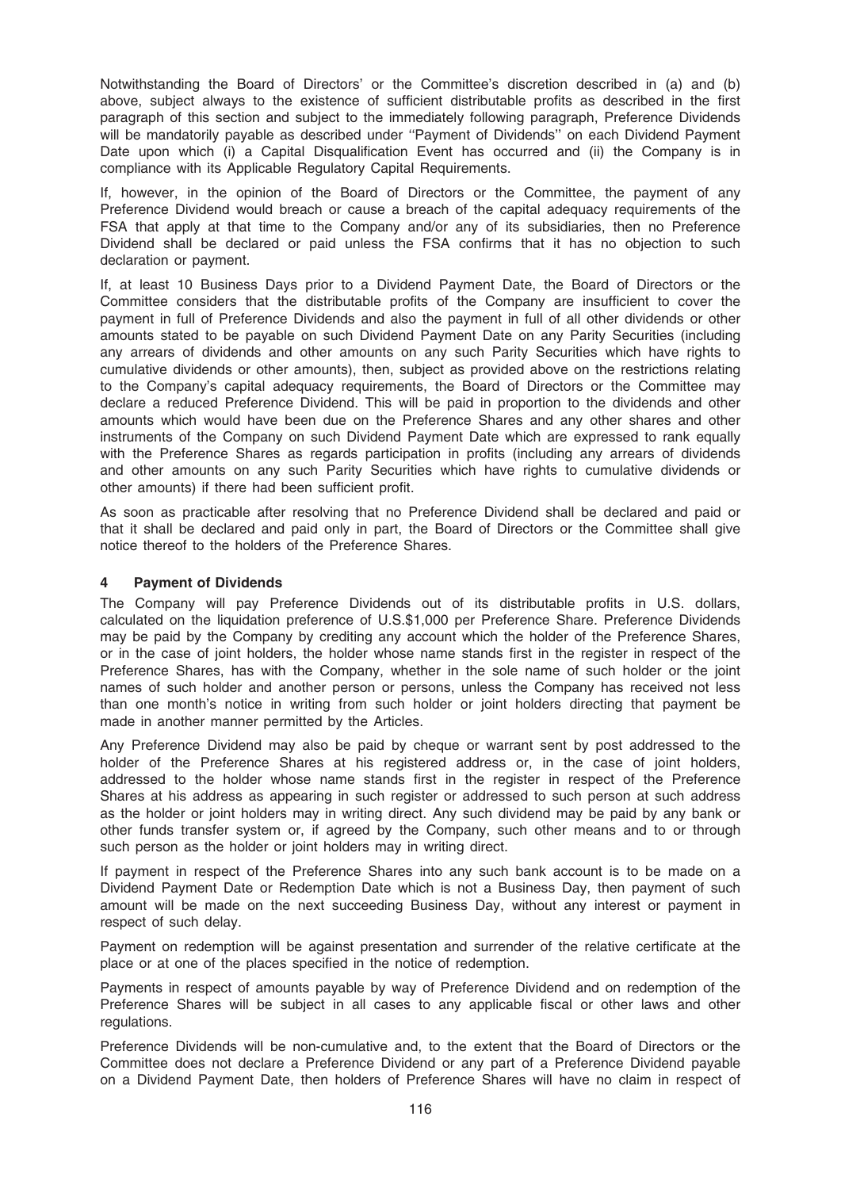Notwithstanding the Board of Directors' or the Committee's discretion described in (a) and (b) above, subject always to the existence of sufficient distributable profits as described in the first paragraph of this section and subject to the immediately following paragraph, Preference Dividends will be mandatorily payable as described under ''Payment of Dividends'' on each Dividend Payment Date upon which (i) a Capital Disqualification Event has occurred and (ii) the Company is in compliance with its Applicable Regulatory Capital Requirements.

If, however, in the opinion of the Board of Directors or the Committee, the payment of any Preference Dividend would breach or cause a breach of the capital adequacy requirements of the FSA that apply at that time to the Company and/or any of its subsidiaries, then no Preference Dividend shall be declared or paid unless the FSA confirms that it has no objection to such declaration or payment.

If, at least 10 Business Days prior to a Dividend Payment Date, the Board of Directors or the Committee considers that the distributable profits of the Company are insufficient to cover the payment in full of Preference Dividends and also the payment in full of all other dividends or other amounts stated to be payable on such Dividend Payment Date on any Parity Securities (including any arrears of dividends and other amounts on any such Parity Securities which have rights to cumulative dividends or other amounts), then, subject as provided above on the restrictions relating to the Company's capital adequacy requirements, the Board of Directors or the Committee may declare a reduced Preference Dividend. This will be paid in proportion to the dividends and other amounts which would have been due on the Preference Shares and any other shares and other instruments of the Company on such Dividend Payment Date which are expressed to rank equally with the Preference Shares as regards participation in profits (including any arrears of dividends and other amounts on any such Parity Securities which have rights to cumulative dividends or other amounts) if there had been sufficient profit.

As soon as practicable after resolving that no Preference Dividend shall be declared and paid or that it shall be declared and paid only in part, the Board of Directors or the Committee shall give notice thereof to the holders of the Preference Shares.

## 4 Payment of Dividends

The Company will pay Preference Dividends out of its distributable profits in U.S. dollars, calculated on the liquidation preference of U.S.$1,000 per Preference Share. Preference Dividends may be paid by the Company by crediting any account which the holder of the Preference Shares, or in the case of joint holders, the holder whose name stands first in the register in respect of the Preference Shares, has with the Company, whether in the sole name of such holder or the joint names of such holder and another person or persons, unless the Company has received not less than one month's notice in writing from such holder or joint holders directing that payment be made in another manner permitted by the Articles.

Any Preference Dividend may also be paid by cheque or warrant sent by post addressed to the holder of the Preference Shares at his registered address or, in the case of joint holders, addressed to the holder whose name stands first in the register in respect of the Preference Shares at his address as appearing in such register or addressed to such person at such address as the holder or joint holders may in writing direct. Any such dividend may be paid by any bank or other funds transfer system or, if agreed by the Company, such other means and to or through such person as the holder or joint holders may in writing direct.

If payment in respect of the Preference Shares into any such bank account is to be made on a Dividend Payment Date or Redemption Date which is not a Business Day, then payment of such amount will be made on the next succeeding Business Day, without any interest or payment in respect of such delay.

Payment on redemption will be against presentation and surrender of the relative certificate at the place or at one of the places specified in the notice of redemption.

Payments in respect of amounts payable by way of Preference Dividend and on redemption of the Preference Shares will be subject in all cases to any applicable fiscal or other laws and other regulations.

Preference Dividends will be non-cumulative and, to the extent that the Board of Directors or the Committee does not declare a Preference Dividend or any part of a Preference Dividend payable on a Dividend Payment Date, then holders of Preference Shares will have no claim in respect of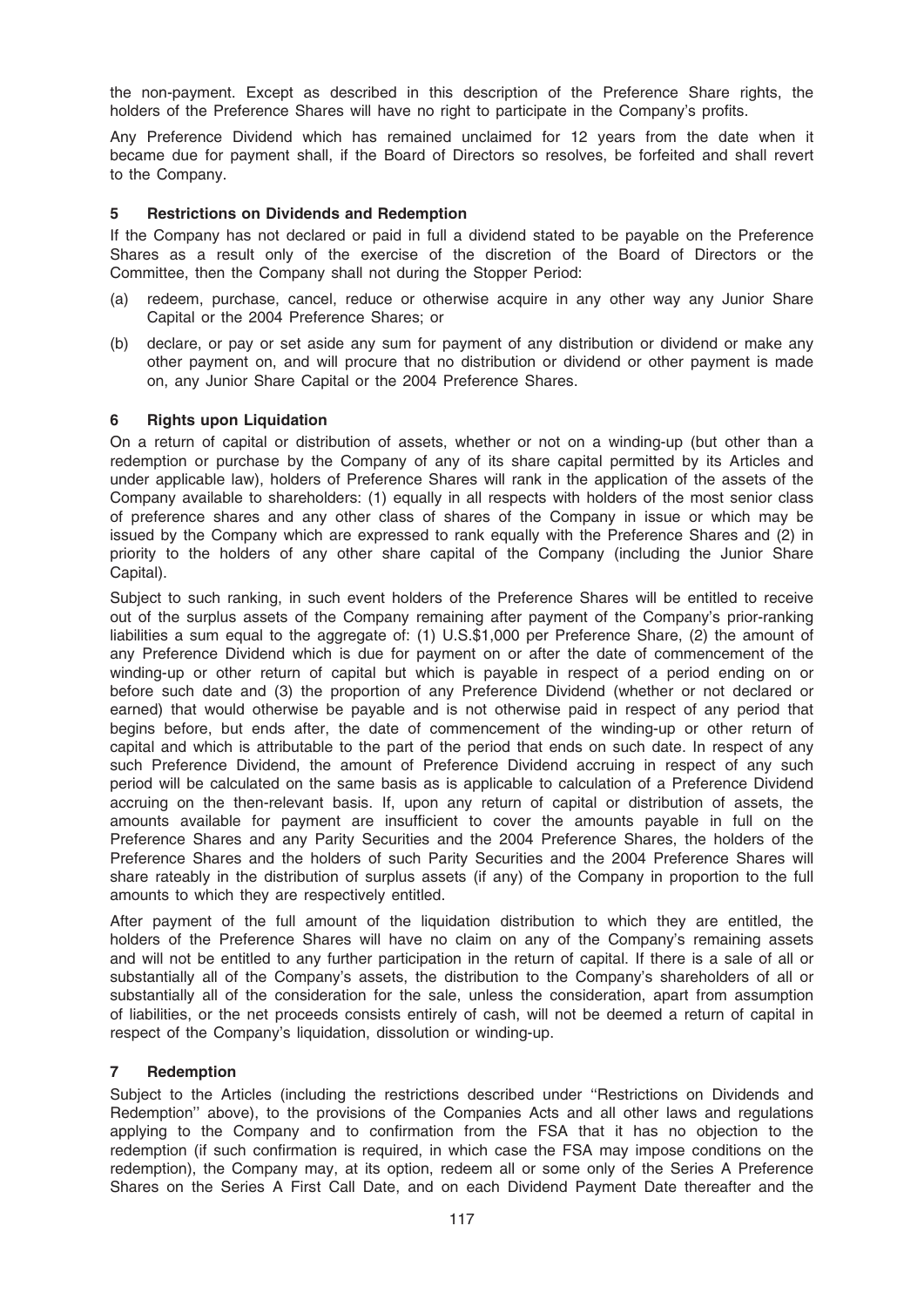the non-payment. Except as described in this description of the Preference Share rights, the holders of the Preference Shares will have no right to participate in the Company's profits.

Any Preference Dividend which has remained unclaimed for 12 years from the date when it became due for payment shall, if the Board of Directors so resolves, be forfeited and shall revert to the Company.

### 5 Restrictions on Dividends and Redemption

If the Company has not declared or paid in full a dividend stated to be payable on the Preference Shares as a result only of the exercise of the discretion of the Board of Directors or the Committee, then the Company shall not during the Stopper Period:

(a) redeem, purchase, cancel, reduce or otherwise acquire in any other way any Junior Share Capital or the 2004 Preference Shares; or

(b) declare, or pay or set aside any sum for payment of any distribution or dividend or make any other payment on, and will procure that no distribution or dividend or other payment is made on, any Junior Share Capital or the 2004 Preference Shares.

### 6 Rights upon Liquidation

On a return of capital or distribution of assets, whether or not on a winding-up (but other than a redemption or purchase by the Company of any of its share capital permitted by its Articles and under applicable law), holders of Preference Shares will rank in the application of the assets of the Company available to shareholders: (1) equally in all respects with holders of the most senior class of preference shares and any other class of shares of the Company in issue or which may be issued by the Company which are expressed to rank equally with the Preference Shares and (2) in priority to the holders of any other share capital of the Company (including the Junior Share Capital).

Subject to such ranking, in such event holders of the Preference Shares will be entitled to receive out of the surplus assets of the Company remaining after payment of the Company's prior-ranking liabilities a sum equal to the aggregate of: (1) U.S.$1,000 per Preference Share, (2) the amount of any Preference Dividend which is due for payment on or after the date of commencement of the winding-up or other return of capital but which is payable in respect of a period ending on or before such date and (3) the proportion of any Preference Dividend (whether or not declared or earned) that would otherwise be payable and is not otherwise paid in respect of any period that begins before, but ends after, the date of commencement of the winding-up or other return of capital and which is attributable to the part of the period that ends on such date. In respect of any such Preference Dividend, the amount of Preference Dividend accruing in respect of any such period will be calculated on the same basis as is applicable to calculation of a Preference Dividend accruing on the then-relevant basis. If, upon any return of capital or distribution of assets, the amounts available for payment are insufficient to cover the amounts payable in full on the Preference Shares and any Parity Securities and the 2004 Preference Shares, the holders of the Preference Shares and the holders of such Parity Securities and the 2004 Preference Shares will share rateably in the distribution of surplus assets (if any) of the Company in proportion to the full amounts to which they are respectively entitled.

After payment of the full amount of the liquidation distribution to which they are entitled, the holders of the Preference Shares will have no claim on any of the Company's remaining assets and will not be entitled to any further participation in the return of capital. If there is a sale of all or substantially all of the Company's assets, the distribution to the Company's shareholders of all or substantially all of the consideration for the sale, unless the consideration, apart from assumption of liabilities, or the net proceeds consists entirely of cash, will not be deemed a return of capital in respect of the Company's liquidation, dissolution or winding-up.

### 7 Redemption

Subject to the Articles (including the restrictions described under ''Restrictions on Dividends and Redemption'' above), to the provisions of the Companies Acts and all other laws and regulations applying to the Company and to confirmation from the FSA that it has no objection to the redemption (if such confirmation is required, in which case the FSA may impose conditions on the redemption), the Company may, at its option, redeem all or some only of the Series A Preference Shares on the Series A First Call Date, and on each Dividend Payment Date thereafter and the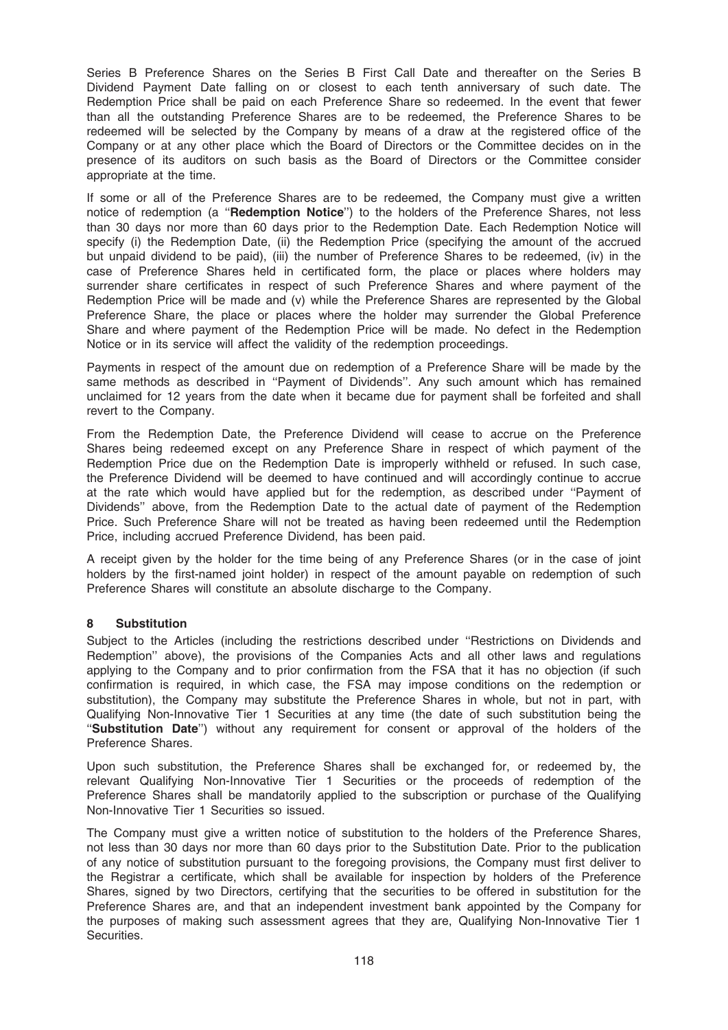Series B Preference Shares on the Series B First Call Date and thereafter on the Series B Dividend Payment Date falling on or closest to each tenth anniversary of such date. The Redemption Price shall be paid on each Preference Share so redeemed. In the event that fewer than all the outstanding Preference Shares are to be redeemed, the Preference Shares to be redeemed will be selected by the Company by means of a draw at the registered office of the Company or at any other place which the Board of Directors or the Committee decides on in the presence of its auditors on such basis as the Board of Directors or the Committee consider appropriate at the time.

If some or all of the Preference Shares are to be redeemed, the Company must give a written notice of redemption (a ''**Redemption Notice**'') to the holders of the Preference Shares, not less than 30 days nor more than 60 days prior to the Redemption Date. Each Redemption Notice will specify (i) the Redemption Date, (ii) the Redemption Price (specifying the amount of the accrued but unpaid dividend to be paid), (iii) the number of Preference Shares to be redeemed, (iv) in the case of Preference Shares held in certificated form, the place or places where holders may surrender share certificates in respect of such Preference Shares and where payment of the Redemption Price will be made and (v) while the Preference Shares are represented by the Global Preference Share, the place or places where the holder may surrender the Global Preference Share and where payment of the Redemption Price will be made. No defect in the Redemption Notice or in its service will affect the validity of the redemption proceedings.

Payments in respect of the amount due on redemption of a Preference Share will be made by the same methods as described in ''Payment of Dividends''. Any such amount which has remained unclaimed for 12 years from the date when it became due for payment shall be forfeited and shall revert to the Company.

From the Redemption Date, the Preference Dividend will cease to accrue on the Preference Shares being redeemed except on any Preference Share in respect of which payment of the Redemption Price due on the Redemption Date is improperly withheld or refused. In such case, the Preference Dividend will be deemed to have continued and will accordingly continue to accrue at the rate which would have applied but for the redemption, as described under ''Payment of Dividends'' above, from the Redemption Date to the actual date of payment of the Redemption Price. Such Preference Share will not be treated as having been redeemed until the Redemption Price, including accrued Preference Dividend, has been paid.

A receipt given by the holder for the time being of any Preference Shares (or in the case of joint holders by the first-named joint holder) in respect of the amount payable on redemption of such Preference Shares will constitute an absolute discharge to the Company.

## 8 Substitution

Subject to the Articles (including the restrictions described under ''Restrictions on Dividends and Redemption'' above), the provisions of the Companies Acts and all other laws and regulations applying to the Company and to prior confirmation from the FSA that it has no objection (if such confirmation is required, in which case, the FSA may impose conditions on the redemption or substitution), the Company may substitute the Preference Shares in whole, but not in part, with Qualifying Non-Innovative Tier 1 Securities at any time (the date of such substitution being the ''**Substitution Date**'') without any requirement for consent or approval of the holders of the Preference Shares.

Upon such substitution, the Preference Shares shall be exchanged for, or redeemed by, the relevant Qualifying Non-Innovative Tier 1 Securities or the proceeds of redemption of the Preference Shares shall be mandatorily applied to the subscription or purchase of the Qualifying Non-Innovative Tier 1 Securities so issued.

The Company must give a written notice of substitution to the holders of the Preference Shares, not less than 30 days nor more than 60 days prior to the Substitution Date. Prior to the publication of any notice of substitution pursuant to the foregoing provisions, the Company must first deliver to the Registrar a certificate, which shall be available for inspection by holders of the Preference Shares, signed by two Directors, certifying that the securities to be offered in substitution for the Preference Shares are, and that an independent investment bank appointed by the Company for the purposes of making such assessment agrees that they are, Qualifying Non-Innovative Tier 1 Securities.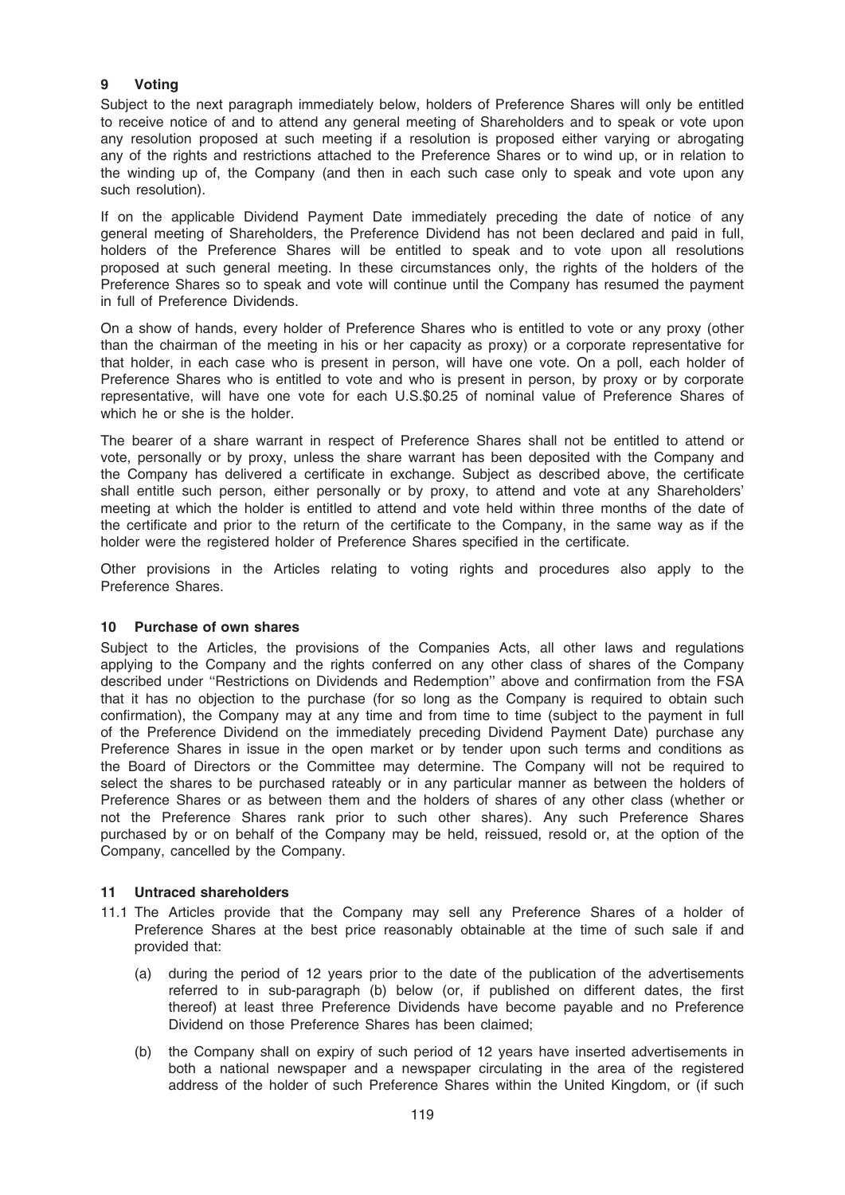## 9 Voting

Subject to the next paragraph immediately below, holders of Preference Shares will only be entitled to receive notice of and to attend any general meeting of Shareholders and to speak or vote upon any resolution proposed at such meeting if a resolution is proposed either varying or abrogating any of the rights and restrictions attached to the Preference Shares or to wind up, or in relation to the winding up of, the Company (and then in each such case only to speak and vote upon any such resolution).

If on the applicable Dividend Payment Date immediately preceding the date of notice of any general meeting of Shareholders, the Preference Dividend has not been declared and paid in full, holders of the Preference Shares will be entitled to speak and to vote upon all resolutions proposed at such general meeting. In these circumstances only, the rights of the holders of the Preference Shares so to speak and vote will continue until the Company has resumed the payment in full of Preference Dividends.

On a show of hands, every holder of Preference Shares who is entitled to vote or any proxy (other than the chairman of the meeting in his or her capacity as proxy) or a corporate representative for that holder, in each case who is present in person, will have one vote. On a poll, each holder of Preference Shares who is entitled to vote and who is present in person, by proxy or by corporate representative, will have one vote for each U.S.$0.25 of nominal value of Preference Shares of which he or she is the holder.

The bearer of a share warrant in respect of Preference Shares shall not be entitled to attend or vote, personally or by proxy, unless the share warrant has been deposited with the Company and the Company has delivered a certificate in exchange. Subject as described above, the certificate shall entitle such person, either personally or by proxy, to attend and vote at any Shareholders' meeting at which the holder is entitled to attend and vote held within three months of the date of the certificate and prior to the return of the certificate to the Company, in the same way as if the holder were the registered holder of Preference Shares specified in the certificate.

Other provisions in the Articles relating to voting rights and procedures also apply to the Preference Shares.

## 10 Purchase of own shares

Subject to the Articles, the provisions of the Companies Acts, all other laws and regulations applying to the Company and the rights conferred on any other class of shares of the Company described under ''Restrictions on Dividends and Redemption'' above and confirmation from the FSA that it has no objection to the purchase (for so long as the Company is required to obtain such confirmation), the Company may at any time and from time to time (subject to the payment in full of the Preference Dividend on the immediately preceding Dividend Payment Date) purchase any Preference Shares in issue in the open market or by tender upon such terms and conditions as the Board of Directors or the Committee may determine. The Company will not be required to select the shares to be purchased rateably or in any particular manner as between the holders of Preference Shares or as between them and the holders of shares of any other class (whether or not the Preference Shares rank prior to such other shares). Any such Preference Shares purchased by or on behalf of the Company may be held, reissued, resold or, at the option of the Company, cancelled by the Company.

## 11 Untraced shareholders

11.1 The Articles provide that the Company may sell any Preference Shares of a holder of Preference Shares at the best price reasonably obtainable at the time of such sale if and provided that:

(a) during the period of 12 years prior to the date of the publication of the advertisements referred to in sub-paragraph (b) below (or, if published on different dates, the first thereof) at least three Preference Dividends have become payable and no Preference Dividend on those Preference Shares has been claimed;

(b) the Company shall on expiry of such period of 12 years have inserted advertisements in both a national newspaper and a newspaper circulating in the area of the registered address of the holder of such Preference Shares within the United Kingdom, or (if such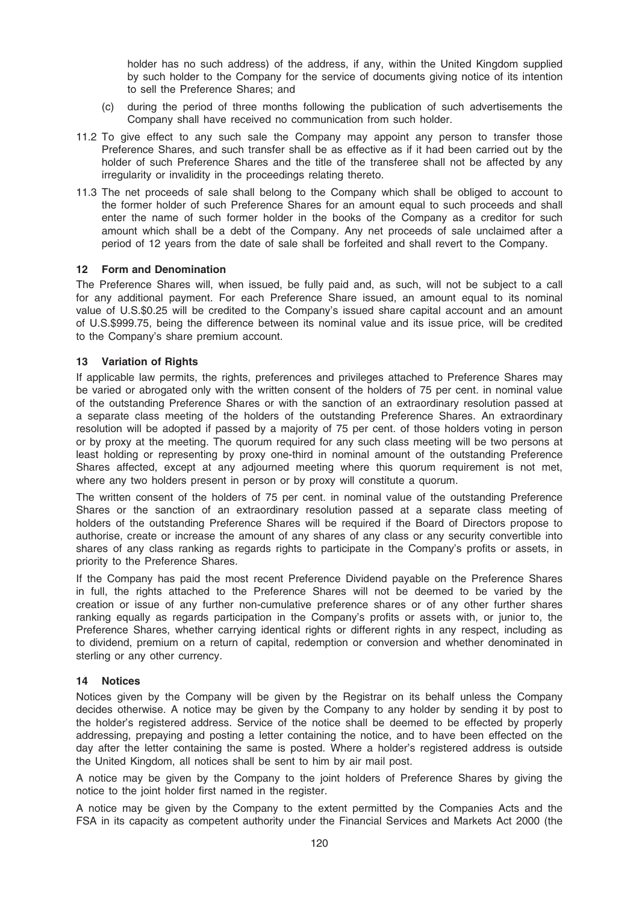holder has no such address) of the address, if any, within the United Kingdom supplied by such holder to the Company for the service of documents giving notice of its intention to sell the Preference Shares; and

(c) during the period of three months following the publication of such advertisements the Company shall have received no communication from such holder.

11.2 To give effect to any such sale the Company may appoint any person to transfer those Preference Shares, and such transfer shall be as effective as if it had been carried out by the holder of such Preference Shares and the title of the transferee shall not be affected by any irregularity or invalidity in the proceedings relating thereto.

11.3 The net proceeds of sale shall belong to the Company which shall be obliged to account to the former holder of such Preference Shares for an amount equal to such proceeds and shall enter the name of such former holder in the books of the Company as a creditor for such amount which shall be a debt of the Company. Any net proceeds of sale unclaimed after a period of 12 years from the date of sale shall be forfeited and shall revert to the Company.

## 12 Form and Denomination

The Preference Shares will, when issued, be fully paid and, as such, will not be subject to a call for any additional payment. For each Preference Share issued, an amount equal to its nominal value of U.S.$0.25 will be credited to the Company's issued share capital account and an amount of U.S.$999.75, being the difference between its nominal value and its issue price, will be credited to the Company's share premium account.

## 13 Variation of Rights

If applicable law permits, the rights, preferences and privileges attached to Preference Shares may be varied or abrogated only with the written consent of the holders of 75 per cent. in nominal value of the outstanding Preference Shares or with the sanction of an extraordinary resolution passed at a separate class meeting of the holders of the outstanding Preference Shares. An extraordinary resolution will be adopted if passed by a majority of 75 per cent. of those holders voting in person or by proxy at the meeting. The quorum required for any such class meeting will be two persons at least holding or representing by proxy one-third in nominal amount of the outstanding Preference Shares affected, except at any adjourned meeting where this quorum requirement is not met, where any two holders present in person or by proxy will constitute a quorum.

The written consent of the holders of 75 per cent. in nominal value of the outstanding Preference Shares or the sanction of an extraordinary resolution passed at a separate class meeting of holders of the outstanding Preference Shares will be required if the Board of Directors propose to authorise, create or increase the amount of any shares of any class or any security convertible into shares of any class ranking as regards rights to participate in the Company's profits or assets, in priority to the Preference Shares.

If the Company has paid the most recent Preference Dividend payable on the Preference Shares in full, the rights attached to the Preference Shares will not be deemed to be varied by the creation or issue of any further non-cumulative preference shares or of any other further shares ranking equally as regards participation in the Company's profits or assets with, or junior to, the Preference Shares, whether carrying identical rights or different rights in any respect, including as to dividend, premium on a return of capital, redemption or conversion and whether denominated in sterling or any other currency.

## 14 Notices

Notices given by the Company will be given by the Registrar on its behalf unless the Company decides otherwise. A notice may be given by the Company to any holder by sending it by post to the holder's registered address. Service of the notice shall be deemed to be effected by properly addressing, prepaying and posting a letter containing the notice, and to have been effected on the day after the letter containing the same is posted. Where a holder's registered address is outside the United Kingdom, all notices shall be sent to him by air mail post.

A notice may be given by the Company to the joint holders of Preference Shares by giving the notice to the joint holder first named in the register.

A notice may be given by the Company to the extent permitted by the Companies Acts and the FSA in its capacity as competent authority under the Financial Services and Markets Act 2000 (the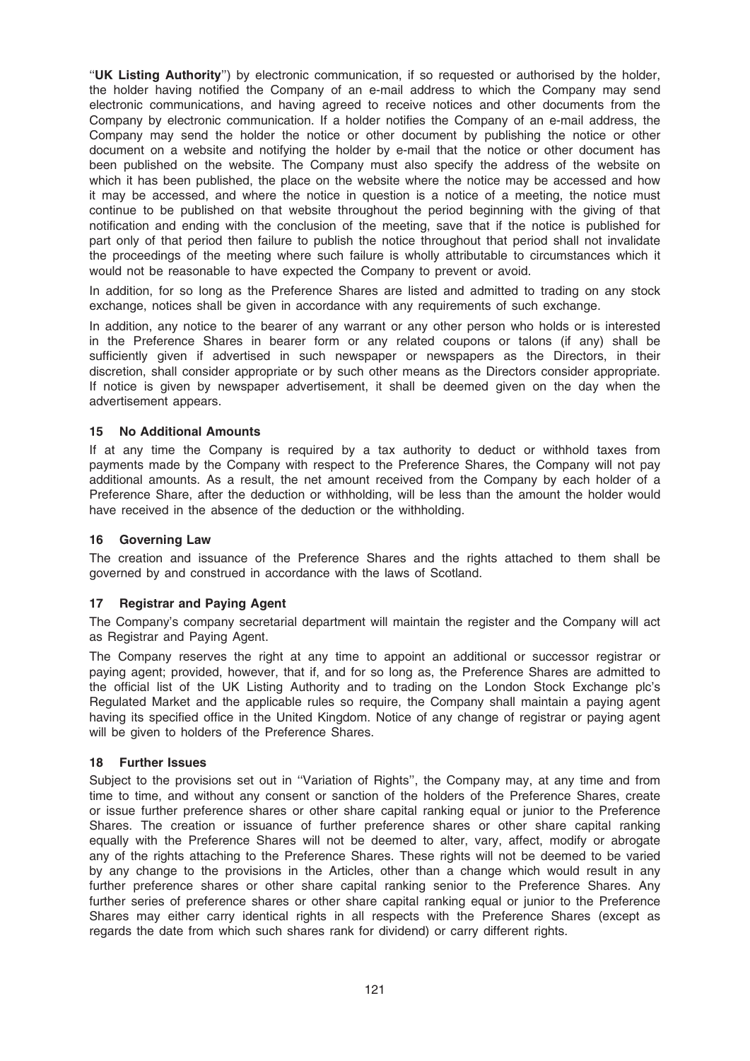"**UK Listing Authority**") by electronic communication, if so requested or authorised by the holder, the holder having notified the Company of an e-mail address to which the Company may send electronic communications, and having agreed to receive notices and other documents from the Company by electronic communication. If a holder notifies the Company of an e-mail address, the Company may send the holder the notice or other document by publishing the notice or other document on a website and notifying the holder by e-mail that the notice or other document has been published on the website. The Company must also specify the address of the website on which it has been published, the place on the website where the notice may be accessed and how it may be accessed, and where the notice in question is a notice of a meeting, the notice must continue to be published on that website throughout the period beginning with the giving of that notification and ending with the conclusion of the meeting, save that if the notice is published for part only of that period then failure to publish the notice throughout that period shall not invalidate the proceedings of the meeting where such failure is wholly attributable to circumstances which it would not be reasonable to have expected the Company to prevent or avoid.

In addition, for so long as the Preference Shares are listed and admitted to trading on any stock exchange, notices shall be given in accordance with any requirements of such exchange.

In addition, any notice to the bearer of any warrant or any other person who holds or is interested in the Preference Shares in bearer form or any related coupons or talons (if any) shall be sufficiently given if advertised in such newspaper or newspapers as the Directors, in their discretion, shall consider appropriate or by such other means as the Directors consider appropriate. If notice is given by newspaper advertisement, it shall be deemed given on the day when the advertisement appears.

### 15 No Additional Amounts

If at any time the Company is required by a tax authority to deduct or withhold taxes from payments made by the Company with respect to the Preference Shares, the Company will not pay additional amounts. As a result, the net amount received from the Company by each holder of a Preference Share, after the deduction or withholding, will be less than the amount the holder would have received in the absence of the deduction or the withholding.

### 16 Governing Law

The creation and issuance of the Preference Shares and the rights attached to them shall be governed by and construed in accordance with the laws of Scotland.

### 17 Registrar and Paying Agent

The Company's company secretarial department will maintain the register and the Company will act as Registrar and Paying Agent.

The Company reserves the right at any time to appoint an additional or successor registrar or paying agent; provided, however, that if, and for so long as, the Preference Shares are admitted to the official list of the UK Listing Authority and to trading on the London Stock Exchange plc's Regulated Market and the applicable rules so require, the Company shall maintain a paying agent having its specified office in the United Kingdom. Notice of any change of registrar or paying agent will be given to holders of the Preference Shares.

### 18 Further Issues

Subject to the provisions set out in "Variation of Rights", the Company may, at any time and from time to time, and without any consent or sanction of the holders of the Preference Shares, create or issue further preference shares or other share capital ranking equal or junior to the Preference Shares. The creation or issuance of further preference shares or other share capital ranking equally with the Preference Shares will not be deemed to alter, vary, affect, modify or abrogate any of the rights attaching to the Preference Shares. These rights will not be deemed to be varied by any change to the provisions in the Articles, other than a change which would result in any further preference shares or other share capital ranking senior to the Preference Shares. Any further series of preference shares or other share capital ranking equal or junior to the Preference Shares may either carry identical rights in all respects with the Preference Shares (except as regards the date from which such shares rank for dividend) or carry different rights.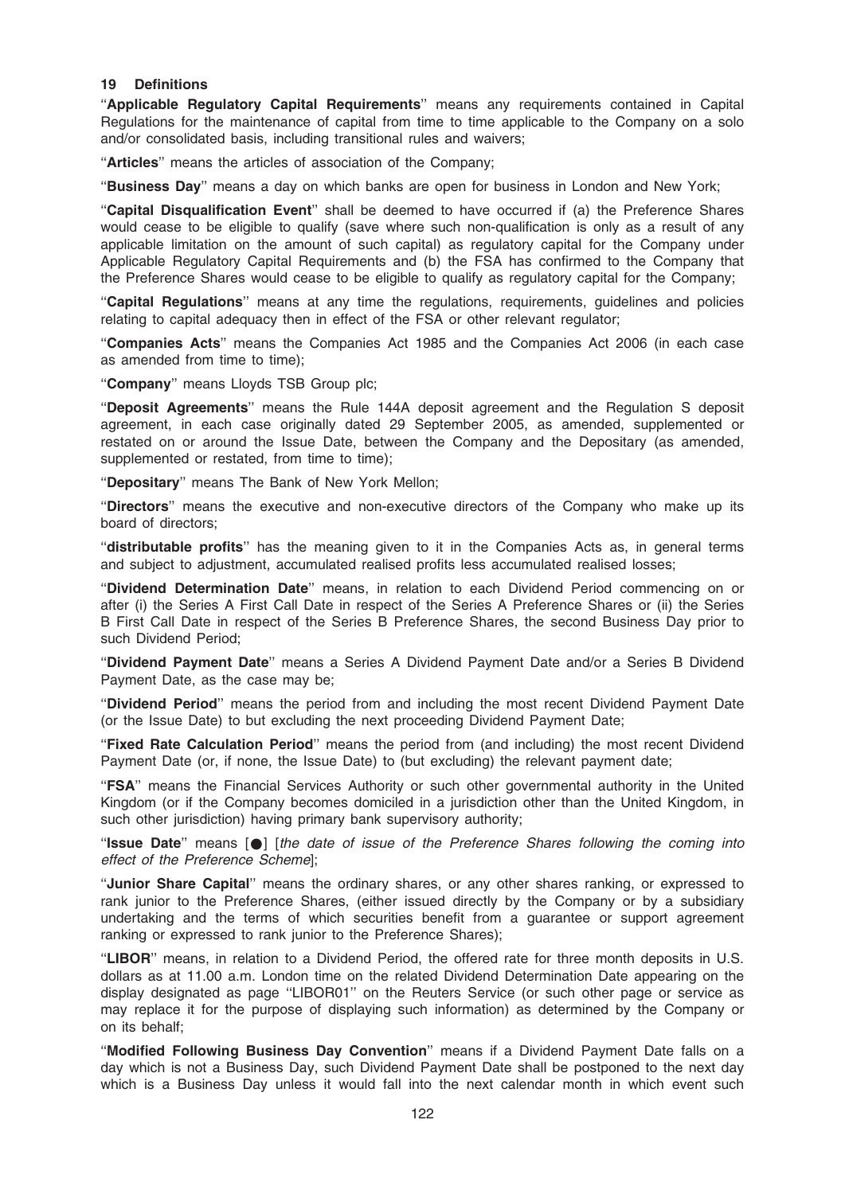## 19 Definitions

"**Applicable Regulatory Capital Requirements**" means any requirements contained in Capital Regulations for the maintenance of capital from time to time applicable to the Company on a solo and/or consolidated basis, including transitional rules and waivers;

"**Articles**" means the articles of association of the Company;

"**Business Day**" means a day on which banks are open for business in London and New York;

"**Capital Disqualification Event**" shall be deemed to have occurred if (a) the Preference Shares would cease to be eligible to qualify (save where such non-qualification is only as a result of any applicable limitation on the amount of such capital) as regulatory capital for the Company under Applicable Regulatory Capital Requirements and (b) the FSA has confirmed to the Company that the Preference Shares would cease to be eligible to qualify as regulatory capital for the Company;

"**Capital Regulations**" means at any time the regulations, requirements, guidelines and policies relating to capital adequacy then in effect of the FSA or other relevant regulator;

"**Companies Acts**" means the Companies Act 1985 and the Companies Act 2006 (in each case as amended from time to time);

"**Company**" means Lloyds TSB Group plc;

"**Deposit Agreements**" means the Rule 144A deposit agreement and the Regulation S deposit agreement, in each case originally dated 29 September 2005, as amended, supplemented or restated on or around the Issue Date, between the Company and the Depositary (as amended, supplemented or restated, from time to time);

"**Depositary**" means The Bank of New York Mellon;

"**Directors**" means the executive and non-executive directors of the Company who make up its board of directors;

"**distributable profits**" has the meaning given to it in the Companies Acts as, in general terms and subject to adjustment, accumulated realised profits less accumulated realised losses;

"**Dividend Determination Date**" means, in relation to each Dividend Period commencing on or after (i) the Series A First Call Date in respect of the Series A Preference Shares or (ii) the Series B First Call Date in respect of the Series B Preference Shares, the second Business Day prior to such Dividend Period;

"**Dividend Payment Date**" means a Series A Dividend Payment Date and/or a Series B Dividend Payment Date, as the case may be;

"**Dividend Period**" means the period from and including the most recent Dividend Payment Date (or the Issue Date) to but excluding the next proceeding Dividend Payment Date;

"**Fixed Rate Calculation Period**" means the period from (and including) the most recent Dividend Payment Date (or, if none, the Issue Date) to (but excluding) the relevant payment date;

"**FSA**" means the Financial Services Authority or such other governmental authority in the United Kingdom (or if the Company becomes domiciled in a jurisdiction other than the United Kingdom, in such other jurisdiction) having primary bank supervisory authority;

"**Issue Date**" means [●] [*the date of issue of the Preference Shares following the coming into effect of the Preference Scheme*];

"**Junior Share Capital**" means the ordinary shares, or any other shares ranking, or expressed to rank junior to the Preference Shares, (either issued directly by the Company or by a subsidiary undertaking and the terms of which securities benefit from a guarantee or support agreement ranking or expressed to rank junior to the Preference Shares);

"**LIBOR**" means, in relation to a Dividend Period, the offered rate for three month deposits in U.S. dollars as at 11.00 a.m. London time on the related Dividend Determination Date appearing on the display designated as page "LIBOR01" on the Reuters Service (or such other page or service as may replace it for the purpose of displaying such information) as determined by the Company or on its behalf;

"**Modified Following Business Day Convention**" means if a Dividend Payment Date falls on a day which is not a Business Day, such Dividend Payment Date shall be postponed to the next day which is a Business Day unless it would fall into the next calendar month in which event such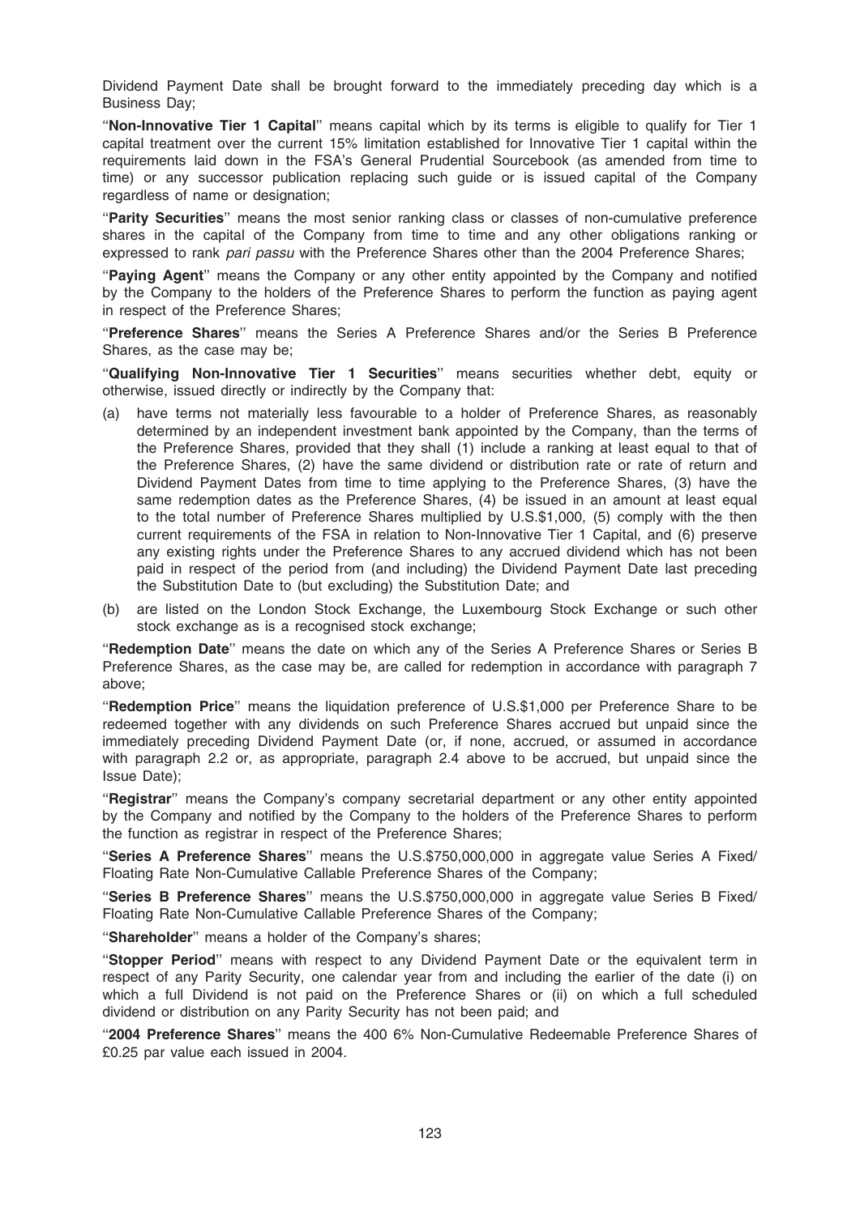Dividend Payment Date shall be brought forward to the immediately preceding day which is a Business Day;

"**Non-Innovative Tier 1 Capital**" means capital which by its terms is eligible to qualify for Tier 1 capital treatment over the current 15% limitation established for Innovative Tier 1 capital within the requirements laid down in the FSA's General Prudential Sourcebook (as amended from time to time) or any successor publication replacing such guide or is issued capital of the Company regardless of name or designation;

"**Parity Securities**" means the most senior ranking class or classes of non-cumulative preference shares in the capital of the Company from time to time and any other obligations ranking or expressed to rank *pari passu* with the Preference Shares other than the 2004 Preference Shares;

"**Paying Agent**" means the Company or any other entity appointed by the Company and notified by the Company to the holders of the Preference Shares to perform the function as paying agent in respect of the Preference Shares;

"**Preference Shares**" means the Series A Preference Shares and/or the Series B Preference Shares, as the case may be;

"**Qualifying Non-Innovative Tier 1 Securities**" means securities whether debt, equity or otherwise, issued directly or indirectly by the Company that:

(a) have terms not materially less favourable to a holder of Preference Shares, as reasonably determined by an independent investment bank appointed by the Company, than the terms of the Preference Shares, provided that they shall (1) include a ranking at least equal to that of the Preference Shares, (2) have the same dividend or distribution rate or rate of return and Dividend Payment Dates from time to time applying to the Preference Shares, (3) have the same redemption dates as the Preference Shares, (4) be issued in an amount at least equal to the total number of Preference Shares multiplied by U.S.$1,000, (5) comply with the then current requirements of the FSA in relation to Non-Innovative Tier 1 Capital, and (6) preserve any existing rights under the Preference Shares to any accrued dividend which has not been paid in respect of the period from (and including) the Dividend Payment Date last preceding the Substitution Date to (but excluding) the Substitution Date; and

(b) are listed on the London Stock Exchange, the Luxembourg Stock Exchange or such other stock exchange as is a recognised stock exchange;

"**Redemption Date**" means the date on which any of the Series A Preference Shares or Series B Preference Shares, as the case may be, are called for redemption in accordance with paragraph 7 above;

"**Redemption Price**" means the liquidation preference of U.S.$1,000 per Preference Share to be redeemed together with any dividends on such Preference Shares accrued but unpaid since the immediately preceding Dividend Payment Date (or, if none, accrued, or assumed in accordance with paragraph 2.2 or, as appropriate, paragraph 2.4 above to be accrued, but unpaid since the Issue Date);

"**Registrar**" means the Company's company secretarial department or any other entity appointed by the Company and notified by the Company to the holders of the Preference Shares to perform the function as registrar in respect of the Preference Shares;

"**Series A Preference Shares**" means the U.S.$750,000,000 in aggregate value Series A Fixed/ Floating Rate Non-Cumulative Callable Preference Shares of the Company;

"**Series B Preference Shares**" means the U.S.$750,000,000 in aggregate value Series B Fixed/ Floating Rate Non-Cumulative Callable Preference Shares of the Company;

"**Shareholder**" means a holder of the Company's shares;

"**Stopper Period**" means with respect to any Dividend Payment Date or the equivalent term in respect of any Parity Security, one calendar year from and including the earlier of the date (i) on which a full Dividend is not paid on the Preference Shares or (ii) on which a full scheduled dividend or distribution on any Parity Security has not been paid; and

"**2004 Preference Shares**" means the 400 6% Non-Cumulative Redeemable Preference Shares of £0.25 par value each issued in 2004.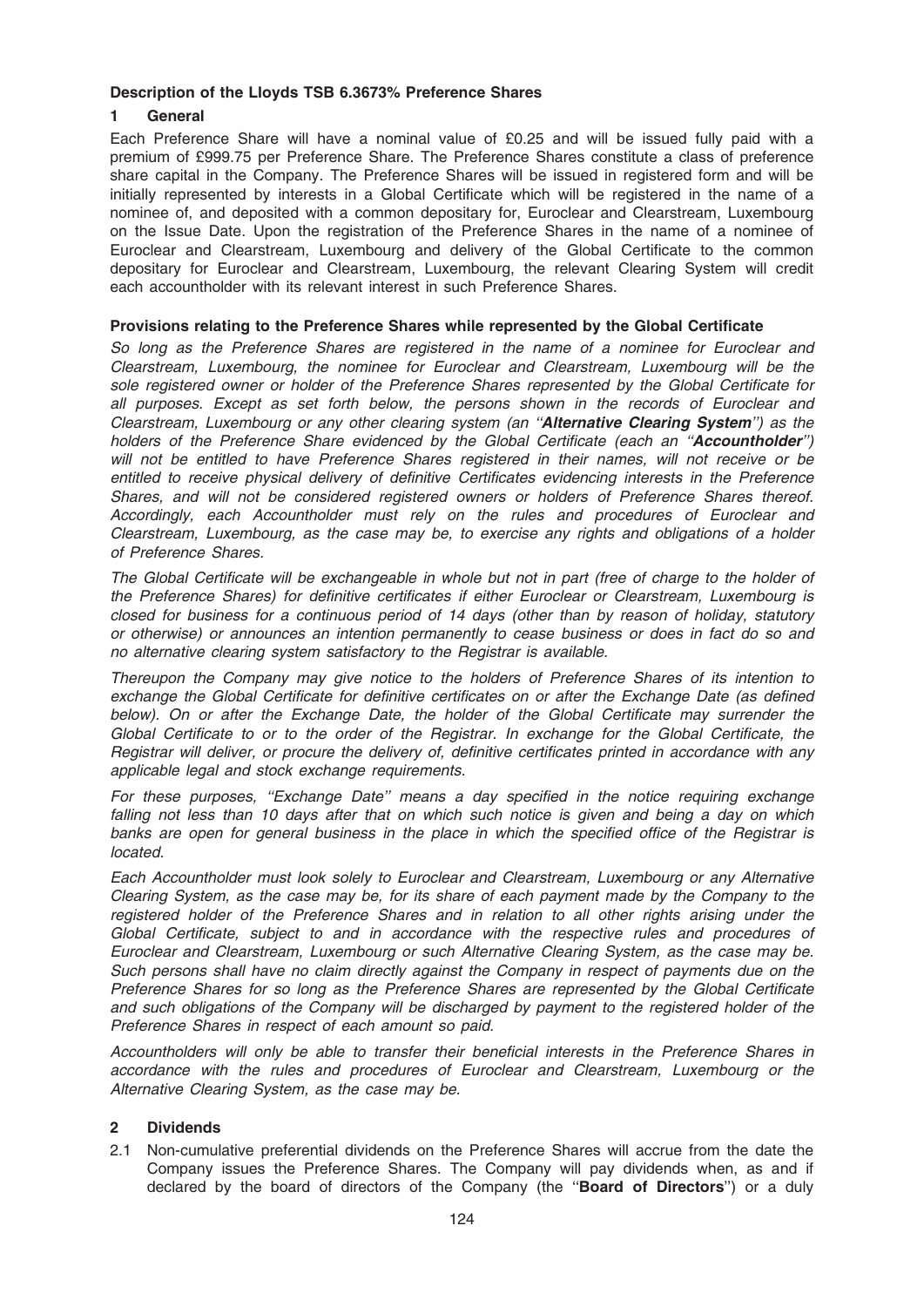**Description of the Lloyds TSB 6.3673% Preference Shares**

**1 General**

Each Preference Share will have a nominal value of £0.25 and will be issued fully paid with a premium of £999.75 per Preference Share. The Preference Shares constitute a class of preference share capital in the Company. The Preference Shares will be issued in registered form and will be initially represented by interests in a Global Certificate which will be registered in the name of a nominee of, and deposited with a common depositary for, Euroclear and Clearstream, Luxembourg on the Issue Date. Upon the registration of the Preference Shares in the name of a nominee of Euroclear and Clearstream, Luxembourg and delivery of the Global Certificate to the common depositary for Euroclear and Clearstream, Luxembourg, the relevant Clearing System will credit each accountholder with its relevant interest in such Preference Shares.

**Provisions relating to the Preference Shares while represented by the Global Certificate**

*So long as the Preference Shares are registered in the name of a nominee for Euroclear and Clearstream, Luxembourg, the nominee for Euroclear and Clearstream, Luxembourg will be the sole registered owner or holder of the Preference Shares represented by the Global Certificate for all purposes. Except as set forth below, the persons shown in the records of Euroclear and Clearstream, Luxembourg or any other clearing system (an ''**Alternative Clearing System**'') as the holders of the Preference Share evidenced by the Global Certificate (each an ''**Accountholder**'') will not be entitled to have Preference Shares registered in their names, will not receive or be entitled to receive physical delivery of definitive Certificates evidencing interests in the Preference Shares, and will not be considered registered owners or holders of Preference Shares thereof. Accordingly, each Accountholder must rely on the rules and procedures of Euroclear and Clearstream, Luxembourg, as the case may be, to exercise any rights and obligations of a holder of Preference Shares.*

*The Global Certificate will be exchangeable in whole but not in part (free of charge to the holder of the Preference Shares) for definitive certificates if either Euroclear or Clearstream, Luxembourg is closed for business for a continuous period of 14 days (other than by reason of holiday, statutory or otherwise) or announces an intention permanently to cease business or does in fact do so and no alternative clearing system satisfactory to the Registrar is available.*

*Thereupon the Company may give notice to the holders of Preference Shares of its intention to exchange the Global Certificate for definitive certificates on or after the Exchange Date (as defined below). On or after the Exchange Date, the holder of the Global Certificate may surrender the Global Certificate to or to the order of the Registrar. In exchange for the Global Certificate, the Registrar will deliver, or procure the delivery of, definitive certificates printed in accordance with any applicable legal and stock exchange requirements.*

*For these purposes, ''Exchange Date'' means a day specified in the notice requiring exchange falling not less than 10 days after that on which such notice is given and being a day on which banks are open for general business in the place in which the specified office of the Registrar is located.*

*Each Accountholder must look solely to Euroclear and Clearstream, Luxembourg or any Alternative Clearing System, as the case may be, for its share of each payment made by the Company to the registered holder of the Preference Shares and in relation to all other rights arising under the Global Certificate, subject to and in accordance with the respective rules and procedures of Euroclear and Clearstream, Luxembourg or such Alternative Clearing System, as the case may be. Such persons shall have no claim directly against the Company in respect of payments due on the Preference Shares for so long as the Preference Shares are represented by the Global Certificate and such obligations of the Company will be discharged by payment to the registered holder of the Preference Shares in respect of each amount so paid.*

*Accountholders will only be able to transfer their beneficial interests in the Preference Shares in accordance with the rules and procedures of Euroclear and Clearstream, Luxembourg or the Alternative Clearing System, as the case may be.*

**2 Dividends**

2.1 Non-cumulative preferential dividends on the Preference Shares will accrue from the date the Company issues the Preference Shares. The Company will pay dividends when, as and if declared by the board of directors of the Company (the ''**Board of Directors**'') or a duly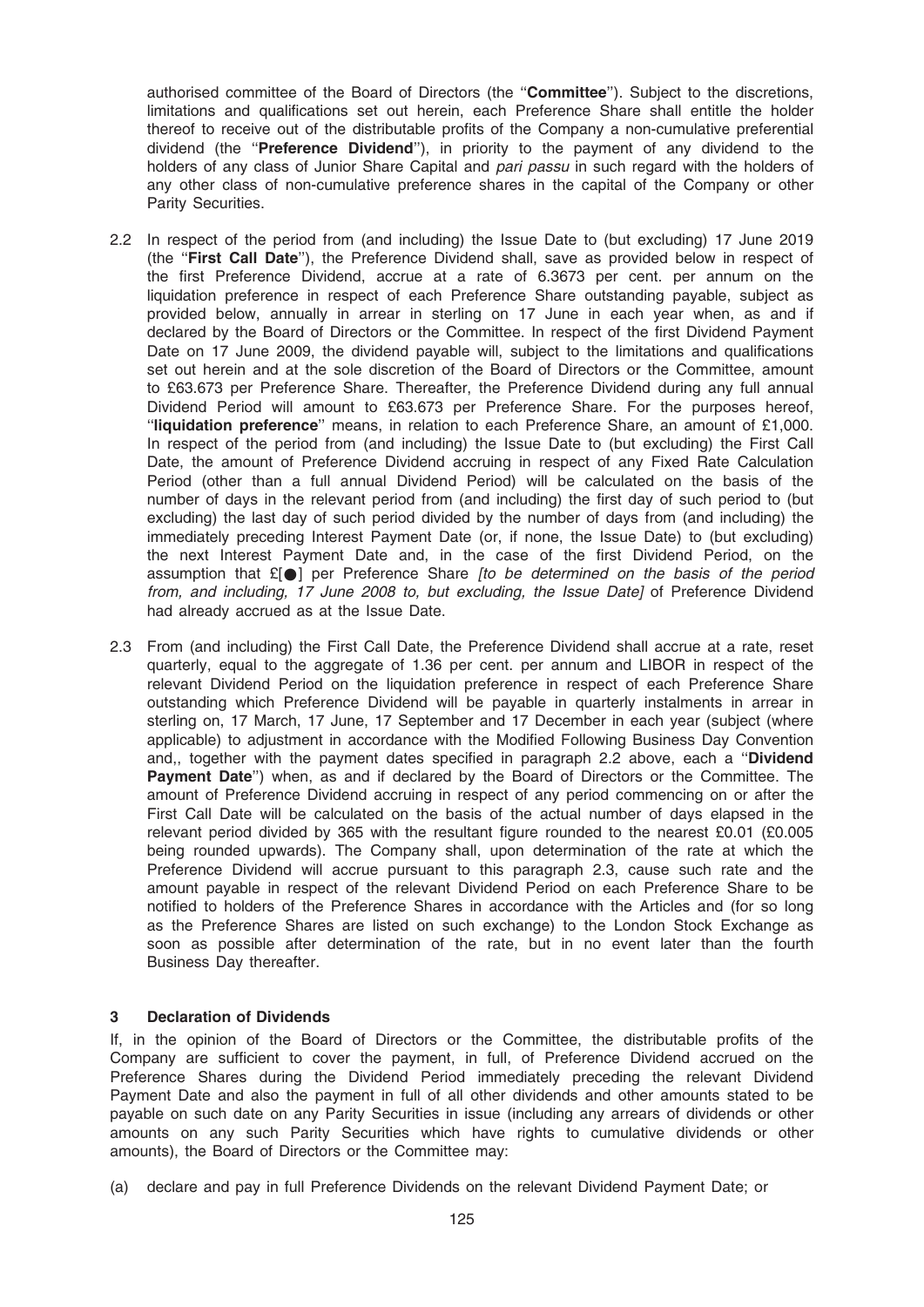authorised committee of the Board of Directors (the ''**Committee**''). Subject to the discretions, limitations and qualifications set out herein, each Preference Share shall entitle the holder thereof to receive out of the distributable profits of the Company a non-cumulative preferential dividend (the ''**Preference Dividend**''), in priority to the payment of any dividend to the holders of any class of Junior Share Capital and *pari passu* in such regard with the holders of any other class of non-cumulative preference shares in the capital of the Company or other Parity Securities.

2.2 In respect of the period from (and including) the Issue Date to (but excluding) 17 June 2019 (the ''**First Call Date**''), the Preference Dividend shall, save as provided below in respect of the first Preference Dividend, accrue at a rate of 6.3673 per cent. per annum on the liquidation preference in respect of each Preference Share outstanding payable, subject as provided below, annually in arrear in sterling on 17 June in each year when, as and if declared by the Board of Directors or the Committee. In respect of the first Dividend Payment Date on 17 June 2009, the dividend payable will, subject to the limitations and qualifications set out herein and at the sole discretion of the Board of Directors or the Committee, amount to £63.673 per Preference Share. Thereafter, the Preference Dividend during any full annual Dividend Period will amount to £63.673 per Preference Share. For the purposes hereof, ''**liquidation preference**'' means, in relation to each Preference Share, an amount of £1,000. In respect of the period from (and including) the Issue Date to (but excluding) the First Call Date, the amount of Preference Dividend accruing in respect of any Fixed Rate Calculation Period (other than a full annual Dividend Period) will be calculated on the basis of the number of days in the relevant period from (and including) the first day of such period to (but excluding) the last day of such period divided by the number of days from (and including) the immediately preceding Interest Payment Date (or, if none, the Issue Date) to (but excluding) the next Interest Payment Date and, in the case of the first Dividend Period, on the assumption that £[●] per Preference Share *[to be determined on the basis of the period from, and including, 17 June 2008 to, but excluding, the Issue Date]* of Preference Dividend had already accrued as at the Issue Date.

2.3 From (and including) the First Call Date, the Preference Dividend shall accrue at a rate, reset quarterly, equal to the aggregate of 1.36 per cent. per annum and LIBOR in respect of the relevant Dividend Period on the liquidation preference in respect of each Preference Share outstanding which Preference Dividend will be payable in quarterly instalments in arrear in sterling on, 17 March, 17 June, 17 September and 17 December in each year (subject (where applicable) to adjustment in accordance with the Modified Following Business Day Convention and,, together with the payment dates specified in paragraph 2.2 above, each a ''**Dividend Payment Date**'') when, as and if declared by the Board of Directors or the Committee. The amount of Preference Dividend accruing in respect of any period commencing on or after the First Call Date will be calculated on the basis of the actual number of days elapsed in the relevant period divided by 365 with the resultant figure rounded to the nearest £0.01 (£0.005 being rounded upwards). The Company shall, upon determination of the rate at which the Preference Dividend will accrue pursuant to this paragraph 2.3, cause such rate and the amount payable in respect of the relevant Dividend Period on each Preference Share to be notified to holders of the Preference Shares in accordance with the Articles and (for so long as the Preference Shares are listed on such exchange) to the London Stock Exchange as soon as possible after determination of the rate, but in no event later than the fourth Business Day thereafter.

### 3 Declaration of Dividends

If, in the opinion of the Board of Directors or the Committee, the distributable profits of the Company are sufficient to cover the payment, in full, of Preference Dividend accrued on the Preference Shares during the Dividend Period immediately preceding the relevant Dividend Payment Date and also the payment in full of all other dividends and other amounts stated to be payable on such date on any Parity Securities in issue (including any arrears of dividends or other amounts on any such Parity Securities which have rights to cumulative dividends or other amounts), the Board of Directors or the Committee may:

(a) declare and pay in full Preference Dividends on the relevant Dividend Payment Date; or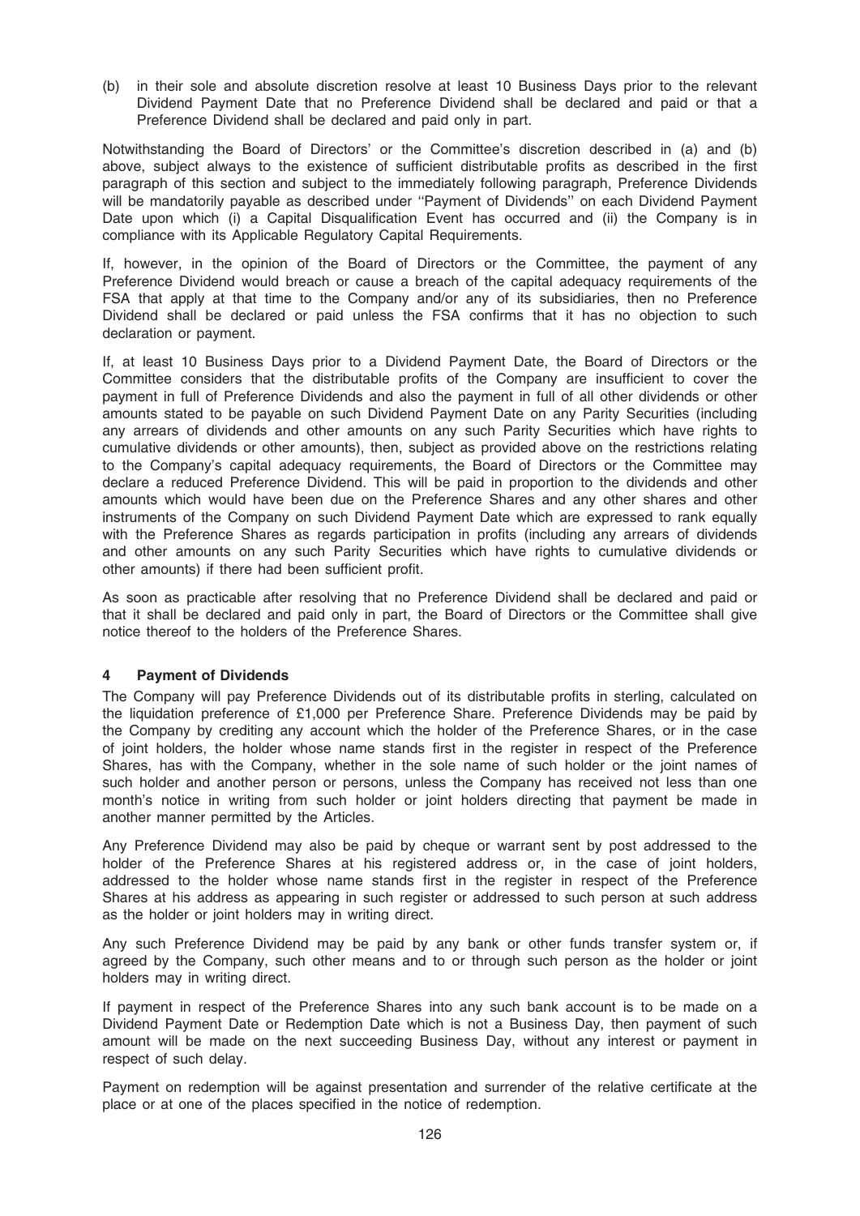(b) in their sole and absolute discretion resolve at least 10 Business Days prior to the relevant Dividend Payment Date that no Preference Dividend shall be declared and paid or that a Preference Dividend shall be declared and paid only in part.

Notwithstanding the Board of Directors' or the Committee's discretion described in (a) and (b) above, subject always to the existence of sufficient distributable profits as described in the first paragraph of this section and subject to the immediately following paragraph, Preference Dividends will be mandatorily payable as described under ''Payment of Dividends'' on each Dividend Payment Date upon which (i) a Capital Disqualification Event has occurred and (ii) the Company is in compliance with its Applicable Regulatory Capital Requirements.

If, however, in the opinion of the Board of Directors or the Committee, the payment of any Preference Dividend would breach or cause a breach of the capital adequacy requirements of the FSA that apply at that time to the Company and/or any of its subsidiaries, then no Preference Dividend shall be declared or paid unless the FSA confirms that it has no objection to such declaration or payment.

If, at least 10 Business Days prior to a Dividend Payment Date, the Board of Directors or the Committee considers that the distributable profits of the Company are insufficient to cover the payment in full of Preference Dividends and also the payment in full of all other dividends or other amounts stated to be payable on such Dividend Payment Date on any Parity Securities (including any arrears of dividends and other amounts on any such Parity Securities which have rights to cumulative dividends or other amounts), then, subject as provided above on the restrictions relating to the Company's capital adequacy requirements, the Board of Directors or the Committee may declare a reduced Preference Dividend. This will be paid in proportion to the dividends and other amounts which would have been due on the Preference Shares and any other shares and other instruments of the Company on such Dividend Payment Date which are expressed to rank equally with the Preference Shares as regards participation in profits (including any arrears of dividends and other amounts on any such Parity Securities which have rights to cumulative dividends or other amounts) if there had been sufficient profit.

As soon as practicable after resolving that no Preference Dividend shall be declared and paid or that it shall be declared and paid only in part, the Board of Directors or the Committee shall give notice thereof to the holders of the Preference Shares.

### 4 Payment of Dividends

The Company will pay Preference Dividends out of its distributable profits in sterling, calculated on the liquidation preference of £1,000 per Preference Share. Preference Dividends may be paid by the Company by crediting any account which the holder of the Preference Shares, or in the case of joint holders, the holder whose name stands first in the register in respect of the Preference Shares, has with the Company, whether in the sole name of such holder or the joint names of such holder and another person or persons, unless the Company has received not less than one month's notice in writing from such holder or joint holders directing that payment be made in another manner permitted by the Articles.

Any Preference Dividend may also be paid by cheque or warrant sent by post addressed to the holder of the Preference Shares at his registered address or, in the case of joint holders, addressed to the holder whose name stands first in the register in respect of the Preference Shares at his address as appearing in such register or addressed to such person at such address as the holder or joint holders may in writing direct.

Any such Preference Dividend may be paid by any bank or other funds transfer system or, if agreed by the Company, such other means and to or through such person as the holder or joint holders may in writing direct.

If payment in respect of the Preference Shares into any such bank account is to be made on a Dividend Payment Date or Redemption Date which is not a Business Day, then payment of such amount will be made on the next succeeding Business Day, without any interest or payment in respect of such delay.

Payment on redemption will be against presentation and surrender of the relative certificate at the place or at one of the places specified in the notice of redemption.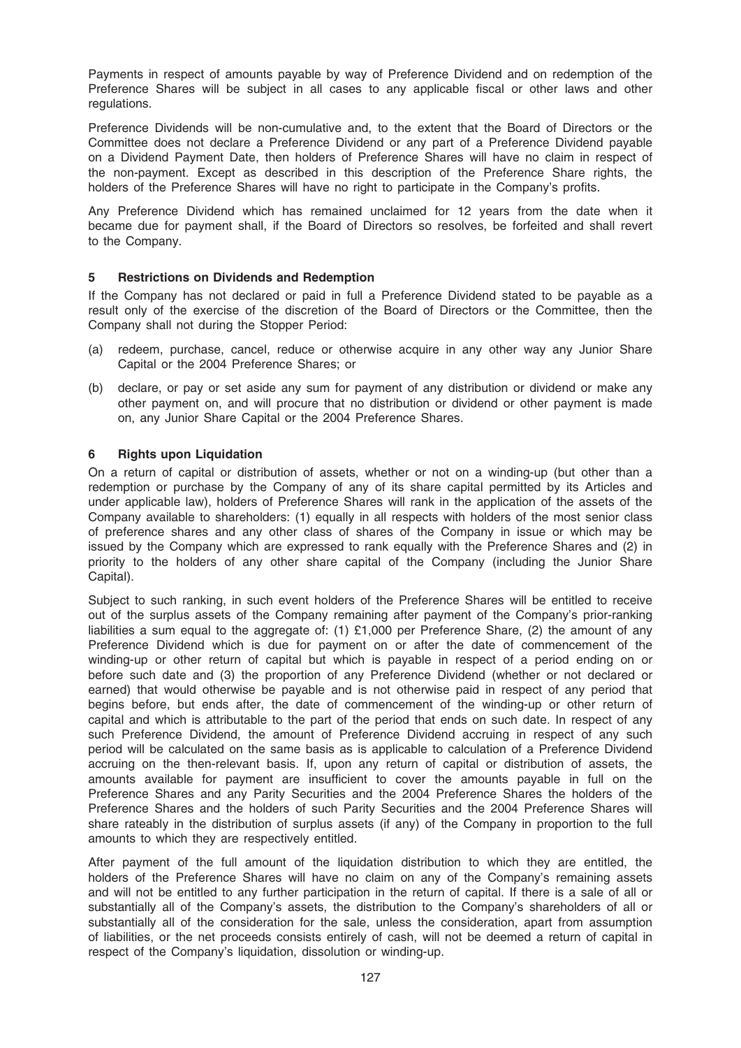Payments in respect of amounts payable by way of Preference Dividend and on redemption of the Preference Shares will be subject in all cases to any applicable fiscal or other laws and other regulations.

Preference Dividends will be non-cumulative and, to the extent that the Board of Directors or the Committee does not declare a Preference Dividend or any part of a Preference Dividend payable on a Dividend Payment Date, then holders of Preference Shares will have no claim in respect of the non-payment. Except as described in this description of the Preference Share rights, the holders of the Preference Shares will have no right to participate in the Company's profits.

Any Preference Dividend which has remained unclaimed for 12 years from the date when it became due for payment shall, if the Board of Directors so resolves, be forfeited and shall revert to the Company.

### 5 Restrictions on Dividends and Redemption

If the Company has not declared or paid in full a Preference Dividend stated to be payable as a result only of the exercise of the discretion of the Board of Directors or the Committee, then the Company shall not during the Stopper Period:

(a) redeem, purchase, cancel, reduce or otherwise acquire in any other way any Junior Share Capital or the 2004 Preference Shares; or

(b) declare, or pay or set aside any sum for payment of any distribution or dividend or make any other payment on, and will procure that no distribution or dividend or other payment is made on, any Junior Share Capital or the 2004 Preference Shares.

### 6 Rights upon Liquidation

On a return of capital or distribution of assets, whether or not on a winding-up (but other than a redemption or purchase by the Company of any of its share capital permitted by its Articles and under applicable law), holders of Preference Shares will rank in the application of the assets of the Company available to shareholders: (1) equally in all respects with holders of the most senior class of preference shares and any other class of shares of the Company in issue or which may be issued by the Company which are expressed to rank equally with the Preference Shares and (2) in priority to the holders of any other share capital of the Company (including the Junior Share Capital).

Subject to such ranking, in such event holders of the Preference Shares will be entitled to receive out of the surplus assets of the Company remaining after payment of the Company's prior-ranking liabilities a sum equal to the aggregate of: (1) £1,000 per Preference Share, (2) the amount of any Preference Dividend which is due for payment on or after the date of commencement of the winding-up or other return of capital but which is payable in respect of a period ending on or before such date and (3) the proportion of any Preference Dividend (whether or not declared or earned) that would otherwise be payable and is not otherwise paid in respect of any period that begins before, but ends after, the date of commencement of the winding-up or other return of capital and which is attributable to the part of the period that ends on such date. In respect of any such Preference Dividend, the amount of Preference Dividend accruing in respect of any such period will be calculated on the same basis as is applicable to calculation of a Preference Dividend accruing on the then-relevant basis. If, upon any return of capital or distribution of assets, the amounts available for payment are insufficient to cover the amounts payable in full on the Preference Shares and any Parity Securities and the 2004 Preference Shares the holders of the Preference Shares and the holders of such Parity Securities and the 2004 Preference Shares will share rateably in the distribution of surplus assets (if any) of the Company in proportion to the full amounts to which they are respectively entitled.

After payment of the full amount of the liquidation distribution to which they are entitled, the holders of the Preference Shares will have no claim on any of the Company's remaining assets and will not be entitled to any further participation in the return of capital. If there is a sale of all or substantially all of the Company's assets, the distribution to the Company's shareholders of all or substantially all of the consideration for the sale, unless the consideration, apart from assumption of liabilities, or the net proceeds consists entirely of cash, will not be deemed a return of capital in respect of the Company's liquidation, dissolution or winding-up.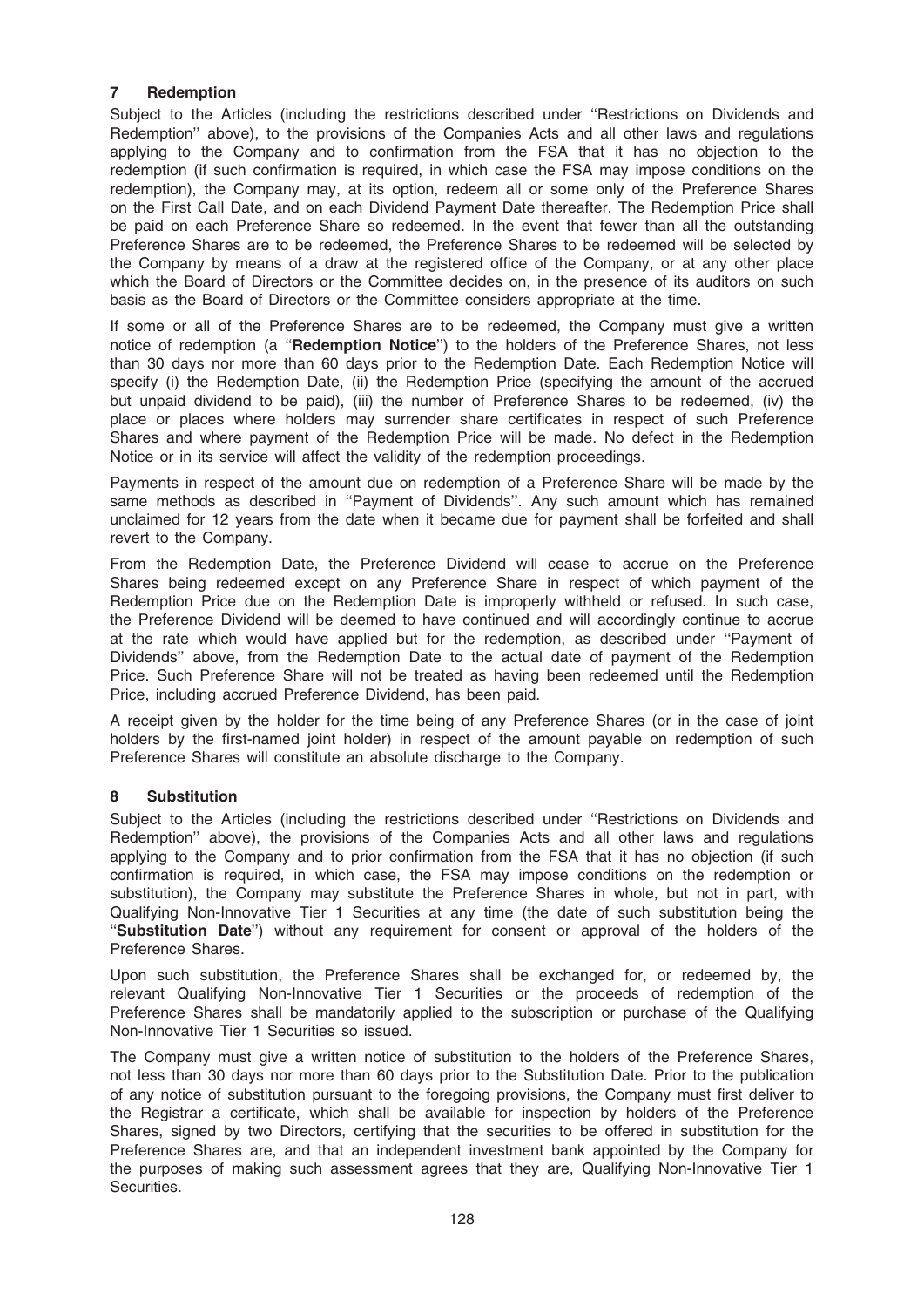## 7 Redemption

Subject to the Articles (including the restrictions described under ''Restrictions on Dividends and Redemption'' above), to the provisions of the Companies Acts and all other laws and regulations applying to the Company and to confirmation from the FSA that it has no objection to the redemption (if such confirmation is required, in which case the FSA may impose conditions on the redemption), the Company may, at its option, redeem all or some only of the Preference Shares on the First Call Date, and on each Dividend Payment Date thereafter. The Redemption Price shall be paid on each Preference Share so redeemed. In the event that fewer than all the outstanding Preference Shares are to be redeemed, the Preference Shares to be redeemed will be selected by the Company by means of a draw at the registered office of the Company, or at any other place which the Board of Directors or the Committee decides on, in the presence of its auditors on such basis as the Board of Directors or the Committee considers appropriate at the time.

If some or all of the Preference Shares are to be redeemed, the Company must give a written notice of redemption (a ''**Redemption Notice**'') to the holders of the Preference Shares, not less than 30 days nor more than 60 days prior to the Redemption Date. Each Redemption Notice will specify (i) the Redemption Date, (ii) the Redemption Price (specifying the amount of the accrued but unpaid dividend to be paid), (iii) the number of Preference Shares to be redeemed, (iv) the place or places where holders may surrender share certificates in respect of such Preference Shares and where payment of the Redemption Price will be made. No defect in the Redemption Notice or in its service will affect the validity of the redemption proceedings.

Payments in respect of the amount due on redemption of a Preference Share will be made by the same methods as described in ''Payment of Dividends''. Any such amount which has remained unclaimed for 12 years from the date when it became due for payment shall be forfeited and shall revert to the Company.

From the Redemption Date, the Preference Dividend will cease to accrue on the Preference Shares being redeemed except on any Preference Share in respect of which payment of the Redemption Price due on the Redemption Date is improperly withheld or refused. In such case, the Preference Dividend will be deemed to have continued and will accordingly continue to accrue at the rate which would have applied but for the redemption, as described under ''Payment of Dividends'' above, from the Redemption Date to the actual date of payment of the Redemption Price. Such Preference Share will not be treated as having been redeemed until the Redemption Price, including accrued Preference Dividend, has been paid.

A receipt given by the holder for the time being of any Preference Shares (or in the case of joint holders by the first-named joint holder) in respect of the amount payable on redemption of such Preference Shares will constitute an absolute discharge to the Company.

## 8 Substitution

Subject to the Articles (including the restrictions described under ''Restrictions on Dividends and Redemption'' above), the provisions of the Companies Acts and all other laws and regulations applying to the Company and to prior confirmation from the FSA that it has no objection (if such confirmation is required, in which case, the FSA may impose conditions on the redemption or substitution), the Company may substitute the Preference Shares in whole, but not in part, with Qualifying Non-Innovative Tier 1 Securities at any time (the date of such substitution being the ''**Substitution Date**'') without any requirement for consent or approval of the holders of the Preference Shares.

Upon such substitution, the Preference Shares shall be exchanged for, or redeemed by, the relevant Qualifying Non-Innovative Tier 1 Securities or the proceeds of redemption of the Preference Shares shall be mandatorily applied to the subscription or purchase of the Qualifying Non-Innovative Tier 1 Securities so issued.

The Company must give a written notice of substitution to the holders of the Preference Shares, not less than 30 days nor more than 60 days prior to the Substitution Date. Prior to the publication of any notice of substitution pursuant to the foregoing provisions, the Company must first deliver to the Registrar a certificate, which shall be available for inspection by holders of the Preference Shares, signed by two Directors, certifying that the securities to be offered in substitution for the Preference Shares are, and that an independent investment bank appointed by the Company for the purposes of making such assessment agrees that they are, Qualifying Non-Innovative Tier 1 Securities.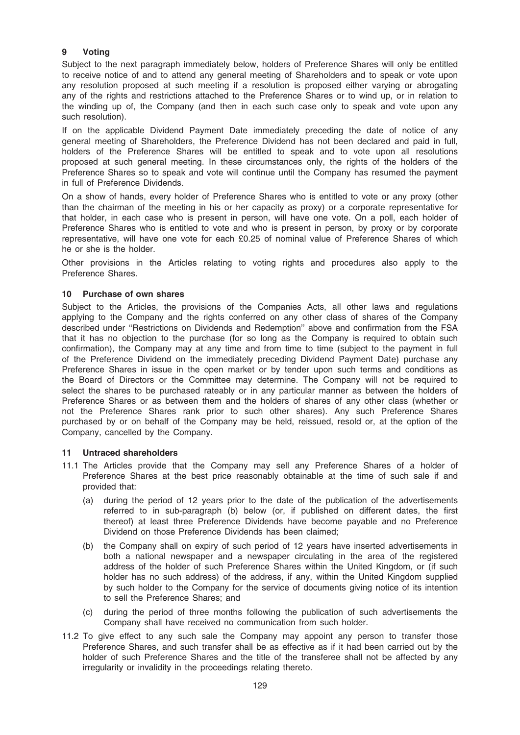## 9 Voting

Subject to the next paragraph immediately below, holders of Preference Shares will only be entitled to receive notice of and to attend any general meeting of Shareholders and to speak or vote upon any resolution proposed at such meeting if a resolution is proposed either varying or abrogating any of the rights and restrictions attached to the Preference Shares or to wind up, or in relation to the winding up of, the Company (and then in each such case only to speak and vote upon any such resolution).

If on the applicable Dividend Payment Date immediately preceding the date of notice of any general meeting of Shareholders, the Preference Dividend has not been declared and paid in full, holders of the Preference Shares will be entitled to speak and to vote upon all resolutions proposed at such general meeting. In these circumstances only, the rights of the holders of the Preference Shares so to speak and vote will continue until the Company has resumed the payment in full of Preference Dividends.

On a show of hands, every holder of Preference Shares who is entitled to vote or any proxy (other than the chairman of the meeting in his or her capacity as proxy) or a corporate representative for that holder, in each case who is present in person, will have one vote. On a poll, each holder of Preference Shares who is entitled to vote and who is present in person, by proxy or by corporate representative, will have one vote for each £0.25 of nominal value of Preference Shares of which he or she is the holder.

Other provisions in the Articles relating to voting rights and procedures also apply to the Preference Shares.

## 10 Purchase of own shares

Subject to the Articles, the provisions of the Companies Acts, all other laws and regulations applying to the Company and the rights conferred on any other class of shares of the Company described under ''Restrictions on Dividends and Redemption'' above and confirmation from the FSA that it has no objection to the purchase (for so long as the Company is required to obtain such confirmation), the Company may at any time and from time to time (subject to the payment in full of the Preference Dividend on the immediately preceding Dividend Payment Date) purchase any Preference Shares in issue in the open market or by tender upon such terms and conditions as the Board of Directors or the Committee may determine. The Company will not be required to select the shares to be purchased rateably or in any particular manner as between the holders of Preference Shares or as between them and the holders of shares of any other class (whether or not the Preference Shares rank prior to such other shares). Any such Preference Shares purchased by or on behalf of the Company may be held, reissued, resold or, at the option of the Company, cancelled by the Company.

## 11 Untraced shareholders

11.1 The Articles provide that the Company may sell any Preference Shares of a holder of Preference Shares at the best price reasonably obtainable at the time of such sale if and provided that:

(a) during the period of 12 years prior to the date of the publication of the advertisements referred to in sub-paragraph (b) below (or, if published on different dates, the first thereof) at least three Preference Dividends have become payable and no Preference Dividend on those Preference Dividends has been claimed;

(b) the Company shall on expiry of such period of 12 years have inserted advertisements in both a national newspaper and a newspaper circulating in the area of the registered address of the holder of such Preference Shares within the United Kingdom, or (if such holder has no such address) of the address, if any, within the United Kingdom supplied by such holder to the Company for the service of documents giving notice of its intention to sell the Preference Shares; and

(c) during the period of three months following the publication of such advertisements the Company shall have received no communication from such holder.

11.2 To give effect to any such sale the Company may appoint any person to transfer those Preference Shares, and such transfer shall be as effective as if it had been carried out by the holder of such Preference Shares and the title of the transferee shall not be affected by any irregularity or invalidity in the proceedings relating thereto.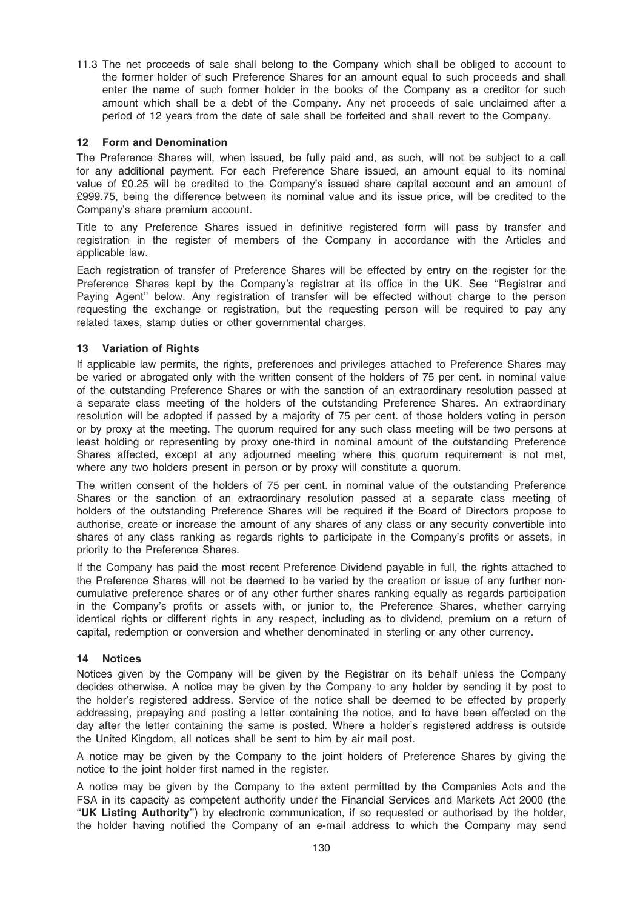11.3 The net proceeds of sale shall belong to the Company which shall be obliged to account to the former holder of such Preference Shares for an amount equal to such proceeds and shall enter the name of such former holder in the books of the Company as a creditor for such amount which shall be a debt of the Company. Any net proceeds of sale unclaimed after a period of 12 years from the date of sale shall be forfeited and shall revert to the Company.

## 12 Form and Denomination

The Preference Shares will, when issued, be fully paid and, as such, will not be subject to a call for any additional payment. For each Preference Share issued, an amount equal to its nominal value of £0.25 will be credited to the Company's issued share capital account and an amount of £999.75, being the difference between its nominal value and its issue price, will be credited to the Company's share premium account.

Title to any Preference Shares issued in definitive registered form will pass by transfer and registration in the register of members of the Company in accordance with the Articles and applicable law.

Each registration of transfer of Preference Shares will be effected by entry on the register for the Preference Shares kept by the Company's registrar at its office in the UK. See ''Registrar and Paying Agent'' below. Any registration of transfer will be effected without charge to the person requesting the exchange or registration, but the requesting person will be required to pay any related taxes, stamp duties or other governmental charges.

## 13 Variation of Rights

If applicable law permits, the rights, preferences and privileges attached to Preference Shares may be varied or abrogated only with the written consent of the holders of 75 per cent. in nominal value of the outstanding Preference Shares or with the sanction of an extraordinary resolution passed at a separate class meeting of the holders of the outstanding Preference Shares. An extraordinary resolution will be adopted if passed by a majority of 75 per cent. of those holders voting in person or by proxy at the meeting. The quorum required for any such class meeting will be two persons at least holding or representing by proxy one-third in nominal amount of the outstanding Preference Shares affected, except at any adjourned meeting where this quorum requirement is not met, where any two holders present in person or by proxy will constitute a quorum.

The written consent of the holders of 75 per cent. in nominal value of the outstanding Preference Shares or the sanction of an extraordinary resolution passed at a separate class meeting of holders of the outstanding Preference Shares will be required if the Board of Directors propose to authorise, create or increase the amount of any shares of any class or any security convertible into shares of any class ranking as regards rights to participate in the Company's profits or assets, in priority to the Preference Shares.

If the Company has paid the most recent Preference Dividend payable in full, the rights attached to the Preference Shares will not be deemed to be varied by the creation or issue of any further non-cumulative preference shares or of any other further shares ranking equally as regards participation in the Company's profits or assets with, or junior to, the Preference Shares, whether carrying identical rights or different rights in any respect, including as to dividend, premium on a return of capital, redemption or conversion and whether denominated in sterling or any other currency.

## 14 Notices

Notices given by the Company will be given by the Registrar on its behalf unless the Company decides otherwise. A notice may be given by the Company to any holder by sending it by post to the holder's registered address. Service of the notice shall be deemed to be effected by properly addressing, prepaying and posting a letter containing the notice, and to have been effected on the day after the letter containing the same is posted. Where a holder's registered address is outside the United Kingdom, all notices shall be sent to him by air mail post.

A notice may be given by the Company to the joint holders of Preference Shares by giving the notice to the joint holder first named in the register.

A notice may be given by the Company to the extent permitted by the Companies Acts and the FSA in its capacity as competent authority under the Financial Services and Markets Act 2000 (the ''**UK Listing Authority**'') by electronic communication, if so requested or authorised by the holder, the holder having notified the Company of an e-mail address to which the Company may send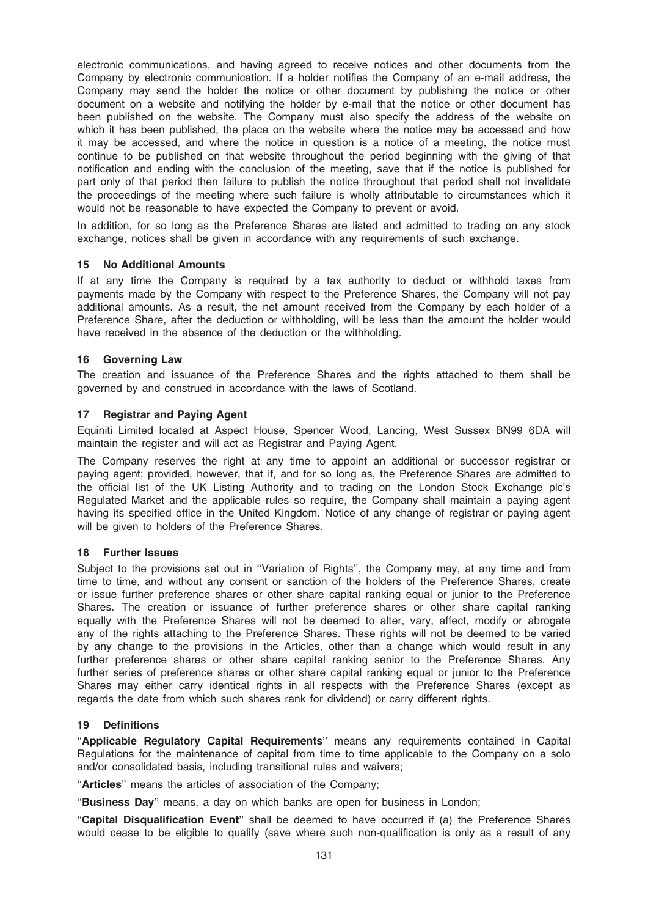electronic communications, and having agreed to receive notices and other documents from the Company by electronic communication. If a holder notifies the Company of an e-mail address, the Company may send the holder the notice or other document by publishing the notice or other document on a website and notifying the holder by e-mail that the notice or other document has been published on the website. The Company must also specify the address of the website on which it has been published, the place on the website where the notice may be accessed and how it may be accessed, and where the notice in question is a notice of a meeting, the notice must continue to be published on that website throughout the period beginning with the giving of that notification and ending with the conclusion of the meeting, save that if the notice is published for part only of that period then failure to publish the notice throughout that period shall not invalidate the proceedings of the meeting where such failure is wholly attributable to circumstances which it would not be reasonable to have expected the Company to prevent or avoid.

In addition, for so long as the Preference Shares are listed and admitted to trading on any stock exchange, notices shall be given in accordance with any requirements of such exchange.

### 15 No Additional Amounts

If at any time the Company is required by a tax authority to deduct or withhold taxes from payments made by the Company with respect to the Preference Shares, the Company will not pay additional amounts. As a result, the net amount received from the Company by each holder of a Preference Share, after the deduction or withholding, will be less than the amount the holder would have received in the absence of the deduction or the withholding.

### 16 Governing Law

The creation and issuance of the Preference Shares and the rights attached to them shall be governed by and construed in accordance with the laws of Scotland.

### 17 Registrar and Paying Agent

Equiniti Limited located at Aspect House, Spencer Wood, Lancing, West Sussex BN99 6DA will maintain the register and will act as Registrar and Paying Agent.

The Company reserves the right at any time to appoint an additional or successor registrar or paying agent; provided, however, that if, and for so long as, the Preference Shares are admitted to the official list of the UK Listing Authority and to trading on the London Stock Exchange plc's Regulated Market and the applicable rules so require, the Company shall maintain a paying agent having its specified office in the United Kingdom. Notice of any change of registrar or paying agent will be given to holders of the Preference Shares.

### 18 Further Issues

Subject to the provisions set out in ''Variation of Rights'', the Company may, at any time and from time to time, and without any consent or sanction of the holders of the Preference Shares, create or issue further preference shares or other share capital ranking equal or junior to the Preference Shares. The creation or issuance of further preference shares or other share capital ranking equally with the Preference Shares will not be deemed to alter, vary, affect, modify or abrogate any of the rights attaching to the Preference Shares. These rights will not be deemed to be varied by any change to the provisions in the Articles, other than a change which would result in any further preference shares or other share capital ranking senior to the Preference Shares. Any further series of preference shares or other share capital ranking equal or junior to the Preference Shares may either carry identical rights in all respects with the Preference Shares (except as regards the date from which such shares rank for dividend) or carry different rights.

### 19 Definitions

''**Applicable Regulatory Capital Requirements**'' means any requirements contained in Capital Regulations for the maintenance of capital from time to time applicable to the Company on a solo and/or consolidated basis, including transitional rules and waivers;

''**Articles**'' means the articles of association of the Company;

''**Business Day**'' means, a day on which banks are open for business in London;

''**Capital Disqualification Event**'' shall be deemed to have occurred if (a) the Preference Shares would cease to be eligible to qualify (save where such non-qualification is only as a result of any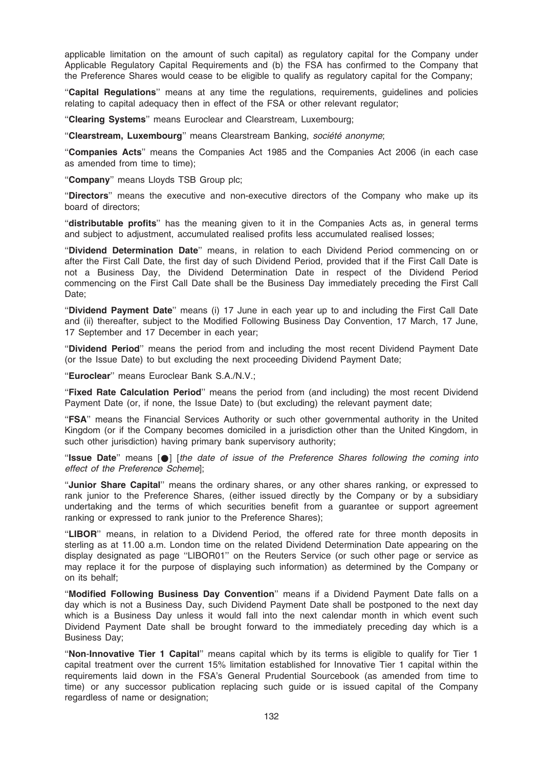applicable limitation on the amount of such capital) as regulatory capital for the Company under Applicable Regulatory Capital Requirements and (b) the FSA has confirmed to the Company that the Preference Shares would cease to be eligible to qualify as regulatory capital for the Company;

''**Capital Regulations**'' means at any time the regulations, requirements, guidelines and policies relating to capital adequacy then in effect of the FSA or other relevant regulator;

''**Clearing Systems**'' means Euroclear and Clearstream, Luxembourg;

''**Clearstream, Luxembourg**'' means Clearstream Banking, *société anonyme*;

''**Companies Acts**'' means the Companies Act 1985 and the Companies Act 2006 (in each case as amended from time to time);

''**Company**'' means Lloyds TSB Group plc;

''**Directors**'' means the executive and non-executive directors of the Company who make up its board of directors;

''**distributable profits**'' has the meaning given to it in the Companies Acts as, in general terms and subject to adjustment, accumulated realised profits less accumulated realised losses;

''**Dividend Determination Date**'' means, in relation to each Dividend Period commencing on or after the First Call Date, the first day of such Dividend Period, provided that if the First Call Date is not a Business Day, the Dividend Determination Date in respect of the Dividend Period commencing on the First Call Date shall be the Business Day immediately preceding the First Call Date;

''**Dividend Payment Date**'' means (i) 17 June in each year up to and including the First Call Date and (ii) thereafter, subject to the Modified Following Business Day Convention, 17 March, 17 June, 17 September and 17 December in each year;

''**Dividend Period**'' means the period from and including the most recent Dividend Payment Date (or the Issue Date) to but excluding the next proceeding Dividend Payment Date;

''**Euroclear**'' means Euroclear Bank S.A./N.V.;

''**Fixed Rate Calculation Period**'' means the period from (and including) the most recent Dividend Payment Date (or, if none, the Issue Date) to (but excluding) the relevant payment date;

''**FSA**'' means the Financial Services Authority or such other governmental authority in the United Kingdom (or if the Company becomes domiciled in a jurisdiction other than the United Kingdom, in such other jurisdiction) having primary bank supervisory authority;

''**Issue Date**'' means [●] [*the date of issue of the Preference Shares following the coming into effect of the Preference Scheme*];

''**Junior Share Capital**'' means the ordinary shares, or any other shares ranking, or expressed to rank junior to the Preference Shares, (either issued directly by the Company or by a subsidiary undertaking and the terms of which securities benefit from a guarantee or support agreement ranking or expressed to rank junior to the Preference Shares);

''**LIBOR**'' means, in relation to a Dividend Period, the offered rate for three month deposits in sterling as at 11.00 a.m. London time on the related Dividend Determination Date appearing on the display designated as page ''LIBOR01'' on the Reuters Service (or such other page or service as may replace it for the purpose of displaying such information) as determined by the Company or on its behalf;

''**Modified Following Business Day Convention**'' means if a Dividend Payment Date falls on a day which is not a Business Day, such Dividend Payment Date shall be postponed to the next day which is a Business Day unless it would fall into the next calendar month in which event such Dividend Payment Date shall be brought forward to the immediately preceding day which is a Business Day;

''**Non-Innovative Tier 1 Capital**'' means capital which by its terms is eligible to qualify for Tier 1 capital treatment over the current 15% limitation established for Innovative Tier 1 capital within the requirements laid down in the FSA's General Prudential Sourcebook (as amended from time to time) or any successor publication replacing such guide or is issued capital of the Company regardless of name or designation;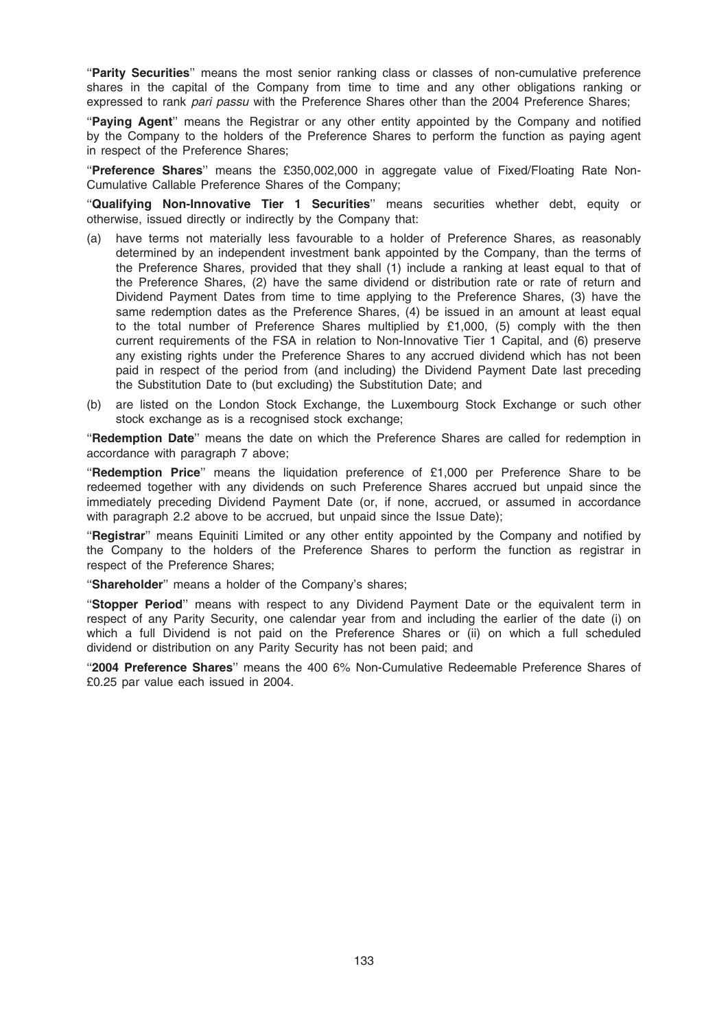"**Parity Securities**" means the most senior ranking class or classes of non-cumulative preference shares in the capital of the Company from time to time and any other obligations ranking or expressed to rank *pari passu* with the Preference Shares other than the 2004 Preference Shares;

"**Paying Agent**" means the Registrar or any other entity appointed by the Company and notified by the Company to the holders of the Preference Shares to perform the function as paying agent in respect of the Preference Shares;

"**Preference Shares**" means the £350,002,000 in aggregate value of Fixed/Floating Rate Non-Cumulative Callable Preference Shares of the Company;

"**Qualifying Non-Innovative Tier 1 Securities**" means securities whether debt, equity or otherwise, issued directly or indirectly by the Company that:

(a) have terms not materially less favourable to a holder of Preference Shares, as reasonably determined by an independent investment bank appointed by the Company, than the terms of the Preference Shares, provided that they shall (1) include a ranking at least equal to that of the Preference Shares, (2) have the same dividend or distribution rate or rate of return and Dividend Payment Dates from time to time applying to the Preference Shares, (3) have the same redemption dates as the Preference Shares, (4) be issued in an amount at least equal to the total number of Preference Shares multiplied by £1,000, (5) comply with the then current requirements of the FSA in relation to Non-Innovative Tier 1 Capital, and (6) preserve any existing rights under the Preference Shares to any accrued dividend which has not been paid in respect of the period from (and including) the Dividend Payment Date last preceding the Substitution Date to (but excluding) the Substitution Date; and

(b) are listed on the London Stock Exchange, the Luxembourg Stock Exchange or such other stock exchange as is a recognised stock exchange;

"**Redemption Date**" means the date on which the Preference Shares are called for redemption in accordance with paragraph 7 above;

"**Redemption Price**" means the liquidation preference of £1,000 per Preference Share to be redeemed together with any dividends on such Preference Shares accrued but unpaid since the immediately preceding Dividend Payment Date (or, if none, accrued, or assumed in accordance with paragraph 2.2 above to be accrued, but unpaid since the Issue Date);

"**Registrar**" means Equiniti Limited or any other entity appointed by the Company and notified by the Company to the holders of the Preference Shares to perform the function as registrar in respect of the Preference Shares;

"**Shareholder**" means a holder of the Company's shares;

"**Stopper Period**" means with respect to any Dividend Payment Date or the equivalent term in respect of any Parity Security, one calendar year from and including the earlier of the date (i) on which a full Dividend is not paid on the Preference Shares or (ii) on which a full scheduled dividend or distribution on any Parity Security has not been paid; and

"**2004 Preference Shares**" means the 400 6% Non-Cumulative Redeemable Preference Shares of £0.25 par value each issued in 2004.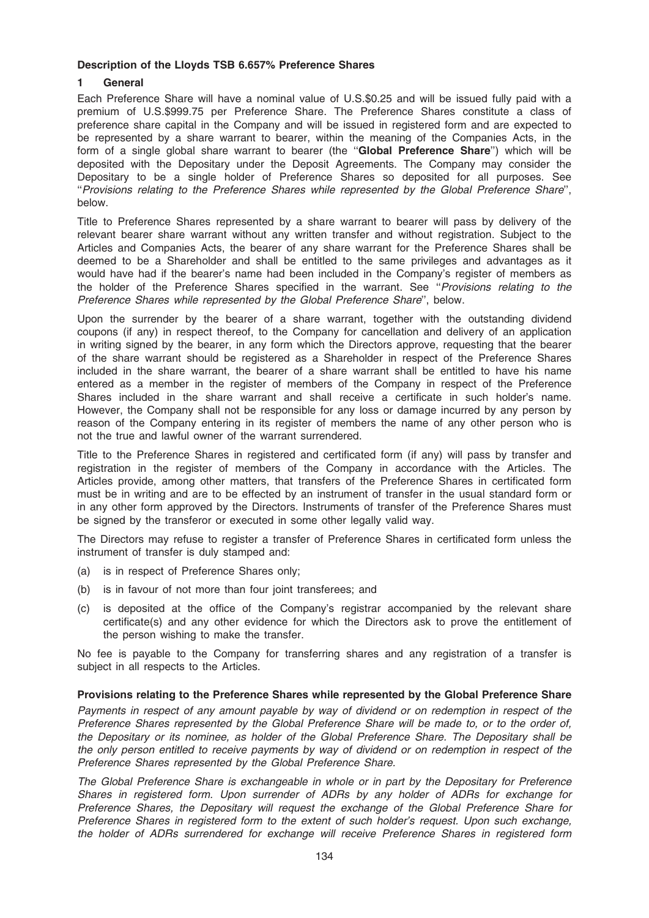**Description of the Lloyds TSB 6.657% Preference Shares**

**1 General**

Each Preference Share will have a nominal value of U.S.$0.25 and will be issued fully paid with a premium of U.S.$999.75 per Preference Share. The Preference Shares constitute a class of preference share capital in the Company and will be issued in registered form and are expected to be represented by a share warrant to bearer, within the meaning of the Companies Acts, in the form of a single global share warrant to bearer (the ''**Global Preference Share**'') which will be deposited with the Depositary under the Deposit Agreements. The Company may consider the Depositary to be a single holder of Preference Shares so deposited for all purposes. See ''*Provisions relating to the Preference Shares while represented by the Global Preference Share*'', below.

Title to Preference Shares represented by a share warrant to bearer will pass by delivery of the relevant bearer share warrant without any written transfer and without registration. Subject to the Articles and Companies Acts, the bearer of any share warrant for the Preference Shares shall be deemed to be a Shareholder and shall be entitled to the same privileges and advantages as it would have had if the bearer's name had been included in the Company's register of members as the holder of the Preference Shares specified in the warrant. See ''*Provisions relating to the Preference Shares while represented by the Global Preference Share*'', below.

Upon the surrender by the bearer of a share warrant, together with the outstanding dividend coupons (if any) in respect thereof, to the Company for cancellation and delivery of an application in writing signed by the bearer, in any form which the Directors approve, requesting that the bearer of the share warrant should be registered as a Shareholder in respect of the Preference Shares included in the share warrant, the bearer of a share warrant shall be entitled to have his name entered as a member in the register of members of the Company in respect of the Preference Shares included in the share warrant and shall receive a certificate in such holder's name. However, the Company shall not be responsible for any loss or damage incurred by any person by reason of the Company entering in its register of members the name of any other person who is not the true and lawful owner of the warrant surrendered.

Title to the Preference Shares in registered and certificated form (if any) will pass by transfer and registration in the register of members of the Company in accordance with the Articles. The Articles provide, among other matters, that transfers of the Preference Shares in certificated form must be in writing and are to be effected by an instrument of transfer in the usual standard form or in any other form approved by the Directors. Instruments of transfer of the Preference Shares must be signed by the transferor or executed in some other legally valid way.

The Directors may refuse to register a transfer of Preference Shares in certificated form unless the instrument of transfer is duly stamped and:

(a) is in respect of Preference Shares only;

(b) is in favour of not more than four joint transferees; and

(c) is deposited at the office of the Company's registrar accompanied by the relevant share certificate(s) and any other evidence for which the Directors ask to prove the entitlement of the person wishing to make the transfer.

No fee is payable to the Company for transferring shares and any registration of a transfer is subject in all respects to the Articles.

**Provisions relating to the Preference Shares while represented by the Global Preference Share**

*Payments in respect of any amount payable by way of dividend or on redemption in respect of the Preference Shares represented by the Global Preference Share will be made to, or to the order of, the Depositary or its nominee, as holder of the Global Preference Share. The Depositary shall be the only person entitled to receive payments by way of dividend or on redemption in respect of the Preference Shares represented by the Global Preference Share.*

*The Global Preference Share is exchangeable in whole or in part by the Depositary for Preference Shares in registered form. Upon surrender of ADRs by any holder of ADRs for exchange for Preference Shares, the Depositary will request the exchange of the Global Preference Share for Preference Shares in registered form to the extent of such holder's request. Upon such exchange, the holder of ADRs surrendered for exchange will receive Preference Shares in registered form*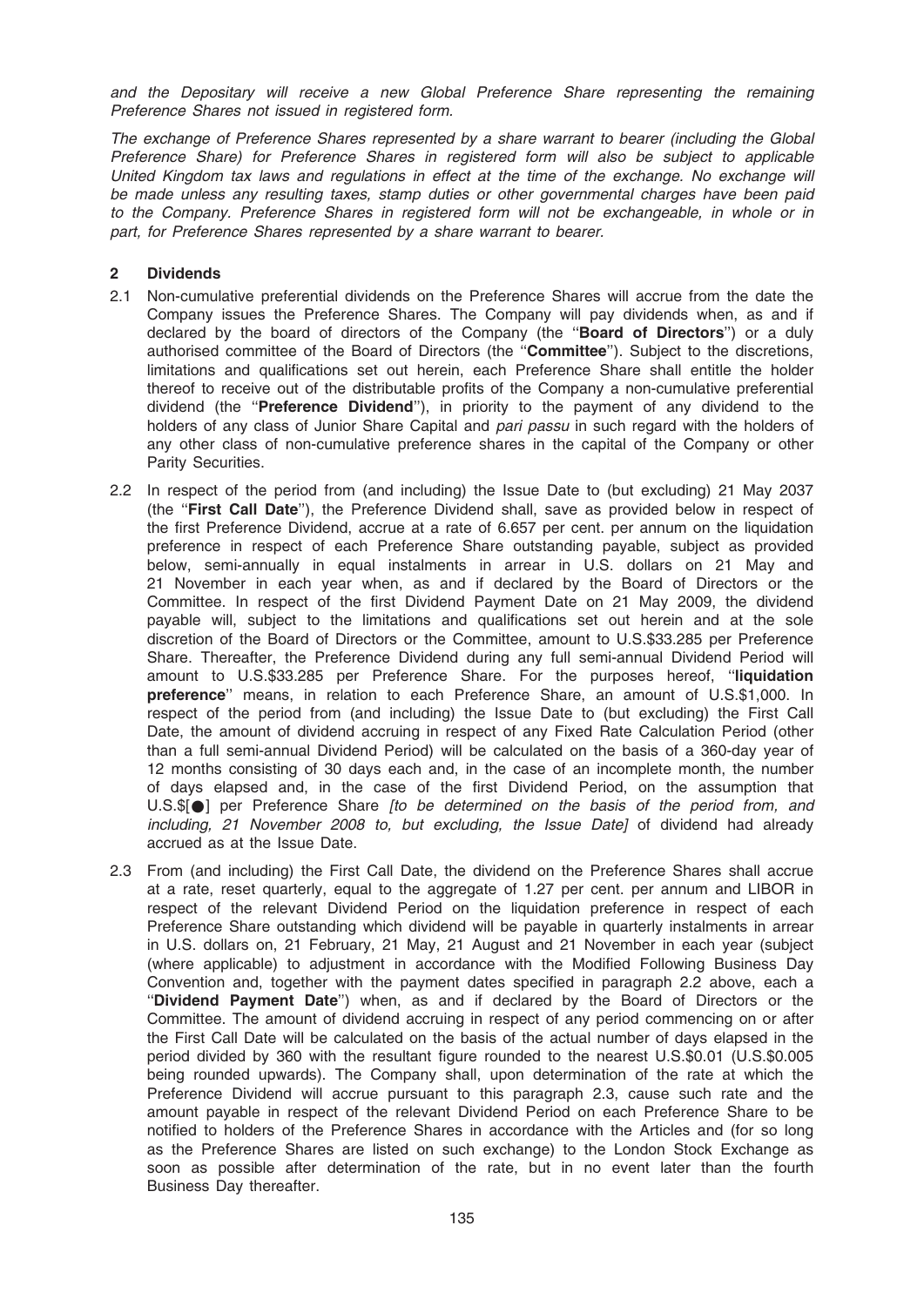*and the Depositary will receive a new Global Preference Share representing the remaining Preference Shares not issued in registered form.*

*The exchange of Preference Shares represented by a share warrant to bearer (including the Global Preference Share) for Preference Shares in registered form will also be subject to applicable United Kingdom tax laws and regulations in effect at the time of the exchange. No exchange will be made unless any resulting taxes, stamp duties or other governmental charges have been paid to the Company. Preference Shares in registered form will not be exchangeable, in whole or in part, for Preference Shares represented by a share warrant to bearer.*

## 2 Dividends

2.1 Non-cumulative preferential dividends on the Preference Shares will accrue from the date the Company issues the Preference Shares. The Company will pay dividends when, as and if declared by the board of directors of the Company (the "**Board of Directors**") or a duly authorised committee of the Board of Directors (the "**Committee**"). Subject to the discretions, limitations and qualifications set out herein, each Preference Share shall entitle the holder thereof to receive out of the distributable profits of the Company a non-cumulative preferential dividend (the "**Preference Dividend**"), in priority to the payment of any dividend to the holders of any class of Junior Share Capital and *pari passu* in such regard with the holders of any other class of non-cumulative preference shares in the capital of the Company or other Parity Securities.

2.2 In respect of the period from (and including) the Issue Date to (but excluding) 21 May 2037 (the "**First Call Date**"), the Preference Dividend shall, save as provided below in respect of the first Preference Dividend, accrue at a rate of 6.657 per cent. per annum on the liquidation preference in respect of each Preference Share outstanding payable, subject as provided below, semi-annually in equal instalments in arrear in U.S. dollars on 21 May and 21 November in each year when, as and if declared by the Board of Directors or the Committee. In respect of the first Dividend Payment Date on 21 May 2009, the dividend payable will, subject to the limitations and qualifications set out herein and at the sole discretion of the Board of Directors or the Committee, amount to U.S.$33.285 per Preference Share. Thereafter, the Preference Dividend during any full semi-annual Dividend Period will amount to U.S.$33.285 per Preference Share. For the purposes hereof, "**liquidation preference**" means, in relation to each Preference Share, an amount of U.S.$1,000. In respect of the period from (and including) the Issue Date to (but excluding) the First Call Date, the amount of dividend accruing in respect of any Fixed Rate Calculation Period (other than a full semi-annual Dividend Period) will be calculated on the basis of a 360-day year of 12 months consisting of 30 days each and, in the case of an incomplete month, the number of days elapsed and, in the case of the first Dividend Period, on the assumption that U.S.$[●] per Preference Share *[to be determined on the basis of the period from, and including, 21 November 2008 to, but excluding, the Issue Date]* of dividend had already accrued as at the Issue Date.

2.3 From (and including) the First Call Date, the dividend on the Preference Shares shall accrue at a rate, reset quarterly, equal to the aggregate of 1.27 per cent. per annum and LIBOR in respect of the relevant Dividend Period on the liquidation preference in respect of each Preference Share outstanding which dividend will be payable in quarterly instalments in arrear in U.S. dollars on, 21 February, 21 May, 21 August and 21 November in each year (subject (where applicable) to adjustment in accordance with the Modified Following Business Day Convention and, together with the payment dates specified in paragraph 2.2 above, each a "**Dividend Payment Date**") when, as and if declared by the Board of Directors or the Committee. The amount of dividend accruing in respect of any period commencing on or after the First Call Date will be calculated on the basis of the actual number of days elapsed in the period divided by 360 with the resultant figure rounded to the nearest U.S.$0.01 (U.S.$0.005 being rounded upwards). The Company shall, upon determination of the rate at which the Preference Dividend will accrue pursuant to this paragraph 2.3, cause such rate and the amount payable in respect of the relevant Dividend Period on each Preference Share to be notified to holders of the Preference Shares in accordance with the Articles and (for so long as the Preference Shares are listed on such exchange) to the London Stock Exchange as soon as possible after determination of the rate, but in no event later than the fourth Business Day thereafter.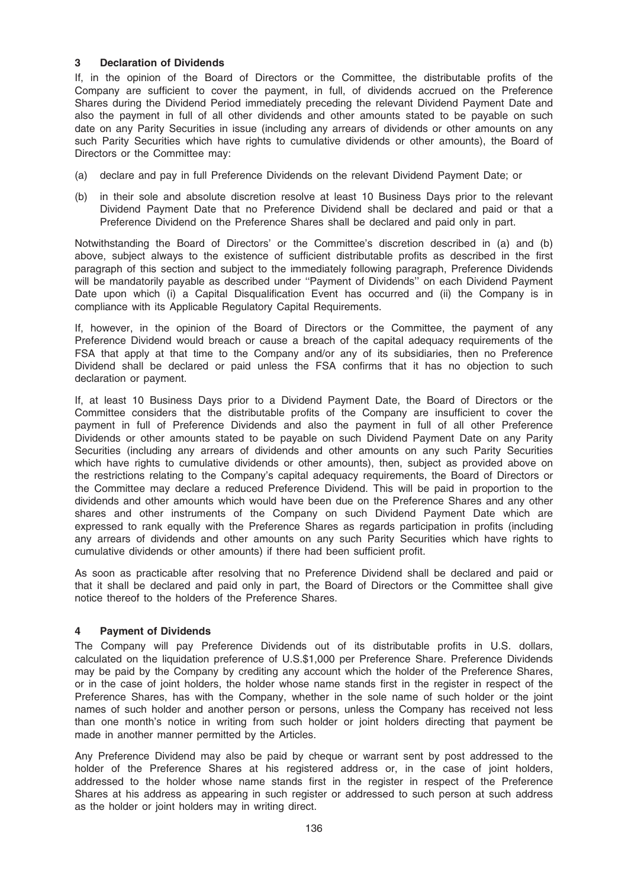### 3 Declaration of Dividends

If, in the opinion of the Board of Directors or the Committee, the distributable profits of the Company are sufficient to cover the payment, in full, of dividends accrued on the Preference Shares during the Dividend Period immediately preceding the relevant Dividend Payment Date and also the payment in full of all other dividends and other amounts stated to be payable on such date on any Parity Securities in issue (including any arrears of dividends or other amounts on any such Parity Securities which have rights to cumulative dividends or other amounts), the Board of Directors or the Committee may:

(a) declare and pay in full Preference Dividends on the relevant Dividend Payment Date; or

(b) in their sole and absolute discretion resolve at least 10 Business Days prior to the relevant Dividend Payment Date that no Preference Dividend shall be declared and paid or that a Preference Dividend on the Preference Shares shall be declared and paid only in part.

Notwithstanding the Board of Directors' or the Committee's discretion described in (a) and (b) above, subject always to the existence of sufficient distributable profits as described in the first paragraph of this section and subject to the immediately following paragraph, Preference Dividends will be mandatorily payable as described under ''Payment of Dividends'' on each Dividend Payment Date upon which (i) a Capital Disqualification Event has occurred and (ii) the Company is in compliance with its Applicable Regulatory Capital Requirements.

If, however, in the opinion of the Board of Directors or the Committee, the payment of any Preference Dividend would breach or cause a breach of the capital adequacy requirements of the FSA that apply at that time to the Company and/or any of its subsidiaries, then no Preference Dividend shall be declared or paid unless the FSA confirms that it has no objection to such declaration or payment.

If, at least 10 Business Days prior to a Dividend Payment Date, the Board of Directors or the Committee considers that the distributable profits of the Company are insufficient to cover the payment in full of Preference Dividends and also the payment in full of all other Preference Dividends or other amounts stated to be payable on such Dividend Payment Date on any Parity Securities (including any arrears of dividends and other amounts on any such Parity Securities which have rights to cumulative dividends or other amounts), then, subject as provided above on the restrictions relating to the Company's capital adequacy requirements, the Board of Directors or the Committee may declare a reduced Preference Dividend. This will be paid in proportion to the dividends and other amounts which would have been due on the Preference Shares and any other shares and other instruments of the Company on such Dividend Payment Date which are expressed to rank equally with the Preference Shares as regards participation in profits (including any arrears of dividends and other amounts on any such Parity Securities which have rights to cumulative dividends or other amounts) if there had been sufficient profit.

As soon as practicable after resolving that no Preference Dividend shall be declared and paid or that it shall be declared and paid only in part, the Board of Directors or the Committee shall give notice thereof to the holders of the Preference Shares.

### 4 Payment of Dividends

The Company will pay Preference Dividends out of its distributable profits in U.S. dollars, calculated on the liquidation preference of U.S.$1,000 per Preference Share. Preference Dividends may be paid by the Company by crediting any account which the holder of the Preference Shares, or in the case of joint holders, the holder whose name stands first in the register in respect of the Preference Shares, has with the Company, whether in the sole name of such holder or the joint names of such holder and another person or persons, unless the Company has received not less than one month's notice in writing from such holder or joint holders directing that payment be made in another manner permitted by the Articles.

Any Preference Dividend may also be paid by cheque or warrant sent by post addressed to the holder of the Preference Shares at his registered address or, in the case of joint holders, addressed to the holder whose name stands first in the register in respect of the Preference Shares at his address as appearing in such register or addressed to such person at such address as the holder or joint holders may in writing direct.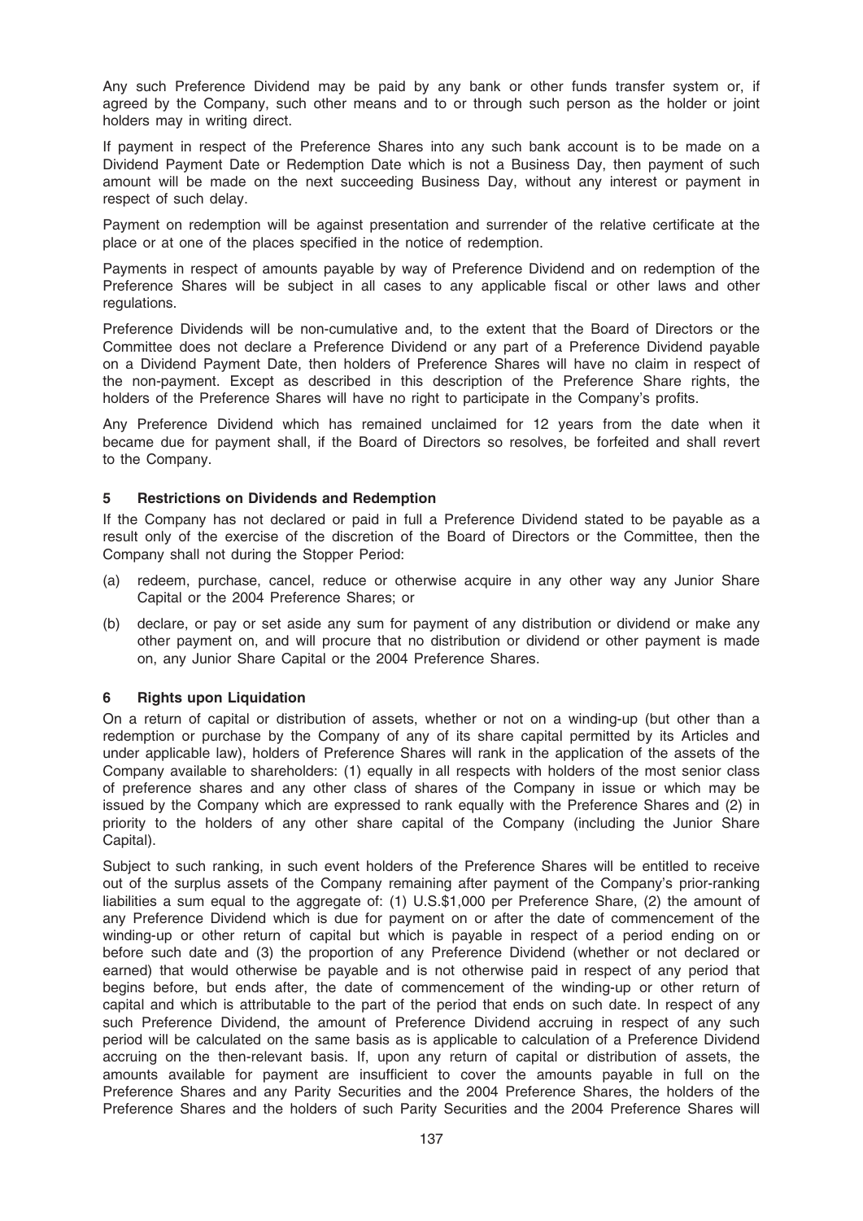Any such Preference Dividend may be paid by any bank or other funds transfer system or, if agreed by the Company, such other means and to or through such person as the holder or joint holders may in writing direct.

If payment in respect of the Preference Shares into any such bank account is to be made on a Dividend Payment Date or Redemption Date which is not a Business Day, then payment of such amount will be made on the next succeeding Business Day, without any interest or payment in respect of such delay.

Payment on redemption will be against presentation and surrender of the relative certificate at the place or at one of the places specified in the notice of redemption.

Payments in respect of amounts payable by way of Preference Dividend and on redemption of the Preference Shares will be subject in all cases to any applicable fiscal or other laws and other regulations.

Preference Dividends will be non-cumulative and, to the extent that the Board of Directors or the Committee does not declare a Preference Dividend or any part of a Preference Dividend payable on a Dividend Payment Date, then holders of Preference Shares will have no claim in respect of the non-payment. Except as described in this description of the Preference Share rights, the holders of the Preference Shares will have no right to participate in the Company's profits.

Any Preference Dividend which has remained unclaimed for 12 years from the date when it became due for payment shall, if the Board of Directors so resolves, be forfeited and shall revert to the Company.

### 5 Restrictions on Dividends and Redemption

If the Company has not declared or paid in full a Preference Dividend stated to be payable as a result only of the exercise of the discretion of the Board of Directors or the Committee, then the Company shall not during the Stopper Period:

(a) redeem, purchase, cancel, reduce or otherwise acquire in any other way any Junior Share Capital or the 2004 Preference Shares; or

(b) declare, or pay or set aside any sum for payment of any distribution or dividend or make any other payment on, and will procure that no distribution or dividend or other payment is made on, any Junior Share Capital or the 2004 Preference Shares.

### 6 Rights upon Liquidation

On a return of capital or distribution of assets, whether or not on a winding-up (but other than a redemption or purchase by the Company of any of its share capital permitted by its Articles and under applicable law), holders of Preference Shares will rank in the application of the assets of the Company available to shareholders: (1) equally in all respects with holders of the most senior class of preference shares and any other class of shares of the Company in issue or which may be issued by the Company which are expressed to rank equally with the Preference Shares and (2) in priority to the holders of any other share capital of the Company (including the Junior Share Capital).

Subject to such ranking, in such event holders of the Preference Shares will be entitled to receive out of the surplus assets of the Company remaining after payment of the Company's prior-ranking liabilities a sum equal to the aggregate of: (1) U.S.$1,000 per Preference Share, (2) the amount of any Preference Dividend which is due for payment on or after the date of commencement of the winding-up or other return of capital but which is payable in respect of a period ending on or before such date and (3) the proportion of any Preference Dividend (whether or not declared or earned) that would otherwise be payable and is not otherwise paid in respect of any period that begins before, but ends after, the date of commencement of the winding-up or other return of capital and which is attributable to the part of the period that ends on such date. In respect of any such Preference Dividend, the amount of Preference Dividend accruing in respect of any such period will be calculated on the same basis as is applicable to calculation of a Preference Dividend accruing on the then-relevant basis. If, upon any return of capital or distribution of assets, the amounts available for payment are insufficient to cover the amounts payable in full on the Preference Shares and any Parity Securities and the 2004 Preference Shares, the holders of the Preference Shares and the holders of such Parity Securities and the 2004 Preference Shares will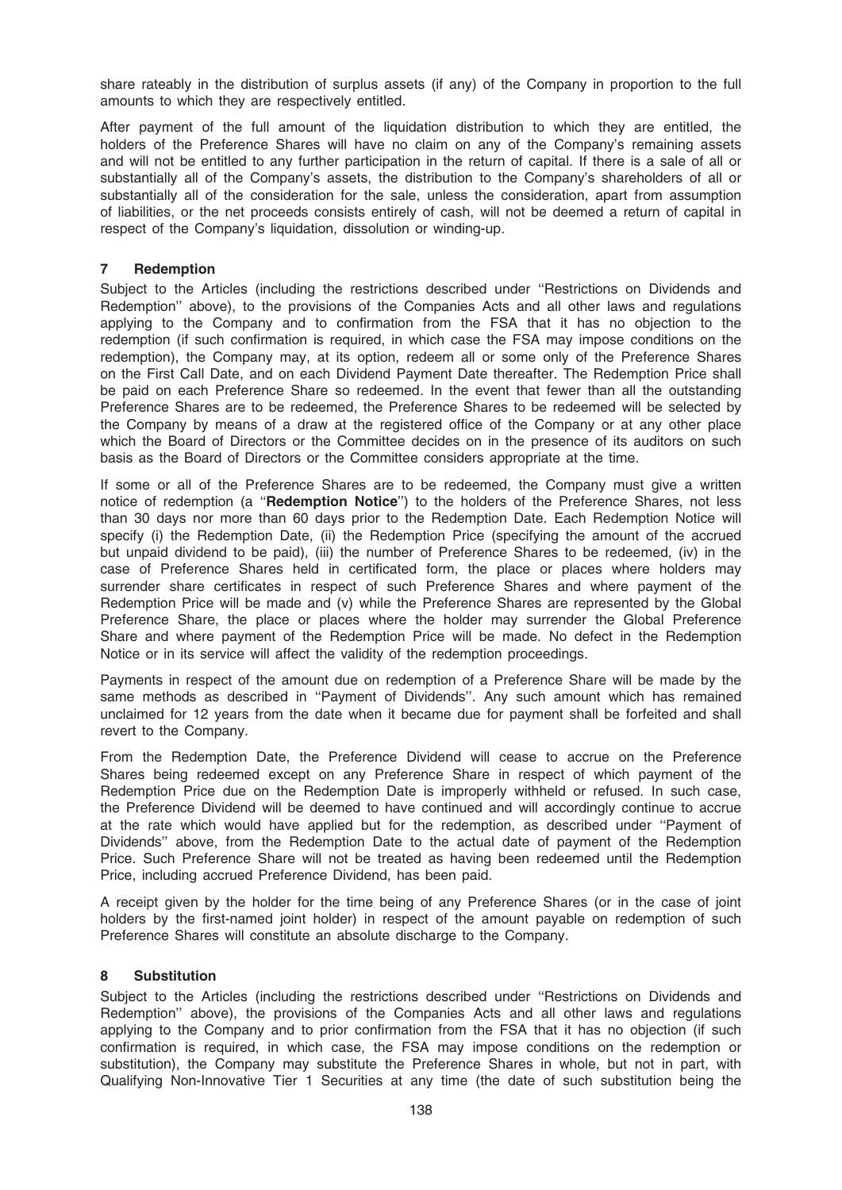share rateably in the distribution of surplus assets (if any) of the Company in proportion to the full amounts to which they are respectively entitled.

After payment of the full amount of the liquidation distribution to which they are entitled, the holders of the Preference Shares will have no claim on any of the Company's remaining assets and will not be entitled to any further participation in the return of capital. If there is a sale of all or substantially all of the Company's assets, the distribution to the Company's shareholders of all or substantially all of the consideration for the sale, unless the consideration, apart from assumption of liabilities, or the net proceeds consists entirely of cash, will not be deemed a return of capital in respect of the Company's liquidation, dissolution or winding-up.

## 7 Redemption

Subject to the Articles (including the restrictions described under ''Restrictions on Dividends and Redemption'' above), to the provisions of the Companies Acts and all other laws and regulations applying to the Company and to confirmation from the FSA that it has no objection to the redemption (if such confirmation is required, in which case the FSA may impose conditions on the redemption), the Company may, at its option, redeem all or some only of the Preference Shares on the First Call Date, and on each Dividend Payment Date thereafter. The Redemption Price shall be paid on each Preference Share so redeemed. In the event that fewer than all the outstanding Preference Shares are to be redeemed, the Preference Shares to be redeemed will be selected by the Company by means of a draw at the registered office of the Company or at any other place which the Board of Directors or the Committee decides on in the presence of its auditors on such basis as the Board of Directors or the Committee considers appropriate at the time.

If some or all of the Preference Shares are to be redeemed, the Company must give a written notice of redemption (a ''**Redemption Notice**'') to the holders of the Preference Shares, not less than 30 days nor more than 60 days prior to the Redemption Date. Each Redemption Notice will specify (i) the Redemption Date, (ii) the Redemption Price (specifying the amount of the accrued but unpaid dividend to be paid), (iii) the number of Preference Shares to be redeemed, (iv) in the case of Preference Shares held in certificated form, the place or places where holders may surrender share certificates in respect of such Preference Shares and where payment of the Redemption Price will be made and (v) while the Preference Shares are represented by the Global Preference Share, the place or places where the holder may surrender the Global Preference Share and where payment of the Redemption Price will be made. No defect in the Redemption Notice or in its service will affect the validity of the redemption proceedings.

Payments in respect of the amount due on redemption of a Preference Share will be made by the same methods as described in ''Payment of Dividends''. Any such amount which has remained unclaimed for 12 years from the date when it became due for payment shall be forfeited and shall revert to the Company.

From the Redemption Date, the Preference Dividend will cease to accrue on the Preference Shares being redeemed except on any Preference Share in respect of which payment of the Redemption Price due on the Redemption Date is improperly withheld or refused. In such case, the Preference Dividend will be deemed to have continued and will accordingly continue to accrue at the rate which would have applied but for the redemption, as described under ''Payment of Dividends'' above, from the Redemption Date to the actual date of payment of the Redemption Price. Such Preference Share will not be treated as having been redeemed until the Redemption Price, including accrued Preference Dividend, has been paid.

A receipt given by the holder for the time being of any Preference Shares (or in the case of joint holders by the first-named joint holder) in respect of the amount payable on redemption of such Preference Shares will constitute an absolute discharge to the Company.

## 8 Substitution

Subject to the Articles (including the restrictions described under ''Restrictions on Dividends and Redemption'' above), the provisions of the Companies Acts and all other laws and regulations applying to the Company and to prior confirmation from the FSA that it has no objection (if such confirmation is required, in which case, the FSA may impose conditions on the redemption or substitution), the Company may substitute the Preference Shares in whole, but not in part, with Qualifying Non-Innovative Tier 1 Securities at any time (the date of such substitution being the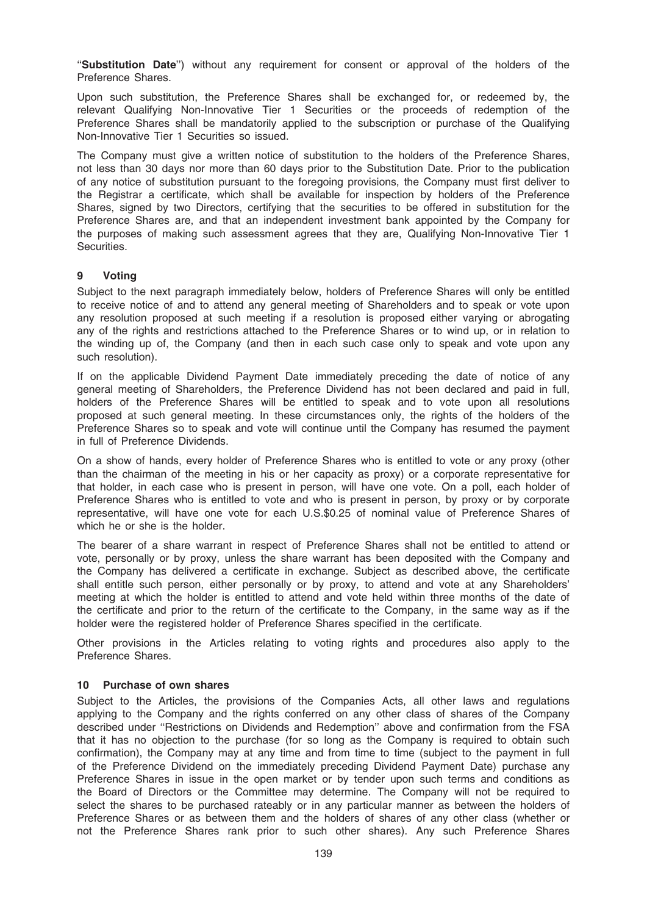"**Substitution Date**") without any requirement for consent or approval of the holders of the Preference Shares.

Upon such substitution, the Preference Shares shall be exchanged for, or redeemed by, the relevant Qualifying Non-Innovative Tier 1 Securities or the proceeds of redemption of the Preference Shares shall be mandatorily applied to the subscription or purchase of the Qualifying Non-Innovative Tier 1 Securities so issued.

The Company must give a written notice of substitution to the holders of the Preference Shares, not less than 30 days nor more than 60 days prior to the Substitution Date. Prior to the publication of any notice of substitution pursuant to the foregoing provisions, the Company must first deliver to the Registrar a certificate, which shall be available for inspection by holders of the Preference Shares, signed by two Directors, certifying that the securities to be offered in substitution for the Preference Shares are, and that an independent investment bank appointed by the Company for the purposes of making such assessment agrees that they are, Qualifying Non-Innovative Tier 1 Securities.

## 9 Voting

Subject to the next paragraph immediately below, holders of Preference Shares will only be entitled to receive notice of and to attend any general meeting of Shareholders and to speak or vote upon any resolution proposed at such meeting if a resolution is proposed either varying or abrogating any of the rights and restrictions attached to the Preference Shares or to wind up, or in relation to the winding up of, the Company (and then in each such case only to speak and vote upon any such resolution).

If on the applicable Dividend Payment Date immediately preceding the date of notice of any general meeting of Shareholders, the Preference Dividend has not been declared and paid in full, holders of the Preference Shares will be entitled to speak and to vote upon all resolutions proposed at such general meeting. In these circumstances only, the rights of the holders of the Preference Shares so to speak and vote will continue until the Company has resumed the payment in full of Preference Dividends.

On a show of hands, every holder of Preference Shares who is entitled to vote or any proxy (other than the chairman of the meeting in his or her capacity as proxy) or a corporate representative for that holder, in each case who is present in person, will have one vote. On a poll, each holder of Preference Shares who is entitled to vote and who is present in person, by proxy or by corporate representative, will have one vote for each U.S.$0.25 of nominal value of Preference Shares of which he or she is the holder.

The bearer of a share warrant in respect of Preference Shares shall not be entitled to attend or vote, personally or by proxy, unless the share warrant has been deposited with the Company and the Company has delivered a certificate in exchange. Subject as described above, the certificate shall entitle such person, either personally or by proxy, to attend and vote at any Shareholders' meeting at which the holder is entitled to attend and vote held within three months of the date of the certificate and prior to the return of the certificate to the Company, in the same way as if the holder were the registered holder of Preference Shares specified in the certificate.

Other provisions in the Articles relating to voting rights and procedures also apply to the Preference Shares.

## 10 Purchase of own shares

Subject to the Articles, the provisions of the Companies Acts, all other laws and regulations applying to the Company and the rights conferred on any other class of shares of the Company described under "Restrictions on Dividends and Redemption" above and confirmation from the FSA that it has no objection to the purchase (for so long as the Company is required to obtain such confirmation), the Company may at any time and from time to time (subject to the payment in full of the Preference Dividend on the immediately preceding Dividend Payment Date) purchase any Preference Shares in issue in the open market or by tender upon such terms and conditions as the Board of Directors or the Committee may determine. The Company will not be required to select the shares to be purchased rateably or in any particular manner as between the holders of Preference Shares or as between them and the holders of shares of any other class (whether or not the Preference Shares rank prior to such other shares). Any such Preference Shares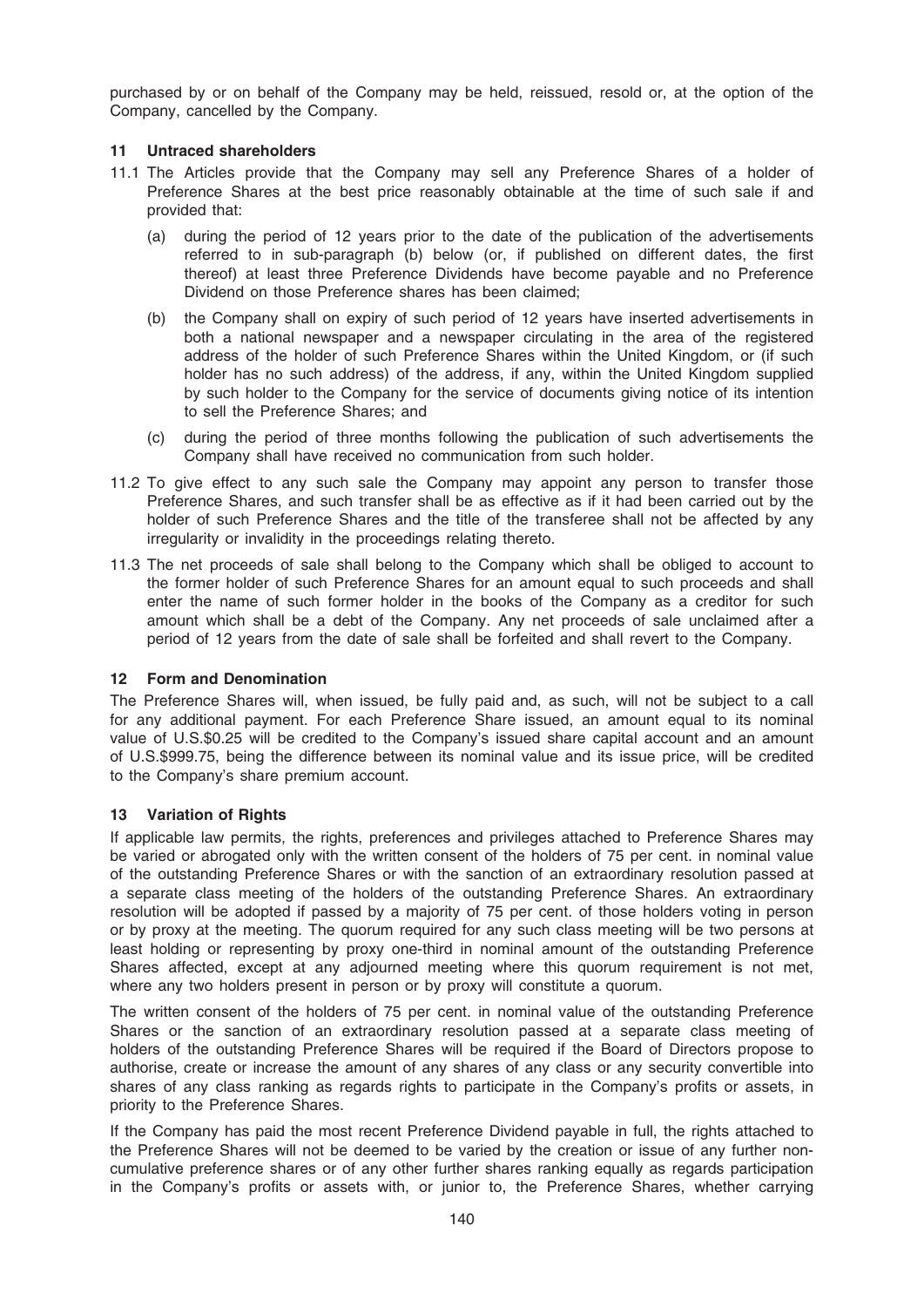purchased by or on behalf of the Company may be held, reissued, resold or, at the option of the Company, cancelled by the Company.

### 11 Untraced shareholders

11.1 The Articles provide that the Company may sell any Preference Shares of a holder of Preference Shares at the best price reasonably obtainable at the time of such sale if and provided that:

(a) during the period of 12 years prior to the date of the publication of the advertisements referred to in sub-paragraph (b) below (or, if published on different dates, the first thereof) at least three Preference Dividends have become payable and no Preference Dividend on those Preference shares has been claimed;

(b) the Company shall on expiry of such period of 12 years have inserted advertisements in both a national newspaper and a newspaper circulating in the area of the registered address of the holder of such Preference Shares within the United Kingdom, or (if such holder has no such address) of the address, if any, within the United Kingdom supplied by such holder to the Company for the service of documents giving notice of its intention to sell the Preference Shares; and

(c) during the period of three months following the publication of such advertisements the Company shall have received no communication from such holder.

11.2 To give effect to any such sale the Company may appoint any person to transfer those Preference Shares, and such transfer shall be as effective as if it had been carried out by the holder of such Preference Shares and the title of the transferee shall not be affected by any irregularity or invalidity in the proceedings relating thereto.

11.3 The net proceeds of sale shall belong to the Company which shall be obliged to account to the former holder of such Preference Shares for an amount equal to such proceeds and shall enter the name of such former holder in the books of the Company as a creditor for such amount which shall be a debt of the Company. Any net proceeds of sale unclaimed after a period of 12 years from the date of sale shall be forfeited and shall revert to the Company.

### 12 Form and Denomination

The Preference Shares will, when issued, be fully paid and, as such, will not be subject to a call for any additional payment. For each Preference Share issued, an amount equal to its nominal value of U.S.$0.25 will be credited to the Company's issued share capital account and an amount of U.S.$999.75, being the difference between its nominal value and its issue price, will be credited to the Company's share premium account.

### 13 Variation of Rights

If applicable law permits, the rights, preferences and privileges attached to Preference Shares may be varied or abrogated only with the written consent of the holders of 75 per cent. in nominal value of the outstanding Preference Shares or with the sanction of an extraordinary resolution passed at a separate class meeting of the holders of the outstanding Preference Shares. An extraordinary resolution will be adopted if passed by a majority of 75 per cent. of those holders voting in person or by proxy at the meeting. The quorum required for any such class meeting will be two persons at least holding or representing by proxy one-third in nominal amount of the outstanding Preference Shares affected, except at any adjourned meeting where this quorum requirement is not met, where any two holders present in person or by proxy will constitute a quorum.

The written consent of the holders of 75 per cent. in nominal value of the outstanding Preference Shares or the sanction of an extraordinary resolution passed at a separate class meeting of holders of the outstanding Preference Shares will be required if the Board of Directors propose to authorise, create or increase the amount of any shares of any class or any security convertible into shares of any class ranking as regards rights to participate in the Company's profits or assets, in priority to the Preference Shares.

If the Company has paid the most recent Preference Dividend payable in full, the rights attached to the Preference Shares will not be deemed to be varied by the creation or issue of any further non-cumulative preference shares or of any other further shares ranking equally as regards participation in the Company's profits or assets with, or junior to, the Preference Shares, whether carrying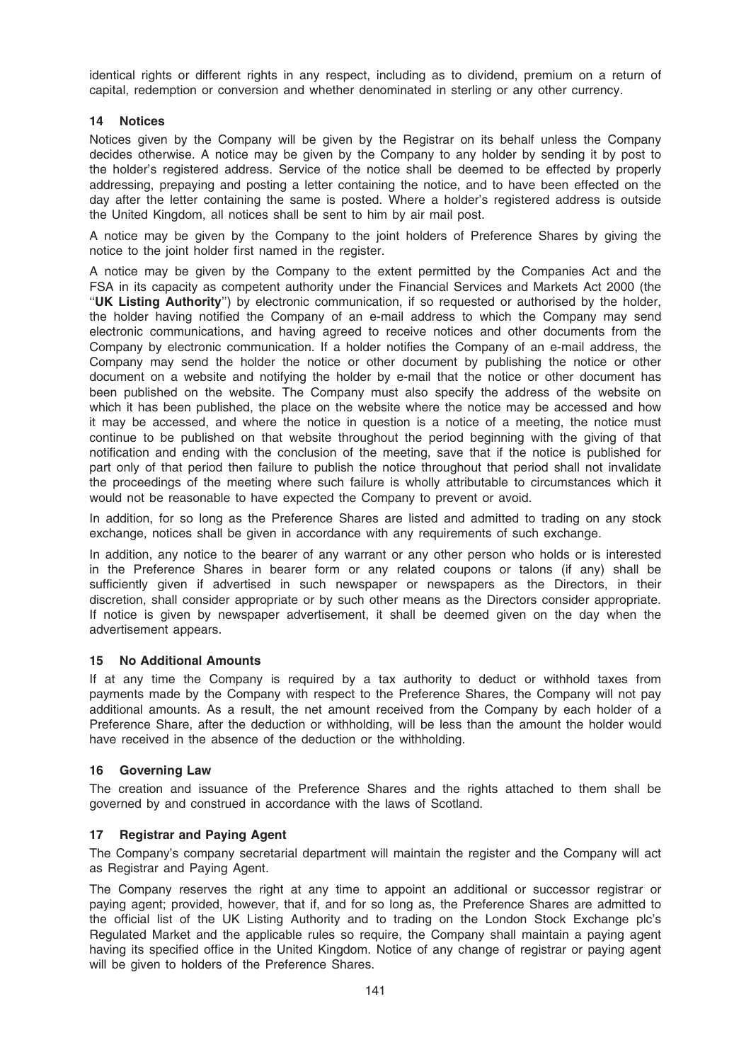identical rights or different rights in any respect, including as to dividend, premium on a return of capital, redemption or conversion and whether denominated in sterling or any other currency.

## 14 Notices

Notices given by the Company will be given by the Registrar on its behalf unless the Company decides otherwise. A notice may be given by the Company to any holder by sending it by post to the holder's registered address. Service of the notice shall be deemed to be effected by properly addressing, prepaying and posting a letter containing the notice, and to have been effected on the day after the letter containing the same is posted. Where a holder's registered address is outside the United Kingdom, all notices shall be sent to him by air mail post.

A notice may be given by the Company to the joint holders of Preference Shares by giving the notice to the joint holder first named in the register.

A notice may be given by the Company to the extent permitted by the Companies Act and the FSA in its capacity as competent authority under the Financial Services and Markets Act 2000 (the "**UK Listing Authority**") by electronic communication, if so requested or authorised by the holder, the holder having notified the Company of an e-mail address to which the Company may send electronic communications, and having agreed to receive notices and other documents from the Company by electronic communication. If a holder notifies the Company of an e-mail address, the Company may send the holder the notice or other document by publishing the notice or other document on a website and notifying the holder by e-mail that the notice or other document has been published on the website. The Company must also specify the address of the website on which it has been published, the place on the website where the notice may be accessed and how it may be accessed, and where the notice in question is a notice of a meeting, the notice must continue to be published on that website throughout the period beginning with the giving of that notification and ending with the conclusion of the meeting, save that if the notice is published for part only of that period then failure to publish the notice throughout that period shall not invalidate the proceedings of the meeting where such failure is wholly attributable to circumstances which it would not be reasonable to have expected the Company to prevent or avoid.

In addition, for so long as the Preference Shares are listed and admitted to trading on any stock exchange, notices shall be given in accordance with any requirements of such exchange.

In addition, any notice to the bearer of any warrant or any other person who holds or is interested in the Preference Shares in bearer form or any related coupons or talons (if any) shall be sufficiently given if advertised in such newspaper or newspapers as the Directors, in their discretion, shall consider appropriate or by such other means as the Directors consider appropriate. If notice is given by newspaper advertisement, it shall be deemed given on the day when the advertisement appears.

## 15 No Additional Amounts

If at any time the Company is required by a tax authority to deduct or withhold taxes from payments made by the Company with respect to the Preference Shares, the Company will not pay additional amounts. As a result, the net amount received from the Company by each holder of a Preference Share, after the deduction or withholding, will be less than the amount the holder would have received in the absence of the deduction or the withholding.

## 16 Governing Law

The creation and issuance of the Preference Shares and the rights attached to them shall be governed by and construed in accordance with the laws of Scotland.

## 17 Registrar and Paying Agent

The Company's company secretarial department will maintain the register and the Company will act as Registrar and Paying Agent.

The Company reserves the right at any time to appoint an additional or successor registrar or paying agent; provided, however, that if, and for so long as, the Preference Shares are admitted to the official list of the UK Listing Authority and to trading on the London Stock Exchange plc's Regulated Market and the applicable rules so require, the Company shall maintain a paying agent having its specified office in the United Kingdom. Notice of any change of registrar or paying agent will be given to holders of the Preference Shares.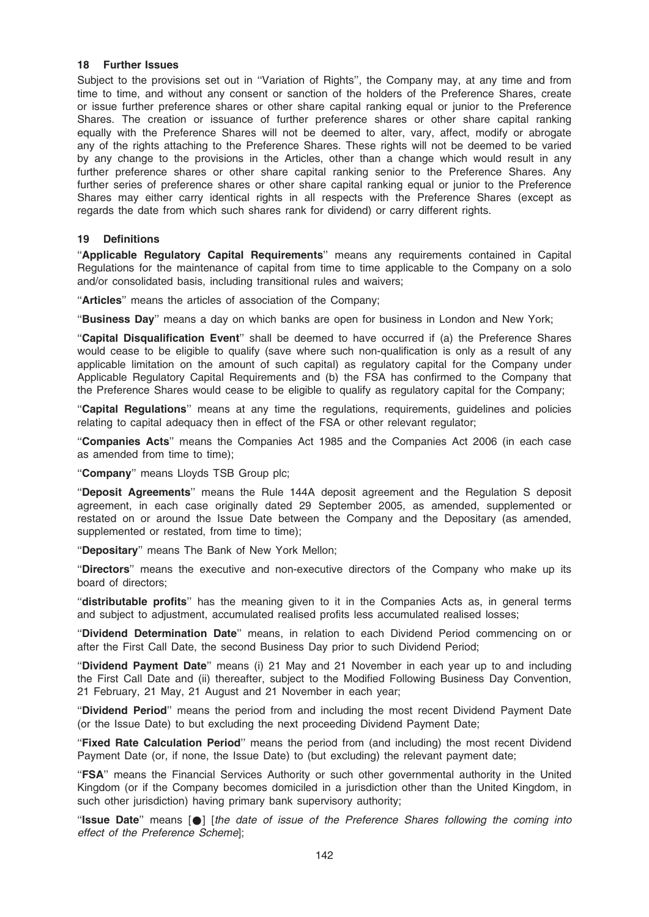### 18 Further Issues

Subject to the provisions set out in ''Variation of Rights'', the Company may, at any time and from time to time, and without any consent or sanction of the holders of the Preference Shares, create or issue further preference shares or other share capital ranking equal or junior to the Preference Shares. The creation or issuance of further preference shares or other share capital ranking equally with the Preference Shares will not be deemed to alter, vary, affect, modify or abrogate any of the rights attaching to the Preference Shares. These rights will not be deemed to be varied by any change to the provisions in the Articles, other than a change which would result in any further preference shares or other share capital ranking senior to the Preference Shares. Any further series of preference shares or other share capital ranking equal or junior to the Preference Shares may either carry identical rights in all respects with the Preference Shares (except as regards the date from which such shares rank for dividend) or carry different rights.

### 19 Definitions

''**Applicable Regulatory Capital Requirements**'' means any requirements contained in Capital Regulations for the maintenance of capital from time to time applicable to the Company on a solo and/or consolidated basis, including transitional rules and waivers;

''**Articles**'' means the articles of association of the Company;

''**Business Day**'' means a day on which banks are open for business in London and New York;

''**Capital Disqualification Event**'' shall be deemed to have occurred if (a) the Preference Shares would cease to be eligible to qualify (save where such non-qualification is only as a result of any applicable limitation on the amount of such capital) as regulatory capital for the Company under Applicable Regulatory Capital Requirements and (b) the FSA has confirmed to the Company that the Preference Shares would cease to be eligible to qualify as regulatory capital for the Company;

''**Capital Regulations**'' means at any time the regulations, requirements, guidelines and policies relating to capital adequacy then in effect of the FSA or other relevant regulator;

''**Companies Acts**'' means the Companies Act 1985 and the Companies Act 2006 (in each case as amended from time to time);

''**Company**'' means Lloyds TSB Group plc;

''**Deposit Agreements**'' means the Rule 144A deposit agreement and the Regulation S deposit agreement, in each case originally dated 29 September 2005, as amended, supplemented or restated on or around the Issue Date between the Company and the Depositary (as amended, supplemented or restated, from time to time);

''**Depositary**'' means The Bank of New York Mellon;

''**Directors**'' means the executive and non-executive directors of the Company who make up its board of directors;

''**distributable profits**'' has the meaning given to it in the Companies Acts as, in general terms and subject to adjustment, accumulated realised profits less accumulated realised losses;

''**Dividend Determination Date**'' means, in relation to each Dividend Period commencing on or after the First Call Date, the second Business Day prior to such Dividend Period;

''**Dividend Payment Date**'' means (i) 21 May and 21 November in each year up to and including the First Call Date and (ii) thereafter, subject to the Modified Following Business Day Convention, 21 February, 21 May, 21 August and 21 November in each year;

''**Dividend Period**'' means the period from and including the most recent Dividend Payment Date (or the Issue Date) to but excluding the next proceeding Dividend Payment Date;

''**Fixed Rate Calculation Period**'' means the period from (and including) the most recent Dividend Payment Date (or, if none, the Issue Date) to (but excluding) the relevant payment date;

''**FSA**'' means the Financial Services Authority or such other governmental authority in the United Kingdom (or if the Company becomes domiciled in a jurisdiction other than the United Kingdom, in such other jurisdiction) having primary bank supervisory authority;

''**Issue Date**'' means [●] [*the date of issue of the Preference Shares following the coming into effect of the Preference Scheme*];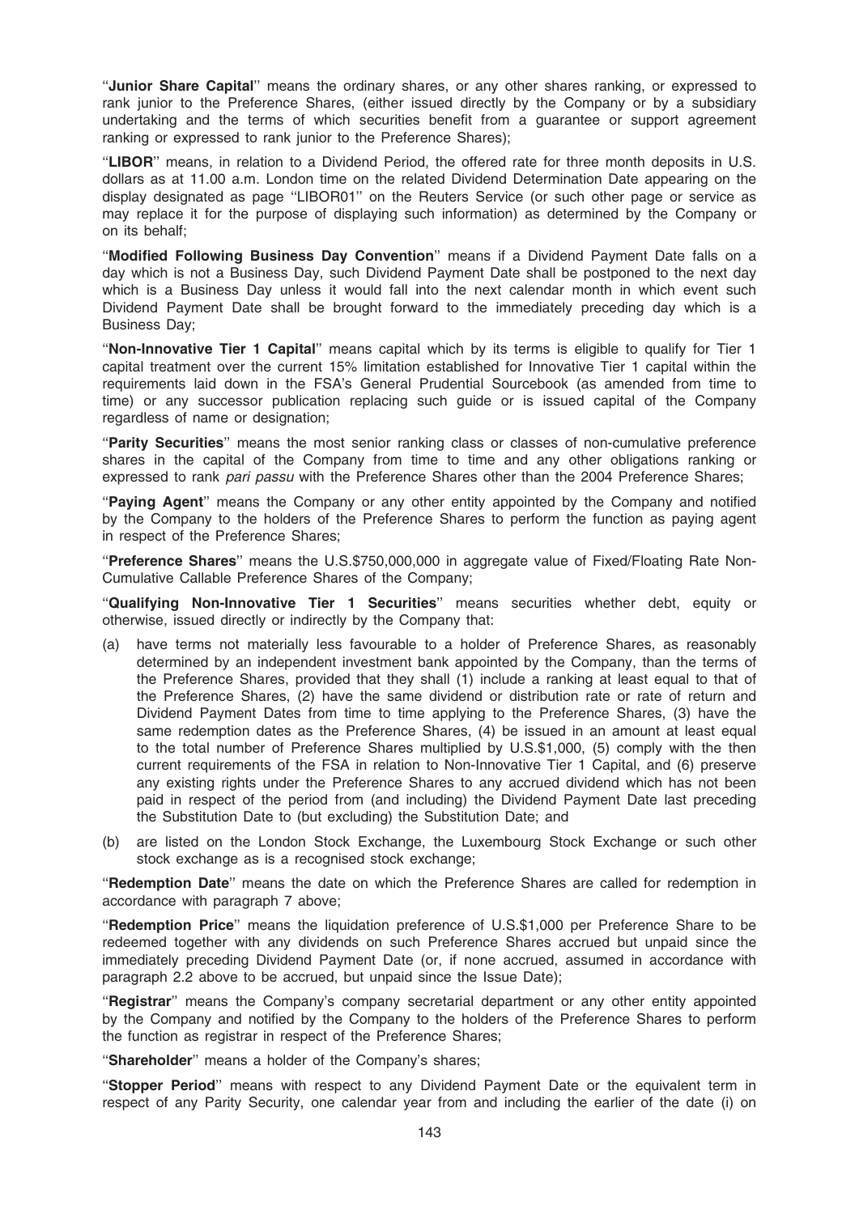"**Junior Share Capital**" means the ordinary shares, or any other shares ranking, or expressed to rank junior to the Preference Shares, (either issued directly by the Company or by a subsidiary undertaking and the terms of which securities benefit from a guarantee or support agreement ranking or expressed to rank junior to the Preference Shares);

"**LIBOR**" means, in relation to a Dividend Period, the offered rate for three month deposits in U.S. dollars as at 11.00 a.m. London time on the related Dividend Determination Date appearing on the display designated as page "LIBOR01" on the Reuters Service (or such other page or service as may replace it for the purpose of displaying such information) as determined by the Company or on its behalf;

"**Modified Following Business Day Convention**" means if a Dividend Payment Date falls on a day which is not a Business Day, such Dividend Payment Date shall be postponed to the next day which is a Business Day unless it would fall into the next calendar month in which event such Dividend Payment Date shall be brought forward to the immediately preceding day which is a Business Day;

"**Non-Innovative Tier 1 Capital**" means capital which by its terms is eligible to qualify for Tier 1 capital treatment over the current 15% limitation established for Innovative Tier 1 capital within the requirements laid down in the FSA's General Prudential Sourcebook (as amended from time to time) or any successor publication replacing such guide or is issued capital of the Company regardless of name or designation;

"**Parity Securities**" means the most senior ranking class or classes of non-cumulative preference shares in the capital of the Company from time to time and any other obligations ranking or expressed to rank *pari passu* with the Preference Shares other than the 2004 Preference Shares;

"**Paying Agent**" means the Company or any other entity appointed by the Company and notified by the Company to the holders of the Preference Shares to perform the function as paying agent in respect of the Preference Shares;

"**Preference Shares**" means the U.S.$750,000,000 in aggregate value of Fixed/Floating Rate Non-Cumulative Callable Preference Shares of the Company;

"**Qualifying Non-Innovative Tier 1 Securities**" means securities whether debt, equity or otherwise, issued directly or indirectly by the Company that:

(a) have terms not materially less favourable to a holder of Preference Shares, as reasonably determined by an independent investment bank appointed by the Company, than the terms of the Preference Shares, provided that they shall (1) include a ranking at least equal to that of the Preference Shares, (2) have the same dividend or distribution rate or rate of return and Dividend Payment Dates from time to time applying to the Preference Shares, (3) have the same redemption dates as the Preference Shares, (4) be issued in an amount at least equal to the total number of Preference Shares multiplied by U.S.$1,000, (5) comply with the then current requirements of the FSA in relation to Non-Innovative Tier 1 Capital, and (6) preserve any existing rights under the Preference Shares to any accrued dividend which has not been paid in respect of the period from (and including) the Dividend Payment Date last preceding the Substitution Date to (but excluding) the Substitution Date; and

(b) are listed on the London Stock Exchange, the Luxembourg Stock Exchange or such other stock exchange as is a recognised stock exchange;

"**Redemption Date**" means the date on which the Preference Shares are called for redemption in accordance with paragraph 7 above;

"**Redemption Price**" means the liquidation preference of U.S.$1,000 per Preference Share to be redeemed together with any dividends on such Preference Shares accrued but unpaid since the immediately preceding Dividend Payment Date (or, if none accrued, assumed in accordance with paragraph 2.2 above to be accrued, but unpaid since the Issue Date);

"**Registrar**" means the Company's company secretarial department or any other entity appointed by the Company and notified by the Company to the holders of the Preference Shares to perform the function as registrar in respect of the Preference Shares;

"**Shareholder**" means a holder of the Company's shares;

"**Stopper Period**" means with respect to any Dividend Payment Date or the equivalent term in respect of any Parity Security, one calendar year from and including the earlier of the date (i) on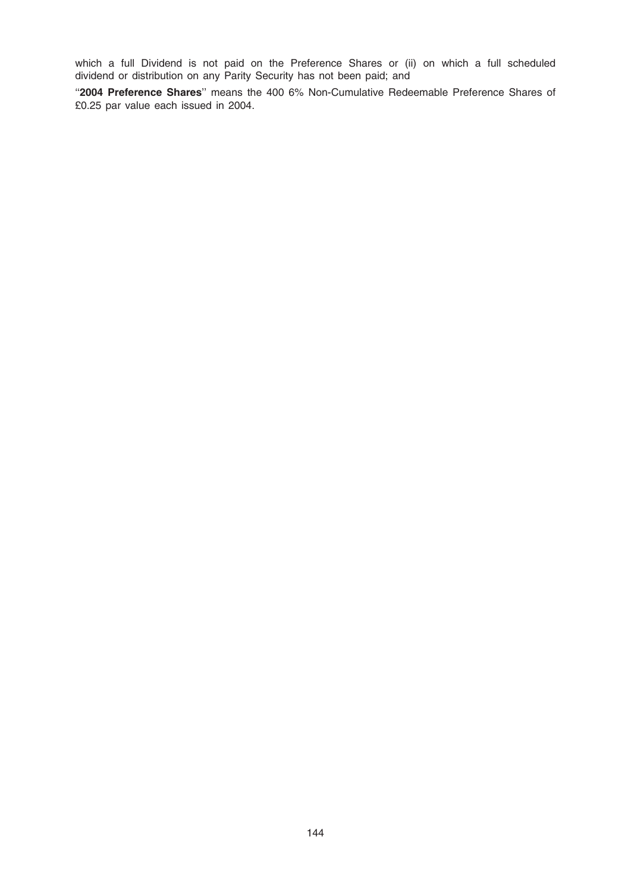which a full Dividend is not paid on the Preference Shares or (ii) on which a full scheduled dividend or distribution on any Parity Security has not been paid; and

"**2004 Preference Shares**" means the 400 6% Non-Cumulative Redeemable Preference Shares of £0.25 par value each issued in 2004.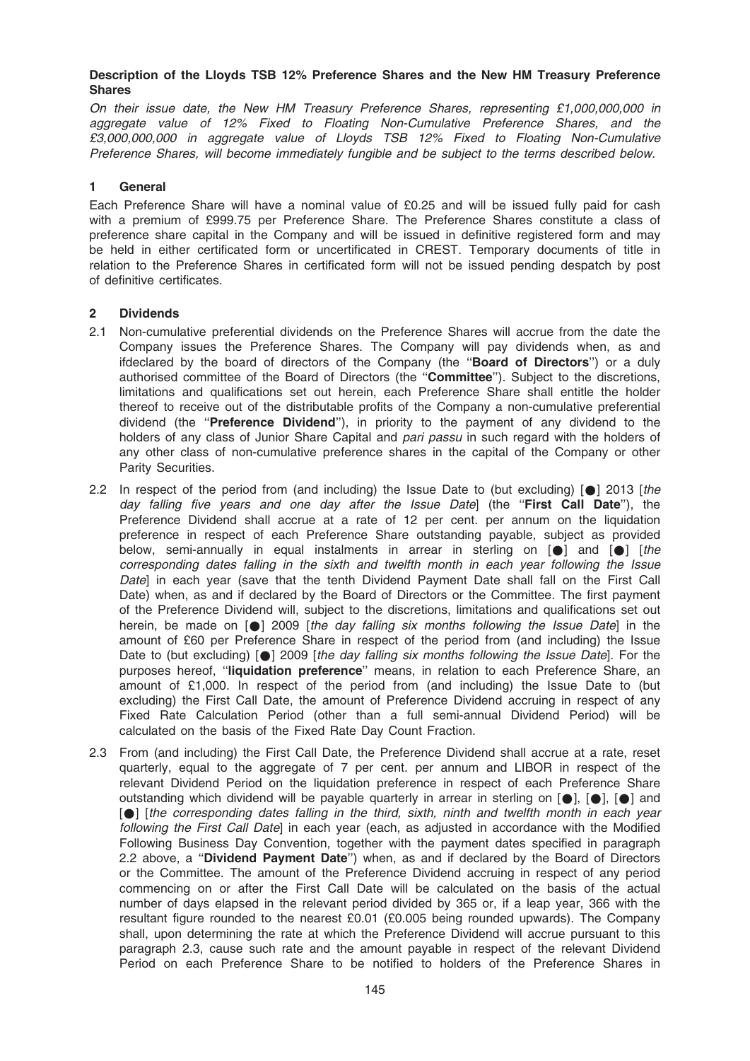**Description of the Lloyds TSB 12% Preference Shares and the New HM Treasury Preference Shares**

*On their issue date, the New HM Treasury Preference Shares, representing £1,000,000,000 in aggregate value of 12% Fixed to Floating Non-Cumulative Preference Shares, and the £3,000,000,000 in aggregate value of Lloyds TSB 12% Fixed to Floating Non-Cumulative Preference Shares, will become immediately fungible and be subject to the terms described below.*

**1 General**

Each Preference Share will have a nominal value of £0.25 and will be issued fully paid for cash with a premium of £999.75 per Preference Share. The Preference Shares constitute a class of preference share capital in the Company and will be issued in definitive registered form and may be held in either certificated form or uncertificated in CREST. Temporary documents of title in relation to the Preference Shares in certificated form will not be issued pending despatch by post of definitive certificates.

**2 Dividends**

2.1 Non-cumulative preferential dividends on the Preference Shares will accrue from the date the Company issues the Preference Shares. The Company will pay dividends when, as and ifdeclared by the board of directors of the Company (the "**Board of Directors**") or a duly authorised committee of the Board of Directors (the "**Committee**"). Subject to the discretions, limitations and qualifications set out herein, each Preference Share shall entitle the holder thereof to receive out of the distributable profits of the Company a non-cumulative preferential dividend (the "**Preference Dividend**"), in priority to the payment of any dividend to the holders of any class of Junior Share Capital and *pari passu* in such regard with the holders of any other class of non-cumulative preference shares in the capital of the Company or other Parity Securities.

2.2 In respect of the period from (and including) the Issue Date to (but excluding) [●] 2013 [*the day falling five years and one day after the Issue Date*] (the "**First Call Date**"), the Preference Dividend shall accrue at a rate of 12 per cent. per annum on the liquidation preference in respect of each Preference Share outstanding payable, subject as provided below, semi-annually in equal instalments in arrear in sterling on [●] and [●] [*the corresponding dates falling in the sixth and twelfth month in each year following the Issue Date*] in each year (save that the tenth Dividend Payment Date shall fall on the First Call Date) when, as and if declared by the Board of Directors or the Committee. The first payment of the Preference Dividend will, subject to the discretions, limitations and qualifications set out herein, be made on [●] 2009 [*the day falling six months following the Issue Date*] in the amount of £60 per Preference Share in respect of the period from (and including) the Issue Date to (but excluding) [●] 2009 [*the day falling six months following the Issue Date*]. For the purposes hereof, "**liquidation preference**" means, in relation to each Preference Share, an amount of £1,000. In respect of the period from (and including) the Issue Date to (but excluding) the First Call Date, the amount of Preference Dividend accruing in respect of any Fixed Rate Calculation Period (other than a full semi-annual Dividend Period) will be calculated on the basis of the Fixed Rate Day Count Fraction.

2.3 From (and including) the First Call Date, the Preference Dividend shall accrue at a rate, reset quarterly, equal to the aggregate of 7 per cent. per annum and LIBOR in respect of the relevant Dividend Period on the liquidation preference in respect of each Preference Share outstanding which dividend will be payable quarterly in arrear in sterling on [●], [●], [●] and [●] [*the corresponding dates falling in the third, sixth, ninth and twelfth month in each year following the First Call Date*] in each year (each, as adjusted in accordance with the Modified Following Business Day Convention, together with the payment dates specified in paragraph 2.2 above, a "**Dividend Payment Date**") when, as and if declared by the Board of Directors or the Committee. The amount of the Preference Dividend accruing in respect of any period commencing on or after the First Call Date will be calculated on the basis of the actual number of days elapsed in the relevant period divided by 365 or, if a leap year, 366 with the resultant figure rounded to the nearest £0.01 (£0.005 being rounded upwards). The Company shall, upon determining the rate at which the Preference Dividend will accrue pursuant to this paragraph 2.3, cause such rate and the amount payable in respect of the relevant Dividend Period on each Preference Share to be notified to holders of the Preference Shares in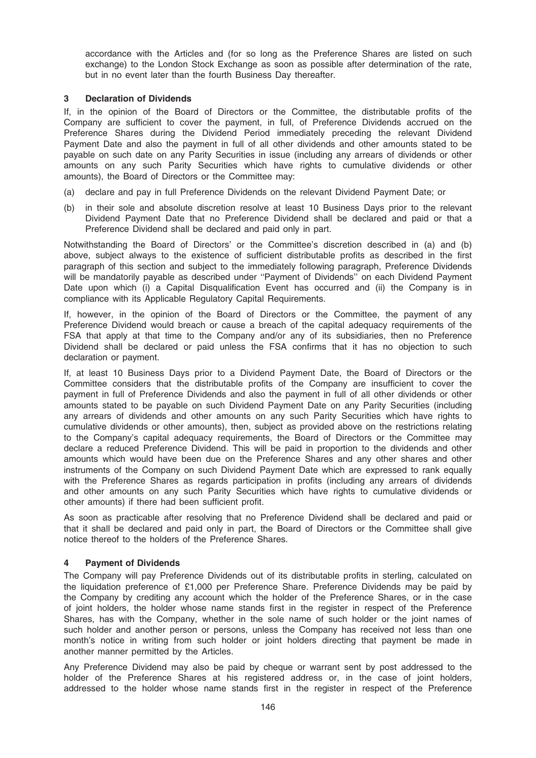accordance with the Articles and (for so long as the Preference Shares are listed on such exchange) to the London Stock Exchange as soon as possible after determination of the rate, but in no event later than the fourth Business Day thereafter.

### 3 Declaration of Dividends

If, in the opinion of the Board of Directors or the Committee, the distributable profits of the Company are sufficient to cover the payment, in full, of Preference Dividends accrued on the Preference Shares during the Dividend Period immediately preceding the relevant Dividend Payment Date and also the payment in full of all other dividends and other amounts stated to be payable on such date on any Parity Securities in issue (including any arrears of dividends or other amounts on any such Parity Securities which have rights to cumulative dividends or other amounts), the Board of Directors or the Committee may:

(a) declare and pay in full Preference Dividends on the relevant Dividend Payment Date; or

(b) in their sole and absolute discretion resolve at least 10 Business Days prior to the relevant Dividend Payment Date that no Preference Dividend shall be declared and paid or that a Preference Dividend shall be declared and paid only in part.

Notwithstanding the Board of Directors' or the Committee's discretion described in (a) and (b) above, subject always to the existence of sufficient distributable profits as described in the first paragraph of this section and subject to the immediately following paragraph, Preference Dividends will be mandatorily payable as described under ''Payment of Dividends'' on each Dividend Payment Date upon which (i) a Capital Disqualification Event has occurred and (ii) the Company is in compliance with its Applicable Regulatory Capital Requirements.

If, however, in the opinion of the Board of Directors or the Committee, the payment of any Preference Dividend would breach or cause a breach of the capital adequacy requirements of the FSA that apply at that time to the Company and/or any of its subsidiaries, then no Preference Dividend shall be declared or paid unless the FSA confirms that it has no objection to such declaration or payment.

If, at least 10 Business Days prior to a Dividend Payment Date, the Board of Directors or the Committee considers that the distributable profits of the Company are insufficient to cover the payment in full of Preference Dividends and also the payment in full of all other dividends or other amounts stated to be payable on such Dividend Payment Date on any Parity Securities (including any arrears of dividends and other amounts on any such Parity Securities which have rights to cumulative dividends or other amounts), then, subject as provided above on the restrictions relating to the Company's capital adequacy requirements, the Board of Directors or the Committee may declare a reduced Preference Dividend. This will be paid in proportion to the dividends and other amounts which would have been due on the Preference Shares and any other shares and other instruments of the Company on such Dividend Payment Date which are expressed to rank equally with the Preference Shares as regards participation in profits (including any arrears of dividends and other amounts on any such Parity Securities which have rights to cumulative dividends or other amounts) if there had been sufficient profit.

As soon as practicable after resolving that no Preference Dividend shall be declared and paid or that it shall be declared and paid only in part, the Board of Directors or the Committee shall give notice thereof to the holders of the Preference Shares.

### 4 Payment of Dividends

The Company will pay Preference Dividends out of its distributable profits in sterling, calculated on the liquidation preference of £1,000 per Preference Share. Preference Dividends may be paid by the Company by crediting any account which the holder of the Preference Shares, or in the case of joint holders, the holder whose name stands first in the register in respect of the Preference Shares, has with the Company, whether in the sole name of such holder or the joint names of such holder and another person or persons, unless the Company has received not less than one month's notice in writing from such holder or joint holders directing that payment be made in another manner permitted by the Articles.

Any Preference Dividend may also be paid by cheque or warrant sent by post addressed to the holder of the Preference Shares at his registered address or, in the case of joint holders, addressed to the holder whose name stands first in the register in respect of the Preference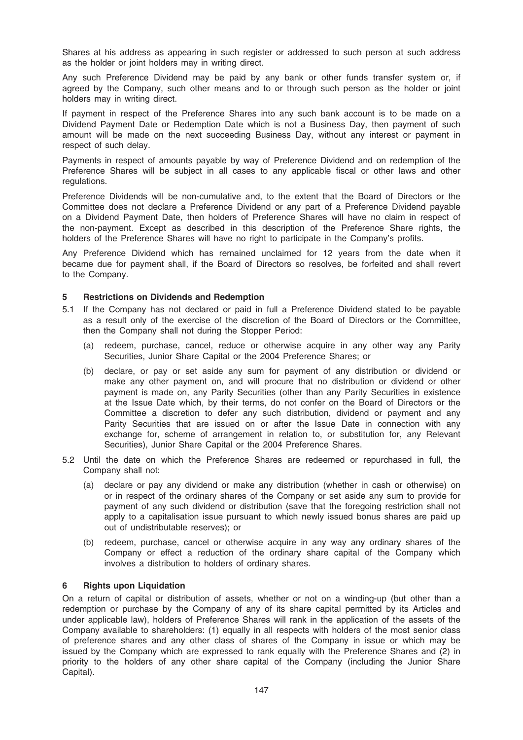Shares at his address as appearing in such register or addressed to such person at such address as the holder or joint holders may in writing direct.

Any such Preference Dividend may be paid by any bank or other funds transfer system or, if agreed by the Company, such other means and to or through such person as the holder or joint holders may in writing direct.

If payment in respect of the Preference Shares into any such bank account is to be made on a Dividend Payment Date or Redemption Date which is not a Business Day, then payment of such amount will be made on the next succeeding Business Day, without any interest or payment in respect of such delay.

Payments in respect of amounts payable by way of Preference Dividend and on redemption of the Preference Shares will be subject in all cases to any applicable fiscal or other laws and other regulations.

Preference Dividends will be non-cumulative and, to the extent that the Board of Directors or the Committee does not declare a Preference Dividend or any part of a Preference Dividend payable on a Dividend Payment Date, then holders of Preference Shares will have no claim in respect of the non-payment. Except as described in this description of the Preference Share rights, the holders of the Preference Shares will have no right to participate in the Company's profits.

Any Preference Dividend which has remained unclaimed for 12 years from the date when it became due for payment shall, if the Board of Directors so resolves, be forfeited and shall revert to the Company.

### 5 Restrictions on Dividends and Redemption

5.1 If the Company has not declared or paid in full a Preference Dividend stated to be payable as a result only of the exercise of the discretion of the Board of Directors or the Committee, then the Company shall not during the Stopper Period:

(a) redeem, purchase, cancel, reduce or otherwise acquire in any other way any Parity Securities, Junior Share Capital or the 2004 Preference Shares; or

(b) declare, or pay or set aside any sum for payment of any distribution or dividend or make any other payment on, and will procure that no distribution or dividend or other payment is made on, any Parity Securities (other than any Parity Securities in existence at the Issue Date which, by their terms, do not confer on the Board of Directors or the Committee a discretion to defer any such distribution, dividend or payment and any Parity Securities that are issued on or after the Issue Date in connection with any exchange for, scheme of arrangement in relation to, or substitution for, any Relevant Securities), Junior Share Capital or the 2004 Preference Shares.

5.2 Until the date on which the Preference Shares are redeemed or repurchased in full, the Company shall not:

(a) declare or pay any dividend or make any distribution (whether in cash or otherwise) on or in respect of the ordinary shares of the Company or set aside any sum to provide for payment of any such dividend or distribution (save that the foregoing restriction shall not apply to a capitalisation issue pursuant to which newly issued bonus shares are paid up out of undistributable reserves); or

(b) redeem, purchase, cancel or otherwise acquire in any way any ordinary shares of the Company or effect a reduction of the ordinary share capital of the Company which involves a distribution to holders of ordinary shares.

### 6 Rights upon Liquidation

On a return of capital or distribution of assets, whether or not on a winding-up (but other than a redemption or purchase by the Company of any of its share capital permitted by its Articles and under applicable law), holders of Preference Shares will rank in the application of the assets of the Company available to shareholders: (1) equally in all respects with holders of the most senior class of preference shares and any other class of shares of the Company in issue or which may be issued by the Company which are expressed to rank equally with the Preference Shares and (2) in priority to the holders of any other share capital of the Company (including the Junior Share Capital).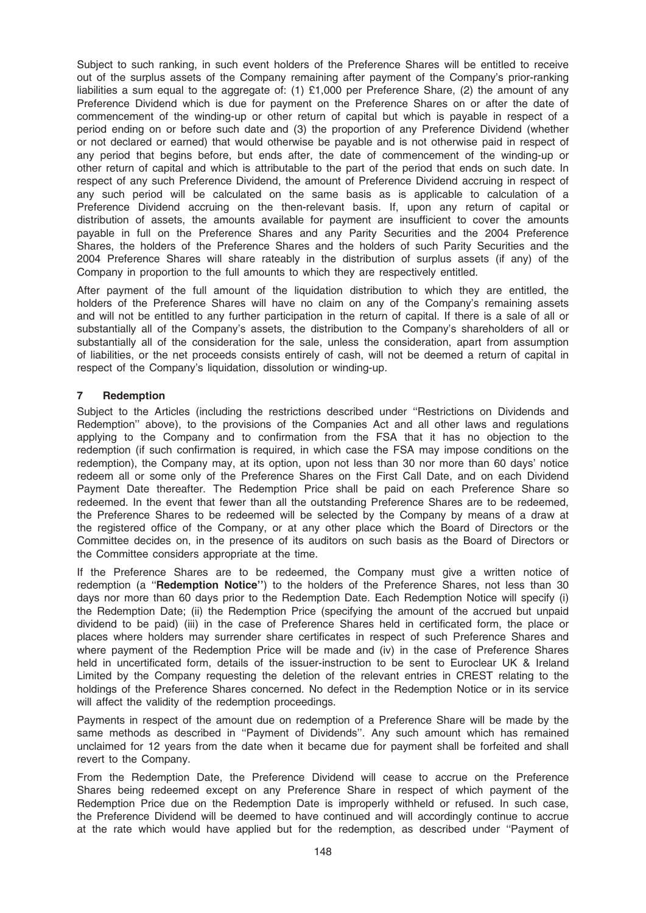Subject to such ranking, in such event holders of the Preference Shares will be entitled to receive out of the surplus assets of the Company remaining after payment of the Company's prior-ranking liabilities a sum equal to the aggregate of: (1) £1,000 per Preference Share, (2) the amount of any Preference Dividend which is due for payment on the Preference Shares on or after the date of commencement of the winding-up or other return of capital but which is payable in respect of a period ending on or before such date and (3) the proportion of any Preference Dividend (whether or not declared or earned) that would otherwise be payable and is not otherwise paid in respect of any period that begins before, but ends after, the date of commencement of the winding-up or other return of capital and which is attributable to the part of the period that ends on such date. In respect of any such Preference Dividend, the amount of Preference Dividend accruing in respect of any such period will be calculated on the same basis as is applicable to calculation of a Preference Dividend accruing on the then-relevant basis. If, upon any return of capital or distribution of assets, the amounts available for payment are insufficient to cover the amounts payable in full on the Preference Shares and any Parity Securities and the 2004 Preference Shares, the holders of the Preference Shares and the holders of such Parity Securities and the 2004 Preference Shares will share rateably in the distribution of surplus assets (if any) of the Company in proportion to the full amounts to which they are respectively entitled.

After payment of the full amount of the liquidation distribution to which they are entitled, the holders of the Preference Shares will have no claim on any of the Company's remaining assets and will not be entitled to any further participation in the return of capital. If there is a sale of all or substantially all of the Company's assets, the distribution to the Company's shareholders of all or substantially all of the consideration for the sale, unless the consideration, apart from assumption of liabilities, or the net proceeds consists entirely of cash, will not be deemed a return of capital in respect of the Company's liquidation, dissolution or winding-up.

## 7 Redemption

Subject to the Articles (including the restrictions described under ''Restrictions on Dividends and Redemption'' above), to the provisions of the Companies Act and all other laws and regulations applying to the Company and to confirmation from the FSA that it has no objection to the redemption (if such confirmation is required, in which case the FSA may impose conditions on the redemption), the Company may, at its option, upon not less than 30 nor more than 60 days' notice redeem all or some only of the Preference Shares on the First Call Date, and on each Dividend Payment Date thereafter. The Redemption Price shall be paid on each Preference Share so redeemed. In the event that fewer than all the outstanding Preference Shares are to be redeemed, the Preference Shares to be redeemed will be selected by the Company by means of a draw at the registered office of the Company, or at any other place which the Board of Directors or the Committee decides on, in the presence of its auditors on such basis as the Board of Directors or the Committee considers appropriate at the time.

If the Preference Shares are to be redeemed, the Company must give a written notice of redemption (a ''**Redemption Notice**'') to the holders of the Preference Shares, not less than 30 days nor more than 60 days prior to the Redemption Date. Each Redemption Notice will specify (i) the Redemption Date; (ii) the Redemption Price (specifying the amount of the accrued but unpaid dividend to be paid) (iii) in the case of Preference Shares held in certificated form, the place or places where holders may surrender share certificates in respect of such Preference Shares and where payment of the Redemption Price will be made and (iv) in the case of Preference Shares held in uncertificated form, details of the issuer-instruction to be sent to Euroclear UK & Ireland Limited by the Company requesting the deletion of the relevant entries in CREST relating to the holdings of the Preference Shares concerned. No defect in the Redemption Notice or in its service will affect the validity of the redemption proceedings.

Payments in respect of the amount due on redemption of a Preference Share will be made by the same methods as described in ''Payment of Dividends''. Any such amount which has remained unclaimed for 12 years from the date when it became due for payment shall be forfeited and shall revert to the Company.

From the Redemption Date, the Preference Dividend will cease to accrue on the Preference Shares being redeemed except on any Preference Share in respect of which payment of the Redemption Price due on the Redemption Date is improperly withheld or refused. In such case, the Preference Dividend will be deemed to have continued and will accordingly continue to accrue at the rate which would have applied but for the redemption, as described under ''Payment of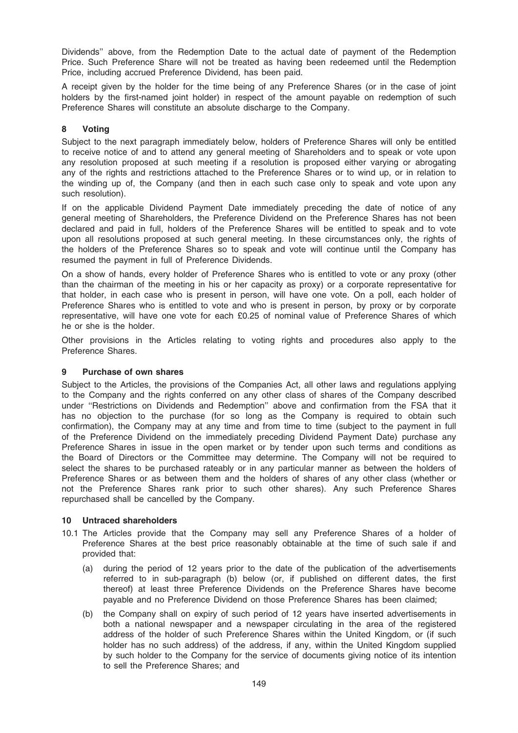Dividends'' above, from the Redemption Date to the actual date of payment of the Redemption Price. Such Preference Share will not be treated as having been redeemed until the Redemption Price, including accrued Preference Dividend, has been paid.

A receipt given by the holder for the time being of any Preference Shares (or in the case of joint holders by the first-named joint holder) in respect of the amount payable on redemption of such Preference Shares will constitute an absolute discharge to the Company.

### 8 Voting

Subject to the next paragraph immediately below, holders of Preference Shares will only be entitled to receive notice of and to attend any general meeting of Shareholders and to speak or vote upon any resolution proposed at such meeting if a resolution is proposed either varying or abrogating any of the rights and restrictions attached to the Preference Shares or to wind up, or in relation to the winding up of, the Company (and then in each such case only to speak and vote upon any such resolution).

If on the applicable Dividend Payment Date immediately preceding the date of notice of any general meeting of Shareholders, the Preference Dividend on the Preference Shares has not been declared and paid in full, holders of the Preference Shares will be entitled to speak and to vote upon all resolutions proposed at such general meeting. In these circumstances only, the rights of the holders of the Preference Shares so to speak and vote will continue until the Company has resumed the payment in full of Preference Dividends.

On a show of hands, every holder of Preference Shares who is entitled to vote or any proxy (other than the chairman of the meeting in his or her capacity as proxy) or a corporate representative for that holder, in each case who is present in person, will have one vote. On a poll, each holder of Preference Shares who is entitled to vote and who is present in person, by proxy or by corporate representative, will have one vote for each £0.25 of nominal value of Preference Shares of which he or she is the holder.

Other provisions in the Articles relating to voting rights and procedures also apply to the Preference Shares.

### 9 Purchase of own shares

Subject to the Articles, the provisions of the Companies Act, all other laws and regulations applying to the Company and the rights conferred on any other class of shares of the Company described under ''Restrictions on Dividends and Redemption'' above and confirmation from the FSA that it has no objection to the purchase (for so long as the Company is required to obtain such confirmation), the Company may at any time and from time to time (subject to the payment in full of the Preference Dividend on the immediately preceding Dividend Payment Date) purchase any Preference Shares in issue in the open market or by tender upon such terms and conditions as the Board of Directors or the Committee may determine. The Company will not be required to select the shares to be purchased rateably or in any particular manner as between the holders of Preference Shares or as between them and the holders of shares of any other class (whether or not the Preference Shares rank prior to such other shares). Any such Preference Shares repurchased shall be cancelled by the Company.

### 10 Untraced shareholders

10.1 The Articles provide that the Company may sell any Preference Shares of a holder of Preference Shares at the best price reasonably obtainable at the time of such sale if and provided that:

- (a) during the period of 12 years prior to the date of the publication of the advertisements referred to in sub-paragraph (b) below (or, if published on different dates, the first thereof) at least three Preference Dividends on the Preference Shares have become payable and no Preference Dividend on those Preference Shares has been claimed;
- (b) the Company shall on expiry of such period of 12 years have inserted advertisements in both a national newspaper and a newspaper circulating in the area of the registered address of the holder of such Preference Shares within the United Kingdom, or (if such holder has no such address) of the address, if any, within the United Kingdom supplied by such holder to the Company for the service of documents giving notice of its intention to sell the Preference Shares; and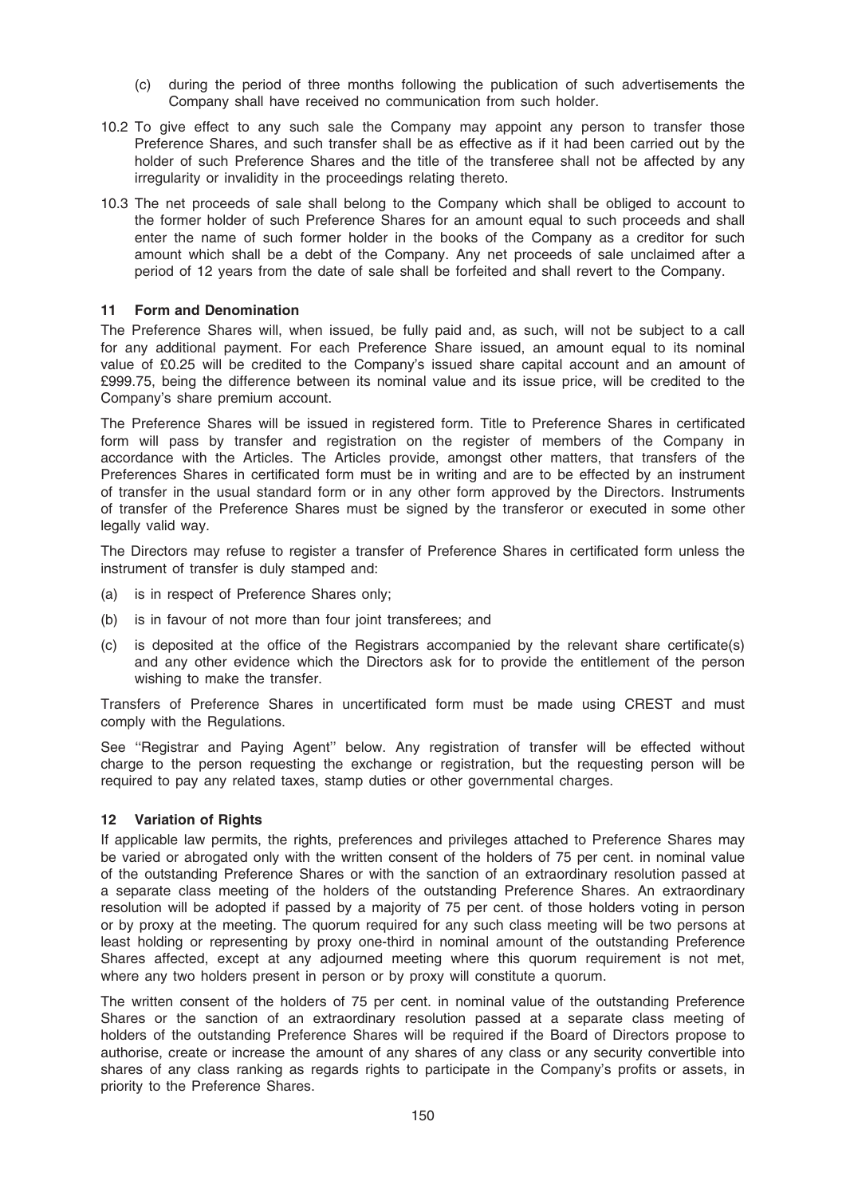(c) during the period of three months following the publication of such advertisements the Company shall have received no communication from such holder.

10.2 To give effect to any such sale the Company may appoint any person to transfer those Preference Shares, and such transfer shall be as effective as if it had been carried out by the holder of such Preference Shares and the title of the transferee shall not be affected by any irregularity or invalidity in the proceedings relating thereto.

10.3 The net proceeds of sale shall belong to the Company which shall be obliged to account to the former holder of such Preference Shares for an amount equal to such proceeds and shall enter the name of such former holder in the books of the Company as a creditor for such amount which shall be a debt of the Company. Any net proceeds of sale unclaimed after a period of 12 years from the date of sale shall be forfeited and shall revert to the Company.

### 11 Form and Denomination

The Preference Shares will, when issued, be fully paid and, as such, will not be subject to a call for any additional payment. For each Preference Share issued, an amount equal to its nominal value of £0.25 will be credited to the Company's issued share capital account and an amount of £999.75, being the difference between its nominal value and its issue price, will be credited to the Company's share premium account.

The Preference Shares will be issued in registered form. Title to Preference Shares in certificated form will pass by transfer and registration on the register of members of the Company in accordance with the Articles. The Articles provide, amongst other matters, that transfers of the Preferences Shares in certificated form must be in writing and are to be effected by an instrument of transfer in the usual standard form or in any other form approved by the Directors. Instruments of transfer of the Preference Shares must be signed by the transferor or executed in some other legally valid way.

The Directors may refuse to register a transfer of Preference Shares in certificated form unless the instrument of transfer is duly stamped and:

(a) is in respect of Preference Shares only;

(b) is in favour of not more than four joint transferees; and

(c) is deposited at the office of the Registrars accompanied by the relevant share certificate(s) and any other evidence which the Directors ask for to provide the entitlement of the person wishing to make the transfer.

Transfers of Preference Shares in uncertificated form must be made using CREST and must comply with the Regulations.

See ''Registrar and Paying Agent'' below. Any registration of transfer will be effected without charge to the person requesting the exchange or registration, but the requesting person will be required to pay any related taxes, stamp duties or other governmental charges.

### 12 Variation of Rights

If applicable law permits, the rights, preferences and privileges attached to Preference Shares may be varied or abrogated only with the written consent of the holders of 75 per cent. in nominal value of the outstanding Preference Shares or with the sanction of an extraordinary resolution passed at a separate class meeting of the holders of the outstanding Preference Shares. An extraordinary resolution will be adopted if passed by a majority of 75 per cent. of those holders voting in person or by proxy at the meeting. The quorum required for any such class meeting will be two persons at least holding or representing by proxy one-third in nominal amount of the outstanding Preference Shares affected, except at any adjourned meeting where this quorum requirement is not met, where any two holders present in person or by proxy will constitute a quorum.

The written consent of the holders of 75 per cent. in nominal value of the outstanding Preference Shares or the sanction of an extraordinary resolution passed at a separate class meeting of holders of the outstanding Preference Shares will be required if the Board of Directors propose to authorise, create or increase the amount of any shares of any class or any security convertible into shares of any class ranking as regards rights to participate in the Company's profits or assets, in priority to the Preference Shares.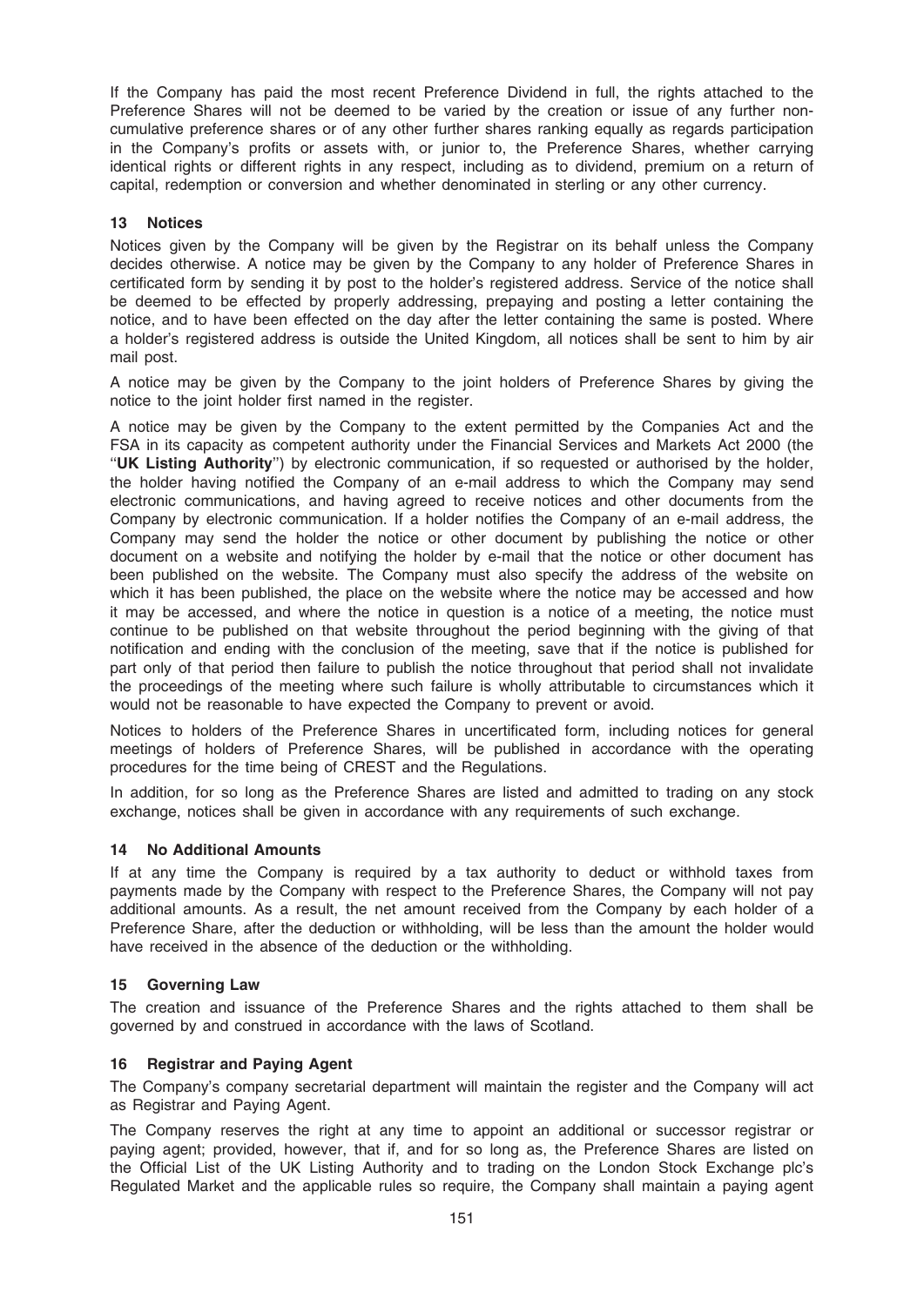If the Company has paid the most recent Preference Dividend in full, the rights attached to the Preference Shares will not be deemed to be varied by the creation or issue of any further non-cumulative preference shares or of any other further shares ranking equally as regards participation in the Company's profits or assets with, or junior to, the Preference Shares, whether carrying identical rights or different rights in any respect, including as to dividend, premium on a return of capital, redemption or conversion and whether denominated in sterling or any other currency.

## 13 Notices

Notices given by the Company will be given by the Registrar on its behalf unless the Company decides otherwise. A notice may be given by the Company to any holder of Preference Shares in certificated form by sending it by post to the holder's registered address. Service of the notice shall be deemed to be effected by properly addressing, prepaying and posting a letter containing the notice, and to have been effected on the day after the letter containing the same is posted. Where a holder's registered address is outside the United Kingdom, all notices shall be sent to him by air mail post.

A notice may be given by the Company to the joint holders of Preference Shares by giving the notice to the joint holder first named in the register.

A notice may be given by the Company to the extent permitted by the Companies Act and the FSA in its capacity as competent authority under the Financial Services and Markets Act 2000 (the "**UK Listing Authority**") by electronic communication, if so requested or authorised by the holder, the holder having notified the Company of an e-mail address to which the Company may send electronic communications, and having agreed to receive notices and other documents from the Company by electronic communication. If a holder notifies the Company of an e-mail address, the Company may send the holder the notice or other document by publishing the notice or other document on a website and notifying the holder by e-mail that the notice or other document has been published on the website. The Company must also specify the address of the website on which it has been published, the place on the website where the notice may be accessed and how it may be accessed, and where the notice in question is a notice of a meeting, the notice must continue to be published on that website throughout the period beginning with the giving of that notification and ending with the conclusion of the meeting, save that if the notice is published for part only of that period then failure to publish the notice throughout that period shall not invalidate the proceedings of the meeting where such failure is wholly attributable to circumstances which it would not be reasonable to have expected the Company to prevent or avoid.

Notices to holders of the Preference Shares in uncertificated form, including notices for general meetings of holders of Preference Shares, will be published in accordance with the operating procedures for the time being of CREST and the Regulations.

In addition, for so long as the Preference Shares are listed and admitted to trading on any stock exchange, notices shall be given in accordance with any requirements of such exchange.

## 14 No Additional Amounts

If at any time the Company is required by a tax authority to deduct or withhold taxes from payments made by the Company with respect to the Preference Shares, the Company will not pay additional amounts. As a result, the net amount received from the Company by each holder of a Preference Share, after the deduction or withholding, will be less than the amount the holder would have received in the absence of the deduction or the withholding.

## 15 Governing Law

The creation and issuance of the Preference Shares and the rights attached to them shall be governed by and construed in accordance with the laws of Scotland.

## 16 Registrar and Paying Agent

The Company's company secretarial department will maintain the register and the Company will act as Registrar and Paying Agent.

The Company reserves the right at any time to appoint an additional or successor registrar or paying agent; provided, however, that if, and for so long as, the Preference Shares are listed on the Official List of the UK Listing Authority and to trading on the London Stock Exchange plc's Regulated Market and the applicable rules so require, the Company shall maintain a paying agent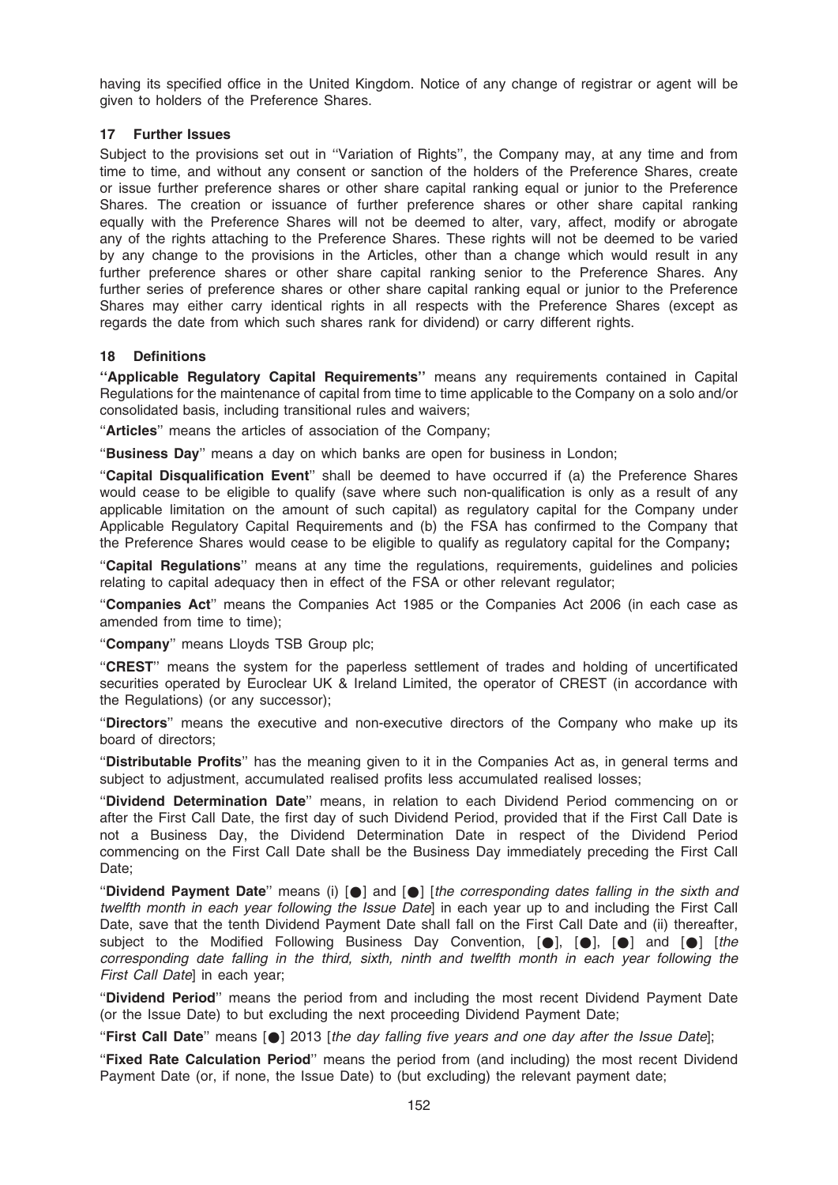having its specified office in the United Kingdom. Notice of any change of registrar or agent will be given to holders of the Preference Shares.

### 17 Further Issues

Subject to the provisions set out in ''Variation of Rights'', the Company may, at any time and from time to time, and without any consent or sanction of the holders of the Preference Shares, create or issue further preference shares or other share capital ranking equal or junior to the Preference Shares. The creation or issuance of further preference shares or other share capital ranking equally with the Preference Shares will not be deemed to alter, vary, affect, modify or abrogate any of the rights attaching to the Preference Shares. These rights will not be deemed to be varied by any change to the provisions in the Articles, other than a change which would result in any further preference shares or other share capital ranking senior to the Preference Shares. Any further series of preference shares or other share capital ranking equal or junior to the Preference Shares may either carry identical rights in all respects with the Preference Shares (except as regards the date from which such shares rank for dividend) or carry different rights.

### 18 Definitions

**''Applicable Regulatory Capital Requirements''** means any requirements contained in Capital Regulations for the maintenance of capital from time to time applicable to the Company on a solo and/or consolidated basis, including transitional rules and waivers;

''**Articles**'' means the articles of association of the Company;

''**Business Day**'' means a day on which banks are open for business in London;

''**Capital Disqualification Event**'' shall be deemed to have occurred if (a) the Preference Shares would cease to be eligible to qualify (save where such non-qualification is only as a result of any applicable limitation on the amount of such capital) as regulatory capital for the Company under Applicable Regulatory Capital Requirements and (b) the FSA has confirmed to the Company that the Preference Shares would cease to be eligible to qualify as regulatory capital for the Company**;**

''**Capital Regulations**'' means at any time the regulations, requirements, guidelines and policies relating to capital adequacy then in effect of the FSA or other relevant regulator;

''**Companies Act**'' means the Companies Act 1985 or the Companies Act 2006 (in each case as amended from time to time);

''**Company**'' means Lloyds TSB Group plc;

''**CREST**'' means the system for the paperless settlement of trades and holding of uncertificated securities operated by Euroclear UK & Ireland Limited, the operator of CREST (in accordance with the Regulations) (or any successor);

''**Directors**'' means the executive and non-executive directors of the Company who make up its board of directors;

''**Distributable Profits**'' has the meaning given to it in the Companies Act as, in general terms and subject to adjustment, accumulated realised profits less accumulated realised losses;

''**Dividend Determination Date**'' means, in relation to each Dividend Period commencing on or after the First Call Date, the first day of such Dividend Period, provided that if the First Call Date is not a Business Day, the Dividend Determination Date in respect of the Dividend Period commencing on the First Call Date shall be the Business Day immediately preceding the First Call Date;

''**Dividend Payment Date**'' means (i) [●] and [●] [*the corresponding dates falling in the sixth and twelfth month in each year following the Issue Date*] in each year up to and including the First Call Date, save that the tenth Dividend Payment Date shall fall on the First Call Date and (ii) thereafter, subject to the Modified Following Business Day Convention, [●], [●], [●] and [●] [*the corresponding date falling in the third, sixth, ninth and twelfth month in each year following the First Call Date*] in each year;

''**Dividend Period**'' means the period from and including the most recent Dividend Payment Date (or the Issue Date) to but excluding the next proceeding Dividend Payment Date;

''**First Call Date**'' means [●] 2013 [*the day falling five years and one day after the Issue Date*];

''**Fixed Rate Calculation Period**'' means the period from (and including) the most recent Dividend Payment Date (or, if none, the Issue Date) to (but excluding) the relevant payment date;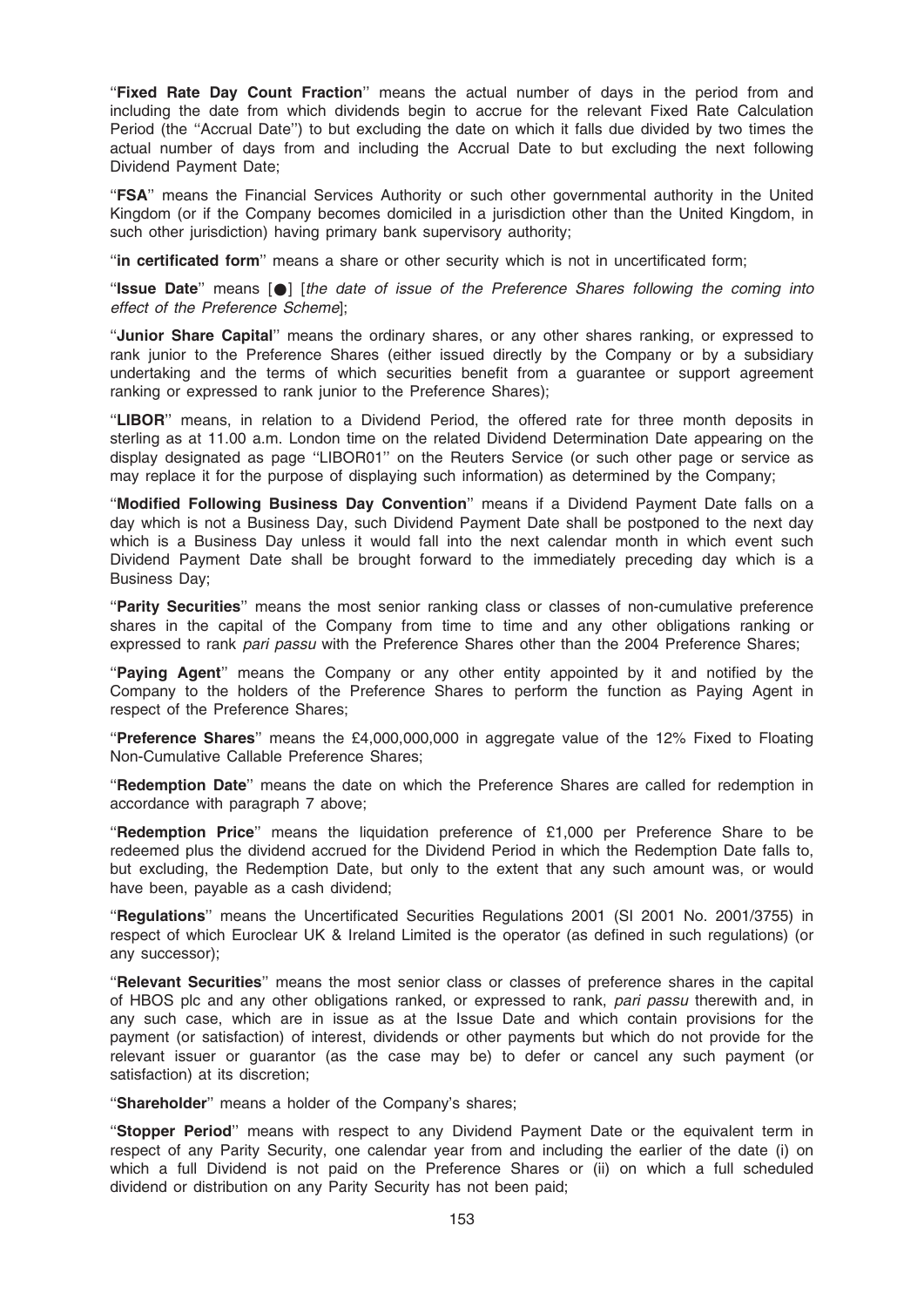"**Fixed Rate Day Count Fraction**" means the actual number of days in the period from and including the date from which dividends begin to accrue for the relevant Fixed Rate Calculation Period (the "Accrual Date") to but excluding the date on which it falls due divided by two times the actual number of days from and including the Accrual Date to but excluding the next following Dividend Payment Date;

"**FSA**" means the Financial Services Authority or such other governmental authority in the United Kingdom (or if the Company becomes domiciled in a jurisdiction other than the United Kingdom, in such other jurisdiction) having primary bank supervisory authority;

"**in certificated form**" means a share or other security which is not in uncertificated form;

"**Issue Date**" means [●] [*the date of issue of the Preference Shares following the coming into effect of the Preference Scheme*];

"**Junior Share Capital**" means the ordinary shares, or any other shares ranking, or expressed to rank junior to the Preference Shares (either issued directly by the Company or by a subsidiary undertaking and the terms of which securities benefit from a guarantee or support agreement ranking or expressed to rank junior to the Preference Shares);

"**LIBOR**" means, in relation to a Dividend Period, the offered rate for three month deposits in sterling as at 11.00 a.m. London time on the related Dividend Determination Date appearing on the display designated as page "LIBOR01" on the Reuters Service (or such other page or service as may replace it for the purpose of displaying such information) as determined by the Company;

"**Modified Following Business Day Convention**" means if a Dividend Payment Date falls on a day which is not a Business Day, such Dividend Payment Date shall be postponed to the next day which is a Business Day unless it would fall into the next calendar month in which event such Dividend Payment Date shall be brought forward to the immediately preceding day which is a Business Day;

"**Parity Securities**" means the most senior ranking class or classes of non-cumulative preference shares in the capital of the Company from time to time and any other obligations ranking or expressed to rank *pari passu* with the Preference Shares other than the 2004 Preference Shares;

"**Paying Agent**" means the Company or any other entity appointed by it and notified by the Company to the holders of the Preference Shares to perform the function as Paying Agent in respect of the Preference Shares;

"**Preference Shares**" means the £4,000,000,000 in aggregate value of the 12% Fixed to Floating Non-Cumulative Callable Preference Shares;

"**Redemption Date**" means the date on which the Preference Shares are called for redemption in accordance with paragraph 7 above;

"**Redemption Price**" means the liquidation preference of £1,000 per Preference Share to be redeemed plus the dividend accrued for the Dividend Period in which the Redemption Date falls to, but excluding, the Redemption Date, but only to the extent that any such amount was, or would have been, payable as a cash dividend;

"**Regulations**" means the Uncertificated Securities Regulations 2001 (SI 2001 No. 2001/3755) in respect of which Euroclear UK & Ireland Limited is the operator (as defined in such regulations) (or any successor);

"**Relevant Securities**" means the most senior class or classes of preference shares in the capital of HBOS plc and any other obligations ranked, or expressed to rank, *pari passu* therewith and, in any such case, which are in issue as at the Issue Date and which contain provisions for the payment (or satisfaction) of interest, dividends or other payments but which do not provide for the relevant issuer or guarantor (as the case may be) to defer or cancel any such payment (or satisfaction) at its discretion;

"**Shareholder**" means a holder of the Company's shares;

"**Stopper Period**" means with respect to any Dividend Payment Date or the equivalent term in respect of any Parity Security, one calendar year from and including the earlier of the date (i) on which a full Dividend is not paid on the Preference Shares or (ii) on which a full scheduled dividend or distribution on any Parity Security has not been paid;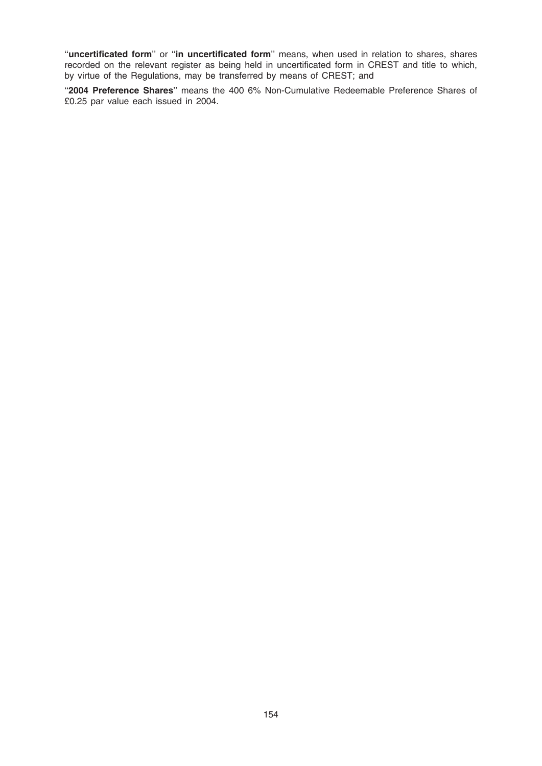"**uncertificated form**" or "**in uncertificated form**" means, when used in relation to shares, shares recorded on the relevant register as being held in uncertificated form in CREST and title to which, by virtue of the Regulations, may be transferred by means of CREST; and

"**2004 Preference Shares**" means the 400 6% Non-Cumulative Redeemable Preference Shares of £0.25 par value each issued in 2004.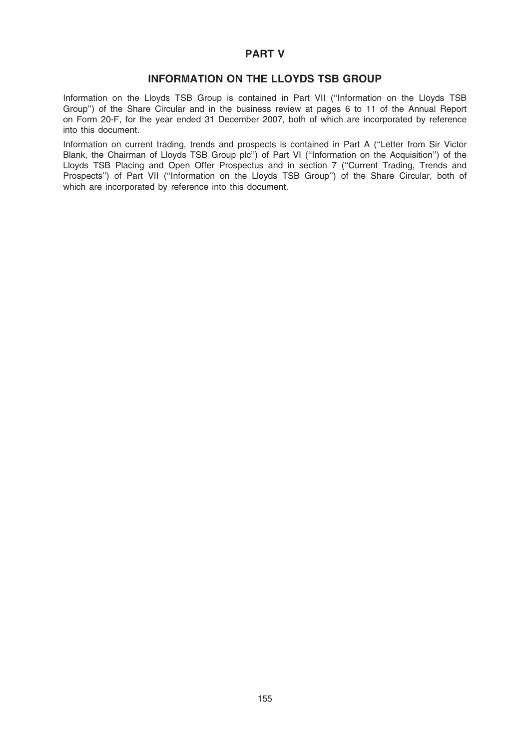# PART V

## INFORMATION ON THE LLOYDS TSB GROUP

Information on the Lloyds TSB Group is contained in Part VII (''Information on the Lloyds TSB Group'') of the Share Circular and in the business review at pages 6 to 11 of the Annual Report on Form 20-F, for the year ended 31 December 2007, both of which are incorporated by reference into this document.

Information on current trading, trends and prospects is contained in Part A (''Letter from Sir Victor Blank, the Chairman of Lloyds TSB Group plc'') of Part VI (''Information on the Acquisition'') of the Lloyds TSB Placing and Open Offer Prospectus and in section 7 (''Current Trading, Trends and Prospects'') of Part VII (''Information on the Lloyds TSB Group'') of the Share Circular, both of which are incorporated by reference into this document.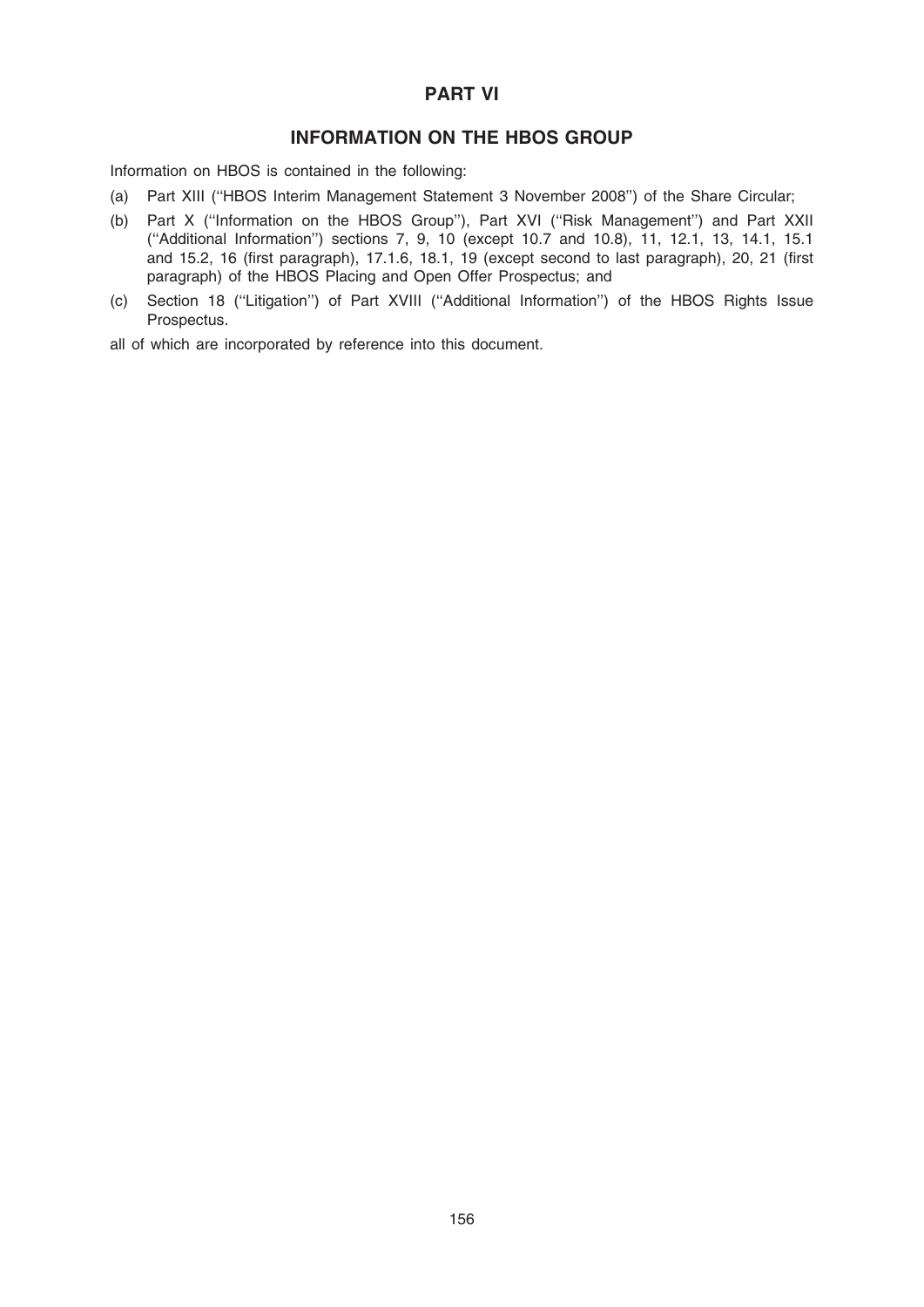# PART VI

## INFORMATION ON THE HBOS GROUP

Information on HBOS is contained in the following:

(a) Part XIII (''HBOS Interim Management Statement 3 November 2008'') of the Share Circular;

(b) Part X (''Information on the HBOS Group''), Part XVI (''Risk Management'') and Part XXII (''Additional Information'') sections 7, 9, 10 (except 10.7 and 10.8), 11, 12.1, 13, 14.1, 15.1 and 15.2, 16 (first paragraph), 17.1.6, 18.1, 19 (except second to last paragraph), 20, 21 (first paragraph) of the HBOS Placing and Open Offer Prospectus; and

(c) Section 18 (''Litigation'') of Part XVIII (''Additional Information'') of the HBOS Rights Issue Prospectus.

all of which are incorporated by reference into this document.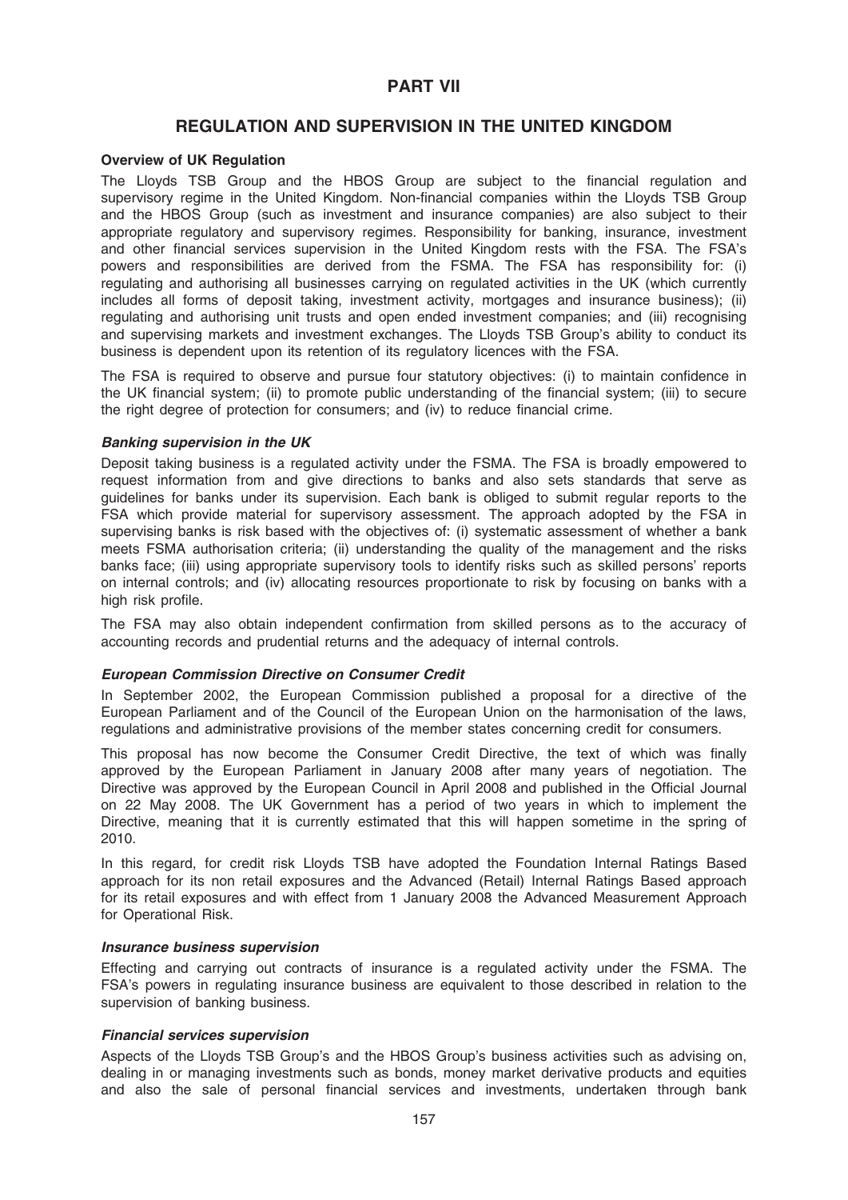# PART VII

## REGULATION AND SUPERVISION IN THE UNITED KINGDOM

### Overview of UK Regulation

The Lloyds TSB Group and the HBOS Group are subject to the financial regulation and supervisory regime in the United Kingdom. Non-financial companies within the Lloyds TSB Group and the HBOS Group (such as investment and insurance companies) are also subject to their appropriate regulatory and supervisory regimes. Responsibility for banking, insurance, investment and other financial services supervision in the United Kingdom rests with the FSA. The FSA's powers and responsibilities are derived from the FSMA. The FSA has responsibility for: (i) regulating and authorising all businesses carrying on regulated activities in the UK (which currently includes all forms of deposit taking, investment activity, mortgages and insurance business); (ii) regulating and authorising unit trusts and open ended investment companies; and (iii) recognising and supervising markets and investment exchanges. The Lloyds TSB Group's ability to conduct its business is dependent upon its retention of its regulatory licences with the FSA.

The FSA is required to observe and pursue four statutory objectives: (i) to maintain confidence in the UK financial system; (ii) to promote public understanding of the financial system; (iii) to secure the right degree of protection for consumers; and (iv) to reduce financial crime.

#### *Banking supervision in the UK*

Deposit taking business is a regulated activity under the FSMA. The FSA is broadly empowered to request information from and give directions to banks and also sets standards that serve as guidelines for banks under its supervision. Each bank is obliged to submit regular reports to the FSA which provide material for supervisory assessment. The approach adopted by the FSA in supervising banks is risk based with the objectives of: (i) systematic assessment of whether a bank meets FSMA authorisation criteria; (ii) understanding the quality of the management and the risks banks face; (iii) using appropriate supervisory tools to identify risks such as skilled persons' reports on internal controls; and (iv) allocating resources proportionate to risk by focusing on banks with a high risk profile.

The FSA may also obtain independent confirmation from skilled persons as to the accuracy of accounting records and prudential returns and the adequacy of internal controls.

#### *European Commission Directive on Consumer Credit*

In September 2002, the European Commission published a proposal for a directive of the European Parliament and of the Council of the European Union on the harmonisation of the laws, regulations and administrative provisions of the member states concerning credit for consumers.

This proposal has now become the Consumer Credit Directive, the text of which was finally approved by the European Parliament in January 2008 after many years of negotiation. The Directive was approved by the European Council in April 2008 and published in the Official Journal on 22 May 2008. The UK Government has a period of two years in which to implement the Directive, meaning that it is currently estimated that this will happen sometime in the spring of 2010.

In this regard, for credit risk Lloyds TSB have adopted the Foundation Internal Ratings Based approach for its non retail exposures and the Advanced (Retail) Internal Ratings Based approach for its retail exposures and with effect from 1 January 2008 the Advanced Measurement Approach for Operational Risk.

#### *Insurance business supervision*

Effecting and carrying out contracts of insurance is a regulated activity under the FSMA. The FSA's powers in regulating insurance business are equivalent to those described in relation to the supervision of banking business.

#### *Financial services supervision*

Aspects of the Lloyds TSB Group's and the HBOS Group's business activities such as advising on, dealing in or managing investments such as bonds, money market derivative products and equities and also the sale of personal financial services and investments, undertaken through bank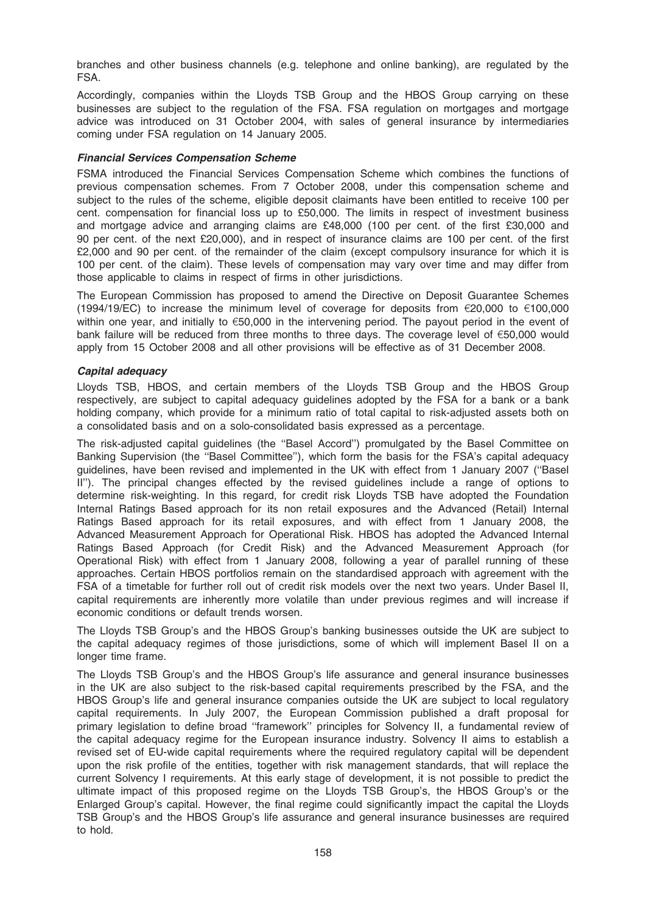branches and other business channels (e.g. telephone and online banking), are regulated by the FSA.

Accordingly, companies within the Lloyds TSB Group and the HBOS Group carrying on these businesses are subject to the regulation of the FSA. FSA regulation on mortgages and mortgage advice was introduced on 31 October 2004, with sales of general insurance by intermediaries coming under FSA regulation on 14 January 2005.

### *Financial Services Compensation Scheme*

FSMA introduced the Financial Services Compensation Scheme which combines the functions of previous compensation schemes. From 7 October 2008, under this compensation scheme and subject to the rules of the scheme, eligible deposit claimants have been entitled to receive 100 per cent. compensation for financial loss up to £50,000. The limits in respect of investment business and mortgage advice and arranging claims are £48,000 (100 per cent. of the first £30,000 and 90 per cent. of the next £20,000), and in respect of insurance claims are 100 per cent. of the first £2,000 and 90 per cent. of the remainder of the claim (except compulsory insurance for which it is 100 per cent. of the claim). These levels of compensation may vary over time and may differ from those applicable to claims in respect of firms in other jurisdictions.

The European Commission has proposed to amend the Directive on Deposit Guarantee Schemes (1994/19/EC) to increase the minimum level of coverage for deposits from €20,000 to €100,000 within one year, and initially to €50,000 in the intervening period. The payout period in the event of bank failure will be reduced from three months to three days. The coverage level of €50,000 would apply from 15 October 2008 and all other provisions will be effective as of 31 December 2008.

### *Capital adequacy*

Lloyds TSB, HBOS, and certain members of the Lloyds TSB Group and the HBOS Group respectively, are subject to capital adequacy guidelines adopted by the FSA for a bank or a bank holding company, which provide for a minimum ratio of total capital to risk-adjusted assets both on a consolidated basis and on a solo-consolidated basis expressed as a percentage.

The risk-adjusted capital guidelines (the ''Basel Accord'') promulgated by the Basel Committee on Banking Supervision (the ''Basel Committee''), which form the basis for the FSA's capital adequacy guidelines, have been revised and implemented in the UK with effect from 1 January 2007 (''Basel II''). The principal changes effected by the revised guidelines include a range of options to determine risk-weighting. In this regard, for credit risk Lloyds TSB have adopted the Foundation Internal Ratings Based approach for its non retail exposures and the Advanced (Retail) Internal Ratings Based approach for its retail exposures, and with effect from 1 January 2008, the Advanced Measurement Approach for Operational Risk. HBOS has adopted the Advanced Internal Ratings Based Approach (for Credit Risk) and the Advanced Measurement Approach (for Operational Risk) with effect from 1 January 2008, following a year of parallel running of these approaches. Certain HBOS portfolios remain on the standardised approach with agreement with the FSA of a timetable for further roll out of credit risk models over the next two years. Under Basel II, capital requirements are inherently more volatile than under previous regimes and will increase if economic conditions or default trends worsen.

The Lloyds TSB Group's and the HBOS Group's banking businesses outside the UK are subject to the capital adequacy regimes of those jurisdictions, some of which will implement Basel II on a longer time frame.

The Lloyds TSB Group's and the HBOS Group's life assurance and general insurance businesses in the UK are also subject to the risk-based capital requirements prescribed by the FSA, and the HBOS Group's life and general insurance companies outside the UK are subject to local regulatory capital requirements. In July 2007, the European Commission published a draft proposal for primary legislation to define broad ''framework'' principles for Solvency II, a fundamental review of the capital adequacy regime for the European insurance industry. Solvency II aims to establish a revised set of EU-wide capital requirements where the required regulatory capital will be dependent upon the risk profile of the entities, together with risk management standards, that will replace the current Solvency I requirements. At this early stage of development, it is not possible to predict the ultimate impact of this proposed regime on the Lloyds TSB Group's, the HBOS Group's or the Enlarged Group's capital. However, the final regime could significantly impact the capital the Lloyds TSB Group's and the HBOS Group's life assurance and general insurance businesses are required to hold.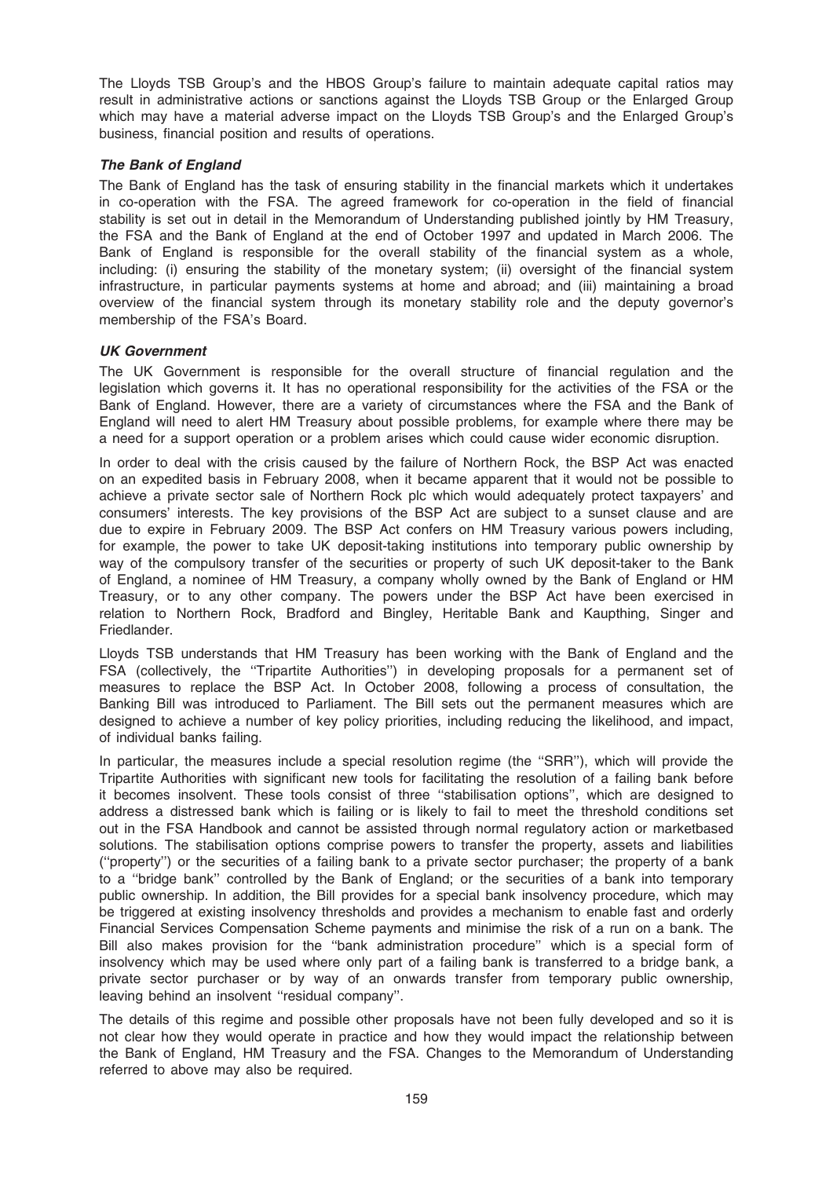The Lloyds TSB Group's and the HBOS Group's failure to maintain adequate capital ratios may result in administrative actions or sanctions against the Lloyds TSB Group or the Enlarged Group which may have a material adverse impact on the Lloyds TSB Group's and the Enlarged Group's business, financial position and results of operations.

### *The Bank of England*

The Bank of England has the task of ensuring stability in the financial markets which it undertakes in co-operation with the FSA. The agreed framework for co-operation in the field of financial stability is set out in detail in the Memorandum of Understanding published jointly by HM Treasury, the FSA and the Bank of England at the end of October 1997 and updated in March 2006. The Bank of England is responsible for the overall stability of the financial system as a whole, including: (i) ensuring the stability of the monetary system; (ii) oversight of the financial system infrastructure, in particular payments systems at home and abroad; and (iii) maintaining a broad overview of the financial system through its monetary stability role and the deputy governor's membership of the FSA's Board.

### *UK Government*

The UK Government is responsible for the overall structure of financial regulation and the legislation which governs it. It has no operational responsibility for the activities of the FSA or the Bank of England. However, there are a variety of circumstances where the FSA and the Bank of England will need to alert HM Treasury about possible problems, for example where there may be a need for a support operation or a problem arises which could cause wider economic disruption.

In order to deal with the crisis caused by the failure of Northern Rock, the BSP Act was enacted on an expedited basis in February 2008, when it became apparent that it would not be possible to achieve a private sector sale of Northern Rock plc which would adequately protect taxpayers' and consumers' interests. The key provisions of the BSP Act are subject to a sunset clause and are due to expire in February 2009. The BSP Act confers on HM Treasury various powers including, for example, the power to take UK deposit-taking institutions into temporary public ownership by way of the compulsory transfer of the securities or property of such UK deposit-taker to the Bank of England, a nominee of HM Treasury, a company wholly owned by the Bank of England or HM Treasury, or to any other company. The powers under the BSP Act have been exercised in relation to Northern Rock, Bradford and Bingley, Heritable Bank and Kaupthing, Singer and Friedlander.

Lloyds TSB understands that HM Treasury has been working with the Bank of England and the FSA (collectively, the ''Tripartite Authorities'') in developing proposals for a permanent set of measures to replace the BSP Act. In October 2008, following a process of consultation, the Banking Bill was introduced to Parliament. The Bill sets out the permanent measures which are designed to achieve a number of key policy priorities, including reducing the likelihood, and impact, of individual banks failing.

In particular, the measures include a special resolution regime (the ''SRR''), which will provide the Tripartite Authorities with significant new tools for facilitating the resolution of a failing bank before it becomes insolvent. These tools consist of three ''stabilisation options'', which are designed to address a distressed bank which is failing or is likely to fail to meet the threshold conditions set out in the FSA Handbook and cannot be assisted through normal regulatory action or marketbased solutions. The stabilisation options comprise powers to transfer the property, assets and liabilities (''property'') or the securities of a failing bank to a private sector purchaser; the property of a bank to a ''bridge bank'' controlled by the Bank of England; or the securities of a bank into temporary public ownership. In addition, the Bill provides for a special bank insolvency procedure, which may be triggered at existing insolvency thresholds and provides a mechanism to enable fast and orderly Financial Services Compensation Scheme payments and minimise the risk of a run on a bank. The Bill also makes provision for the ''bank administration procedure'' which is a special form of insolvency which may be used where only part of a failing bank is transferred to a bridge bank, a private sector purchaser or by way of an onwards transfer from temporary public ownership, leaving behind an insolvent ''residual company''.

The details of this regime and possible other proposals have not been fully developed and so it is not clear how they would operate in practice and how they would impact the relationship between the Bank of England, HM Treasury and the FSA. Changes to the Memorandum of Understanding referred to above may also be required.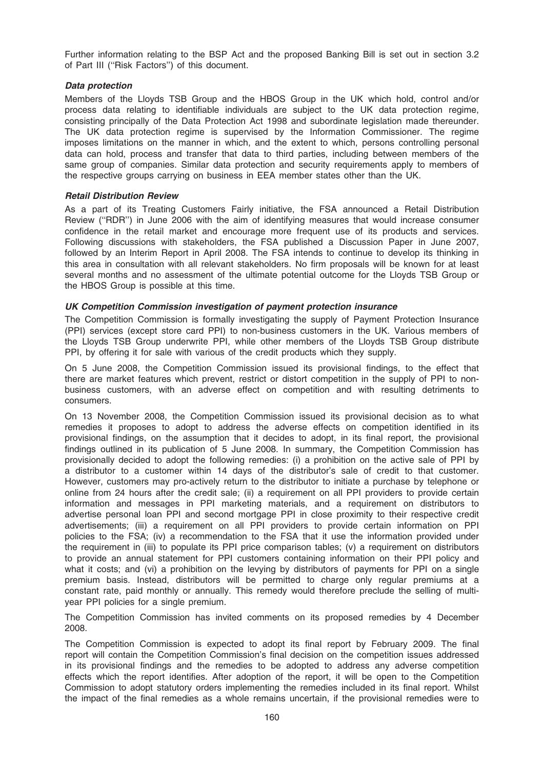Further information relating to the BSP Act and the proposed Banking Bill is set out in section 3.2 of Part III (''Risk Factors'') of this document.

***Data protection***

Members of the Lloyds TSB Group and the HBOS Group in the UK which hold, control and/or process data relating to identifiable individuals are subject to the UK data protection regime, consisting principally of the Data Protection Act 1998 and subordinate legislation made thereunder. The UK data protection regime is supervised by the Information Commissioner. The regime imposes limitations on the manner in which, and the extent to which, persons controlling personal data can hold, process and transfer that data to third parties, including between members of the same group of companies. Similar data protection and security requirements apply to members of the respective groups carrying on business in EEA member states other than the UK.

***Retail Distribution Review***

As a part of its Treating Customers Fairly initiative, the FSA announced a Retail Distribution Review (''RDR'') in June 2006 with the aim of identifying measures that would increase consumer confidence in the retail market and encourage more frequent use of its products and services. Following discussions with stakeholders, the FSA published a Discussion Paper in June 2007, followed by an Interim Report in April 2008. The FSA intends to continue to develop its thinking in this area in consultation with all relevant stakeholders. No firm proposals will be known for at least several months and no assessment of the ultimate potential outcome for the Lloyds TSB Group or the HBOS Group is possible at this time.

***UK Competition Commission investigation of payment protection insurance***

The Competition Commission is formally investigating the supply of Payment Protection Insurance (PPI) services (except store card PPI) to non-business customers in the UK. Various members of the Lloyds TSB Group underwrite PPI, while other members of the Lloyds TSB Group distribute PPI, by offering it for sale with various of the credit products which they supply.

On 5 June 2008, the Competition Commission issued its provisional findings, to the effect that there are market features which prevent, restrict or distort competition in the supply of PPI to non-business customers, with an adverse effect on competition and with resulting detriments to consumers.

On 13 November 2008, the Competition Commission issued its provisional decision as to what remedies it proposes to adopt to address the adverse effects on competition identified in its provisional findings, on the assumption that it decides to adopt, in its final report, the provisional findings outlined in its publication of 5 June 2008. In summary, the Competition Commission has provisionally decided to adopt the following remedies: (i) a prohibition on the active sale of PPI by a distributor to a customer within 14 days of the distributor's sale of credit to that customer. However, customers may pro-actively return to the distributor to initiate a purchase by telephone or online from 24 hours after the credit sale; (ii) a requirement on all PPI providers to provide certain information and messages in PPI marketing materials, and a requirement on distributors to advertise personal loan PPI and second mortgage PPI in close proximity to their respective credit advertisements; (iii) a requirement on all PPI providers to provide certain information on PPI policies to the FSA; (iv) a recommendation to the FSA that it use the information provided under the requirement in (iii) to populate its PPI price comparison tables; (v) a requirement on distributors to provide an annual statement for PPI customers containing information on their PPI policy and what it costs; and (vi) a prohibition on the levying by distributors of payments for PPI on a single premium basis. Instead, distributors will be permitted to charge only regular premiums at a constant rate, paid monthly or annually. This remedy would therefore preclude the selling of multi-year PPI policies for a single premium.

The Competition Commission has invited comments on its proposed remedies by 4 December 2008.

The Competition Commission is expected to adopt its final report by February 2009. The final report will contain the Competition Commission's final decision on the competition issues addressed in its provisional findings and the remedies to be adopted to address any adverse competition effects which the report identifies. After adoption of the report, it will be open to the Competition Commission to adopt statutory orders implementing the remedies included in its final report. Whilst the impact of the final remedies as a whole remains uncertain, if the provisional remedies were to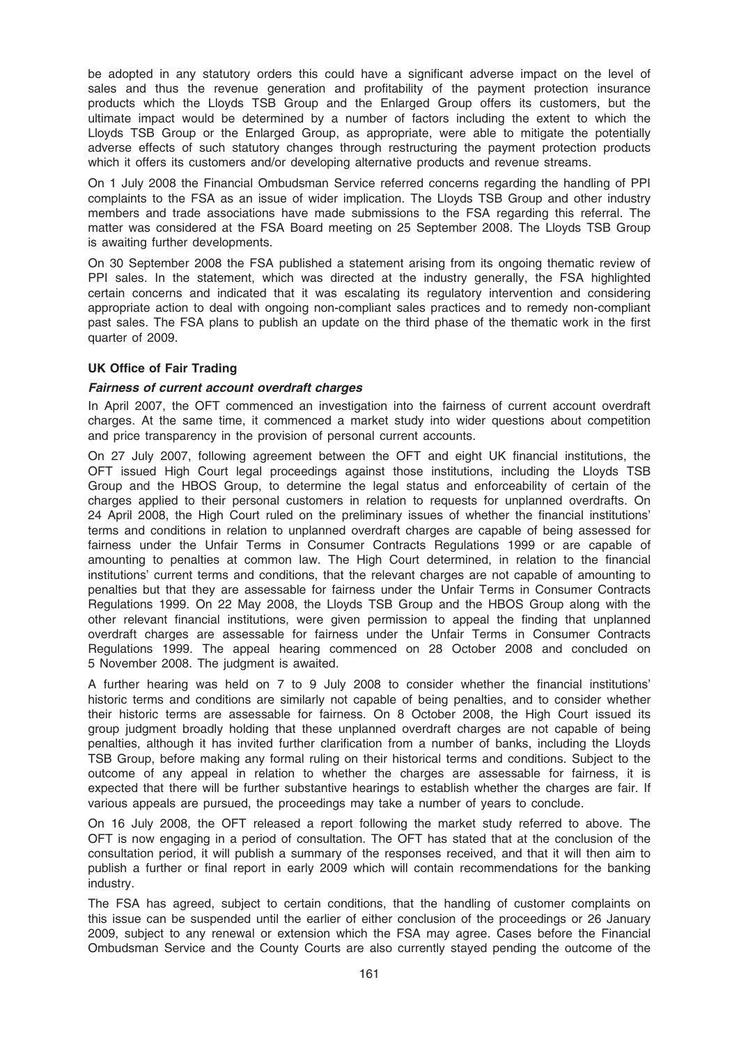be adopted in any statutory orders this could have a significant adverse impact on the level of sales and thus the revenue generation and profitability of the payment protection insurance products which the Lloyds TSB Group and the Enlarged Group offers its customers, but the ultimate impact would be determined by a number of factors including the extent to which the Lloyds TSB Group or the Enlarged Group, as appropriate, were able to mitigate the potentially adverse effects of such statutory changes through restructuring the payment protection products which it offers its customers and/or developing alternative products and revenue streams.

On 1 July 2008 the Financial Ombudsman Service referred concerns regarding the handling of PPI complaints to the FSA as an issue of wider implication. The Lloyds TSB Group and other industry members and trade associations have made submissions to the FSA regarding this referral. The matter was considered at the FSA Board meeting on 25 September 2008. The Lloyds TSB Group is awaiting further developments.

On 30 September 2008 the FSA published a statement arising from its ongoing thematic review of PPI sales. In the statement, which was directed at the industry generally, the FSA highlighted certain concerns and indicated that it was escalating its regulatory intervention and considering appropriate action to deal with ongoing non-compliant sales practices and to remedy non-compliant past sales. The FSA plans to publish an update on the third phase of the thematic work in the first quarter of 2009.

**UK Office of Fair Trading**

***Fairness of current account overdraft charges***

In April 2007, the OFT commenced an investigation into the fairness of current account overdraft charges. At the same time, it commenced a market study into wider questions about competition and price transparency in the provision of personal current accounts.

On 27 July 2007, following agreement between the OFT and eight UK financial institutions, the OFT issued High Court legal proceedings against those institutions, including the Lloyds TSB Group and the HBOS Group, to determine the legal status and enforceability of certain of the charges applied to their personal customers in relation to requests for unplanned overdrafts. On 24 April 2008, the High Court ruled on the preliminary issues of whether the financial institutions' terms and conditions in relation to unplanned overdraft charges are capable of being assessed for fairness under the Unfair Terms in Consumer Contracts Regulations 1999 or are capable of amounting to penalties at common law. The High Court determined, in relation to the financial institutions' current terms and conditions, that the relevant charges are not capable of amounting to penalties but that they are assessable for fairness under the Unfair Terms in Consumer Contracts Regulations 1999. On 22 May 2008, the Lloyds TSB Group and the HBOS Group along with the other relevant financial institutions, were given permission to appeal the finding that unplanned overdraft charges are assessable for fairness under the Unfair Terms in Consumer Contracts Regulations 1999. The appeal hearing commenced on 28 October 2008 and concluded on 5 November 2008. The judgment is awaited.

A further hearing was held on 7 to 9 July 2008 to consider whether the financial institutions' historic terms and conditions are similarly not capable of being penalties, and to consider whether their historic terms are assessable for fairness. On 8 October 2008, the High Court issued its group judgment broadly holding that these unplanned overdraft charges are not capable of being penalties, although it has invited further clarification from a number of banks, including the Lloyds TSB Group, before making any formal ruling on their historical terms and conditions. Subject to the outcome of any appeal in relation to whether the charges are assessable for fairness, it is expected that there will be further substantive hearings to establish whether the charges are fair. If various appeals are pursued, the proceedings may take a number of years to conclude.

On 16 July 2008, the OFT released a report following the market study referred to above. The OFT is now engaging in a period of consultation. The OFT has stated that at the conclusion of the consultation period, it will publish a summary of the responses received, and that it will then aim to publish a further or final report in early 2009 which will contain recommendations for the banking industry.

The FSA has agreed, subject to certain conditions, that the handling of customer complaints on this issue can be suspended until the earlier of either conclusion of the proceedings or 26 January 2009, subject to any renewal or extension which the FSA may agree. Cases before the Financial Ombudsman Service and the County Courts are also currently stayed pending the outcome of the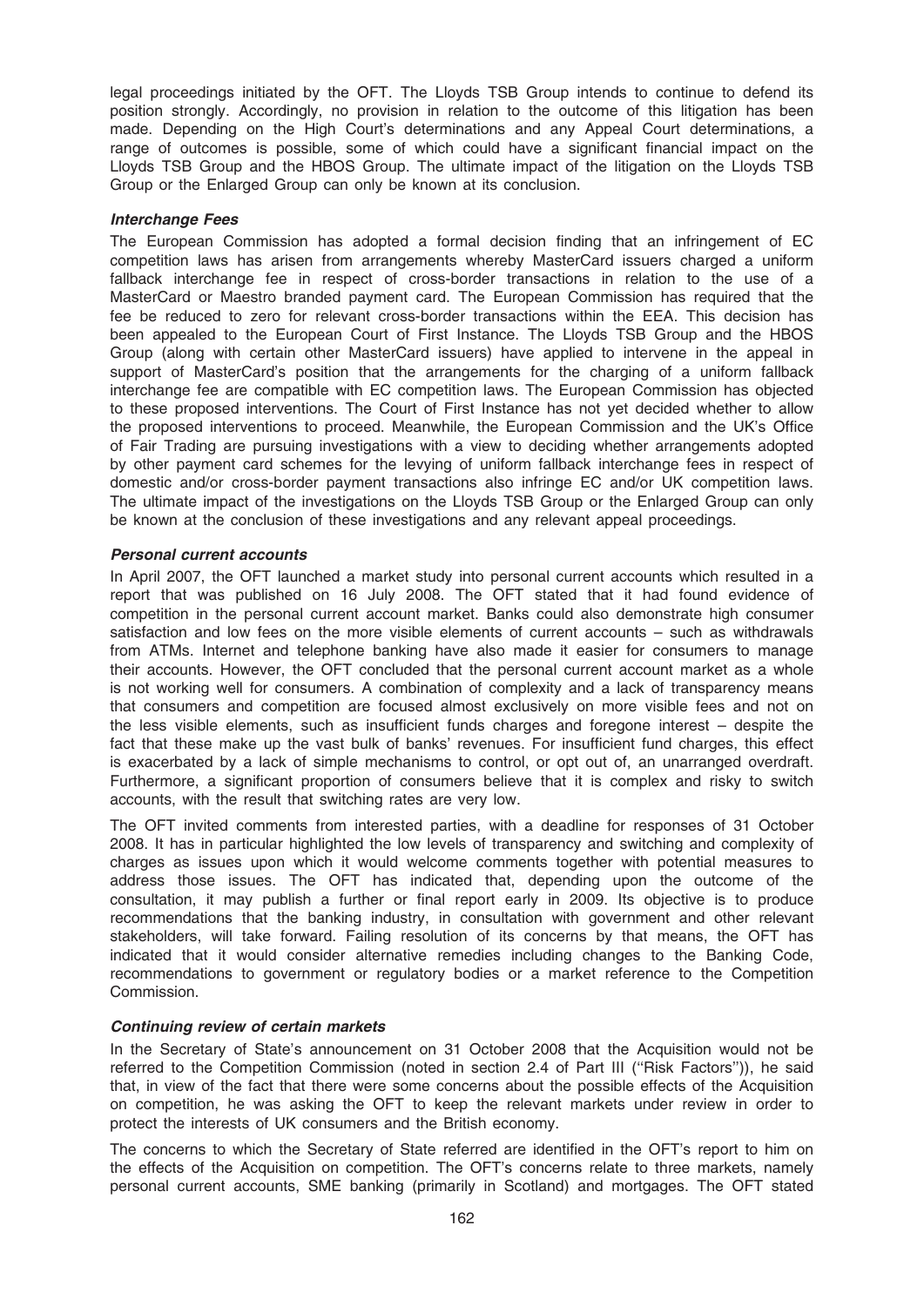legal proceedings initiated by the OFT. The Lloyds TSB Group intends to continue to defend its position strongly. Accordingly, no provision in relation to the outcome of this litigation has been made. Depending on the High Court's determinations and any Appeal Court determinations, a range of outcomes is possible, some of which could have a significant financial impact on the Lloyds TSB Group and the HBOS Group. The ultimate impact of the litigation on the Lloyds TSB Group or the Enlarged Group can only be known at its conclusion.

***Interchange Fees***

The European Commission has adopted a formal decision finding that an infringement of EC competition laws has arisen from arrangements whereby MasterCard issuers charged a uniform fallback interchange fee in respect of cross-border transactions in relation to the use of a MasterCard or Maestro branded payment card. The European Commission has required that the fee be reduced to zero for relevant cross-border transactions within the EEA. This decision has been appealed to the European Court of First Instance. The Lloyds TSB Group and the HBOS Group (along with certain other MasterCard issuers) have applied to intervene in the appeal in support of MasterCard's position that the arrangements for the charging of a uniform fallback interchange fee are compatible with EC competition laws. The European Commission has objected to these proposed interventions. The Court of First Instance has not yet decided whether to allow the proposed interventions to proceed. Meanwhile, the European Commission and the UK's Office of Fair Trading are pursuing investigations with a view to deciding whether arrangements adopted by other payment card schemes for the levying of uniform fallback interchange fees in respect of domestic and/or cross-border payment transactions also infringe EC and/or UK competition laws. The ultimate impact of the investigations on the Lloyds TSB Group or the Enlarged Group can only be known at the conclusion of these investigations and any relevant appeal proceedings.

***Personal current accounts***

In April 2007, the OFT launched a market study into personal current accounts which resulted in a report that was published on 16 July 2008. The OFT stated that it had found evidence of competition in the personal current account market. Banks could also demonstrate high consumer satisfaction and low fees on the more visible elements of current accounts – such as withdrawals from ATMs. Internet and telephone banking have also made it easier for consumers to manage their accounts. However, the OFT concluded that the personal current account market as a whole is not working well for consumers. A combination of complexity and a lack of transparency means that consumers and competition are focused almost exclusively on more visible fees and not on the less visible elements, such as insufficient funds charges and foregone interest – despite the fact that these make up the vast bulk of banks' revenues. For insufficient fund charges, this effect is exacerbated by a lack of simple mechanisms to control, or opt out of, an unarranged overdraft. Furthermore, a significant proportion of consumers believe that it is complex and risky to switch accounts, with the result that switching rates are very low.

The OFT invited comments from interested parties, with a deadline for responses of 31 October 2008. It has in particular highlighted the low levels of transparency and switching and complexity of charges as issues upon which it would welcome comments together with potential measures to address those issues. The OFT has indicated that, depending upon the outcome of the consultation, it may publish a further or final report early in 2009. Its objective is to produce recommendations that the banking industry, in consultation with government and other relevant stakeholders, will take forward. Failing resolution of its concerns by that means, the OFT has indicated that it would consider alternative remedies including changes to the Banking Code, recommendations to government or regulatory bodies or a market reference to the Competition Commission.

***Continuing review of certain markets***

In the Secretary of State's announcement on 31 October 2008 that the Acquisition would not be referred to the Competition Commission (noted in section 2.4 of Part III (''Risk Factors'')), he said that, in view of the fact that there were some concerns about the possible effects of the Acquisition on competition, he was asking the OFT to keep the relevant markets under review in order to protect the interests of UK consumers and the British economy.

The concerns to which the Secretary of State referred are identified in the OFT's report to him on the effects of the Acquisition on competition. The OFT's concerns relate to three markets, namely personal current accounts, SME banking (primarily in Scotland) and mortgages. The OFT stated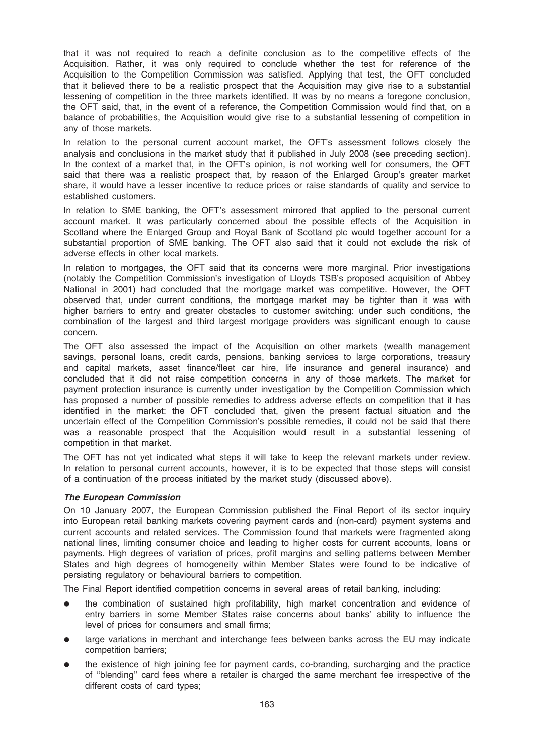that it was not required to reach a definite conclusion as to the competitive effects of the Acquisition. Rather, it was only required to conclude whether the test for reference of the Acquisition to the Competition Commission was satisfied. Applying that test, the OFT concluded that it believed there to be a realistic prospect that the Acquisition may give rise to a substantial lessening of competition in the three markets identified. It was by no means a foregone conclusion, the OFT said, that, in the event of a reference, the Competition Commission would find that, on a balance of probabilities, the Acquisition would give rise to a substantial lessening of competition in any of those markets.

In relation to the personal current account market, the OFT's assessment follows closely the analysis and conclusions in the market study that it published in July 2008 (see preceding section). In the context of a market that, in the OFT's opinion, is not working well for consumers, the OFT said that there was a realistic prospect that, by reason of the Enlarged Group's greater market share, it would have a lesser incentive to reduce prices or raise standards of quality and service to established customers.

In relation to SME banking, the OFT's assessment mirrored that applied to the personal current account market. It was particularly concerned about the possible effects of the Acquisition in Scotland where the Enlarged Group and Royal Bank of Scotland plc would together account for a substantial proportion of SME banking. The OFT also said that it could not exclude the risk of adverse effects in other local markets.

In relation to mortgages, the OFT said that its concerns were more marginal. Prior investigations (notably the Competition Commission's investigation of Lloyds TSB's proposed acquisition of Abbey National in 2001) had concluded that the mortgage market was competitive. However, the OFT observed that, under current conditions, the mortgage market may be tighter than it was with higher barriers to entry and greater obstacles to customer switching: under such conditions, the combination of the largest and third largest mortgage providers was significant enough to cause concern.

The OFT also assessed the impact of the Acquisition on other markets (wealth management savings, personal loans, credit cards, pensions, banking services to large corporations, treasury and capital markets, asset finance/fleet car hire, life insurance and general insurance) and concluded that it did not raise competition concerns in any of those markets. The market for payment protection insurance is currently under investigation by the Competition Commission which has proposed a number of possible remedies to address adverse effects on competition that it has identified in the market: the OFT concluded that, given the present factual situation and the uncertain effect of the Competition Commission's possible remedies, it could not be said that there was a reasonable prospect that the Acquisition would result in a substantial lessening of competition in that market.

The OFT has not yet indicated what steps it will take to keep the relevant markets under review. In relation to personal current accounts, however, it is to be expected that those steps will consist of a continuation of the process initiated by the market study (discussed above).

***The European Commission***

On 10 January 2007, the European Commission published the Final Report of its sector inquiry into European retail banking markets covering payment cards and (non-card) payment systems and current accounts and related services. The Commission found that markets were fragmented along national lines, limiting consumer choice and leading to higher costs for current accounts, loans or payments. High degrees of variation of prices, profit margins and selling patterns between Member States and high degrees of homogeneity within Member States were found to be indicative of persisting regulatory or behavioural barriers to competition.

The Final Report identified competition concerns in several areas of retail banking, including:

- the combination of sustained high profitability, high market concentration and evidence of entry barriers in some Member States raise concerns about banks' ability to influence the level of prices for consumers and small firms;
- large variations in merchant and interchange fees between banks across the EU may indicate competition barriers;
- the existence of high joining fee for payment cards, co-branding, surcharging and the practice of "blending" card fees where a retailer is charged the same merchant fee irrespective of the different costs of card types;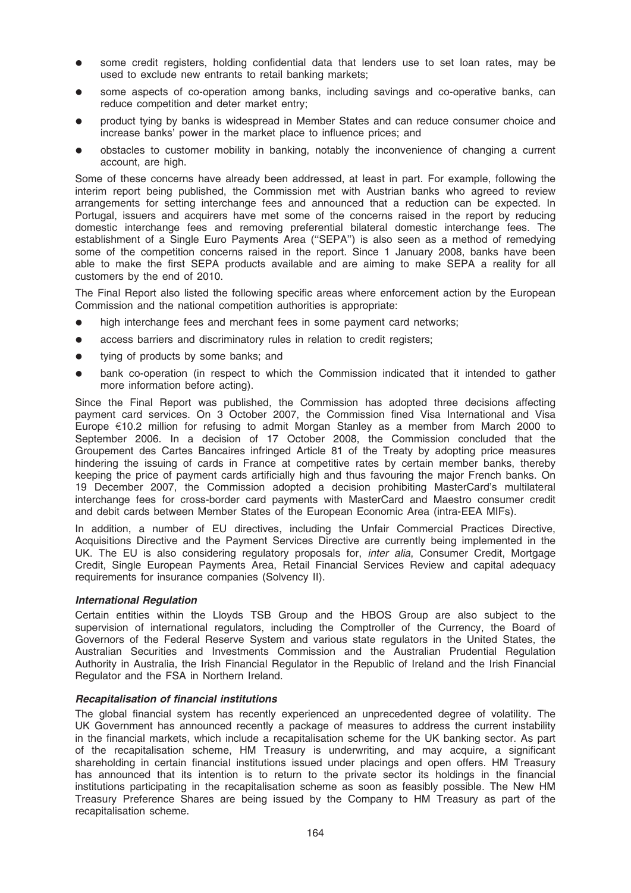- some credit registers, holding confidential data that lenders use to set loan rates, may be used to exclude new entrants to retail banking markets;
- some aspects of co-operation among banks, including savings and co-operative banks, can reduce competition and deter market entry;
- product tying by banks is widespread in Member States and can reduce consumer choice and increase banks' power in the market place to influence prices; and
- obstacles to customer mobility in banking, notably the inconvenience of changing a current account, are high.

Some of these concerns have already been addressed, at least in part. For example, following the interim report being published, the Commission met with Austrian banks who agreed to review arrangements for setting interchange fees and announced that a reduction can be expected. In Portugal, issuers and acquirers have met some of the concerns raised in the report by reducing domestic interchange fees and removing preferential bilateral domestic interchange fees. The establishment of a Single Euro Payments Area (''SEPA'') is also seen as a method of remedying some of the competition concerns raised in the report. Since 1 January 2008, banks have been able to make the first SEPA products available and are aiming to make SEPA a reality for all customers by the end of 2010.

The Final Report also listed the following specific areas where enforcement action by the European Commission and the national competition authorities is appropriate:

- high interchange fees and merchant fees in some payment card networks;
- access barriers and discriminatory rules in relation to credit registers;
- tying of products by some banks; and
- bank co-operation (in respect to which the Commission indicated that it intended to gather more information before acting).

Since the Final Report was published, the Commission has adopted three decisions affecting payment card services. On 3 October 2007, the Commission fined Visa International and Visa Europe €10.2 million for refusing to admit Morgan Stanley as a member from March 2000 to September 2006. In a decision of 17 October 2008, the Commission concluded that the Groupement des Cartes Bancaires infringed Article 81 of the Treaty by adopting price measures hindering the issuing of cards in France at competitive rates by certain member banks, thereby keeping the price of payment cards artificially high and thus favouring the major French banks. On 19 December 2007, the Commission adopted a decision prohibiting MasterCard's multilateral interchange fees for cross-border card payments with MasterCard and Maestro consumer credit and debit cards between Member States of the European Economic Area (intra-EEA MIFs).

In addition, a number of EU directives, including the Unfair Commercial Practices Directive, Acquisitions Directive and the Payment Services Directive are currently being implemented in the UK. The EU is also considering regulatory proposals for, *inter alia*, Consumer Credit, Mortgage Credit, Single European Payments Area, Retail Financial Services Review and capital adequacy requirements for insurance companies (Solvency II).

***International Regulation***

Certain entities within the Lloyds TSB Group and the HBOS Group are also subject to the supervision of international regulators, including the Comptroller of the Currency, the Board of Governors of the Federal Reserve System and various state regulators in the United States, the Australian Securities and Investments Commission and the Australian Prudential Regulation Authority in Australia, the Irish Financial Regulator in the Republic of Ireland and the Irish Financial Regulator and the FSA in Northern Ireland.

***Recapitalisation of financial institutions***

The global financial system has recently experienced an unprecedented degree of volatility. The UK Government has announced recently a package of measures to address the current instability in the financial markets, which include a recapitalisation scheme for the UK banking sector. As part of the recapitalisation scheme, HM Treasury is underwriting, and may acquire, a significant shareholding in certain financial institutions issued under placings and open offers. HM Treasury has announced that its intention is to return to the private sector its holdings in the financial institutions participating in the recapitalisation scheme as soon as feasibly possible. The New HM Treasury Preference Shares are being issued by the Company to HM Treasury as part of the recapitalisation scheme.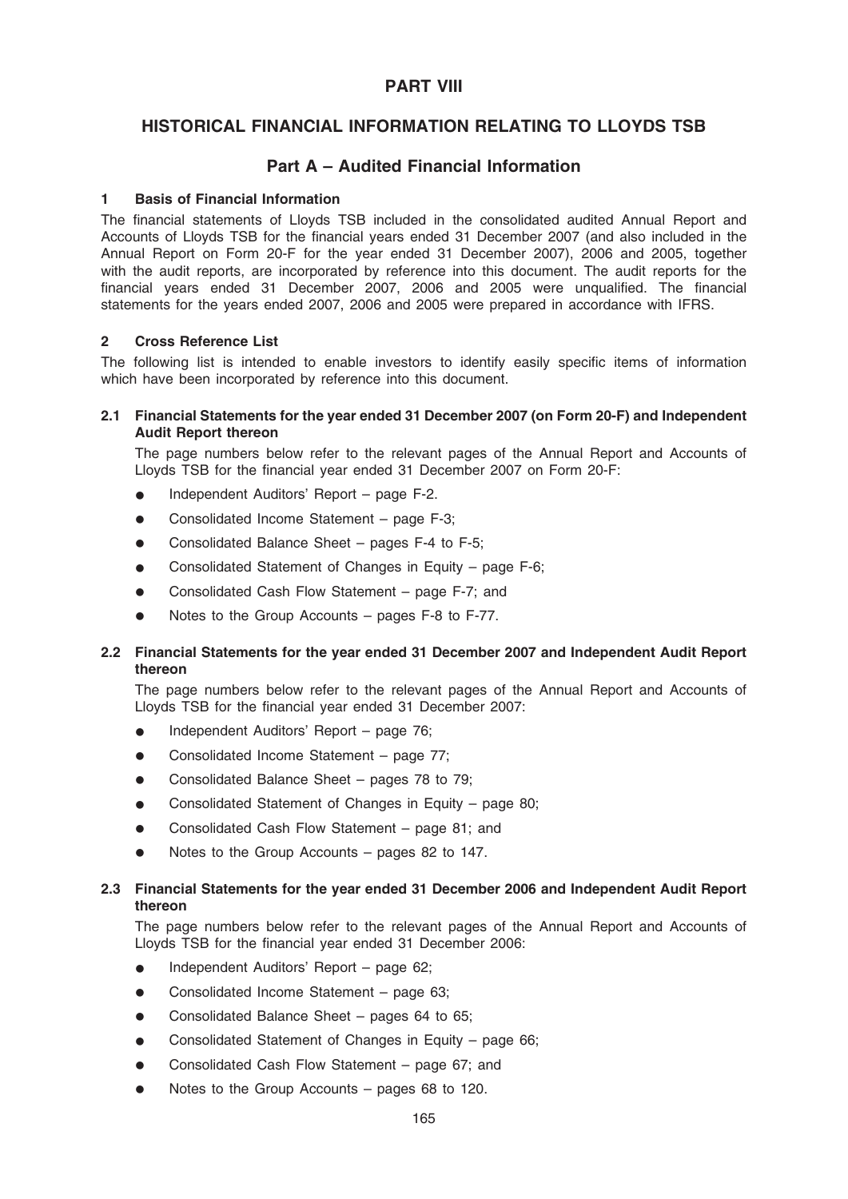# PART VIII

# HISTORICAL FINANCIAL INFORMATION RELATING TO LLOYDS TSB

## Part A – Audited Financial Information

### 1 Basis of Financial Information

The financial statements of Lloyds TSB included in the consolidated audited Annual Report and Accounts of Lloyds TSB for the financial years ended 31 December 2007 (and also included in the Annual Report on Form 20-F for the year ended 31 December 2007), 2006 and 2005, together with the audit reports, are incorporated by reference into this document. The audit reports for the financial years ended 31 December 2007, 2006 and 2005 were unqualified. The financial statements for the years ended 2007, 2006 and 2005 were prepared in accordance with IFRS.

### 2 Cross Reference List

The following list is intended to enable investors to identify easily specific items of information which have been incorporated by reference into this document.

#### 2.1 Financial Statements for the year ended 31 December 2007 (on Form 20-F) and Independent Audit Report thereon

The page numbers below refer to the relevant pages of the Annual Report and Accounts of Lloyds TSB for the financial year ended 31 December 2007 on Form 20-F:

- Independent Auditors' Report – page F-2.
- Consolidated Income Statement – page F-3;
- Consolidated Balance Sheet – pages F-4 to F-5;
- Consolidated Statement of Changes in Equity – page F-6;
- Consolidated Cash Flow Statement – page F-7; and
- Notes to the Group Accounts – pages F-8 to F-77.

#### 2.2 Financial Statements for the year ended 31 December 2007 and Independent Audit Report thereon

The page numbers below refer to the relevant pages of the Annual Report and Accounts of Lloyds TSB for the financial year ended 31 December 2007:

- Independent Auditors' Report – page 76;
- Consolidated Income Statement – page 77;
- Consolidated Balance Sheet – pages 78 to 79;
- Consolidated Statement of Changes in Equity – page 80;
- Consolidated Cash Flow Statement – page 81; and
- Notes to the Group Accounts – pages 82 to 147.

#### 2.3 Financial Statements for the year ended 31 December 2006 and Independent Audit Report thereon

The page numbers below refer to the relevant pages of the Annual Report and Accounts of Lloyds TSB for the financial year ended 31 December 2006:

- Independent Auditors' Report – page 62;
- Consolidated Income Statement – page 63;
- Consolidated Balance Sheet – pages 64 to 65;
- Consolidated Statement of Changes in Equity – page 66;
- Consolidated Cash Flow Statement – page 67; and
- Notes to the Group Accounts – pages 68 to 120.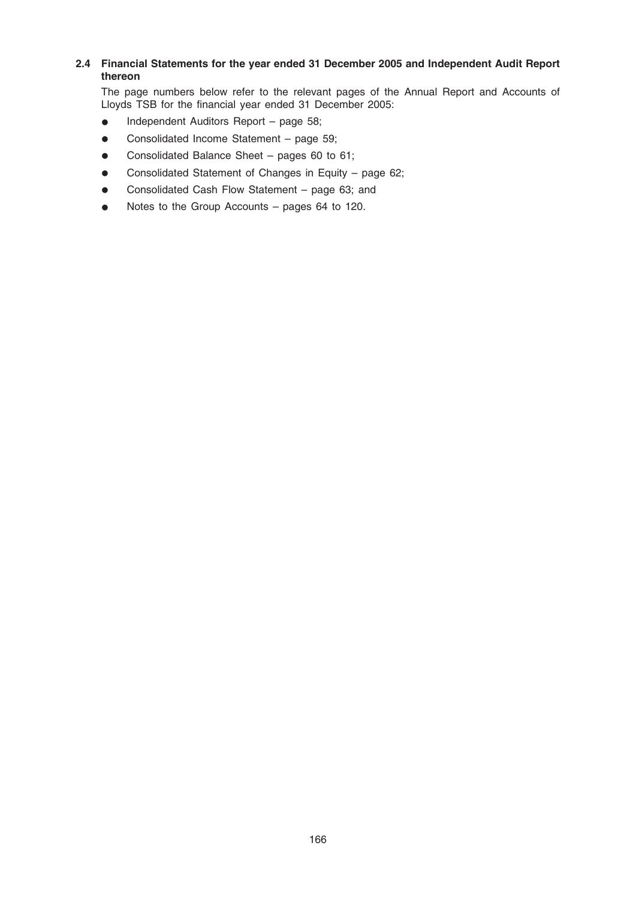### 2.4 Financial Statements for the year ended 31 December 2005 and Independent Audit Report thereon

The page numbers below refer to the relevant pages of the Annual Report and Accounts of Lloyds TSB for the financial year ended 31 December 2005:

- Independent Auditors Report – page 58;
- Consolidated Income Statement – page 59;
- Consolidated Balance Sheet – pages 60 to 61;
- Consolidated Statement of Changes in Equity – page 62;
- Consolidated Cash Flow Statement – page 63; and
- Notes to the Group Accounts – pages 64 to 120.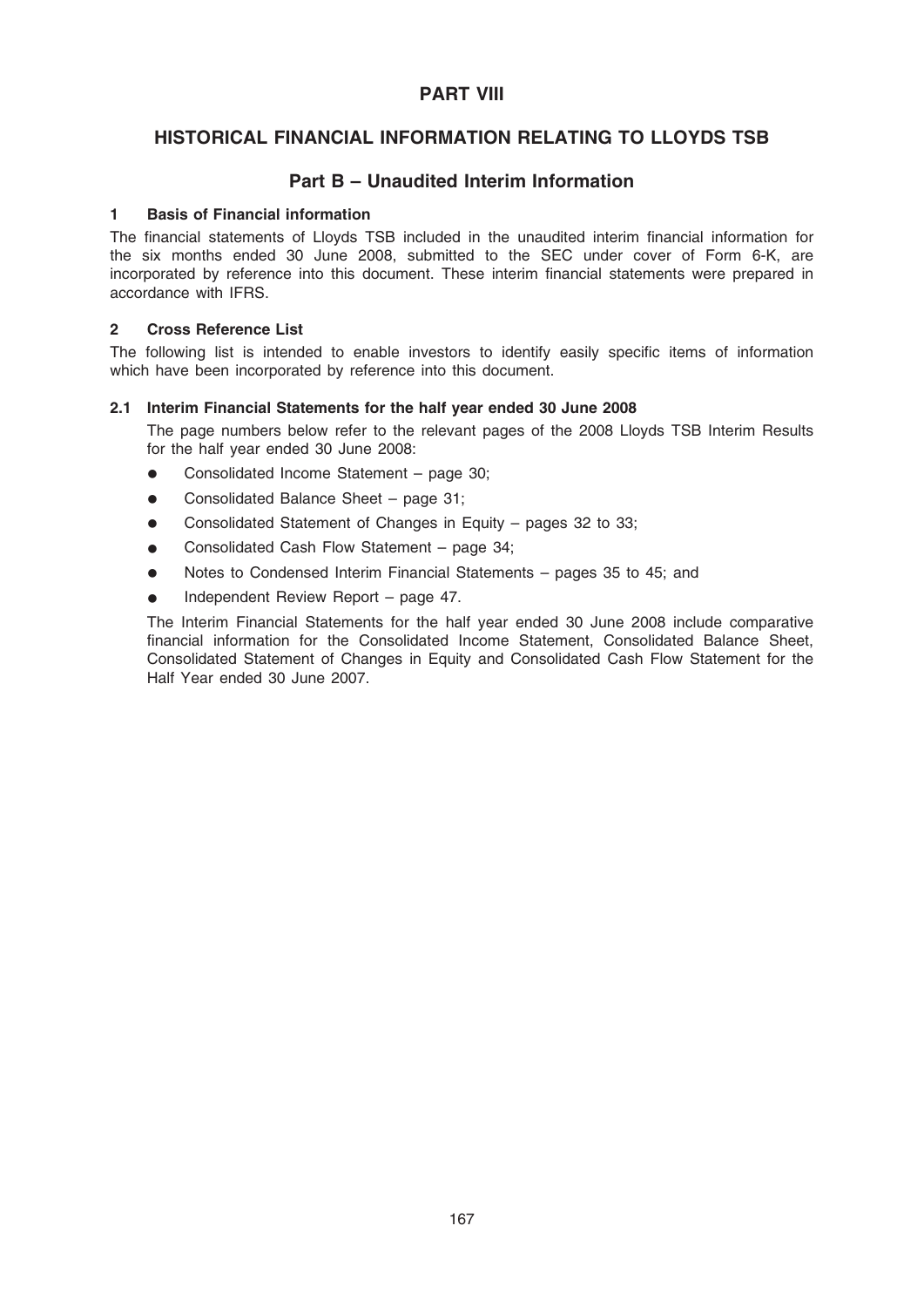# PART VIII

## HISTORICAL FINANCIAL INFORMATION RELATING TO LLOYDS TSB

## Part B – Unaudited Interim Information

### 1 Basis of Financial information

The financial statements of Lloyds TSB included in the unaudited interim financial information for the six months ended 30 June 2008, submitted to the SEC under cover of Form 6-K, are incorporated by reference into this document. These interim financial statements were prepared in accordance with IFRS.

### 2 Cross Reference List

The following list is intended to enable investors to identify easily specific items of information which have been incorporated by reference into this document.

#### 2.1 Interim Financial Statements for the half year ended 30 June 2008

The page numbers below refer to the relevant pages of the 2008 Lloyds TSB Interim Results for the half year ended 30 June 2008:

- Consolidated Income Statement – page 30;
- Consolidated Balance Sheet – page 31;
- Consolidated Statement of Changes in Equity – pages 32 to 33;
- Consolidated Cash Flow Statement – page 34;
- Notes to Condensed Interim Financial Statements – pages 35 to 45; and
- Independent Review Report – page 47.

The Interim Financial Statements for the half year ended 30 June 2008 include comparative financial information for the Consolidated Income Statement, Consolidated Balance Sheet, Consolidated Statement of Changes in Equity and Consolidated Cash Flow Statement for the Half Year ended 30 June 2007.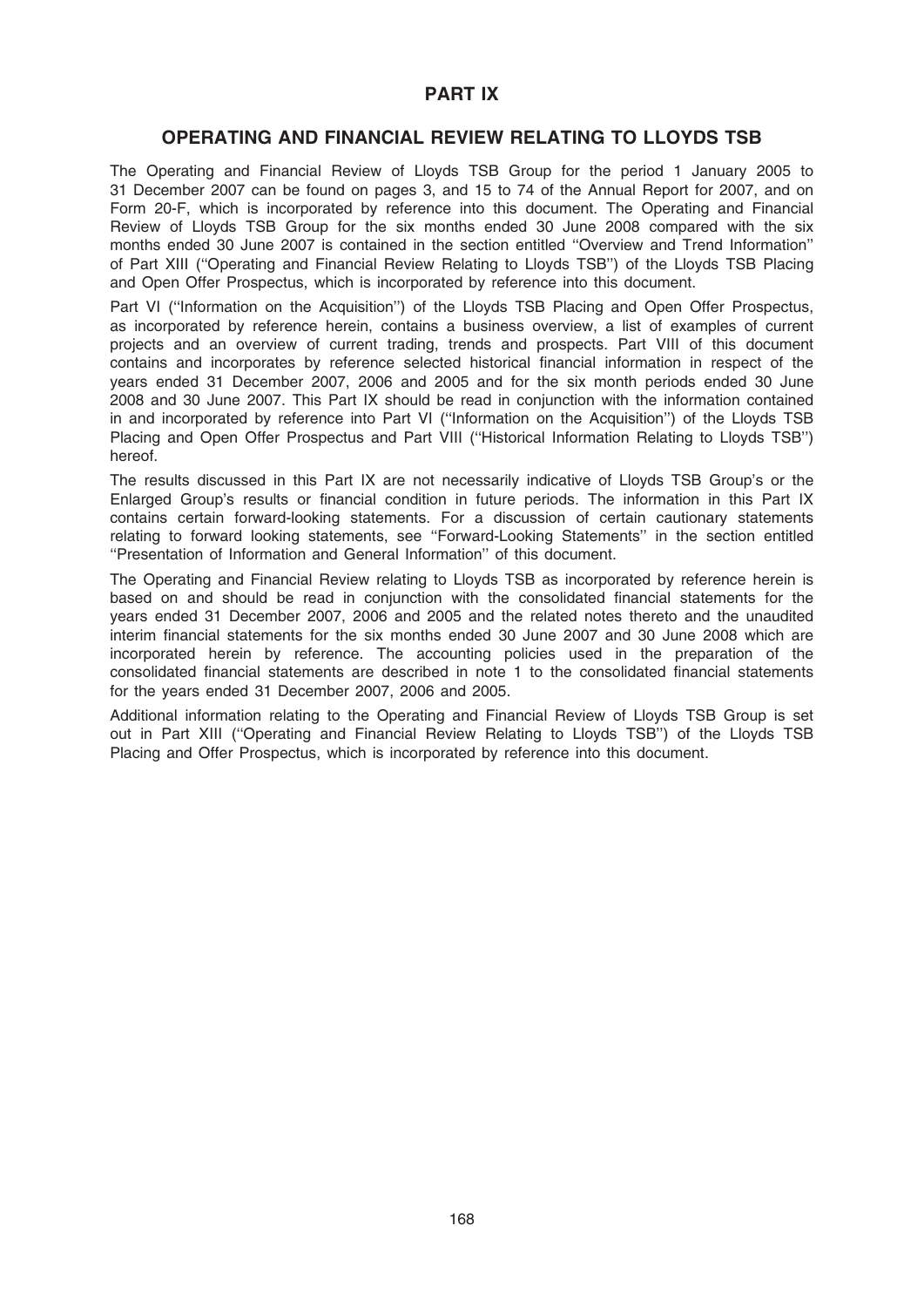# PART IX

## OPERATING AND FINANCIAL REVIEW RELATING TO LLOYDS TSB

The Operating and Financial Review of Lloyds TSB Group for the period 1 January 2005 to 31 December 2007 can be found on pages 3, and 15 to 74 of the Annual Report for 2007, and on Form 20-F, which is incorporated by reference into this document. The Operating and Financial Review of Lloyds TSB Group for the six months ended 30 June 2008 compared with the six months ended 30 June 2007 is contained in the section entitled ''Overview and Trend Information'' of Part XIII (''Operating and Financial Review Relating to Lloyds TSB'') of the Lloyds TSB Placing and Open Offer Prospectus, which is incorporated by reference into this document.

Part VI (''Information on the Acquisition'') of the Lloyds TSB Placing and Open Offer Prospectus, as incorporated by reference herein, contains a business overview, a list of examples of current projects and an overview of current trading, trends and prospects. Part VIII of this document contains and incorporates by reference selected historical financial information in respect of the years ended 31 December 2007, 2006 and 2005 and for the six month periods ended 30 June 2008 and 30 June 2007. This Part IX should be read in conjunction with the information contained in and incorporated by reference into Part VI (''Information on the Acquisition'') of the Lloyds TSB Placing and Open Offer Prospectus and Part VIII (''Historical Information Relating to Lloyds TSB'') hereof.

The results discussed in this Part IX are not necessarily indicative of Lloyds TSB Group's or the Enlarged Group's results or financial condition in future periods. The information in this Part IX contains certain forward-looking statements. For a discussion of certain cautionary statements relating to forward looking statements, see ''Forward-Looking Statements'' in the section entitled ''Presentation of Information and General Information'' of this document.

The Operating and Financial Review relating to Lloyds TSB as incorporated by reference herein is based on and should be read in conjunction with the consolidated financial statements for the years ended 31 December 2007, 2006 and 2005 and the related notes thereto and the unaudited interim financial statements for the six months ended 30 June 2007 and 30 June 2008 which are incorporated herein by reference. The accounting policies used in the preparation of the consolidated financial statements are described in note 1 to the consolidated financial statements for the years ended 31 December 2007, 2006 and 2005.

Additional information relating to the Operating and Financial Review of Lloyds TSB Group is set out in Part XIII (''Operating and Financial Review Relating to Lloyds TSB'') of the Lloyds TSB Placing and Offer Prospectus, which is incorporated by reference into this document.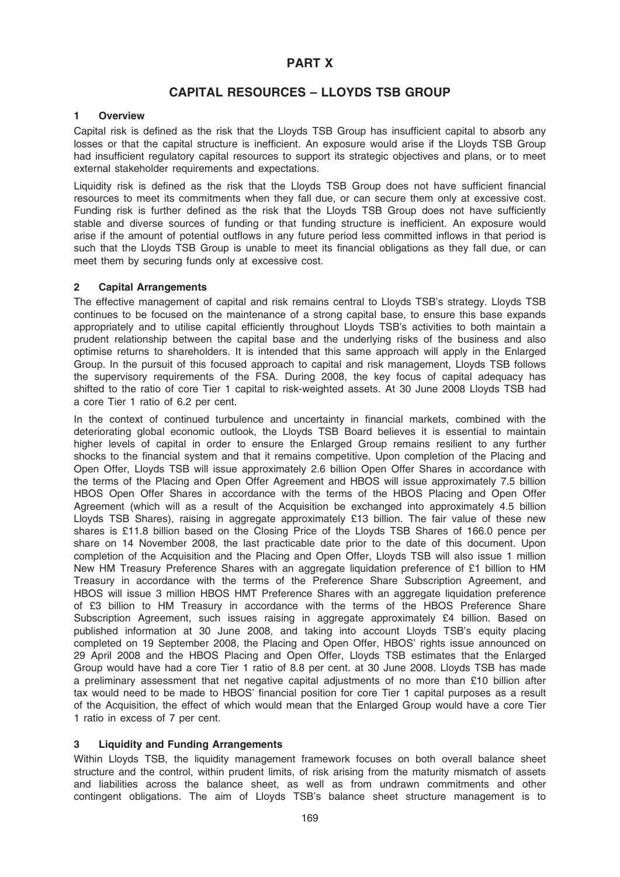# PART X

# CAPITAL RESOURCES – LLOYDS TSB GROUP

## 1 Overview

Capital risk is defined as the risk that the Lloyds TSB Group has insufficient capital to absorb any losses or that the capital structure is inefficient. An exposure would arise if the Lloyds TSB Group had insufficient regulatory capital resources to support its strategic objectives and plans, or to meet external stakeholder requirements and expectations.

Liquidity risk is defined as the risk that the Lloyds TSB Group does not have sufficient financial resources to meet its commitments when they fall due, or can secure them only at excessive cost. Funding risk is further defined as the risk that the Lloyds TSB Group does not have sufficiently stable and diverse sources of funding or that funding structure is inefficient. An exposure would arise if the amount of potential outflows in any future period less committed inflows in that period is such that the Lloyds TSB Group is unable to meet its financial obligations as they fall due, or can meet them by securing funds only at excessive cost.

## 2 Capital Arrangements

The effective management of capital and risk remains central to Lloyds TSB's strategy. Lloyds TSB continues to be focused on the maintenance of a strong capital base, to ensure this base expands appropriately and to utilise capital efficiently throughout Lloyds TSB's activities to both maintain a prudent relationship between the capital base and the underlying risks of the business and also optimise returns to shareholders. It is intended that this same approach will apply in the Enlarged Group. In the pursuit of this focused approach to capital and risk management, Lloyds TSB follows the supervisory requirements of the FSA. During 2008, the key focus of capital adequacy has shifted to the ratio of core Tier 1 capital to risk-weighted assets. At 30 June 2008 Lloyds TSB had a core Tier 1 ratio of 6.2 per cent.

In the context of continued turbulence and uncertainty in financial markets, combined with the deteriorating global economic outlook, the Lloyds TSB Board believes it is essential to maintain higher levels of capital in order to ensure the Enlarged Group remains resilient to any further shocks to the financial system and that it remains competitive. Upon completion of the Placing and Open Offer, Lloyds TSB will issue approximately 2.6 billion Open Offer Shares in accordance with the terms of the Placing and Open Offer Agreement and HBOS will issue approximately 7.5 billion HBOS Open Offer Shares in accordance with the terms of the HBOS Placing and Open Offer Agreement (which will as a result of the Acquisition be exchanged into approximately 4.5 billion Lloyds TSB Shares), raising in aggregate approximately £13 billion. The fair value of these new shares is £11.8 billion based on the Closing Price of the Lloyds TSB Shares of 166.0 pence per share on 14 November 2008, the last practicable date prior to the date of this document. Upon completion of the Acquisition and the Placing and Open Offer, Lloyds TSB will also issue 1 million New HM Treasury Preference Shares with an aggregate liquidation preference of £1 billion to HM Treasury in accordance with the terms of the Preference Share Subscription Agreement, and HBOS will issue 3 million HBOS HMT Preference Shares with an aggregate liquidation preference of £3 billion to HM Treasury in accordance with the terms of the HBOS Preference Share Subscription Agreement, such issues raising in aggregate approximately £4 billion. Based on published information at 30 June 2008, and taking into account Lloyds TSB's equity placing completed on 19 September 2008, the Placing and Open Offer, HBOS' rights issue announced on 29 April 2008 and the HBOS Placing and Open Offer, Lloyds TSB estimates that the Enlarged Group would have had a core Tier 1 ratio of 8.8 per cent. at 30 June 2008. Lloyds TSB has made a preliminary assessment that net negative capital adjustments of no more than £10 billion after tax would need to be made to HBOS' financial position for core Tier 1 capital purposes as a result of the Acquisition, the effect of which would mean that the Enlarged Group would have a core Tier 1 ratio in excess of 7 per cent.

## 3 Liquidity and Funding Arrangements

Within Lloyds TSB, the liquidity management framework focuses on both overall balance sheet structure and the control, within prudent limits, of risk arising from the maturity mismatch of assets and liabilities across the balance sheet, as well as from undrawn commitments and other contingent obligations. The aim of Lloyds TSB's balance sheet structure management is to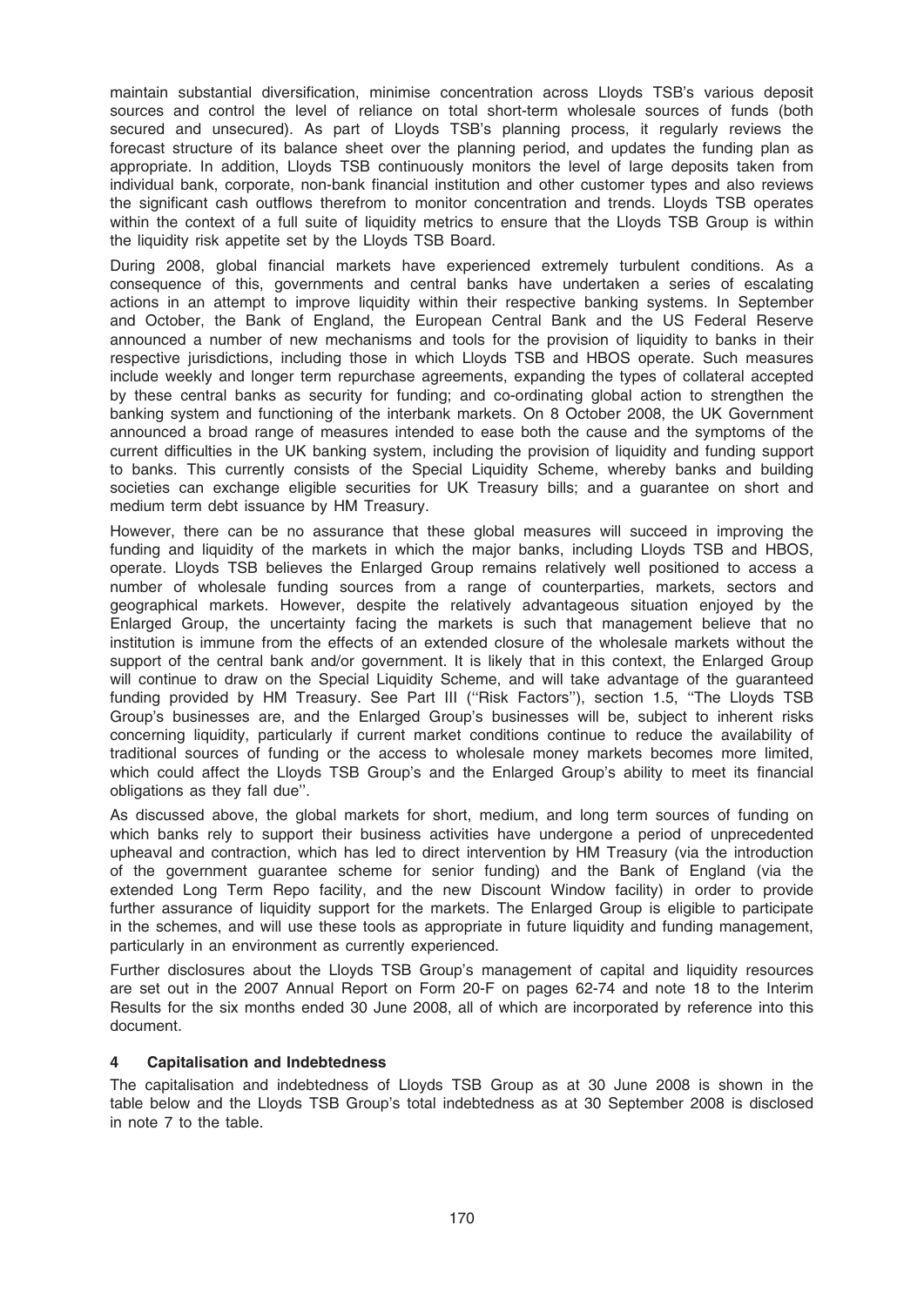maintain substantial diversification, minimise concentration across Lloyds TSB's various deposit sources and control the level of reliance on total short-term wholesale sources of funds (both secured and unsecured). As part of Lloyds TSB's planning process, it regularly reviews the forecast structure of its balance sheet over the planning period, and updates the funding plan as appropriate. In addition, Lloyds TSB continuously monitors the level of large deposits taken from individual bank, corporate, non-bank financial institution and other customer types and also reviews the significant cash outflows therefrom to monitor concentration and trends. Lloyds TSB operates within the context of a full suite of liquidity metrics to ensure that the Lloyds TSB Group is within the liquidity risk appetite set by the Lloyds TSB Board.

During 2008, global financial markets have experienced extremely turbulent conditions. As a consequence of this, governments and central banks have undertaken a series of escalating actions in an attempt to improve liquidity within their respective banking systems. In September and October, the Bank of England, the European Central Bank and the US Federal Reserve announced a number of new mechanisms and tools for the provision of liquidity to banks in their respective jurisdictions, including those in which Lloyds TSB and HBOS operate. Such measures include weekly and longer term repurchase agreements, expanding the types of collateral accepted by these central banks as security for funding; and co-ordinating global action to strengthen the banking system and functioning of the interbank markets. On 8 October 2008, the UK Government announced a broad range of measures intended to ease both the cause and the symptoms of the current difficulties in the UK banking system, including the provision of liquidity and funding support to banks. This currently consists of the Special Liquidity Scheme, whereby banks and building societies can exchange eligible securities for UK Treasury bills; and a guarantee on short and medium term debt issuance by HM Treasury.

However, there can be no assurance that these global measures will succeed in improving the funding and liquidity of the markets in which the major banks, including Lloyds TSB and HBOS, operate. Lloyds TSB believes the Enlarged Group remains relatively well positioned to access a number of wholesale funding sources from a range of counterparties, markets, sectors and geographical markets. However, despite the relatively advantageous situation enjoyed by the Enlarged Group, the uncertainty facing the markets is such that management believe that no institution is immune from the effects of an extended closure of the wholesale markets without the support of the central bank and/or government. It is likely that in this context, the Enlarged Group will continue to draw on the Special Liquidity Scheme, and will take advantage of the guaranteed funding provided by HM Treasury. See Part III (''Risk Factors''), section 1.5, ''The Lloyds TSB Group's businesses are, and the Enlarged Group's businesses will be, subject to inherent risks concerning liquidity, particularly if current market conditions continue to reduce the availability of traditional sources of funding or the access to wholesale money markets becomes more limited, which could affect the Lloyds TSB Group's and the Enlarged Group's ability to meet its financial obligations as they fall due''.

As discussed above, the global markets for short, medium, and long term sources of funding on which banks rely to support their business activities have undergone a period of unprecedented upheaval and contraction, which has led to direct intervention by HM Treasury (via the introduction of the government guarantee scheme for senior funding) and the Bank of England (via the extended Long Term Repo facility, and the new Discount Window facility) in order to provide further assurance of liquidity support for the markets. The Enlarged Group is eligible to participate in the schemes, and will use these tools as appropriate in future liquidity and funding management, particularly in an environment as currently experienced.

Further disclosures about the Lloyds TSB Group's management of capital and liquidity resources are set out in the 2007 Annual Report on Form 20-F on pages 62-74 and note 18 to the Interim Results for the six months ended 30 June 2008, all of which are incorporated by reference into this document.

## 4 Capitalisation and Indebtedness

The capitalisation and indebtedness of Lloyds TSB Group as at 30 June 2008 is shown in the table below and the Lloyds TSB Group's total indebtedness as at 30 September 2008 is disclosed in note 7 to the table.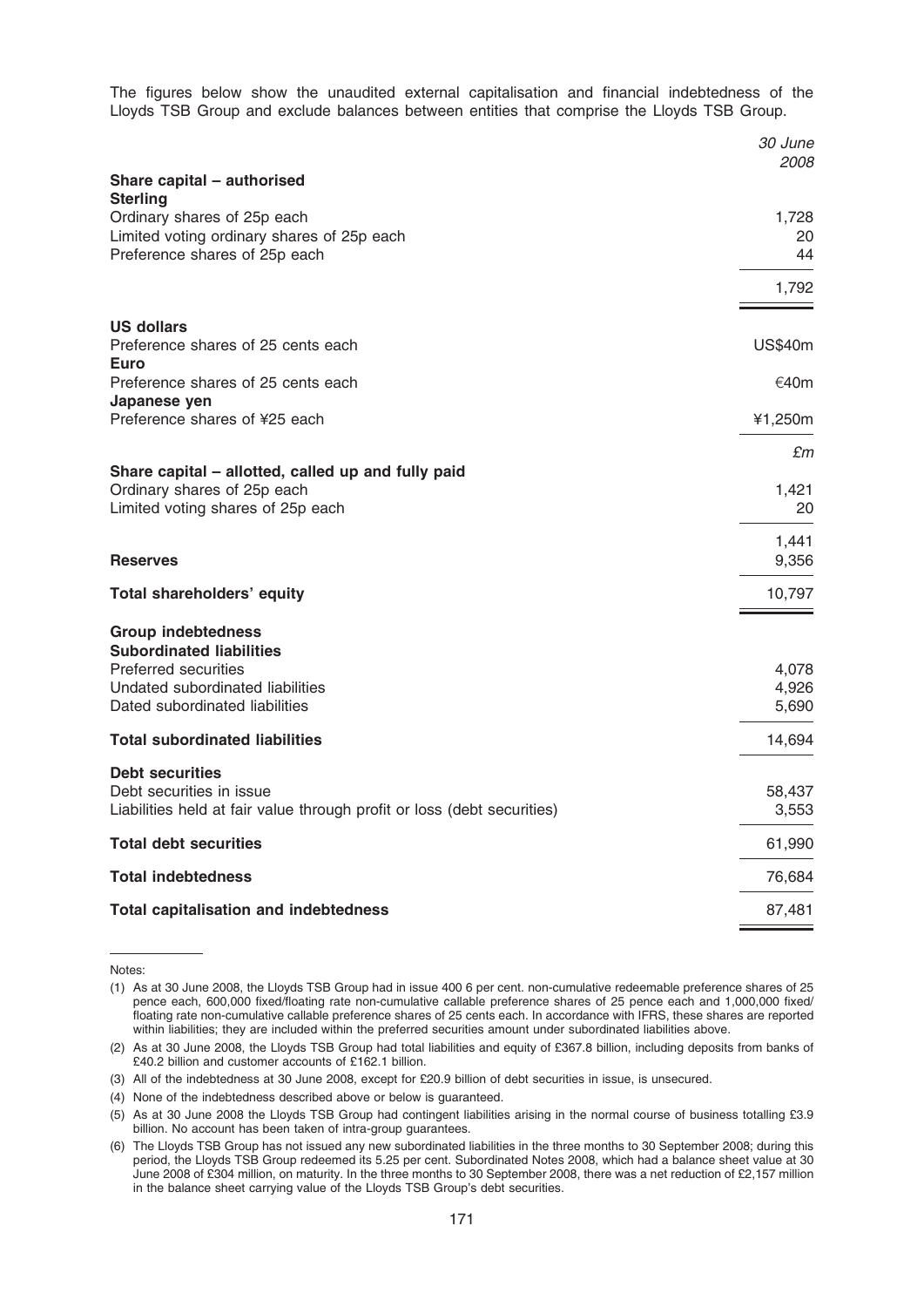The figures below show the unaudited external capitalisation and financial indebtedness of the Lloyds TSB Group and exclude balances between entities that comprise the Lloyds TSB Group.

| | *30 June 2008* |
|---|---|
| **Share capital – authorised** | |
| **Sterling** | |
| Ordinary shares of 25p each | 1,728 |
| Limited voting ordinary shares of 25p each | 20 |
| Preference shares of 25p each | 44 |
| | 1,792 |
| **US dollars** | |
| Preference shares of 25 cents each | US$40m |
| **Euro** | |
| Preference shares of 25 cents each | €40m |
| **Japanese yen** | |
| Preference shares of ¥25 each | ¥1,250m |
| | *£m* |
| **Share capital – allotted, called up and fully paid** | |
| Ordinary shares of 25p each | 1,421 |
| Limited voting shares of 25p each | 20 |
| | 1,441 |
| **Reserves** | 9,356 |
| **Total shareholders' equity** | 10,797 |
| **Group indebtedness** | |
| **Subordinated liabilities** | |
| Preferred securities | 4,078 |
| Undated subordinated liabilities | 4,926 |
| Dated subordinated liabilities | 5,690 |
| **Total subordinated liabilities** | 14,694 |
| **Debt securities** | |
| Debt securities in issue | 58,437 |
| Liabilities held at fair value through profit or loss (debt securities) | 3,553 |
| **Total debt securities** | 61,990 |
| **Total indebtedness** | 76,684 |
| **Total capitalisation and indebtedness** | 87,481 |

Notes:

(1) As at 30 June 2008, the Lloyds TSB Group had in issue 400 6 per cent. non-cumulative redeemable preference shares of 25 pence each, 600,000 fixed/floating rate non-cumulative callable preference shares of 25 pence each and 1,000,000 fixed/floating rate non-cumulative callable preference shares of 25 cents each. In accordance with IFRS, these shares are reported within liabilities; they are included within the preferred securities amount under subordinated liabilities above.

(2) As at 30 June 2008, the Lloyds TSB Group had total liabilities and equity of £367.8 billion, including deposits from banks of £40.2 billion and customer accounts of £162.1 billion.

(3) All of the indebtedness at 30 June 2008, except for £20.9 billion of debt securities in issue, is unsecured.

(4) None of the indebtedness described above or below is guaranteed.

(5) As at 30 June 2008 the Lloyds TSB Group had contingent liabilities arising in the normal course of business totalling £3.9 billion. No account has been taken of intra-group guarantees.

(6) The Lloyds TSB Group has not issued any new subordinated liabilities in the three months to 30 September 2008; during this period, the Lloyds TSB Group redeemed its 5.25 per cent. Subordinated Notes 2008, which had a balance sheet value at 30 June 2008 of £304 million, on maturity. In the three months to 30 September 2008, there was a net reduction of £2,157 million in the balance sheet carrying value of the Lloyds TSB Group's debt securities.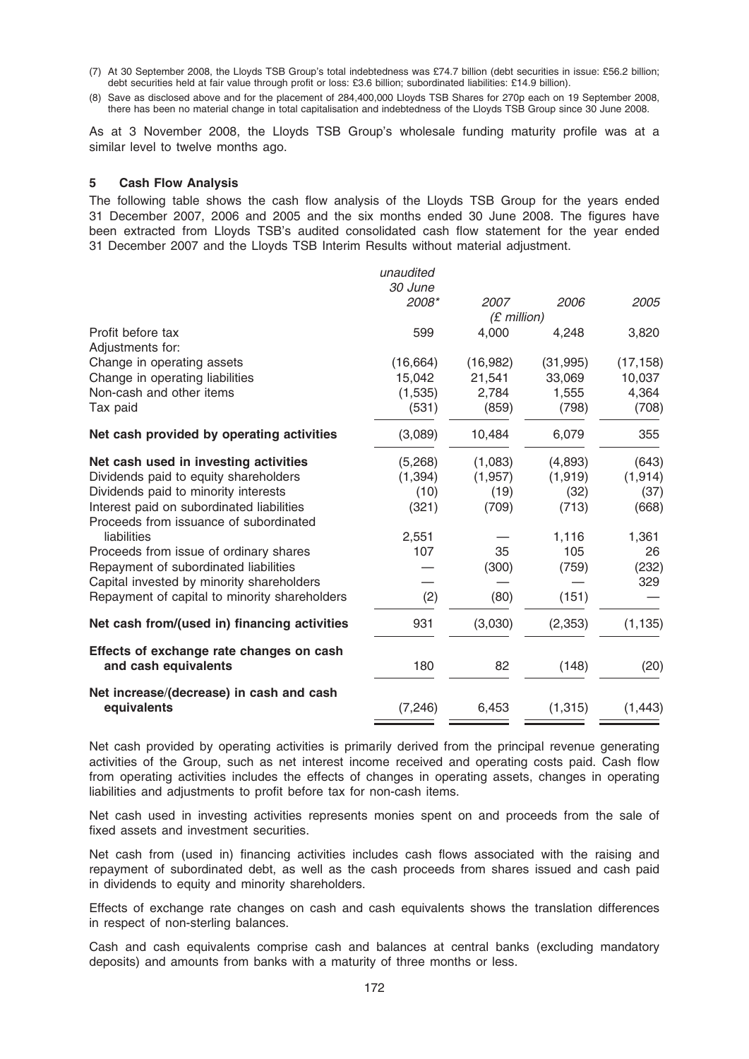(7) At 30 September 2008, the Lloyds TSB Group's total indebtedness was £74.7 billion (debt securities in issue: £56.2 billion; debt securities held at fair value through profit or loss: £3.6 billion; subordinated liabilities: £14.9 billion).

(8) Save as disclosed above and for the placement of 284,400,000 Lloyds TSB Shares for 270p each on 19 September 2008, there has been no material change in total capitalisation and indebtedness of the Lloyds TSB Group since 30 June 2008.

As at 3 November 2008, the Lloyds TSB Group's wholesale funding maturity profile was at a similar level to twelve months ago.

## 5 Cash Flow Analysis

The following table shows the cash flow analysis of the Lloyds TSB Group for the years ended 31 December 2007, 2006 and 2005 and the six months ended 30 June 2008. The figures have been extracted from Lloyds TSB's audited consolidated cash flow statement for the year ended 31 December 2007 and the Lloyds TSB Interim Results without material adjustment.

| | *unaudited 30 June 2008\** | *2007* | *2006* | *2005* |
|---|---|---|---|---|
| | | *(£ million)* | | |
| Profit before tax | 599 | 4,000 | 4,248 | 3,820 |
| Adjustments for: | | | | |
| Change in operating assets | (16,664) | (16,982) | (31,995) | (17,158) |
| Change in operating liabilities | 15,042 | 21,541 | 33,069 | 10,037 |
| Non-cash and other items | (1,535) | 2,784 | 1,555 | 4,364 |
| Tax paid | (531) | (859) | (798) | (708) |
| **Net cash provided by operating activities** | (3,089) | 10,484 | 6,079 | 355 |
| **Net cash used in investing activities** | (5,268) | (1,083) | (4,893) | (643) |
| Dividends paid to equity shareholders | (1,394) | (1,957) | (1,919) | (1,914) |
| Dividends paid to minority interests | (10) | (19) | (32) | (37) |
| Interest paid on subordinated liabilities | (321) | (709) | (713) | (668) |
| Proceeds from issuance of subordinated liabilities | 2,551 | — | 1,116 | 1,361 |
| Proceeds from issue of ordinary shares | 107 | 35 | 105 | 26 |
| Repayment of subordinated liabilities | — | (300) | (759) | (232) |
| Capital invested by minority shareholders | — | — | — | 329 |
| Repayment of capital to minority shareholders | (2) | (80) | (151) | — |
| **Net cash from/(used in) financing activities** | 931 | (3,030) | (2,353) | (1,135) |
| **Effects of exchange rate changes on cash and cash equivalents** | 180 | 82 | (148) | (20) |
| **Net increase/(decrease) in cash and cash equivalents** | (7,246) | 6,453 | (1,315) | (1,443) |

Net cash provided by operating activities is primarily derived from the principal revenue generating activities of the Group, such as net interest income received and operating costs paid. Cash flow from operating activities includes the effects of changes in operating assets, changes in operating liabilities and adjustments to profit before tax for non-cash items.

Net cash used in investing activities represents monies spent on and proceeds from the sale of fixed assets and investment securities.

Net cash from (used in) financing activities includes cash flows associated with the raising and repayment of subordinated debt, as well as the cash proceeds from shares issued and cash paid in dividends to equity and minority shareholders.

Effects of exchange rate changes on cash and cash equivalents shows the translation differences in respect of non-sterling balances.

Cash and cash equivalents comprise cash and balances at central banks (excluding mandatory deposits) and amounts from banks with a maturity of three months or less.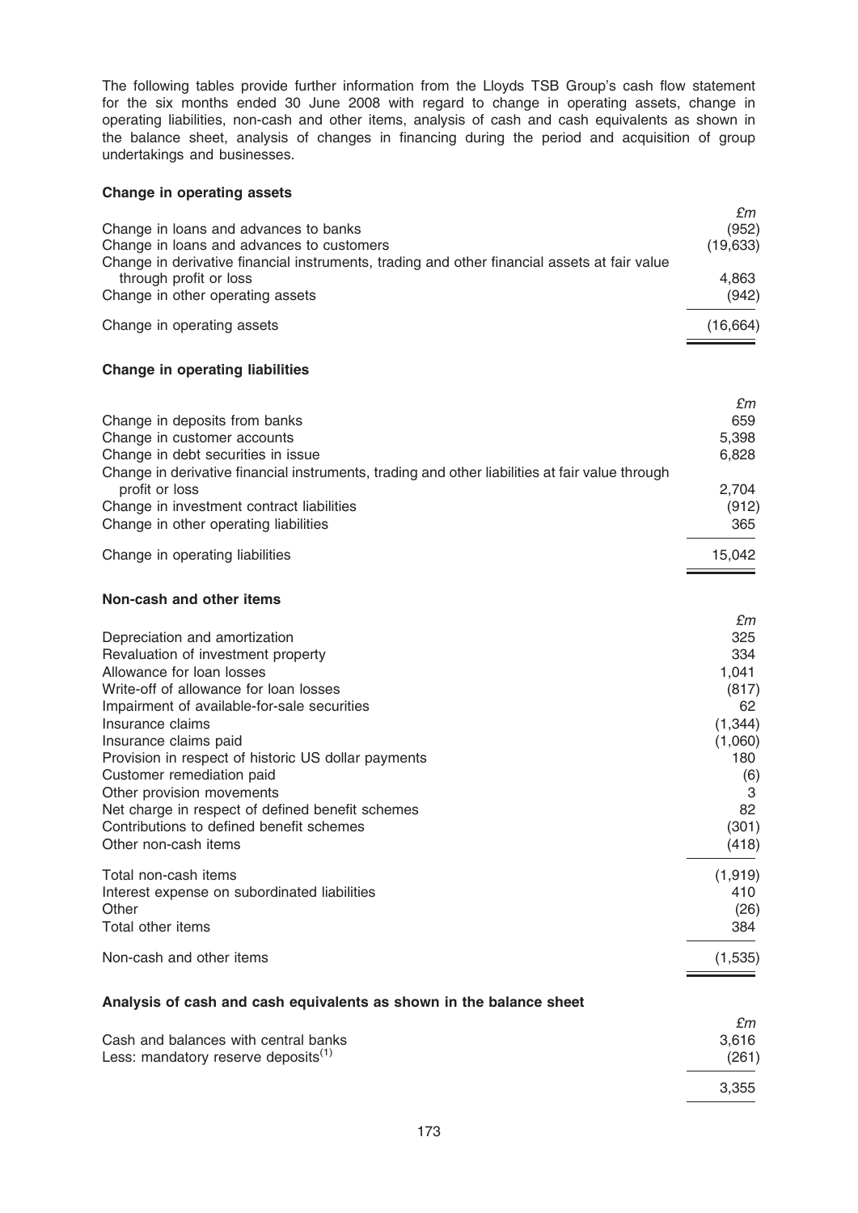The following tables provide further information from the Lloyds TSB Group's cash flow statement for the six months ended 30 June 2008 with regard to change in operating assets, change in operating liabilities, non-cash and other items, analysis of cash and cash equivalents as shown in the balance sheet, analysis of changes in financing during the period and acquisition of group undertakings and businesses.

**Change in operating assets**

| | £m |
|---|---|
| Change in loans and advances to banks | (952) |
| Change in loans and advances to customers | (19,633) |
| Change in derivative financial instruments, trading and other financial assets at fair value through profit or loss | 4,863 |
| Change in other operating assets | (942) |
| Change in operating assets | (16,664) |

**Change in operating liabilities**

| | £m |
|---|---|
| Change in deposits from banks | 659 |
| Change in customer accounts | 5,398 |
| Change in debt securities in issue | 6,828 |
| Change in derivative financial instruments, trading and other liabilities at fair value through profit or loss | 2,704 |
| Change in investment contract liabilities | (912) |
| Change in other operating liabilities | 365 |
| Change in operating liabilities | 15,042 |

**Non-cash and other items**

| | £m |
|---|---|
| Depreciation and amortization | 325 |
| Revaluation of investment property | 334 |
| Allowance for loan losses | 1,041 |
| Write-off of allowance for loan losses | (817) |
| Impairment of available-for-sale securities | 62 |
| Insurance claims | (1,344) |
| Insurance claims paid | (1,060) |
| Provision in respect of historic US dollar payments | 180 |
| Customer remediation paid | (6) |
| Other provision movements | 3 |
| Net charge in respect of defined benefit schemes | 82 |
| Contributions to defined benefit schemes | (301) |
| Other non-cash items | (418) |
| Total non-cash items | (1,919) |
| Interest expense on subordinated liabilities | 410 |
| Other | (26) |
| Total other items | 384 |
| Non-cash and other items | (1,535) |

**Analysis of cash and cash equivalents as shown in the balance sheet**

| | £m |
|---|---|
| Cash and balances with central banks | 3,616 |
| Less: mandatory reserve deposits[1] | (261) |
| | 3,355 |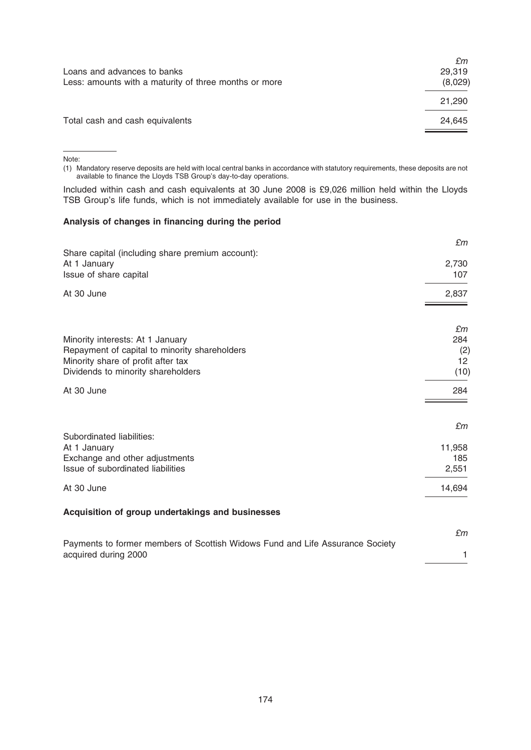| | £m |
|---|---|
| Loans and advances to banks | 29,319 |
| Less: amounts with a maturity of three months or more | (8,029) |
| | 21,290 |
| Total cash and cash equivalents | 24,645 |

Note:

(1) Mandatory reserve deposits are held with local central banks in accordance with statutory requirements, these deposits are not available to finance the Lloyds TSB Group's day-to-day operations.

Included within cash and cash equivalents at 30 June 2008 is £9,026 million held within the Lloyds TSB Group's life funds, which is not immediately available for use in the business.

**Analysis of changes in financing during the period**

| | £m |
|---|---|
| Share capital (including share premium account): | |
| At 1 January | 2,730 |
| Issue of share capital | 107 |
| At 30 June | 2,837 |

| | £m |
|---|---|
| Minority interests: At 1 January | 284 |
| Repayment of capital to minority shareholders | (2) |
| Minority share of profit after tax | 12 |
| Dividends to minority shareholders | (10) |
| At 30 June | 284 |

| | £m |
|---|---|
| Subordinated liabilities: | |
| At 1 January | 11,958 |
| Exchange and other adjustments | 185 |
| Issue of subordinated liabilities | 2,551 |
| At 30 June | 14,694 |

**Acquisition of group undertakings and businesses**

| | £m |
|---|---|
| Payments to former members of Scottish Widows Fund and Life Assurance Society acquired during 2000 | 1 |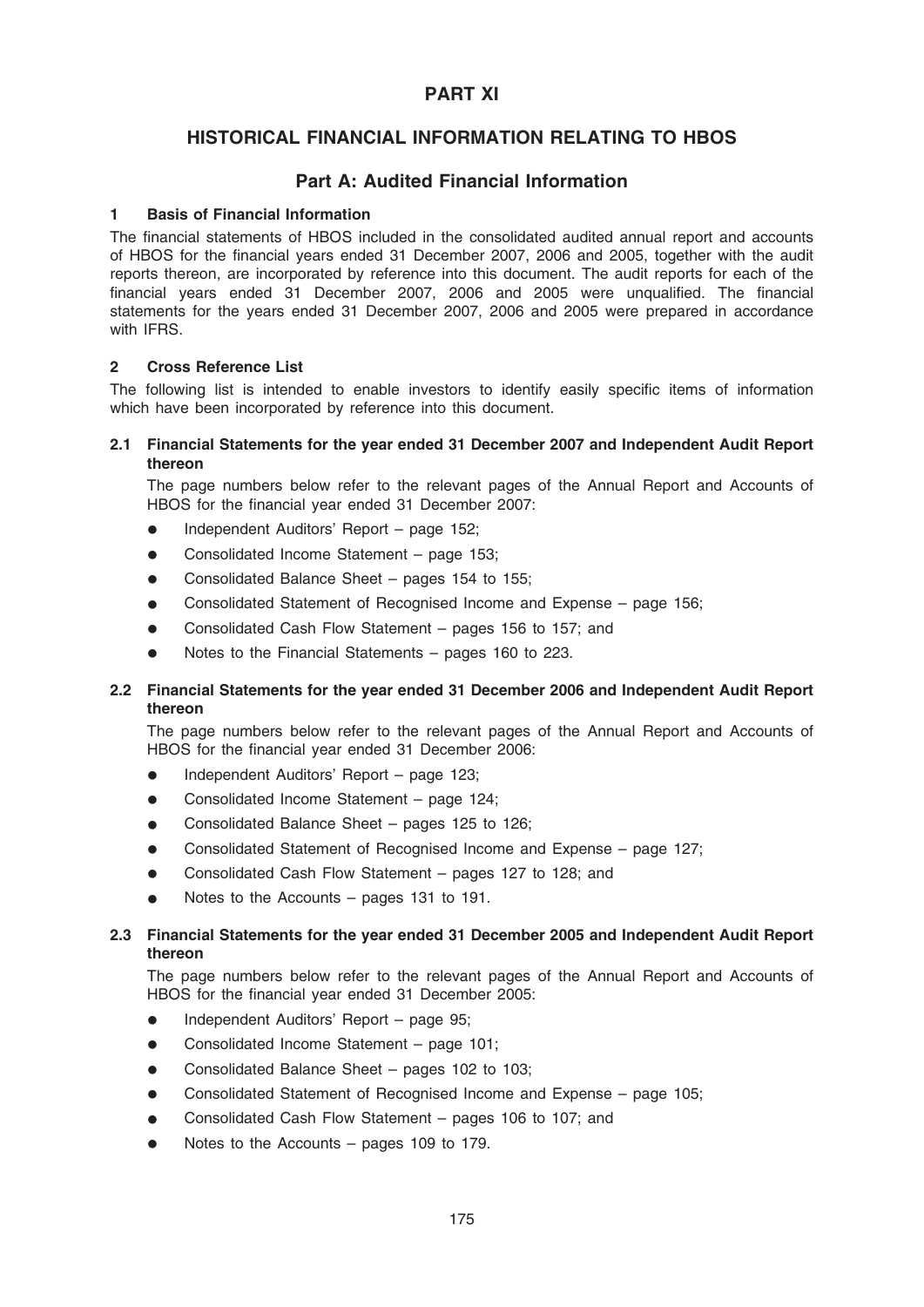# PART XI

# HISTORICAL FINANCIAL INFORMATION RELATING TO HBOS

## Part A: Audited Financial Information

### 1 Basis of Financial Information

The financial statements of HBOS included in the consolidated audited annual report and accounts of HBOS for the financial years ended 31 December 2007, 2006 and 2005, together with the audit reports thereon, are incorporated by reference into this document. The audit reports for each of the financial years ended 31 December 2007, 2006 and 2005 were unqualified. The financial statements for the years ended 31 December 2007, 2006 and 2005 were prepared in accordance with IFRS.

### 2 Cross Reference List

The following list is intended to enable investors to identify easily specific items of information which have been incorporated by reference into this document.

#### 2.1 Financial Statements for the year ended 31 December 2007 and Independent Audit Report thereon

The page numbers below refer to the relevant pages of the Annual Report and Accounts of HBOS for the financial year ended 31 December 2007:

- Independent Auditors' Report – page 152;
- Consolidated Income Statement – page 153;
- Consolidated Balance Sheet – pages 154 to 155;
- Consolidated Statement of Recognised Income and Expense – page 156;
- Consolidated Cash Flow Statement – pages 156 to 157; and
- Notes to the Financial Statements – pages 160 to 223.

#### 2.2 Financial Statements for the year ended 31 December 2006 and Independent Audit Report thereon

The page numbers below refer to the relevant pages of the Annual Report and Accounts of HBOS for the financial year ended 31 December 2006:

- Independent Auditors' Report – page 123;
- Consolidated Income Statement – page 124;
- Consolidated Balance Sheet – pages 125 to 126;
- Consolidated Statement of Recognised Income and Expense – page 127;
- Consolidated Cash Flow Statement – pages 127 to 128; and
- Notes to the Accounts – pages 131 to 191.

#### 2.3 Financial Statements for the year ended 31 December 2005 and Independent Audit Report thereon

The page numbers below refer to the relevant pages of the Annual Report and Accounts of HBOS for the financial year ended 31 December 2005:

- Independent Auditors' Report – page 95;
- Consolidated Income Statement – page 101;
- Consolidated Balance Sheet – pages 102 to 103;
- Consolidated Statement of Recognised Income and Expense – page 105;
- Consolidated Cash Flow Statement – pages 106 to 107; and
- Notes to the Accounts – pages 109 to 179.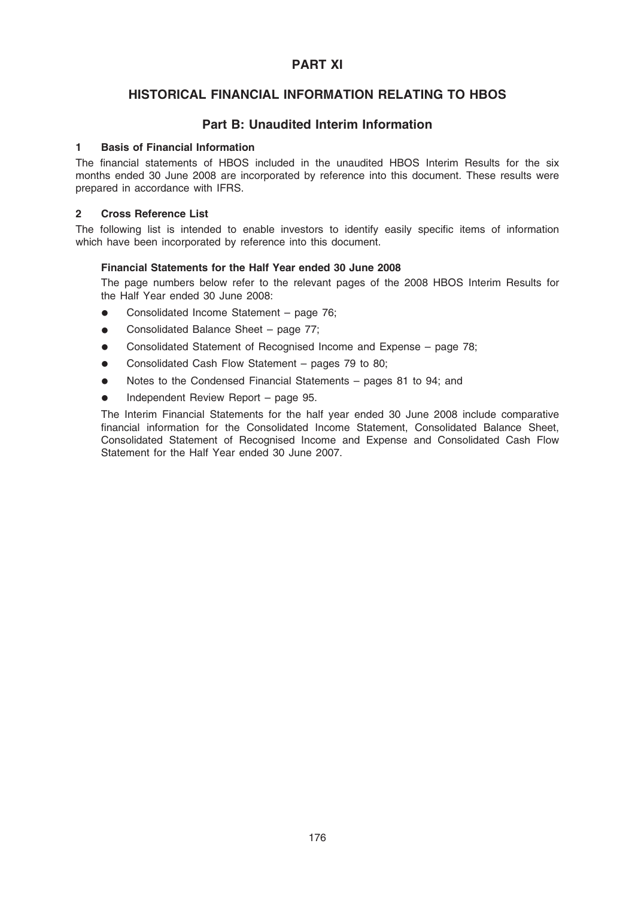# PART XI

## HISTORICAL FINANCIAL INFORMATION RELATING TO HBOS

### Part B: Unaudited Interim Information

**1 Basis of Financial Information**

The financial statements of HBOS included in the unaudited HBOS Interim Results for the six months ended 30 June 2008 are incorporated by reference into this document. These results were prepared in accordance with IFRS.

**2 Cross Reference List**

The following list is intended to enable investors to identify easily specific items of information which have been incorporated by reference into this document.

**Financial Statements for the Half Year ended 30 June 2008**

The page numbers below refer to the relevant pages of the 2008 HBOS Interim Results for the Half Year ended 30 June 2008:

- Consolidated Income Statement – page 76;
- Consolidated Balance Sheet – page 77;
- Consolidated Statement of Recognised Income and Expense – page 78;
- Consolidated Cash Flow Statement – pages 79 to 80;
- Notes to the Condensed Financial Statements – pages 81 to 94; and
- Independent Review Report – page 95.

The Interim Financial Statements for the half year ended 30 June 2008 include comparative financial information for the Consolidated Income Statement, Consolidated Balance Sheet, Consolidated Statement of Recognised Income and Expense and Consolidated Cash Flow Statement for the Half Year ended 30 June 2007.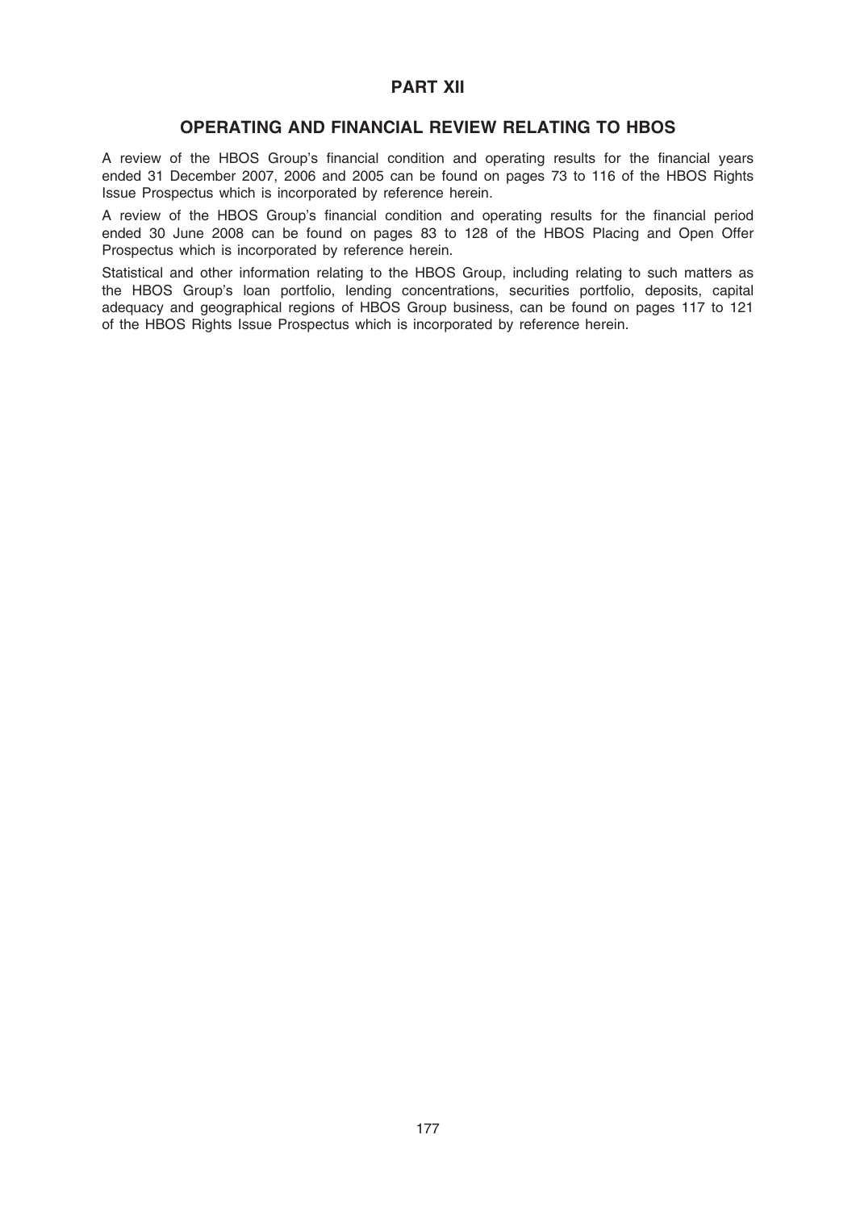# PART XII

## OPERATING AND FINANCIAL REVIEW RELATING TO HBOS

A review of the HBOS Group's financial condition and operating results for the financial years ended 31 December 2007, 2006 and 2005 can be found on pages 73 to 116 of the HBOS Rights Issue Prospectus which is incorporated by reference herein.

A review of the HBOS Group's financial condition and operating results for the financial period ended 30 June 2008 can be found on pages 83 to 128 of the HBOS Placing and Open Offer Prospectus which is incorporated by reference herein.

Statistical and other information relating to the HBOS Group, including relating to such matters as the HBOS Group's loan portfolio, lending concentrations, securities portfolio, deposits, capital adequacy and geographical regions of HBOS Group business, can be found on pages 117 to 121 of the HBOS Rights Issue Prospectus which is incorporated by reference herein.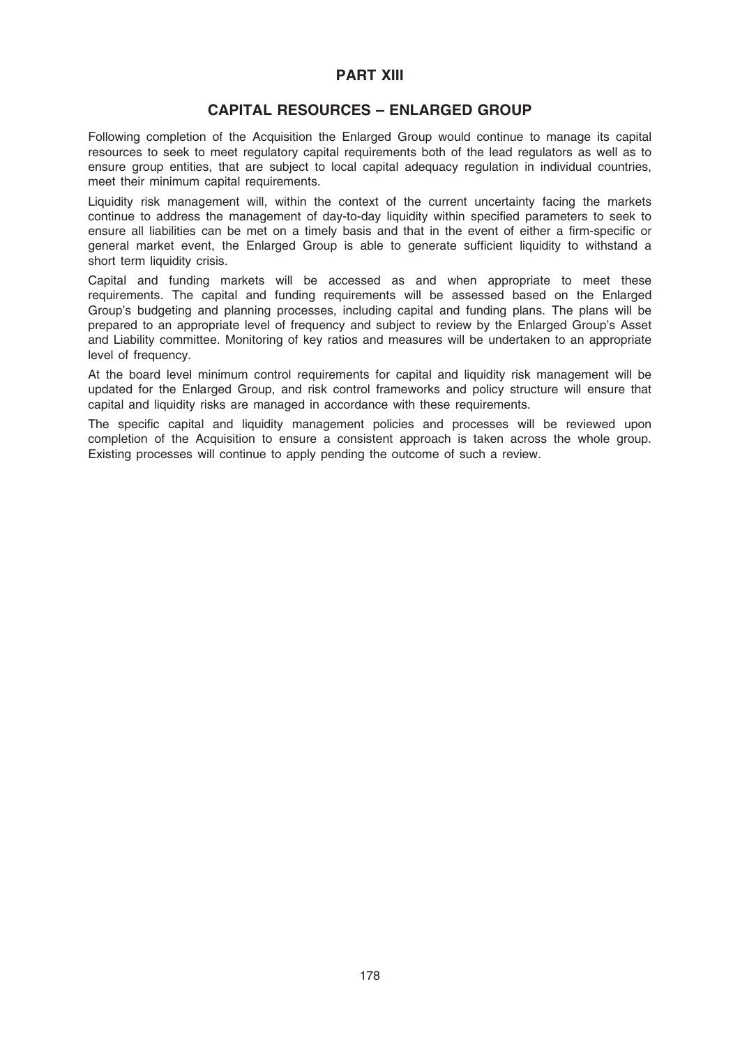# PART XIII

## CAPITAL RESOURCES – ENLARGED GROUP

Following completion of the Acquisition the Enlarged Group would continue to manage its capital resources to seek to meet regulatory capital requirements both of the lead regulators as well as to ensure group entities, that are subject to local capital adequacy regulation in individual countries, meet their minimum capital requirements.

Liquidity risk management will, within the context of the current uncertainty facing the markets continue to address the management of day-to-day liquidity within specified parameters to seek to ensure all liabilities can be met on a timely basis and that in the event of either a firm-specific or general market event, the Enlarged Group is able to generate sufficient liquidity to withstand a short term liquidity crisis.

Capital and funding markets will be accessed as and when appropriate to meet these requirements. The capital and funding requirements will be assessed based on the Enlarged Group's budgeting and planning processes, including capital and funding plans. The plans will be prepared to an appropriate level of frequency and subject to review by the Enlarged Group's Asset and Liability committee. Monitoring of key ratios and measures will be undertaken to an appropriate level of frequency.

At the board level minimum control requirements for capital and liquidity risk management will be updated for the Enlarged Group, and risk control frameworks and policy structure will ensure that capital and liquidity risks are managed in accordance with these requirements.

The specific capital and liquidity management policies and processes will be reviewed upon completion of the Acquisition to ensure a consistent approach is taken across the whole group. Existing processes will continue to apply pending the outcome of such a review.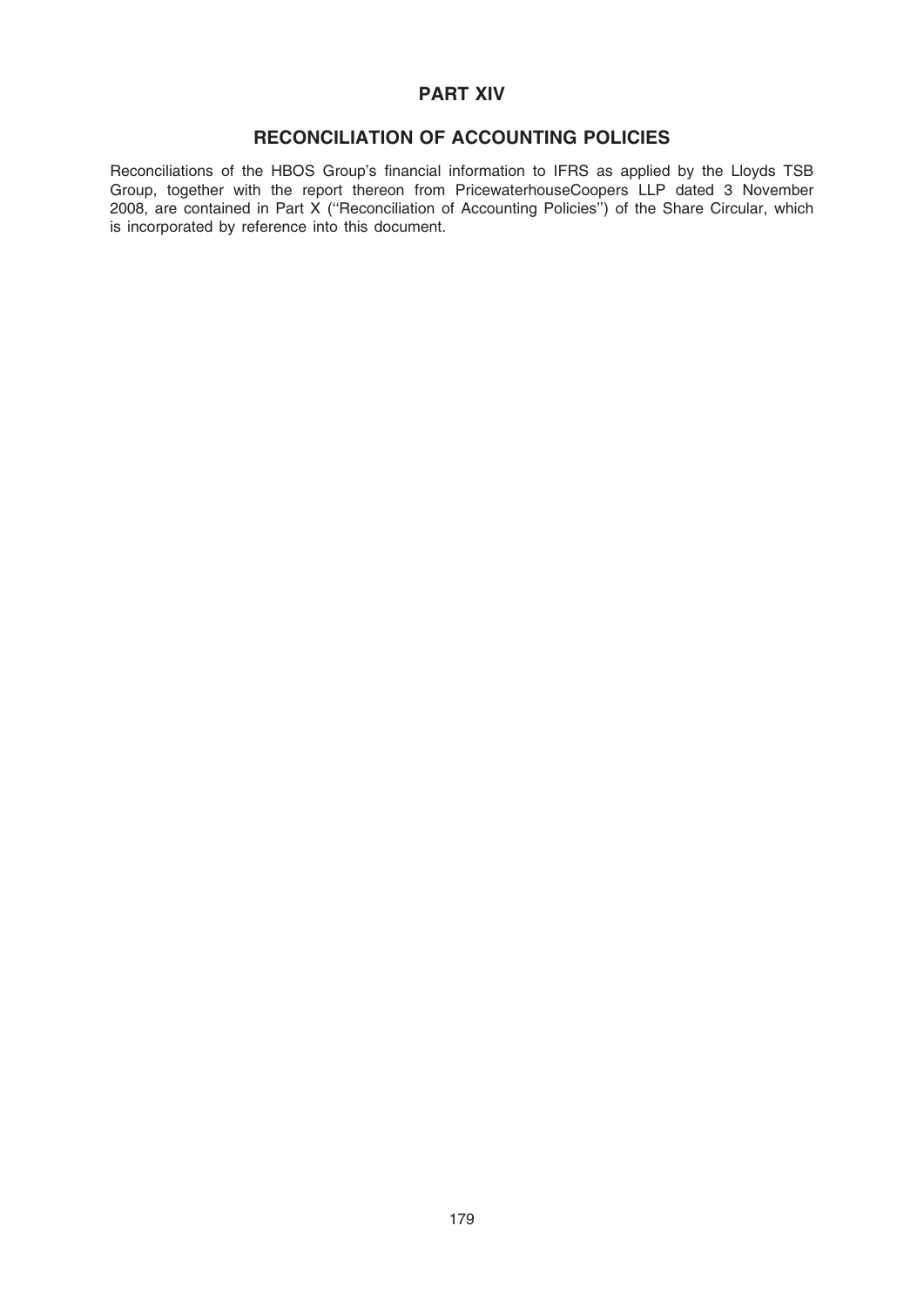# PART XIV

## RECONCILIATION OF ACCOUNTING POLICIES

Reconciliations of the HBOS Group's financial information to IFRS as applied by the Lloyds TSB Group, together with the report thereon from PricewaterhouseCoopers LLP dated 3 November 2008, are contained in Part X (''Reconciliation of Accounting Policies'') of the Share Circular, which is incorporated by reference into this document.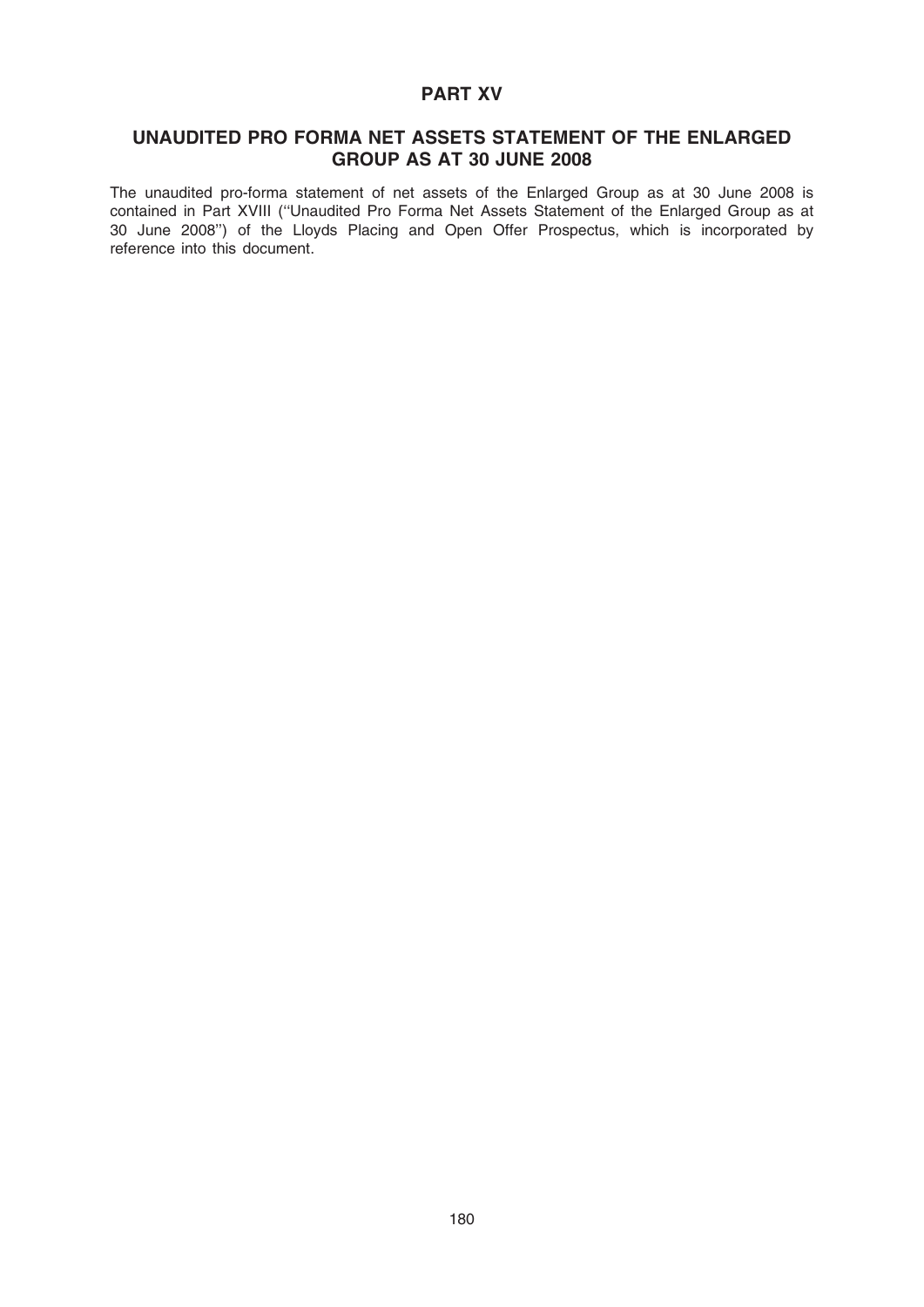# PART XV

## UNAUDITED PRO FORMA NET ASSETS STATEMENT OF THE ENLARGED GROUP AS AT 30 JUNE 2008

The unaudited pro-forma statement of net assets of the Enlarged Group as at 30 June 2008 is contained in Part XVIII (''Unaudited Pro Forma Net Assets Statement of the Enlarged Group as at 30 June 2008'') of the Lloyds Placing and Open Offer Prospectus, which is incorporated by reference into this document.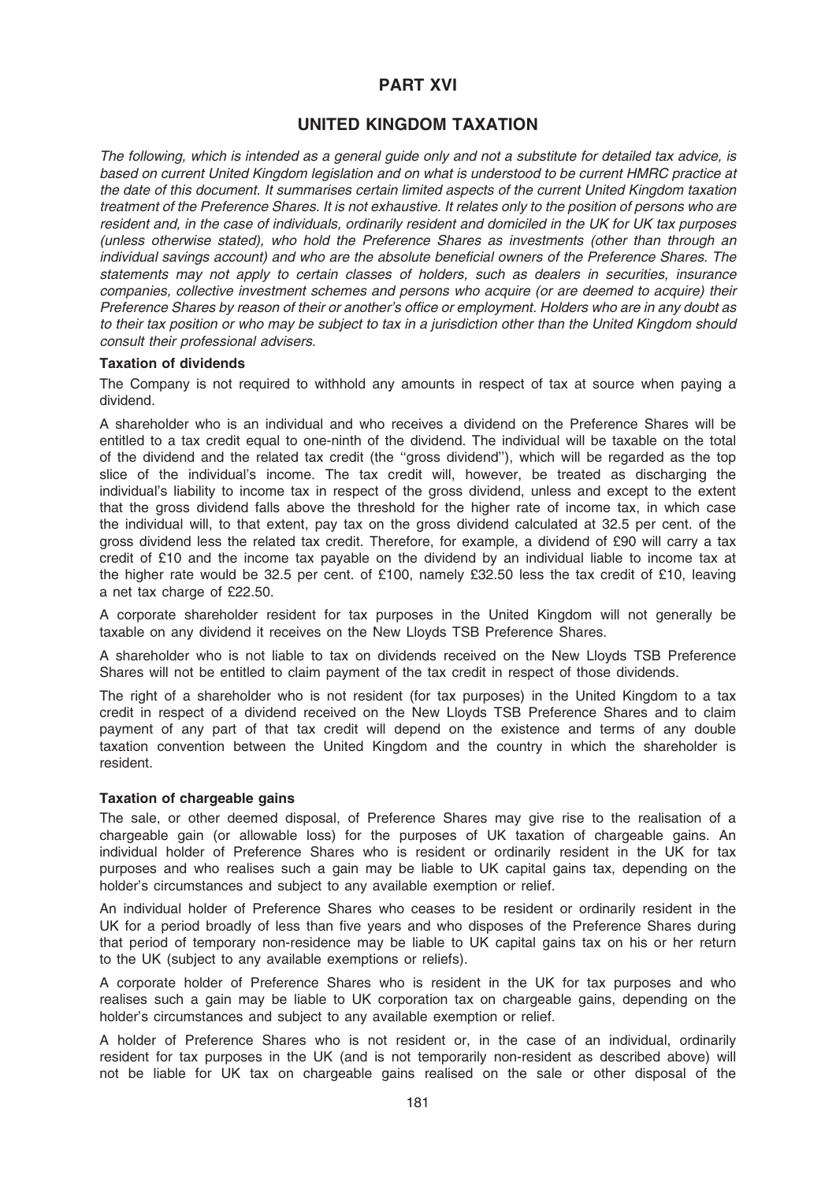# PART XVI

## UNITED KINGDOM TAXATION

*The following, which is intended as a general guide only and not a substitute for detailed tax advice, is based on current United Kingdom legislation and on what is understood to be current HMRC practice at the date of this document. It summarises certain limited aspects of the current United Kingdom taxation treatment of the Preference Shares. It is not exhaustive. It relates only to the position of persons who are resident and, in the case of individuals, ordinarily resident and domiciled in the UK for UK tax purposes (unless otherwise stated), who hold the Preference Shares as investments (other than through an individual savings account) and who are the absolute beneficial owners of the Preference Shares. The statements may not apply to certain classes of holders, such as dealers in securities, insurance companies, collective investment schemes and persons who acquire (or are deemed to acquire) their Preference Shares by reason of their or another's office or employment. Holders who are in any doubt as to their tax position or who may be subject to tax in a jurisdiction other than the United Kingdom should consult their professional advisers.*

### Taxation of dividends

The Company is not required to withhold any amounts in respect of tax at source when paying a dividend.

A shareholder who is an individual and who receives a dividend on the Preference Shares will be entitled to a tax credit equal to one-ninth of the dividend. The individual will be taxable on the total of the dividend and the related tax credit (the ''gross dividend''), which will be regarded as the top slice of the individual's income. The tax credit will, however, be treated as discharging the individual's liability to income tax in respect of the gross dividend, unless and except to the extent that the gross dividend falls above the threshold for the higher rate of income tax, in which case the individual will, to that extent, pay tax on the gross dividend calculated at 32.5 per cent. of the gross dividend less the related tax credit. Therefore, for example, a dividend of £90 will carry a tax credit of £10 and the income tax payable on the dividend by an individual liable to income tax at the higher rate would be 32.5 per cent. of £100, namely £32.50 less the tax credit of £10, leaving a net tax charge of £22.50.

A corporate shareholder resident for tax purposes in the United Kingdom will not generally be taxable on any dividend it receives on the New Lloyds TSB Preference Shares.

A shareholder who is not liable to tax on dividends received on the New Lloyds TSB Preference Shares will not be entitled to claim payment of the tax credit in respect of those dividends.

The right of a shareholder who is not resident (for tax purposes) in the United Kingdom to a tax credit in respect of a dividend received on the New Lloyds TSB Preference Shares and to claim payment of any part of that tax credit will depend on the existence and terms of any double taxation convention between the United Kingdom and the country in which the shareholder is resident.

### Taxation of chargeable gains

The sale, or other deemed disposal, of Preference Shares may give rise to the realisation of a chargeable gain (or allowable loss) for the purposes of UK taxation of chargeable gains. An individual holder of Preference Shares who is resident or ordinarily resident in the UK for tax purposes and who realises such a gain may be liable to UK capital gains tax, depending on the holder's circumstances and subject to any available exemption or relief.

An individual holder of Preference Shares who ceases to be resident or ordinarily resident in the UK for a period broadly of less than five years and who disposes of the Preference Shares during that period of temporary non-residence may be liable to UK capital gains tax on his or her return to the UK (subject to any available exemptions or reliefs).

A corporate holder of Preference Shares who is resident in the UK for tax purposes and who realises such a gain may be liable to UK corporation tax on chargeable gains, depending on the holder's circumstances and subject to any available exemption or relief.

A holder of Preference Shares who is not resident or, in the case of an individual, ordinarily resident for tax purposes in the UK (and is not temporarily non-resident as described above) will not be liable for UK tax on chargeable gains realised on the sale or other disposal of the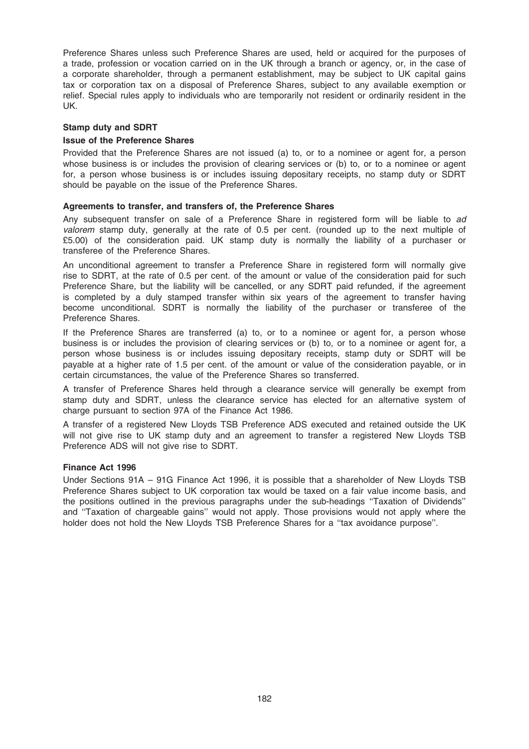Preference Shares unless such Preference Shares are used, held or acquired for the purposes of a trade, profession or vocation carried on in the UK through a branch or agency, or, in the case of a corporate shareholder, through a permanent establishment, may be subject to UK capital gains tax or corporation tax on a disposal of Preference Shares, subject to any available exemption or relief. Special rules apply to individuals who are temporarily not resident or ordinarily resident in the UK.

**Stamp duty and SDRT**

**Issue of the Preference Shares**

Provided that the Preference Shares are not issued (a) to, or to a nominee or agent for, a person whose business is or includes the provision of clearing services or (b) to, or to a nominee or agent for, a person whose business is or includes issuing depositary receipts, no stamp duty or SDRT should be payable on the issue of the Preference Shares.

**Agreements to transfer, and transfers of, the Preference Shares**

Any subsequent transfer on sale of a Preference Share in registered form will be liable to *ad valorem* stamp duty, generally at the rate of 0.5 per cent. (rounded up to the next multiple of £5.00) of the consideration paid. UK stamp duty is normally the liability of a purchaser or transferee of the Preference Shares.

An unconditional agreement to transfer a Preference Share in registered form will normally give rise to SDRT, at the rate of 0.5 per cent. of the amount or value of the consideration paid for such Preference Share, but the liability will be cancelled, or any SDRT paid refunded, if the agreement is completed by a duly stamped transfer within six years of the agreement to transfer having become unconditional. SDRT is normally the liability of the purchaser or transferee of the Preference Shares.

If the Preference Shares are transferred (a) to, or to a nominee or agent for, a person whose business is or includes the provision of clearing services or (b) to, or to a nominee or agent for, a person whose business is or includes issuing depositary receipts, stamp duty or SDRT will be payable at a higher rate of 1.5 per cent. of the amount or value of the consideration payable, or in certain circumstances, the value of the Preference Shares so transferred.

A transfer of Preference Shares held through a clearance service will generally be exempt from stamp duty and SDRT, unless the clearance service has elected for an alternative system of charge pursuant to section 97A of the Finance Act 1986.

A transfer of a registered New Lloyds TSB Preference ADS executed and retained outside the UK will not give rise to UK stamp duty and an agreement to transfer a registered New Lloyds TSB Preference ADS will not give rise to SDRT.

**Finance Act 1996**

Under Sections 91A – 91G Finance Act 1996, it is possible that a shareholder of New Lloyds TSB Preference Shares subject to UK corporation tax would be taxed on a fair value income basis, and the positions outlined in the previous paragraphs under the sub-headings ''Taxation of Dividends'' and ''Taxation of chargeable gains'' would not apply. Those provisions would not apply where the holder does not hold the New Lloyds TSB Preference Shares for a ''tax avoidance purpose''.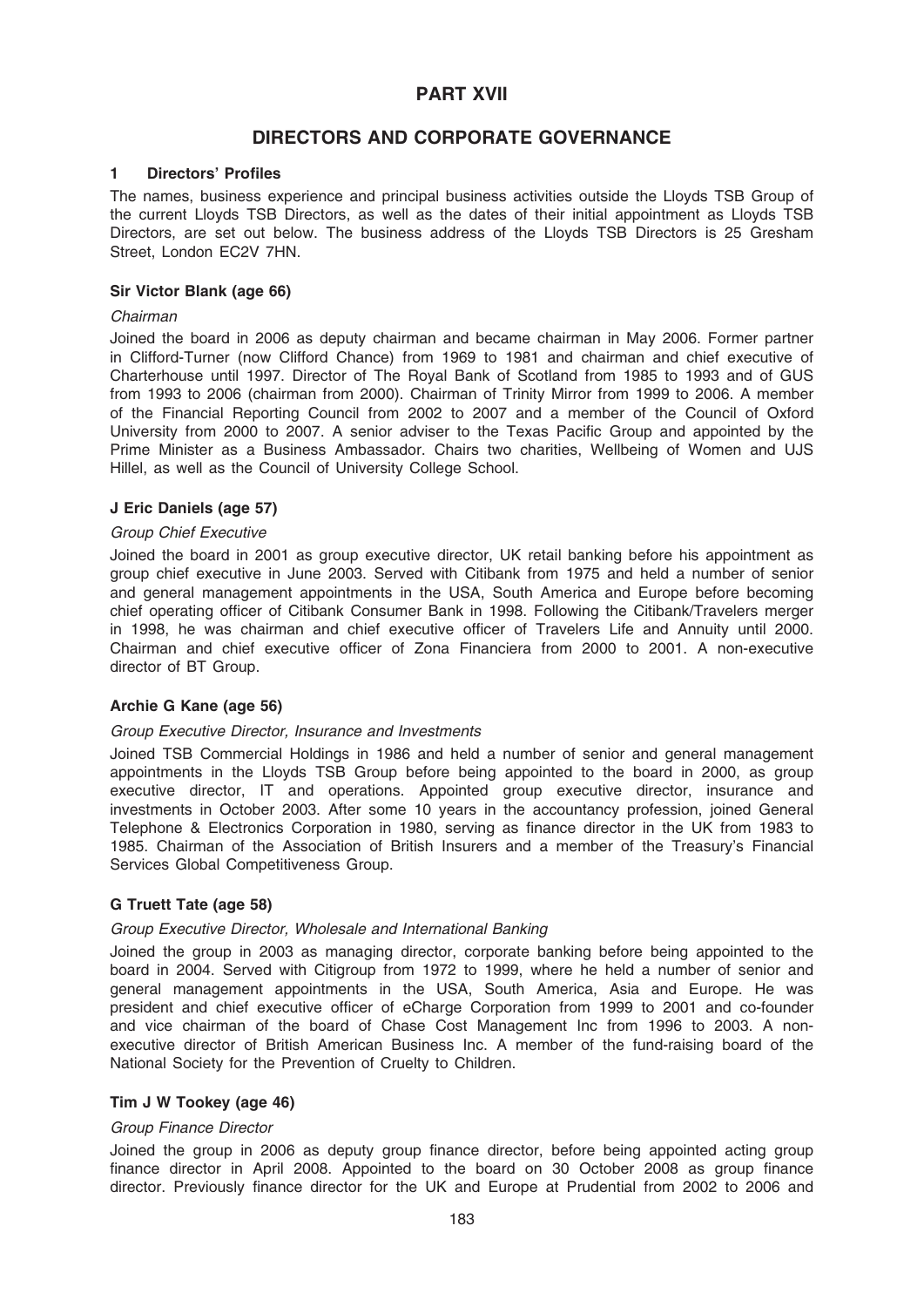# PART XVII

# DIRECTORS AND CORPORATE GOVERNANCE

## 1 Directors' Profiles

The names, business experience and principal business activities outside the Lloyds TSB Group of the current Lloyds TSB Directors, as well as the dates of their initial appointment as Lloyds TSB Directors, are set out below. The business address of the Lloyds TSB Directors is 25 Gresham Street, London EC2V 7HN.

### Sir Victor Blank (age 66)

*Chairman*

Joined the board in 2006 as deputy chairman and became chairman in May 2006. Former partner in Clifford-Turner (now Clifford Chance) from 1969 to 1981 and chairman and chief executive of Charterhouse until 1997. Director of The Royal Bank of Scotland from 1985 to 1993 and of GUS from 1993 to 2006 (chairman from 2000). Chairman of Trinity Mirror from 1999 to 2006. A member of the Financial Reporting Council from 2002 to 2007 and a member of the Council of Oxford University from 2000 to 2007. A senior adviser to the Texas Pacific Group and appointed by the Prime Minister as a Business Ambassador. Chairs two charities, Wellbeing of Women and UJS Hillel, as well as the Council of University College School.

### J Eric Daniels (age 57)

*Group Chief Executive*

Joined the board in 2001 as group executive director, UK retail banking before his appointment as group chief executive in June 2003. Served with Citibank from 1975 and held a number of senior and general management appointments in the USA, South America and Europe before becoming chief operating officer of Citibank Consumer Bank in 1998. Following the Citibank/Travelers merger in 1998, he was chairman and chief executive officer of Travelers Life and Annuity until 2000. Chairman and chief executive officer of Zona Financiera from 2000 to 2001. A non-executive director of BT Group.

### Archie G Kane (age 56)

*Group Executive Director, Insurance and Investments*

Joined TSB Commercial Holdings in 1986 and held a number of senior and general management appointments in the Lloyds TSB Group before being appointed to the board in 2000, as group executive director, IT and operations. Appointed group executive director, insurance and investments in October 2003. After some 10 years in the accountancy profession, joined General Telephone & Electronics Corporation in 1980, serving as finance director in the UK from 1983 to 1985. Chairman of the Association of British Insurers and a member of the Treasury's Financial Services Global Competitiveness Group.

### G Truett Tate (age 58)

*Group Executive Director, Wholesale and International Banking*

Joined the group in 2003 as managing director, corporate banking before being appointed to the board in 2004. Served with Citigroup from 1972 to 1999, where he held a number of senior and general management appointments in the USA, South America, Asia and Europe. He was president and chief executive officer of eCharge Corporation from 1999 to 2001 and co-founder and vice chairman of the board of Chase Cost Management Inc from 1996 to 2003. A non-executive director of British American Business Inc. A member of the fund-raising board of the National Society for the Prevention of Cruelty to Children.

### Tim J W Tookey (age 46)

*Group Finance Director*

Joined the group in 2006 as deputy group finance director, before being appointed acting group finance director in April 2008. Appointed to the board on 30 October 2008 as group finance director. Previously finance director for the UK and Europe at Prudential from 2002 to 2006 and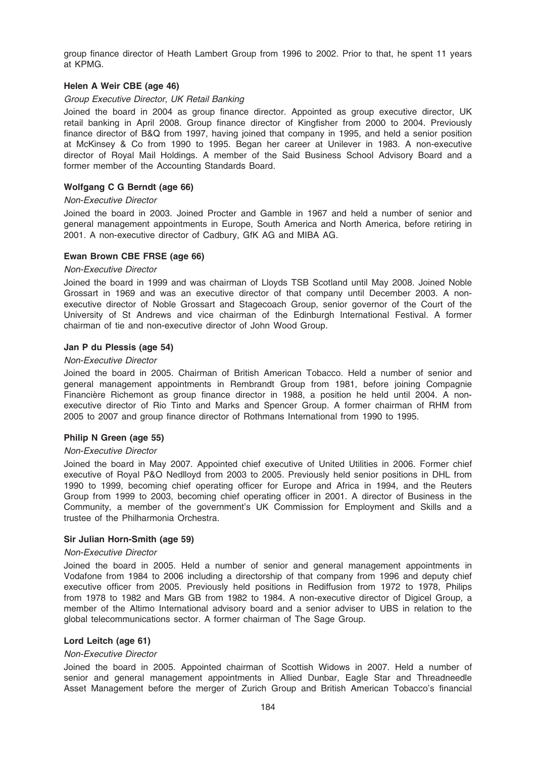group finance director of Heath Lambert Group from 1996 to 2002. Prior to that, he spent 11 years at KPMG.

**Helen A Weir CBE (age 46)**

*Group Executive Director, UK Retail Banking*

Joined the board in 2004 as group finance director. Appointed as group executive director, UK retail banking in April 2008. Group finance director of Kingfisher from 2000 to 2004. Previously finance director of B&Q from 1997, having joined that company in 1995, and held a senior position at McKinsey & Co from 1990 to 1995. Began her career at Unilever in 1983. A non-executive director of Royal Mail Holdings. A member of the Said Business School Advisory Board and a former member of the Accounting Standards Board.

**Wolfgang C G Berndt (age 66)**

*Non-Executive Director*

Joined the board in 2003. Joined Procter and Gamble in 1967 and held a number of senior and general management appointments in Europe, South America and North America, before retiring in 2001. A non-executive director of Cadbury, GfK AG and MIBA AG.

**Ewan Brown CBE FRSE (age 66)**

*Non-Executive Director*

Joined the board in 1999 and was chairman of Lloyds TSB Scotland until May 2008. Joined Noble Grossart in 1969 and was an executive director of that company until December 2003. A non-executive director of Noble Grossart and Stagecoach Group, senior governor of the Court of the University of St Andrews and vice chairman of the Edinburgh International Festival. A former chairman of tie and non-executive director of John Wood Group.

**Jan P du Plessis (age 54)**

*Non-Executive Director*

Joined the board in 2005. Chairman of British American Tobacco. Held a number of senior and general management appointments in Rembrandt Group from 1981, before joining Compagnie Financière Richemont as group finance director in 1988, a position he held until 2004. A non-executive director of Rio Tinto and Marks and Spencer Group. A former chairman of RHM from 2005 to 2007 and group finance director of Rothmans International from 1990 to 1995.

**Philip N Green (age 55)**

*Non-Executive Director*

Joined the board in May 2007. Appointed chief executive of United Utilities in 2006. Former chief executive of Royal P&O Nedlloyd from 2003 to 2005. Previously held senior positions in DHL from 1990 to 1999, becoming chief operating officer for Europe and Africa in 1994, and the Reuters Group from 1999 to 2003, becoming chief operating officer in 2001. A director of Business in the Community, a member of the government's UK Commission for Employment and Skills and a trustee of the Philharmonia Orchestra.

**Sir Julian Horn-Smith (age 59)**

*Non-Executive Director*

Joined the board in 2005. Held a number of senior and general management appointments in Vodafone from 1984 to 2006 including a directorship of that company from 1996 and deputy chief executive officer from 2005. Previously held positions in Rediffusion from 1972 to 1978, Philips from 1978 to 1982 and Mars GB from 1982 to 1984. A non-executive director of Digicel Group, a member of the Altimo International advisory board and a senior adviser to UBS in relation to the global telecommunications sector. A former chairman of The Sage Group.

**Lord Leitch (age 61)**

*Non-Executive Director*

Joined the board in 2005. Appointed chairman of Scottish Widows in 2007. Held a number of senior and general management appointments in Allied Dunbar, Eagle Star and Threadneedle Asset Management before the merger of Zurich Group and British American Tobacco's financial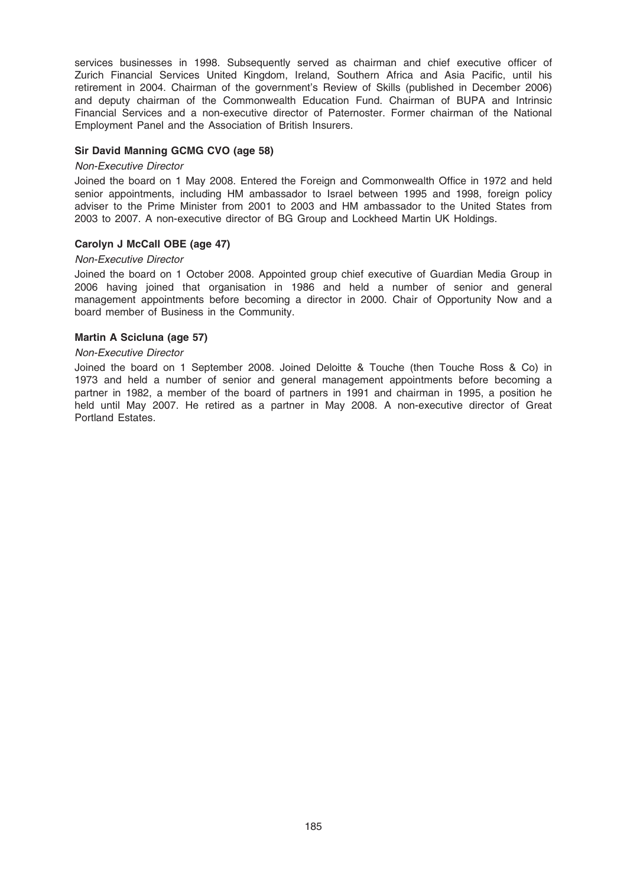services businesses in 1998. Subsequently served as chairman and chief executive officer of Zurich Financial Services United Kingdom, Ireland, Southern Africa and Asia Pacific, until his retirement in 2004. Chairman of the government's Review of Skills (published in December 2006) and deputy chairman of the Commonwealth Education Fund. Chairman of BUPA and Intrinsic Financial Services and a non-executive director of Paternoster. Former chairman of the National Employment Panel and the Association of British Insurers.

**Sir David Manning GCMG CVO (age 58)**

*Non-Executive Director*

Joined the board on 1 May 2008. Entered the Foreign and Commonwealth Office in 1972 and held senior appointments, including HM ambassador to Israel between 1995 and 1998, foreign policy adviser to the Prime Minister from 2001 to 2003 and HM ambassador to the United States from 2003 to 2007. A non-executive director of BG Group and Lockheed Martin UK Holdings.

**Carolyn J McCall OBE (age 47)**

*Non-Executive Director*

Joined the board on 1 October 2008. Appointed group chief executive of Guardian Media Group in 2006 having joined that organisation in 1986 and held a number of senior and general management appointments before becoming a director in 2000. Chair of Opportunity Now and a board member of Business in the Community.

**Martin A Scicluna (age 57)**

*Non-Executive Director*

Joined the board on 1 September 2008. Joined Deloitte & Touche (then Touche Ross & Co) in 1973 and held a number of senior and general management appointments before becoming a partner in 1982, a member of the board of partners in 1991 and chairman in 1995, a position he held until May 2007. He retired as a partner in May 2008. A non-executive director of Great Portland Estates.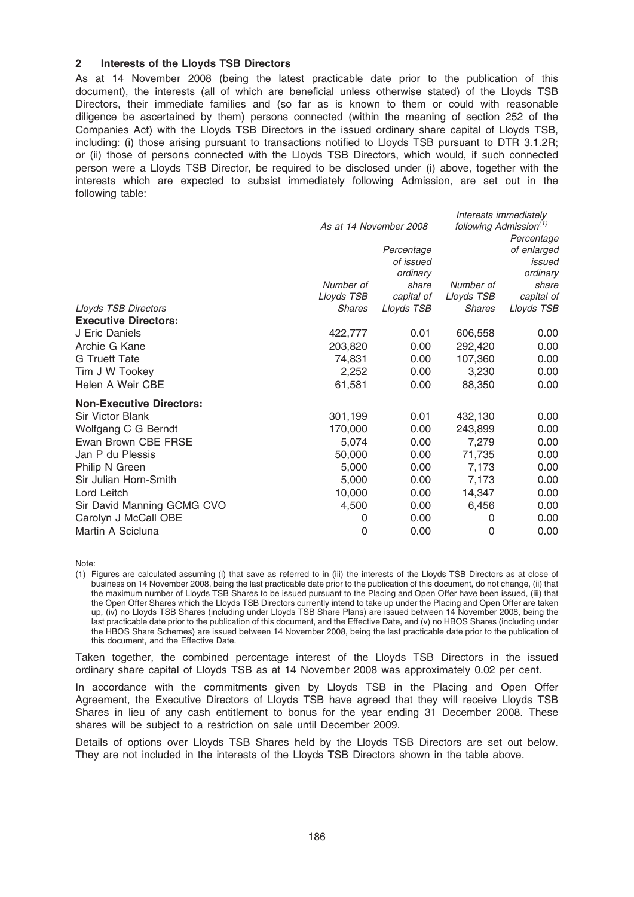## 2 Interests of the Lloyds TSB Directors

As at 14 November 2008 (being the latest practicable date prior to the publication of this document), the interests (all of which are beneficial unless otherwise stated) of the Lloyds TSB Directors, their immediate families and (so far as is known to them or could with reasonable diligence be ascertained by them) persons connected (within the meaning of section 252 of the Companies Act) with the Lloyds TSB Directors in the issued ordinary share capital of Lloyds TSB, including: (i) those arising pursuant to transactions notified to Lloyds TSB pursuant to DTR 3.1.2R; or (ii) those of persons connected with the Lloyds TSB Directors, which would, if such connected person were a Lloyds TSB Director, be required to be disclosed under (i) above, together with the interests which are expected to subsist immediately following Admission, are set out in the following table:

| | *As at 14 November 2008* | | *Interests immediately following Admission*[(1)] | |
|---|---|---|---|---|
| *Lloyds TSB Directors* | *Number of Lloyds TSB Shares* | *Percentage of issued ordinary share capital of Lloyds TSB* | *Number of Lloyds TSB Shares* | *Percentage of enlarged issued ordinary share capital of Lloyds TSB* |
| **Executive Directors:** | | | | |
| J Eric Daniels | 422,777 | 0.01 | 606,558 | 0.00 |
| Archie G Kane | 203,820 | 0.00 | 292,420 | 0.00 |
| G Truett Tate | 74,831 | 0.00 | 107,360 | 0.00 |
| Tim J W Tookey | 2,252 | 0.00 | 3,230 | 0.00 |
| Helen A Weir CBE | 61,581 | 0.00 | 88,350 | 0.00 |
| **Non-Executive Directors:** | | | | |
| Sir Victor Blank | 301,199 | 0.01 | 432,130 | 0.00 |
| Wolfgang C G Berndt | 170,000 | 0.00 | 243,899 | 0.00 |
| Ewan Brown CBE FRSE | 5,074 | 0.00 | 7,279 | 0.00 |
| Jan P du Plessis | 50,000 | 0.00 | 71,735 | 0.00 |
| Philip N Green | 5,000 | 0.00 | 7,173 | 0.00 |
| Sir Julian Horn-Smith | 5,000 | 0.00 | 7,173 | 0.00 |
| Lord Leitch | 10,000 | 0.00 | 14,347 | 0.00 |
| Sir David Manning GCMG CVO | 4,500 | 0.00 | 6,456 | 0.00 |
| Carolyn J McCall OBE | 0 | 0.00 | 0 | 0.00 |
| Martin A Scicluna | 0 | 0.00 | 0 | 0.00 |

Note:

(1) Figures are calculated assuming (i) that save as referred to in (iii) the interests of the Lloyds TSB Directors as at close of business on 14 November 2008, being the last practicable date prior to the publication of this document, do not change, (ii) that the maximum number of Lloyds TSB Shares to be issued pursuant to the Placing and Open Offer have been issued, (iii) that the Open Offer Shares which the Lloyds TSB Directors currently intend to take up under the Placing and Open Offer are taken up, (iv) no Lloyds TSB Shares (including under Lloyds TSB Share Plans) are issued between 14 November 2008, being the last practicable date prior to the publication of this document, and the Effective Date, and (v) no HBOS Shares (including under the HBOS Share Schemes) are issued between 14 November 2008, being the last practicable date prior to the publication of this document, and the Effective Date.

Taken together, the combined percentage interest of the Lloyds TSB Directors in the issued ordinary share capital of Lloyds TSB as at 14 November 2008 was approximately 0.02 per cent.

In accordance with the commitments given by Lloyds TSB in the Placing and Open Offer Agreement, the Executive Directors of Lloyds TSB have agreed that they will receive Lloyds TSB Shares in lieu of any cash entitlement to bonus for the year ending 31 December 2008. These shares will be subject to a restriction on sale until December 2009.

Details of options over Lloyds TSB Shares held by the Lloyds TSB Directors are set out below. They are not included in the interests of the Lloyds TSB Directors shown in the table above.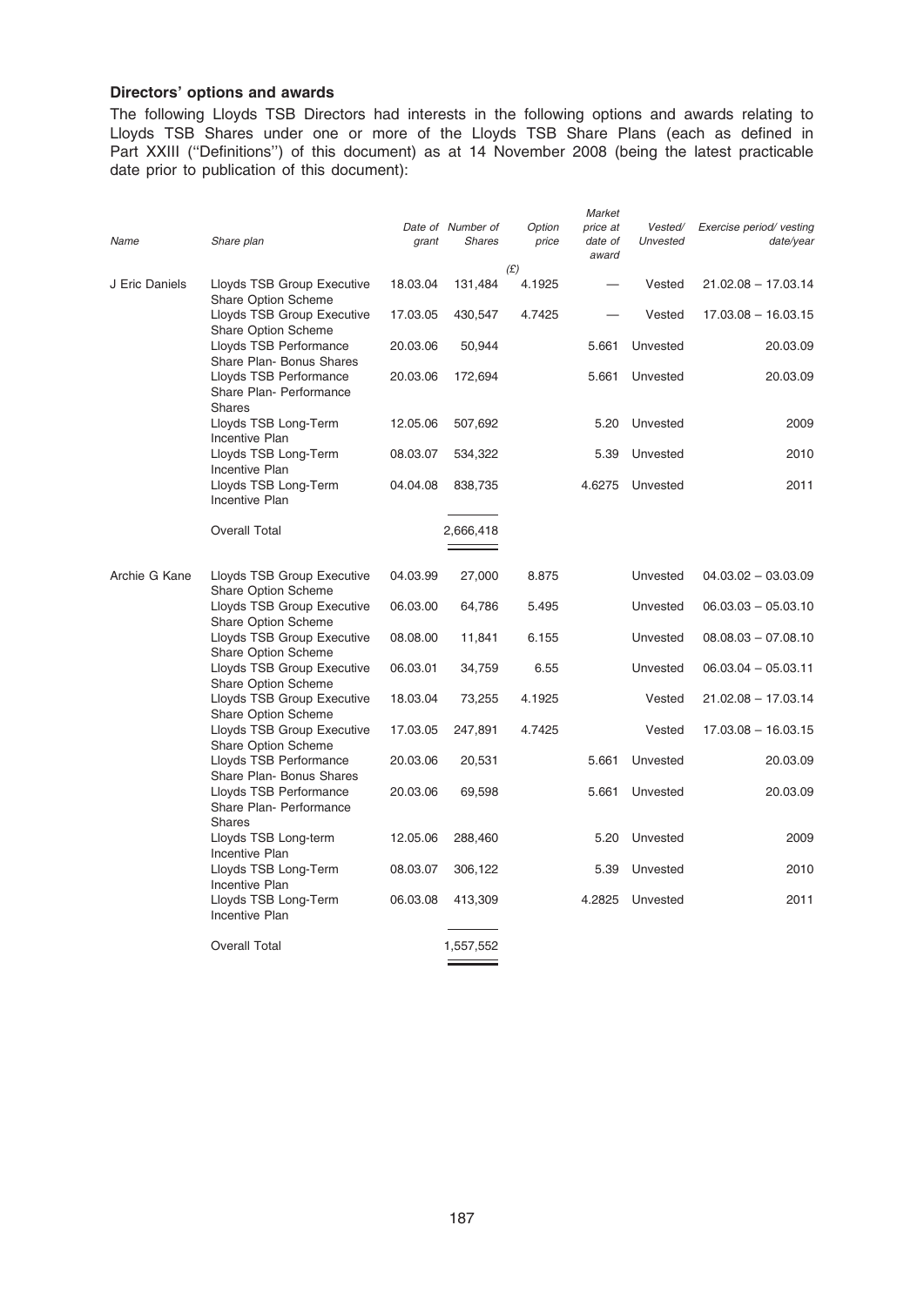### Directors' options and awards

The following Lloyds TSB Directors had interests in the following options and awards relating to Lloyds TSB Shares under one or more of the Lloyds TSB Share Plans (each as defined in Part XXIII (''Definitions'') of this document) as at 14 November 2008 (being the latest practicable date prior to publication of this document):

| *Name* | *Share plan* | *Date of grant* | *Number of Shares* | *Option price (£)* | *Market price at date of award* | *Vested/ Unvested* | *Exercise period/ vesting date/year* |
|---|---|---|---|---|---|---|---|
| J Eric Daniels | Lloyds TSB Group Executive Share Option Scheme | 18.03.04 | 131,484 | 4.1925 | — | Vested | 21.02.08 – 17.03.14 |
| | Lloyds TSB Group Executive Share Option Scheme | 17.03.05 | 430,547 | 4.7425 | — | Vested | 17.03.08 – 16.03.15 |
| | Lloyds TSB Performance Share Plan- Bonus Shares | 20.03.06 | 50,944 | | 5.661 | Unvested | 20.03.09 |
| | Lloyds TSB Performance Share Plan- Performance Shares | 20.03.06 | 172,694 | | 5.661 | Unvested | 20.03.09 |
| | Lloyds TSB Long-Term Incentive Plan | 12.05.06 | 507,692 | | 5.20 | Unvested | 2009 |
| | Lloyds TSB Long-Term Incentive Plan | 08.03.07 | 534,322 | | 5.39 | Unvested | 2010 |
| | Lloyds TSB Long-Term Incentive Plan | 04.04.08 | 838,735 | | 4.6275 | Unvested | 2011 |
| | Overall Total | | 2,666,418 | | | | |
| Archie G Kane | Lloyds TSB Group Executive Share Option Scheme | 04.03.99 | 27,000 | 8.875 | | Unvested | 04.03.02 – 03.03.09 |
| | Lloyds TSB Group Executive Share Option Scheme | 06.03.00 | 64,786 | 5.495 | | Unvested | 06.03.03 – 05.03.10 |
| | Lloyds TSB Group Executive Share Option Scheme | 08.08.00 | 11,841 | 6.155 | | Unvested | 08.08.03 – 07.08.10 |
| | Lloyds TSB Group Executive Share Option Scheme | 06.03.01 | 34,759 | 6.55 | | Unvested | 06.03.04 – 05.03.11 |
| | Lloyds TSB Group Executive Share Option Scheme | 18.03.04 | 73,255 | 4.1925 | | Vested | 21.02.08 – 17.03.14 |
| | Lloyds TSB Group Executive Share Option Scheme | 17.03.05 | 247,891 | 4.7425 | | Vested | 17.03.08 – 16.03.15 |
| | Lloyds TSB Performance Share Plan- Bonus Shares | 20.03.06 | 20,531 | | 5.661 | Unvested | 20.03.09 |
| | Lloyds TSB Performance Share Plan- Performance Shares | 20.03.06 | 69,598 | | 5.661 | Unvested | 20.03.09 |
| | Lloyds TSB Long-term Incentive Plan | 12.05.06 | 288,460 | | 5.20 | Unvested | 2009 |
| | Lloyds TSB Long-Term Incentive Plan | 08.03.07 | 306,122 | | 5.39 | Unvested | 2010 |
| | Lloyds TSB Long-Term Incentive Plan | 06.03.08 | 413,309 | | 4.2825 | Unvested | 2011 |
| | Overall Total | | 1,557,552 | | | | |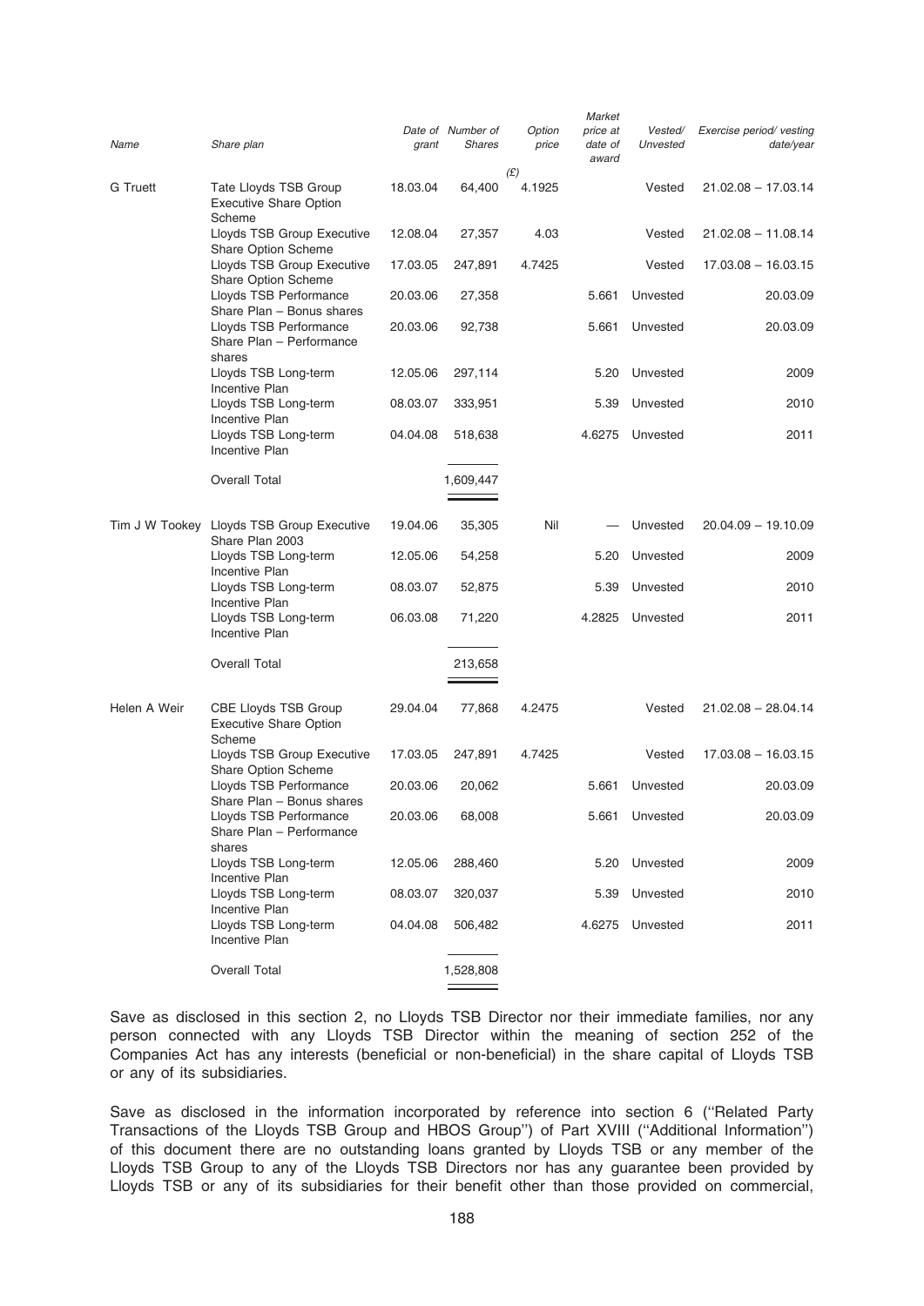| Name | Share plan | Date of grant | Number of Shares | Option price (£) | Market price at date of award | Vested/ Unvested | Exercise period/ vesting date/year |
|---|---|---|---|---|---|---|---|
| G Truett | Tate Lloyds TSB Group Executive Share Option Scheme | 18.03.04 | 64,400 | 4.1925 | | Vested | 21.02.08 – 17.03.14 |
| | Lloyds TSB Group Executive Share Option Scheme | 12.08.04 | 27,357 | 4.03 | | Vested | 21.02.08 – 11.08.14 |
| | Lloyds TSB Group Executive Share Option Scheme | 17.03.05 | 247,891 | 4.7425 | | Vested | 17.03.08 – 16.03.15 |
| | Lloyds TSB Performance Share Plan – Bonus shares | 20.03.06 | 27,358 | | 5.661 | Unvested | 20.03.09 |
| | Lloyds TSB Performance Share Plan – Performance shares | 20.03.06 | 92,738 | | 5.661 | Unvested | 20.03.09 |
| | Lloyds TSB Long-term Incentive Plan | 12.05.06 | 297,114 | | 5.20 | Unvested | 2009 |
| | Lloyds TSB Long-term Incentive Plan | 08.03.07 | 333,951 | | 5.39 | Unvested | 2010 |
| | Lloyds TSB Long-term Incentive Plan | 04.04.08 | 518,638 | | 4.6275 | Unvested | 2011 |
| | Overall Total | | 1,609,447 | | | | |
| Tim J W Tookey | Lloyds TSB Group Executive Share Plan 2003 | 19.04.06 | 35,305 | Nil | — | Unvested | 20.04.09 – 19.10.09 |
| | Lloyds TSB Long-term Incentive Plan | 12.05.06 | 54,258 | | 5.20 | Unvested | 2009 |
| | Lloyds TSB Long-term Incentive Plan | 08.03.07 | 52,875 | | 5.39 | Unvested | 2010 |
| | Lloyds TSB Long-term Incentive Plan | 06.03.08 | 71,220 | | 4.2825 | Unvested | 2011 |
| | Overall Total | | 213,658 | | | | |
| Helen A Weir | CBE Lloyds TSB Group Executive Share Option Scheme | 29.04.04 | 77,868 | 4.2475 | | Vested | 21.02.08 – 28.04.14 |
| | Lloyds TSB Group Executive Share Option Scheme | 17.03.05 | 247,891 | 4.7425 | | Vested | 17.03.08 – 16.03.15 |
| | Lloyds TSB Performance Share Plan – Bonus shares | 20.03.06 | 20,062 | | 5.661 | Unvested | 20.03.09 |
| | Lloyds TSB Performance Share Plan – Performance shares | 20.03.06 | 68,008 | | 5.661 | Unvested | 20.03.09 |
| | Lloyds TSB Long-term Incentive Plan | 12.05.06 | 288,460 | | 5.20 | Unvested | 2009 |
| | Lloyds TSB Long-term Incentive Plan | 08.03.07 | 320,037 | | 5.39 | Unvested | 2010 |
| | Lloyds TSB Long-term Incentive Plan | 04.04.08 | 506,482 | | 4.6275 | Unvested | 2011 |
| | Overall Total | | 1,528,808 | | | | |

Save as disclosed in this section 2, no Lloyds TSB Director nor their immediate families, nor any person connected with any Lloyds TSB Director within the meaning of section 252 of the Companies Act has any interests (beneficial or non-beneficial) in the share capital of Lloyds TSB or any of its subsidiaries.

Save as disclosed in the information incorporated by reference into section 6 ("Related Party Transactions of the Lloyds TSB Group and HBOS Group") of Part XVIII ("Additional Information") of this document there are no outstanding loans granted by Lloyds TSB or any member of the Lloyds TSB Group to any of the Lloyds TSB Directors nor has any guarantee been provided by Lloyds TSB or any of its subsidiaries for their benefit other than those provided on commercial,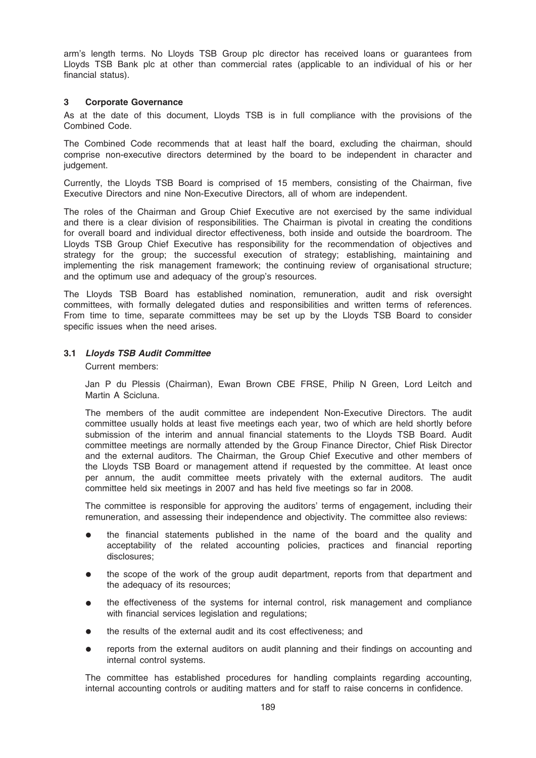arm's length terms. No Lloyds TSB Group plc director has received loans or guarantees from Lloyds TSB Bank plc at other than commercial rates (applicable to an individual of his or her financial status).

## 3 Corporate Governance

As at the date of this document, Lloyds TSB is in full compliance with the provisions of the Combined Code.

The Combined Code recommends that at least half the board, excluding the chairman, should comprise non-executive directors determined by the board to be independent in character and judgement.

Currently, the Lloyds TSB Board is comprised of 15 members, consisting of the Chairman, five Executive Directors and nine Non-Executive Directors, all of whom are independent.

The roles of the Chairman and Group Chief Executive are not exercised by the same individual and there is a clear division of responsibilities. The Chairman is pivotal in creating the conditions for overall board and individual director effectiveness, both inside and outside the boardroom. The Lloyds TSB Group Chief Executive has responsibility for the recommendation of objectives and strategy for the group; the successful execution of strategy; establishing, maintaining and implementing the risk management framework; the continuing review of organisational structure; and the optimum use and adequacy of the group's resources.

The Lloyds TSB Board has established nomination, remuneration, audit and risk oversight committees, with formally delegated duties and responsibilities and written terms of references. From time to time, separate committees may be set up by the Lloyds TSB Board to consider specific issues when the need arises.

### 3.1 *Lloyds TSB Audit Committee*

Current members:

Jan P du Plessis (Chairman), Ewan Brown CBE FRSE, Philip N Green, Lord Leitch and Martin A Scicluna.

The members of the audit committee are independent Non-Executive Directors. The audit committee usually holds at least five meetings each year, two of which are held shortly before submission of the interim and annual financial statements to the Lloyds TSB Board. Audit committee meetings are normally attended by the Group Finance Director, Chief Risk Director and the external auditors. The Chairman, the Group Chief Executive and other members of the Lloyds TSB Board or management attend if requested by the committee. At least once per annum, the audit committee meets privately with the external auditors. The audit committee held six meetings in 2007 and has held five meetings so far in 2008.

The committee is responsible for approving the auditors' terms of engagement, including their remuneration, and assessing their independence and objectivity. The committee also reviews:

- the financial statements published in the name of the board and the quality and acceptability of the related accounting policies, practices and financial reporting disclosures;
- the scope of the work of the group audit department, reports from that department and the adequacy of its resources;
- the effectiveness of the systems for internal control, risk management and compliance with financial services legislation and regulations;
- the results of the external audit and its cost effectiveness; and
- reports from the external auditors on audit planning and their findings on accounting and internal control systems.

The committee has established procedures for handling complaints regarding accounting, internal accounting controls or auditing matters and for staff to raise concerns in confidence.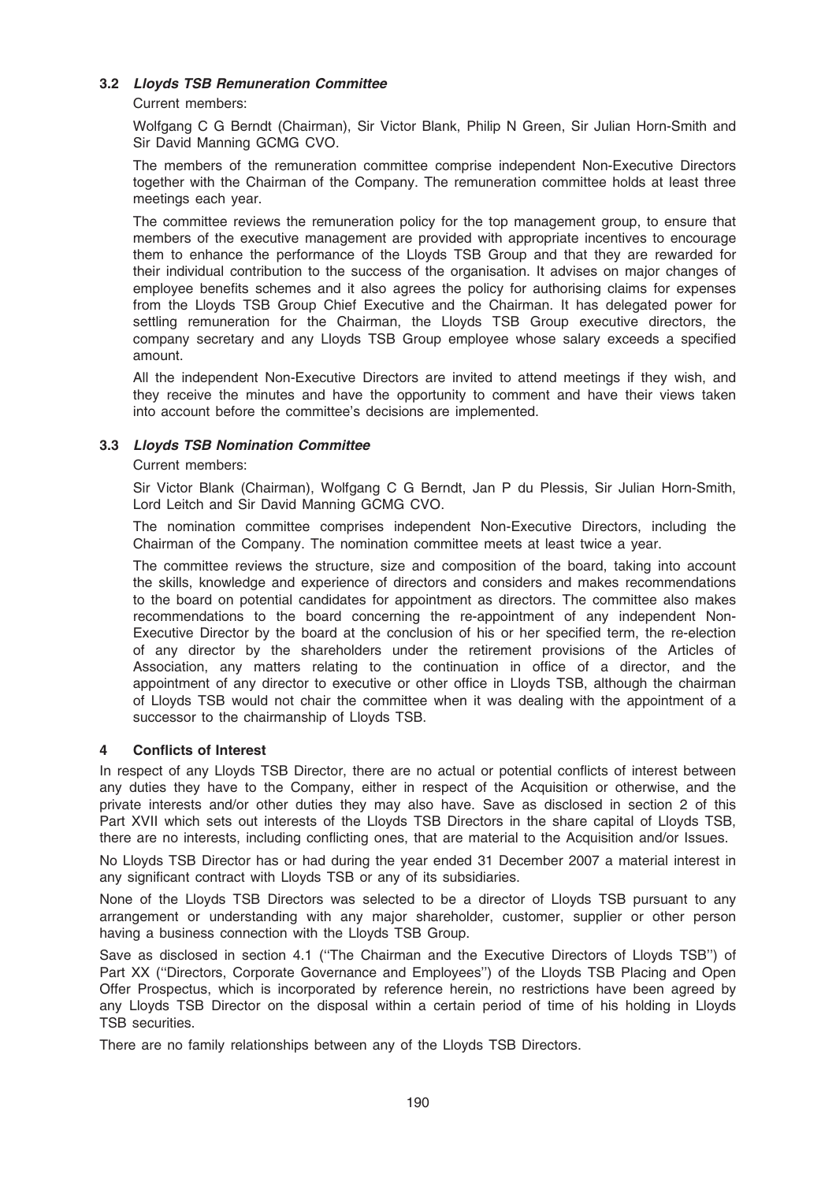### 3.2 *Lloyds TSB Remuneration Committee*

Current members:

Wolfgang C G Berndt (Chairman), Sir Victor Blank, Philip N Green, Sir Julian Horn-Smith and Sir David Manning GCMG CVO.

The members of the remuneration committee comprise independent Non-Executive Directors together with the Chairman of the Company. The remuneration committee holds at least three meetings each year.

The committee reviews the remuneration policy for the top management group, to ensure that members of the executive management are provided with appropriate incentives to encourage them to enhance the performance of the Lloyds TSB Group and that they are rewarded for their individual contribution to the success of the organisation. It advises on major changes of employee benefits schemes and it also agrees the policy for authorising claims for expenses from the Lloyds TSB Group Chief Executive and the Chairman. It has delegated power for settling remuneration for the Chairman, the Lloyds TSB Group executive directors, the company secretary and any Lloyds TSB Group employee whose salary exceeds a specified amount.

All the independent Non-Executive Directors are invited to attend meetings if they wish, and they receive the minutes and have the opportunity to comment and have their views taken into account before the committee's decisions are implemented.

### 3.3 *Lloyds TSB Nomination Committee*

Current members:

Sir Victor Blank (Chairman), Wolfgang C G Berndt, Jan P du Plessis, Sir Julian Horn-Smith, Lord Leitch and Sir David Manning GCMG CVO.

The nomination committee comprises independent Non-Executive Directors, including the Chairman of the Company. The nomination committee meets at least twice a year.

The committee reviews the structure, size and composition of the board, taking into account the skills, knowledge and experience of directors and considers and makes recommendations to the board on potential candidates for appointment as directors. The committee also makes recommendations to the board concerning the re-appointment of any independent Non-Executive Director by the board at the conclusion of his or her specified term, the re-election of any director by the shareholders under the retirement provisions of the Articles of Association, any matters relating to the continuation in office of a director, and the appointment of any director to executive or other office in Lloyds TSB, although the chairman of Lloyds TSB would not chair the committee when it was dealing with the appointment of a successor to the chairmanship of Lloyds TSB.

## 4 Conflicts of Interest

In respect of any Lloyds TSB Director, there are no actual or potential conflicts of interest between any duties they have to the Company, either in respect of the Acquisition or otherwise, and the private interests and/or other duties they may also have. Save as disclosed in section 2 of this Part XVII which sets out interests of the Lloyds TSB Directors in the share capital of Lloyds TSB, there are no interests, including conflicting ones, that are material to the Acquisition and/or Issues.

No Lloyds TSB Director has or had during the year ended 31 December 2007 a material interest in any significant contract with Lloyds TSB or any of its subsidiaries.

None of the Lloyds TSB Directors was selected to be a director of Lloyds TSB pursuant to any arrangement or understanding with any major shareholder, customer, supplier or other person having a business connection with the Lloyds TSB Group.

Save as disclosed in section 4.1 (''The Chairman and the Executive Directors of Lloyds TSB'') of Part XX (''Directors, Corporate Governance and Employees'') of the Lloyds TSB Placing and Open Offer Prospectus, which is incorporated by reference herein, no restrictions have been agreed by any Lloyds TSB Director on the disposal within a certain period of time of his holding in Lloyds TSB securities.

There are no family relationships between any of the Lloyds TSB Directors.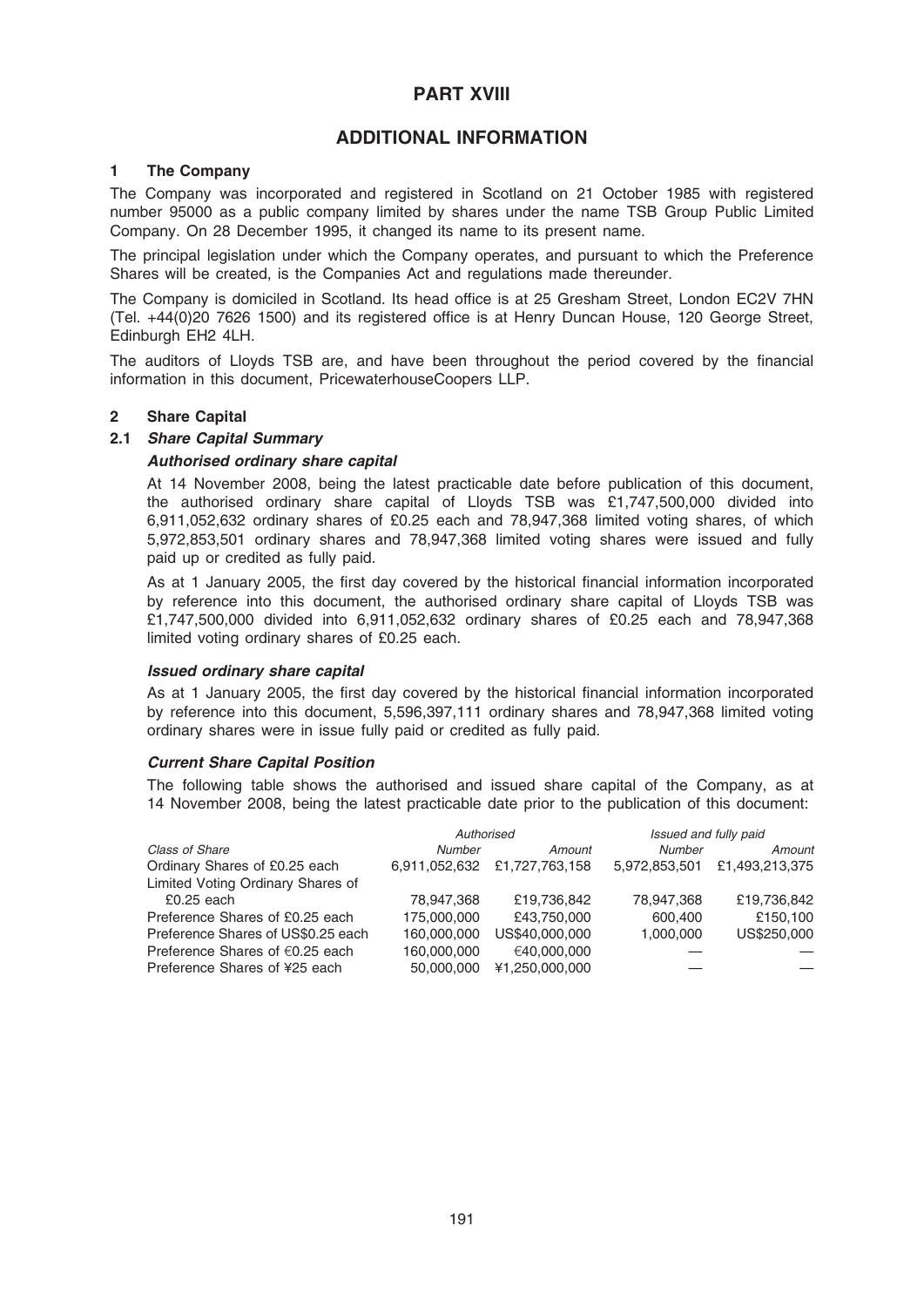# PART XVIII

# ADDITIONAL INFORMATION

## 1 The Company

The Company was incorporated and registered in Scotland on 21 October 1985 with registered number 95000 as a public company limited by shares under the name TSB Group Public Limited Company. On 28 December 1995, it changed its name to its present name.

The principal legislation under which the Company operates, and pursuant to which the Preference Shares will be created, is the Companies Act and regulations made thereunder.

The Company is domiciled in Scotland. Its head office is at 25 Gresham Street, London EC2V 7HN (Tel. +44(0)20 7626 1500) and its registered office is at Henry Duncan House, 120 George Street, Edinburgh EH2 4LH.

The auditors of Lloyds TSB are, and have been throughout the period covered by the financial information in this document, PricewaterhouseCoopers LLP.

## 2 Share Capital

### 2.1 *Share Capital Summary*

***Authorised ordinary share capital***

At 14 November 2008, being the latest practicable date before publication of this document, the authorised ordinary share capital of Lloyds TSB was £1,747,500,000 divided into 6,911,052,632 ordinary shares of £0.25 each and 78,947,368 limited voting shares, of which 5,972,853,501 ordinary shares and 78,947,368 limited voting shares were issued and fully paid up or credited as fully paid.

As at 1 January 2005, the first day covered by the historical financial information incorporated by reference into this document, the authorised ordinary share capital of Lloyds TSB was £1,747,500,000 divided into 6,911,052,632 ordinary shares of £0.25 each and 78,947,368 limited voting ordinary shares of £0.25 each.

***Issued ordinary share capital***

As at 1 January 2005, the first day covered by the historical financial information incorporated by reference into this document, 5,596,397,111 ordinary shares and 78,947,368 limited voting ordinary shares were in issue fully paid or credited as fully paid.

***Current Share Capital Position***

The following table shows the authorised and issued share capital of the Company, as at 14 November 2008, being the latest practicable date prior to the publication of this document:

| | *Authorised* | | *Issued and fully paid* | |
|---|---|---|---|---|
| *Class of Share* | *Number* | *Amount* | *Number* | *Amount* |
| Ordinary Shares of £0.25 each | 6,911,052,632 | £1,727,763,158 | 5,972,853,501 | £1,493,213,375 |
| Limited Voting Ordinary Shares of £0.25 each | 78,947,368 | £19,736,842 | 78,947,368 | £19,736,842 |
| Preference Shares of £0.25 each | 175,000,000 | £43,750,000 | 600,400 | £150,100 |
| Preference Shares of US$0.25 each | 160,000,000 | US$40,000,000 | 1,000,000 | US$250,000 |
| Preference Shares of €0.25 each | 160,000,000 | €40,000,000 | — | — |
| Preference Shares of ¥25 each | 50,000,000 | ¥1,250,000,000 | — | — |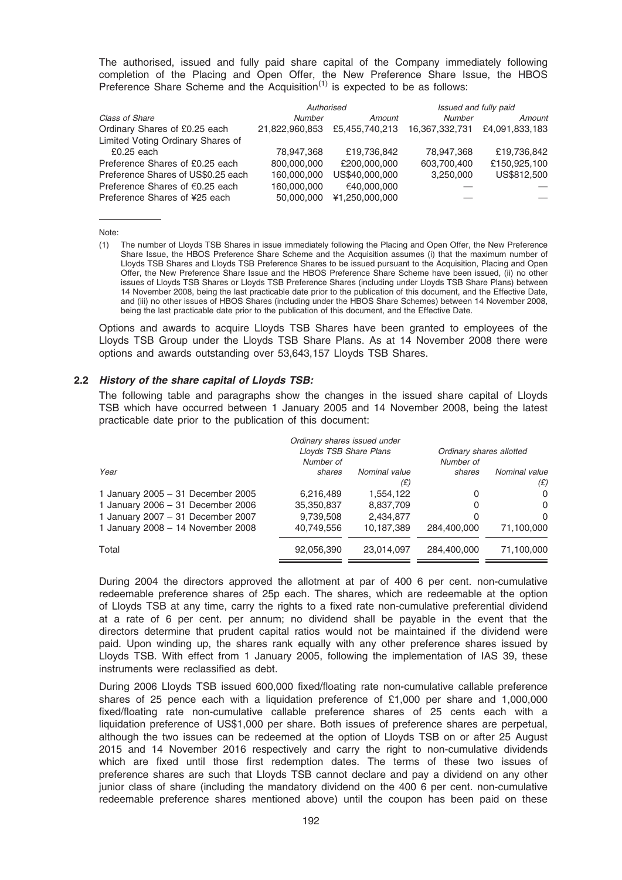The authorised, issued and fully paid share capital of the Company immediately following completion of the Placing and Open Offer, the New Preference Share Issue, the HBOS Preference Share Scheme and the Acquisition[(1)] is expected to be as follows:

| | *Authorised* | | *Issued and fully paid* | |
|---|---|---|---|---|
| *Class of Share* | *Number* | *Amount* | *Number* | *Amount* |
| Ordinary Shares of £0.25 each | 21,822,960,853 | £5,455,740,213 | 16,367,332,731 | £4,091,833,183 |
| Limited Voting Ordinary Shares of £0.25 each | 78,947,368 | £19,736,842 | 78,947,368 | £19,736,842 |
| Preference Shares of £0.25 each | 800,000,000 | £200,000,000 | 603,700,400 | £150,925,100 |
| Preference Shares of US$0.25 each | 160,000,000 | US$40,000,000 | 3,250,000 | US$812,500 |
| Preference Shares of €0.25 each | 160,000,000 | €40,000,000 | — | — |
| Preference Shares of ¥25 each | 50,000,000 | ¥1,250,000,000 | — | — |

Note:

(1) The number of Lloyds TSB Shares in issue immediately following the Placing and Open Offer, the New Preference Share Issue, the HBOS Preference Share Scheme and the Acquisition assumes (i) that the maximum number of Lloyds TSB Shares and Lloyds TSB Preference Shares to be issued pursuant to the Acquisition, Placing and Open Offer, the New Preference Share Issue and the HBOS Preference Share Scheme have been issued, (ii) no other issues of Lloyds TSB Shares or Lloyds TSB Preference Shares (including under Lloyds TSB Share Plans) between 14 November 2008, being the last practicable date prior to the publication of this document, and the Effective Date, and (iii) no other issues of HBOS Shares (including under the HBOS Share Schemes) between 14 November 2008, being the last practicable date prior to the publication of this document, and the Effective Date.

Options and awards to acquire Lloyds TSB Shares have been granted to employees of the Lloyds TSB Group under the Lloyds TSB Share Plans. As at 14 November 2008 there were options and awards outstanding over 53,643,157 Lloyds TSB Shares.

### 2.2 *History of the share capital of Lloyds TSB:*

The following table and paragraphs show the changes in the issued share capital of Lloyds TSB which have occurred between 1 January 2005 and 14 November 2008, being the latest practicable date prior to the publication of this document:

| | *Ordinary shares issued under Lloyds TSB Share Plans* | | *Ordinary shares allotted* | |
|---|---|---|---|---|
| *Year* | *Number of shares* | *Nominal value (£)* | *Number of shares* | *Nominal value (£)* |
| 1 January 2005 – 31 December 2005 | 6,216,489 | 1,554,122 | 0 | 0 |
| 1 January 2006 – 31 December 2006 | 35,350,837 | 8,837,709 | 0 | 0 |
| 1 January 2007 – 31 December 2007 | 9,739,508 | 2,434,877 | 0 | 0 |
| 1 January 2008 – 14 November 2008 | 40,749,556 | 10,187,389 | 284,400,000 | 71,100,000 |
| Total | 92,056,390 | 23,014,097 | 284,400,000 | 71,100,000 |

During 2004 the directors approved the allotment at par of 400 6 per cent. non-cumulative redeemable preference shares of 25p each. The shares, which are redeemable at the option of Lloyds TSB at any time, carry the rights to a fixed rate non-cumulative preferential dividend at a rate of 6 per cent. per annum; no dividend shall be payable in the event that the directors determine that prudent capital ratios would not be maintained if the dividend were paid. Upon winding up, the shares rank equally with any other preference shares issued by Lloyds TSB. With effect from 1 January 2005, following the implementation of IAS 39, these instruments were reclassified as debt.

During 2006 Lloyds TSB issued 600,000 fixed/floating rate non-cumulative callable preference shares of 25 pence each with a liquidation preference of £1,000 per share and 1,000,000 fixed/floating rate non-cumulative callable preference shares of 25 cents each with a liquidation preference of US$1,000 per share. Both issues of preference shares are perpetual, although the two issues can be redeemed at the option of Lloyds TSB on or after 25 August 2015 and 14 November 2016 respectively and carry the right to non-cumulative dividends which are fixed until those first redemption dates. The terms of these two issues of preference shares are such that Lloyds TSB cannot declare and pay a dividend on any other junior class of share (including the mandatory dividend on the 400 6 per cent. non-cumulative redeemable preference shares mentioned above) until the coupon has been paid on these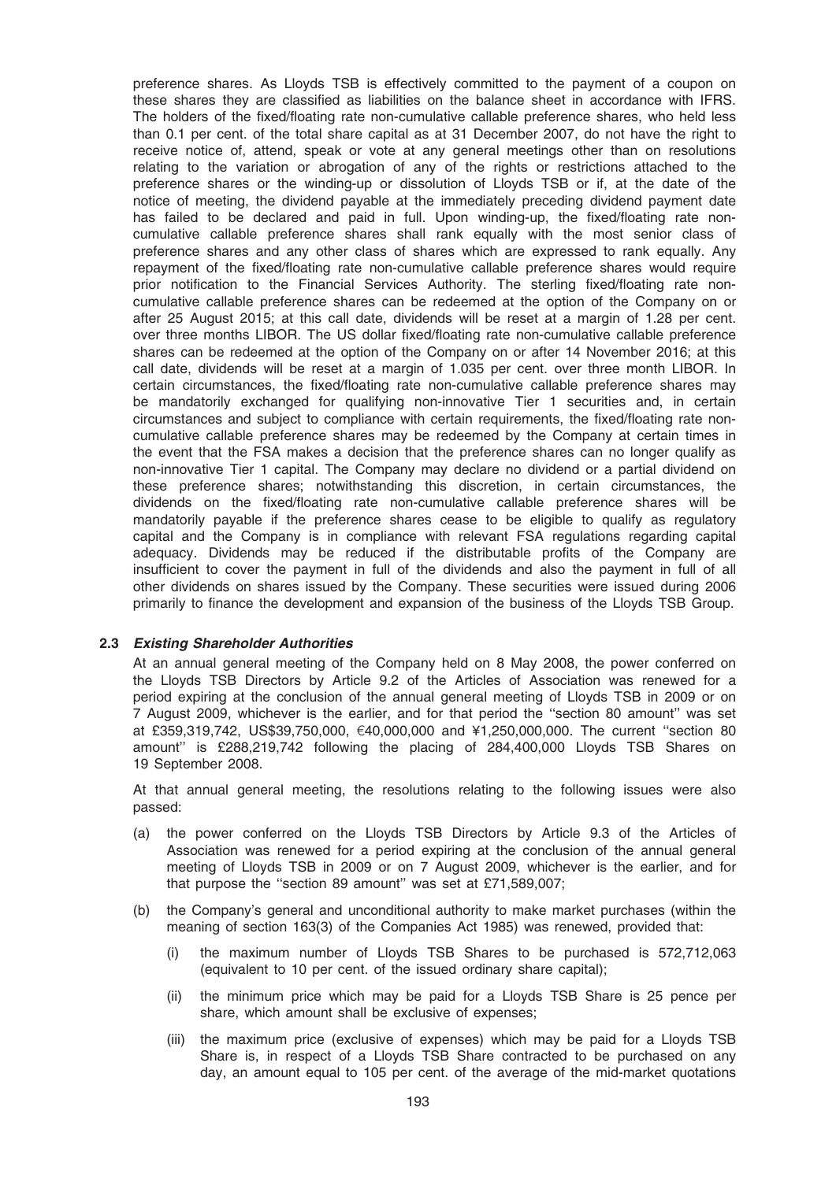preference shares. As Lloyds TSB is effectively committed to the payment of a coupon on these shares they are classified as liabilities on the balance sheet in accordance with IFRS. The holders of the fixed/floating rate non-cumulative callable preference shares, who held less than 0.1 per cent. of the total share capital as at 31 December 2007, do not have the right to receive notice of, attend, speak or vote at any general meetings other than on resolutions relating to the variation or abrogation of any of the rights or restrictions attached to the preference shares or the winding-up or dissolution of Lloyds TSB or if, at the date of the notice of meeting, the dividend payable at the immediately preceding dividend payment date has failed to be declared and paid in full. Upon winding-up, the fixed/floating rate non-cumulative callable preference shares shall rank equally with the most senior class of preference shares and any other class of shares which are expressed to rank equally. Any repayment of the fixed/floating rate non-cumulative callable preference shares would require prior notification to the Financial Services Authority. The sterling fixed/floating rate non-cumulative callable preference shares can be redeemed at the option of the Company on or after 25 August 2015; at this call date, dividends will be reset at a margin of 1.28 per cent. over three months LIBOR. The US dollar fixed/floating rate non-cumulative callable preference shares can be redeemed at the option of the Company on or after 14 November 2016; at this call date, dividends will be reset at a margin of 1.035 per cent. over three month LIBOR. In certain circumstances, the fixed/floating rate non-cumulative callable preference shares may be mandatorily exchanged for qualifying non-innovative Tier 1 securities and, in certain circumstances and subject to compliance with certain requirements, the fixed/floating rate non-cumulative callable preference shares may be redeemed by the Company at certain times in the event that the FSA makes a decision that the preference shares can no longer qualify as non-innovative Tier 1 capital. The Company may declare no dividend or a partial dividend on these preference shares; notwithstanding this discretion, in certain circumstances, the dividends on the fixed/floating rate non-cumulative callable preference shares will be mandatorily payable if the preference shares cease to be eligible to qualify as regulatory capital and the Company is in compliance with relevant FSA regulations regarding capital adequacy. Dividends may be reduced if the distributable profits of the Company are insufficient to cover the payment in full of the dividends and also the payment in full of all other dividends on shares issued by the Company. These securities were issued during 2006 primarily to finance the development and expansion of the business of the Lloyds TSB Group.

### 2.3 *Existing Shareholder Authorities*

At an annual general meeting of the Company held on 8 May 2008, the power conferred on the Lloyds TSB Directors by Article 9.2 of the Articles of Association was renewed for a period expiring at the conclusion of the annual general meeting of Lloyds TSB in 2009 or on 7 August 2009, whichever is the earlier, and for that period the ''section 80 amount'' was set at £359,319,742, US$39,750,000, €40,000,000 and ¥1,250,000,000. The current ''section 80 amount'' is £288,219,742 following the placing of 284,400,000 Lloyds TSB Shares on 19 September 2008.

At that annual general meeting, the resolutions relating to the following issues were also passed:

(a) the power conferred on the Lloyds TSB Directors by Article 9.3 of the Articles of Association was renewed for a period expiring at the conclusion of the annual general meeting of Lloyds TSB in 2009 or on 7 August 2009, whichever is the earlier, and for that purpose the ''section 89 amount'' was set at £71,589,007;

(b) the Company's general and unconditional authority to make market purchases (within the meaning of section 163(3) of the Companies Act 1985) was renewed, provided that:

   (i) the maximum number of Lloyds TSB Shares to be purchased is 572,712,063 (equivalent to 10 per cent. of the issued ordinary share capital);

   (ii) the minimum price which may be paid for a Lloyds TSB Share is 25 pence per share, which amount shall be exclusive of expenses;

   (iii) the maximum price (exclusive of expenses) which may be paid for a Lloyds TSB Share is, in respect of a Lloyds TSB Share contracted to be purchased on any day, an amount equal to 105 per cent. of the average of the mid-market quotations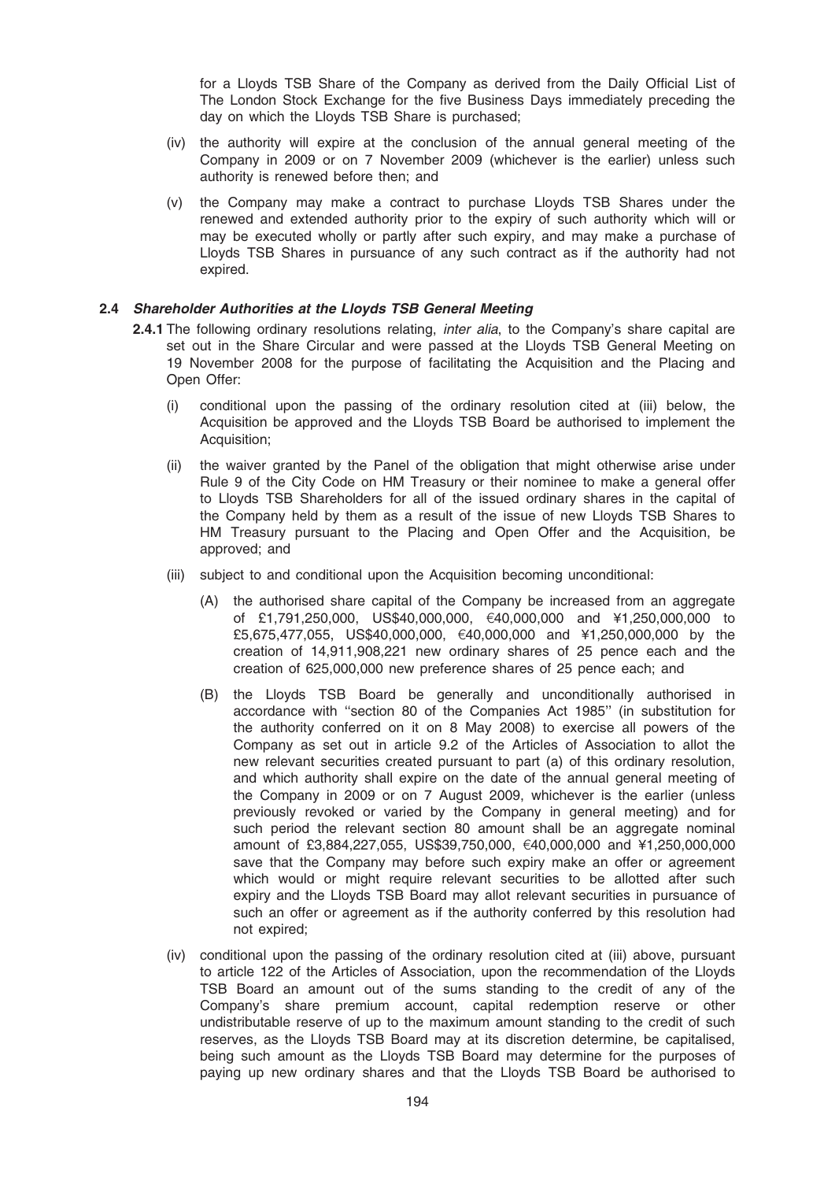for a Lloyds TSB Share of the Company as derived from the Daily Official List of The London Stock Exchange for the five Business Days immediately preceding the day on which the Lloyds TSB Share is purchased;

(iv) the authority will expire at the conclusion of the annual general meeting of the Company in 2009 or on 7 November 2009 (whichever is the earlier) unless such authority is renewed before then; and

(v) the Company may make a contract to purchase Lloyds TSB Shares under the renewed and extended authority prior to the expiry of such authority which will or may be executed wholly or partly after such expiry, and may make a purchase of Lloyds TSB Shares in pursuance of any such contract as if the authority had not expired.

### 2.4 *Shareholder Authorities at the Lloyds TSB General Meeting*

**2.4.1** The following ordinary resolutions relating, *inter alia*, to the Company's share capital are set out in the Share Circular and were passed at the Lloyds TSB General Meeting on 19 November 2008 for the purpose of facilitating the Acquisition and the Placing and Open Offer:

(i) conditional upon the passing of the ordinary resolution cited at (iii) below, the Acquisition be approved and the Lloyds TSB Board be authorised to implement the Acquisition;

(ii) the waiver granted by the Panel of the obligation that might otherwise arise under Rule 9 of the City Code on HM Treasury or their nominee to make a general offer to Lloyds TSB Shareholders for all of the issued ordinary shares in the capital of the Company held by them as a result of the issue of new Lloyds TSB Shares to HM Treasury pursuant to the Placing and Open Offer and the Acquisition, be approved; and

(iii) subject to and conditional upon the Acquisition becoming unconditional:

(A) the authorised share capital of the Company be increased from an aggregate of £1,791,250,000, US$40,000,000, €40,000,000 and ¥1,250,000,000 to £5,675,477,055, US$40,000,000, €40,000,000 and ¥1,250,000,000 by the creation of 14,911,908,221 new ordinary shares of 25 pence each and the creation of 625,000,000 new preference shares of 25 pence each; and

(B) the Lloyds TSB Board be generally and unconditionally authorised in accordance with ''section 80 of the Companies Act 1985'' (in substitution for the authority conferred on it on 8 May 2008) to exercise all powers of the Company as set out in article 9.2 of the Articles of Association to allot the new relevant securities created pursuant to part (a) of this ordinary resolution, and which authority shall expire on the date of the annual general meeting of the Company in 2009 or on 7 August 2009, whichever is the earlier (unless previously revoked or varied by the Company in general meeting) and for such period the relevant section 80 amount shall be an aggregate nominal amount of £3,884,227,055, US$39,750,000, €40,000,000 and ¥1,250,000,000 save that the Company may before such expiry make an offer or agreement which would or might require relevant securities to be allotted after such expiry and the Lloyds TSB Board may allot relevant securities in pursuance of such an offer or agreement as if the authority conferred by this resolution had not expired;

(iv) conditional upon the passing of the ordinary resolution cited at (iii) above, pursuant to article 122 of the Articles of Association, upon the recommendation of the Lloyds TSB Board an amount out of the sums standing to the credit of any of the Company's share premium account, capital redemption reserve or other undistributable reserve of up to the maximum amount standing to the credit of such reserves, as the Lloyds TSB Board may at its discretion determine, be capitalised, being such amount as the Lloyds TSB Board may determine for the purposes of paying up new ordinary shares and that the Lloyds TSB Board be authorised to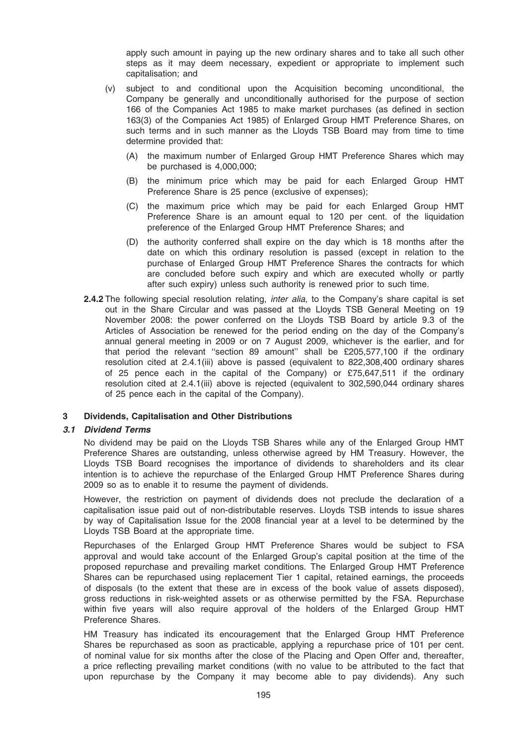apply such amount in paying up the new ordinary shares and to take all such other steps as it may deem necessary, expedient or appropriate to implement such capitalisation; and

(v) subject to and conditional upon the Acquisition becoming unconditional, the Company be generally and unconditionally authorised for the purpose of section 166 of the Companies Act 1985 to make market purchases (as defined in section 163(3) of the Companies Act 1985) of Enlarged Group HMT Preference Shares, on such terms and in such manner as the Lloyds TSB Board may from time to time determine provided that:

(A) the maximum number of Enlarged Group HMT Preference Shares which may be purchased is 4,000,000;

(B) the minimum price which may be paid for each Enlarged Group HMT Preference Share is 25 pence (exclusive of expenses);

(C) the maximum price which may be paid for each Enlarged Group HMT Preference Share is an amount equal to 120 per cent. of the liquidation preference of the Enlarged Group HMT Preference Shares; and

(D) the authority conferred shall expire on the day which is 18 months after the date on which this ordinary resolution is passed (except in relation to the purchase of Enlarged Group HMT Preference Shares the contracts for which are concluded before such expiry and which are executed wholly or partly after such expiry) unless such authority is renewed prior to such time.

**2.4.2** The following special resolution relating, *inter alia*, to the Company's share capital is set out in the Share Circular and was passed at the Lloyds TSB General Meeting on 19 November 2008: the power conferred on the Lloyds TSB Board by article 9.3 of the Articles of Association be renewed for the period ending on the day of the Company's annual general meeting in 2009 or on 7 August 2009, whichever is the earlier, and for that period the relevant ''section 89 amount'' shall be £205,577,100 if the ordinary resolution cited at 2.4.1(iii) above is passed (equivalent to 822,308,400 ordinary shares of 25 pence each in the capital of the Company) or £75,647,511 if the ordinary resolution cited at 2.4.1(iii) above is rejected (equivalent to 302,590,044 ordinary shares of 25 pence each in the capital of the Company).

## 3 Dividends, Capitalisation and Other Distributions

### *3.1 Dividend Terms*

No dividend may be paid on the Lloyds TSB Shares while any of the Enlarged Group HMT Preference Shares are outstanding, unless otherwise agreed by HM Treasury. However, the Lloyds TSB Board recognises the importance of dividends to shareholders and its clear intention is to achieve the repurchase of the Enlarged Group HMT Preference Shares during 2009 so as to enable it to resume the payment of dividends.

However, the restriction on payment of dividends does not preclude the declaration of a capitalisation issue paid out of non-distributable reserves. Lloyds TSB intends to issue shares by way of Capitalisation Issue for the 2008 financial year at a level to be determined by the Lloyds TSB Board at the appropriate time.

Repurchases of the Enlarged Group HMT Preference Shares would be subject to FSA approval and would take account of the Enlarged Group's capital position at the time of the proposed repurchase and prevailing market conditions. The Enlarged Group HMT Preference Shares can be repurchased using replacement Tier 1 capital, retained earnings, the proceeds of disposals (to the extent that these are in excess of the book value of assets disposed), gross reductions in risk-weighted assets or as otherwise permitted by the FSA. Repurchase within five years will also require approval of the holders of the Enlarged Group HMT Preference Shares.

HM Treasury has indicated its encouragement that the Enlarged Group HMT Preference Shares be repurchased as soon as practicable, applying a repurchase price of 101 per cent. of nominal value for six months after the close of the Placing and Open Offer and, thereafter, a price reflecting prevailing market conditions (with no value to be attributed to the fact that upon repurchase by the Company it may become able to pay dividends). Any such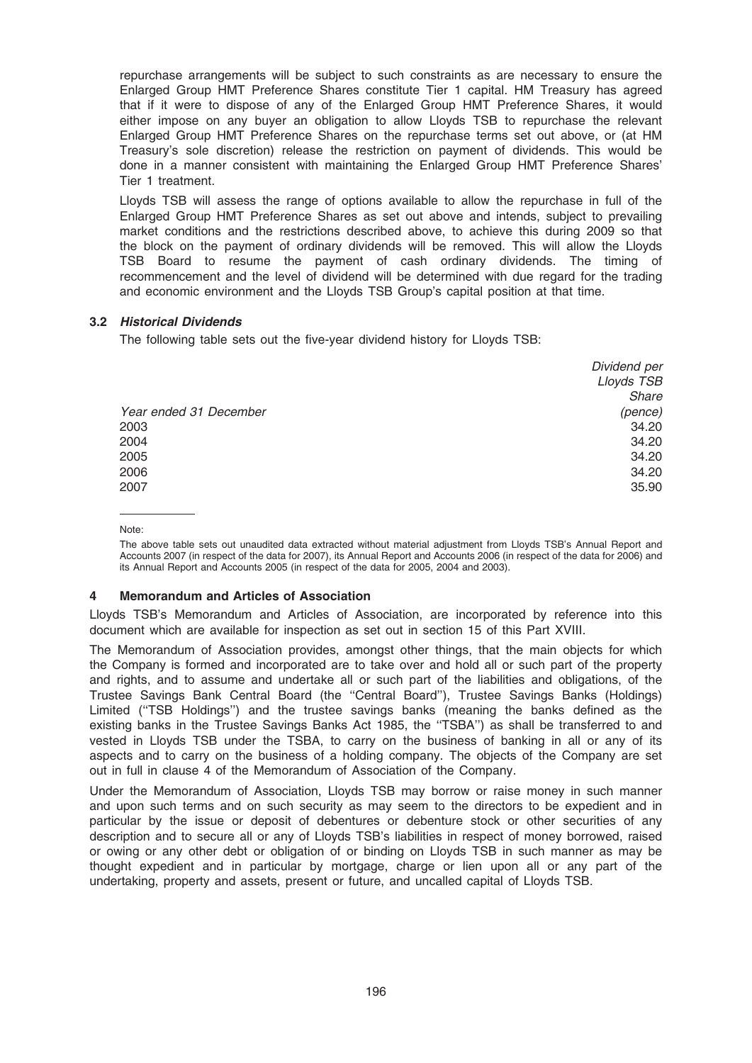repurchase arrangements will be subject to such constraints as are necessary to ensure the Enlarged Group HMT Preference Shares constitute Tier 1 capital. HM Treasury has agreed that if it were to dispose of any of the Enlarged Group HMT Preference Shares, it would either impose on any buyer an obligation to allow Lloyds TSB to repurchase the relevant Enlarged Group HMT Preference Shares on the repurchase terms set out above, or (at HM Treasury's sole discretion) release the restriction on payment of dividends. This would be done in a manner consistent with maintaining the Enlarged Group HMT Preference Shares' Tier 1 treatment.

Lloyds TSB will assess the range of options available to allow the repurchase in full of the Enlarged Group HMT Preference Shares as set out above and intends, subject to prevailing market conditions and the restrictions described above, to achieve this during 2009 so that the block on the payment of ordinary dividends will be removed. This will allow the Lloyds TSB Board to resume the payment of cash ordinary dividends. The timing of recommencement and the level of dividend will be determined with due regard for the trading and economic environment and the Lloyds TSB Group's capital position at that time.

### 3.2 *Historical Dividends*

The following table sets out the five-year dividend history for Lloyds TSB:

| *Year ended 31 December* | *Dividend per Lloyds TSB Share (pence)* |
|---|---|
| 2003 | 34.20 |
| 2004 | 34.20 |
| 2005 | 34.20 |
| 2006 | 34.20 |
| 2007 | 35.90 |

Note:

The above table sets out unaudited data extracted without material adjustment from Lloyds TSB's Annual Report and Accounts 2007 (in respect of the data for 2007), its Annual Report and Accounts 2006 (in respect of the data for 2006) and its Annual Report and Accounts 2005 (in respect of the data for 2005, 2004 and 2003).

## 4 Memorandum and Articles of Association

Lloyds TSB's Memorandum and Articles of Association, are incorporated by reference into this document which are available for inspection as set out in section 15 of this Part XVIII.

The Memorandum of Association provides, amongst other things, that the main objects for which the Company is formed and incorporated are to take over and hold all or such part of the property and rights, and to assume and undertake all or such part of the liabilities and obligations, of the Trustee Savings Bank Central Board (the ''Central Board''), Trustee Savings Banks (Holdings) Limited (''TSB Holdings'') and the trustee savings banks (meaning the banks defined as the existing banks in the Trustee Savings Banks Act 1985, the ''TSBA'') as shall be transferred to and vested in Lloyds TSB under the TSBA, to carry on the business of banking in all or any of its aspects and to carry on the business of a holding company. The objects of the Company are set out in full in clause 4 of the Memorandum of Association of the Company.

Under the Memorandum of Association, Lloyds TSB may borrow or raise money in such manner and upon such terms and on such security as may seem to the directors to be expedient and in particular by the issue or deposit of debentures or debenture stock or other securities of any description and to secure all or any of Lloyds TSB's liabilities in respect of money borrowed, raised or owing or any other debt or obligation of or binding on Lloyds TSB in such manner as may be thought expedient and in particular by mortgage, charge or lien upon all or any part of the undertaking, property and assets, present or future, and uncalled capital of Lloyds TSB.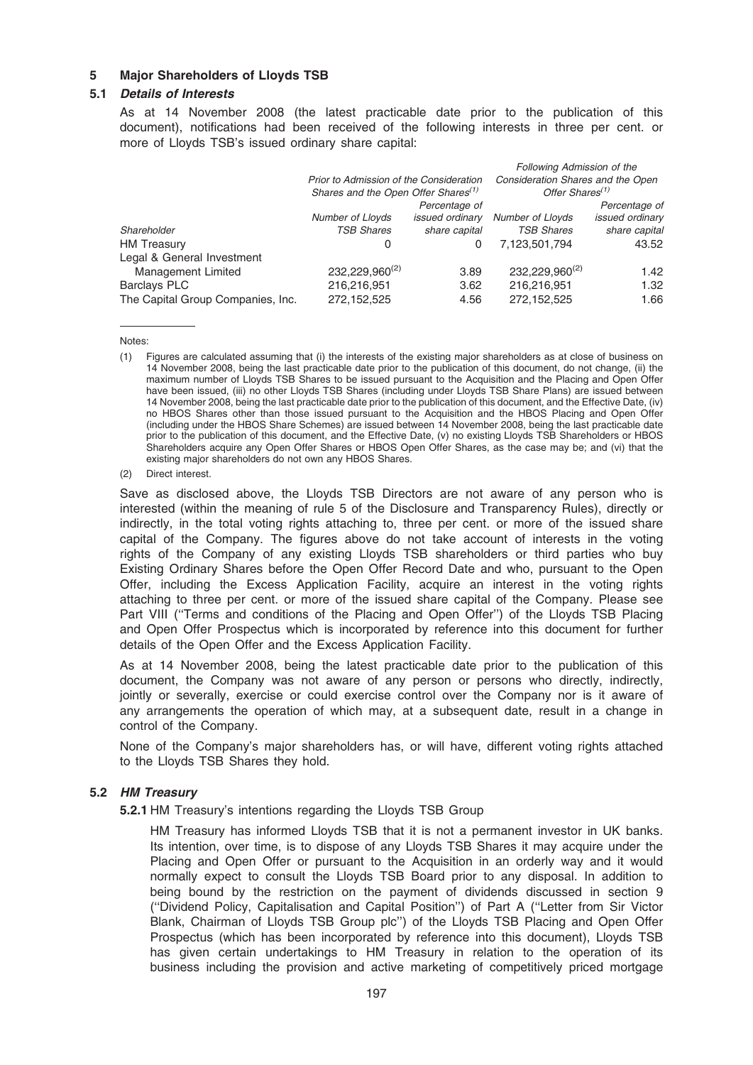## 5 Major Shareholders of Lloyds TSB

### 5.1 *Details of Interests*

As at 14 November 2008 (the latest practicable date prior to the publication of this document), notifications had been received of the following interests in three per cent. or more of Lloyds TSB's issued ordinary share capital:

| | *Prior to Admission of the Consideration Shares and the Open Offer Shares*[(1)] | | *Following Admission of the Consideration Shares and the Open Offer Shares*[(1)] | |
|---|---|---|---|---|
| *Shareholder* | *Number of Lloyds TSB Shares* | *Percentage of issued ordinary share capital* | *Number of Lloyds TSB Shares* | *Percentage of issued ordinary share capital* |
| HM Treasury | 0 | 0 | 7,123,501,794 | 43.52 |
| Legal & General Investment Management Limited | 232,229,960[(2)] | 3.89 | 232,229,960[(2)] | 1.42 |
| Barclays PLC | 216,216,951 | 3.62 | 216,216,951 | 1.32 |
| The Capital Group Companies, Inc. | 272,152,525 | 4.56 | 272,152,525 | 1.66 |

Notes:

(1) Figures are calculated assuming that (i) the interests of the existing major shareholders as at close of business on 14 November 2008, being the last practicable date prior to the publication of this document, do not change, (ii) the maximum number of Lloyds TSB Shares to be issued pursuant to the Acquisition and the Placing and Open Offer have been issued, (iii) no other Lloyds TSB Shares (including under Lloyds TSB Share Plans) are issued between 14 November 2008, being the last practicable date prior to the publication of this document, and the Effective Date, (iv) no HBOS Shares other than those issued pursuant to the Acquisition and the HBOS Placing and Open Offer (including under the HBOS Share Schemes) are issued between 14 November 2008, being the last practicable date prior to the publication of this document, and the Effective Date, (v) no existing Lloyds TSB Shareholders or HBOS Shareholders acquire any Open Offer Shares or HBOS Open Offer Shares, as the case may be; and (vi) that the existing major shareholders do not own any HBOS Shares.

(2) Direct interest.

Save as disclosed above, the Lloyds TSB Directors are not aware of any person who is interested (within the meaning of rule 5 of the Disclosure and Transparency Rules), directly or indirectly, in the total voting rights attaching to, three per cent. or more of the issued share capital of the Company. The figures above do not take account of interests in the voting rights of the Company of any existing Lloyds TSB shareholders or third parties who buy Existing Ordinary Shares before the Open Offer Record Date and who, pursuant to the Open Offer, including the Excess Application Facility, acquire an interest in the voting rights attaching to three per cent. or more of the issued share capital of the Company. Please see Part VIII (''Terms and conditions of the Placing and Open Offer'') of the Lloyds TSB Placing and Open Offer Prospectus which is incorporated by reference into this document for further details of the Open Offer and the Excess Application Facility.

As at 14 November 2008, being the latest practicable date prior to the publication of this document, the Company was not aware of any person or persons who directly, indirectly, jointly or severally, exercise or could exercise control over the Company nor is it aware of any arrangements the operation of which may, at a subsequent date, result in a change in control of the Company.

None of the Company's major shareholders has, or will have, different voting rights attached to the Lloyds TSB Shares they hold.

### 5.2 *HM Treasury*

**5.2.1** HM Treasury's intentions regarding the Lloyds TSB Group

HM Treasury has informed Lloyds TSB that it is not a permanent investor in UK banks. Its intention, over time, is to dispose of any Lloyds TSB Shares it may acquire under the Placing and Open Offer or pursuant to the Acquisition in an orderly way and it would normally expect to consult the Lloyds TSB Board prior to any disposal. In addition to being bound by the restriction on the payment of dividends discussed in section 9 (''Dividend Policy, Capitalisation and Capital Position'') of Part A (''Letter from Sir Victor Blank, Chairman of Lloyds TSB Group plc'') of the Lloyds TSB Placing and Open Offer Prospectus (which has been incorporated by reference into this document), Lloyds TSB has given certain undertakings to HM Treasury in relation to the operation of its business including the provision and active marketing of competitively priced mortgage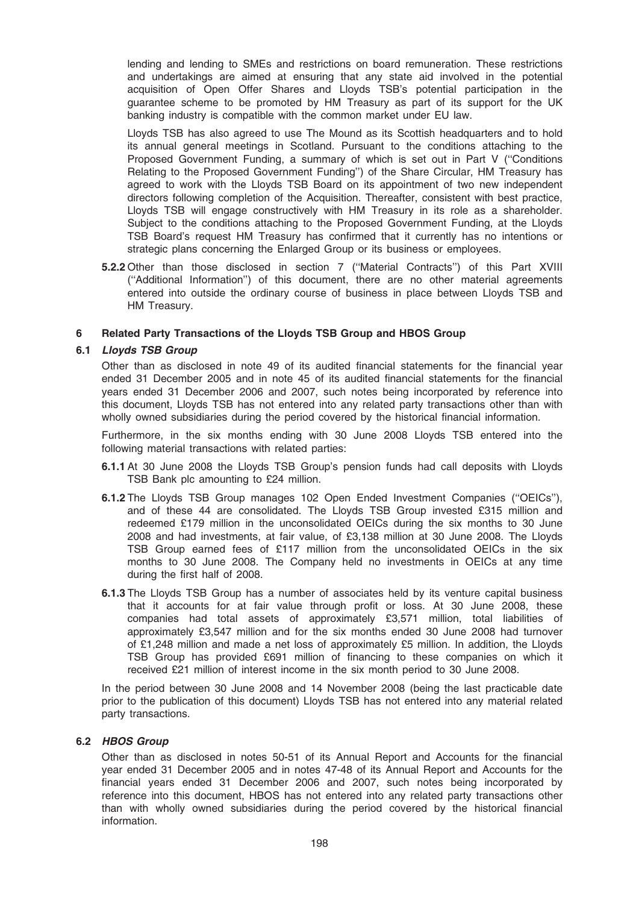lending and lending to SMEs and restrictions on board remuneration. These restrictions and undertakings are aimed at ensuring that any state aid involved in the potential acquisition of Open Offer Shares and Lloyds TSB's potential participation in the guarantee scheme to be promoted by HM Treasury as part of its support for the UK banking industry is compatible with the common market under EU law.

Lloyds TSB has also agreed to use The Mound as its Scottish headquarters and to hold its annual general meetings in Scotland. Pursuant to the conditions attaching to the Proposed Government Funding, a summary of which is set out in Part V (''Conditions Relating to the Proposed Government Funding'') of the Share Circular, HM Treasury has agreed to work with the Lloyds TSB Board on its appointment of two new independent directors following completion of the Acquisition. Thereafter, consistent with best practice, Lloyds TSB will engage constructively with HM Treasury in its role as a shareholder. Subject to the conditions attaching to the Proposed Government Funding, at the Lloyds TSB Board's request HM Treasury has confirmed that it currently has no intentions or strategic plans concerning the Enlarged Group or its business or employees.

**5.2.2** Other than those disclosed in section 7 (''Material Contracts'') of this Part XVIII (''Additional Information'') of this document, there are no other material agreements entered into outside the ordinary course of business in place between Lloyds TSB and HM Treasury.

## 6 Related Party Transactions of the Lloyds TSB Group and HBOS Group

### 6.1 *Lloyds TSB Group*

Other than as disclosed in note 49 of its audited financial statements for the financial year ended 31 December 2005 and in note 45 of its audited financial statements for the financial years ended 31 December 2006 and 2007, such notes being incorporated by reference into this document, Lloyds TSB has not entered into any related party transactions other than with wholly owned subsidiaries during the period covered by the historical financial information.

Furthermore, in the six months ending with 30 June 2008 Lloyds TSB entered into the following material transactions with related parties:

**6.1.1** At 30 June 2008 the Lloyds TSB Group's pension funds had call deposits with Lloyds TSB Bank plc amounting to £24 million.

**6.1.2** The Lloyds TSB Group manages 102 Open Ended Investment Companies (''OEICs''), and of these 44 are consolidated. The Lloyds TSB Group invested £315 million and redeemed £179 million in the unconsolidated OEICs during the six months to 30 June 2008 and had investments, at fair value, of £3,138 million at 30 June 2008. The Lloyds TSB Group earned fees of £117 million from the unconsolidated OEICs in the six months to 30 June 2008. The Company held no investments in OEICs at any time during the first half of 2008.

**6.1.3** The Lloyds TSB Group has a number of associates held by its venture capital business that it accounts for at fair value through profit or loss. At 30 June 2008, these companies had total assets of approximately £3,571 million, total liabilities of approximately £3,547 million and for the six months ended 30 June 2008 had turnover of £1,248 million and made a net loss of approximately £5 million. In addition, the Lloyds TSB Group has provided £691 million of financing to these companies on which it received £21 million of interest income in the six month period to 30 June 2008.

In the period between 30 June 2008 and 14 November 2008 (being the last practicable date prior to the publication of this document) Lloyds TSB has not entered into any material related party transactions.

### 6.2 *HBOS Group*

Other than as disclosed in notes 50-51 of its Annual Report and Accounts for the financial year ended 31 December 2005 and in notes 47-48 of its Annual Report and Accounts for the financial years ended 31 December 2006 and 2007, such notes being incorporated by reference into this document, HBOS has not entered into any related party transactions other than with wholly owned subsidiaries during the period covered by the historical financial information.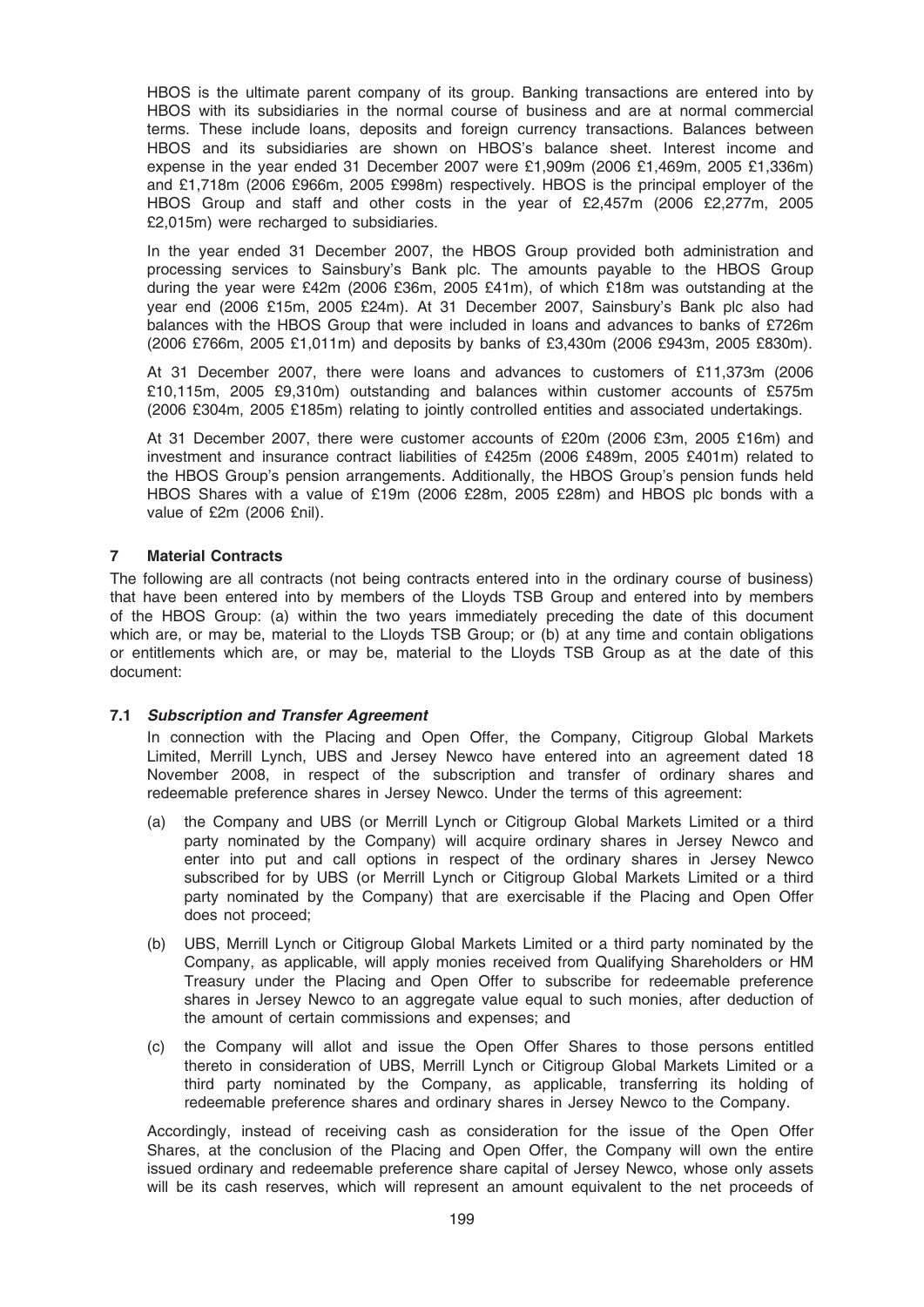HBOS is the ultimate parent company of its group. Banking transactions are entered into by HBOS with its subsidiaries in the normal course of business and are at normal commercial terms. These include loans, deposits and foreign currency transactions. Balances between HBOS and its subsidiaries are shown on HBOS's balance sheet. Interest income and expense in the year ended 31 December 2007 were £1,909m (2006 £1,469m, 2005 £1,336m) and £1,718m (2006 £966m, 2005 £998m) respectively. HBOS is the principal employer of the HBOS Group and staff and other costs in the year of £2,457m (2006 £2,277m, 2005 £2,015m) were recharged to subsidiaries.

In the year ended 31 December 2007, the HBOS Group provided both administration and processing services to Sainsbury's Bank plc. The amounts payable to the HBOS Group during the year were £42m (2006 £36m, 2005 £41m), of which £18m was outstanding at the year end (2006 £15m, 2005 £24m). At 31 December 2007, Sainsbury's Bank plc also had balances with the HBOS Group that were included in loans and advances to banks of £726m (2006 £766m, 2005 £1,011m) and deposits by banks of £3,430m (2006 £943m, 2005 £830m).

At 31 December 2007, there were loans and advances to customers of £11,373m (2006 £10,115m, 2005 £9,310m) outstanding and balances within customer accounts of £575m (2006 £304m, 2005 £185m) relating to jointly controlled entities and associated undertakings.

At 31 December 2007, there were customer accounts of £20m (2006 £3m, 2005 £16m) and investment and insurance contract liabilities of £425m (2006 £489m, 2005 £401m) related to the HBOS Group's pension arrangements. Additionally, the HBOS Group's pension funds held HBOS Shares with a value of £19m (2006 £28m, 2005 £28m) and HBOS plc bonds with a value of £2m (2006 £nil).

## 7 Material Contracts

The following are all contracts (not being contracts entered into in the ordinary course of business) that have been entered into by members of the Lloyds TSB Group and entered into by members of the HBOS Group: (a) within the two years immediately preceding the date of this document which are, or may be, material to the Lloyds TSB Group; or (b) at any time and contain obligations or entitlements which are, or may be, material to the Lloyds TSB Group as at the date of this document:

### 7.1 *Subscription and Transfer Agreement*

In connection with the Placing and Open Offer, the Company, Citigroup Global Markets Limited, Merrill Lynch, UBS and Jersey Newco have entered into an agreement dated 18 November 2008, in respect of the subscription and transfer of ordinary shares and redeemable preference shares in Jersey Newco. Under the terms of this agreement:

(a) the Company and UBS (or Merrill Lynch or Citigroup Global Markets Limited or a third party nominated by the Company) will acquire ordinary shares in Jersey Newco and enter into put and call options in respect of the ordinary shares in Jersey Newco subscribed for by UBS (or Merrill Lynch or Citigroup Global Markets Limited or a third party nominated by the Company) that are exercisable if the Placing and Open Offer does not proceed;

(b) UBS, Merrill Lynch or Citigroup Global Markets Limited or a third party nominated by the Company, as applicable, will apply monies received from Qualifying Shareholders or HM Treasury under the Placing and Open Offer to subscribe for redeemable preference shares in Jersey Newco to an aggregate value equal to such monies, after deduction of the amount of certain commissions and expenses; and

(c) the Company will allot and issue the Open Offer Shares to those persons entitled thereto in consideration of UBS, Merrill Lynch or Citigroup Global Markets Limited or a third party nominated by the Company, as applicable, transferring its holding of redeemable preference shares and ordinary shares in Jersey Newco to the Company.

Accordingly, instead of receiving cash as consideration for the issue of the Open Offer Shares, at the conclusion of the Placing and Open Offer, the Company will own the entire issued ordinary and redeemable preference share capital of Jersey Newco, whose only assets will be its cash reserves, which will represent an amount equivalent to the net proceeds of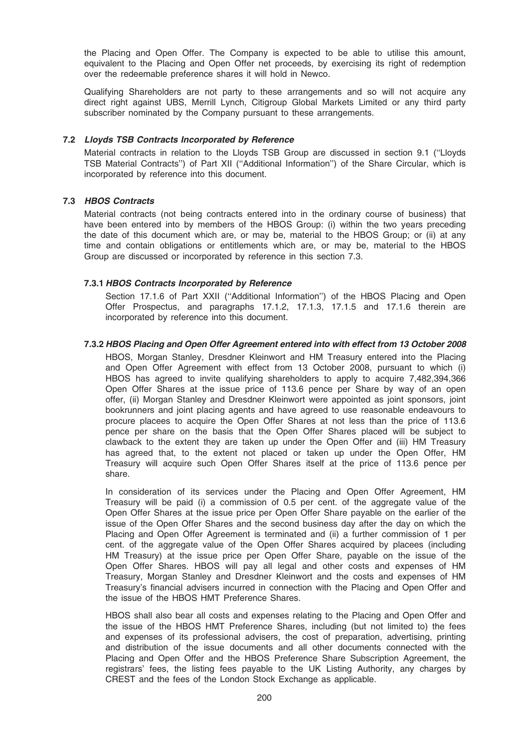the Placing and Open Offer. The Company is expected to be able to utilise this amount, equivalent to the Placing and Open Offer net proceeds, by exercising its right of redemption over the redeemable preference shares it will hold in Newco.

Qualifying Shareholders are not party to these arrangements and so will not acquire any direct right against UBS, Merrill Lynch, Citigroup Global Markets Limited or any third party subscriber nominated by the Company pursuant to these arrangements.

### 7.2 *Lloyds TSB Contracts Incorporated by Reference*

Material contracts in relation to the Lloyds TSB Group are discussed in section 9.1 (''Lloyds TSB Material Contracts'') of Part XII (''Additional Information'') of the Share Circular, which is incorporated by reference into this document.

### 7.3 *HBOS Contracts*

Material contracts (not being contracts entered into in the ordinary course of business) that have been entered into by members of the HBOS Group: (i) within the two years preceding the date of this document which are, or may be, material to the HBOS Group; or (ii) at any time and contain obligations or entitlements which are, or may be, material to the HBOS Group are discussed or incorporated by reference in this section 7.3.

#### 7.3.1 *HBOS Contracts Incorporated by Reference*

Section 17.1.6 of Part XXII (''Additional Information'') of the HBOS Placing and Open Offer Prospectus, and paragraphs 17.1.2, 17.1.3, 17.1.5 and 17.1.6 therein are incorporated by reference into this document.

#### 7.3.2 *HBOS Placing and Open Offer Agreement entered into with effect from 13 October 2008*

HBOS, Morgan Stanley, Dresdner Kleinwort and HM Treasury entered into the Placing and Open Offer Agreement with effect from 13 October 2008, pursuant to which (i) HBOS has agreed to invite qualifying shareholders to apply to acquire 7,482,394,366 Open Offer Shares at the issue price of 113.6 pence per Share by way of an open offer, (ii) Morgan Stanley and Dresdner Kleinwort were appointed as joint sponsors, joint bookrunners and joint placing agents and have agreed to use reasonable endeavours to procure placees to acquire the Open Offer Shares at not less than the price of 113.6 pence per share on the basis that the Open Offer Shares placed will be subject to clawback to the extent they are taken up under the Open Offer and (iii) HM Treasury has agreed that, to the extent not placed or taken up under the Open Offer, HM Treasury will acquire such Open Offer Shares itself at the price of 113.6 pence per share.

In consideration of its services under the Placing and Open Offer Agreement, HM Treasury will be paid (i) a commission of 0.5 per cent. of the aggregate value of the Open Offer Shares at the issue price per Open Offer Share payable on the earlier of the issue of the Open Offer Shares and the second business day after the day on which the Placing and Open Offer Agreement is terminated and (ii) a further commission of 1 per cent. of the aggregate value of the Open Offer Shares acquired by placees (including HM Treasury) at the issue price per Open Offer Share, payable on the issue of the Open Offer Shares. HBOS will pay all legal and other costs and expenses of HM Treasury, Morgan Stanley and Dresdner Kleinwort and the costs and expenses of HM Treasury's financial advisers incurred in connection with the Placing and Open Offer and the issue of the HBOS HMT Preference Shares.

HBOS shall also bear all costs and expenses relating to the Placing and Open Offer and the issue of the HBOS HMT Preference Shares, including (but not limited to) the fees and expenses of its professional advisers, the cost of preparation, advertising, printing and distribution of the issue documents and all other documents connected with the Placing and Open Offer and the HBOS Preference Share Subscription Agreement, the registrars' fees, the listing fees payable to the UK Listing Authority, any charges by CREST and the fees of the London Stock Exchange as applicable.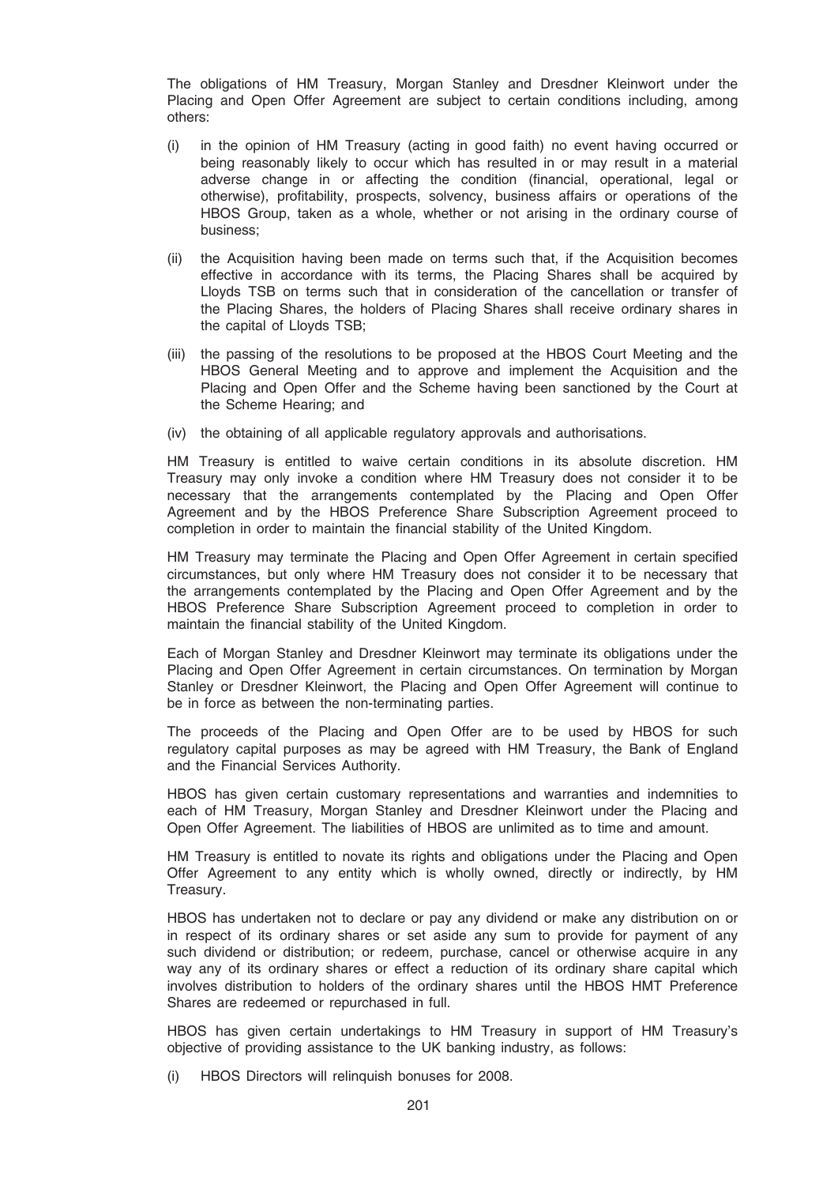The obligations of HM Treasury, Morgan Stanley and Dresdner Kleinwort under the Placing and Open Offer Agreement are subject to certain conditions including, among others:

(i) in the opinion of HM Treasury (acting in good faith) no event having occurred or being reasonably likely to occur which has resulted in or may result in a material adverse change in or affecting the condition (financial, operational, legal or otherwise), profitability, prospects, solvency, business affairs or operations of the HBOS Group, taken as a whole, whether or not arising in the ordinary course of business;

(ii) the Acquisition having been made on terms such that, if the Acquisition becomes effective in accordance with its terms, the Placing Shares shall be acquired by Lloyds TSB on terms such that in consideration of the cancellation or transfer of the Placing Shares, the holders of Placing Shares shall receive ordinary shares in the capital of Lloyds TSB;

(iii) the passing of the resolutions to be proposed at the HBOS Court Meeting and the HBOS General Meeting and to approve and implement the Acquisition and the Placing and Open Offer and the Scheme having been sanctioned by the Court at the Scheme Hearing; and

(iv) the obtaining of all applicable regulatory approvals and authorisations.

HM Treasury is entitled to waive certain conditions in its absolute discretion. HM Treasury may only invoke a condition where HM Treasury does not consider it to be necessary that the arrangements contemplated by the Placing and Open Offer Agreement and by the HBOS Preference Share Subscription Agreement proceed to completion in order to maintain the financial stability of the United Kingdom.

HM Treasury may terminate the Placing and Open Offer Agreement in certain specified circumstances, but only where HM Treasury does not consider it to be necessary that the arrangements contemplated by the Placing and Open Offer Agreement and by the HBOS Preference Share Subscription Agreement proceed to completion in order to maintain the financial stability of the United Kingdom.

Each of Morgan Stanley and Dresdner Kleinwort may terminate its obligations under the Placing and Open Offer Agreement in certain circumstances. On termination by Morgan Stanley or Dresdner Kleinwort, the Placing and Open Offer Agreement will continue to be in force as between the non-terminating parties.

The proceeds of the Placing and Open Offer are to be used by HBOS for such regulatory capital purposes as may be agreed with HM Treasury, the Bank of England and the Financial Services Authority.

HBOS has given certain customary representations and warranties and indemnities to each of HM Treasury, Morgan Stanley and Dresdner Kleinwort under the Placing and Open Offer Agreement. The liabilities of HBOS are unlimited as to time and amount.

HM Treasury is entitled to novate its rights and obligations under the Placing and Open Offer Agreement to any entity which is wholly owned, directly or indirectly, by HM Treasury.

HBOS has undertaken not to declare or pay any dividend or make any distribution on or in respect of its ordinary shares or set aside any sum to provide for payment of any such dividend or distribution; or redeem, purchase, cancel or otherwise acquire in any way any of its ordinary shares or effect a reduction of its ordinary share capital which involves distribution to holders of the ordinary shares until the HBOS HMT Preference Shares are redeemed or repurchased in full.

HBOS has given certain undertakings to HM Treasury in support of HM Treasury's objective of providing assistance to the UK banking industry, as follows:

(i) HBOS Directors will relinquish bonuses for 2008.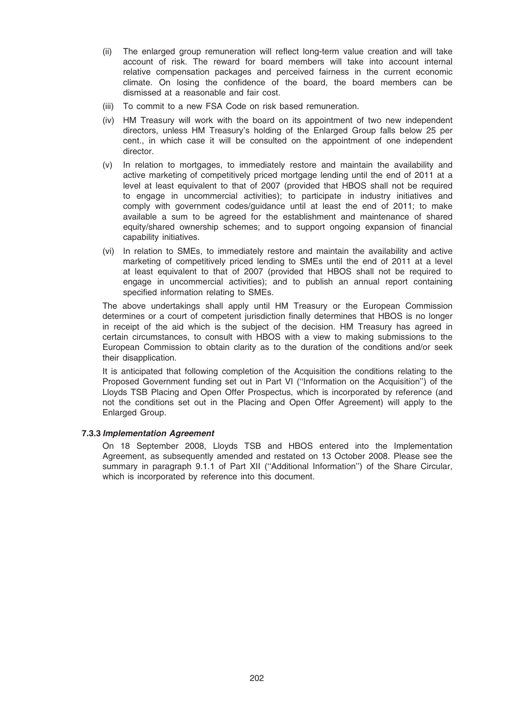(ii) The enlarged group remuneration will reflect long-term value creation and will take account of risk. The reward for board members will take into account internal relative compensation packages and perceived fairness in the current economic climate. On losing the confidence of the board, the board members can be dismissed at a reasonable and fair cost.

(iii) To commit to a new FSA Code on risk based remuneration.

(iv) HM Treasury will work with the board on its appointment of two new independent directors, unless HM Treasury's holding of the Enlarged Group falls below 25 per cent., in which case it will be consulted on the appointment of one independent director.

(v) In relation to mortgages, to immediately restore and maintain the availability and active marketing of competitively priced mortgage lending until the end of 2011 at a level at least equivalent to that of 2007 (provided that HBOS shall not be required to engage in uncommercial activities); to participate in industry initiatives and comply with government codes/guidance until at least the end of 2011; to make available a sum to be agreed for the establishment and maintenance of shared equity/shared ownership schemes; and to support ongoing expansion of financial capability initiatives.

(vi) In relation to SMEs, to immediately restore and maintain the availability and active marketing of competitively priced lending to SMEs until the end of 2011 at a level at least equivalent to that of 2007 (provided that HBOS shall not be required to engage in uncommercial activities); and to publish an annual report containing specified information relating to SMEs.

The above undertakings shall apply until HM Treasury or the European Commission determines or a court of competent jurisdiction finally determines that HBOS is no longer in receipt of the aid which is the subject of the decision. HM Treasury has agreed in certain circumstances, to consult with HBOS with a view to making submissions to the European Commission to obtain clarity as to the duration of the conditions and/or seek their disapplication.

It is anticipated that following completion of the Acquisition the conditions relating to the Proposed Government funding set out in Part VI (''Information on the Acquisition'') of the Lloyds TSB Placing and Open Offer Prospectus, which is incorporated by reference (and not the conditions set out in the Placing and Open Offer Agreement) will apply to the Enlarged Group.

#### 7.3.3 *Implementation Agreement*

On 18 September 2008, Lloyds TSB and HBOS entered into the Implementation Agreement, as subsequently amended and restated on 13 October 2008. Please see the summary in paragraph 9.1.1 of Part XII (''Additional Information'') of the Share Circular, which is incorporated by reference into this document.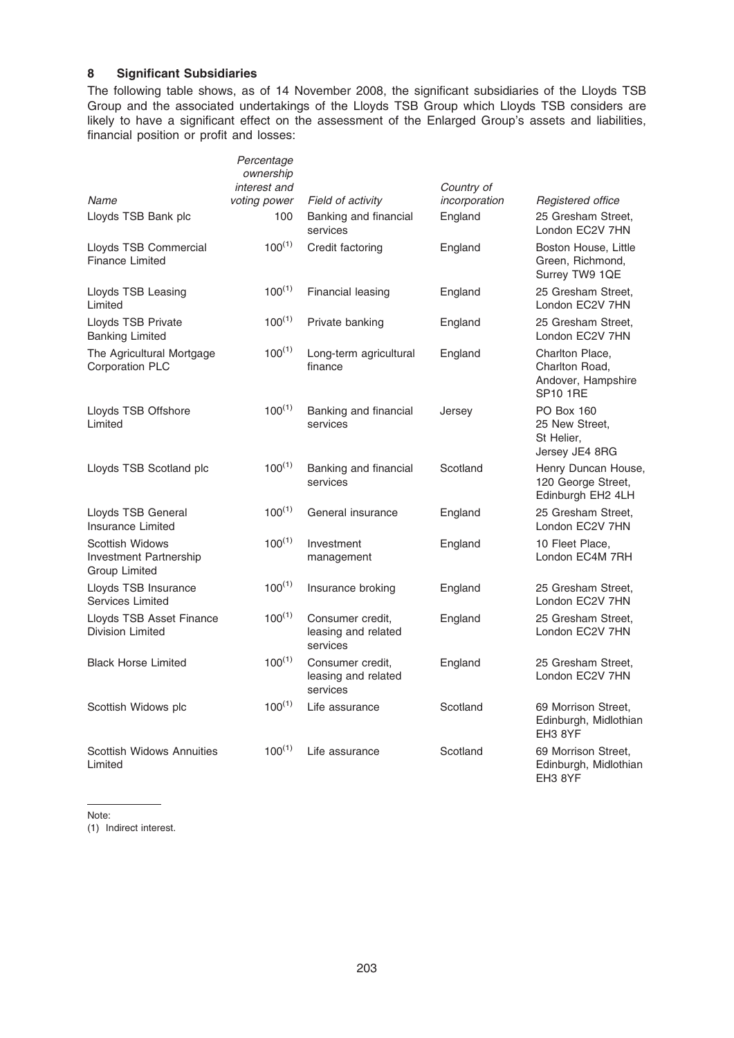## 8 Significant Subsidiaries

The following table shows, as of 14 November 2008, the significant subsidiaries of the Lloyds TSB Group and the associated undertakings of the Lloyds TSB Group which Lloyds TSB considers are likely to have a significant effect on the assessment of the Enlarged Group's assets and liabilities, financial position or profit and losses:

| *Name* | *Percentage ownership interest and voting power* | *Field of activity* | *Country of incorporation* | *Registered office* |
|---|---|---|---|---|
| Lloyds TSB Bank plc | 100 | Banking and financial services | England | 25 Gresham Street, London EC2V 7HN |
| Lloyds TSB Commercial Finance Limited | 100[(1)] | Credit factoring | England | Boston House, Little Green, Richmond, Surrey TW9 1QE |
| Lloyds TSB Leasing Limited | 100[(1)] | Financial leasing | England | 25 Gresham Street, London EC2V 7HN |
| Lloyds TSB Private Banking Limited | 100[(1)] | Private banking | England | 25 Gresham Street, London EC2V 7HN |
| The Agricultural Mortgage Corporation PLC | 100[(1)] | Long-term agricultural finance | England | Charlton Place, Charlton Road, Andover, Hampshire SP10 1RE |
| Lloyds TSB Offshore Limited | 100[(1)] | Banking and financial services | Jersey | PO Box 160 25 New Street, St Helier, Jersey JE4 8RG |
| Lloyds TSB Scotland plc | 100[(1)] | Banking and financial services | Scotland | Henry Duncan House, 120 George Street, Edinburgh EH2 4LH |
| Lloyds TSB General Insurance Limited | 100[(1)] | General insurance | England | 25 Gresham Street, London EC2V 7HN |
| Scottish Widows Investment Partnership Group Limited | 100[(1)] | Investment management | England | 10 Fleet Place, London EC4M 7RH |
| Lloyds TSB Insurance Services Limited | 100[(1)] | Insurance broking | England | 25 Gresham Street, London EC2V 7HN |
| Lloyds TSB Asset Finance Division Limited | 100[(1)] | Consumer credit, leasing and related services | England | 25 Gresham Street, London EC2V 7HN |
| Black Horse Limited | 100[(1)] | Consumer credit, leasing and related services | England | 25 Gresham Street, London EC2V 7HN |
| Scottish Widows plc | 100[(1)] | Life assurance | Scotland | 69 Morrison Street, Edinburgh, Midlothian EH3 8YF |
| Scottish Widows Annuities Limited | 100[(1)] | Life assurance | Scotland | 69 Morrison Street, Edinburgh, Midlothian EH3 8YF |

Note:
(1) Indirect interest.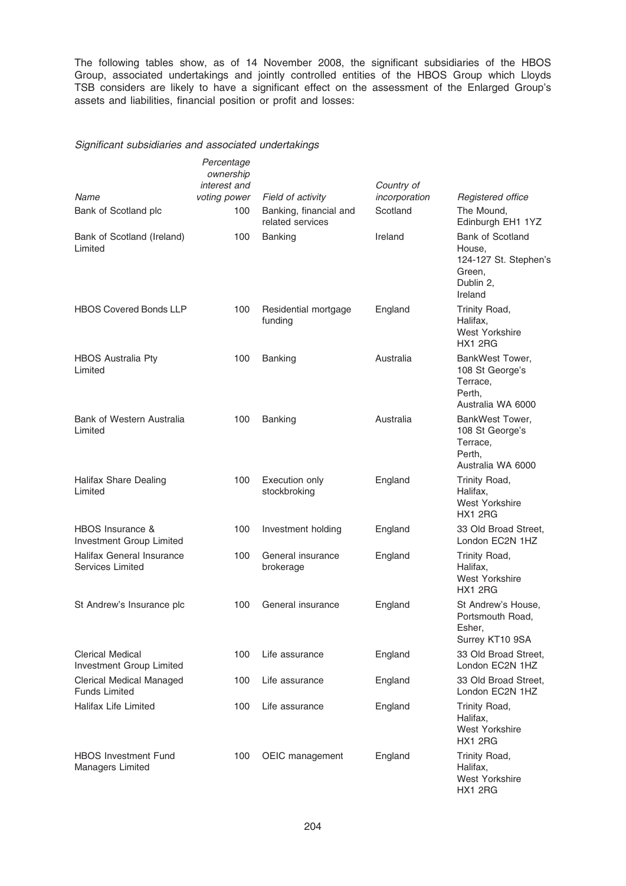The following tables show, as of 14 November 2008, the significant subsidiaries of the HBOS Group, associated undertakings and jointly controlled entities of the HBOS Group which Lloyds TSB considers are likely to have a significant effect on the assessment of the Enlarged Group's assets and liabilities, financial position or profit and losses:

*Significant subsidiaries and associated undertakings*

| *Name* | *Percentage ownership interest and voting power* | *Field of activity* | *Country of incorporation* | *Registered office* |
|---|---|---|---|---|
| Bank of Scotland plc | 100 | Banking, financial and related services | Scotland | The Mound, Edinburgh EH1 1YZ |
| Bank of Scotland (Ireland) Limited | 100 | Banking | Ireland | Bank of Scotland House, 124-127 St. Stephen's Green, Dublin 2, Ireland |
| HBOS Covered Bonds LLP | 100 | Residential mortgage funding | England | Trinity Road, Halifax, West Yorkshire HX1 2RG |
| HBOS Australia Pty Limited | 100 | Banking | Australia | BankWest Tower, 108 St George's Terrace, Perth, Australia WA 6000 |
| Bank of Western Australia Limited | 100 | Banking | Australia | BankWest Tower, 108 St George's Terrace, Perth, Australia WA 6000 |
| Halifax Share Dealing Limited | 100 | Execution only stockbroking | England | Trinity Road, Halifax, West Yorkshire HX1 2RG |
| HBOS Insurance & Investment Group Limited | 100 | Investment holding | England | 33 Old Broad Street, London EC2N 1HZ |
| Halifax General Insurance Services Limited | 100 | General insurance brokerage | England | Trinity Road, Halifax, West Yorkshire HX1 2RG |
| St Andrew's Insurance plc | 100 | General insurance | England | St Andrew's House, Portsmouth Road, Esher, Surrey KT10 9SA |
| Clerical Medical Investment Group Limited | 100 | Life assurance | England | 33 Old Broad Street, London EC2N 1HZ |
| Clerical Medical Managed Funds Limited | 100 | Life assurance | England | 33 Old Broad Street, London EC2N 1HZ |
| Halifax Life Limited | 100 | Life assurance | England | Trinity Road, Halifax, West Yorkshire HX1 2RG |
| HBOS Investment Fund Managers Limited | 100 | OEIC management | England | Trinity Road, Halifax, West Yorkshire HX1 2RG |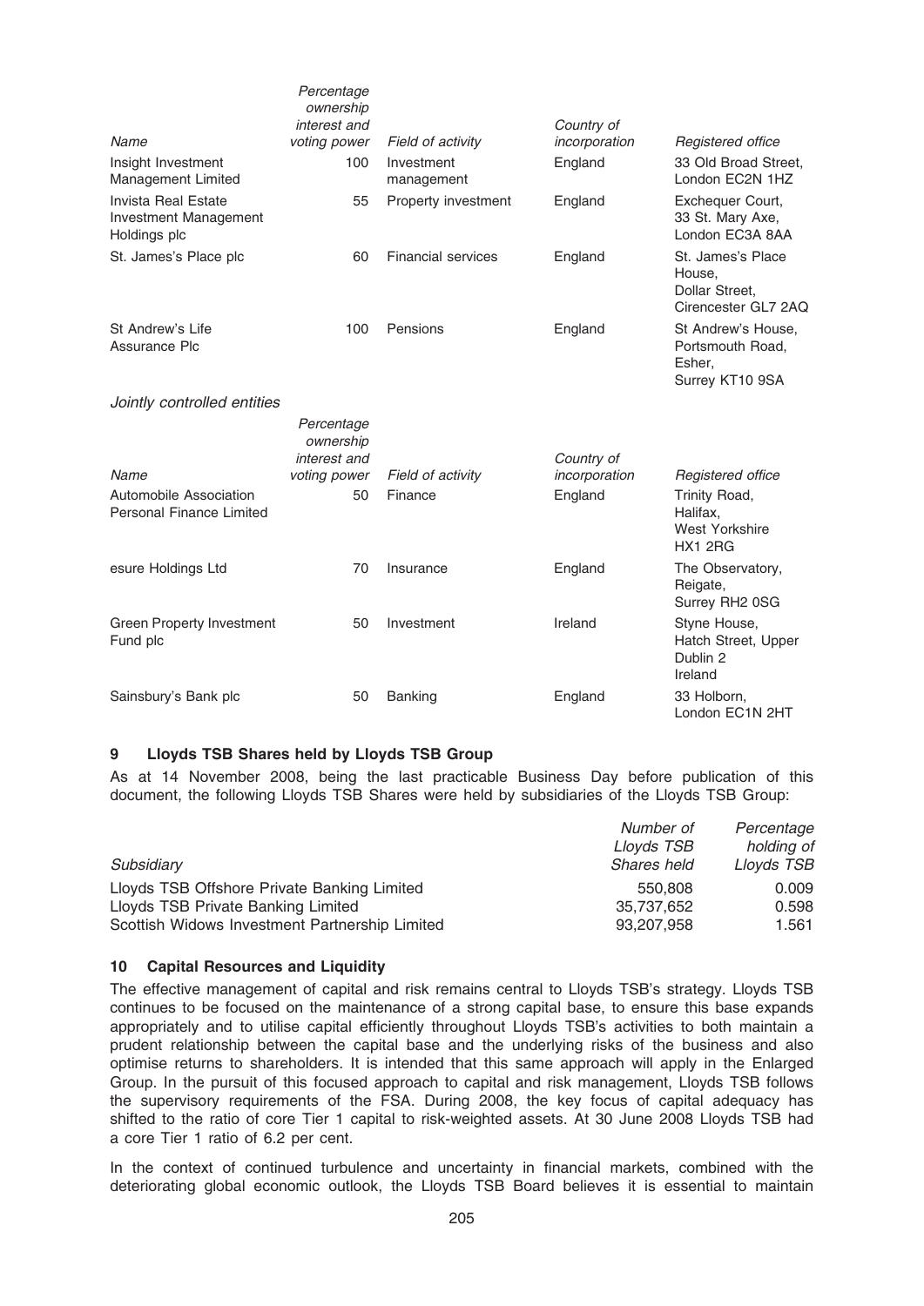| Name | Percentage ownership interest and voting power | Field of activity | Country of incorporation | Registered office |
|---|---|---|---|---|
| Insight Investment Management Limited | 100 | Investment management | England | 33 Old Broad Street, London EC2N 1HZ |
| Invista Real Estate Investment Management Holdings plc | 55 | Property investment | England | Exchequer Court, 33 St. Mary Axe, London EC3A 8AA |
| St. James's Place plc | 60 | Financial services | England | St. James's Place House, Dollar Street, Cirencester GL7 2AQ |
| St Andrew's Life Assurance Plc | 100 | Pensions | England | St Andrew's House, Portsmouth Road, Esher, Surrey KT10 9SA |

*Jointly controlled entities*

| Name | Percentage ownership interest and voting power | Field of activity | Country of incorporation | Registered office |
|---|---|---|---|---|
| Automobile Association Personal Finance Limited | 50 | Finance | England | Trinity Road, Halifax, West Yorkshire HX1 2RG |
| esure Holdings Ltd | 70 | Insurance | England | The Observatory, Reigate, Surrey RH2 0SG |
| Green Property Investment Fund plc | 50 | Investment | Ireland | Styne House, Hatch Street, Upper Dublin 2 Ireland |
| Sainsbury's Bank plc | 50 | Banking | England | 33 Holborn, London EC1N 2HT |

## 9 Lloyds TSB Shares held by Lloyds TSB Group

As at 14 November 2008, being the last practicable Business Day before publication of this document, the following Lloyds TSB Shares were held by subsidiaries of the Lloyds TSB Group:

| Subsidiary | Number of Lloyds TSB Shares held | Percentage holding of Lloyds TSB |
|---|---|---|
| Lloyds TSB Offshore Private Banking Limited | 550,808 | 0.009 |
| Lloyds TSB Private Banking Limited | 35,737,652 | 0.598 |
| Scottish Widows Investment Partnership Limited | 93,207,958 | 1.561 |

## 10 Capital Resources and Liquidity

The effective management of capital and risk remains central to Lloyds TSB's strategy. Lloyds TSB continues to be focused on the maintenance of a strong capital base, to ensure this base expands appropriately and to utilise capital efficiently throughout Lloyds TSB's activities to both maintain a prudent relationship between the capital base and the underlying risks of the business and also optimise returns to shareholders. It is intended that this same approach will apply in the Enlarged Group. In the pursuit of this focused approach to capital and risk management, Lloyds TSB follows the supervisory requirements of the FSA. During 2008, the key focus of capital adequacy has shifted to the ratio of core Tier 1 capital to risk-weighted assets. At 30 June 2008 Lloyds TSB had a core Tier 1 ratio of 6.2 per cent.

In the context of continued turbulence and uncertainty in financial markets, combined with the deteriorating global economic outlook, the Lloyds TSB Board believes it is essential to maintain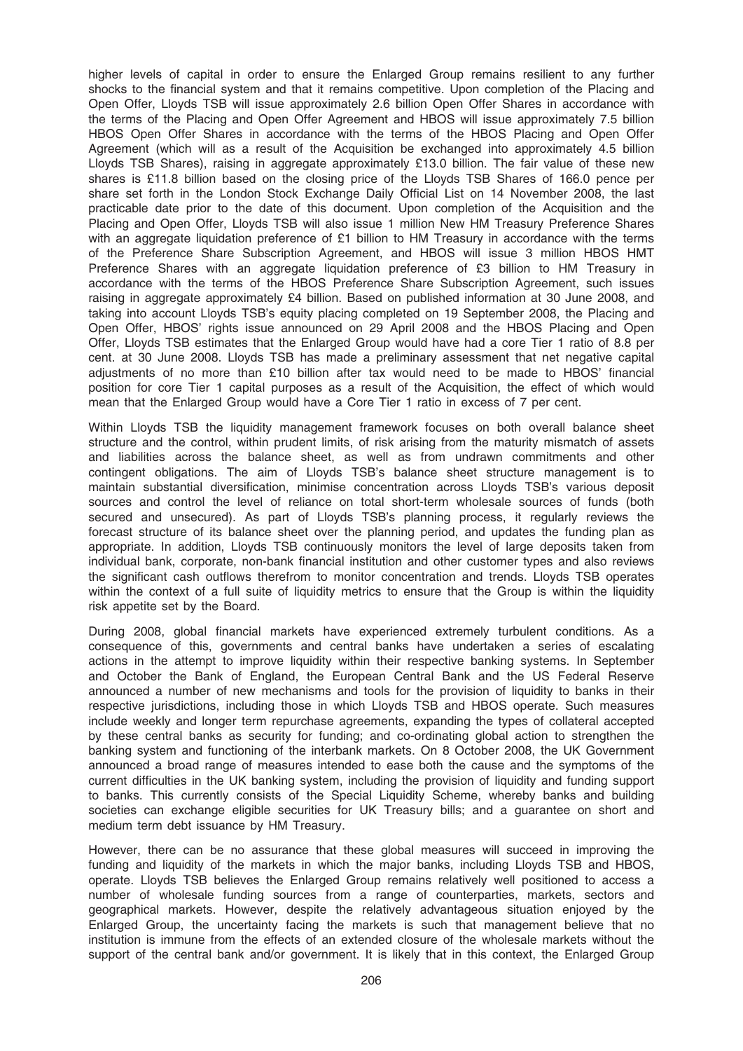higher levels of capital in order to ensure the Enlarged Group remains resilient to any further shocks to the financial system and that it remains competitive. Upon completion of the Placing and Open Offer, Lloyds TSB will issue approximately 2.6 billion Open Offer Shares in accordance with the terms of the Placing and Open Offer Agreement and HBOS will issue approximately 7.5 billion HBOS Open Offer Shares in accordance with the terms of the HBOS Placing and Open Offer Agreement (which will as a result of the Acquisition be exchanged into approximately 4.5 billion Lloyds TSB Shares), raising in aggregate approximately £13.0 billion. The fair value of these new shares is £11.8 billion based on the closing price of the Lloyds TSB Shares of 166.0 pence per share set forth in the London Stock Exchange Daily Official List on 14 November 2008, the last practicable date prior to the date of this document. Upon completion of the Acquisition and the Placing and Open Offer, Lloyds TSB will also issue 1 million New HM Treasury Preference Shares with an aggregate liquidation preference of £1 billion to HM Treasury in accordance with the terms of the Preference Share Subscription Agreement, and HBOS will issue 3 million HBOS HMT Preference Shares with an aggregate liquidation preference of £3 billion to HM Treasury in accordance with the terms of the HBOS Preference Share Subscription Agreement, such issues raising in aggregate approximately £4 billion. Based on published information at 30 June 2008, and taking into account Lloyds TSB's equity placing completed on 19 September 2008, the Placing and Open Offer, HBOS' rights issue announced on 29 April 2008 and the HBOS Placing and Open Offer, Lloyds TSB estimates that the Enlarged Group would have had a core Tier 1 ratio of 8.8 per cent. at 30 June 2008. Lloyds TSB has made a preliminary assessment that net negative capital adjustments of no more than £10 billion after tax would need to be made to HBOS' financial position for core Tier 1 capital purposes as a result of the Acquisition, the effect of which would mean that the Enlarged Group would have a Core Tier 1 ratio in excess of 7 per cent.

Within Lloyds TSB the liquidity management framework focuses on both overall balance sheet structure and the control, within prudent limits, of risk arising from the maturity mismatch of assets and liabilities across the balance sheet, as well as from undrawn commitments and other contingent obligations. The aim of Lloyds TSB's balance sheet structure management is to maintain substantial diversification, minimise concentration across Lloyds TSB's various deposit sources and control the level of reliance on total short-term wholesale sources of funds (both secured and unsecured). As part of Lloyds TSB's planning process, it regularly reviews the forecast structure of its balance sheet over the planning period, and updates the funding plan as appropriate. In addition, Lloyds TSB continuously monitors the level of large deposits taken from individual bank, corporate, non-bank financial institution and other customer types and also reviews the significant cash outflows therefrom to monitor concentration and trends. Lloyds TSB operates within the context of a full suite of liquidity metrics to ensure that the Group is within the liquidity risk appetite set by the Board.

During 2008, global financial markets have experienced extremely turbulent conditions. As a consequence of this, governments and central banks have undertaken a series of escalating actions in the attempt to improve liquidity within their respective banking systems. In September and October the Bank of England, the European Central Bank and the US Federal Reserve announced a number of new mechanisms and tools for the provision of liquidity to banks in their respective jurisdictions, including those in which Lloyds TSB and HBOS operate. Such measures include weekly and longer term repurchase agreements, expanding the types of collateral accepted by these central banks as security for funding; and co-ordinating global action to strengthen the banking system and functioning of the interbank markets. On 8 October 2008, the UK Government announced a broad range of measures intended to ease both the cause and the symptoms of the current difficulties in the UK banking system, including the provision of liquidity and funding support to banks. This currently consists of the Special Liquidity Scheme, whereby banks and building societies can exchange eligible securities for UK Treasury bills; and a guarantee on short and medium term debt issuance by HM Treasury.

However, there can be no assurance that these global measures will succeed in improving the funding and liquidity of the markets in which the major banks, including Lloyds TSB and HBOS, operate. Lloyds TSB believes the Enlarged Group remains relatively well positioned to access a number of wholesale funding sources from a range of counterparties, markets, sectors and geographical markets. However, despite the relatively advantageous situation enjoyed by the Enlarged Group, the uncertainty facing the markets is such that management believe that no institution is immune from the effects of an extended closure of the wholesale markets without the support of the central bank and/or government. It is likely that in this context, the Enlarged Group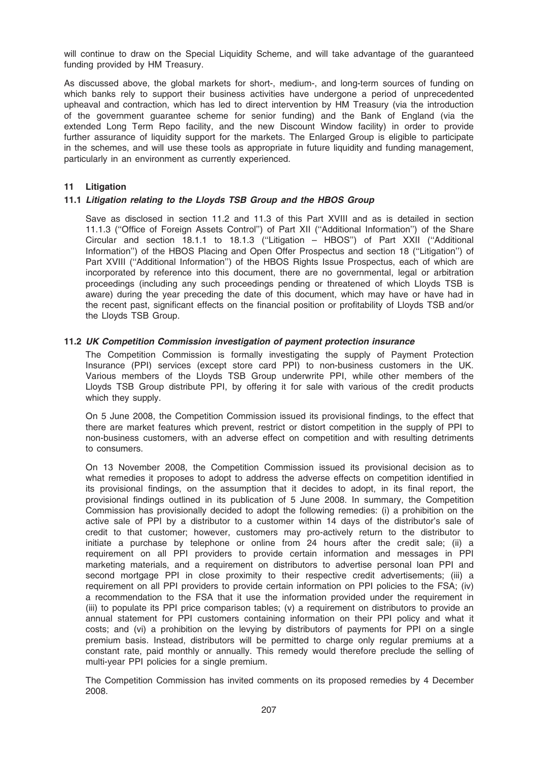will continue to draw on the Special Liquidity Scheme, and will take advantage of the guaranteed funding provided by HM Treasury.

As discussed above, the global markets for short-, medium-, and long-term sources of funding on which banks rely to support their business activities have undergone a period of unprecedented upheaval and contraction, which has led to direct intervention by HM Treasury (via the introduction of the government guarantee scheme for senior funding) and the Bank of England (via the extended Long Term Repo facility, and the new Discount Window facility) in order to provide further assurance of liquidity support for the markets. The Enlarged Group is eligible to participate in the schemes, and will use these tools as appropriate in future liquidity and funding management, particularly in an environment as currently experienced.

## 11 Litigation

### 11.1 *Litigation relating to the Lloyds TSB Group and the HBOS Group*

Save as disclosed in section 11.2 and 11.3 of this Part XVIII and as is detailed in section 11.1.3 (''Office of Foreign Assets Control'') of Part XII (''Additional Information'') of the Share Circular and section 18.1.1 to 18.1.3 (''Litigation – HBOS'') of Part XXII (''Additional Information'') of the HBOS Placing and Open Offer Prospectus and section 18 (''Litigation'') of Part XVIII (''Additional Information'') of the HBOS Rights Issue Prospectus, each of which are incorporated by reference into this document, there are no governmental, legal or arbitration proceedings (including any such proceedings pending or threatened of which Lloyds TSB is aware) during the year preceding the date of this document, which may have or have had in the recent past, significant effects on the financial position or profitability of Lloyds TSB and/or the Lloyds TSB Group.

### 11.2 *UK Competition Commission investigation of payment protection insurance*

The Competition Commission is formally investigating the supply of Payment Protection Insurance (PPI) services (except store card PPI) to non-business customers in the UK. Various members of the Lloyds TSB Group underwrite PPI, while other members of the Lloyds TSB Group distribute PPI, by offering it for sale with various of the credit products which they supply.

On 5 June 2008, the Competition Commission issued its provisional findings, to the effect that there are market features which prevent, restrict or distort competition in the supply of PPI to non-business customers, with an adverse effect on competition and with resulting detriments to consumers.

On 13 November 2008, the Competition Commission issued its provisional decision as to what remedies it proposes to adopt to address the adverse effects on competition identified in its provisional findings, on the assumption that it decides to adopt, in its final report, the provisional findings outlined in its publication of 5 June 2008. In summary, the Competition Commission has provisionally decided to adopt the following remedies: (i) a prohibition on the active sale of PPI by a distributor to a customer within 14 days of the distributor's sale of credit to that customer; however, customers may pro-actively return to the distributor to initiate a purchase by telephone or online from 24 hours after the credit sale; (ii) a requirement on all PPI providers to provide certain information and messages in PPI marketing materials, and a requirement on distributors to advertise personal loan PPI and second mortgage PPI in close proximity to their respective credit advertisements; (iii) a requirement on all PPI providers to provide certain information on PPI policies to the FSA; (iv) a recommendation to the FSA that it use the information provided under the requirement in (iii) to populate its PPI price comparison tables; (v) a requirement on distributors to provide an annual statement for PPI customers containing information on their PPI policy and what it costs; and (vi) a prohibition on the levying by distributors of payments for PPI on a single premium basis. Instead, distributors will be permitted to charge only regular premiums at a constant rate, paid monthly or annually. This remedy would therefore preclude the selling of multi-year PPI policies for a single premium.

The Competition Commission has invited comments on its proposed remedies by 4 December 2008.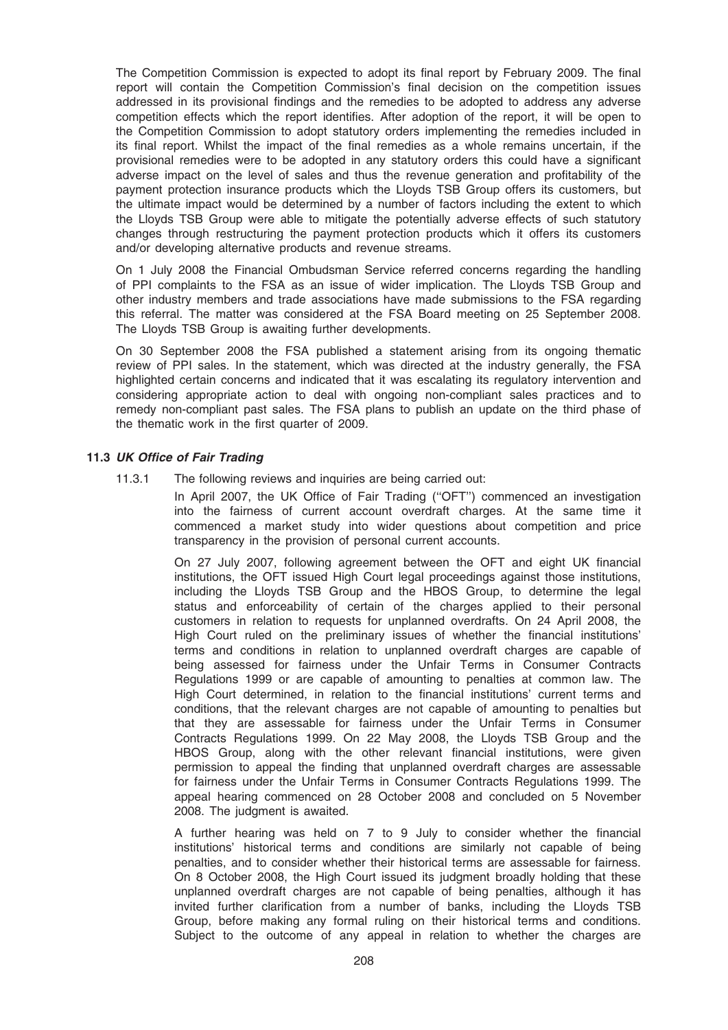The Competition Commission is expected to adopt its final report by February 2009. The final report will contain the Competition Commission's final decision on the competition issues addressed in its provisional findings and the remedies to be adopted to address any adverse competition effects which the report identifies. After adoption of the report, it will be open to the Competition Commission to adopt statutory orders implementing the remedies included in its final report. Whilst the impact of the final remedies as a whole remains uncertain, if the provisional remedies were to be adopted in any statutory orders this could have a significant adverse impact on the level of sales and thus the revenue generation and profitability of the payment protection insurance products which the Lloyds TSB Group offers its customers, but the ultimate impact would be determined by a number of factors including the extent to which the Lloyds TSB Group were able to mitigate the potentially adverse effects of such statutory changes through restructuring the payment protection products which it offers its customers and/or developing alternative products and revenue streams.

On 1 July 2008 the Financial Ombudsman Service referred concerns regarding the handling of PPI complaints to the FSA as an issue of wider implication. The Lloyds TSB Group and other industry members and trade associations have made submissions to the FSA regarding this referral. The matter was considered at the FSA Board meeting on 25 September 2008. The Lloyds TSB Group is awaiting further developments.

On 30 September 2008 the FSA published a statement arising from its ongoing thematic review of PPI sales. In the statement, which was directed at the industry generally, the FSA highlighted certain concerns and indicated that it was escalating its regulatory intervention and considering appropriate action to deal with ongoing non-compliant sales practices and to remedy non-compliant past sales. The FSA plans to publish an update on the third phase of the thematic work in the first quarter of 2009.

### 11.3 *UK Office of Fair Trading*

11.3.1 The following reviews and inquiries are being carried out:

In April 2007, the UK Office of Fair Trading (''OFT'') commenced an investigation into the fairness of current account overdraft charges. At the same time it commenced a market study into wider questions about competition and price transparency in the provision of personal current accounts.

On 27 July 2007, following agreement between the OFT and eight UK financial institutions, the OFT issued High Court legal proceedings against those institutions, including the Lloyds TSB Group and the HBOS Group, to determine the legal status and enforceability of certain of the charges applied to their personal customers in relation to requests for unplanned overdrafts. On 24 April 2008, the High Court ruled on the preliminary issues of whether the financial institutions' terms and conditions in relation to unplanned overdraft charges are capable of being assessed for fairness under the Unfair Terms in Consumer Contracts Regulations 1999 or are capable of amounting to penalties at common law. The High Court determined, in relation to the financial institutions' current terms and conditions, that the relevant charges are not capable of amounting to penalties but that they are assessable for fairness under the Unfair Terms in Consumer Contracts Regulations 1999. On 22 May 2008, the Lloyds TSB Group and the HBOS Group, along with the other relevant financial institutions, were given permission to appeal the finding that unplanned overdraft charges are assessable for fairness under the Unfair Terms in Consumer Contracts Regulations 1999. The appeal hearing commenced on 28 October 2008 and concluded on 5 November 2008. The judgment is awaited.

A further hearing was held on 7 to 9 July to consider whether the financial institutions' historical terms and conditions are similarly not capable of being penalties, and to consider whether their historical terms are assessable for fairness. On 8 October 2008, the High Court issued its judgment broadly holding that these unplanned overdraft charges are not capable of being penalties, although it has invited further clarification from a number of banks, including the Lloyds TSB Group, before making any formal ruling on their historical terms and conditions. Subject to the outcome of any appeal in relation to whether the charges are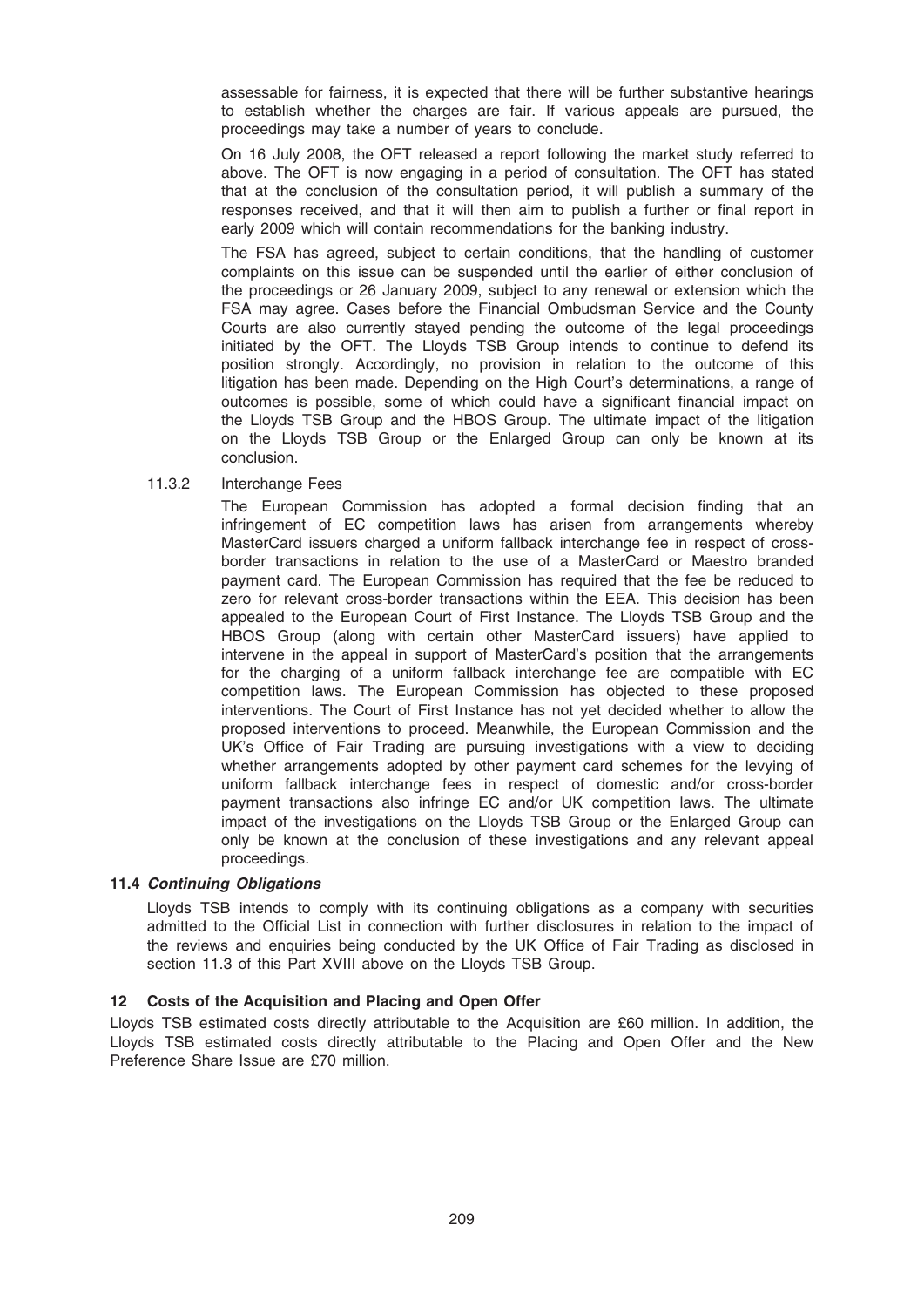assessable for fairness, it is expected that there will be further substantive hearings to establish whether the charges are fair. If various appeals are pursued, the proceedings may take a number of years to conclude.

On 16 July 2008, the OFT released a report following the market study referred to above. The OFT is now engaging in a period of consultation. The OFT has stated that at the conclusion of the consultation period, it will publish a summary of the responses received, and that it will then aim to publish a further or final report in early 2009 which will contain recommendations for the banking industry.

The FSA has agreed, subject to certain conditions, that the handling of customer complaints on this issue can be suspended until the earlier of either conclusion of the proceedings or 26 January 2009, subject to any renewal or extension which the FSA may agree. Cases before the Financial Ombudsman Service and the County Courts are also currently stayed pending the outcome of the legal proceedings initiated by the OFT. The Lloyds TSB Group intends to continue to defend its position strongly. Accordingly, no provision in relation to the outcome of this litigation has been made. Depending on the High Court's determinations, a range of outcomes is possible, some of which could have a significant financial impact on the Lloyds TSB Group and the HBOS Group. The ultimate impact of the litigation on the Lloyds TSB Group or the Enlarged Group can only be known at its conclusion.

11.3.2 Interchange Fees

The European Commission has adopted a formal decision finding that an infringement of EC competition laws has arisen from arrangements whereby MasterCard issuers charged a uniform fallback interchange fee in respect of cross-border transactions in relation to the use of a MasterCard or Maestro branded payment card. The European Commission has required that the fee be reduced to zero for relevant cross-border transactions within the EEA. This decision has been appealed to the European Court of First Instance. The Lloyds TSB Group and the HBOS Group (along with certain other MasterCard issuers) have applied to intervene in the appeal in support of MasterCard's position that the arrangements for the charging of a uniform fallback interchange fee are compatible with EC competition laws. The European Commission has objected to these proposed interventions. The Court of First Instance has not yet decided whether to allow the proposed interventions to proceed. Meanwhile, the European Commission and the UK's Office of Fair Trading are pursuing investigations with a view to deciding whether arrangements adopted by other payment card schemes for the levying of uniform fallback interchange fees in respect of domestic and/or cross-border payment transactions also infringe EC and/or UK competition laws. The ultimate impact of the investigations on the Lloyds TSB Group or the Enlarged Group can only be known at the conclusion of these investigations and any relevant appeal proceedings.

### 11.4 *Continuing Obligations*

Lloyds TSB intends to comply with its continuing obligations as a company with securities admitted to the Official List in connection with further disclosures in relation to the impact of the reviews and enquiries being conducted by the UK Office of Fair Trading as disclosed in section 11.3 of this Part XVIII above on the Lloyds TSB Group.

## 12 Costs of the Acquisition and Placing and Open Offer

Lloyds TSB estimated costs directly attributable to the Acquisition are £60 million. In addition, the Lloyds TSB estimated costs directly attributable to the Placing and Open Offer and the New Preference Share Issue are £70 million.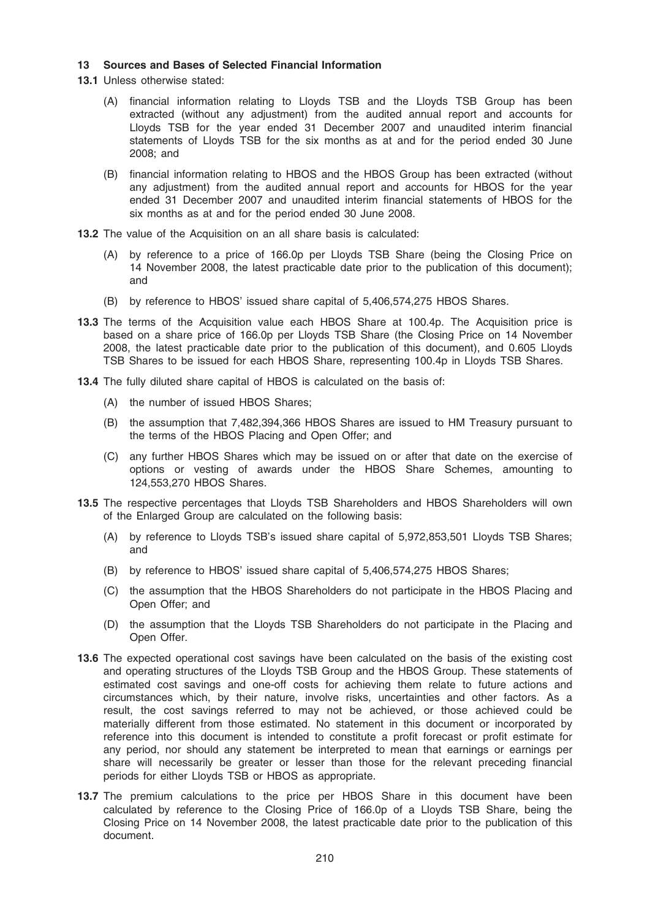## 13 Sources and Bases of Selected Financial Information

**13.1** Unless otherwise stated:

(A) financial information relating to Lloyds TSB and the Lloyds TSB Group has been extracted (without any adjustment) from the audited annual report and accounts for Lloyds TSB for the year ended 31 December 2007 and unaudited interim financial statements of Lloyds TSB for the six months as at and for the period ended 30 June 2008; and

(B) financial information relating to HBOS and the HBOS Group has been extracted (without any adjustment) from the audited annual report and accounts for HBOS for the year ended 31 December 2007 and unaudited interim financial statements of HBOS for the six months as at and for the period ended 30 June 2008.

**13.2** The value of the Acquisition on an all share basis is calculated:

(A) by reference to a price of 166.0p per Lloyds TSB Share (being the Closing Price on 14 November 2008, the latest practicable date prior to the publication of this document); and

(B) by reference to HBOS' issued share capital of 5,406,574,275 HBOS Shares.

**13.3** The terms of the Acquisition value each HBOS Share at 100.4p. The Acquisition price is based on a share price of 166.0p per Lloyds TSB Share (the Closing Price on 14 November 2008, the latest practicable date prior to the publication of this document), and 0.605 Lloyds TSB Shares to be issued for each HBOS Share, representing 100.4p in Lloyds TSB Shares.

**13.4** The fully diluted share capital of HBOS is calculated on the basis of:

(A) the number of issued HBOS Shares;

(B) the assumption that 7,482,394,366 HBOS Shares are issued to HM Treasury pursuant to the terms of the HBOS Placing and Open Offer; and

(C) any further HBOS Shares which may be issued on or after that date on the exercise of options or vesting of awards under the HBOS Share Schemes, amounting to 124,553,270 HBOS Shares.

**13.5** The respective percentages that Lloyds TSB Shareholders and HBOS Shareholders will own of the Enlarged Group are calculated on the following basis:

(A) by reference to Lloyds TSB's issued share capital of 5,972,853,501 Lloyds TSB Shares; and

(B) by reference to HBOS' issued share capital of 5,406,574,275 HBOS Shares;

(C) the assumption that the HBOS Shareholders do not participate in the HBOS Placing and Open Offer; and

(D) the assumption that the Lloyds TSB Shareholders do not participate in the Placing and Open Offer.

**13.6** The expected operational cost savings have been calculated on the basis of the existing cost and operating structures of the Lloyds TSB Group and the HBOS Group. These statements of estimated cost savings and one-off costs for achieving them relate to future actions and circumstances which, by their nature, involve risks, uncertainties and other factors. As a result, the cost savings referred to may not be achieved, or those achieved could be materially different from those estimated. No statement in this document or incorporated by reference into this document is intended to constitute a profit forecast or profit estimate for any period, nor should any statement be interpreted to mean that earnings or earnings per share will necessarily be greater or lesser than those for the relevant preceding financial periods for either Lloyds TSB or HBOS as appropriate.

**13.7** The premium calculations to the price per HBOS Share in this document have been calculated by reference to the Closing Price of 166.0p of a Lloyds TSB Share, being the Closing Price on 14 November 2008, the latest practicable date prior to the publication of this document.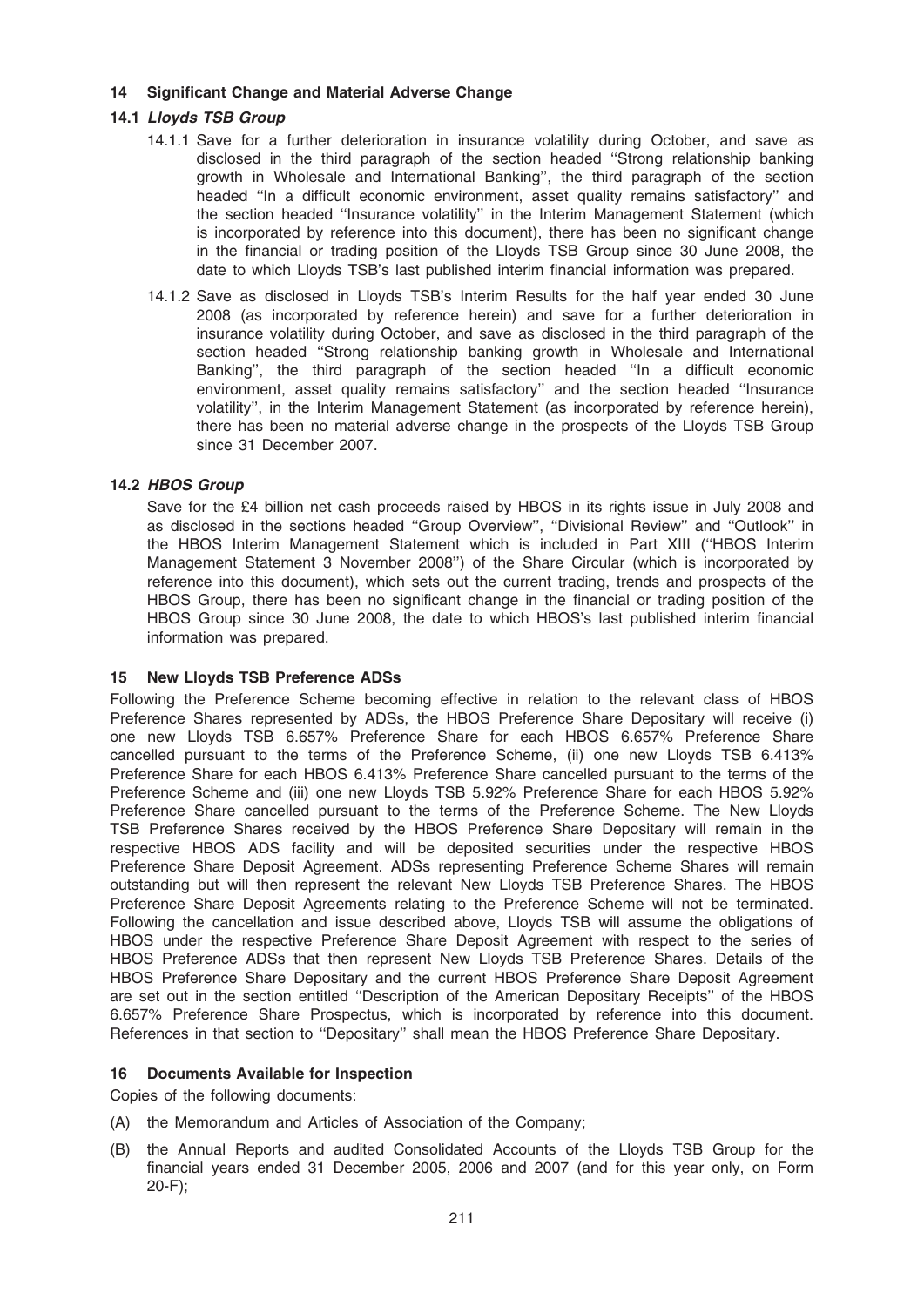## 14 Significant Change and Material Adverse Change

### 14.1 *Lloyds TSB Group*

14.1.1 Save for a further deterioration in insurance volatility during October, and save as disclosed in the third paragraph of the section headed ''Strong relationship banking growth in Wholesale and International Banking'', the third paragraph of the section headed ''In a difficult economic environment, asset quality remains satisfactory'' and the section headed ''Insurance volatility'' in the Interim Management Statement (which is incorporated by reference into this document), there has been no significant change in the financial or trading position of the Lloyds TSB Group since 30 June 2008, the date to which Lloyds TSB's last published interim financial information was prepared.

14.1.2 Save as disclosed in Lloyds TSB's Interim Results for the half year ended 30 June 2008 (as incorporated by reference herein) and save for a further deterioration in insurance volatility during October, and save as disclosed in the third paragraph of the section headed ''Strong relationship banking growth in Wholesale and International Banking'', the third paragraph of the section headed ''In a difficult economic environment, asset quality remains satisfactory'' and the section headed ''Insurance volatility'', in the Interim Management Statement (as incorporated by reference herein), there has been no material adverse change in the prospects of the Lloyds TSB Group since 31 December 2007.

### 14.2 *HBOS Group*

Save for the £4 billion net cash proceeds raised by HBOS in its rights issue in July 2008 and as disclosed in the sections headed ''Group Overview'', ''Divisional Review'' and ''Outlook'' in the HBOS Interim Management Statement which is included in Part XIII (''HBOS Interim Management Statement 3 November 2008'') of the Share Circular (which is incorporated by reference into this document), which sets out the current trading, trends and prospects of the HBOS Group, there has been no significant change in the financial or trading position of the HBOS Group since 30 June 2008, the date to which HBOS's last published interim financial information was prepared.

## 15 New Lloyds TSB Preference ADSs

Following the Preference Scheme becoming effective in relation to the relevant class of HBOS Preference Shares represented by ADSs, the HBOS Preference Share Depositary will receive (i) one new Lloyds TSB 6.657% Preference Share for each HBOS 6.657% Preference Share cancelled pursuant to the terms of the Preference Scheme, (ii) one new Lloyds TSB 6.413% Preference Share for each HBOS 6.413% Preference Share cancelled pursuant to the terms of the Preference Scheme and (iii) one new Lloyds TSB 5.92% Preference Share for each HBOS 5.92% Preference Share cancelled pursuant to the terms of the Preference Scheme. The New Lloyds TSB Preference Shares received by the HBOS Preference Share Depositary will remain in the respective HBOS ADS facility and will be deposited securities under the respective HBOS Preference Share Deposit Agreement. ADSs representing Preference Scheme Shares will remain outstanding but will then represent the relevant New Lloyds TSB Preference Shares. The HBOS Preference Share Deposit Agreements relating to the Preference Scheme will not be terminated. Following the cancellation and issue described above, Lloyds TSB will assume the obligations of HBOS under the respective Preference Share Deposit Agreement with respect to the series of HBOS Preference ADSs that then represent New Lloyds TSB Preference Shares. Details of the HBOS Preference Share Depositary and the current HBOS Preference Share Deposit Agreement are set out in the section entitled ''Description of the American Depositary Receipts'' of the HBOS 6.657% Preference Share Prospectus, which is incorporated by reference into this document. References in that section to ''Depositary'' shall mean the HBOS Preference Share Depositary.

## 16 Documents Available for Inspection

Copies of the following documents:

(A) the Memorandum and Articles of Association of the Company;

(B) the Annual Reports and audited Consolidated Accounts of the Lloyds TSB Group for the financial years ended 31 December 2005, 2006 and 2007 (and for this year only, on Form 20-F);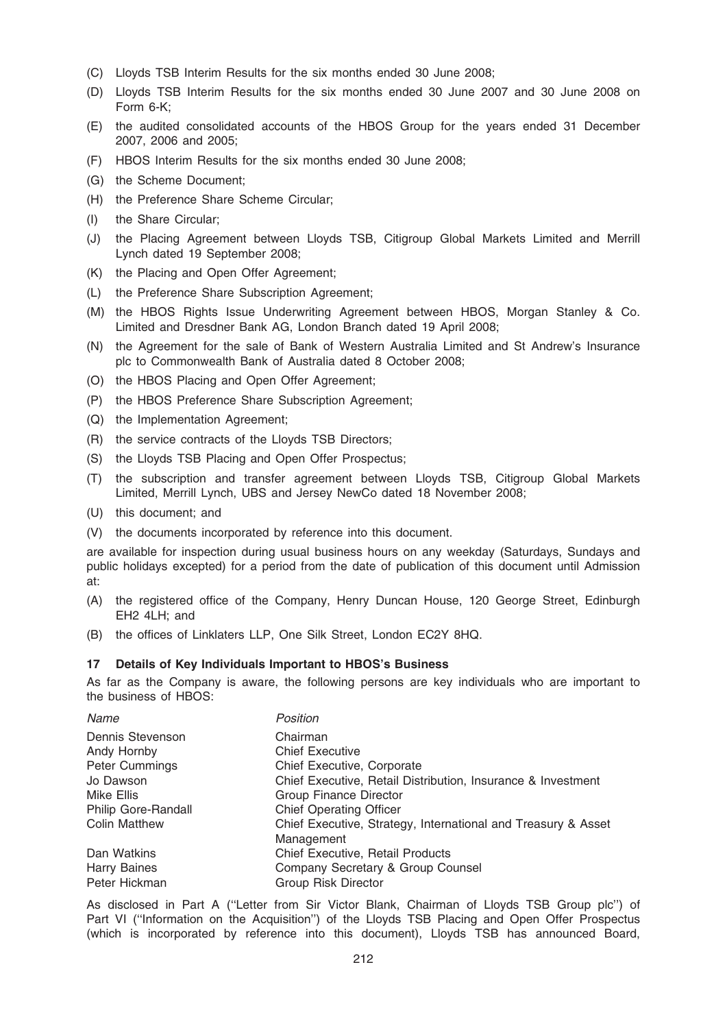(C) Lloyds TSB Interim Results for the six months ended 30 June 2008;

(D) Lloyds TSB Interim Results for the six months ended 30 June 2007 and 30 June 2008 on Form 6-K;

(E) the audited consolidated accounts of the HBOS Group for the years ended 31 December 2007, 2006 and 2005;

(F) HBOS Interim Results for the six months ended 30 June 2008;

(G) the Scheme Document;

(H) the Preference Share Scheme Circular;

(I) the Share Circular;

(J) the Placing Agreement between Lloyds TSB, Citigroup Global Markets Limited and Merrill Lynch dated 19 September 2008;

(K) the Placing and Open Offer Agreement;

(L) the Preference Share Subscription Agreement;

(M) the HBOS Rights Issue Underwriting Agreement between HBOS, Morgan Stanley & Co. Limited and Dresdner Bank AG, London Branch dated 19 April 2008;

(N) the Agreement for the sale of Bank of Western Australia Limited and St Andrew's Insurance plc to Commonwealth Bank of Australia dated 8 October 2008;

(O) the HBOS Placing and Open Offer Agreement;

(P) the HBOS Preference Share Subscription Agreement;

(Q) the Implementation Agreement;

(R) the service contracts of the Lloyds TSB Directors;

(S) the Lloyds TSB Placing and Open Offer Prospectus;

(T) the subscription and transfer agreement between Lloyds TSB, Citigroup Global Markets Limited, Merrill Lynch, UBS and Jersey NewCo dated 18 November 2008;

(U) this document; and

(V) the documents incorporated by reference into this document.

are available for inspection during usual business hours on any weekday (Saturdays, Sundays and public holidays excepted) for a period from the date of publication of this document until Admission at:

(A) the registered office of the Company, Henry Duncan House, 120 George Street, Edinburgh EH2 4LH; and

(B) the offices of Linklaters LLP, One Silk Street, London EC2Y 8HQ.

## 17 Details of Key Individuals Important to HBOS's Business

As far as the Company is aware, the following persons are key individuals who are important to the business of HBOS:

| *Name* | *Position* |
|---|---|
| Dennis Stevenson | Chairman |
| Andy Hornby | Chief Executive |
| Peter Cummings | Chief Executive, Corporate |
| Jo Dawson | Chief Executive, Retail Distribution, Insurance & Investment |
| Mike Ellis | Group Finance Director |
| Philip Gore-Randall | Chief Operating Officer |
| Colin Matthew | Chief Executive, Strategy, International and Treasury & Asset Management |
| Dan Watkins | Chief Executive, Retail Products |
| Harry Baines | Company Secretary & Group Counsel |
| Peter Hickman | Group Risk Director |

As disclosed in Part A (''Letter from Sir Victor Blank, Chairman of Lloyds TSB Group plc'') of Part VI (''Information on the Acquisition'') of the Lloyds TSB Placing and Open Offer Prospectus (which is incorporated by reference into this document), Lloyds TSB has announced Board,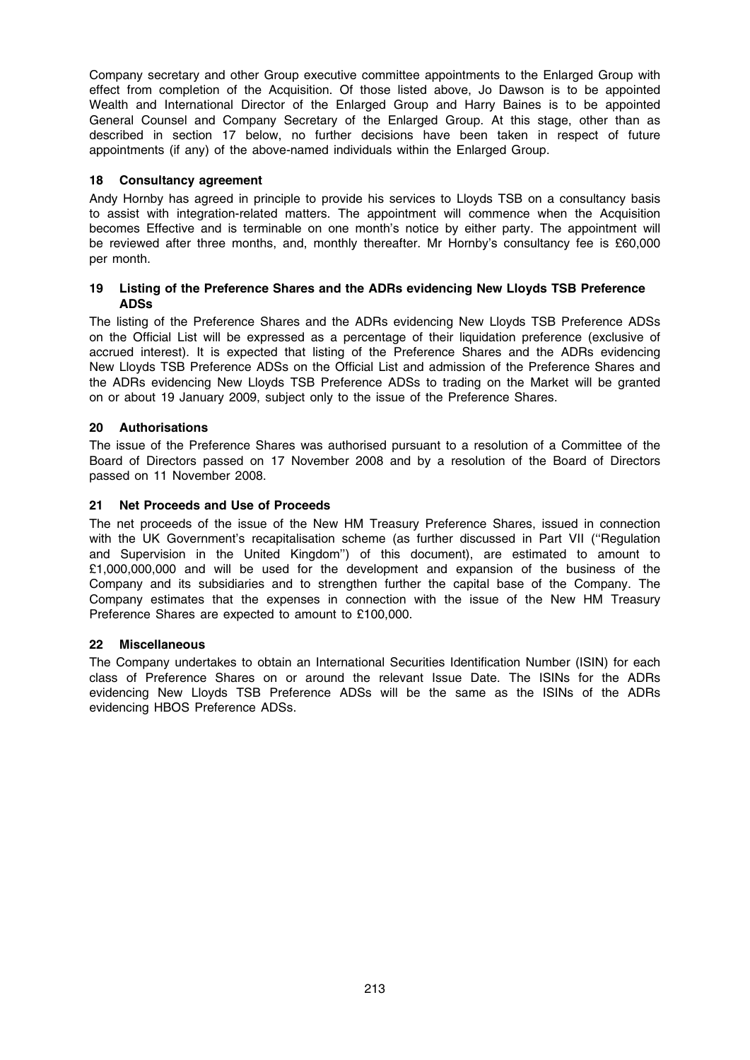Company secretary and other Group executive committee appointments to the Enlarged Group with effect from completion of the Acquisition. Of those listed above, Jo Dawson is to be appointed Wealth and International Director of the Enlarged Group and Harry Baines is to be appointed General Counsel and Company Secretary of the Enlarged Group. At this stage, other than as described in section 17 below, no further decisions have been taken in respect of future appointments (if any) of the above-named individuals within the Enlarged Group.

## 18 Consultancy agreement

Andy Hornby has agreed in principle to provide his services to Lloyds TSB on a consultancy basis to assist with integration-related matters. The appointment will commence when the Acquisition becomes Effective and is terminable on one month's notice by either party. The appointment will be reviewed after three months, and, monthly thereafter. Mr Hornby's consultancy fee is £60,000 per month.

## 19 Listing of the Preference Shares and the ADRs evidencing New Lloyds TSB Preference ADSs

The listing of the Preference Shares and the ADRs evidencing New Lloyds TSB Preference ADSs on the Official List will be expressed as a percentage of their liquidation preference (exclusive of accrued interest). It is expected that listing of the Preference Shares and the ADRs evidencing New Lloyds TSB Preference ADSs on the Official List and admission of the Preference Shares and the ADRs evidencing New Lloyds TSB Preference ADSs to trading on the Market will be granted on or about 19 January 2009, subject only to the issue of the Preference Shares.

## 20 Authorisations

The issue of the Preference Shares was authorised pursuant to a resolution of a Committee of the Board of Directors passed on 17 November 2008 and by a resolution of the Board of Directors passed on 11 November 2008.

## 21 Net Proceeds and Use of Proceeds

The net proceeds of the issue of the New HM Treasury Preference Shares, issued in connection with the UK Government's recapitalisation scheme (as further discussed in Part VII ("Regulation and Supervision in the United Kingdom") of this document), are estimated to amount to £1,000,000,000 and will be used for the development and expansion of the business of the Company and its subsidiaries and to strengthen further the capital base of the Company. The Company estimates that the expenses in connection with the issue of the New HM Treasury Preference Shares are expected to amount to £100,000.

## 22 Miscellaneous

The Company undertakes to obtain an International Securities Identification Number (ISIN) for each class of Preference Shares on or around the relevant Issue Date. The ISINs for the ADRs evidencing New Lloyds TSB Preference ADSs will be the same as the ISINs of the ADRs evidencing HBOS Preference ADSs.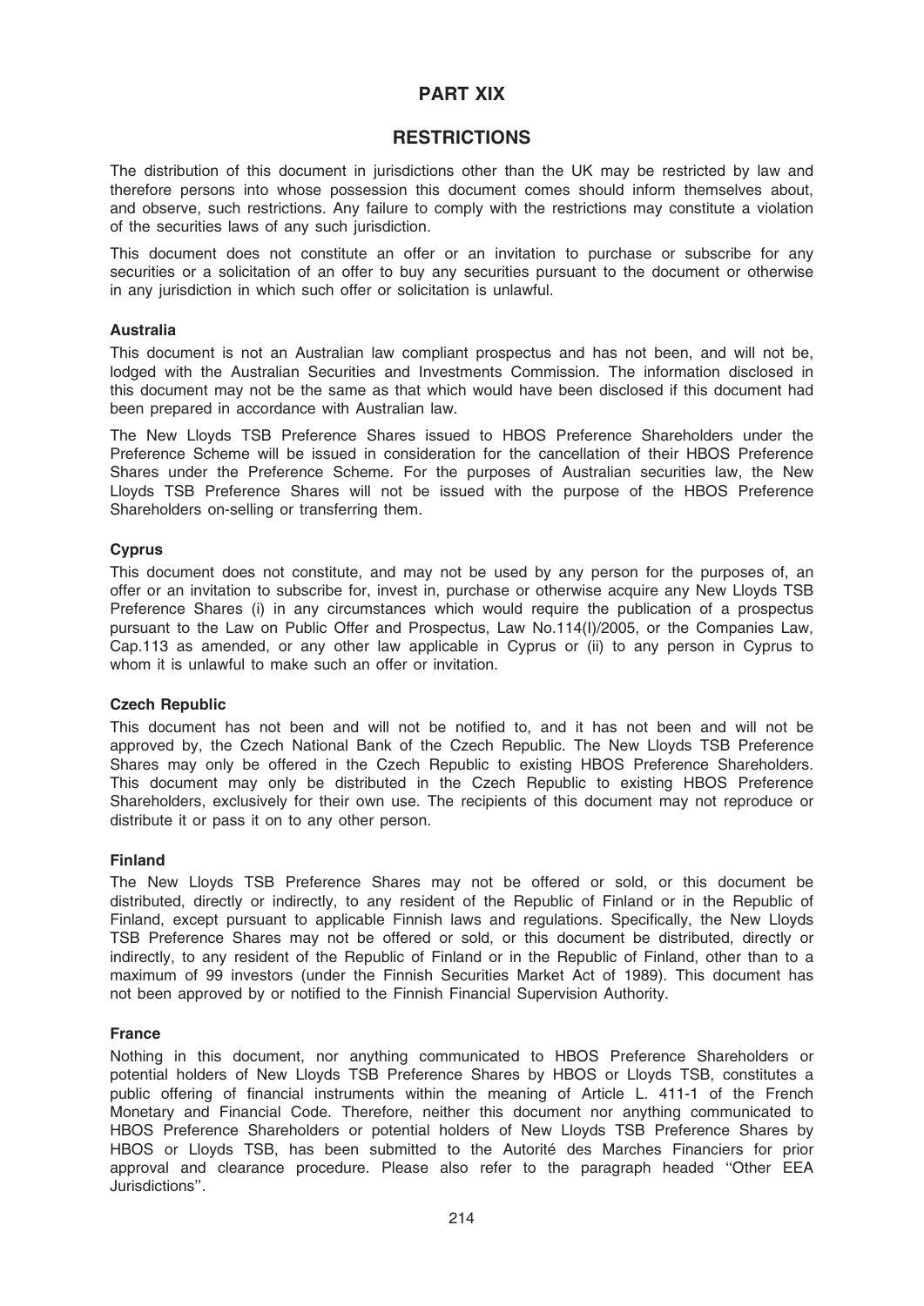# PART XIX

## RESTRICTIONS

The distribution of this document in jurisdictions other than the UK may be restricted by law and therefore persons into whose possession this document comes should inform themselves about, and observe, such restrictions. Any failure to comply with the restrictions may constitute a violation of the securities laws of any such jurisdiction.

This document does not constitute an offer or an invitation to purchase or subscribe for any securities or a solicitation of an offer to buy any securities pursuant to the document or otherwise in any jurisdiction in which such offer or solicitation is unlawful.

### Australia

This document is not an Australian law compliant prospectus and has not been, and will not be, lodged with the Australian Securities and Investments Commission. The information disclosed in this document may not be the same as that which would have been disclosed if this document had been prepared in accordance with Australian law.

The New Lloyds TSB Preference Shares issued to HBOS Preference Shareholders under the Preference Scheme will be issued in consideration for the cancellation of their HBOS Preference Shares under the Preference Scheme. For the purposes of Australian securities law, the New Lloyds TSB Preference Shares will not be issued with the purpose of the HBOS Preference Shareholders on-selling or transferring them.

### Cyprus

This document does not constitute, and may not be used by any person for the purposes of, an offer or an invitation to subscribe for, invest in, purchase or otherwise acquire any New Lloyds TSB Preference Shares (i) in any circumstances which would require the publication of a prospectus pursuant to the Law on Public Offer and Prospectus, Law No.114(I)/2005, or the Companies Law, Cap.113 as amended, or any other law applicable in Cyprus or (ii) to any person in Cyprus to whom it is unlawful to make such an offer or invitation.

### Czech Republic

This document has not been and will not be notified to, and it has not been and will not be approved by, the Czech National Bank of the Czech Republic. The New Lloyds TSB Preference Shares may only be offered in the Czech Republic to existing HBOS Preference Shareholders. This document may only be distributed in the Czech Republic to existing HBOS Preference Shareholders, exclusively for their own use. The recipients of this document may not reproduce or distribute it or pass it on to any other person.

### Finland

The New Lloyds TSB Preference Shares may not be offered or sold, or this document be distributed, directly or indirectly, to any resident of the Republic of Finland or in the Republic of Finland, except pursuant to applicable Finnish laws and regulations. Specifically, the New Lloyds TSB Preference Shares may not be offered or sold, or this document be distributed, directly or indirectly, to any resident of the Republic of Finland or in the Republic of Finland, other than to a maximum of 99 investors (under the Finnish Securities Market Act of 1989). This document has not been approved by or notified to the Finnish Financial Supervision Authority.

### France

Nothing in this document, nor anything communicated to HBOS Preference Shareholders or potential holders of New Lloyds TSB Preference Shares by HBOS or Lloyds TSB, constitutes a public offering of financial instruments within the meaning of Article L. 411-1 of the French Monetary and Financial Code. Therefore, neither this document nor anything communicated to HBOS Preference Shareholders or potential holders of New Lloyds TSB Preference Shares by HBOS or Lloyds TSB, has been submitted to the Autorité des Marches Financiers for prior approval and clearance procedure. Please also refer to the paragraph headed ''Other EEA Jurisdictions''.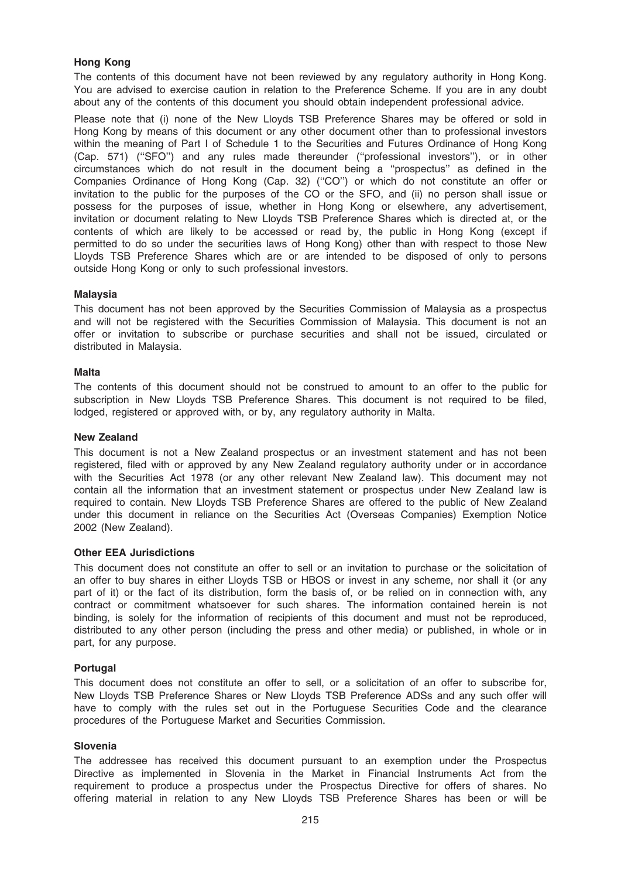**Hong Kong**

The contents of this document have not been reviewed by any regulatory authority in Hong Kong. You are advised to exercise caution in relation to the Preference Scheme. If you are in any doubt about any of the contents of this document you should obtain independent professional advice.

Please note that (i) none of the New Lloyds TSB Preference Shares may be offered or sold in Hong Kong by means of this document or any other document other than to professional investors within the meaning of Part I of Schedule 1 to the Securities and Futures Ordinance of Hong Kong (Cap. 571) (''SFO'') and any rules made thereunder (''professional investors''), or in other circumstances which do not result in the document being a ''prospectus'' as defined in the Companies Ordinance of Hong Kong (Cap. 32) (''CO'') or which do not constitute an offer or invitation to the public for the purposes of the CO or the SFO, and (ii) no person shall issue or possess for the purposes of issue, whether in Hong Kong or elsewhere, any advertisement, invitation or document relating to New Lloyds TSB Preference Shares which is directed at, or the contents of which are likely to be accessed or read by, the public in Hong Kong (except if permitted to do so under the securities laws of Hong Kong) other than with respect to those New Lloyds TSB Preference Shares which are or are intended to be disposed of only to persons outside Hong Kong or only to such professional investors.

**Malaysia**

This document has not been approved by the Securities Commission of Malaysia as a prospectus and will not be registered with the Securities Commission of Malaysia. This document is not an offer or invitation to subscribe or purchase securities and shall not be issued, circulated or distributed in Malaysia.

**Malta**

The contents of this document should not be construed to amount to an offer to the public for subscription in New Lloyds TSB Preference Shares. This document is not required to be filed, lodged, registered or approved with, or by, any regulatory authority in Malta.

**New Zealand**

This document is not a New Zealand prospectus or an investment statement and has not been registered, filed with or approved by any New Zealand regulatory authority under or in accordance with the Securities Act 1978 (or any other relevant New Zealand law). This document may not contain all the information that an investment statement or prospectus under New Zealand law is required to contain. New Lloyds TSB Preference Shares are offered to the public of New Zealand under this document in reliance on the Securities Act (Overseas Companies) Exemption Notice 2002 (New Zealand).

**Other EEA Jurisdictions**

This document does not constitute an offer to sell or an invitation to purchase or the solicitation of an offer to buy shares in either Lloyds TSB or HBOS or invest in any scheme, nor shall it (or any part of it) or the fact of its distribution, form the basis of, or be relied on in connection with, any contract or commitment whatsoever for such shares. The information contained herein is not binding, is solely for the information of recipients of this document and must not be reproduced, distributed to any other person (including the press and other media) or published, in whole or in part, for any purpose.

**Portugal**

This document does not constitute an offer to sell, or a solicitation of an offer to subscribe for, New Lloyds TSB Preference Shares or New Lloyds TSB Preference ADSs and any such offer will have to comply with the rules set out in the Portuguese Securities Code and the clearance procedures of the Portuguese Market and Securities Commission.

**Slovenia**

The addressee has received this document pursuant to an exemption under the Prospectus Directive as implemented in Slovenia in the Market in Financial Instruments Act from the requirement to produce a prospectus under the Prospectus Directive for offers of shares. No offering material in relation to any New Lloyds TSB Preference Shares has been or will be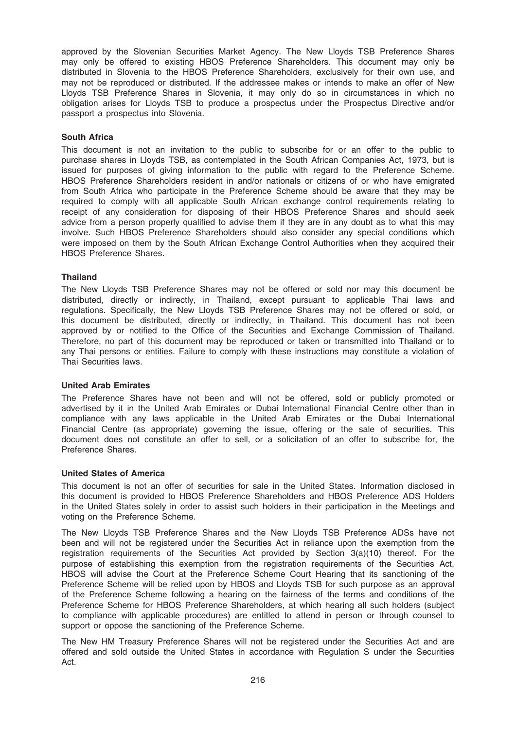approved by the Slovenian Securities Market Agency. The New Lloyds TSB Preference Shares may only be offered to existing HBOS Preference Shareholders. This document may only be distributed in Slovenia to the HBOS Preference Shareholders, exclusively for their own use, and may not be reproduced or distributed. If the addressee makes or intends to make an offer of New Lloyds TSB Preference Shares in Slovenia, it may only do so in circumstances in which no obligation arises for Lloyds TSB to produce a prospectus under the Prospectus Directive and/or passport a prospectus into Slovenia.

**South Africa**

This document is not an invitation to the public to subscribe for or an offer to the public to purchase shares in Lloyds TSB, as contemplated in the South African Companies Act, 1973, but is issued for purposes of giving information to the public with regard to the Preference Scheme. HBOS Preference Shareholders resident in and/or nationals or citizens of or who have emigrated from South Africa who participate in the Preference Scheme should be aware that they may be required to comply with all applicable South African exchange control requirements relating to receipt of any consideration for disposing of their HBOS Preference Shares and should seek advice from a person properly qualified to advise them if they are in any doubt as to what this may involve. Such HBOS Preference Shareholders should also consider any special conditions which were imposed on them by the South African Exchange Control Authorities when they acquired their HBOS Preference Shares.

**Thailand**

The New Lloyds TSB Preference Shares may not be offered or sold nor may this document be distributed, directly or indirectly, in Thailand, except pursuant to applicable Thai laws and regulations. Specifically, the New Lloyds TSB Preference Shares may not be offered or sold, or this document be distributed, directly or indirectly, in Thailand. This document has not been approved by or notified to the Office of the Securities and Exchange Commission of Thailand. Therefore, no part of this document may be reproduced or taken or transmitted into Thailand or to any Thai persons or entities. Failure to comply with these instructions may constitute a violation of Thai Securities laws.

**United Arab Emirates**

The Preference Shares have not been and will not be offered, sold or publicly promoted or advertised by it in the United Arab Emirates or Dubai International Financial Centre other than in compliance with any laws applicable in the United Arab Emirates or the Dubai International Financial Centre (as appropriate) governing the issue, offering or the sale of securities. This document does not constitute an offer to sell, or a solicitation of an offer to subscribe for, the Preference Shares.

**United States of America**

This document is not an offer of securities for sale in the United States. Information disclosed in this document is provided to HBOS Preference Shareholders and HBOS Preference ADS Holders in the United States solely in order to assist such holders in their participation in the Meetings and voting on the Preference Scheme.

The New Lloyds TSB Preference Shares and the New Lloyds TSB Preference ADSs have not been and will not be registered under the Securities Act in reliance upon the exemption from the registration requirements of the Securities Act provided by Section 3(a)(10) thereof. For the purpose of establishing this exemption from the registration requirements of the Securities Act, HBOS will advise the Court at the Preference Scheme Court Hearing that its sanctioning of the Preference Scheme will be relied upon by HBOS and Lloyds TSB for such purpose as an approval of the Preference Scheme following a hearing on the fairness of the terms and conditions of the Preference Scheme for HBOS Preference Shareholders, at which hearing all such holders (subject to compliance with applicable procedures) are entitled to attend in person or through counsel to support or oppose the sanctioning of the Preference Scheme.

The New HM Treasury Preference Shares will not be registered under the Securities Act and are offered and sold outside the United States in accordance with Regulation S under the Securities Act.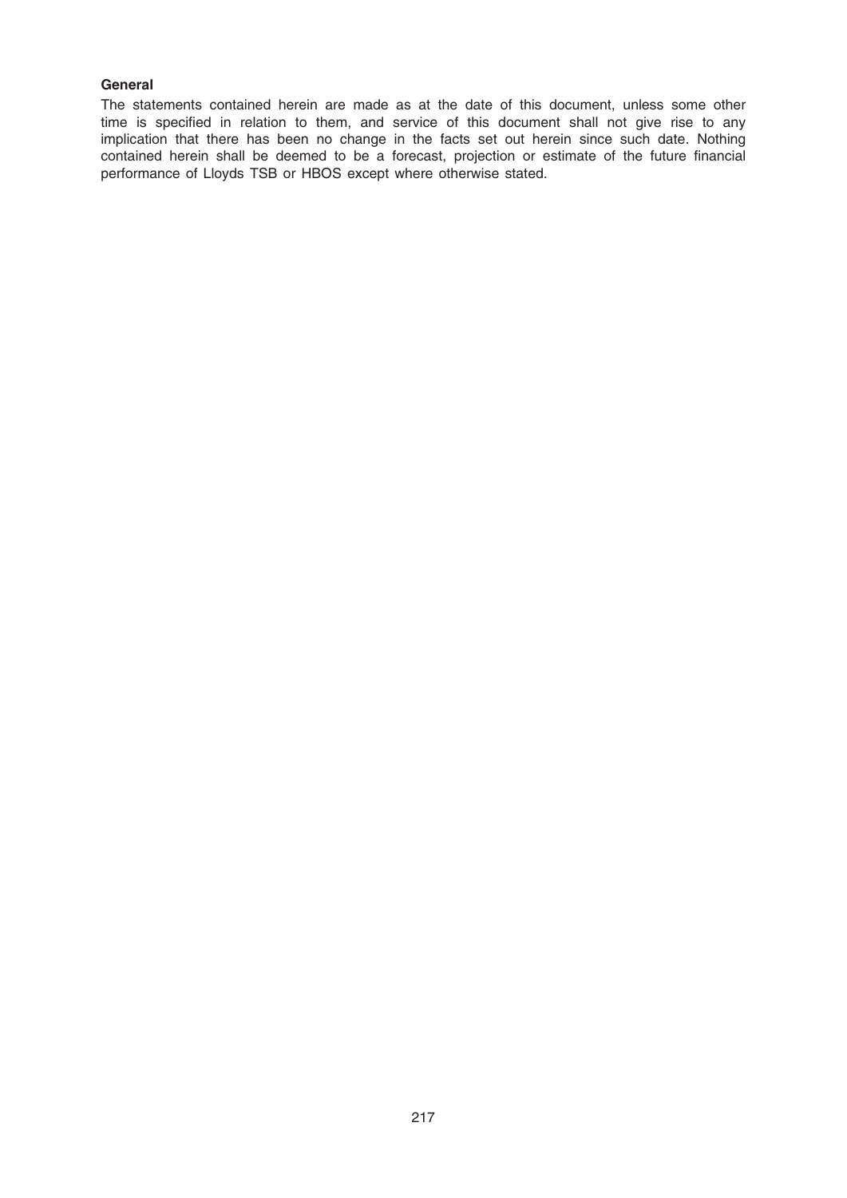**General**

The statements contained herein are made as at the date of this document, unless some other time is specified in relation to them, and service of this document shall not give rise to any implication that there has been no change in the facts set out herein since such date. Nothing contained herein shall be deemed to be a forecast, projection or estimate of the future financial performance of Lloyds TSB or HBOS except where otherwise stated.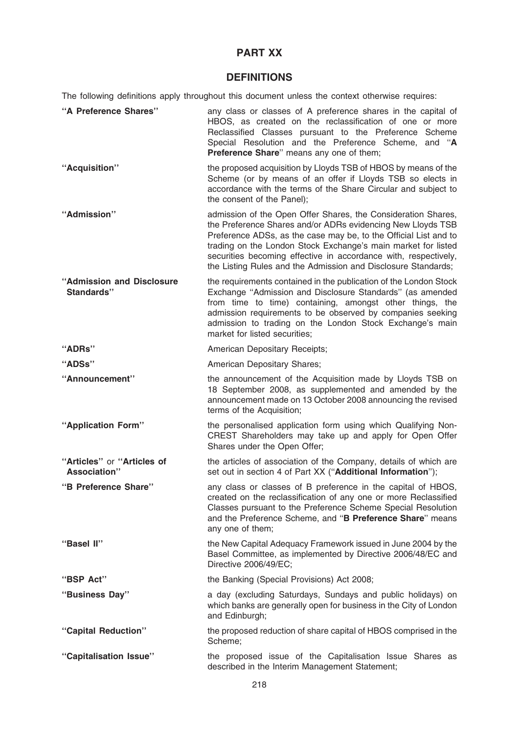# PART XX

## DEFINITIONS

The following definitions apply throughout this document unless the context otherwise requires:

| | |
|---|---|
| **"A Preference Shares"** | any class or classes of A preference shares in the capital of HBOS, as created on the reclassification of one or more Reclassified Classes pursuant to the Preference Scheme Special Resolution and the Preference Scheme, and "**A Preference Share**" means any one of them; |
| **"Acquisition"** | the proposed acquisition by Lloyds TSB of HBOS by means of the Scheme (or by means of an offer if Lloyds TSB so elects in accordance with the terms of the Share Circular and subject to the consent of the Panel); |
| **"Admission"** | admission of the Open Offer Shares, the Consideration Shares, the Preference Shares and/or ADRs evidencing New Lloyds TSB Preference ADSs, as the case may be, to the Official List and to trading on the London Stock Exchange's main market for listed securities becoming effective in accordance with, respectively, the Listing Rules and the Admission and Disclosure Standards; |
| **"Admission and Disclosure Standards"** | the requirements contained in the publication of the London Stock Exchange "Admission and Disclosure Standards" (as amended from time to time) containing, amongst other things, the admission requirements to be observed by companies seeking admission to trading on the London Stock Exchange's main market for listed securities; |
| **"ADRs"** | American Depositary Receipts; |
| **"ADSs"** | American Depositary Shares; |
| **"Announcement"** | the announcement of the Acquisition made by Lloyds TSB on 18 September 2008, as supplemented and amended by the announcement made on 13 October 2008 announcing the revised terms of the Acquisition; |
| **"Application Form"** | the personalised application form using which Qualifying Non-CREST Shareholders may take up and apply for Open Offer Shares under the Open Offer; |
| **"Articles"** or **"Articles of Association"** | the articles of association of the Company, details of which are set out in section 4 of Part XX ("**Additional Information**"); |
| **"B Preference Share"** | any class or classes of B preference in the capital of HBOS, created on the reclassification of any one or more Reclassified Classes pursuant to the Preference Scheme Special Resolution and the Preference Scheme, and "**B Preference Share**" means any one of them; |
| **"Basel II"** | the New Capital Adequacy Framework issued in June 2004 by the Basel Committee, as implemented by Directive 2006/48/EC and Directive 2006/49/EC; |
| **"BSP Act"** | the Banking (Special Provisions) Act 2008; |
| **"Business Day"** | a day (excluding Saturdays, Sundays and public holidays) on which banks are generally open for business in the City of London and Edinburgh; |
| **"Capital Reduction"** | the proposed reduction of share capital of HBOS comprised in the Scheme; |
| **"Capitalisation Issue"** | the proposed issue of the Capitalisation Issue Shares as described in the Interim Management Statement; |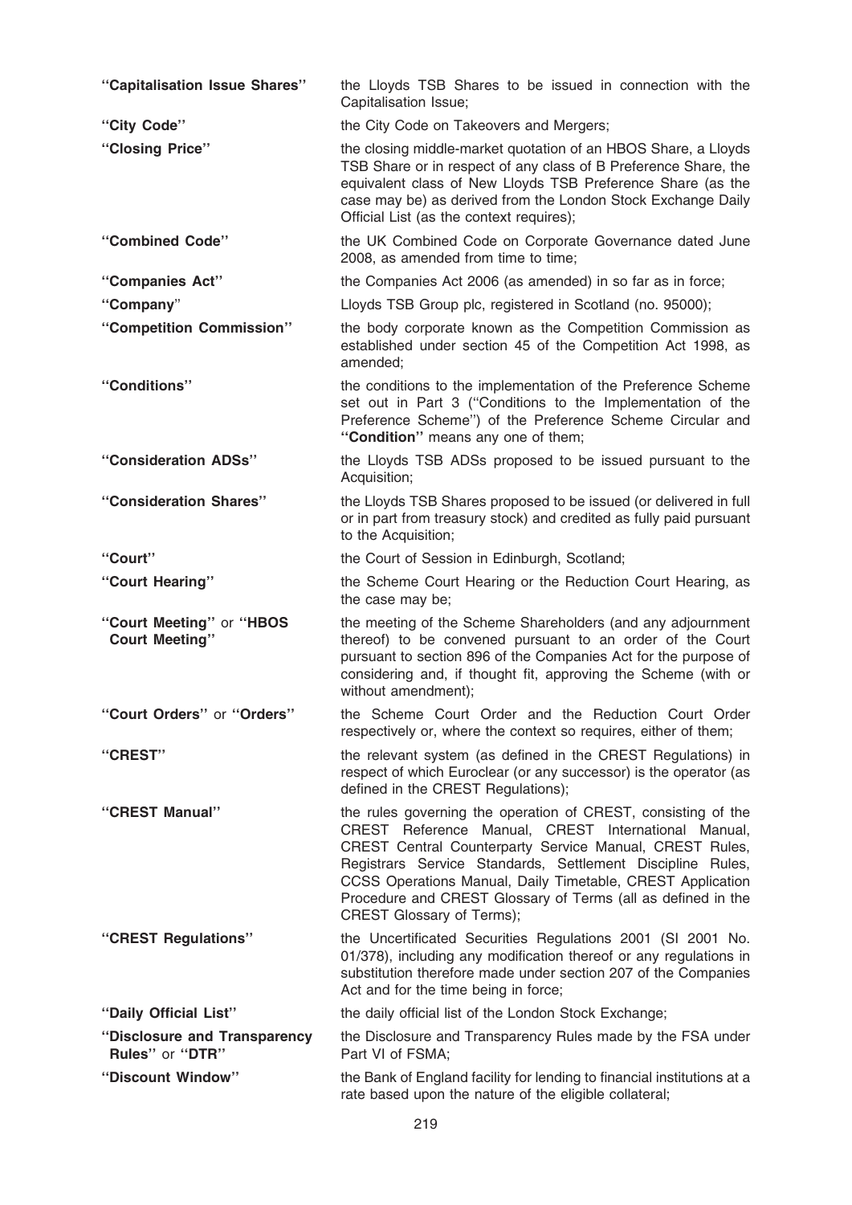| | |
|---|---|
| **"Capitalisation Issue Shares"** | the Lloyds TSB Shares to be issued in connection with the Capitalisation Issue; |
| **"City Code"** | the City Code on Takeovers and Mergers; |
| **"Closing Price"** | the closing middle-market quotation of an HBOS Share, a Lloyds TSB Share or in respect of any class of B Preference Share, the equivalent class of New Lloyds TSB Preference Share (as the case may be) as derived from the London Stock Exchange Daily Official List (as the context requires); |
| **"Combined Code"** | the UK Combined Code on Corporate Governance dated June 2008, as amended from time to time; |
| **"Companies Act"** | the Companies Act 2006 (as amended) in so far as in force; |
| **"Company"** | Lloyds TSB Group plc, registered in Scotland (no. 95000); |
| **"Competition Commission"** | the body corporate known as the Competition Commission as established under section 45 of the Competition Act 1998, as amended; |
| **"Conditions"** | the conditions to the implementation of the Preference Scheme set out in Part 3 ("Conditions to the Implementation of the Preference Scheme") of the Preference Scheme Circular and **"Condition"** means any one of them; |
| **"Consideration ADSs"** | the Lloyds TSB ADSs proposed to be issued pursuant to the Acquisition; |
| **"Consideration Shares"** | the Lloyds TSB Shares proposed to be issued (or delivered in full or in part from treasury stock) and credited as fully paid pursuant to the Acquisition; |
| **"Court"** | the Court of Session in Edinburgh, Scotland; |
| **"Court Hearing"** | the Scheme Court Hearing or the Reduction Court Hearing, as the case may be; |
| **"Court Meeting"** or **"HBOS Court Meeting"** | the meeting of the Scheme Shareholders (and any adjournment thereof) to be convened pursuant to an order of the Court pursuant to section 896 of the Companies Act for the purpose of considering and, if thought fit, approving the Scheme (with or without amendment); |
| **"Court Orders"** or **"Orders"** | the Scheme Court Order and the Reduction Court Order respectively or, where the context so requires, either of them; |
| **"CREST"** | the relevant system (as defined in the CREST Regulations) in respect of which Euroclear (or any successor) is the operator (as defined in the CREST Regulations); |
| **"CREST Manual"** | the rules governing the operation of CREST, consisting of the CREST Reference Manual, CREST International Manual, CREST Central Counterparty Service Manual, CREST Rules, Registrars Service Standards, Settlement Discipline Rules, CCSS Operations Manual, Daily Timetable, CREST Application Procedure and CREST Glossary of Terms (all as defined in the CREST Glossary of Terms); |
| **"CREST Regulations"** | the Uncertificated Securities Regulations 2001 (SI 2001 No. 01/378), including any modification thereof or any regulations in substitution therefore made under section 207 of the Companies Act and for the time being in force; |
| **"Daily Official List"** | the daily official list of the London Stock Exchange; |
| **"Disclosure and Transparency Rules"** or **"DTR"** | the Disclosure and Transparency Rules made by the FSA under Part VI of FSMA; |
| **"Discount Window"** | the Bank of England facility for lending to financial institutions at a rate based upon the nature of the eligible collateral; |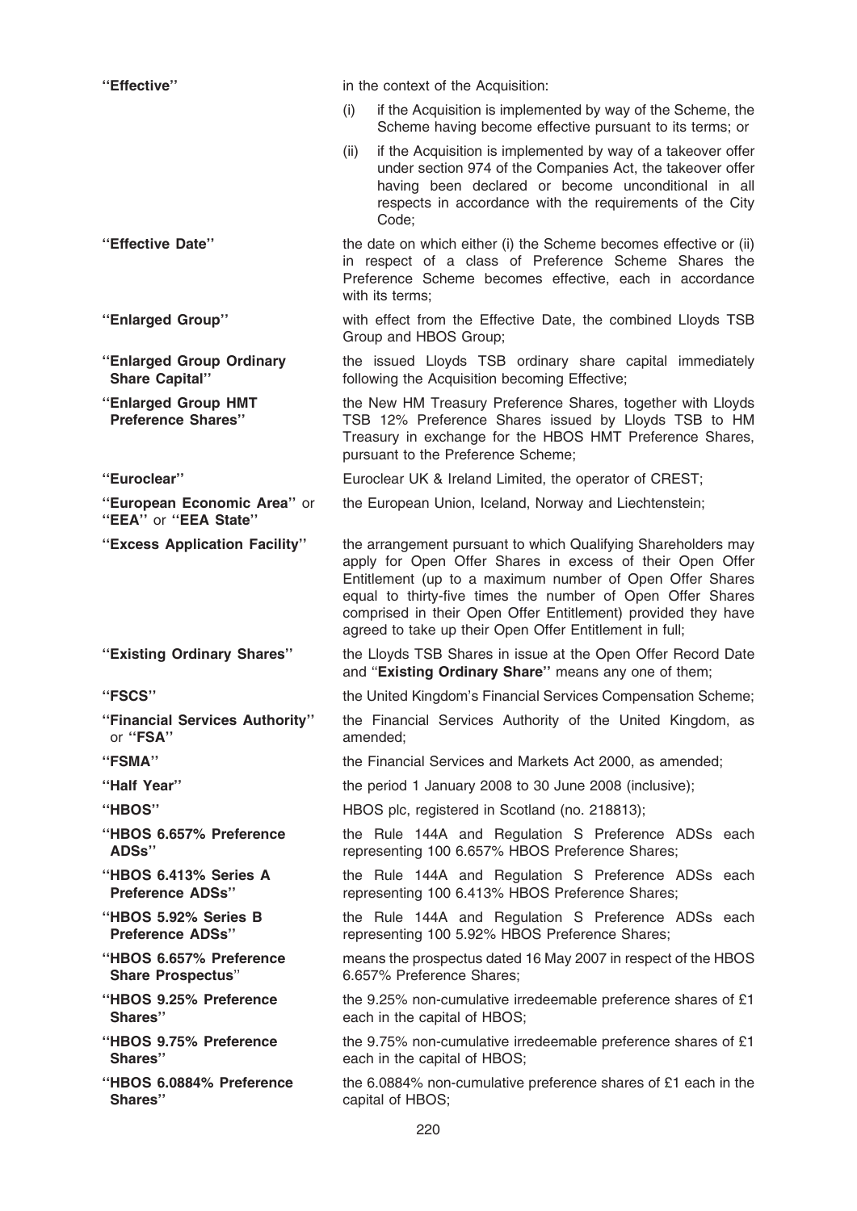**"Effective"** in the context of the Acquisition:

(i) if the Acquisition is implemented by way of the Scheme, the Scheme having become effective pursuant to its terms; or

(ii) if the Acquisition is implemented by way of a takeover offer under section 974 of the Companies Act, the takeover offer having been declared or become unconditional in all respects in accordance with the requirements of the City Code;

**"Effective Date"** the date on which either (i) the Scheme becomes effective or (ii) in respect of a class of Preference Scheme Shares the Preference Scheme becomes effective, each in accordance with its terms;

**"Enlarged Group"** with effect from the Effective Date, the combined Lloyds TSB Group and HBOS Group;

**"Enlarged Group Ordinary Share Capital"** the issued Lloyds TSB ordinary share capital immediately following the Acquisition becoming Effective;

**"Enlarged Group HMT Preference Shares"** the New HM Treasury Preference Shares, together with Lloyds TSB 12% Preference Shares issued by Lloyds TSB to HM Treasury in exchange for the HBOS HMT Preference Shares, pursuant to the Preference Scheme;

**"Euroclear"** Euroclear UK & Ireland Limited, the operator of CREST;

**"European Economic Area"** or **"EEA"** or **"EEA State"** the European Union, Iceland, Norway and Liechtenstein;

**"Excess Application Facility"** the arrangement pursuant to which Qualifying Shareholders may apply for Open Offer Shares in excess of their Open Offer Entitlement (up to a maximum number of Open Offer Shares equal to thirty-five times the number of Open Offer Shares comprised in their Open Offer Entitlement) provided they have agreed to take up their Open Offer Entitlement in full;

**"Existing Ordinary Shares"** the Lloyds TSB Shares in issue at the Open Offer Record Date and **"Existing Ordinary Share"** means any one of them;

**"FSCS"** the United Kingdom's Financial Services Compensation Scheme;

**"Financial Services Authority"** or **"FSA"** the Financial Services Authority of the United Kingdom, as amended;

**"FSMA"** the Financial Services and Markets Act 2000, as amended;

**"Half Year"** the period 1 January 2008 to 30 June 2008 (inclusive);

**"HBOS"** HBOS plc, registered in Scotland (no. 218813);

**"HBOS 6.657% Preference ADSs"** the Rule 144A and Regulation S Preference ADSs each representing 100 6.657% HBOS Preference Shares;

**"HBOS 6.413% Series A Preference ADSs"** the Rule 144A and Regulation S Preference ADSs each representing 100 6.413% HBOS Preference Shares;

**"HBOS 5.92% Series B Preference ADSs"** the Rule 144A and Regulation S Preference ADSs each representing 100 5.92% HBOS Preference Shares;

**"HBOS 6.657% Preference Share Prospectus"** means the prospectus dated 16 May 2007 in respect of the HBOS 6.657% Preference Shares;

**"HBOS 9.25% Preference Shares"** the 9.25% non-cumulative irredeemable preference shares of £1 each in the capital of HBOS;

**"HBOS 9.75% Preference Shares"** the 9.75% non-cumulative irredeemable preference shares of £1 each in the capital of HBOS;

**"HBOS 6.0884% Preference Shares"** the 6.0884% non-cumulative preference shares of £1 each in the capital of HBOS;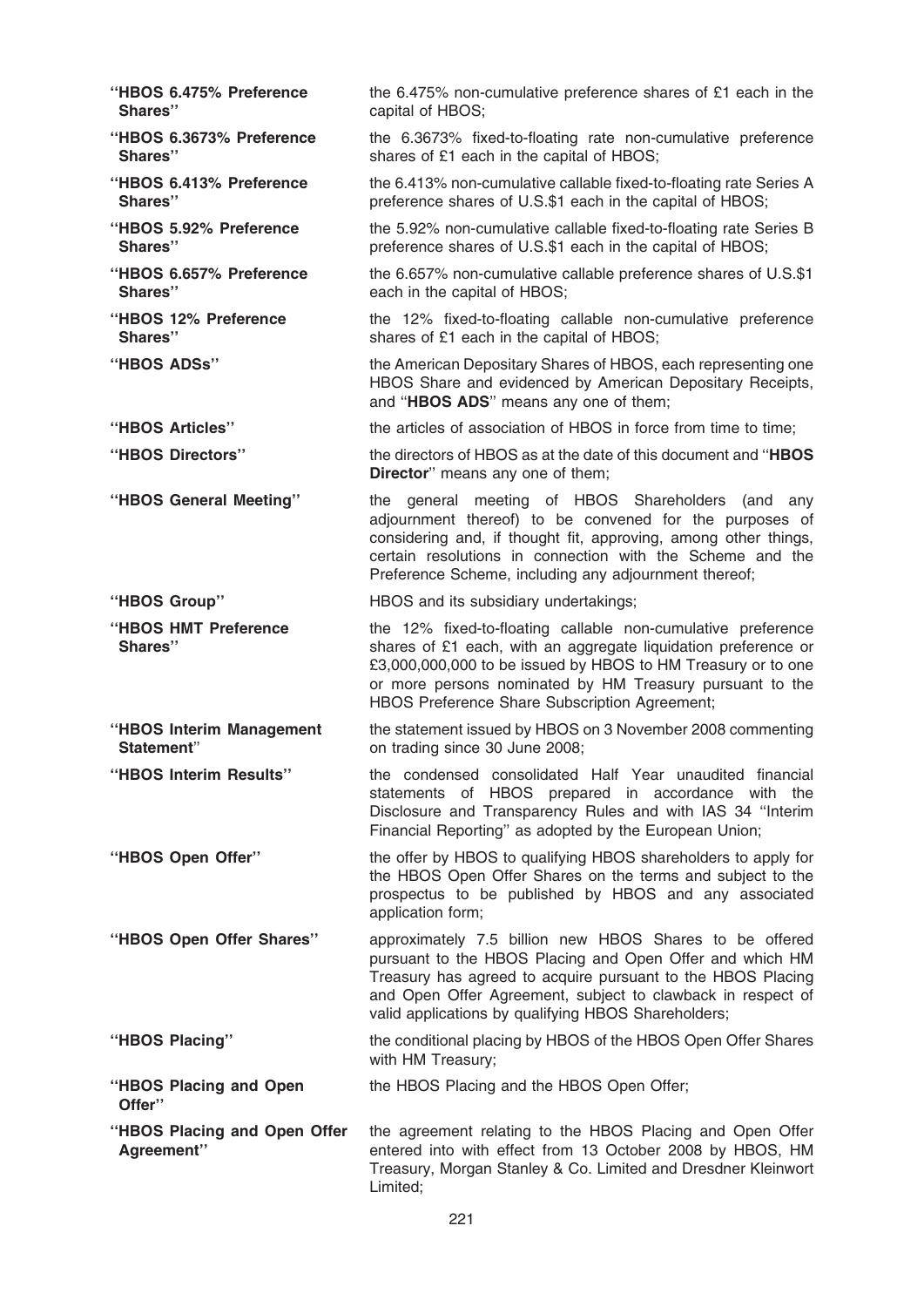| | |
|---|---|
| **"HBOS 6.475% Preference Shares"** | the 6.475% non-cumulative preference shares of £1 each in the capital of HBOS; |
| **"HBOS 6.3673% Preference Shares"** | the 6.3673% fixed-to-floating rate non-cumulative preference shares of £1 each in the capital of HBOS; |
| **"HBOS 6.413% Preference Shares"** | the 6.413% non-cumulative callable fixed-to-floating rate Series A preference shares of U.S.$1 each in the capital of HBOS; |
| **"HBOS 5.92% Preference Shares"** | the 5.92% non-cumulative callable fixed-to-floating rate Series B preference shares of U.S.$1 each in the capital of HBOS; |
| **"HBOS 6.657% Preference Shares"** | the 6.657% non-cumulative callable preference shares of U.S.$1 each in the capital of HBOS; |
| **"HBOS 12% Preference Shares"** | the 12% fixed-to-floating callable non-cumulative preference shares of £1 each in the capital of HBOS; |
| **"HBOS ADSs"** | the American Depositary Shares of HBOS, each representing one HBOS Share and evidenced by American Depositary Receipts, and "**HBOS ADS**" means any one of them; |
| **"HBOS Articles"** | the articles of association of HBOS in force from time to time; |
| **"HBOS Directors"** | the directors of HBOS as at the date of this document and "**HBOS Director**" means any one of them; |
| **"HBOS General Meeting"** | the general meeting of HBOS Shareholders (and any adjournment thereof) to be convened for the purposes of considering and, if thought fit, approving, among other things, certain resolutions in connection with the Scheme and the Preference Scheme, including any adjournment thereof; |
| **"HBOS Group"** | HBOS and its subsidiary undertakings; |
| **"HBOS HMT Preference Shares"** | the 12% fixed-to-floating callable non-cumulative preference shares of £1 each, with an aggregate liquidation preference or £3,000,000,000 to be issued by HBOS to HM Treasury or to one or more persons nominated by HM Treasury pursuant to the HBOS Preference Share Subscription Agreement; |
| **"HBOS Interim Management Statement"** | the statement issued by HBOS on 3 November 2008 commenting on trading since 30 June 2008; |
| **"HBOS Interim Results"** | the condensed consolidated Half Year unaudited financial statements of HBOS prepared in accordance with the Disclosure and Transparency Rules and with IAS 34 "Interim Financial Reporting" as adopted by the European Union; |
| **"HBOS Open Offer"** | the offer by HBOS to qualifying HBOS shareholders to apply for the HBOS Open Offer Shares on the terms and subject to the prospectus to be published by HBOS and any associated application form; |
| **"HBOS Open Offer Shares"** | approximately 7.5 billion new HBOS Shares to be offered pursuant to the HBOS Placing and Open Offer and which HM Treasury has agreed to acquire pursuant to the HBOS Placing and Open Offer Agreement, subject to clawback in respect of valid applications by qualifying HBOS Shareholders; |
| **"HBOS Placing"** | the conditional placing by HBOS of the HBOS Open Offer Shares with HM Treasury; |
| **"HBOS Placing and Open Offer"** | the HBOS Placing and the HBOS Open Offer; |
| **"HBOS Placing and Open Offer Agreement"** | the agreement relating to the HBOS Placing and Open Offer entered into with effect from 13 October 2008 by HBOS, HM Treasury, Morgan Stanley & Co. Limited and Dresdner Kleinwort Limited; |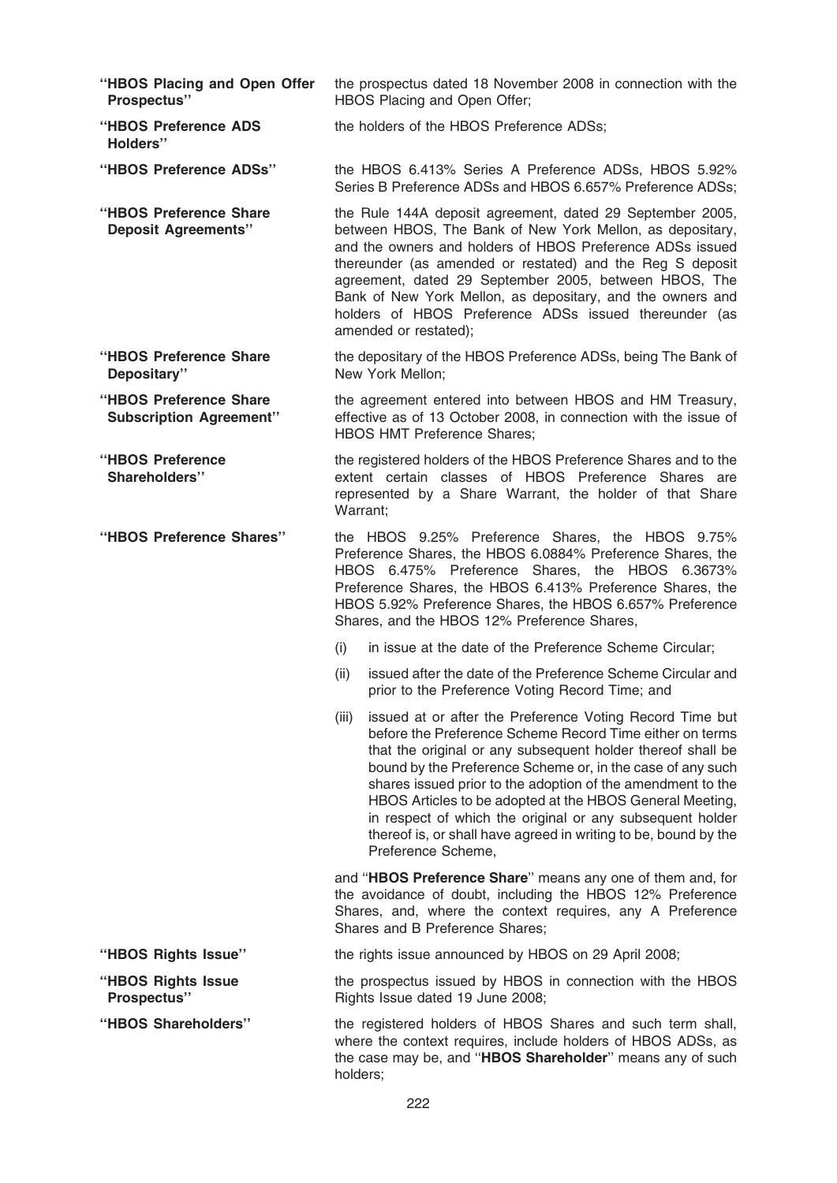**"HBOS Placing and Open Offer Prospectus"** the prospectus dated 18 November 2008 in connection with the HBOS Placing and Open Offer;

**"HBOS Preference ADS Holders"** the holders of the HBOS Preference ADSs;

**"HBOS Preference ADSs"** the HBOS 6.413% Series A Preference ADSs, HBOS 5.92% Series B Preference ADSs and HBOS 6.657% Preference ADSs;

**"HBOS Preference Share Deposit Agreements"** the Rule 144A deposit agreement, dated 29 September 2005, between HBOS, The Bank of New York Mellon, as depositary, and the owners and holders of HBOS Preference ADSs issued thereunder (as amended or restated) and the Reg S deposit agreement, dated 29 September 2005, between HBOS, The Bank of New York Mellon, as depositary, and the owners and holders of HBOS Preference ADSs issued thereunder (as amended or restated);

**"HBOS Preference Share Depositary"** the depositary of the HBOS Preference ADSs, being The Bank of New York Mellon;

**"HBOS Preference Share Subscription Agreement"** the agreement entered into between HBOS and HM Treasury, effective as of 13 October 2008, in connection with the issue of HBOS HMT Preference Shares;

**"HBOS Preference Shareholders"** the registered holders of the HBOS Preference Shares and to the extent certain classes of HBOS Preference Shares are represented by a Share Warrant, the holder of that Share Warrant;

**"HBOS Preference Shares"** the HBOS 9.25% Preference Shares, the HBOS 9.75% Preference Shares, the HBOS 6.0884% Preference Shares, the HBOS 6.475% Preference Shares, the HBOS 6.3673% Preference Shares, the HBOS 6.413% Preference Shares, the HBOS 5.92% Preference Shares, the HBOS 6.657% Preference Shares, and the HBOS 12% Preference Shares,

(i) in issue at the date of the Preference Scheme Circular;

(ii) issued after the date of the Preference Scheme Circular and prior to the Preference Voting Record Time; and

(iii) issued at or after the Preference Voting Record Time but before the Preference Scheme Record Time either on terms that the original or any subsequent holder thereof shall be bound by the Preference Scheme or, in the case of any such shares issued prior to the adoption of the amendment to the HBOS Articles to be adopted at the HBOS General Meeting, in respect of which the original or any subsequent holder thereof is, or shall have agreed in writing to be, bound by the Preference Scheme,

and "**HBOS Preference Share**" means any one of them and, for the avoidance of doubt, including the HBOS 12% Preference Shares, and, where the context requires, any A Preference Shares and B Preference Shares;

**"HBOS Rights Issue"** the rights issue announced by HBOS on 29 April 2008;

**"HBOS Rights Issue Prospectus"** the prospectus issued by HBOS in connection with the HBOS Rights Issue dated 19 June 2008;

**"HBOS Shareholders"** the registered holders of HBOS Shares and such term shall, where the context requires, include holders of HBOS ADSs, as the case may be, and "**HBOS Shareholder**" means any of such holders;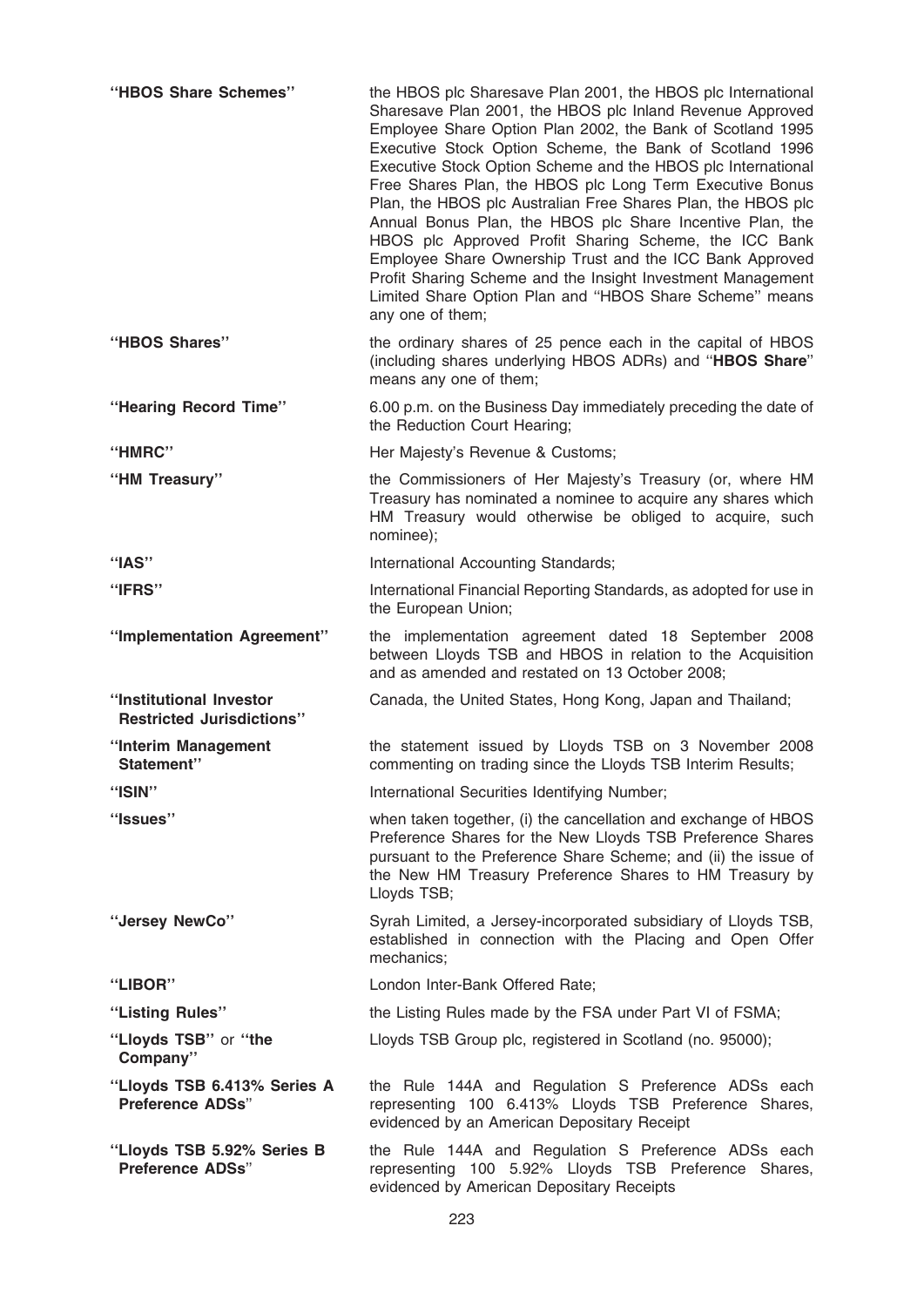| | |
|---|---|
| **"HBOS Share Schemes"** | the HBOS plc Sharesave Plan 2001, the HBOS plc International Sharesave Plan 2001, the HBOS plc Inland Revenue Approved Employee Share Option Plan 2002, the Bank of Scotland 1995 Executive Stock Option Scheme, the Bank of Scotland 1996 Executive Stock Option Scheme and the HBOS plc International Free Shares Plan, the HBOS plc Long Term Executive Bonus Plan, the HBOS plc Australian Free Shares Plan, the HBOS plc Annual Bonus Plan, the HBOS plc Share Incentive Plan, the HBOS plc Approved Profit Sharing Scheme, the ICC Bank Employee Share Ownership Trust and the ICC Bank Approved Profit Sharing Scheme and the Insight Investment Management Limited Share Option Plan and "HBOS Share Scheme" means any one of them; |
| **"HBOS Shares"** | the ordinary shares of 25 pence each in the capital of HBOS (including shares underlying HBOS ADRs) and "**HBOS Share**" means any one of them; |
| **"Hearing Record Time"** | 6.00 p.m. on the Business Day immediately preceding the date of the Reduction Court Hearing; |
| **"HMRC"** | Her Majesty's Revenue & Customs; |
| **"HM Treasury"** | the Commissioners of Her Majesty's Treasury (or, where HM Treasury has nominated a nominee to acquire any shares which HM Treasury would otherwise be obliged to acquire, such nominee); |
| **"IAS"** | International Accounting Standards; |
| **"IFRS"** | International Financial Reporting Standards, as adopted for use in the European Union; |
| **"Implementation Agreement"** | the implementation agreement dated 18 September 2008 between Lloyds TSB and HBOS in relation to the Acquisition and as amended and restated on 13 October 2008; |
| **"Institutional Investor Restricted Jurisdictions"** | Canada, the United States, Hong Kong, Japan and Thailand; |
| **"Interim Management Statement"** | the statement issued by Lloyds TSB on 3 November 2008 commenting on trading since the Lloyds TSB Interim Results; |
| **"ISIN"** | International Securities Identifying Number; |
| **"Issues"** | when taken together, (i) the cancellation and exchange of HBOS Preference Shares for the New Lloyds TSB Preference Shares pursuant to the Preference Share Scheme; and (ii) the issue of the New HM Treasury Preference Shares to HM Treasury by Lloyds TSB; |
| **"Jersey NewCo"** | Syrah Limited, a Jersey-incorporated subsidiary of Lloyds TSB, established in connection with the Placing and Open Offer mechanics; |
| **"LIBOR"** | London Inter-Bank Offered Rate; |
| **"Listing Rules"** | the Listing Rules made by the FSA under Part VI of FSMA; |
| **"Lloyds TSB"** or **"the Company"** | Lloyds TSB Group plc, registered in Scotland (no. 95000); |
| **"Lloyds TSB 6.413% Series A Preference ADSs"** | the Rule 144A and Regulation S Preference ADSs each representing 100 6.413% Lloyds TSB Preference Shares, evidenced by an American Depositary Receipt |
| **"Lloyds TSB 5.92% Series B Preference ADSs"** | the Rule 144A and Regulation S Preference ADSs each representing 100 5.92% Lloyds TSB Preference Shares, evidenced by American Depositary Receipts |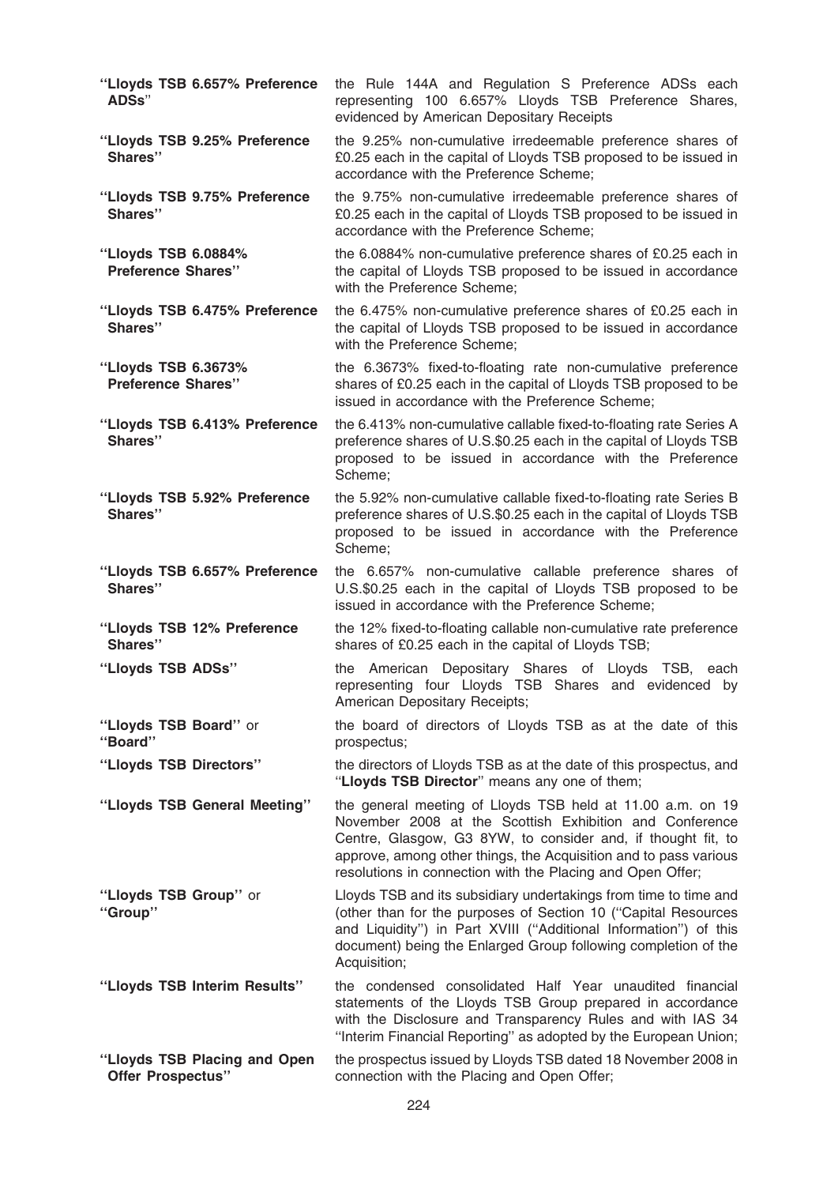| | |
|---|---|
| **"Lloyds TSB 6.657% Preference ADSs"** | the Rule 144A and Regulation S Preference ADSs each representing 100 6.657% Lloyds TSB Preference Shares, evidenced by American Depositary Receipts |
| **"Lloyds TSB 9.25% Preference Shares"** | the 9.25% non-cumulative irredeemable preference shares of £0.25 each in the capital of Lloyds TSB proposed to be issued in accordance with the Preference Scheme; |
| **"Lloyds TSB 9.75% Preference Shares"** | the 9.75% non-cumulative irredeemable preference shares of £0.25 each in the capital of Lloyds TSB proposed to be issued in accordance with the Preference Scheme; |
| **"Lloyds TSB 6.0884% Preference Shares"** | the 6.0884% non-cumulative preference shares of £0.25 each in the capital of Lloyds TSB proposed to be issued in accordance with the Preference Scheme; |
| **"Lloyds TSB 6.475% Preference Shares"** | the 6.475% non-cumulative preference shares of £0.25 each in the capital of Lloyds TSB proposed to be issued in accordance with the Preference Scheme; |
| **"Lloyds TSB 6.3673% Preference Shares"** | the 6.3673% fixed-to-floating rate non-cumulative preference shares of £0.25 each in the capital of Lloyds TSB proposed to be issued in accordance with the Preference Scheme; |
| **"Lloyds TSB 6.413% Preference Shares"** | the 6.413% non-cumulative callable fixed-to-floating rate Series A preference shares of U.S.$0.25 each in the capital of Lloyds TSB proposed to be issued in accordance with the Preference Scheme; |
| **"Lloyds TSB 5.92% Preference Shares"** | the 5.92% non-cumulative callable fixed-to-floating rate Series B preference shares of U.S.$0.25 each in the capital of Lloyds TSB proposed to be issued in accordance with the Preference Scheme; |
| **"Lloyds TSB 6.657% Preference Shares"** | the 6.657% non-cumulative callable preference shares of U.S.$0.25 each in the capital of Lloyds TSB proposed to be issued in accordance with the Preference Scheme; |
| **"Lloyds TSB 12% Preference Shares"** | the 12% fixed-to-floating callable non-cumulative rate preference shares of £0.25 each in the capital of Lloyds TSB; |
| **"Lloyds TSB ADSs"** | the American Depositary Shares of Lloyds TSB, each representing four Lloyds TSB Shares and evidenced by American Depositary Receipts; |
| **"Lloyds TSB Board"** or **"Board"** | the board of directors of Lloyds TSB as at the date of this prospectus; |
| **"Lloyds TSB Directors"** | the directors of Lloyds TSB as at the date of this prospectus, and "**Lloyds TSB Director**" means any one of them; |
| **"Lloyds TSB General Meeting"** | the general meeting of Lloyds TSB held at 11.00 a.m. on 19 November 2008 at the Scottish Exhibition and Conference Centre, Glasgow, G3 8YW, to consider and, if thought fit, to approve, among other things, the Acquisition and to pass various resolutions in connection with the Placing and Open Offer; |
| **"Lloyds TSB Group"** or **"Group"** | Lloyds TSB and its subsidiary undertakings from time to time and (other than for the purposes of Section 10 ("Capital Resources and Liquidity") in Part XVIII ("Additional Information") of this document) being the Enlarged Group following completion of the Acquisition; |
| **"Lloyds TSB Interim Results"** | the condensed consolidated Half Year unaudited financial statements of the Lloyds TSB Group prepared in accordance with the Disclosure and Transparency Rules and with IAS 34 "Interim Financial Reporting" as adopted by the European Union; |
| **"Lloyds TSB Placing and Open Offer Prospectus"** | the prospectus issued by Lloyds TSB dated 18 November 2008 in connection with the Placing and Open Offer; |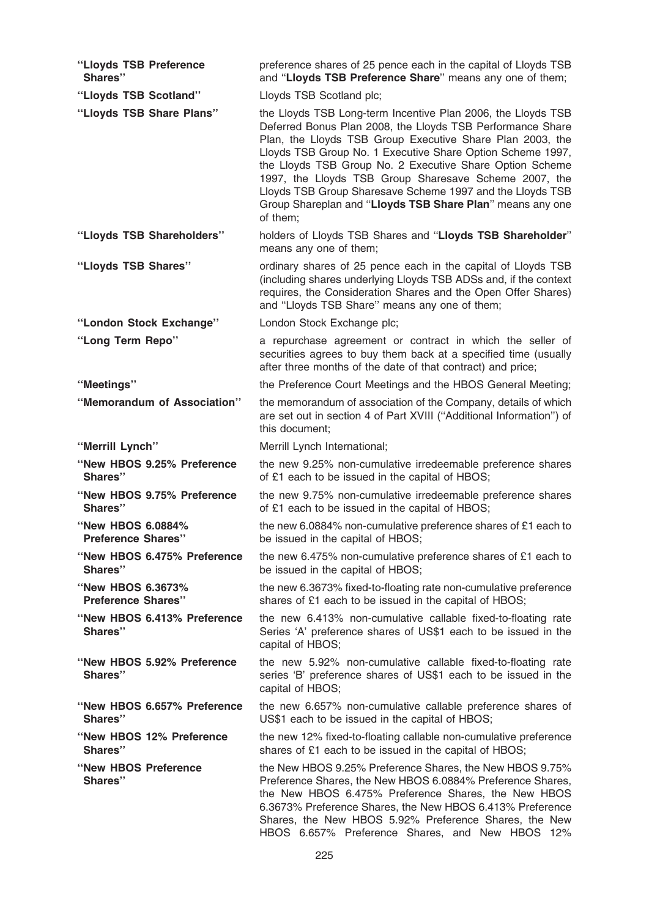| | |
|---|---|
| **"Lloyds TSB Preference Shares"** | preference shares of 25 pence each in the capital of Lloyds TSB and "**Lloyds TSB Preference Share**" means any one of them; |
| **"Lloyds TSB Scotland"** | Lloyds TSB Scotland plc; |
| **"Lloyds TSB Share Plans"** | the Lloyds TSB Long-term Incentive Plan 2006, the Lloyds TSB Deferred Bonus Plan 2008, the Lloyds TSB Performance Share Plan, the Lloyds TSB Group Executive Share Plan 2003, the Lloyds TSB Group No. 1 Executive Share Option Scheme 1997, the Lloyds TSB Group No. 2 Executive Share Option Scheme 1997, the Lloyds TSB Group Sharesave Scheme 2007, the Lloyds TSB Group Sharesave Scheme 1997 and the Lloyds TSB Group Shareplan and "**Lloyds TSB Share Plan**" means any one of them; |
| **"Lloyds TSB Shareholders"** | holders of Lloyds TSB Shares and "**Lloyds TSB Shareholder**" means any one of them; |
| **"Lloyds TSB Shares"** | ordinary shares of 25 pence each in the capital of Lloyds TSB (including shares underlying Lloyds TSB ADSs and, if the context requires, the Consideration Shares and the Open Offer Shares) and "Lloyds TSB Share" means any one of them; |
| **"London Stock Exchange"** | London Stock Exchange plc; |
| **"Long Term Repo"** | a repurchase agreement or contract in which the seller of securities agrees to buy them back at a specified time (usually after three months of the date of that contract) and price; |
| **"Meetings"** | the Preference Court Meetings and the HBOS General Meeting; |
| **"Memorandum of Association"** | the memorandum of association of the Company, details of which are set out in section 4 of Part XVIII ("Additional Information") of this document; |
| **"Merrill Lynch"** | Merrill Lynch International; |
| **"New HBOS 9.25% Preference Shares"** | the new 9.25% non-cumulative irredeemable preference shares of £1 each to be issued in the capital of HBOS; |
| **"New HBOS 9.75% Preference Shares"** | the new 9.75% non-cumulative irredeemable preference shares of £1 each to be issued in the capital of HBOS; |
| **"New HBOS 6.0884% Preference Shares"** | the new 6.0884% non-cumulative preference shares of £1 each to be issued in the capital of HBOS; |
| **"New HBOS 6.475% Preference Shares"** | the new 6.475% non-cumulative preference shares of £1 each to be issued in the capital of HBOS; |
| **"New HBOS 6.3673% Preference Shares"** | the new 6.3673% fixed-to-floating rate non-cumulative preference shares of £1 each to be issued in the capital of HBOS; |
| **"New HBOS 6.413% Preference Shares"** | the new 6.413% non-cumulative callable fixed-to-floating rate Series 'A' preference shares of US$1 each to be issued in the capital of HBOS; |
| **"New HBOS 5.92% Preference Shares"** | the new 5.92% non-cumulative callable fixed-to-floating rate series 'B' preference shares of US$1 each to be issued in the capital of HBOS; |
| **"New HBOS 6.657% Preference Shares"** | the new 6.657% non-cumulative callable preference shares of US$1 each to be issued in the capital of HBOS; |
| **"New HBOS 12% Preference Shares"** | the new 12% fixed-to-floating callable non-cumulative preference shares of £1 each to be issued in the capital of HBOS; |
| **"New HBOS Preference Shares"** | the New HBOS 9.25% Preference Shares, the New HBOS 9.75% Preference Shares, the New HBOS 6.0884% Preference Shares, the New HBOS 6.475% Preference Shares, the New HBOS 6.3673% Preference Shares, the New HBOS 6.413% Preference Shares, the New HBOS 5.92% Preference Shares, the New HBOS 6.657% Preference Shares, and New HBOS 12% |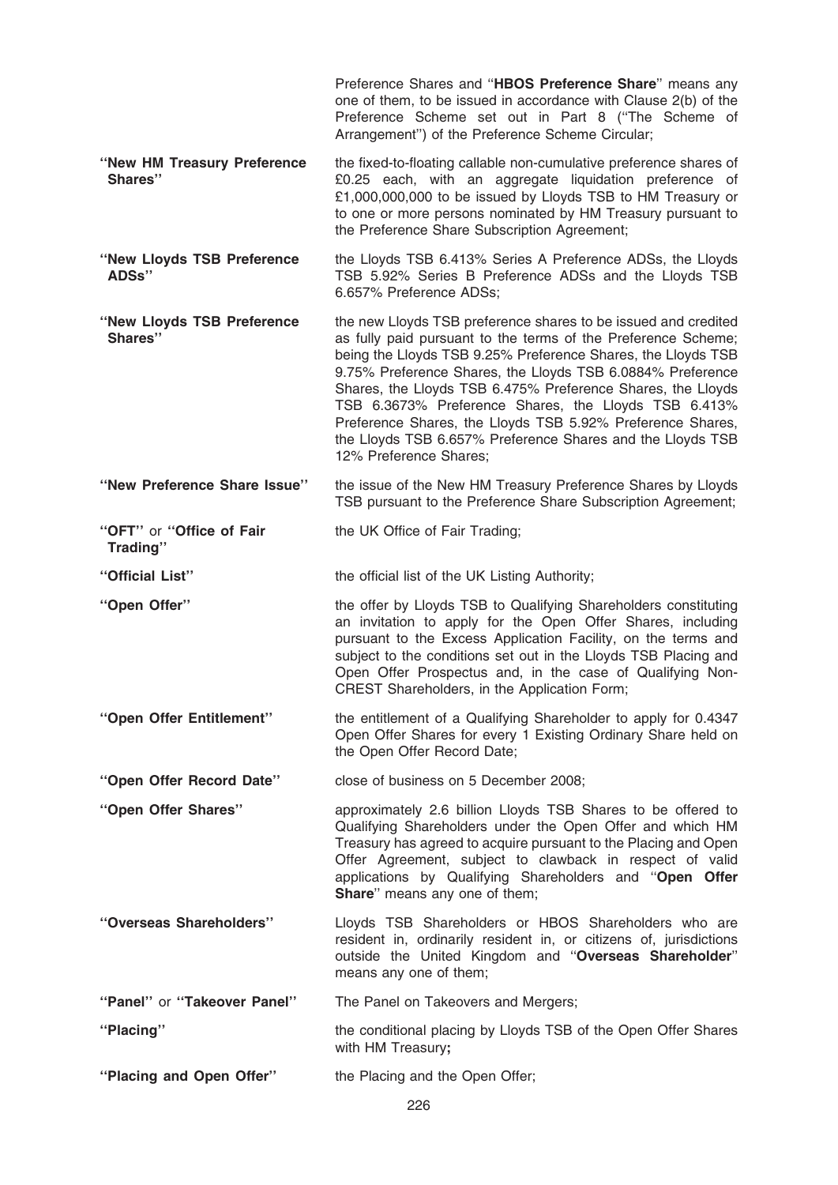| | |
|---|---|
| | Preference Shares and "**HBOS Preference Share**" means any one of them, to be issued in accordance with Clause 2(b) of the Preference Scheme set out in Part 8 ("The Scheme of Arrangement") of the Preference Scheme Circular; |
| **"New HM Treasury Preference Shares"** | the fixed-to-floating callable non-cumulative preference shares of £0.25 each, with an aggregate liquidation preference of £1,000,000,000 to be issued by Lloyds TSB to HM Treasury or to one or more persons nominated by HM Treasury pursuant to the Preference Share Subscription Agreement; |
| **"New Lloyds TSB Preference ADSs"** | the Lloyds TSB 6.413% Series A Preference ADSs, the Lloyds TSB 5.92% Series B Preference ADSs and the Lloyds TSB 6.657% Preference ADSs; |
| **"New Lloyds TSB Preference Shares"** | the new Lloyds TSB preference shares to be issued and credited as fully paid pursuant to the terms of the Preference Scheme; being the Lloyds TSB 9.25% Preference Shares, the Lloyds TSB 9.75% Preference Shares, the Lloyds TSB 6.0884% Preference Shares, the Lloyds TSB 6.475% Preference Shares, the Lloyds TSB 6.3673% Preference Shares, the Lloyds TSB 6.413% Preference Shares, the Lloyds TSB 5.92% Preference Shares, the Lloyds TSB 6.657% Preference Shares and the Lloyds TSB 12% Preference Shares; |
| **"New Preference Share Issue"** | the issue of the New HM Treasury Preference Shares by Lloyds TSB pursuant to the Preference Share Subscription Agreement; |
| **"OFT"** or **"Office of Fair Trading"** | the UK Office of Fair Trading; |
| **"Official List"** | the official list of the UK Listing Authority; |
| **"Open Offer"** | the offer by Lloyds TSB to Qualifying Shareholders constituting an invitation to apply for the Open Offer Shares, including pursuant to the Excess Application Facility, on the terms and subject to the conditions set out in the Lloyds TSB Placing and Open Offer Prospectus and, in the case of Qualifying Non-CREST Shareholders, in the Application Form; |
| **"Open Offer Entitlement"** | the entitlement of a Qualifying Shareholder to apply for 0.4347 Open Offer Shares for every 1 Existing Ordinary Share held on the Open Offer Record Date; |
| **"Open Offer Record Date"** | close of business on 5 December 2008; |
| **"Open Offer Shares"** | approximately 2.6 billion Lloyds TSB Shares to be offered to Qualifying Shareholders under the Open Offer and which HM Treasury has agreed to acquire pursuant to the Placing and Open Offer Agreement, subject to clawback in respect of valid applications by Qualifying Shareholders and "**Open Offer Share**" means any one of them; |
| **"Overseas Shareholders"** | Lloyds TSB Shareholders or HBOS Shareholders who are resident in, ordinarily resident in, or citizens of, jurisdictions outside the United Kingdom and "**Overseas Shareholder**" means any one of them; |
| **"Panel"** or **"Takeover Panel"** | The Panel on Takeovers and Mergers; |
| **"Placing"** | the conditional placing by Lloyds TSB of the Open Offer Shares with HM Treasury**;** |
| **"Placing and Open Offer"** | the Placing and the Open Offer; |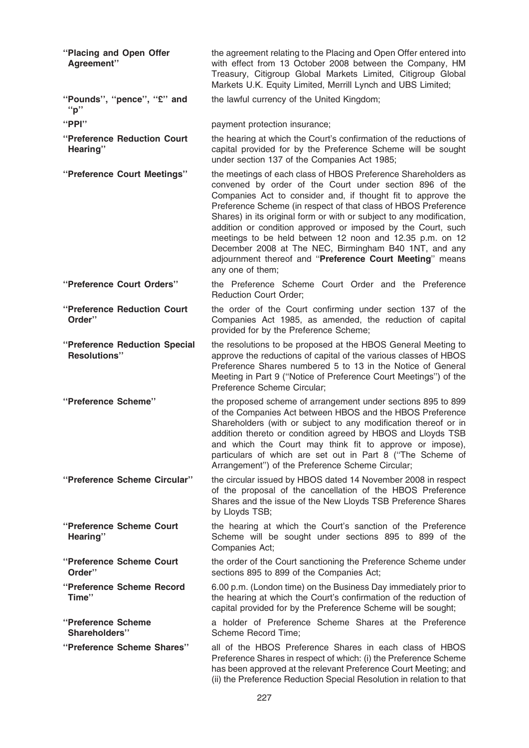**"Placing and Open Offer Agreement"** the agreement relating to the Placing and Open Offer entered into with effect from 13 October 2008 between the Company, HM Treasury, Citigroup Global Markets Limited, Citigroup Global Markets U.K. Equity Limited, Merrill Lynch and UBS Limited;

**"Pounds", "pence", "£" and "p"** the lawful currency of the United Kingdom;

**"PPI"** payment protection insurance;

**"Preference Reduction Court Hearing"** the hearing at which the Court's confirmation of the reductions of capital provided for by the Preference Scheme will be sought under section 137 of the Companies Act 1985;

**"Preference Court Meetings"** the meetings of each class of HBOS Preference Shareholders as convened by order of the Court under section 896 of the Companies Act to consider and, if thought fit to approve the Preference Scheme (in respect of that class of HBOS Preference Shares) in its original form or with or subject to any modification, addition or condition approved or imposed by the Court, such meetings to be held between 12 noon and 12.35 p.m. on 12 December 2008 at The NEC, Birmingham B40 1NT, and any adjournment thereof and "**Preference Court Meeting**" means any one of them;

**"Preference Court Orders"** the Preference Scheme Court Order and the Preference Reduction Court Order;

**"Preference Reduction Court Order"** the order of the Court confirming under section 137 of the Companies Act 1985, as amended, the reduction of capital provided for by the Preference Scheme;

**"Preference Reduction Special Resolutions"** the resolutions to be proposed at the HBOS General Meeting to approve the reductions of capital of the various classes of HBOS Preference Shares numbered 5 to 13 in the Notice of General Meeting in Part 9 ("Notice of Preference Court Meetings") of the Preference Scheme Circular;

**"Preference Scheme"** the proposed scheme of arrangement under sections 895 to 899 of the Companies Act between HBOS and the HBOS Preference Shareholders (with or subject to any modification thereof or in addition thereto or condition agreed by HBOS and Lloyds TSB and which the Court may think fit to approve or impose), particulars of which are set out in Part 8 ("The Scheme of Arrangement") of the Preference Scheme Circular;

**"Preference Scheme Circular"** the circular issued by HBOS dated 14 November 2008 in respect of the proposal of the cancellation of the HBOS Preference Shares and the issue of the New Lloyds TSB Preference Shares by Lloyds TSB;

**"Preference Scheme Court Hearing"** the hearing at which the Court's sanction of the Preference Scheme will be sought under sections 895 to 899 of the Companies Act;

**"Preference Scheme Court Order"** the order of the Court sanctioning the Preference Scheme under sections 895 to 899 of the Companies Act;

**"Preference Scheme Record Time"** 6.00 p.m. (London time) on the Business Day immediately prior to the hearing at which the Court's confirmation of the reduction of capital provided for by the Preference Scheme will be sought;

**"Preference Scheme Shareholders"** a holder of Preference Scheme Shares at the Preference Scheme Record Time;

**"Preference Scheme Shares"** all of the HBOS Preference Shares in each class of HBOS Preference Shares in respect of which: (i) the Preference Scheme has been approved at the relevant Preference Court Meeting; and (ii) the Preference Reduction Special Resolution in relation to that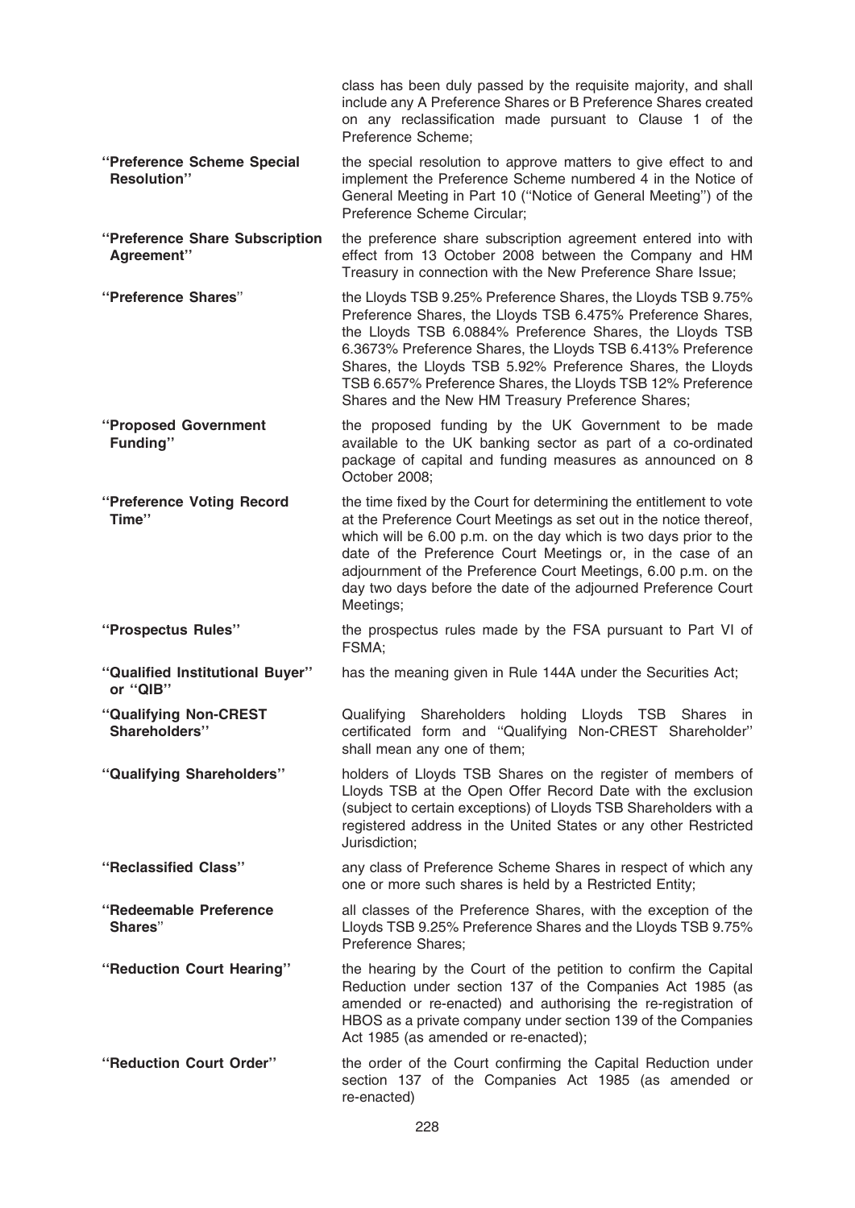class has been duly passed by the requisite majority, and shall include any A Preference Shares or B Preference Shares created on any reclassification made pursuant to Clause 1 of the Preference Scheme;

**"Preference Scheme Special Resolution"** the special resolution to approve matters to give effect to and implement the Preference Scheme numbered 4 in the Notice of General Meeting in Part 10 ("Notice of General Meeting") of the Preference Scheme Circular;

**"Preference Share Subscription Agreement"** the preference share subscription agreement entered into with effect from 13 October 2008 between the Company and HM Treasury in connection with the New Preference Share Issue;

**"Preference Shares"** the Lloyds TSB 9.25% Preference Shares, the Lloyds TSB 9.75% Preference Shares, the Lloyds TSB 6.475% Preference Shares, the Lloyds TSB 6.0884% Preference Shares, the Lloyds TSB 6.3673% Preference Shares, the Lloyds TSB 6.413% Preference Shares, the Lloyds TSB 5.92% Preference Shares, the Lloyds TSB 6.657% Preference Shares, the Lloyds TSB 12% Preference Shares and the New HM Treasury Preference Shares;

**"Proposed Government Funding"** the proposed funding by the UK Government to be made available to the UK banking sector as part of a co-ordinated package of capital and funding measures as announced on 8 October 2008;

**"Preference Voting Record Time"** the time fixed by the Court for determining the entitlement to vote at the Preference Court Meetings as set out in the notice thereof, which will be 6.00 p.m. on the day which is two days prior to the date of the Preference Court Meetings or, in the case of an adjournment of the Preference Court Meetings, 6.00 p.m. on the day two days before the date of the adjourned Preference Court Meetings;

**"Prospectus Rules"** the prospectus rules made by the FSA pursuant to Part VI of FSMA;

**"Qualified Institutional Buyer" or "QIB"** has the meaning given in Rule 144A under the Securities Act;

**"Qualifying Non-CREST Shareholders"** Qualifying Shareholders holding Lloyds TSB Shares in certificated form and "Qualifying Non-CREST Shareholder" shall mean any one of them;

**"Qualifying Shareholders"** holders of Lloyds TSB Shares on the register of members of Lloyds TSB at the Open Offer Record Date with the exclusion (subject to certain exceptions) of Lloyds TSB Shareholders with a registered address in the United States or any other Restricted Jurisdiction;

**"Reclassified Class"** any class of Preference Scheme Shares in respect of which any one or more such shares is held by a Restricted Entity;

**"Redeemable Preference Shares"** all classes of the Preference Shares, with the exception of the Lloyds TSB 9.25% Preference Shares and the Lloyds TSB 9.75% Preference Shares;

**"Reduction Court Hearing"** the hearing by the Court of the petition to confirm the Capital Reduction under section 137 of the Companies Act 1985 (as amended or re-enacted) and authorising the re-registration of HBOS as a private company under section 139 of the Companies Act 1985 (as amended or re-enacted);

**"Reduction Court Order"** the order of the Court confirming the Capital Reduction under section 137 of the Companies Act 1985 (as amended or re-enacted)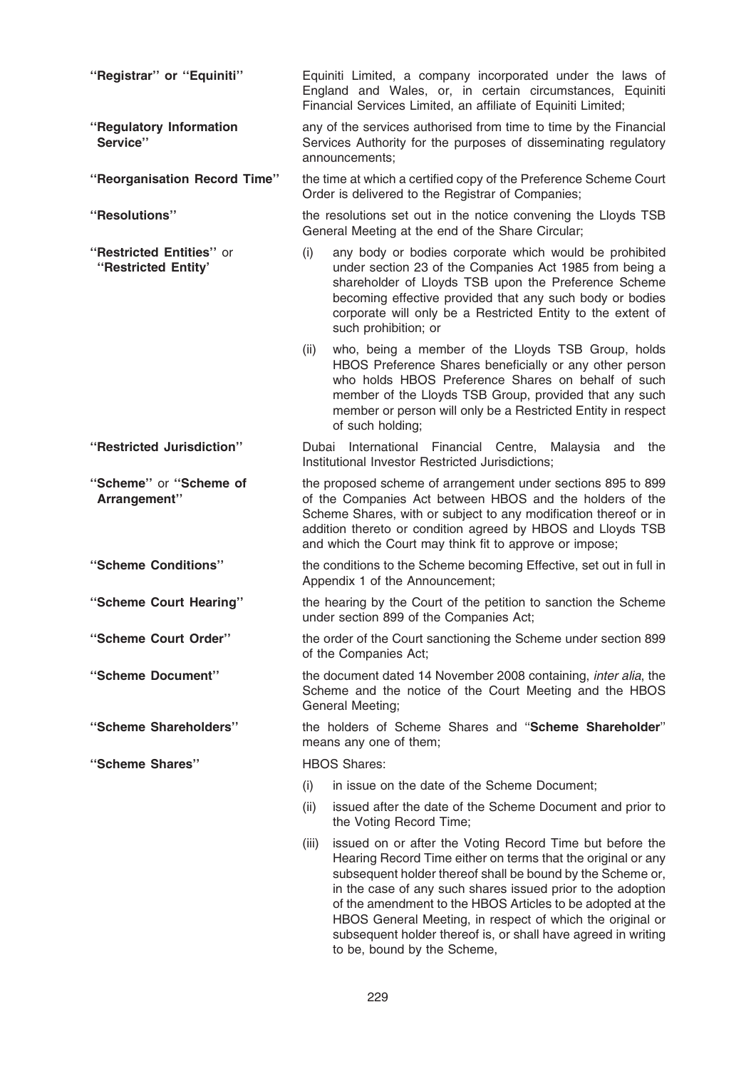**"Registrar" or "Equiniti"** Equiniti Limited, a company incorporated under the laws of England and Wales, or, in certain circumstances, Equiniti Financial Services Limited, an affiliate of Equiniti Limited;

**"Regulatory Information Service"** any of the services authorised from time to time by the Financial Services Authority for the purposes of disseminating regulatory announcements;

**"Reorganisation Record Time"** the time at which a certified copy of the Preference Scheme Court Order is delivered to the Registrar of Companies;

**"Resolutions"** the resolutions set out in the notice convening the Lloyds TSB General Meeting at the end of the Share Circular;

**"Restricted Entities"** or **"Restricted Entity'**

(i) any body or bodies corporate which would be prohibited under section 23 of the Companies Act 1985 from being a shareholder of Lloyds TSB upon the Preference Scheme becoming effective provided that any such body or bodies corporate will only be a Restricted Entity to the extent of such prohibition; or

(ii) who, being a member of the Lloyds TSB Group, holds HBOS Preference Shares beneficially or any other person who holds HBOS Preference Shares on behalf of such member of the Lloyds TSB Group, provided that any such member or person will only be a Restricted Entity in respect of such holding;

**"Restricted Jurisdiction"** Dubai International Financial Centre, Malaysia and the Institutional Investor Restricted Jurisdictions;

**"Scheme"** or **"Scheme of Arrangement"** the proposed scheme of arrangement under sections 895 to 899 of the Companies Act between HBOS and the holders of the Scheme Shares, with or subject to any modification thereof or in addition thereto or condition agreed by HBOS and Lloyds TSB and which the Court may think fit to approve or impose;

**"Scheme Conditions"** the conditions to the Scheme becoming Effective, set out in full in Appendix 1 of the Announcement;

**"Scheme Court Hearing"** the hearing by the Court of the petition to sanction the Scheme under section 899 of the Companies Act;

**"Scheme Court Order"** the order of the Court sanctioning the Scheme under section 899 of the Companies Act;

**"Scheme Document"** the document dated 14 November 2008 containing, *inter alia*, the Scheme and the notice of the Court Meeting and the HBOS General Meeting;

**"Scheme Shareholders"** the holders of Scheme Shares and "**Scheme Shareholder**" means any one of them;

**"Scheme Shares"** HBOS Shares:

(i) in issue on the date of the Scheme Document;

(ii) issued after the date of the Scheme Document and prior to the Voting Record Time;

(iii) issued on or after the Voting Record Time but before the Hearing Record Time either on terms that the original or any subsequent holder thereof shall be bound by the Scheme or, in the case of any such shares issued prior to the adoption of the amendment to the HBOS Articles to be adopted at the HBOS General Meeting, in respect of which the original or subsequent holder thereof is, or shall have agreed in writing to be, bound by the Scheme,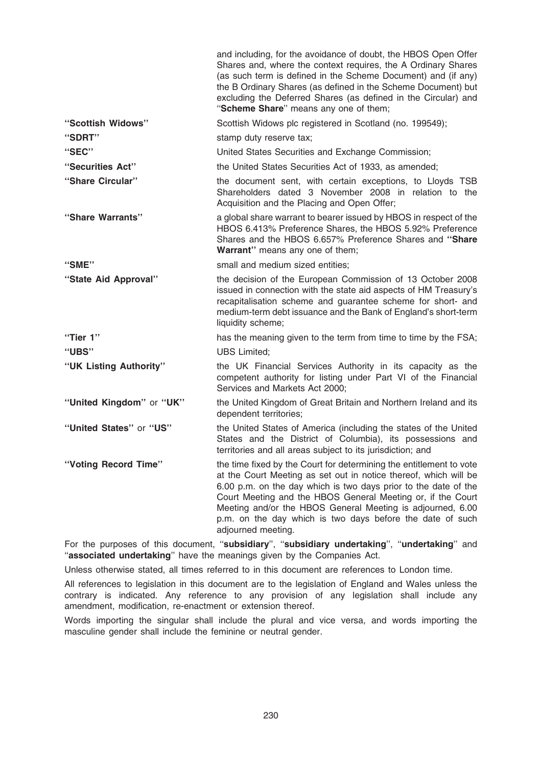| | |
|---|---|
| | and including, for the avoidance of doubt, the HBOS Open Offer Shares and, where the context requires, the A Ordinary Shares (as such term is defined in the Scheme Document) and (if any) the B Ordinary Shares (as defined in the Scheme Document) but excluding the Deferred Shares (as defined in the Circular) and "**Scheme Share**" means any one of them; |
| **"Scottish Widows"** | Scottish Widows plc registered in Scotland (no. 199549); |
| **"SDRT"** | stamp duty reserve tax; |
| **"SEC"** | United States Securities and Exchange Commission; |
| **"Securities Act"** | the United States Securities Act of 1933, as amended; |
| **"Share Circular"** | the document sent, with certain exceptions, to Lloyds TSB Shareholders dated 3 November 2008 in relation to the Acquisition and the Placing and Open Offer; |
| **"Share Warrants"** | a global share warrant to bearer issued by HBOS in respect of the HBOS 6.413% Preference Shares, the HBOS 5.92% Preference Shares and the HBOS 6.657% Preference Shares and **"Share Warrant"** means any one of them; |
| **"SME"** | small and medium sized entities; |
| **"State Aid Approval"** | the decision of the European Commission of 13 October 2008 issued in connection with the state aid aspects of HM Treasury's recapitalisation scheme and guarantee scheme for short- and medium-term debt issuance and the Bank of England's short-term liquidity scheme; |
| **"Tier 1"** | has the meaning given to the term from time to time by the FSA; |
| **"UBS"** | UBS Limited; |
| **"UK Listing Authority"** | the UK Financial Services Authority in its capacity as the competent authority for listing under Part VI of the Financial Services and Markets Act 2000; |
| **"United Kingdom"** or **"UK"** | the United Kingdom of Great Britain and Northern Ireland and its dependent territories; |
| **"United States"** or **"US"** | the United States of America (including the states of the United States and the District of Columbia), its possessions and territories and all areas subject to its jurisdiction; and |
| **"Voting Record Time"** | the time fixed by the Court for determining the entitlement to vote at the Court Meeting as set out in notice thereof, which will be 6.00 p.m. on the day which is two days prior to the date of the Court Meeting and the HBOS General Meeting or, if the Court Meeting and/or the HBOS General Meeting is adjourned, 6.00 p.m. on the day which is two days before the date of such adjourned meeting. |

For the purposes of this document, "**subsidiary**", "**subsidiary undertaking**", "**undertaking**" and "**associated undertaking**" have the meanings given by the Companies Act.

Unless otherwise stated, all times referred to in this document are references to London time.

All references to legislation in this document are to the legislation of England and Wales unless the contrary is indicated. Any reference to any provision of any legislation shall include any amendment, modification, re-enactment or extension thereof.

Words importing the singular shall include the plural and vice versa, and words importing the masculine gender shall include the feminine or neutral gender.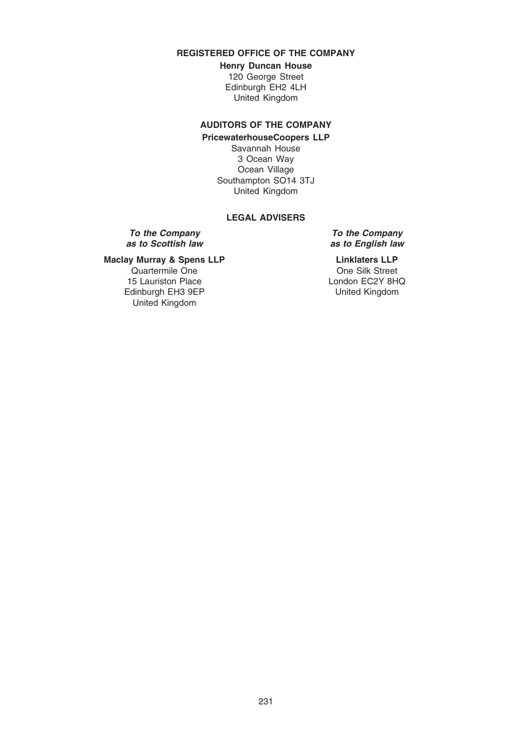## REGISTERED OFFICE OF THE COMPANY

**Henry Duncan House**
120 George Street
Edinburgh EH2 4LH
United Kingdom

## AUDITORS OF THE COMPANY

**PricewaterhouseCoopers LLP**
Savannah House
3 Ocean Way
Ocean Village
Southampton SO14 3TJ
United Kingdom

## LEGAL ADVISERS

***To the Company as to Scottish law***

**Maclay Murray & Spens LLP**
Quartermile One
15 Lauriston Place
Edinburgh EH3 9EP
United Kingdom

***To the Company as to English law***

**Linklaters LLP**
One Silk Street
London EC2Y 8HQ
United Kingdom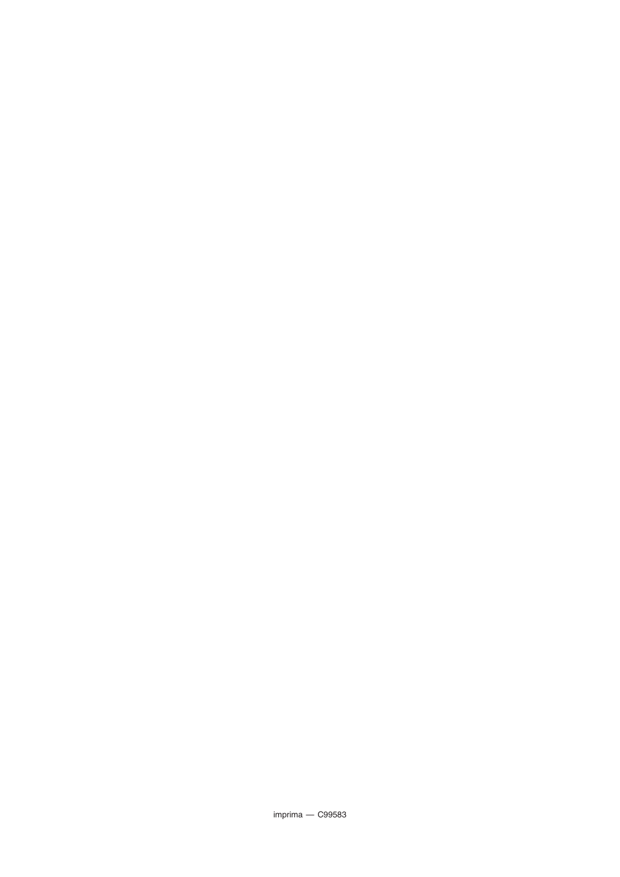imprima — C99583